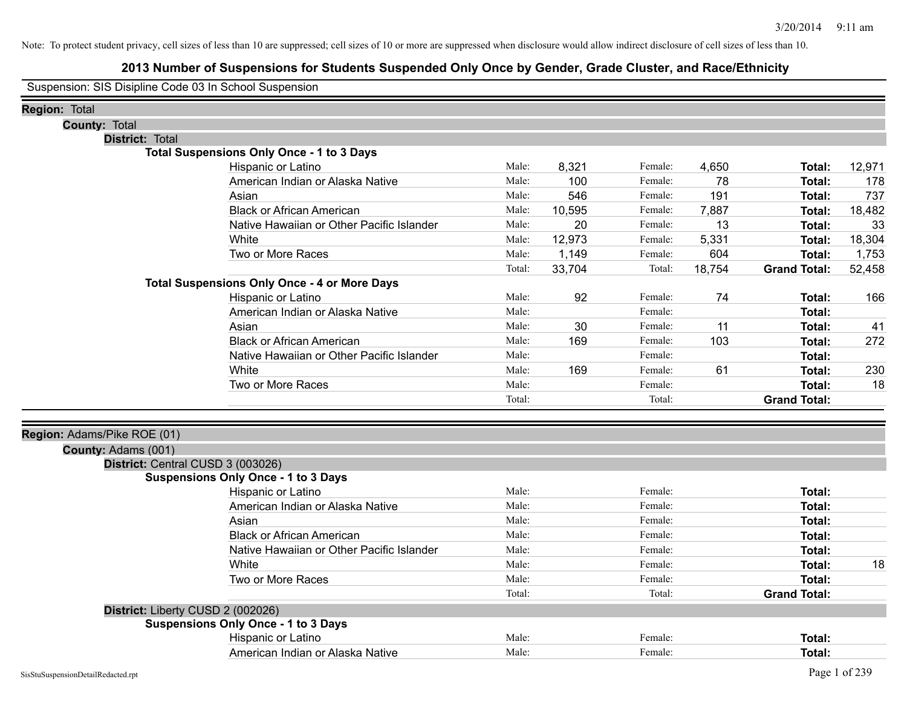Note: To protect student privacy, cell sizes of less than 10 are suppressed; cell sizes of 10 or more are suppressed when disclosure would allow indirect disclosure of cell sizes of less than 10.

# 2013 Number of Suspensions for Students Suspended Only Once by Gender, Grade Cluster, and Race/Ethnicity

Suspension: SIS Disipline Code 03 In School Suspension

**Region:** Total

**County:** Total

**District:** Total

**Total Suspensions Only Once - 1 to 3 Days**

| | | | | | | |
|---|---|---|---|---|---|---|
| Hispanic or Latino | Male: | 8,321 | Female: | 4,650 | **Total:** | 12,971 |
| American Indian or Alaska Native | Male: | 100 | Female: | 78 | **Total:** | 178 |
| Asian | Male: | 546 | Female: | 191 | **Total:** | 737 |
| Black or African American | Male: | 10,595 | Female: | 7,887 | **Total:** | 18,482 |
| Native Hawaiian or Other Pacific Islander | Male: | 20 | Female: | 13 | **Total:** | 33 |
| White | Male: | 12,973 | Female: | 5,331 | **Total:** | 18,304 |
| Two or More Races | Male: | 1,149 | Female: | 604 | **Total:** | 1,753 |
| | Total: | 33,704 | Total: | 18,754 | **Grand Total:** | 52,458 |

**Total Suspensions Only Once - 4 or More Days**

| | | | | | | |
|---|---|---|---|---|---|---|
| Hispanic or Latino | Male: | 92 | Female: | 74 | **Total:** | 166 |
| American Indian or Alaska Native | Male: | | Female: | | **Total:** | |
| Asian | Male: | 30 | Female: | 11 | **Total:** | 41 |
| Black or African American | Male: | 169 | Female: | 103 | **Total:** | 272 |
| Native Hawaiian or Other Pacific Islander | Male: | | Female: | | **Total:** | |
| White | Male: | 169 | Female: | 61 | **Total:** | 230 |
| Two or More Races | Male: | | Female: | | **Total:** | 18 |
| | Total: | | Total: | | **Grand Total:** | |

**Region:** Adams/Pike ROE (01)

**County:** Adams (001)

**District:** Central CUSD 3 (003026)

**Suspensions Only Once - 1 to 3 Days**

| | | | | | | |
|---|---|---|---|---|---|---|
| Hispanic or Latino | Male: | | Female: | | **Total:** | |
| American Indian or Alaska Native | Male: | | Female: | | **Total:** | |
| Asian | Male: | | Female: | | **Total:** | |
| Black or African American | Male: | | Female: | | **Total:** | |
| Native Hawaiian or Other Pacific Islander | Male: | | Female: | | **Total:** | |
| White | Male: | | Female: | | **Total:** | 18 |
| Two or More Races | Male: | | Female: | | **Total:** | |
| | Total: | | Total: | | **Grand Total:** | |

**District:** Liberty CUSD 2 (002026)

**Suspensions Only Once - 1 to 3 Days**

| | | | | | | |
|---|---|---|---|---|---|---|
| Hispanic or Latino | Male: | | Female: | | **Total:** | |
| American Indian or Alaska Native | Male: | | Female: | | **Total:** | |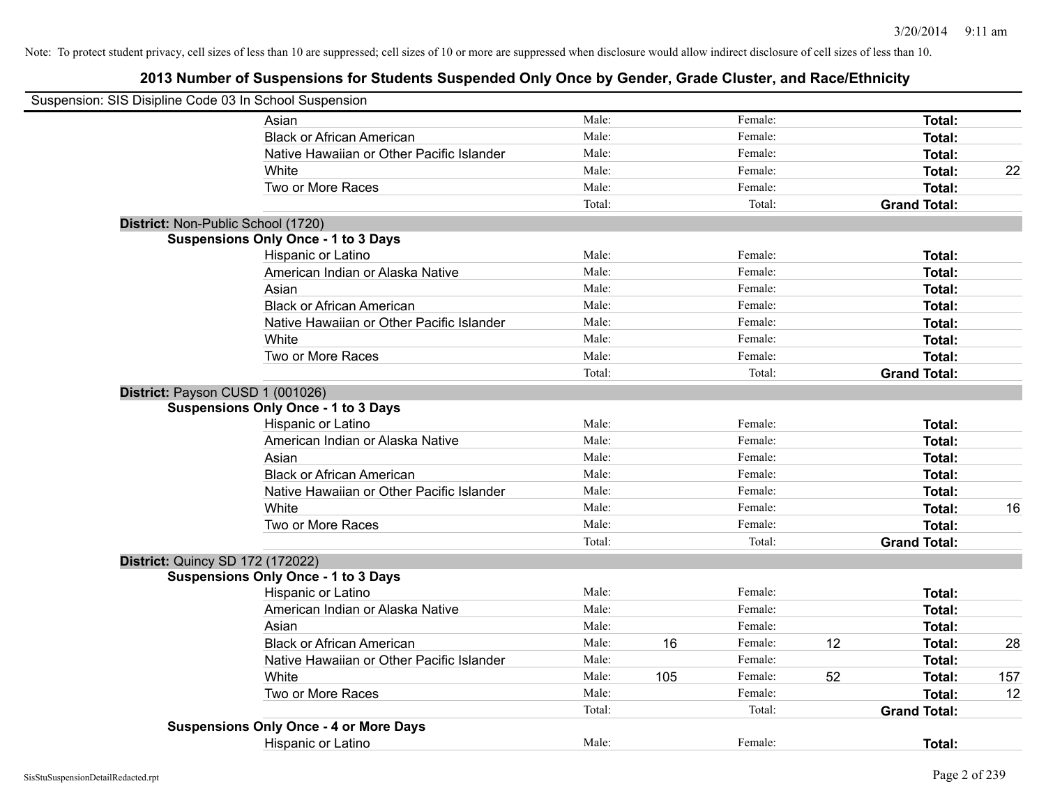Note: To protect student privacy, cell sizes of less than 10 are suppressed; cell sizes of 10 or more are suppressed when disclosure would allow indirect disclosure of cell sizes of less than 10.

# 2013 Number of Suspensions for Students Suspended Only Once by Gender, Grade Cluster, and Race/Ethnicity

Suspension: SIS Disipline Code 03 In School Suspension

| | | | | | |
|---|---|---|---|---|---|
| Asian | Male: | Female: | | Total: | |
| Black or African American | Male: | Female: | | Total: | |
| Native Hawaiian or Other Pacific Islander | Male: | Female: | | Total: | |
| White | Male: | Female: | | Total: | 22 |
| Two or More Races | Male: | Female: | | Total: | |
| | Total: | Total: | | Grand Total: | |

**District:** Non-Public School (1720)

**Suspensions Only Once - 1 to 3 Days**

| | | | | | | |
|---|---|---|---|---|---|---|
| Hispanic or Latino | Male: | | Female: | | Total: | |
| American Indian or Alaska Native | Male: | | Female: | | Total: | |
| Asian | Male: | | Female: | | Total: | |
| Black or African American | Male: | | Female: | | Total: | |
| Native Hawaiian or Other Pacific Islander | Male: | | Female: | | Total: | |
| White | Male: | | Female: | | Total: | |
| Two or More Races | Male: | | Female: | | Total: | |
| | Total: | | Total: | | Grand Total: | |

**District:** Payson CUSD 1 (001026)

**Suspensions Only Once - 1 to 3 Days**

| | | | | | | |
|---|---|---|---|---|---|---|
| Hispanic or Latino | Male: | | Female: | | Total: | |
| American Indian or Alaska Native | Male: | | Female: | | Total: | |
| Asian | Male: | | Female: | | Total: | |
| Black or African American | Male: | | Female: | | Total: | |
| Native Hawaiian or Other Pacific Islander | Male: | | Female: | | Total: | |
| White | Male: | | Female: | | Total: | 16 |
| Two or More Races | Male: | | Female: | | Total: | |
| | Total: | | Total: | | Grand Total: | |

**District:** Quincy SD 172 (172022)

**Suspensions Only Once - 1 to 3 Days**

| | | | | | | |
|---|---|---|---|---|---|---|
| Hispanic or Latino | Male: | | Female: | | Total: | |
| American Indian or Alaska Native | Male: | | Female: | | Total: | |
| Asian | Male: | | Female: | | Total: | |
| Black or African American | Male: | 16 | Female: | 12 | Total: | 28 |
| Native Hawaiian or Other Pacific Islander | Male: | | Female: | | Total: | |
| White | Male: | 105 | Female: | 52 | Total: | 157 |
| Two or More Races | Male: | | Female: | | Total: | 12 |
| | Total: | | Total: | | Grand Total: | |

**Suspensions Only Once - 4 or More Days**

| | | | | | | |
|---|---|---|---|---|---|---|
| Hispanic or Latino | Male: | | Female: | | Total: | |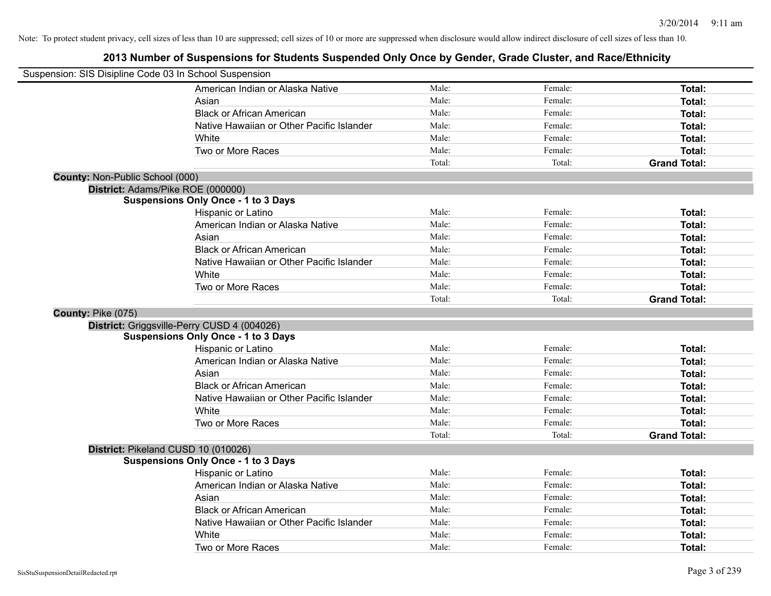Note: To protect student privacy, cell sizes of less than 10 are suppressed; cell sizes of 10 or more are suppressed when disclosure would allow indirect disclosure of cell sizes of less than 10.

# 2013 Number of Suspensions for Students Suspended Only Once by Gender, Grade Cluster, and Race/Ethnicity

Suspension: SIS Disipline Code 03 In School Suspension

| | | | |
|---|---|---|---|
| American Indian or Alaska Native | Male: | Female: | **Total:** |
| Asian | Male: | Female: | **Total:** |
| Black or African American | Male: | Female: | **Total:** |
| Native Hawaiian or Other Pacific Islander | Male: | Female: | **Total:** |
| White | Male: | Female: | **Total:** |
| Two or More Races | Male: | Female: | **Total:** |
| | Total: | Total: | **Grand Total:** |

**County:** Non-Public School (000)

**District:** Adams/Pike ROE (000000)

**Suspensions Only Once - 1 to 3 Days**

| | | | |
|---|---|---|---|
| Hispanic or Latino | Male: | Female: | **Total:** |
| American Indian or Alaska Native | Male: | Female: | **Total:** |
| Asian | Male: | Female: | **Total:** |
| Black or African American | Male: | Female: | **Total:** |
| Native Hawaiian or Other Pacific Islander | Male: | Female: | **Total:** |
| White | Male: | Female: | **Total:** |
| Two or More Races | Male: | Female: | **Total:** |
| | Total: | Total: | **Grand Total:** |

**County:** Pike (075)

**District:** Griggsville-Perry CUSD 4 (004026)

**Suspensions Only Once - 1 to 3 Days**

| | | | |
|---|---|---|---|
| Hispanic or Latino | Male: | Female: | **Total:** |
| American Indian or Alaska Native | Male: | Female: | **Total:** |
| Asian | Male: | Female: | **Total:** |
| Black or African American | Male: | Female: | **Total:** |
| Native Hawaiian or Other Pacific Islander | Male: | Female: | **Total:** |
| White | Male: | Female: | **Total:** |
| Two or More Races | Male: | Female: | **Total:** |
| | Total: | Total: | **Grand Total:** |

**District:** Pikeland CUSD 10 (010026)

**Suspensions Only Once - 1 to 3 Days**

| | | | |
|---|---|---|---|
| Hispanic or Latino | Male: | Female: | **Total:** |
| American Indian or Alaska Native | Male: | Female: | **Total:** |
| Asian | Male: | Female: | **Total:** |
| Black or African American | Male: | Female: | **Total:** |
| Native Hawaiian or Other Pacific Islander | Male: | Female: | **Total:** |
| White | Male: | Female: | **Total:** |
| Two or More Races | Male: | Female: | **Total:** |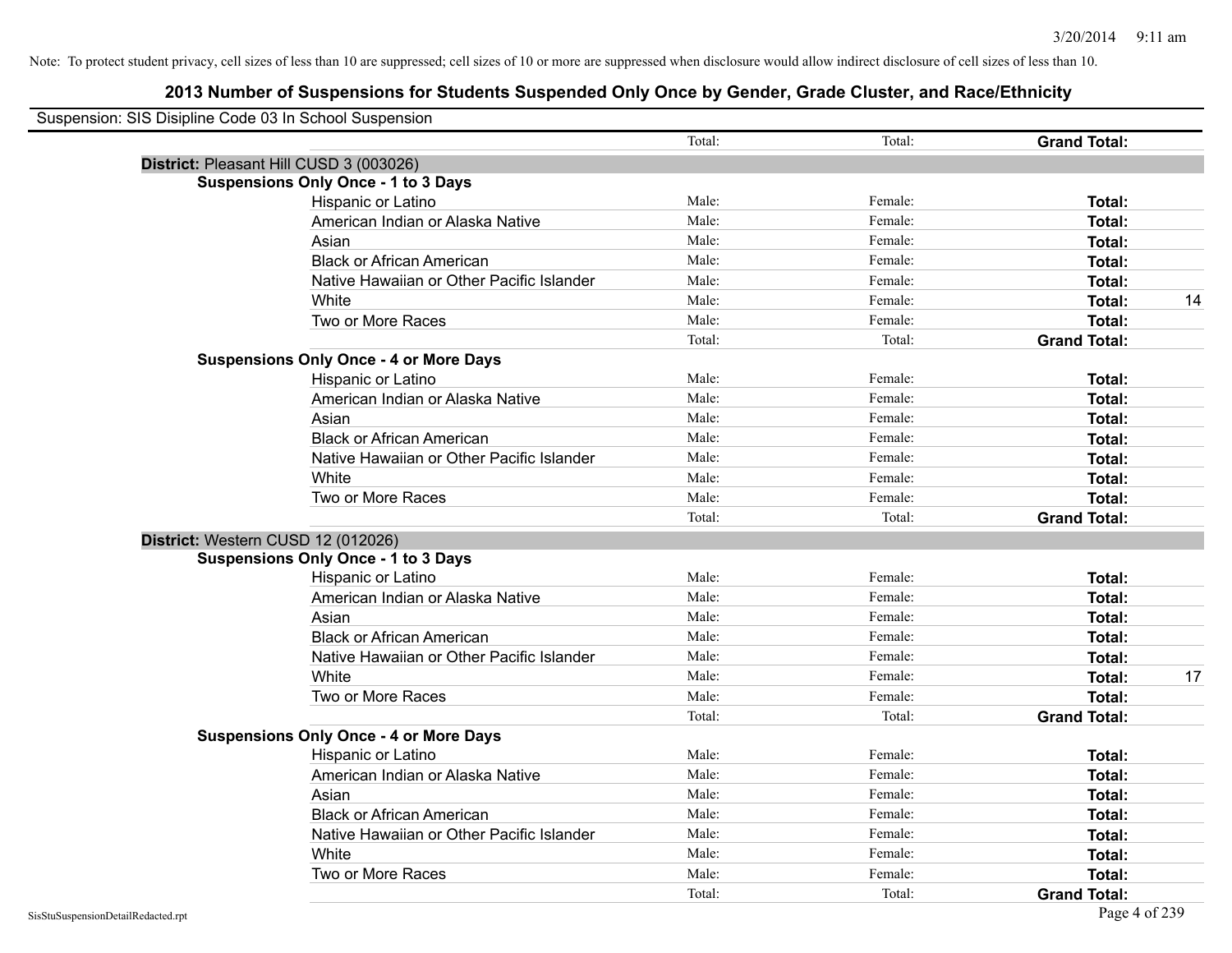Note: To protect student privacy, cell sizes of less than 10 are suppressed; cell sizes of 10 or more are suppressed when disclosure would allow indirect disclosure of cell sizes of less than 10.

# 2013 Number of Suspensions for Students Suspended Only Once by Gender, Grade Cluster, and Race/Ethnicity

Suspension: SIS Disipline Code 03 In School Suspension

| | Total: | Total: | **Grand Total:** | |
|---|---|---|---|---|
| **District:** Pleasant Hill CUSD 3 (003026) | | | | |
| **Suspensions Only Once - 1 to 3 Days** | | | | |
| Hispanic or Latino | Male: | Female: | **Total:** | |
| American Indian or Alaska Native | Male: | Female: | **Total:** | |
| Asian | Male: | Female: | **Total:** | |
| Black or African American | Male: | Female: | **Total:** | |
| Native Hawaiian or Other Pacific Islander | Male: | Female: | **Total:** | |
| White | Male: | Female: | **Total:** | 14 |
| Two or More Races | Male: | Female: | **Total:** | |
| | Total: | Total: | **Grand Total:** | |
| **Suspensions Only Once - 4 or More Days** | | | | |
| Hispanic or Latino | Male: | Female: | **Total:** | |
| American Indian or Alaska Native | Male: | Female: | **Total:** | |
| Asian | Male: | Female: | **Total:** | |
| Black or African American | Male: | Female: | **Total:** | |
| Native Hawaiian or Other Pacific Islander | Male: | Female: | **Total:** | |
| White | Male: | Female: | **Total:** | |
| Two or More Races | Male: | Female: | **Total:** | |
| | Total: | Total: | **Grand Total:** | |
| **District:** Western CUSD 12 (012026) | | | | |
| **Suspensions Only Once - 1 to 3 Days** | | | | |
| Hispanic or Latino | Male: | Female: | **Total:** | |
| American Indian or Alaska Native | Male: | Female: | **Total:** | |
| Asian | Male: | Female: | **Total:** | |
| Black or African American | Male: | Female: | **Total:** | |
| Native Hawaiian or Other Pacific Islander | Male: | Female: | **Total:** | |
| White | Male: | Female: | **Total:** | 17 |
| Two or More Races | Male: | Female: | **Total:** | |
| | Total: | Total: | **Grand Total:** | |
| **Suspensions Only Once - 4 or More Days** | | | | |
| Hispanic or Latino | Male: | Female: | **Total:** | |
| American Indian or Alaska Native | Male: | Female: | **Total:** | |
| Asian | Male: | Female: | **Total:** | |
| Black or African American | Male: | Female: | **Total:** | |
| Native Hawaiian or Other Pacific Islander | Male: | Female: | **Total:** | |
| White | Male: | Female: | **Total:** | |
| Two or More Races | Male: | Female: | **Total:** | |
| | Total: | Total: | **Grand Total:** | |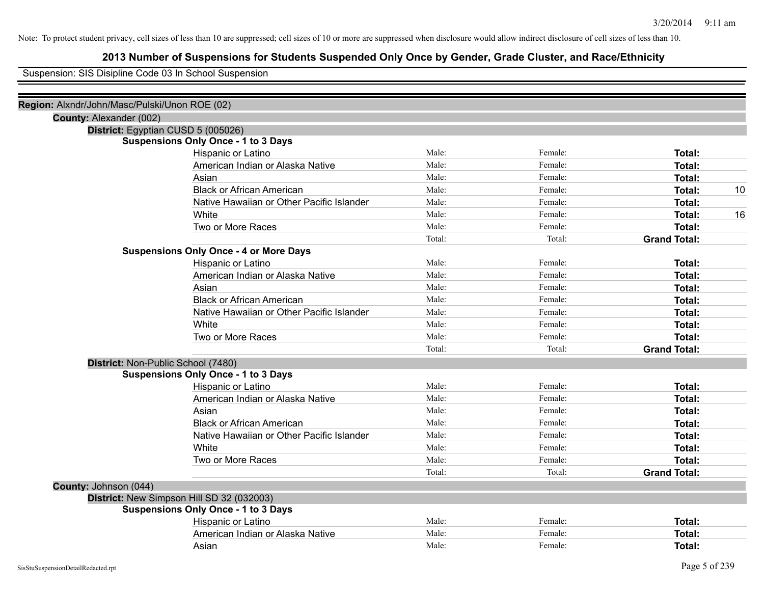Note: To protect student privacy, cell sizes of less than 10 are suppressed; cell sizes of 10 or more are suppressed when disclosure would allow indirect disclosure of cell sizes of less than 10.

# 2013 Number of Suspensions for Students Suspended Only Once by Gender, Grade Cluster, and Race/Ethnicity

Suspension: SIS Disipline Code 03 In School Suspension

**Region:** Alxndr/John/Masc/Pulski/Unon ROE (02)

**County:** Alexander (002)

**District:** Egyptian CUSD 5 (005026)

**Suspensions Only Once - 1 to 3 Days**

| | | | | |
|---|---|---|---|---|
| Hispanic or Latino | Male: | Female: | **Total:** | |
| American Indian or Alaska Native | Male: | Female: | **Total:** | |
| Asian | Male: | Female: | **Total:** | |
| Black or African American | Male: | Female: | **Total:** | 10 |
| Native Hawaiian or Other Pacific Islander | Male: | Female: | **Total:** | |
| White | Male: | Female: | **Total:** | 16 |
| Two or More Races | Male: | Female: | **Total:** | |
| | Total: | Total: | **Grand Total:** | |

**Suspensions Only Once - 4 or More Days**

| | | | | |
|---|---|---|---|---|
| Hispanic or Latino | Male: | Female: | **Total:** | |
| American Indian or Alaska Native | Male: | Female: | **Total:** | |
| Asian | Male: | Female: | **Total:** | |
| Black or African American | Male: | Female: | **Total:** | |
| Native Hawaiian or Other Pacific Islander | Male: | Female: | **Total:** | |
| White | Male: | Female: | **Total:** | |
| Two or More Races | Male: | Female: | **Total:** | |
| | Total: | Total: | **Grand Total:** | |

**District:** Non-Public School (7480)

**Suspensions Only Once - 1 to 3 Days**

| | | | | |
|---|---|---|---|---|
| Hispanic or Latino | Male: | Female: | **Total:** | |
| American Indian or Alaska Native | Male: | Female: | **Total:** | |
| Asian | Male: | Female: | **Total:** | |
| Black or African American | Male: | Female: | **Total:** | |
| Native Hawaiian or Other Pacific Islander | Male: | Female: | **Total:** | |
| White | Male: | Female: | **Total:** | |
| Two or More Races | Male: | Female: | **Total:** | |
| | Total: | Total: | **Grand Total:** | |

**County:** Johnson (044)

**District:** New Simpson Hill SD 32 (032003)

**Suspensions Only Once - 1 to 3 Days**

| | | | | |
|---|---|---|---|---|
| Hispanic or Latino | Male: | Female: | **Total:** | |
| American Indian or Alaska Native | Male: | Female: | **Total:** | |
| Asian | Male: | Female: | **Total:** | |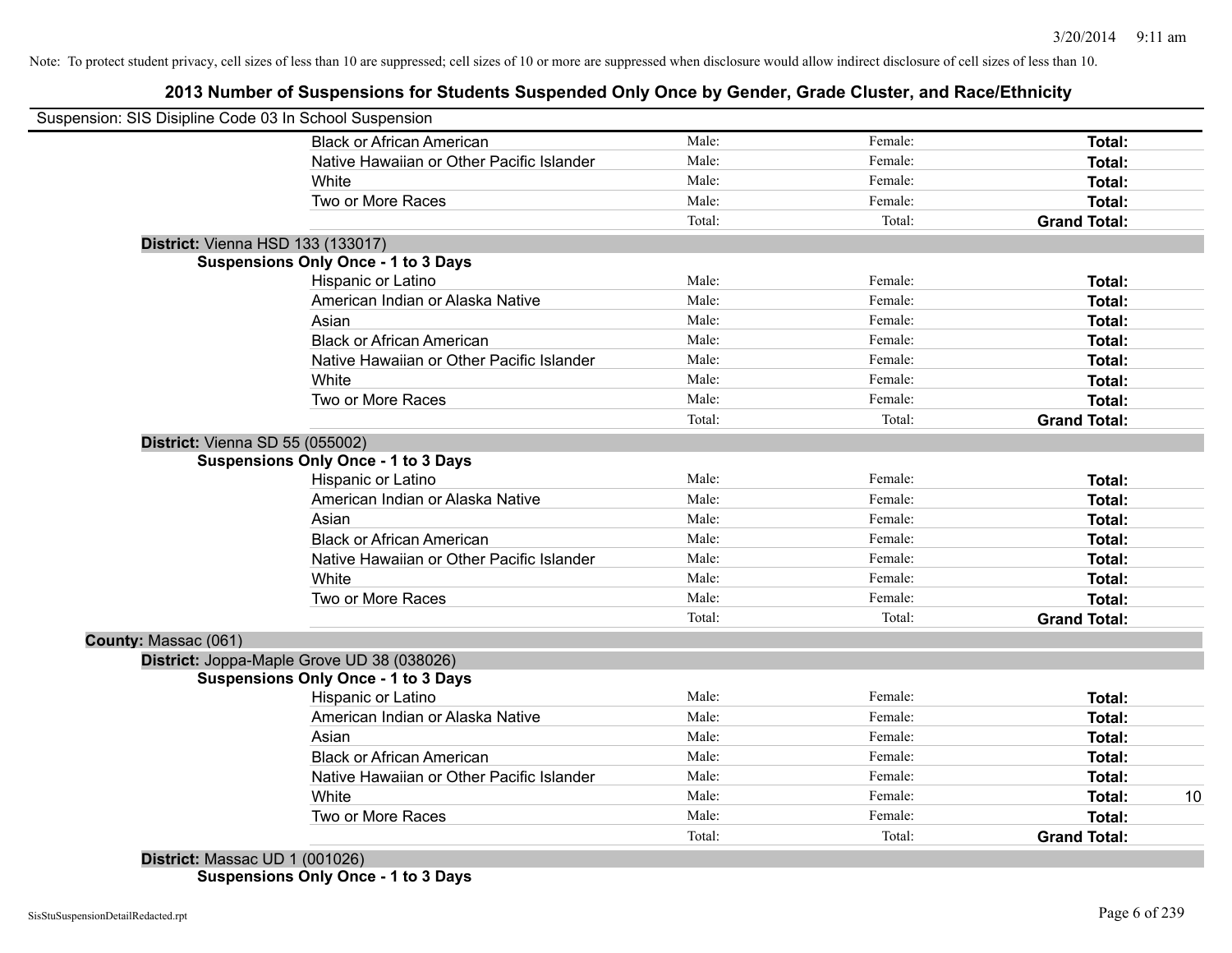Note: To protect student privacy, cell sizes of less than 10 are suppressed; cell sizes of 10 or more are suppressed when disclosure would allow indirect disclosure of cell sizes of less than 10.

## 2013 Number of Suspensions for Students Suspended Only Once by Gender, Grade Cluster, and Race/Ethnicity

Suspension: SIS Disipline Code 03 In School Suspension

| | Race/Ethnicity | Male | Female | Total | |
|---|---|---|---|---|---|
| | Black or African American | Male: | Female: | **Total:** | |
| | Native Hawaiian or Other Pacific Islander | Male: | Female: | **Total:** | |
| | White | Male: | Female: | **Total:** | |
| | Two or More Races | Male: | Female: | **Total:** | |
| | | Total: | Total: | **Grand Total:** | |
| **District:** Vienna HSD 133 (133017) | | | | | |
| **Suspensions Only Once - 1 to 3 Days** | | | | | |
| | Hispanic or Latino | Male: | Female: | **Total:** | |
| | American Indian or Alaska Native | Male: | Female: | **Total:** | |
| | Asian | Male: | Female: | **Total:** | |
| | Black or African American | Male: | Female: | **Total:** | |
| | Native Hawaiian or Other Pacific Islander | Male: | Female: | **Total:** | |
| | White | Male: | Female: | **Total:** | |
| | Two or More Races | Male: | Female: | **Total:** | |
| | | Total: | Total: | **Grand Total:** | |
| **District:** Vienna SD 55 (055002) | | | | | |
| **Suspensions Only Once - 1 to 3 Days** | | | | | |
| | Hispanic or Latino | Male: | Female: | **Total:** | |
| | American Indian or Alaska Native | Male: | Female: | **Total:** | |
| | Asian | Male: | Female: | **Total:** | |
| | Black or African American | Male: | Female: | **Total:** | |
| | Native Hawaiian or Other Pacific Islander | Male: | Female: | **Total:** | |
| | White | Male: | Female: | **Total:** | |
| | Two or More Races | Male: | Female: | **Total:** | |
| | | Total: | Total: | **Grand Total:** | |
| **County:** Massac (061) | | | | | |
| **District:** Joppa-Maple Grove UD 38 (038026) | | | | | |
| **Suspensions Only Once - 1 to 3 Days** | | | | | |
| | Hispanic or Latino | Male: | Female: | **Total:** | |
| | American Indian or Alaska Native | Male: | Female: | **Total:** | |
| | Asian | Male: | Female: | **Total:** | |
| | Black or African American | Male: | Female: | **Total:** | |
| | Native Hawaiian or Other Pacific Islander | Male: | Female: | **Total:** | |
| | White | Male: | Female: | **Total:** | 10 |
| | Two or More Races | Male: | Female: | **Total:** | |
| | | Total: | Total: | **Grand Total:** | |
| **District:** Massac UD 1 (001026) | | | | | |
| **Suspensions Only Once - 1 to 3 Days** | | | | | |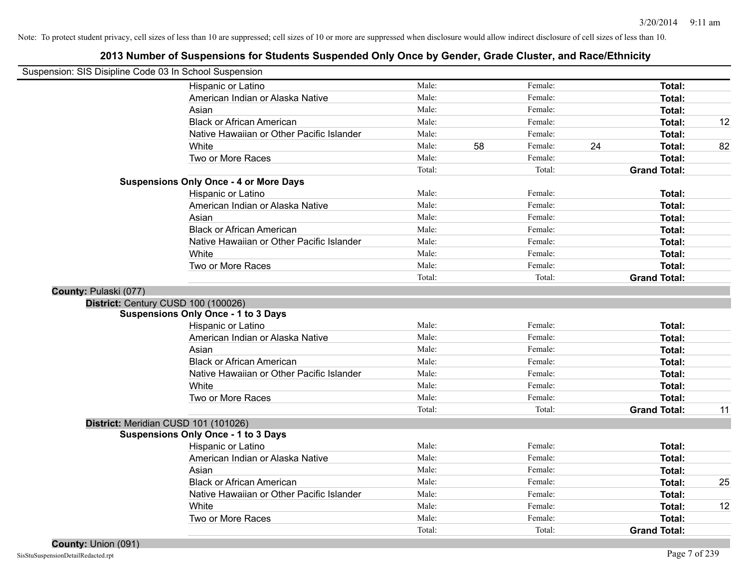Note: To protect student privacy, cell sizes of less than 10 are suppressed; cell sizes of 10 or more are suppressed when disclosure would allow indirect disclosure of cell sizes of less than 10.

## 2013 Number of Suspensions for Students Suspended Only Once by Gender, Grade Cluster, and Race/Ethnicity

Suspension: SIS Disipline Code 03 In School Suspension

| | | | | | | |
|---|---|---|---|---|---|---|
| Hispanic or Latino | Male: | | Female: | | **Total:** | |
| American Indian or Alaska Native | Male: | | Female: | | **Total:** | |
| Asian | Male: | | Female: | | **Total:** | |
| Black or African American | Male: | | Female: | | **Total:** | 12 |
| Native Hawaiian or Other Pacific Islander | Male: | | Female: | | **Total:** | |
| White | Male: | 58 | Female: | 24 | **Total:** | 82 |
| Two or More Races | Male: | | Female: | | **Total:** | |
| | Total: | | Total: | | **Grand Total:** | |

**Suspensions Only Once - 4 or More Days**

| | | | | | | |
|---|---|---|---|---|---|---|
| Hispanic or Latino | Male: | | Female: | | **Total:** | |
| American Indian or Alaska Native | Male: | | Female: | | **Total:** | |
| Asian | Male: | | Female: | | **Total:** | |
| Black or African American | Male: | | Female: | | **Total:** | |
| Native Hawaiian or Other Pacific Islander | Male: | | Female: | | **Total:** | |
| White | Male: | | Female: | | **Total:** | |
| Two or More Races | Male: | | Female: | | **Total:** | |
| | Total: | | Total: | | **Grand Total:** | |

**County:** Pulaski (077)

**District:** Century CUSD 100 (100026)

**Suspensions Only Once - 1 to 3 Days**

| | | | | | | |
|---|---|---|---|---|---|---|
| Hispanic or Latino | Male: | | Female: | | **Total:** | |
| American Indian or Alaska Native | Male: | | Female: | | **Total:** | |
| Asian | Male: | | Female: | | **Total:** | |
| Black or African American | Male: | | Female: | | **Total:** | |
| Native Hawaiian or Other Pacific Islander | Male: | | Female: | | **Total:** | |
| White | Male: | | Female: | | **Total:** | |
| Two or More Races | Male: | | Female: | | **Total:** | |
| | Total: | | Total: | | **Grand Total:** | 11 |

**District:** Meridian CUSD 101 (101026)

**Suspensions Only Once - 1 to 3 Days**

| | | | | | | |
|---|---|---|---|---|---|---|
| Hispanic or Latino | Male: | | Female: | | **Total:** | |
| American Indian or Alaska Native | Male: | | Female: | | **Total:** | |
| Asian | Male: | | Female: | | **Total:** | |
| Black or African American | Male: | | Female: | | **Total:** | 25 |
| Native Hawaiian or Other Pacific Islander | Male: | | Female: | | **Total:** | |
| White | Male: | | Female: | | **Total:** | 12 |
| Two or More Races | Male: | | Female: | | **Total:** | |
| | Total: | | Total: | | **Grand Total:** | |

**County:** Union (091)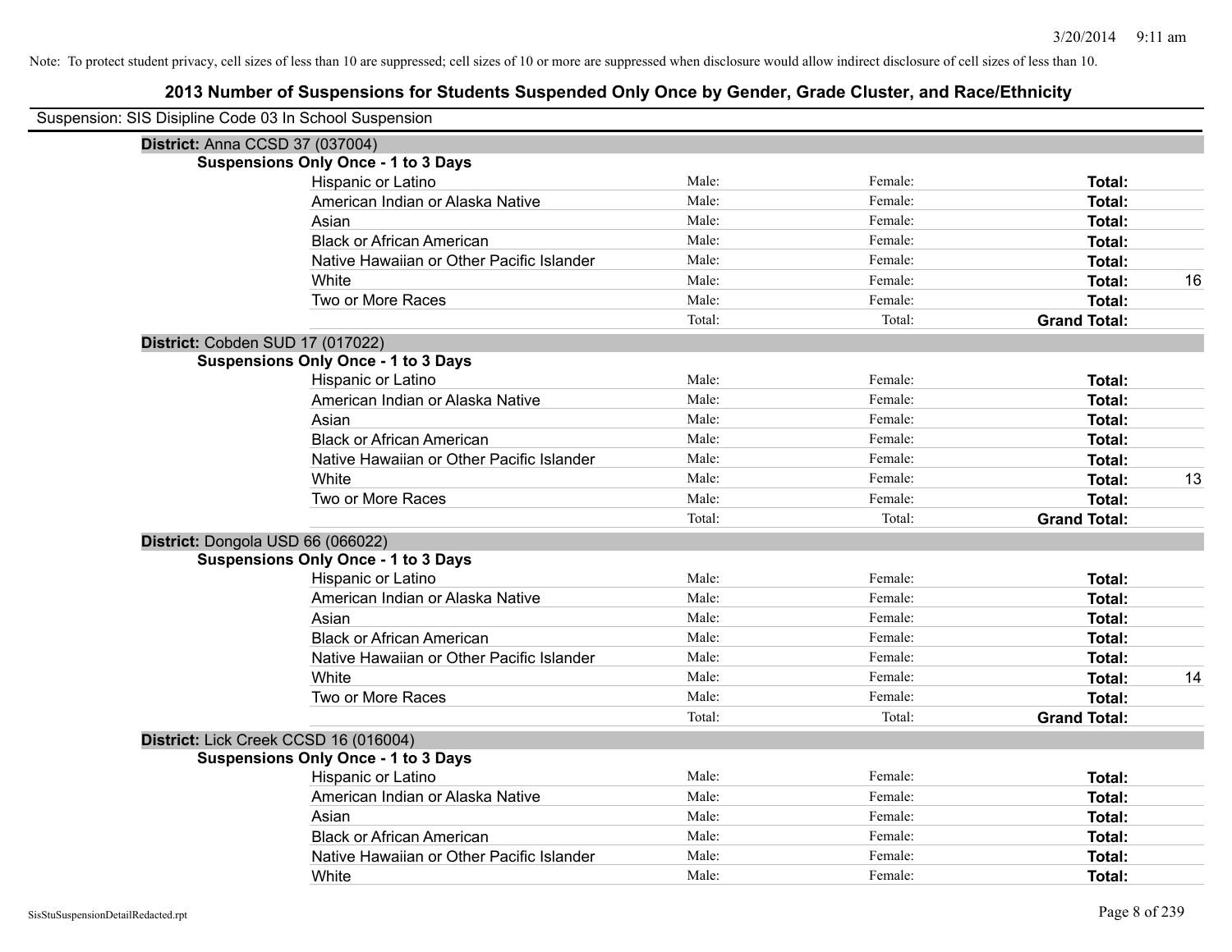Note: To protect student privacy, cell sizes of less than 10 are suppressed; cell sizes of 10 or more are suppressed when disclosure would allow indirect disclosure of cell sizes of less than 10.

# 2013 Number of Suspensions for Students Suspended Only Once by Gender, Grade Cluster, and Race/Ethnicity

Suspension: SIS Disipline Code 03 In School Suspension

## District: Anna CCSD 37 (037004)

**Suspensions Only Once - 1 to 3 Days**

| Race/Ethnicity | Male | Female | Total |
|---|---|---|---|
| Hispanic or Latino | Male: | Female: | **Total:** |
| American Indian or Alaska Native | Male: | Female: | **Total:** |
| Asian | Male: | Female: | **Total:** |
| Black or African American | Male: | Female: | **Total:** |
| Native Hawaiian or Other Pacific Islander | Male: | Female: | **Total:** |
| White | Male: | Female: | **Total:** 16 |
| Two or More Races | Male: | Female: | **Total:** |
| | Total: | Total: | **Grand Total:** |

## District: Cobden SUD 17 (017022)

**Suspensions Only Once - 1 to 3 Days**

| Race/Ethnicity | Male | Female | Total |
|---|---|---|---|
| Hispanic or Latino | Male: | Female: | **Total:** |
| American Indian or Alaska Native | Male: | Female: | **Total:** |
| Asian | Male: | Female: | **Total:** |
| Black or African American | Male: | Female: | **Total:** |
| Native Hawaiian or Other Pacific Islander | Male: | Female: | **Total:** |
| White | Male: | Female: | **Total:** 13 |
| Two or More Races | Male: | Female: | **Total:** |
| | Total: | Total: | **Grand Total:** |

## District: Dongola USD 66 (066022)

**Suspensions Only Once - 1 to 3 Days**

| Race/Ethnicity | Male | Female | Total |
|---|---|---|---|
| Hispanic or Latino | Male: | Female: | **Total:** |
| American Indian or Alaska Native | Male: | Female: | **Total:** |
| Asian | Male: | Female: | **Total:** |
| Black or African American | Male: | Female: | **Total:** |
| Native Hawaiian or Other Pacific Islander | Male: | Female: | **Total:** |
| White | Male: | Female: | **Total:** 14 |
| Two or More Races | Male: | Female: | **Total:** |
| | Total: | Total: | **Grand Total:** |

## District: Lick Creek CCSD 16 (016004)

**Suspensions Only Once - 1 to 3 Days**

| Race/Ethnicity | Male | Female | Total |
|---|---|---|---|
| Hispanic or Latino | Male: | Female: | **Total:** |
| American Indian or Alaska Native | Male: | Female: | **Total:** |
| Asian | Male: | Female: | **Total:** |
| Black or African American | Male: | Female: | **Total:** |
| Native Hawaiian or Other Pacific Islander | Male: | Female: | **Total:** |
| White | Male: | Female: | **Total:** |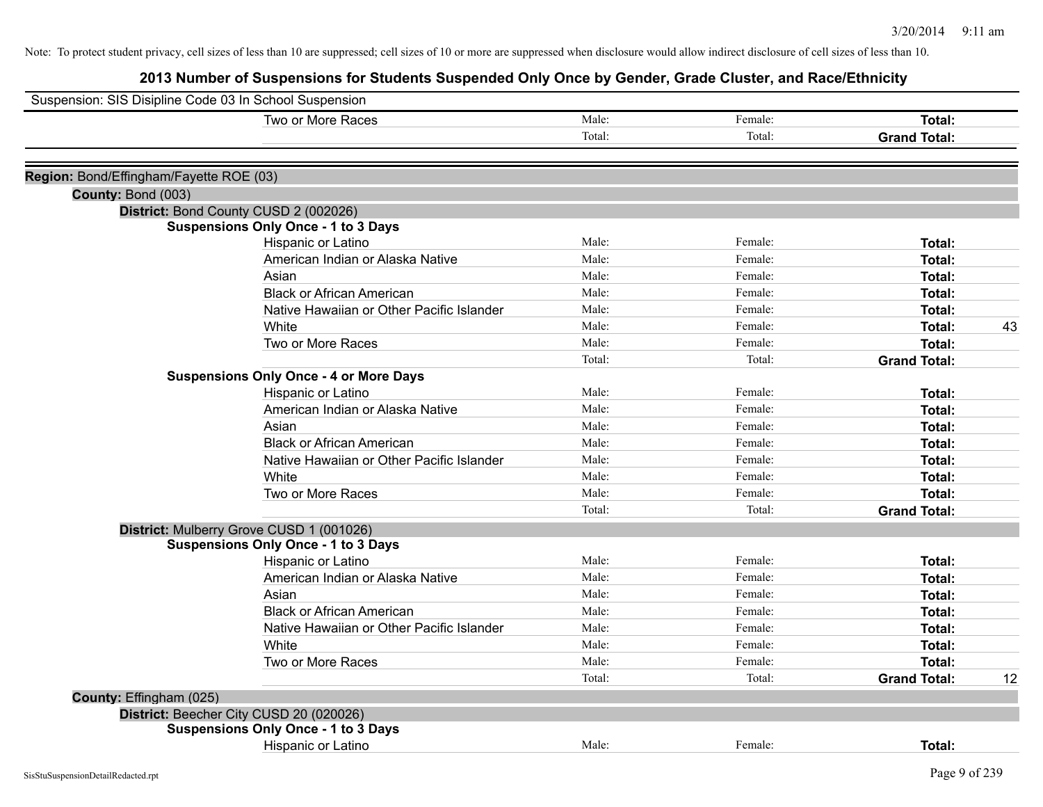Note: To protect student privacy, cell sizes of less than 10 are suppressed; cell sizes of 10 or more are suppressed when disclosure would allow indirect disclosure of cell sizes of less than 10.

# 2013 Number of Suspensions for Students Suspended Only Once by Gender, Grade Cluster, and Race/Ethnicity

Suspension: SIS Disipline Code 03 In School Suspension

| | | | | |
|---|---|---|---|---|
| Two or More Races | Male: | Female: | **Total:** | |
| | Total: | Total: | **Grand Total:** | |

**Region:** Bond/Effingham/Fayette ROE (03)

**County:** Bond (003)

**District:** Bond County CUSD 2 (002026)

**Suspensions Only Once - 1 to 3 Days**

| | | | | |
|---|---|---|---|---|
| Hispanic or Latino | Male: | Female: | **Total:** | |
| American Indian or Alaska Native | Male: | Female: | **Total:** | |
| Asian | Male: | Female: | **Total:** | |
| Black or African American | Male: | Female: | **Total:** | |
| Native Hawaiian or Other Pacific Islander | Male: | Female: | **Total:** | |
| White | Male: | Female: | **Total:** | 43 |
| Two or More Races | Male: | Female: | **Total:** | |
| | Total: | Total: | **Grand Total:** | |

**Suspensions Only Once - 4 or More Days**

| | | | | |
|---|---|---|---|---|
| Hispanic or Latino | Male: | Female: | **Total:** | |
| American Indian or Alaska Native | Male: | Female: | **Total:** | |
| Asian | Male: | Female: | **Total:** | |
| Black or African American | Male: | Female: | **Total:** | |
| Native Hawaiian or Other Pacific Islander | Male: | Female: | **Total:** | |
| White | Male: | Female: | **Total:** | |
| Two or More Races | Male: | Female: | **Total:** | |
| | Total: | Total: | **Grand Total:** | |

**District:** Mulberry Grove CUSD 1 (001026)

**Suspensions Only Once - 1 to 3 Days**

| | | | | |
|---|---|---|---|---|
| Hispanic or Latino | Male: | Female: | **Total:** | |
| American Indian or Alaska Native | Male: | Female: | **Total:** | |
| Asian | Male: | Female: | **Total:** | |
| Black or African American | Male: | Female: | **Total:** | |
| Native Hawaiian or Other Pacific Islander | Male: | Female: | **Total:** | |
| White | Male: | Female: | **Total:** | |
| Two or More Races | Male: | Female: | **Total:** | |
| | Total: | Total: | **Grand Total:** | 12 |

**County:** Effingham (025)

**District:** Beecher City CUSD 20 (020026)

**Suspensions Only Once - 1 to 3 Days**

| | | | | |
|---|---|---|---|---|
| Hispanic or Latino | Male: | Female: | **Total:** | |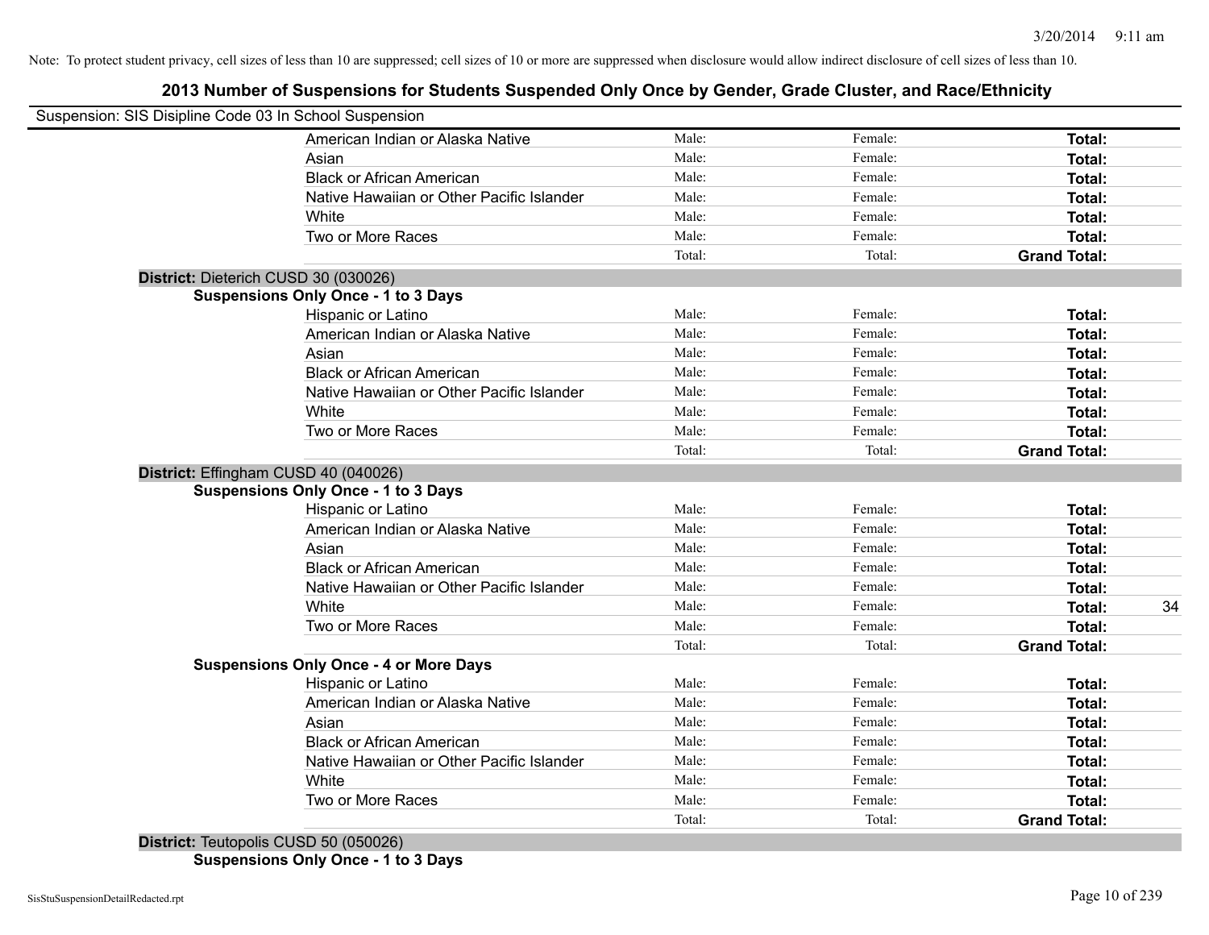Note: To protect student privacy, cell sizes of less than 10 are suppressed; cell sizes of 10 or more are suppressed when disclosure would allow indirect disclosure of cell sizes of less than 10.

## 2013 Number of Suspensions for Students Suspended Only Once by Gender, Grade Cluster, and Race/Ethnicity

Suspension: SIS Disipline Code 03 In School Suspension

| | | | | |
|---|---|---|---|---|
| American Indian or Alaska Native | Male: | Female: | **Total:** | |
| Asian | Male: | Female: | **Total:** | |
| Black or African American | Male: | Female: | **Total:** | |
| Native Hawaiian or Other Pacific Islander | Male: | Female: | **Total:** | |
| White | Male: | Female: | **Total:** | |
| Two or More Races | Male: | Female: | **Total:** | |
| | Total: | Total: | **Grand Total:** | |

**District:** Dieterich CUSD 30 (030026)

**Suspensions Only Once - 1 to 3 Days**

| | | | | |
|---|---|---|---|---|
| Hispanic or Latino | Male: | Female: | **Total:** | |
| American Indian or Alaska Native | Male: | Female: | **Total:** | |
| Asian | Male: | Female: | **Total:** | |
| Black or African American | Male: | Female: | **Total:** | |
| Native Hawaiian or Other Pacific Islander | Male: | Female: | **Total:** | |
| White | Male: | Female: | **Total:** | |
| Two or More Races | Male: | Female: | **Total:** | |
| | Total: | Total: | **Grand Total:** | |

**District:** Effingham CUSD 40 (040026)

**Suspensions Only Once - 1 to 3 Days**

| | | | | |
|---|---|---|---|---|
| Hispanic or Latino | Male: | Female: | **Total:** | |
| American Indian or Alaska Native | Male: | Female: | **Total:** | |
| Asian | Male: | Female: | **Total:** | |
| Black or African American | Male: | Female: | **Total:** | |
| Native Hawaiian or Other Pacific Islander | Male: | Female: | **Total:** | |
| White | Male: | Female: | **Total:** | 34 |
| Two or More Races | Male: | Female: | **Total:** | |
| | Total: | Total: | **Grand Total:** | |

**Suspensions Only Once - 4 or More Days**

| | | | | |
|---|---|---|---|---|
| Hispanic or Latino | Male: | Female: | **Total:** | |
| American Indian or Alaska Native | Male: | Female: | **Total:** | |
| Asian | Male: | Female: | **Total:** | |
| Black or African American | Male: | Female: | **Total:** | |
| Native Hawaiian or Other Pacific Islander | Male: | Female: | **Total:** | |
| White | Male: | Female: | **Total:** | |
| Two or More Races | Male: | Female: | **Total:** | |
| | Total: | Total: | **Grand Total:** | |

**District:** Teutopolis CUSD 50 (050026)

**Suspensions Only Once - 1 to 3 Days**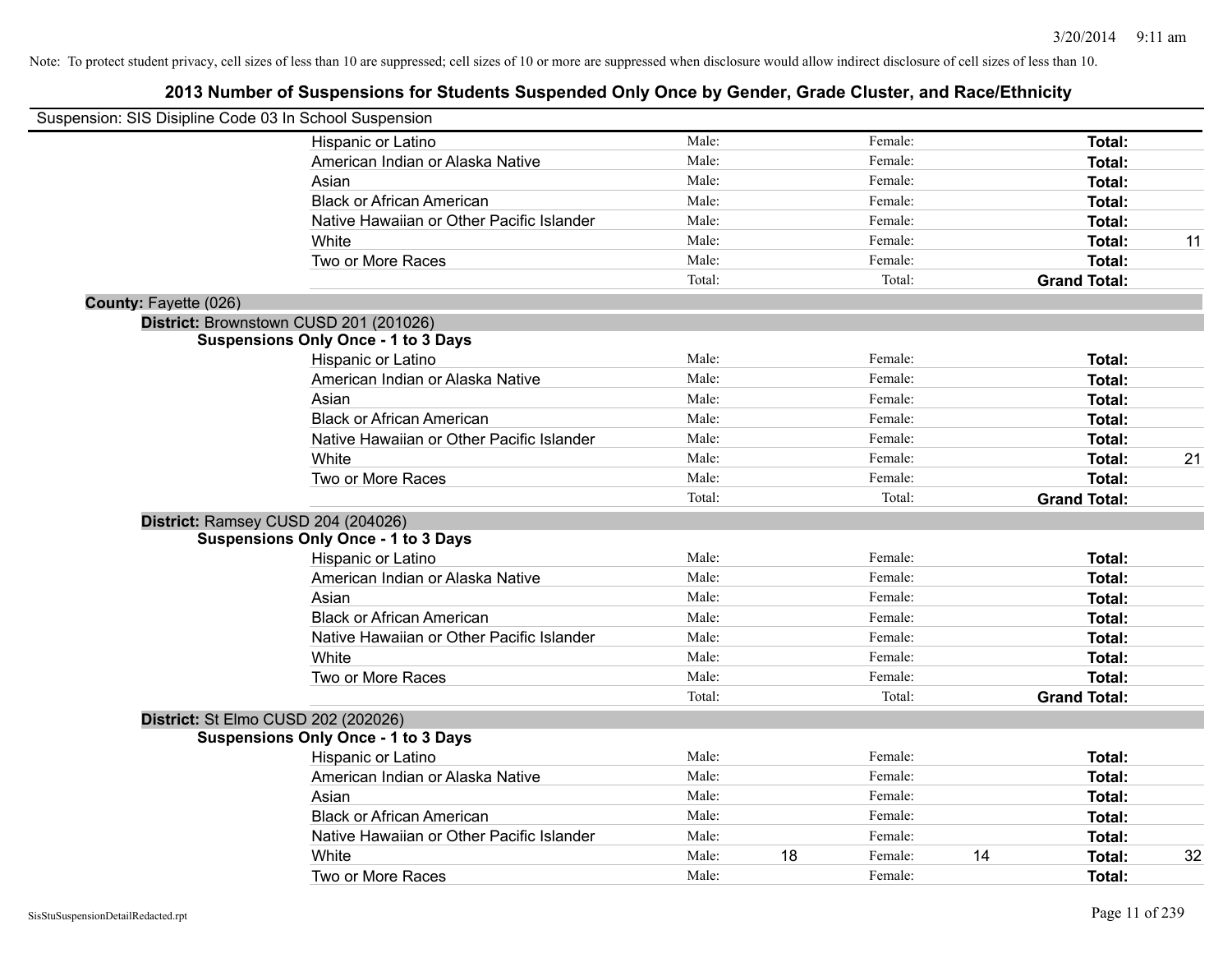Note: To protect student privacy, cell sizes of less than 10 are suppressed; cell sizes of 10 or more are suppressed when disclosure would allow indirect disclosure of cell sizes of less than 10.

# 2013 Number of Suspensions for Students Suspended Only Once by Gender, Grade Cluster, and Race/Ethnicity

Suspension: SIS Disipline Code 03 In School Suspension

| | | | | | |
|---|---|---|---|---|---|
| Hispanic or Latino | Male: | | Female: | | Total: |
| American Indian or Alaska Native | Male: | | Female: | | Total: |
| Asian | Male: | | Female: | | Total: |
| Black or African American | Male: | | Female: | | Total: |
| Native Hawaiian or Other Pacific Islander | Male: | | Female: | | Total: |
| White | Male: | | Female: | | Total: 11 |
| Two or More Races | Male: | | Female: | | Total: |
| | Total: | | Total: | | Grand Total: |

**County:** Fayette (026)

**District:** Brownstown CUSD 201 (201026)

**Suspensions Only Once - 1 to 3 Days**

| | | | | | |
|---|---|---|---|---|---|
| Hispanic or Latino | Male: | | Female: | | Total: |
| American Indian or Alaska Native | Male: | | Female: | | Total: |
| Asian | Male: | | Female: | | Total: |
| Black or African American | Male: | | Female: | | Total: |
| Native Hawaiian or Other Pacific Islander | Male: | | Female: | | Total: |
| White | Male: | | Female: | | Total: 21 |
| Two or More Races | Male: | | Female: | | Total: |
| | Total: | | Total: | | Grand Total: |

**District:** Ramsey CUSD 204 (204026)

**Suspensions Only Once - 1 to 3 Days**

| | | | | | |
|---|---|---|---|---|---|
| Hispanic or Latino | Male: | | Female: | | Total: |
| American Indian or Alaska Native | Male: | | Female: | | Total: |
| Asian | Male: | | Female: | | Total: |
| Black or African American | Male: | | Female: | | Total: |
| Native Hawaiian or Other Pacific Islander | Male: | | Female: | | Total: |
| White | Male: | | Female: | | Total: |
| Two or More Races | Male: | | Female: | | Total: |
| | Total: | | Total: | | Grand Total: |

**District:** St Elmo CUSD 202 (202026)

**Suspensions Only Once - 1 to 3 Days**

| | | | | | |
|---|---|---|---|---|---|
| Hispanic or Latino | Male: | | Female: | | Total: |
| American Indian or Alaska Native | Male: | | Female: | | Total: |
| Asian | Male: | | Female: | | Total: |
| Black or African American | Male: | | Female: | | Total: |
| Native Hawaiian or Other Pacific Islander | Male: | | Female: | | Total: |
| White | Male: | 18 | Female: | 14 | Total: 32 |
| Two or More Races | Male: | | Female: | | Total: |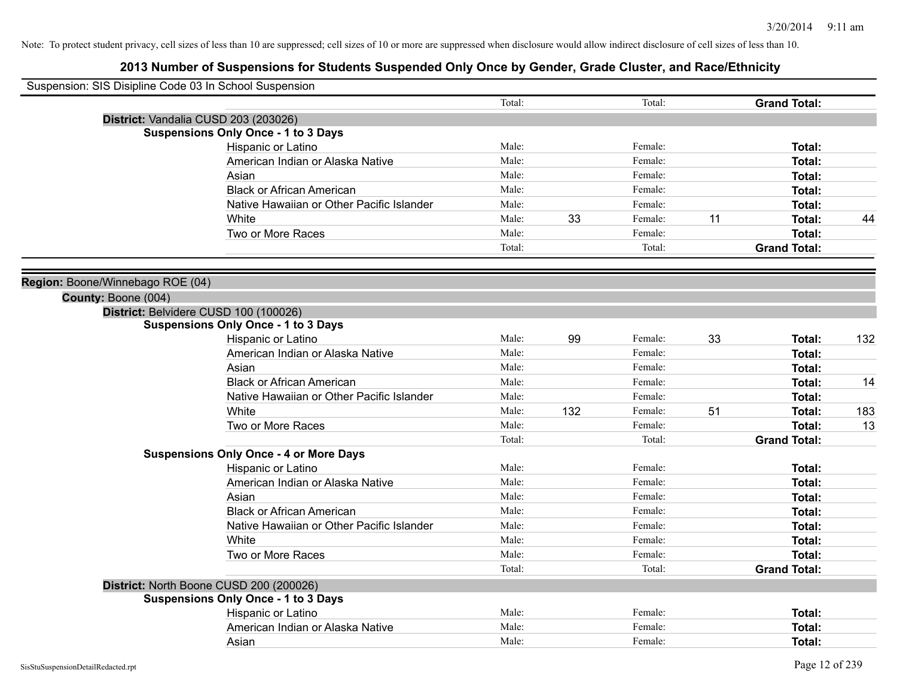Note: To protect student privacy, cell sizes of less than 10 are suppressed; cell sizes of 10 or more are suppressed when disclosure would allow indirect disclosure of cell sizes of less than 10.

# 2013 Number of Suspensions for Students Suspended Only Once by Gender, Grade Cluster, and Race/Ethnicity

Suspension: SIS Disipline Code 03 In School Suspension

| | | | | | | |
|---|---|---|---|---|---|---|
| | Total: | | Total: | | **Grand Total:** | |

**District:** Vandalia CUSD 203 (203026)

**Suspensions Only Once - 1 to 3 Days**

| Race/Ethnicity | | Male | | Female | | Total |
|---|---|---|---|---|---|---|
| Hispanic or Latino | Male: | | Female: | | **Total:** | |
| American Indian or Alaska Native | Male: | | Female: | | **Total:** | |
| Asian | Male: | | Female: | | **Total:** | |
| Black or African American | Male: | | Female: | | **Total:** | |
| Native Hawaiian or Other Pacific Islander | Male: | | Female: | | **Total:** | |
| White | Male: | 33 | Female: | 11 | **Total:** | 44 |
| Two or More Races | Male: | | Female: | | **Total:** | |
| | Total: | | Total: | | **Grand Total:** | |

**Region:** Boone/Winnebago ROE (04)

**County:** Boone (004)

**District:** Belvidere CUSD 100 (100026)

**Suspensions Only Once - 1 to 3 Days**

| Race/Ethnicity | | Male | | Female | | Total |
|---|---|---|---|---|---|---|
| Hispanic or Latino | Male: | 99 | Female: | 33 | **Total:** | 132 |
| American Indian or Alaska Native | Male: | | Female: | | **Total:** | |
| Asian | Male: | | Female: | | **Total:** | |
| Black or African American | Male: | | Female: | | **Total:** | 14 |
| Native Hawaiian or Other Pacific Islander | Male: | | Female: | | **Total:** | |
| White | Male: | 132 | Female: | 51 | **Total:** | 183 |
| Two or More Races | Male: | | Female: | | **Total:** | 13 |
| | Total: | | Total: | | **Grand Total:** | |

**Suspensions Only Once - 4 or More Days**

| Race/Ethnicity | | Male | | Female | | Total |
|---|---|---|---|---|---|---|
| Hispanic or Latino | Male: | | Female: | | **Total:** | |
| American Indian or Alaska Native | Male: | | Female: | | **Total:** | |
| Asian | Male: | | Female: | | **Total:** | |
| Black or African American | Male: | | Female: | | **Total:** | |
| Native Hawaiian or Other Pacific Islander | Male: | | Female: | | **Total:** | |
| White | Male: | | Female: | | **Total:** | |
| Two or More Races | Male: | | Female: | | **Total:** | |
| | Total: | | Total: | | **Grand Total:** | |

**District:** North Boone CUSD 200 (200026)

**Suspensions Only Once - 1 to 3 Days**

| Race/Ethnicity | | Male | | Female | | Total |
|---|---|---|---|---|---|---|
| Hispanic or Latino | Male: | | Female: | | **Total:** | |
| American Indian or Alaska Native | Male: | | Female: | | **Total:** | |
| Asian | Male: | | Female: | | **Total:** | |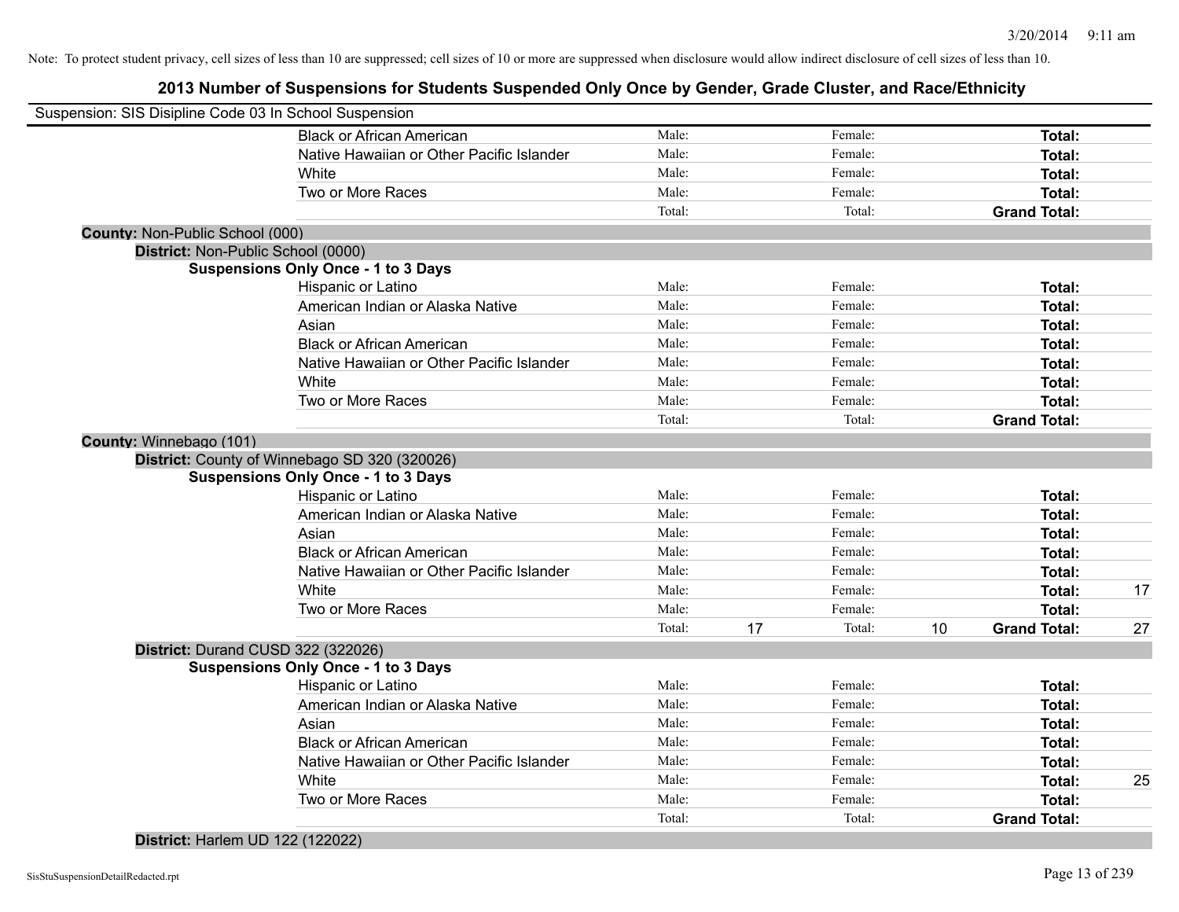Note: To protect student privacy, cell sizes of less than 10 are suppressed; cell sizes of 10 or more are suppressed when disclosure would allow indirect disclosure of cell sizes of less than 10.

# 2013 Number of Suspensions for Students Suspended Only Once by Gender, Grade Cluster, and Race/Ethnicity

Suspension: SIS Disipline Code 03 In School Suspension

| | | | | | | |
|---|---|---|---|---|---|---|
| Black or African American | Male: | | Female: | | **Total:** | |
| Native Hawaiian or Other Pacific Islander | Male: | | Female: | | **Total:** | |
| White | Male: | | Female: | | **Total:** | |
| Two or More Races | Male: | | Female: | | **Total:** | |
| | Total: | | Total: | | **Grand Total:** | |

**County:** Non-Public School (000)

**District:** Non-Public School (0000)

**Suspensions Only Once - 1 to 3 Days**

| | | | | | | |
|---|---|---|---|---|---|---|
| Hispanic or Latino | Male: | | Female: | | **Total:** | |
| American Indian or Alaska Native | Male: | | Female: | | **Total:** | |
| Asian | Male: | | Female: | | **Total:** | |
| Black or African American | Male: | | Female: | | **Total:** | |
| Native Hawaiian or Other Pacific Islander | Male: | | Female: | | **Total:** | |
| White | Male: | | Female: | | **Total:** | |
| Two or More Races | Male: | | Female: | | **Total:** | |
| | Total: | | Total: | | **Grand Total:** | |

**County:** Winnebago (101)

**District:** County of Winnebago SD 320 (320026)

**Suspensions Only Once - 1 to 3 Days**

| | | | | | | |
|---|---|---|---|---|---|---|
| Hispanic or Latino | Male: | | Female: | | **Total:** | |
| American Indian or Alaska Native | Male: | | Female: | | **Total:** | |
| Asian | Male: | | Female: | | **Total:** | |
| Black or African American | Male: | | Female: | | **Total:** | |
| Native Hawaiian or Other Pacific Islander | Male: | | Female: | | **Total:** | |
| White | Male: | | Female: | | **Total:** | 17 |
| Two or More Races | Male: | | Female: | | **Total:** | |
| | Total: | 17 | Total: | 10 | **Grand Total:** | 27 |

**District:** Durand CUSD 322 (322026)

**Suspensions Only Once - 1 to 3 Days**

| | | | | | | |
|---|---|---|---|---|---|---|
| Hispanic or Latino | Male: | | Female: | | **Total:** | |
| American Indian or Alaska Native | Male: | | Female: | | **Total:** | |
| Asian | Male: | | Female: | | **Total:** | |
| Black or African American | Male: | | Female: | | **Total:** | |
| Native Hawaiian or Other Pacific Islander | Male: | | Female: | | **Total:** | |
| White | Male: | | Female: | | **Total:** | 25 |
| Two or More Races | Male: | | Female: | | **Total:** | |
| | Total: | | Total: | | **Grand Total:** | |

**District:** Harlem UD 122 (122022)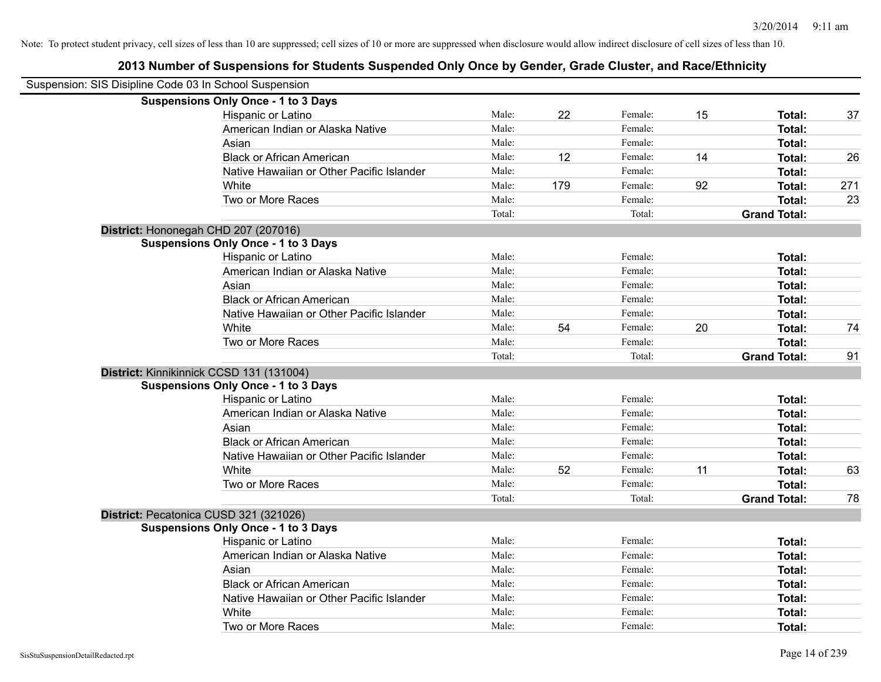Note: To protect student privacy, cell sizes of less than 10 are suppressed; cell sizes of 10 or more are suppressed when disclosure would allow indirect disclosure of cell sizes of less than 10.

# 2013 Number of Suspensions for Students Suspended Only Once by Gender, Grade Cluster, and Race/Ethnicity

Suspension: SIS Disipline Code 03 In School Suspension

**Suspensions Only Once - 1 to 3 Days**

| Race/Ethnicity | | Male | | Female | | Total |
|---|---|---|---|---|---|---|
| Hispanic or Latino | Male: | 22 | Female: | 15 | **Total:** | 37 |
| American Indian or Alaska Native | Male: | | Female: | | **Total:** | |
| Asian | Male: | | Female: | | **Total:** | |
| Black or African American | Male: | 12 | Female: | 14 | **Total:** | 26 |
| Native Hawaiian or Other Pacific Islander | Male: | | Female: | | **Total:** | |
| White | Male: | 179 | Female: | 92 | **Total:** | 271 |
| Two or More Races | Male: | | Female: | | **Total:** | 23 |
| | Total: | | Total: | | **Grand Total:** | |

**District:** Hononegah CHD 207 (207016)

**Suspensions Only Once - 1 to 3 Days**

| Race/Ethnicity | | Male | | Female | | Total |
|---|---|---|---|---|---|---|
| Hispanic or Latino | Male: | | Female: | | **Total:** | |
| American Indian or Alaska Native | Male: | | Female: | | **Total:** | |
| Asian | Male: | | Female: | | **Total:** | |
| Black or African American | Male: | | Female: | | **Total:** | |
| Native Hawaiian or Other Pacific Islander | Male: | | Female: | | **Total:** | |
| White | Male: | 54 | Female: | 20 | **Total:** | 74 |
| Two or More Races | Male: | | Female: | | **Total:** | |
| | Total: | | Total: | | **Grand Total:** | 91 |

**District:** Kinnikinnick CCSD 131 (131004)

**Suspensions Only Once - 1 to 3 Days**

| Race/Ethnicity | | Male | | Female | | Total |
|---|---|---|---|---|---|---|
| Hispanic or Latino | Male: | | Female: | | **Total:** | |
| American Indian or Alaska Native | Male: | | Female: | | **Total:** | |
| Asian | Male: | | Female: | | **Total:** | |
| Black or African American | Male: | | Female: | | **Total:** | |
| Native Hawaiian or Other Pacific Islander | Male: | | Female: | | **Total:** | |
| White | Male: | 52 | Female: | 11 | **Total:** | 63 |
| Two or More Races | Male: | | Female: | | **Total:** | |
| | Total: | | Total: | | **Grand Total:** | 78 |

**District:** Pecatonica CUSD 321 (321026)

**Suspensions Only Once - 1 to 3 Days**

| Race/Ethnicity | | Male | | Female | | Total |
|---|---|---|---|---|---|---|
| Hispanic or Latino | Male: | | Female: | | **Total:** | |
| American Indian or Alaska Native | Male: | | Female: | | **Total:** | |
| Asian | Male: | | Female: | | **Total:** | |
| Black or African American | Male: | | Female: | | **Total:** | |
| Native Hawaiian or Other Pacific Islander | Male: | | Female: | | **Total:** | |
| White | Male: | | Female: | | **Total:** | |
| Two or More Races | Male: | | Female: | | **Total:** | |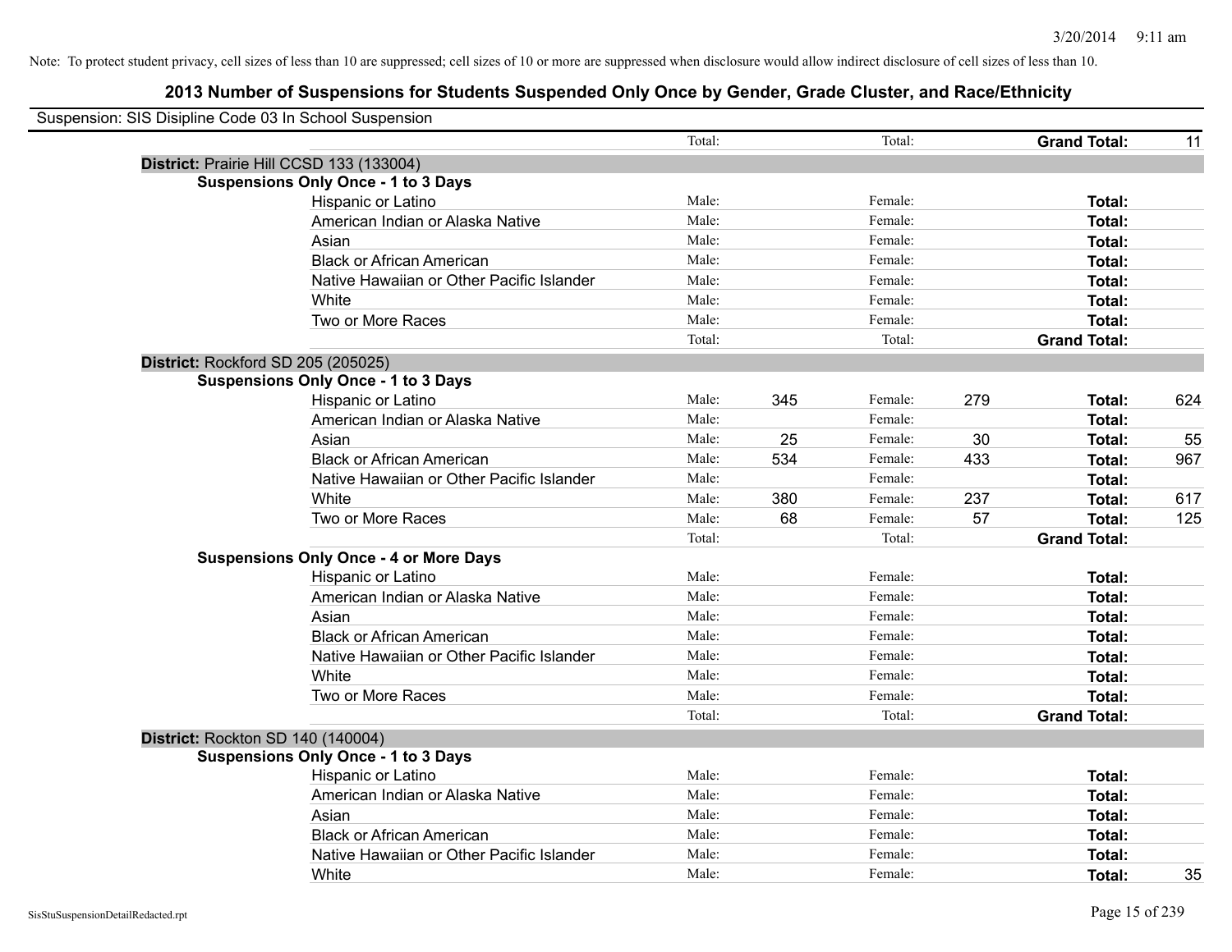Note: To protect student privacy, cell sizes of less than 10 are suppressed; cell sizes of 10 or more are suppressed when disclosure would allow indirect disclosure of cell sizes of less than 10.

## 2013 Number of Suspensions for Students Suspended Only Once by Gender, Grade Cluster, and Race/Ethnicity

Suspension: SIS Disipline Code 03 In School Suspension

| | | | | | | |
|---|---|---|---|---|---|---|
| | Total: | | Total: | | **Grand Total:** | 11 |
| **District:** Prairie Hill CCSD 133 (133004) | | | | | | |
| **Suspensions Only Once - 1 to 3 Days** | | | | | | |
| Hispanic or Latino | Male: | | Female: | | **Total:** | |
| American Indian or Alaska Native | Male: | | Female: | | **Total:** | |
| Asian | Male: | | Female: | | **Total:** | |
| Black or African American | Male: | | Female: | | **Total:** | |
| Native Hawaiian or Other Pacific Islander | Male: | | Female: | | **Total:** | |
| White | Male: | | Female: | | **Total:** | |
| Two or More Races | Male: | | Female: | | **Total:** | |
| | Total: | | Total: | | **Grand Total:** | |
| **District:** Rockford SD 205 (205025) | | | | | | |
| **Suspensions Only Once - 1 to 3 Days** | | | | | | |
| Hispanic or Latino | Male: | 345 | Female: | 279 | **Total:** | 624 |
| American Indian or Alaska Native | Male: | | Female: | | **Total:** | |
| Asian | Male: | 25 | Female: | 30 | **Total:** | 55 |
| Black or African American | Male: | 534 | Female: | 433 | **Total:** | 967 |
| Native Hawaiian or Other Pacific Islander | Male: | | Female: | | **Total:** | |
| White | Male: | 380 | Female: | 237 | **Total:** | 617 |
| Two or More Races | Male: | 68 | Female: | 57 | **Total:** | 125 |
| | Total: | | Total: | | **Grand Total:** | |
| **Suspensions Only Once - 4 or More Days** | | | | | | |
| Hispanic or Latino | Male: | | Female: | | **Total:** | |
| American Indian or Alaska Native | Male: | | Female: | | **Total:** | |
| Asian | Male: | | Female: | | **Total:** | |
| Black or African American | Male: | | Female: | | **Total:** | |
| Native Hawaiian or Other Pacific Islander | Male: | | Female: | | **Total:** | |
| White | Male: | | Female: | | **Total:** | |
| Two or More Races | Male: | | Female: | | **Total:** | |
| | Total: | | Total: | | **Grand Total:** | |
| **District:** Rockton SD 140 (140004) | | | | | | |
| **Suspensions Only Once - 1 to 3 Days** | | | | | | |
| Hispanic or Latino | Male: | | Female: | | **Total:** | |
| American Indian or Alaska Native | Male: | | Female: | | **Total:** | |
| Asian | Male: | | Female: | | **Total:** | |
| Black or African American | Male: | | Female: | | **Total:** | |
| Native Hawaiian or Other Pacific Islander | Male: | | Female: | | **Total:** | |
| White | Male: | | Female: | | **Total:** | 35 |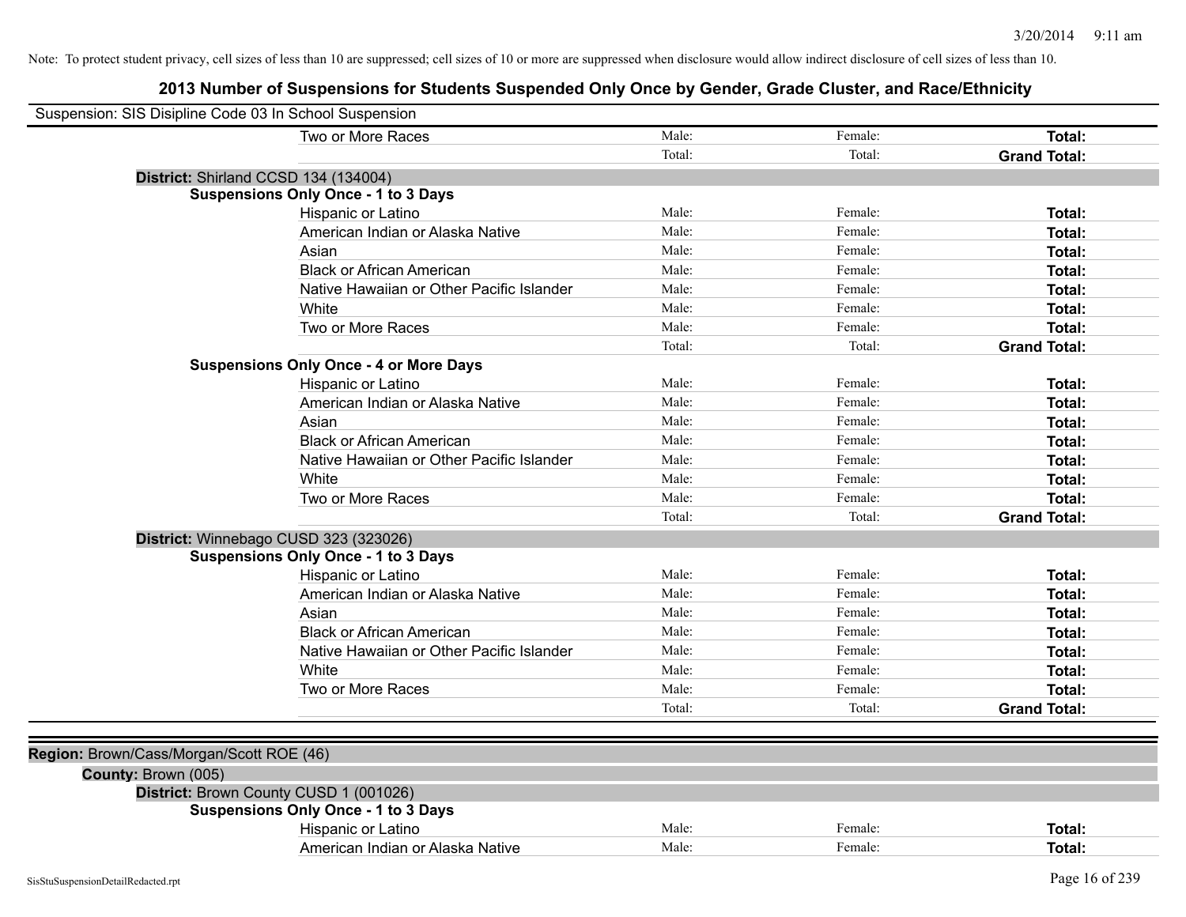Note: To protect student privacy, cell sizes of less than 10 are suppressed; cell sizes of 10 or more are suppressed when disclosure would allow indirect disclosure of cell sizes of less than 10.

# 2013 Number of Suspensions for Students Suspended Only Once by Gender, Grade Cluster, and Race/Ethnicity

Suspension: SIS Disipline Code 03 In School Suspension

| | | | |
|---|---|---|---|
| Two or More Races | Male: | Female: | **Total:** |
| | Total: | Total: | **Grand Total:** |

**District:** Shirland CCSD 134 (134004)

**Suspensions Only Once - 1 to 3 Days**

| | | | |
|---|---|---|---|
| Hispanic or Latino | Male: | Female: | **Total:** |
| American Indian or Alaska Native | Male: | Female: | **Total:** |
| Asian | Male: | Female: | **Total:** |
| Black or African American | Male: | Female: | **Total:** |
| Native Hawaiian or Other Pacific Islander | Male: | Female: | **Total:** |
| White | Male: | Female: | **Total:** |
| Two or More Races | Male: | Female: | **Total:** |
| | Total: | Total: | **Grand Total:** |

**Suspensions Only Once - 4 or More Days**

| | | | |
|---|---|---|---|
| Hispanic or Latino | Male: | Female: | **Total:** |
| American Indian or Alaska Native | Male: | Female: | **Total:** |
| Asian | Male: | Female: | **Total:** |
| Black or African American | Male: | Female: | **Total:** |
| Native Hawaiian or Other Pacific Islander | Male: | Female: | **Total:** |
| White | Male: | Female: | **Total:** |
| Two or More Races | Male: | Female: | **Total:** |
| | Total: | Total: | **Grand Total:** |

**District:** Winnebago CUSD 323 (323026)

**Suspensions Only Once - 1 to 3 Days**

| | | | |
|---|---|---|---|
| Hispanic or Latino | Male: | Female: | **Total:** |
| American Indian or Alaska Native | Male: | Female: | **Total:** |
| Asian | Male: | Female: | **Total:** |
| Black or African American | Male: | Female: | **Total:** |
| Native Hawaiian or Other Pacific Islander | Male: | Female: | **Total:** |
| White | Male: | Female: | **Total:** |
| Two or More Races | Male: | Female: | **Total:** |
| | Total: | Total: | **Grand Total:** |

**Region:** Brown/Cass/Morgan/Scott ROE (46)

**County:** Brown (005)

**District:** Brown County CUSD 1 (001026)

**Suspensions Only Once - 1 to 3 Days**

| | | | |
|---|---|---|---|
| Hispanic or Latino | Male: | Female: | **Total:** |
| American Indian or Alaska Native | Male: | Female: | **Total:** |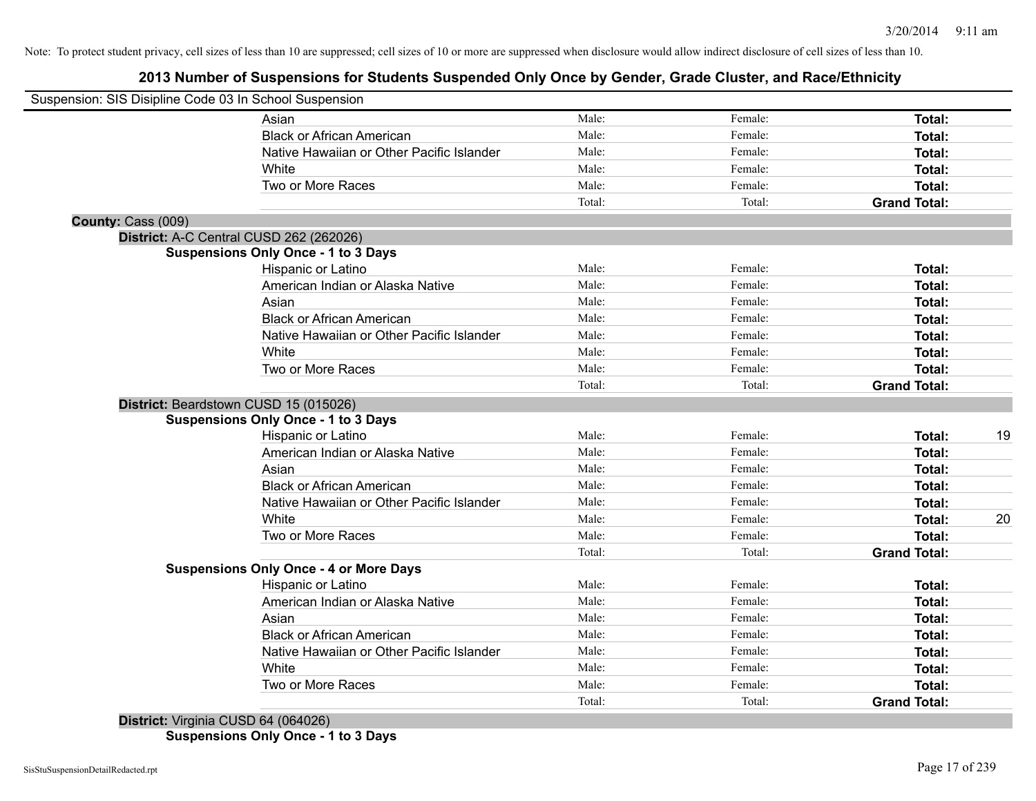Note: To protect student privacy, cell sizes of less than 10 are suppressed; cell sizes of 10 or more are suppressed when disclosure would allow indirect disclosure of cell sizes of less than 10.

# 2013 Number of Suspensions for Students Suspended Only Once by Gender, Grade Cluster, and Race/Ethnicity

Suspension: SIS Disipline Code 03 In School Suspension

| | | | |
|---|---|---|---|
| Asian | Male: | Female: | **Total:** |
| Black or African American | Male: | Female: | **Total:** |
| Native Hawaiian or Other Pacific Islander | Male: | Female: | **Total:** |
| White | Male: | Female: | **Total:** |
| Two or More Races | Male: | Female: | **Total:** |
| | Total: | Total: | **Grand Total:** |

**County:** Cass (009)

**District:** A-C Central CUSD 262 (262026)

**Suspensions Only Once - 1 to 3 Days**

| | | | |
|---|---|---|---|
| Hispanic or Latino | Male: | Female: | **Total:** |
| American Indian or Alaska Native | Male: | Female: | **Total:** |
| Asian | Male: | Female: | **Total:** |
| Black or African American | Male: | Female: | **Total:** |
| Native Hawaiian or Other Pacific Islander | Male: | Female: | **Total:** |
| White | Male: | Female: | **Total:** |
| Two or More Races | Male: | Female: | **Total:** |
| | Total: | Total: | **Grand Total:** |

**District:** Beardstown CUSD 15 (015026)

**Suspensions Only Once - 1 to 3 Days**

| | | | | |
|---|---|---|---|---|
| Hispanic or Latino | Male: | Female: | **Total:** | 19 |
| American Indian or Alaska Native | Male: | Female: | **Total:** | |
| Asian | Male: | Female: | **Total:** | |
| Black or African American | Male: | Female: | **Total:** | |
| Native Hawaiian or Other Pacific Islander | Male: | Female: | **Total:** | |
| White | Male: | Female: | **Total:** | 20 |
| Two or More Races | Male: | Female: | **Total:** | |
| | Total: | Total: | **Grand Total:** | |

**Suspensions Only Once - 4 or More Days**

| | | | |
|---|---|---|---|
| Hispanic or Latino | Male: | Female: | **Total:** |
| American Indian or Alaska Native | Male: | Female: | **Total:** |
| Asian | Male: | Female: | **Total:** |
| Black or African American | Male: | Female: | **Total:** |
| Native Hawaiian or Other Pacific Islander | Male: | Female: | **Total:** |
| White | Male: | Female: | **Total:** |
| Two or More Races | Male: | Female: | **Total:** |
| | Total: | Total: | **Grand Total:** |

**District:** Virginia CUSD 64 (064026)

**Suspensions Only Once - 1 to 3 Days**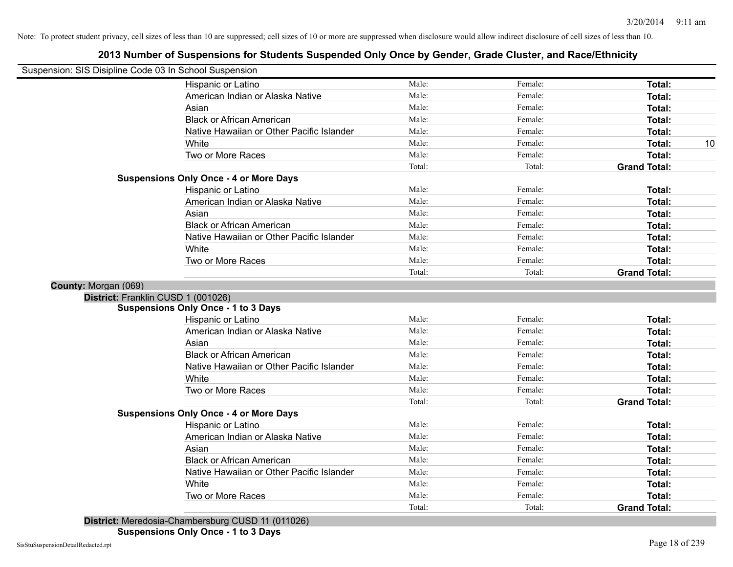Note: To protect student privacy, cell sizes of less than 10 are suppressed; cell sizes of 10 or more are suppressed when disclosure would allow indirect disclosure of cell sizes of less than 10.

# 2013 Number of Suspensions for Students Suspended Only Once by Gender, Grade Cluster, and Race/Ethnicity

Suspension: SIS Disipline Code 03 In School Suspension

| | Male: | Female: | Total: | |
|---|---|---|---|---|
| Hispanic or Latino | Male: | Female: | **Total:** | |
| American Indian or Alaska Native | Male: | Female: | **Total:** | |
| Asian | Male: | Female: | **Total:** | |
| Black or African American | Male: | Female: | **Total:** | |
| Native Hawaiian or Other Pacific Islander | Male: | Female: | **Total:** | |
| White | Male: | Female: | **Total:** | 10 |
| Two or More Races | Male: | Female: | **Total:** | |
| | Total: | Total: | **Grand Total:** | |

**Suspensions Only Once - 4 or More Days**

| | | | | |
|---|---|---|---|---|
| Hispanic or Latino | Male: | Female: | **Total:** | |
| American Indian or Alaska Native | Male: | Female: | **Total:** | |
| Asian | Male: | Female: | **Total:** | |
| Black or African American | Male: | Female: | **Total:** | |
| Native Hawaiian or Other Pacific Islander | Male: | Female: | **Total:** | |
| White | Male: | Female: | **Total:** | |
| Two or More Races | Male: | Female: | **Total:** | |
| | Total: | Total: | **Grand Total:** | |

**County:** Morgan (069)

**District:** Franklin CUSD 1 (001026)

**Suspensions Only Once - 1 to 3 Days**

| | | | | |
|---|---|---|---|---|
| Hispanic or Latino | Male: | Female: | **Total:** | |
| American Indian or Alaska Native | Male: | Female: | **Total:** | |
| Asian | Male: | Female: | **Total:** | |
| Black or African American | Male: | Female: | **Total:** | |
| Native Hawaiian or Other Pacific Islander | Male: | Female: | **Total:** | |
| White | Male: | Female: | **Total:** | |
| Two or More Races | Male: | Female: | **Total:** | |
| | Total: | Total: | **Grand Total:** | |

**Suspensions Only Once - 4 or More Days**

| | | | | |
|---|---|---|---|---|
| Hispanic or Latino | Male: | Female: | **Total:** | |
| American Indian or Alaska Native | Male: | Female: | **Total:** | |
| Asian | Male: | Female: | **Total:** | |
| Black or African American | Male: | Female: | **Total:** | |
| Native Hawaiian or Other Pacific Islander | Male: | Female: | **Total:** | |
| White | Male: | Female: | **Total:** | |
| Two or More Races | Male: | Female: | **Total:** | |
| | Total: | Total: | **Grand Total:** | |

**District:** Meredosia-Chambersburg CUSD 11 (011026)

**Suspensions Only Once - 1 to 3 Days**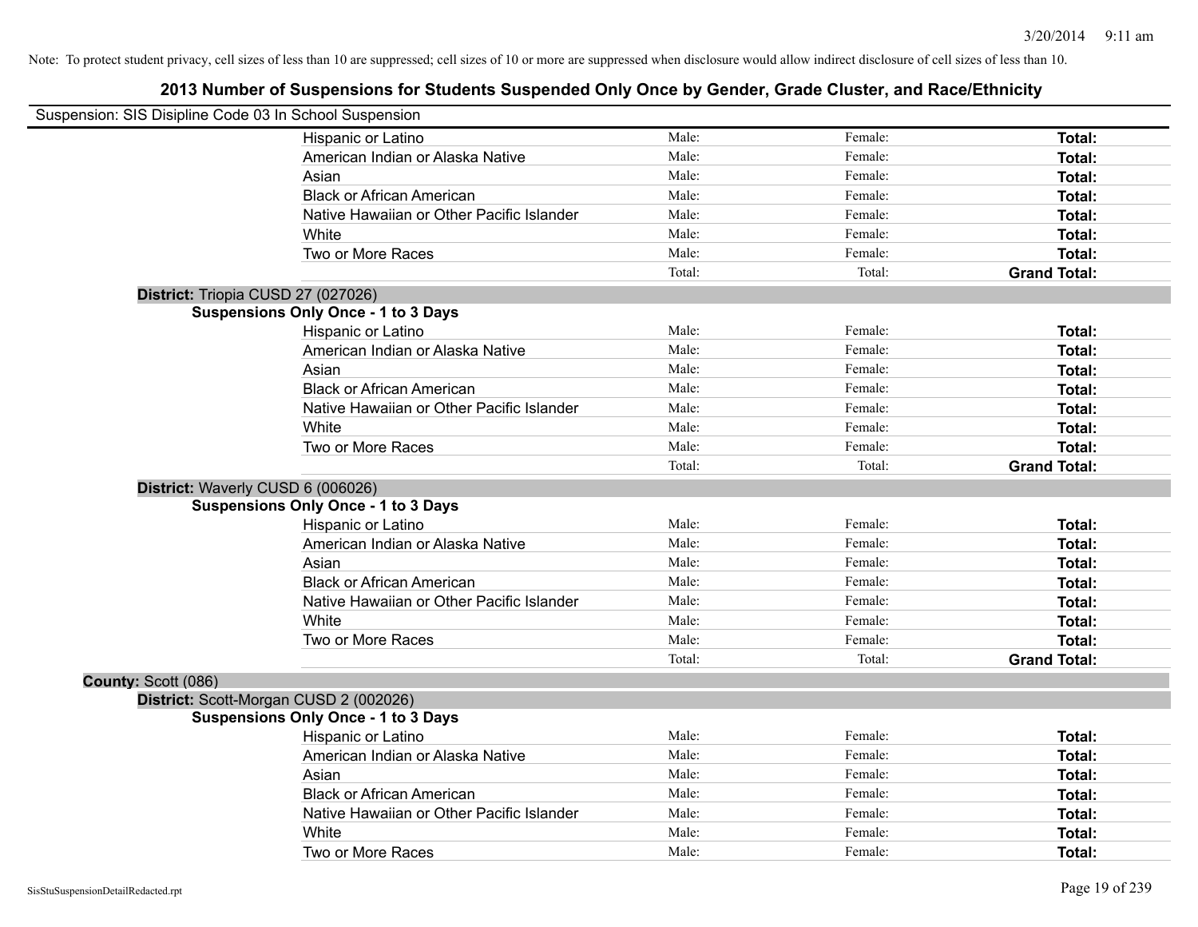Note: To protect student privacy, cell sizes of less than 10 are suppressed; cell sizes of 10 or more are suppressed when disclosure would allow indirect disclosure of cell sizes of less than 10.

# 2013 Number of Suspensions for Students Suspended Only Once by Gender, Grade Cluster, and Race/Ethnicity

Suspension: SIS Disipline Code 03 In School Suspension

| | | | |
|---|---|---|---|
| Hispanic or Latino | Male: | Female: | **Total:** |
| American Indian or Alaska Native | Male: | Female: | **Total:** |
| Asian | Male: | Female: | **Total:** |
| Black or African American | Male: | Female: | **Total:** |
| Native Hawaiian or Other Pacific Islander | Male: | Female: | **Total:** |
| White | Male: | Female: | **Total:** |
| Two or More Races | Male: | Female: | **Total:** |
| | Total: | Total: | **Grand Total:** |

**District:** Triopia CUSD 27 (027026)

**Suspensions Only Once - 1 to 3 Days**

| | | | |
|---|---|---|---|
| Hispanic or Latino | Male: | Female: | **Total:** |
| American Indian or Alaska Native | Male: | Female: | **Total:** |
| Asian | Male: | Female: | **Total:** |
| Black or African American | Male: | Female: | **Total:** |
| Native Hawaiian or Other Pacific Islander | Male: | Female: | **Total:** |
| White | Male: | Female: | **Total:** |
| Two or More Races | Male: | Female: | **Total:** |
| | Total: | Total: | **Grand Total:** |

**District:** Waverly CUSD 6 (006026)

**Suspensions Only Once - 1 to 3 Days**

| | | | |
|---|---|---|---|
| Hispanic or Latino | Male: | Female: | **Total:** |
| American Indian or Alaska Native | Male: | Female: | **Total:** |
| Asian | Male: | Female: | **Total:** |
| Black or African American | Male: | Female: | **Total:** |
| Native Hawaiian or Other Pacific Islander | Male: | Female: | **Total:** |
| White | Male: | Female: | **Total:** |
| Two or More Races | Male: | Female: | **Total:** |
| | Total: | Total: | **Grand Total:** |

**County:** Scott (086)

**District:** Scott-Morgan CUSD 2 (002026)

**Suspensions Only Once - 1 to 3 Days**

| | | | |
|---|---|---|---|
| Hispanic or Latino | Male: | Female: | **Total:** |
| American Indian or Alaska Native | Male: | Female: | **Total:** |
| Asian | Male: | Female: | **Total:** |
| Black or African American | Male: | Female: | **Total:** |
| Native Hawaiian or Other Pacific Islander | Male: | Female: | **Total:** |
| White | Male: | Female: | **Total:** |
| Two or More Races | Male: | Female: | **Total:** |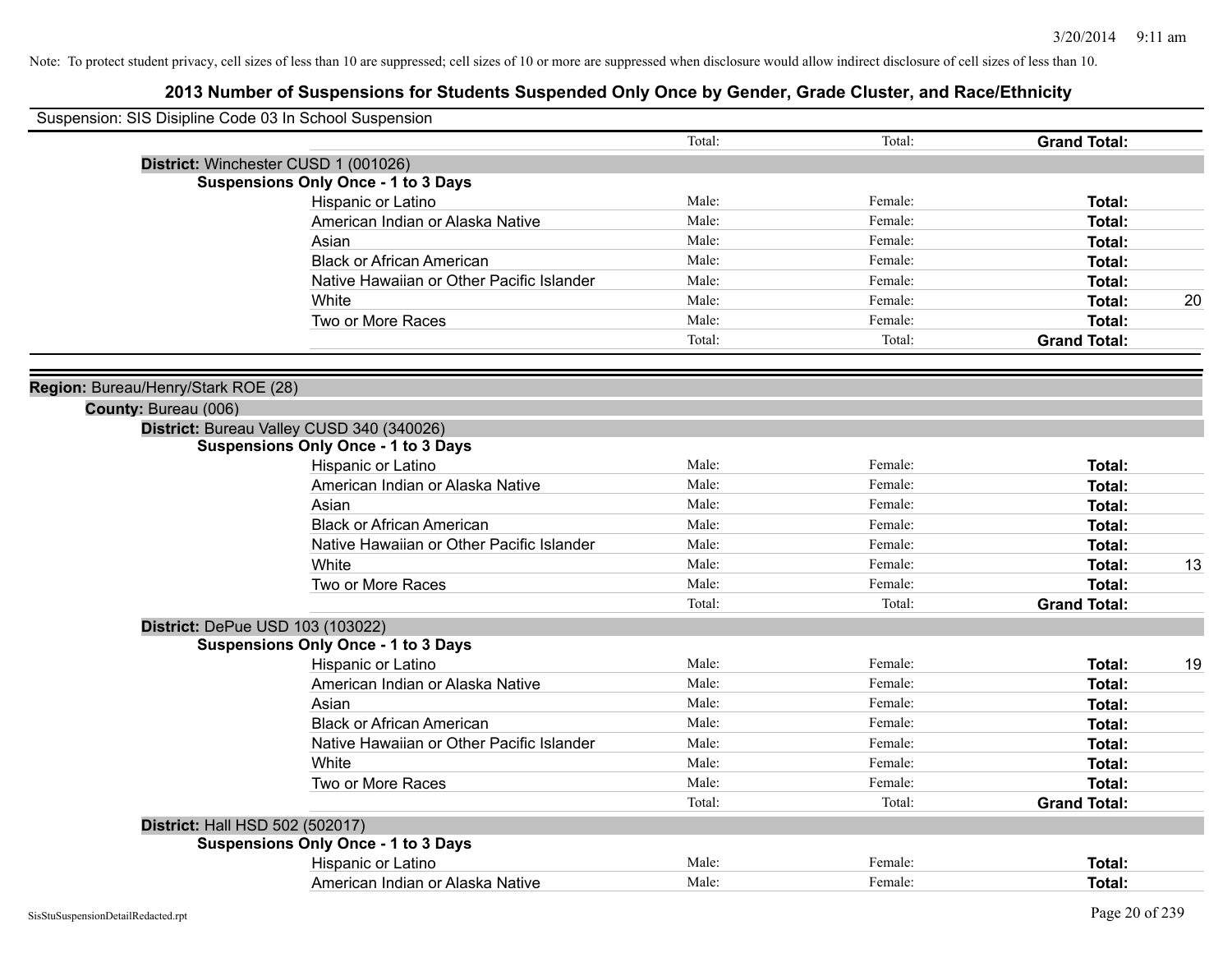Note: To protect student privacy, cell sizes of less than 10 are suppressed; cell sizes of 10 or more are suppressed when disclosure would allow indirect disclosure of cell sizes of less than 10.

# 2013 Number of Suspensions for Students Suspended Only Once by Gender, Grade Cluster, and Race/Ethnicity

Suspension: SIS Disipline Code 03 In School Suspension

| | Total: | Total: | **Grand Total:** | |
|---|---|---|---|---|

**District:** Winchester CUSD 1 (001026)

**Suspensions Only Once - 1 to 3 Days**

| | | | | |
|---|---|---|---|---|
| Hispanic or Latino | Male: | Female: | **Total:** | |
| American Indian or Alaska Native | Male: | Female: | **Total:** | |
| Asian | Male: | Female: | **Total:** | |
| Black or African American | Male: | Female: | **Total:** | |
| Native Hawaiian or Other Pacific Islander | Male: | Female: | **Total:** | |
| White | Male: | Female: | **Total:** | 20 |
| Two or More Races | Male: | Female: | **Total:** | |
| | Total: | Total: | **Grand Total:** | |

**Region:** Bureau/Henry/Stark ROE (28)

**County:** Bureau (006)

**District:** Bureau Valley CUSD 340 (340026)

**Suspensions Only Once - 1 to 3 Days**

| | | | | |
|---|---|---|---|---|
| Hispanic or Latino | Male: | Female: | **Total:** | |
| American Indian or Alaska Native | Male: | Female: | **Total:** | |
| Asian | Male: | Female: | **Total:** | |
| Black or African American | Male: | Female: | **Total:** | |
| Native Hawaiian or Other Pacific Islander | Male: | Female: | **Total:** | |
| White | Male: | Female: | **Total:** | 13 |
| Two or More Races | Male: | Female: | **Total:** | |
| | Total: | Total: | **Grand Total:** | |

**District:** DePue USD 103 (103022)

**Suspensions Only Once - 1 to 3 Days**

| | | | | |
|---|---|---|---|---|
| Hispanic or Latino | Male: | Female: | **Total:** | 19 |
| American Indian or Alaska Native | Male: | Female: | **Total:** | |
| Asian | Male: | Female: | **Total:** | |
| Black or African American | Male: | Female: | **Total:** | |
| Native Hawaiian or Other Pacific Islander | Male: | Female: | **Total:** | |
| White | Male: | Female: | **Total:** | |
| Two or More Races | Male: | Female: | **Total:** | |
| | Total: | Total: | **Grand Total:** | |

**District:** Hall HSD 502 (502017)

**Suspensions Only Once - 1 to 3 Days**

| | | | | |
|---|---|---|---|---|
| Hispanic or Latino | Male: | Female: | **Total:** | |
| American Indian or Alaska Native | Male: | Female: | **Total:** | |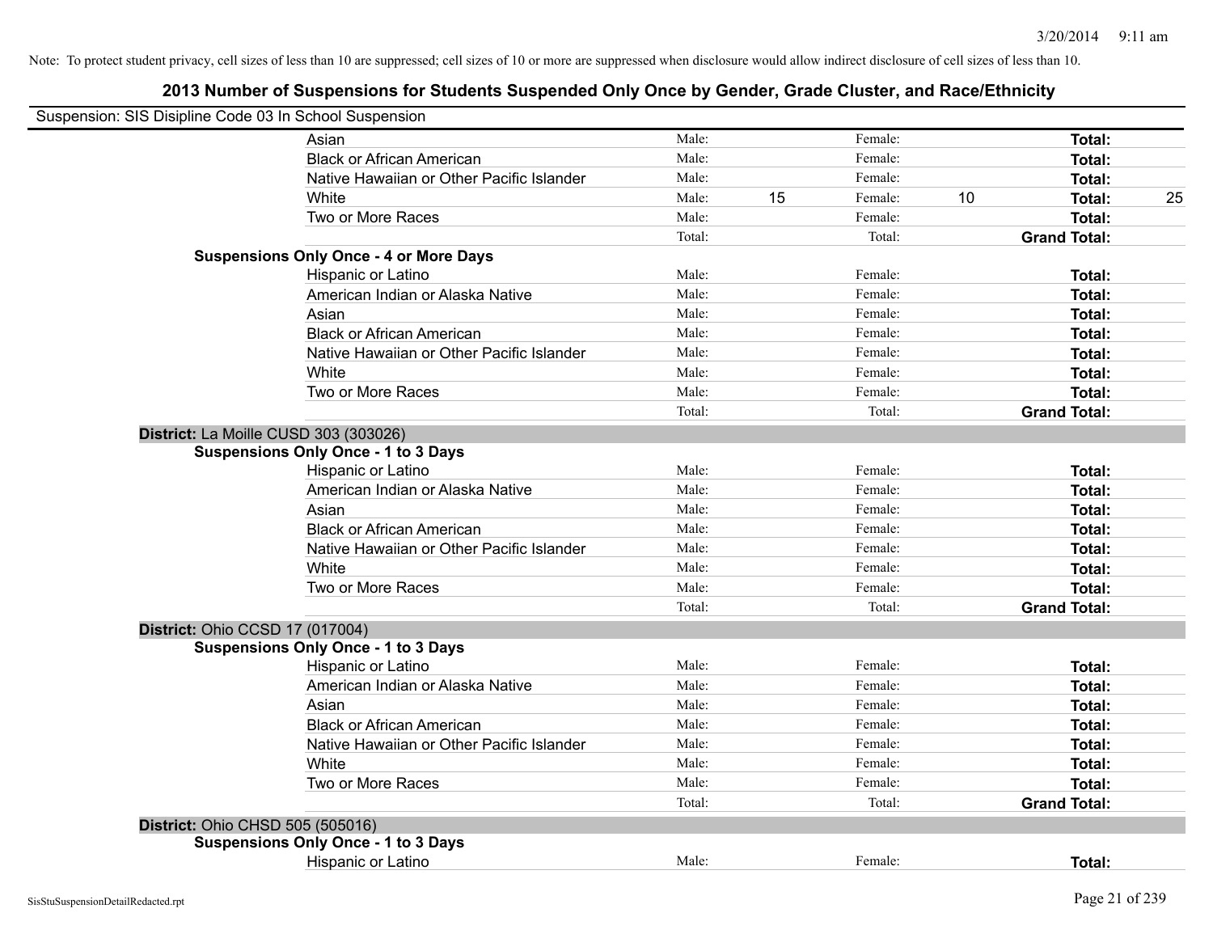Note: To protect student privacy, cell sizes of less than 10 are suppressed; cell sizes of 10 or more are suppressed when disclosure would allow indirect disclosure of cell sizes of less than 10.

## 2013 Number of Suspensions for Students Suspended Only Once by Gender, Grade Cluster, and Race/Ethnicity

Suspension: SIS Disipline Code 03 In School Suspension

| | | | | | | |
|---|---|---|---|---|---|---|
| Asian | Male: | | Female: | | **Total:** | |
| Black or African American | Male: | | Female: | | **Total:** | |
| Native Hawaiian or Other Pacific Islander | Male: | | Female: | | **Total:** | |
| White | Male: | 15 | Female: | 10 | **Total:** | 25 |
| Two or More Races | Male: | | Female: | | **Total:** | |
| | Total: | | Total: | | **Grand Total:** | |

**Suspensions Only Once - 4 or More Days**

| | | | | | | |
|---|---|---|---|---|---|---|
| Hispanic or Latino | Male: | | Female: | | **Total:** | |
| American Indian or Alaska Native | Male: | | Female: | | **Total:** | |
| Asian | Male: | | Female: | | **Total:** | |
| Black or African American | Male: | | Female: | | **Total:** | |
| Native Hawaiian or Other Pacific Islander | Male: | | Female: | | **Total:** | |
| White | Male: | | Female: | | **Total:** | |
| Two or More Races | Male: | | Female: | | **Total:** | |
| | Total: | | Total: | | **Grand Total:** | |

**District:** La Moille CUSD 303 (303026)

**Suspensions Only Once - 1 to 3 Days**

| | | | | | | |
|---|---|---|---|---|---|---|
| Hispanic or Latino | Male: | | Female: | | **Total:** | |
| American Indian or Alaska Native | Male: | | Female: | | **Total:** | |
| Asian | Male: | | Female: | | **Total:** | |
| Black or African American | Male: | | Female: | | **Total:** | |
| Native Hawaiian or Other Pacific Islander | Male: | | Female: | | **Total:** | |
| White | Male: | | Female: | | **Total:** | |
| Two or More Races | Male: | | Female: | | **Total:** | |
| | Total: | | Total: | | **Grand Total:** | |

**District:** Ohio CCSD 17 (017004)

**Suspensions Only Once - 1 to 3 Days**

| | | | | | | |
|---|---|---|---|---|---|---|
| Hispanic or Latino | Male: | | Female: | | **Total:** | |
| American Indian or Alaska Native | Male: | | Female: | | **Total:** | |
| Asian | Male: | | Female: | | **Total:** | |
| Black or African American | Male: | | Female: | | **Total:** | |
| Native Hawaiian or Other Pacific Islander | Male: | | Female: | | **Total:** | |
| White | Male: | | Female: | | **Total:** | |
| Two or More Races | Male: | | Female: | | **Total:** | |
| | Total: | | Total: | | **Grand Total:** | |

**District:** Ohio CHSD 505 (505016)

**Suspensions Only Once - 1 to 3 Days**

| | | | | | | |
|---|---|---|---|---|---|---|
| Hispanic or Latino | Male: | | Female: | | **Total:** | |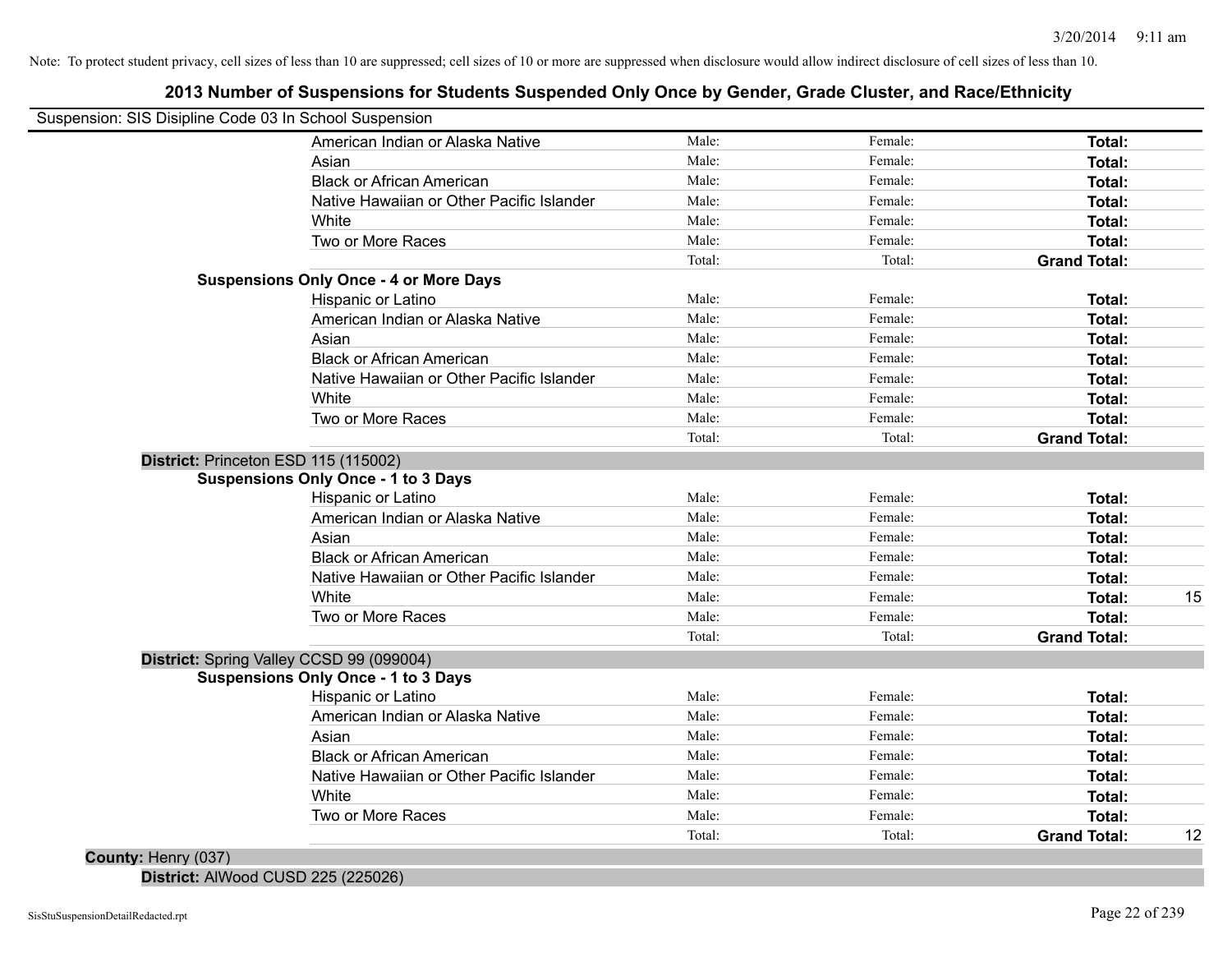Note: To protect student privacy, cell sizes of less than 10 are suppressed; cell sizes of 10 or more are suppressed when disclosure would allow indirect disclosure of cell sizes of less than 10.

## 2013 Number of Suspensions for Students Suspended Only Once by Gender, Grade Cluster, and Race/Ethnicity

Suspension: SIS Disipline Code 03 In School Suspension

| | | | | |
|---|---|---|---|---|
| American Indian or Alaska Native | Male: | Female: | **Total:** | |
| Asian | Male: | Female: | **Total:** | |
| Black or African American | Male: | Female: | **Total:** | |
| Native Hawaiian or Other Pacific Islander | Male: | Female: | **Total:** | |
| White | Male: | Female: | **Total:** | |
| Two or More Races | Male: | Female: | **Total:** | |
| | Total: | Total: | **Grand Total:** | |

**Suspensions Only Once - 4 or More Days**

| | | | | |
|---|---|---|---|---|
| Hispanic or Latino | Male: | Female: | **Total:** | |
| American Indian or Alaska Native | Male: | Female: | **Total:** | |
| Asian | Male: | Female: | **Total:** | |
| Black or African American | Male: | Female: | **Total:** | |
| Native Hawaiian or Other Pacific Islander | Male: | Female: | **Total:** | |
| White | Male: | Female: | **Total:** | |
| Two or More Races | Male: | Female: | **Total:** | |
| | Total: | Total: | **Grand Total:** | |

**District:** Princeton ESD 115 (115002)

**Suspensions Only Once - 1 to 3 Days**

| | | | | |
|---|---|---|---|---|
| Hispanic or Latino | Male: | Female: | **Total:** | |
| American Indian or Alaska Native | Male: | Female: | **Total:** | |
| Asian | Male: | Female: | **Total:** | |
| Black or African American | Male: | Female: | **Total:** | |
| Native Hawaiian or Other Pacific Islander | Male: | Female: | **Total:** | |
| White | Male: | Female: | **Total:** | 15 |
| Two or More Races | Male: | Female: | **Total:** | |
| | Total: | Total: | **Grand Total:** | |

**District:** Spring Valley CCSD 99 (099004)

**Suspensions Only Once - 1 to 3 Days**

| | | | | |
|---|---|---|---|---|
| Hispanic or Latino | Male: | Female: | **Total:** | |
| American Indian or Alaska Native | Male: | Female: | **Total:** | |
| Asian | Male: | Female: | **Total:** | |
| Black or African American | Male: | Female: | **Total:** | |
| Native Hawaiian or Other Pacific Islander | Male: | Female: | **Total:** | |
| White | Male: | Female: | **Total:** | |
| Two or More Races | Male: | Female: | **Total:** | |
| | Total: | Total: | **Grand Total:** | 12 |

**County:** Henry (037)

**District:** AlWood CUSD 225 (225026)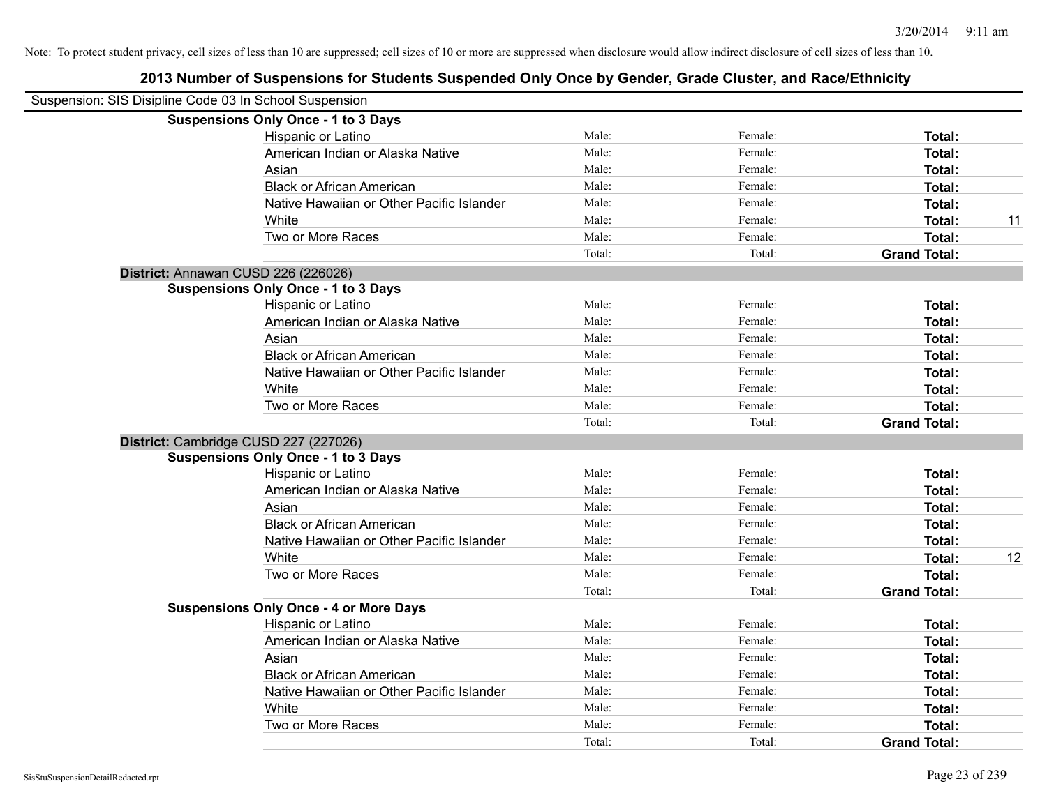Note: To protect student privacy, cell sizes of less than 10 are suppressed; cell sizes of 10 or more are suppressed when disclosure would allow indirect disclosure of cell sizes of less than 10.

## 2013 Number of Suspensions for Students Suspended Only Once by Gender, Grade Cluster, and Race/Ethnicity

Suspension: SIS Disipline Code 03 In School Suspension

**Suspensions Only Once - 1 to 3 Days**

| | | | | |
|---|---|---|---|---|
| Hispanic or Latino | Male: | Female: | **Total:** | |
| American Indian or Alaska Native | Male: | Female: | **Total:** | |
| Asian | Male: | Female: | **Total:** | |
| Black or African American | Male: | Female: | **Total:** | |
| Native Hawaiian or Other Pacific Islander | Male: | Female: | **Total:** | |
| White | Male: | Female: | **Total:** | 11 |
| Two or More Races | Male: | Female: | **Total:** | |
| | Total: | Total: | **Grand Total:** | |

**District:** Annawan CUSD 226 (226026)

**Suspensions Only Once - 1 to 3 Days**

| | | | | |
|---|---|---|---|---|
| Hispanic or Latino | Male: | Female: | **Total:** | |
| American Indian or Alaska Native | Male: | Female: | **Total:** | |
| Asian | Male: | Female: | **Total:** | |
| Black or African American | Male: | Female: | **Total:** | |
| Native Hawaiian or Other Pacific Islander | Male: | Female: | **Total:** | |
| White | Male: | Female: | **Total:** | |
| Two or More Races | Male: | Female: | **Total:** | |
| | Total: | Total: | **Grand Total:** | |

**District:** Cambridge CUSD 227 (227026)

**Suspensions Only Once - 1 to 3 Days**

| | | | | |
|---|---|---|---|---|
| Hispanic or Latino | Male: | Female: | **Total:** | |
| American Indian or Alaska Native | Male: | Female: | **Total:** | |
| Asian | Male: | Female: | **Total:** | |
| Black or African American | Male: | Female: | **Total:** | |
| Native Hawaiian or Other Pacific Islander | Male: | Female: | **Total:** | |
| White | Male: | Female: | **Total:** | 12 |
| Two or More Races | Male: | Female: | **Total:** | |
| | Total: | Total: | **Grand Total:** | |

**Suspensions Only Once - 4 or More Days**

| | | | | |
|---|---|---|---|---|
| Hispanic or Latino | Male: | Female: | **Total:** | |
| American Indian or Alaska Native | Male: | Female: | **Total:** | |
| Asian | Male: | Female: | **Total:** | |
| Black or African American | Male: | Female: | **Total:** | |
| Native Hawaiian or Other Pacific Islander | Male: | Female: | **Total:** | |
| White | Male: | Female: | **Total:** | |
| Two or More Races | Male: | Female: | **Total:** | |
| | Total: | Total: | **Grand Total:** | |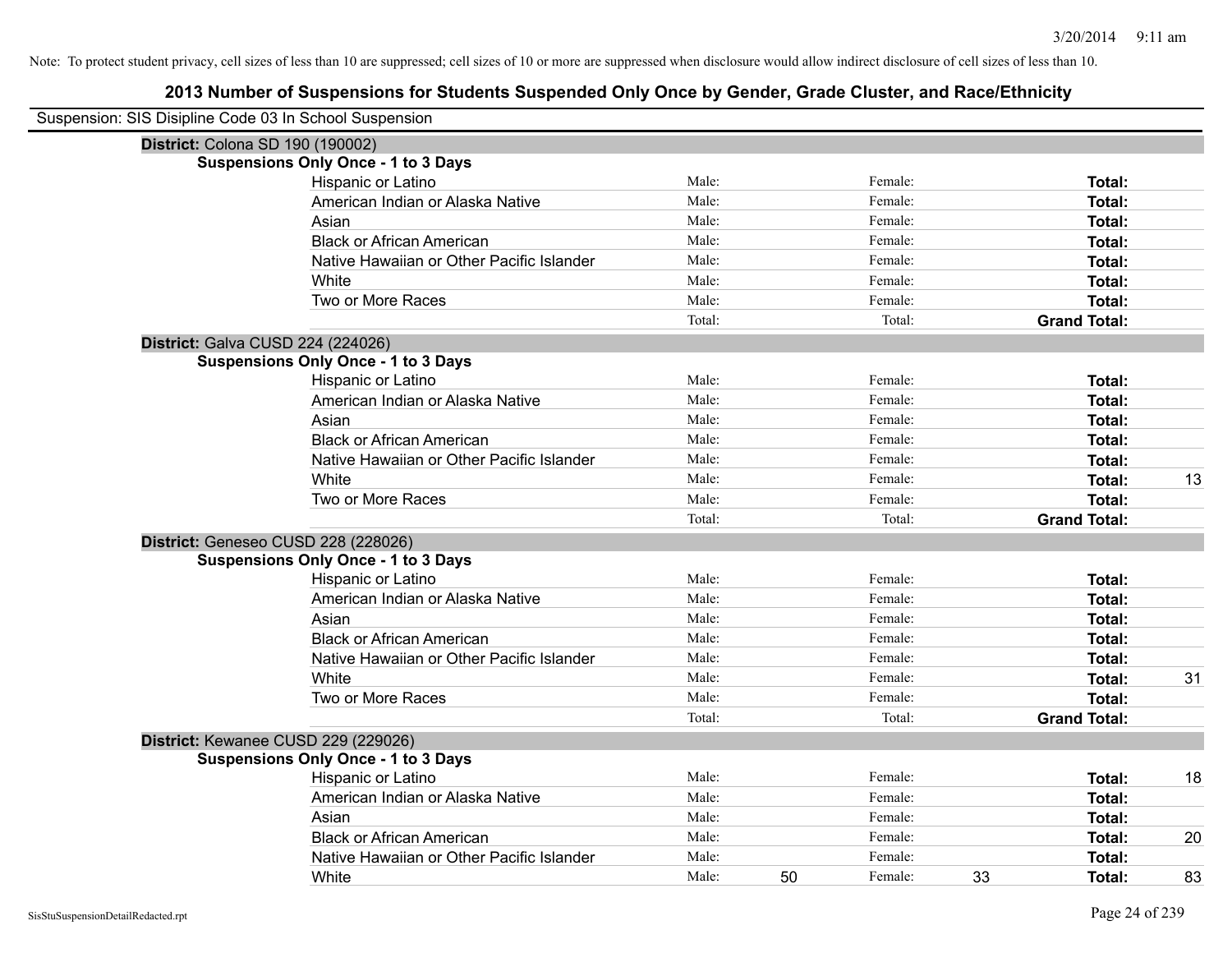Note: To protect student privacy, cell sizes of less than 10 are suppressed; cell sizes of 10 or more are suppressed when disclosure would allow indirect disclosure of cell sizes of less than 10.

## 2013 Number of Suspensions for Students Suspended Only Once by Gender, Grade Cluster, and Race/Ethnicity

Suspension: SIS Disipline Code 03 In School Suspension

**District:** Colona SD 190 (190002)

**Suspensions Only Once - 1 to 3 Days**

| Race/Ethnicity | Male: | | Female: | | Total: | |
|---|---|---|---|---|---|---|
| Hispanic or Latino | Male: | | Female: | | **Total:** | |
| American Indian or Alaska Native | Male: | | Female: | | **Total:** | |
| Asian | Male: | | Female: | | **Total:** | |
| Black or African American | Male: | | Female: | | **Total:** | |
| Native Hawaiian or Other Pacific Islander | Male: | | Female: | | **Total:** | |
| White | Male: | | Female: | | **Total:** | |
| Two or More Races | Male: | | Female: | | **Total:** | |
| | Total: | | Total: | | **Grand Total:** | |

**District:** Galva CUSD 224 (224026)

**Suspensions Only Once - 1 to 3 Days**

| Race/Ethnicity | Male: | | Female: | | Total: | |
|---|---|---|---|---|---|---|
| Hispanic or Latino | Male: | | Female: | | **Total:** | |
| American Indian or Alaska Native | Male: | | Female: | | **Total:** | |
| Asian | Male: | | Female: | | **Total:** | |
| Black or African American | Male: | | Female: | | **Total:** | |
| Native Hawaiian or Other Pacific Islander | Male: | | Female: | | **Total:** | |
| White | Male: | | Female: | | **Total:** | 13 |
| Two or More Races | Male: | | Female: | | **Total:** | |
| | Total: | | Total: | | **Grand Total:** | |

**District:** Geneseo CUSD 228 (228026)

**Suspensions Only Once - 1 to 3 Days**

| Race/Ethnicity | Male: | | Female: | | Total: | |
|---|---|---|---|---|---|---|
| Hispanic or Latino | Male: | | Female: | | **Total:** | |
| American Indian or Alaska Native | Male: | | Female: | | **Total:** | |
| Asian | Male: | | Female: | | **Total:** | |
| Black or African American | Male: | | Female: | | **Total:** | |
| Native Hawaiian or Other Pacific Islander | Male: | | Female: | | **Total:** | |
| White | Male: | | Female: | | **Total:** | 31 |
| Two or More Races | Male: | | Female: | | **Total:** | |
| | Total: | | Total: | | **Grand Total:** | |

**District:** Kewanee CUSD 229 (229026)

**Suspensions Only Once - 1 to 3 Days**

| Race/Ethnicity | Male: | | Female: | | Total: | |
|---|---|---|---|---|---|---|
| Hispanic or Latino | Male: | | Female: | | **Total:** | 18 |
| American Indian or Alaska Native | Male: | | Female: | | **Total:** | |
| Asian | Male: | | Female: | | **Total:** | |
| Black or African American | Male: | | Female: | | **Total:** | 20 |
| Native Hawaiian or Other Pacific Islander | Male: | | Female: | | **Total:** | |
| White | Male: | 50 | Female: | 33 | **Total:** | 83 |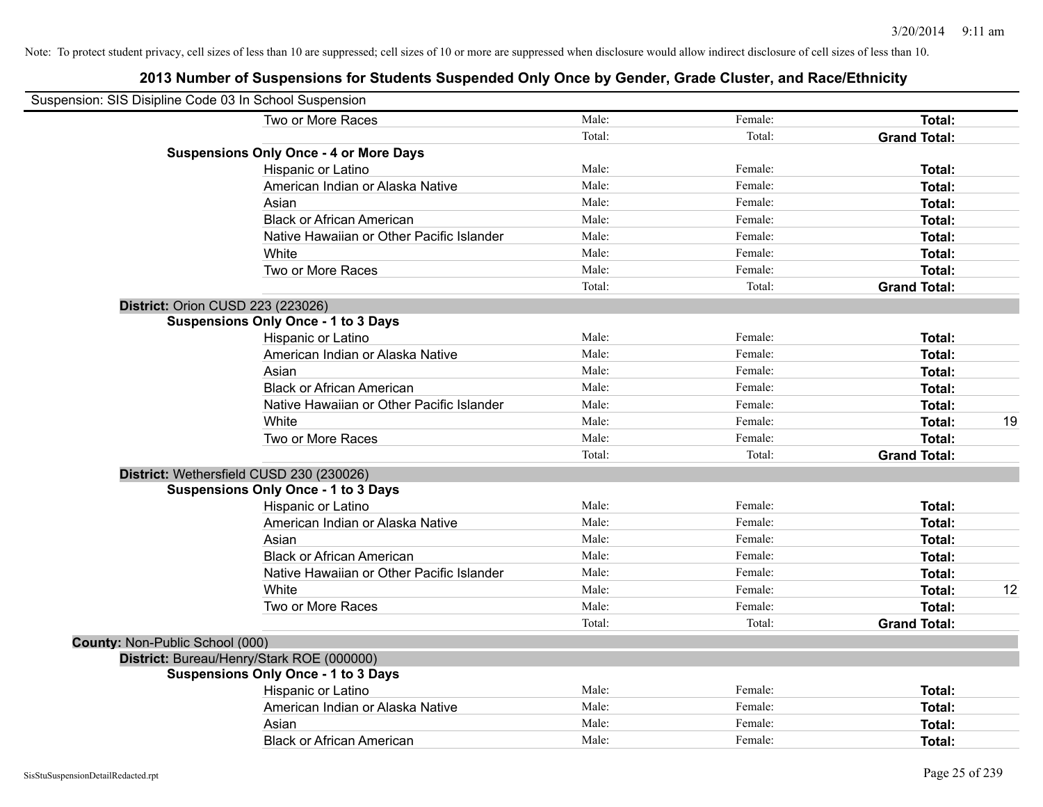Note: To protect student privacy, cell sizes of less than 10 are suppressed; cell sizes of 10 or more are suppressed when disclosure would allow indirect disclosure of cell sizes of less than 10.

## 2013 Number of Suspensions for Students Suspended Only Once by Gender, Grade Cluster, and Race/Ethnicity

Suspension: SIS Disipline Code 03 In School Suspension

| | | | | |
|---|---|---|---|---|
| Two or More Races | Male: | Female: | **Total:** | |
| | Total: | Total: | **Grand Total:** | |
| **Suspensions Only Once - 4 or More Days** | | | | |
| Hispanic or Latino | Male: | Female: | **Total:** | |
| American Indian or Alaska Native | Male: | Female: | **Total:** | |
| Asian | Male: | Female: | **Total:** | |
| Black or African American | Male: | Female: | **Total:** | |
| Native Hawaiian or Other Pacific Islander | Male: | Female: | **Total:** | |
| White | Male: | Female: | **Total:** | |
| Two or More Races | Male: | Female: | **Total:** | |
| | Total: | Total: | **Grand Total:** | |
| **District:** Orion CUSD 223 (223026) | | | | |
| **Suspensions Only Once - 1 to 3 Days** | | | | |
| Hispanic or Latino | Male: | Female: | **Total:** | |
| American Indian or Alaska Native | Male: | Female: | **Total:** | |
| Asian | Male: | Female: | **Total:** | |
| Black or African American | Male: | Female: | **Total:** | |
| Native Hawaiian or Other Pacific Islander | Male: | Female: | **Total:** | |
| White | Male: | Female: | **Total:** | 19 |
| Two or More Races | Male: | Female: | **Total:** | |
| | Total: | Total: | **Grand Total:** | |
| **District:** Wethersfield CUSD 230 (230026) | | | | |
| **Suspensions Only Once - 1 to 3 Days** | | | | |
| Hispanic or Latino | Male: | Female: | **Total:** | |
| American Indian or Alaska Native | Male: | Female: | **Total:** | |
| Asian | Male: | Female: | **Total:** | |
| Black or African American | Male: | Female: | **Total:** | |
| Native Hawaiian or Other Pacific Islander | Male: | Female: | **Total:** | |
| White | Male: | Female: | **Total:** | 12 |
| Two or More Races | Male: | Female: | **Total:** | |
| | Total: | Total: | **Grand Total:** | |
| **County:** Non-Public School (000) | | | | |
| **District:** Bureau/Henry/Stark ROE (000000) | | | | |
| **Suspensions Only Once - 1 to 3 Days** | | | | |
| Hispanic or Latino | Male: | Female: | **Total:** | |
| American Indian or Alaska Native | Male: | Female: | **Total:** | |
| Asian | Male: | Female: | **Total:** | |
| Black or African American | Male: | Female: | **Total:** | |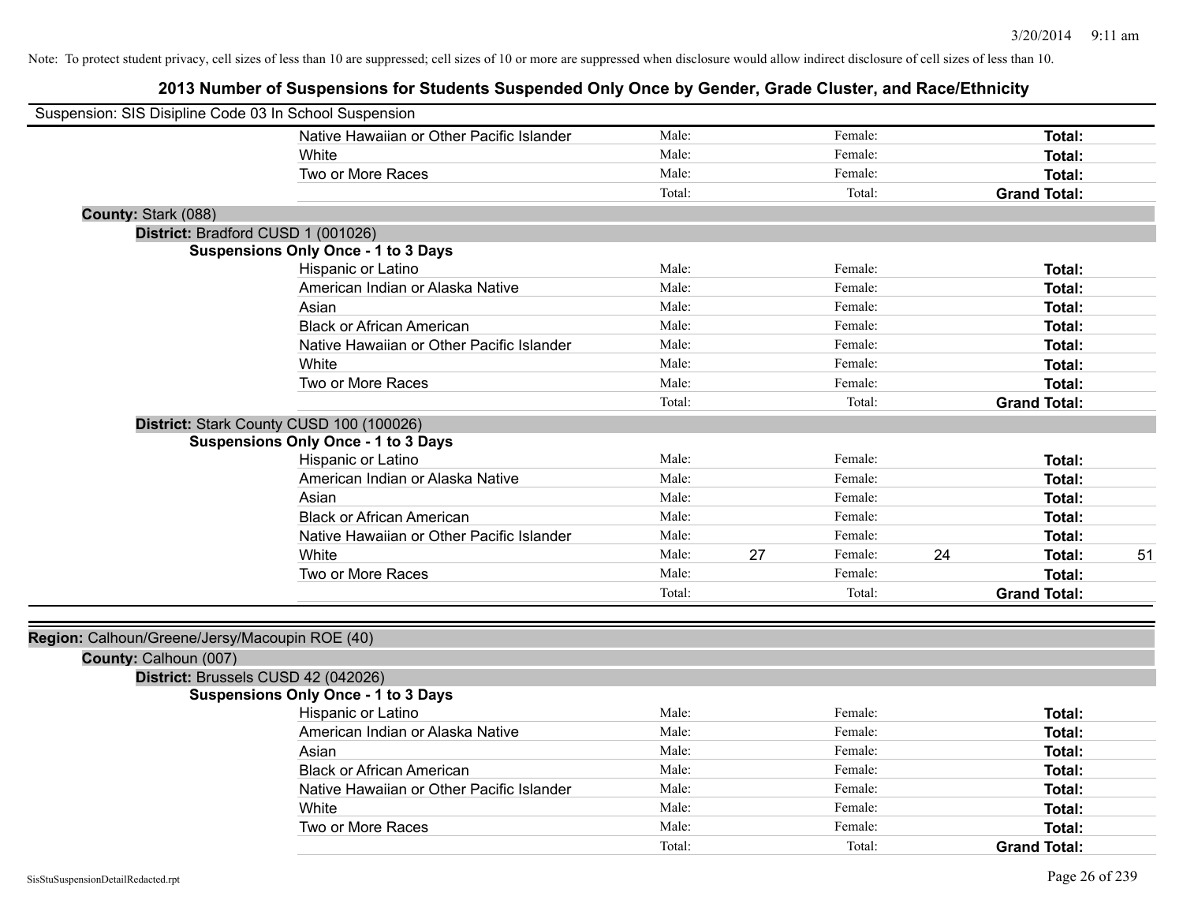Note: To protect student privacy, cell sizes of less than 10 are suppressed; cell sizes of 10 or more are suppressed when disclosure would allow indirect disclosure of cell sizes of less than 10.

## 2013 Number of Suspensions for Students Suspended Only Once by Gender, Grade Cluster, and Race/Ethnicity

Suspension: SIS Disipline Code 03 In School Suspension

| | Male: | | Female: | | Total: | |
|---|---|---|---|---|---|---|
| Native Hawaiian or Other Pacific Islander | Male: | | Female: | | **Total:** | |
| White | Male: | | Female: | | **Total:** | |
| Two or More Races | Male: | | Female: | | **Total:** | |
| | Total: | | Total: | | **Grand Total:** | |

**County:** Stark (088)

**District:** Bradford CUSD 1 (001026)

**Suspensions Only Once - 1 to 3 Days**

| | Male: | | Female: | | Total: | |
|---|---|---|---|---|---|---|
| Hispanic or Latino | Male: | | Female: | | **Total:** | |
| American Indian or Alaska Native | Male: | | Female: | | **Total:** | |
| Asian | Male: | | Female: | | **Total:** | |
| Black or African American | Male: | | Female: | | **Total:** | |
| Native Hawaiian or Other Pacific Islander | Male: | | Female: | | **Total:** | |
| White | Male: | | Female: | | **Total:** | |
| Two or More Races | Male: | | Female: | | **Total:** | |
| | Total: | | Total: | | **Grand Total:** | |

**District:** Stark County CUSD 100 (100026)

**Suspensions Only Once - 1 to 3 Days**

| | Male: | | Female: | | Total: | |
|---|---|---|---|---|---|---|
| Hispanic or Latino | Male: | | Female: | | **Total:** | |
| American Indian or Alaska Native | Male: | | Female: | | **Total:** | |
| Asian | Male: | | Female: | | **Total:** | |
| Black or African American | Male: | | Female: | | **Total:** | |
| Native Hawaiian or Other Pacific Islander | Male: | | Female: | | **Total:** | |
| White | Male: | 27 | Female: | 24 | **Total:** | 51 |
| Two or More Races | Male: | | Female: | | **Total:** | |
| | Total: | | Total: | | **Grand Total:** | |

**Region:** Calhoun/Greene/Jersy/Macoupin ROE (40)

**County:** Calhoun (007)

**District:** Brussels CUSD 42 (042026)

**Suspensions Only Once - 1 to 3 Days**

| | Male: | | Female: | | Total: | |
|---|---|---|---|---|---|---|
| Hispanic or Latino | Male: | | Female: | | **Total:** | |
| American Indian or Alaska Native | Male: | | Female: | | **Total:** | |
| Asian | Male: | | Female: | | **Total:** | |
| Black or African American | Male: | | Female: | | **Total:** | |
| Native Hawaiian or Other Pacific Islander | Male: | | Female: | | **Total:** | |
| White | Male: | | Female: | | **Total:** | |
| Two or More Races | Male: | | Female: | | **Total:** | |
| | Total: | | Total: | | **Grand Total:** | |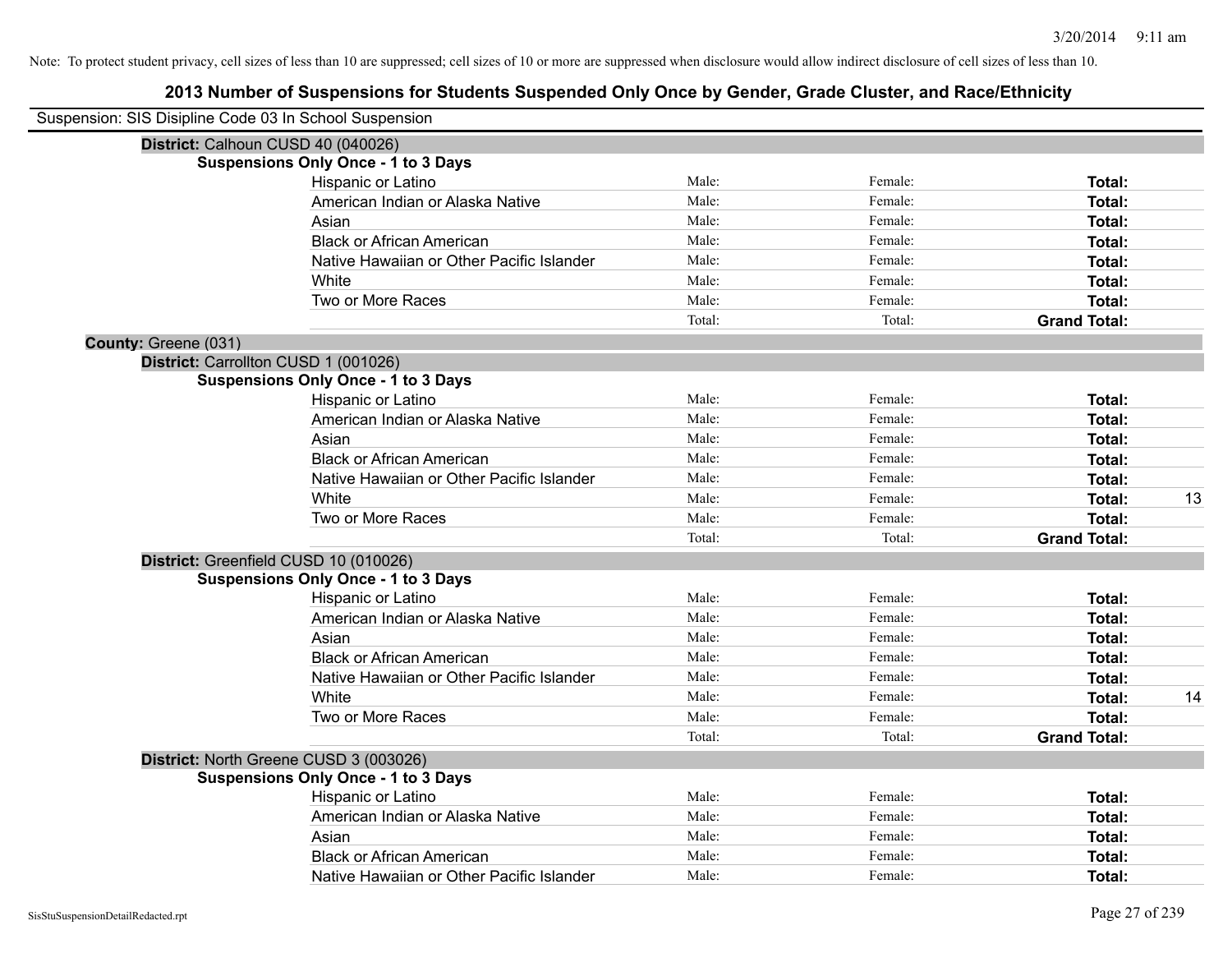Note: To protect student privacy, cell sizes of less than 10 are suppressed; cell sizes of 10 or more are suppressed when disclosure would allow indirect disclosure of cell sizes of less than 10.

## 2013 Number of Suspensions for Students Suspended Only Once by Gender, Grade Cluster, and Race/Ethnicity

Suspension: SIS Disipline Code 03 In School Suspension

**District:** Calhoun CUSD 40 (040026)

**Suspensions Only Once - 1 to 3 Days**

| | | | | |
|---|---|---|---|---|
| Hispanic or Latino | Male: | Female: | **Total:** | |
| American Indian or Alaska Native | Male: | Female: | **Total:** | |
| Asian | Male: | Female: | **Total:** | |
| Black or African American | Male: | Female: | **Total:** | |
| Native Hawaiian or Other Pacific Islander | Male: | Female: | **Total:** | |
| White | Male: | Female: | **Total:** | |
| Two or More Races | Male: | Female: | **Total:** | |
| | Total: | Total: | **Grand Total:** | |

**County:** Greene (031)

**District:** Carrollton CUSD 1 (001026)

**Suspensions Only Once - 1 to 3 Days**

| | | | | |
|---|---|---|---|---|
| Hispanic or Latino | Male: | Female: | **Total:** | |
| American Indian or Alaska Native | Male: | Female: | **Total:** | |
| Asian | Male: | Female: | **Total:** | |
| Black or African American | Male: | Female: | **Total:** | |
| Native Hawaiian or Other Pacific Islander | Male: | Female: | **Total:** | |
| White | Male: | Female: | **Total:** | 13 |
| Two or More Races | Male: | Female: | **Total:** | |
| | Total: | Total: | **Grand Total:** | |

**District:** Greenfield CUSD 10 (010026)

**Suspensions Only Once - 1 to 3 Days**

| | | | | |
|---|---|---|---|---|
| Hispanic or Latino | Male: | Female: | **Total:** | |
| American Indian or Alaska Native | Male: | Female: | **Total:** | |
| Asian | Male: | Female: | **Total:** | |
| Black or African American | Male: | Female: | **Total:** | |
| Native Hawaiian or Other Pacific Islander | Male: | Female: | **Total:** | |
| White | Male: | Female: | **Total:** | 14 |
| Two or More Races | Male: | Female: | **Total:** | |
| | Total: | Total: | **Grand Total:** | |

**District:** North Greene CUSD 3 (003026)

**Suspensions Only Once - 1 to 3 Days**

| | | | | |
|---|---|---|---|---|
| Hispanic or Latino | Male: | Female: | **Total:** | |
| American Indian or Alaska Native | Male: | Female: | **Total:** | |
| Asian | Male: | Female: | **Total:** | |
| Black or African American | Male: | Female: | **Total:** | |
| Native Hawaiian or Other Pacific Islander | Male: | Female: | **Total:** | |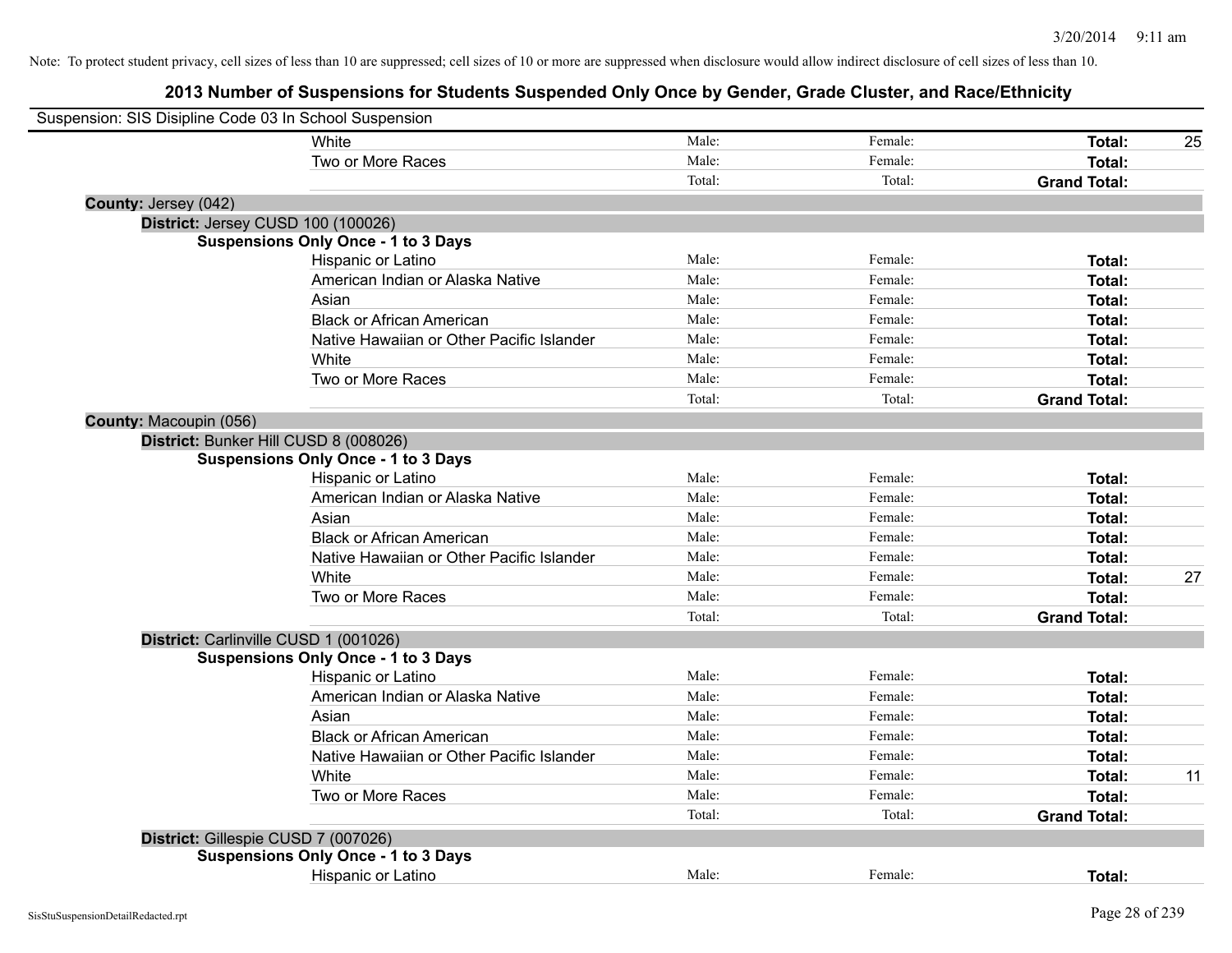Note: To protect student privacy, cell sizes of less than 10 are suppressed; cell sizes of 10 or more are suppressed when disclosure would allow indirect disclosure of cell sizes of less than 10.

# 2013 Number of Suspensions for Students Suspended Only Once by Gender, Grade Cluster, and Race/Ethnicity

Suspension: SIS Disipline Code 03 In School Suspension

| | | | | |
|---|---|---|---|---|
| White | Male: | Female: | **Total:** | 25 |
| Two or More Races | Male: | Female: | **Total:** | |
| | Total: | Total: | **Grand Total:** | |

**County:** Jersey (042)

**District:** Jersey CUSD 100 (100026)

**Suspensions Only Once - 1 to 3 Days**

| | | | | |
|---|---|---|---|---|
| Hispanic or Latino | Male: | Female: | **Total:** | |
| American Indian or Alaska Native | Male: | Female: | **Total:** | |
| Asian | Male: | Female: | **Total:** | |
| Black or African American | Male: | Female: | **Total:** | |
| Native Hawaiian or Other Pacific Islander | Male: | Female: | **Total:** | |
| White | Male: | Female: | **Total:** | |
| Two or More Races | Male: | Female: | **Total:** | |
| | Total: | Total: | **Grand Total:** | |

**County:** Macoupin (056)

**District:** Bunker Hill CUSD 8 (008026)

**Suspensions Only Once - 1 to 3 Days**

| | | | | |
|---|---|---|---|---|
| Hispanic or Latino | Male: | Female: | **Total:** | |
| American Indian or Alaska Native | Male: | Female: | **Total:** | |
| Asian | Male: | Female: | **Total:** | |
| Black or African American | Male: | Female: | **Total:** | |
| Native Hawaiian or Other Pacific Islander | Male: | Female: | **Total:** | |
| White | Male: | Female: | **Total:** | 27 |
| Two or More Races | Male: | Female: | **Total:** | |
| | Total: | Total: | **Grand Total:** | |

**District:** Carlinville CUSD 1 (001026)

**Suspensions Only Once - 1 to 3 Days**

| | | | | |
|---|---|---|---|---|
| Hispanic or Latino | Male: | Female: | **Total:** | |
| American Indian or Alaska Native | Male: | Female: | **Total:** | |
| Asian | Male: | Female: | **Total:** | |
| Black or African American | Male: | Female: | **Total:** | |
| Native Hawaiian or Other Pacific Islander | Male: | Female: | **Total:** | |
| White | Male: | Female: | **Total:** | 11 |
| Two or More Races | Male: | Female: | **Total:** | |
| | Total: | Total: | **Grand Total:** | |

**District:** Gillespie CUSD 7 (007026)

**Suspensions Only Once - 1 to 3 Days**

| | | | | |
|---|---|---|---|---|
| Hispanic or Latino | Male: | Female: | **Total:** | |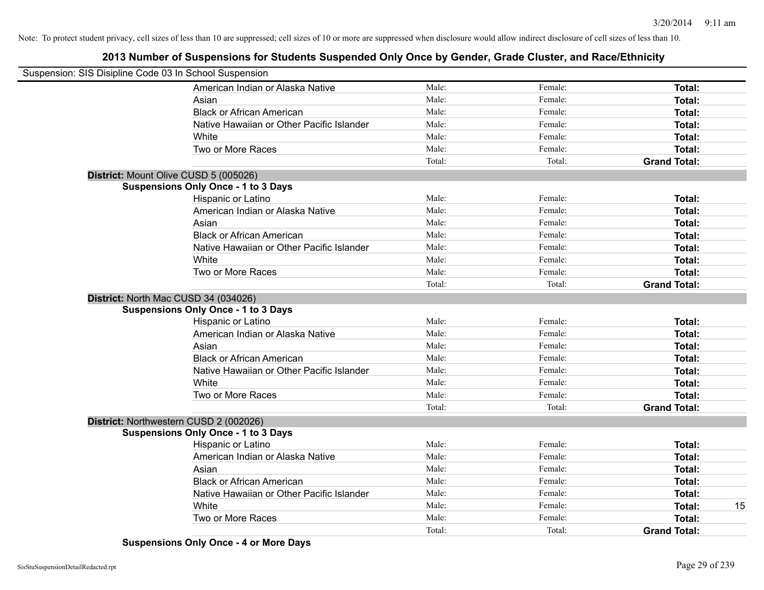Note: To protect student privacy, cell sizes of less than 10 are suppressed; cell sizes of 10 or more are suppressed when disclosure would allow indirect disclosure of cell sizes of less than 10.

## 2013 Number of Suspensions for Students Suspended Only Once by Gender, Grade Cluster, and Race/Ethnicity

Suspension: SIS Disipline Code 03 In School Suspension

| | Male: | Female: | Total: | |
|---|---|---|---|---|
| American Indian or Alaska Native | Male: | Female: | **Total:** | |
| Asian | Male: | Female: | **Total:** | |
| Black or African American | Male: | Female: | **Total:** | |
| Native Hawaiian or Other Pacific Islander | Male: | Female: | **Total:** | |
| White | Male: | Female: | **Total:** | |
| Two or More Races | Male: | Female: | **Total:** | |
| | Total: | Total: | **Grand Total:** | |

**District:** Mount Olive CUSD 5 (005026)

**Suspensions Only Once - 1 to 3 Days**

| | | | | |
|---|---|---|---|---|
| Hispanic or Latino | Male: | Female: | **Total:** | |
| American Indian or Alaska Native | Male: | Female: | **Total:** | |
| Asian | Male: | Female: | **Total:** | |
| Black or African American | Male: | Female: | **Total:** | |
| Native Hawaiian or Other Pacific Islander | Male: | Female: | **Total:** | |
| White | Male: | Female: | **Total:** | |
| Two or More Races | Male: | Female: | **Total:** | |
| | Total: | Total: | **Grand Total:** | |

**District:** North Mac CUSD 34 (034026)

**Suspensions Only Once - 1 to 3 Days**

| | | | | |
|---|---|---|---|---|
| Hispanic or Latino | Male: | Female: | **Total:** | |
| American Indian or Alaska Native | Male: | Female: | **Total:** | |
| Asian | Male: | Female: | **Total:** | |
| Black or African American | Male: | Female: | **Total:** | |
| Native Hawaiian or Other Pacific Islander | Male: | Female: | **Total:** | |
| White | Male: | Female: | **Total:** | |
| Two or More Races | Male: | Female: | **Total:** | |
| | Total: | Total: | **Grand Total:** | |

**District:** Northwestern CUSD 2 (002026)

**Suspensions Only Once - 1 to 3 Days**

| | | | | |
|---|---|---|---|---|
| Hispanic or Latino | Male: | Female: | **Total:** | |
| American Indian or Alaska Native | Male: | Female: | **Total:** | |
| Asian | Male: | Female: | **Total:** | |
| Black or African American | Male: | Female: | **Total:** | |
| Native Hawaiian or Other Pacific Islander | Male: | Female: | **Total:** | |
| White | Male: | Female: | **Total:** | 15 |
| Two or More Races | Male: | Female: | **Total:** | |
| | Total: | Total: | **Grand Total:** | |

**Suspensions Only Once - 4 or More Days**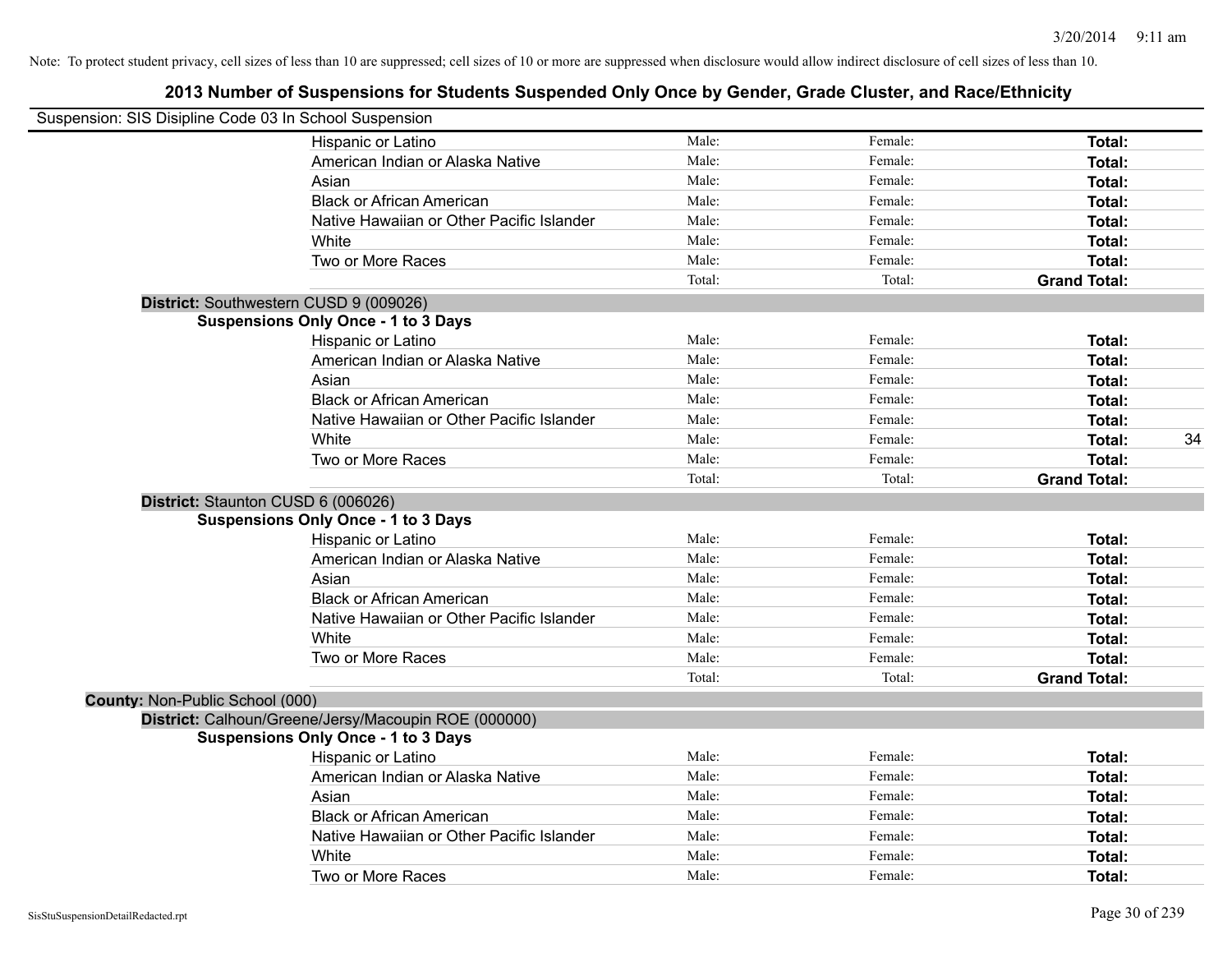Note: To protect student privacy, cell sizes of less than 10 are suppressed; cell sizes of 10 or more are suppressed when disclosure would allow indirect disclosure of cell sizes of less than 10.

# 2013 Number of Suspensions for Students Suspended Only Once by Gender, Grade Cluster, and Race/Ethnicity

Suspension: SIS Disipline Code 03 In School Suspension

| | | | | |
|---|---|---|---|---|
| Hispanic or Latino | Male: | Female: | **Total:** | |
| American Indian or Alaska Native | Male: | Female: | **Total:** | |
| Asian | Male: | Female: | **Total:** | |
| Black or African American | Male: | Female: | **Total:** | |
| Native Hawaiian or Other Pacific Islander | Male: | Female: | **Total:** | |
| White | Male: | Female: | **Total:** | |
| Two or More Races | Male: | Female: | **Total:** | |
| | Total: | Total: | **Grand Total:** | |

**District:** Southwestern CUSD 9 (009026)

**Suspensions Only Once - 1 to 3 Days**

| | | | | |
|---|---|---|---|---|
| Hispanic or Latino | Male: | Female: | **Total:** | |
| American Indian or Alaska Native | Male: | Female: | **Total:** | |
| Asian | Male: | Female: | **Total:** | |
| Black or African American | Male: | Female: | **Total:** | |
| Native Hawaiian or Other Pacific Islander | Male: | Female: | **Total:** | |
| White | Male: | Female: | **Total:** | 34 |
| Two or More Races | Male: | Female: | **Total:** | |
| | Total: | Total: | **Grand Total:** | |

**District:** Staunton CUSD 6 (006026)

**Suspensions Only Once - 1 to 3 Days**

| | | | | |
|---|---|---|---|---|
| Hispanic or Latino | Male: | Female: | **Total:** | |
| American Indian or Alaska Native | Male: | Female: | **Total:** | |
| Asian | Male: | Female: | **Total:** | |
| Black or African American | Male: | Female: | **Total:** | |
| Native Hawaiian or Other Pacific Islander | Male: | Female: | **Total:** | |
| White | Male: | Female: | **Total:** | |
| Two or More Races | Male: | Female: | **Total:** | |
| | Total: | Total: | **Grand Total:** | |

**County:** Non-Public School (000)

**District:** Calhoun/Greene/Jersy/Macoupin ROE (000000)

**Suspensions Only Once - 1 to 3 Days**

| | | | | |
|---|---|---|---|---|
| Hispanic or Latino | Male: | Female: | **Total:** | |
| American Indian or Alaska Native | Male: | Female: | **Total:** | |
| Asian | Male: | Female: | **Total:** | |
| Black or African American | Male: | Female: | **Total:** | |
| Native Hawaiian or Other Pacific Islander | Male: | Female: | **Total:** | |
| White | Male: | Female: | **Total:** | |
| Two or More Races | Male: | Female: | **Total:** | |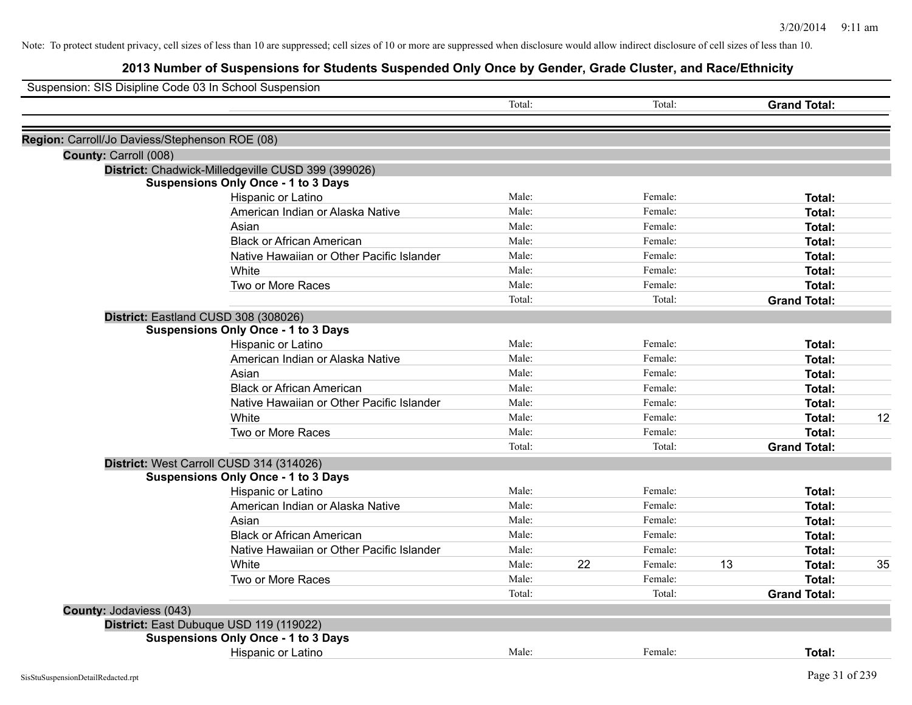Note: To protect student privacy, cell sizes of less than 10 are suppressed; cell sizes of 10 or more are suppressed when disclosure would allow indirect disclosure of cell sizes of less than 10.

# 2013 Number of Suspensions for Students Suspended Only Once by Gender, Grade Cluster, and Race/Ethnicity

Suspension: SIS Disipline Code 03 In School Suspension

| | | | | | | | |
|---|---|---|---|---|---|---|---|
| | Total: | | Total: | | **Grand Total:** | |

**Region:** Carroll/Jo Daviess/Stephenson ROE (08)

**County:** Carroll (008)

**District:** Chadwick-Milledgeville CUSD 399 (399026)

**Suspensions Only Once - 1 to 3 Days**

| | | | | | | |
|---|---|---|---|---|---|---|
| Hispanic or Latino | Male: | | Female: | | **Total:** | |
| American Indian or Alaska Native | Male: | | Female: | | **Total:** | |
| Asian | Male: | | Female: | | **Total:** | |
| Black or African American | Male: | | Female: | | **Total:** | |
| Native Hawaiian or Other Pacific Islander | Male: | | Female: | | **Total:** | |
| White | Male: | | Female: | | **Total:** | |
| Two or More Races | Male: | | Female: | | **Total:** | |
| | Total: | | Total: | | **Grand Total:** | |

**District:** Eastland CUSD 308 (308026)

**Suspensions Only Once - 1 to 3 Days**

| | | | | | | |
|---|---|---|---|---|---|---|
| Hispanic or Latino | Male: | | Female: | | **Total:** | |
| American Indian or Alaska Native | Male: | | Female: | | **Total:** | |
| Asian | Male: | | Female: | | **Total:** | |
| Black or African American | Male: | | Female: | | **Total:** | |
| Native Hawaiian or Other Pacific Islander | Male: | | Female: | | **Total:** | |
| White | Male: | | Female: | | **Total:** | 12 |
| Two or More Races | Male: | | Female: | | **Total:** | |
| | Total: | | Total: | | **Grand Total:** | |

**District:** West Carroll CUSD 314 (314026)

**Suspensions Only Once - 1 to 3 Days**

| | | | | | | |
|---|---|---|---|---|---|---|
| Hispanic or Latino | Male: | | Female: | | **Total:** | |
| American Indian or Alaska Native | Male: | | Female: | | **Total:** | |
| Asian | Male: | | Female: | | **Total:** | |
| Black or African American | Male: | | Female: | | **Total:** | |
| Native Hawaiian or Other Pacific Islander | Male: | | Female: | | **Total:** | |
| White | Male: | 22 | Female: | 13 | **Total:** | 35 |
| Two or More Races | Male: | | Female: | | **Total:** | |
| | Total: | | Total: | | **Grand Total:** | |

**County:** Jodaviess (043)

**District:** East Dubuque USD 119 (119022)

**Suspensions Only Once - 1 to 3 Days**

| | | | | | | |
|---|---|---|---|---|---|---|
| Hispanic or Latino | Male: | | Female: | | **Total:** | |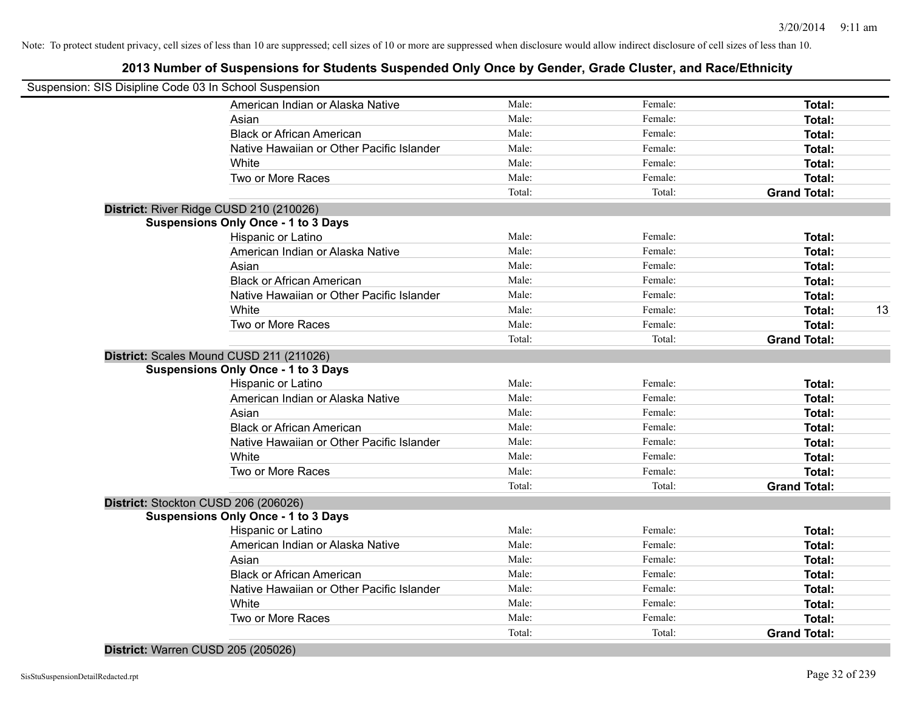Note: To protect student privacy, cell sizes of less than 10 are suppressed; cell sizes of 10 or more are suppressed when disclosure would allow indirect disclosure of cell sizes of less than 10.

## 2013 Number of Suspensions for Students Suspended Only Once by Gender, Grade Cluster, and Race/Ethnicity

Suspension: SIS Disipline Code 03 In School Suspension

| | Male: | Female: | Total: | |
|---|---|---|---|---|
| American Indian or Alaska Native | Male: | Female: | **Total:** | |
| Asian | Male: | Female: | **Total:** | |
| Black or African American | Male: | Female: | **Total:** | |
| Native Hawaiian or Other Pacific Islander | Male: | Female: | **Total:** | |
| White | Male: | Female: | **Total:** | |
| Two or More Races | Male: | Female: | **Total:** | |
| | Total: | Total: | **Grand Total:** | |

**District:** River Ridge CUSD 210 (210026)

**Suspensions Only Once - 1 to 3 Days**

| | | | | |
|---|---|---|---|---|
| Hispanic or Latino | Male: | Female: | **Total:** | |
| American Indian or Alaska Native | Male: | Female: | **Total:** | |
| Asian | Male: | Female: | **Total:** | |
| Black or African American | Male: | Female: | **Total:** | |
| Native Hawaiian or Other Pacific Islander | Male: | Female: | **Total:** | |
| White | Male: | Female: | **Total:** | 13 |
| Two or More Races | Male: | Female: | **Total:** | |
| | Total: | Total: | **Grand Total:** | |

**District:** Scales Mound CUSD 211 (211026)

**Suspensions Only Once - 1 to 3 Days**

| | | | | |
|---|---|---|---|---|
| Hispanic or Latino | Male: | Female: | **Total:** | |
| American Indian or Alaska Native | Male: | Female: | **Total:** | |
| Asian | Male: | Female: | **Total:** | |
| Black or African American | Male: | Female: | **Total:** | |
| Native Hawaiian or Other Pacific Islander | Male: | Female: | **Total:** | |
| White | Male: | Female: | **Total:** | |
| Two or More Races | Male: | Female: | **Total:** | |
| | Total: | Total: | **Grand Total:** | |

**District:** Stockton CUSD 206 (206026)

**Suspensions Only Once - 1 to 3 Days**

| | | | | |
|---|---|---|---|---|
| Hispanic or Latino | Male: | Female: | **Total:** | |
| American Indian or Alaska Native | Male: | Female: | **Total:** | |
| Asian | Male: | Female: | **Total:** | |
| Black or African American | Male: | Female: | **Total:** | |
| Native Hawaiian or Other Pacific Islander | Male: | Female: | **Total:** | |
| White | Male: | Female: | **Total:** | |
| Two or More Races | Male: | Female: | **Total:** | |
| | Total: | Total: | **Grand Total:** | |

**District:** Warren CUSD 205 (205026)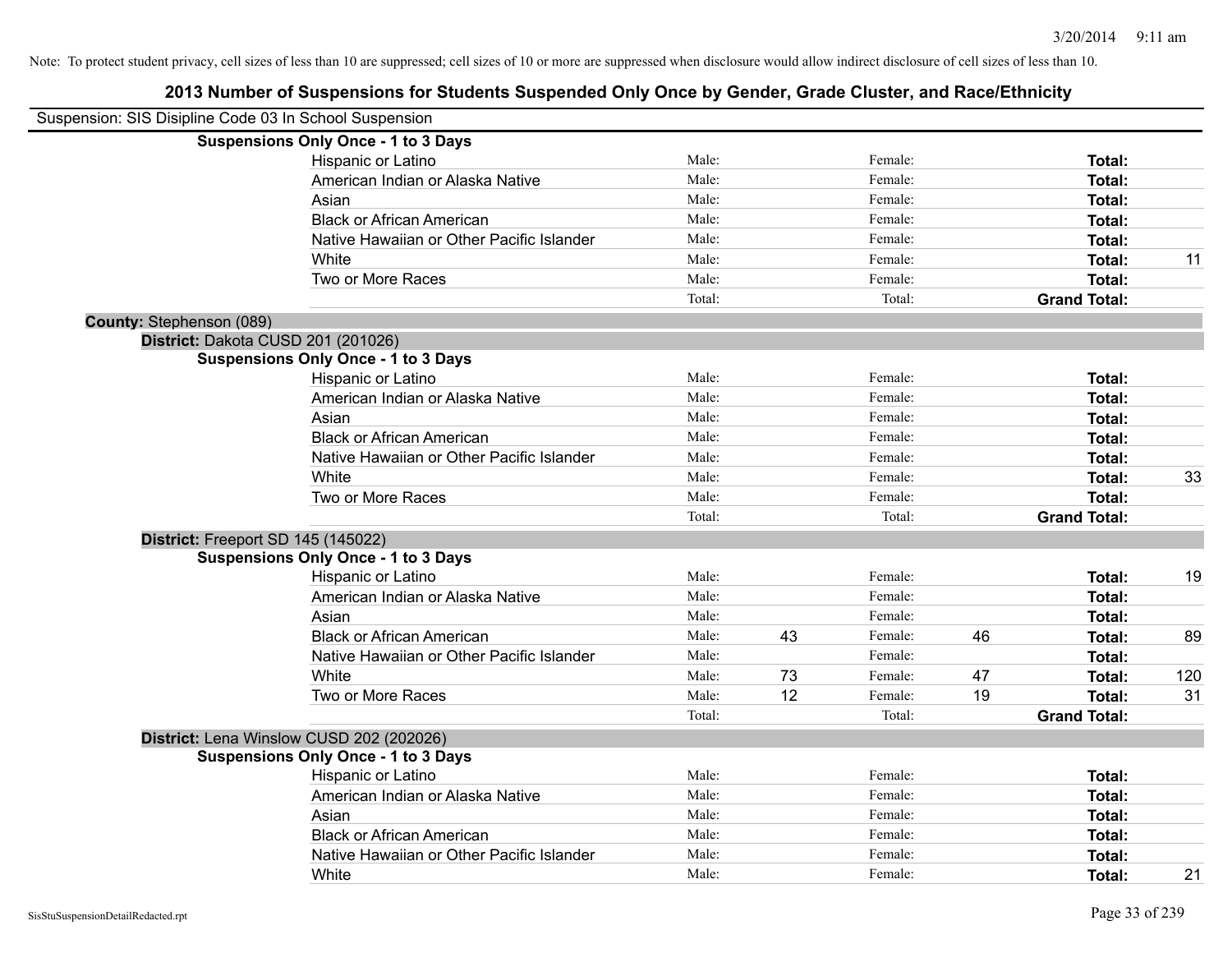Note: To protect student privacy, cell sizes of less than 10 are suppressed; cell sizes of 10 or more are suppressed when disclosure would allow indirect disclosure of cell sizes of less than 10.

# 2013 Number of Suspensions for Students Suspended Only Once by Gender, Grade Cluster, and Race/Ethnicity

Suspension: SIS Disipline Code 03 In School Suspension

**Suspensions Only Once - 1 to 3 Days**

| Race/Ethnicity | | | | | | |
|---|---|---|---|---|---|---|
| Hispanic or Latino | Male: | | Female: | | **Total:** | |
| American Indian or Alaska Native | Male: | | Female: | | **Total:** | |
| Asian | Male: | | Female: | | **Total:** | |
| Black or African American | Male: | | Female: | | **Total:** | |
| Native Hawaiian or Other Pacific Islander | Male: | | Female: | | **Total:** | |
| White | Male: | | Female: | | **Total:** | 11 |
| Two or More Races | Male: | | Female: | | **Total:** | |
| | Total: | | Total: | | **Grand Total:** | |

**County:** Stephenson (089)

**District:** Dakota CUSD 201 (201026)

**Suspensions Only Once - 1 to 3 Days**

| Race/Ethnicity | | | | | | |
|---|---|---|---|---|---|---|
| Hispanic or Latino | Male: | | Female: | | **Total:** | |
| American Indian or Alaska Native | Male: | | Female: | | **Total:** | |
| Asian | Male: | | Female: | | **Total:** | |
| Black or African American | Male: | | Female: | | **Total:** | |
| Native Hawaiian or Other Pacific Islander | Male: | | Female: | | **Total:** | |
| White | Male: | | Female: | | **Total:** | 33 |
| Two or More Races | Male: | | Female: | | **Total:** | |
| | Total: | | Total: | | **Grand Total:** | |

**District:** Freeport SD 145 (145022)

**Suspensions Only Once - 1 to 3 Days**

| Race/Ethnicity | | | | | | |
|---|---|---|---|---|---|---|
| Hispanic or Latino | Male: | | Female: | | **Total:** | 19 |
| American Indian or Alaska Native | Male: | | Female: | | **Total:** | |
| Asian | Male: | | Female: | | **Total:** | |
| Black or African American | Male: | 43 | Female: | 46 | **Total:** | 89 |
| Native Hawaiian or Other Pacific Islander | Male: | | Female: | | **Total:** | |
| White | Male: | 73 | Female: | 47 | **Total:** | 120 |
| Two or More Races | Male: | 12 | Female: | 19 | **Total:** | 31 |
| | Total: | | Total: | | **Grand Total:** | |

**District:** Lena Winslow CUSD 202 (202026)

**Suspensions Only Once - 1 to 3 Days**

| Race/Ethnicity | | | | | | |
|---|---|---|---|---|---|---|
| Hispanic or Latino | Male: | | Female: | | **Total:** | |
| American Indian or Alaska Native | Male: | | Female: | | **Total:** | |
| Asian | Male: | | Female: | | **Total:** | |
| Black or African American | Male: | | Female: | | **Total:** | |
| Native Hawaiian or Other Pacific Islander | Male: | | Female: | | **Total:** | |
| White | Male: | | Female: | | **Total:** | 21 |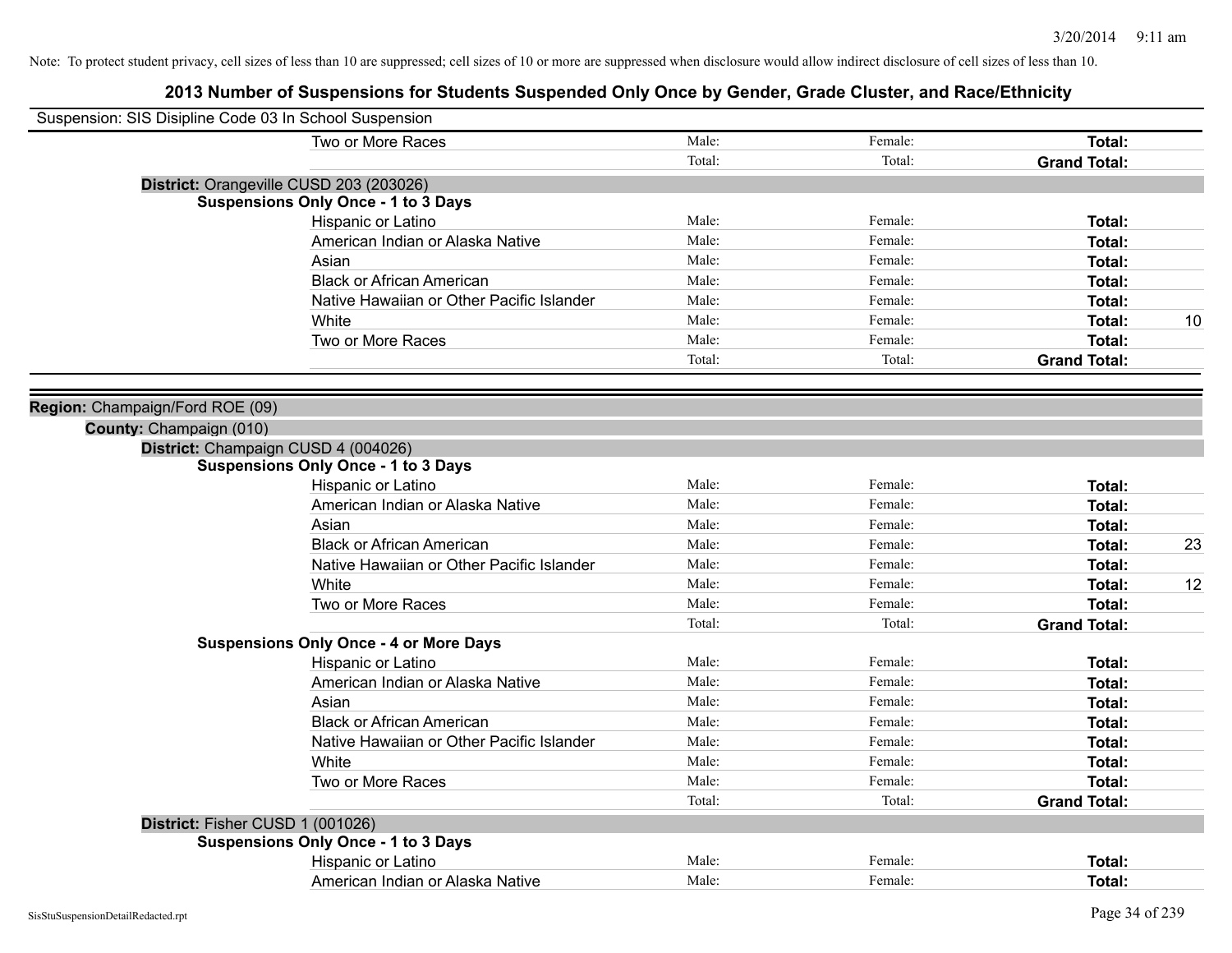Note: To protect student privacy, cell sizes of less than 10 are suppressed; cell sizes of 10 or more are suppressed when disclosure would allow indirect disclosure of cell sizes of less than 10.

## 2013 Number of Suspensions for Students Suspended Only Once by Gender, Grade Cluster, and Race/Ethnicity

Suspension: SIS Disipline Code 03 In School Suspension

| | Male | Female | Total |
|---|---|---|---|
| Two or More Races | Male: | Female: | Total: |
| | Total: | Total: | Grand Total: |

**District:** Orangeville CUSD 203 (203026)

**Suspensions Only Once - 1 to 3 Days**

| | Male | Female | Total |
|---|---|---|---|
| Hispanic or Latino | Male: | Female: | Total: |
| American Indian or Alaska Native | Male: | Female: | Total: |
| Asian | Male: | Female: | Total: |
| Black or African American | Male: | Female: | Total: |
| Native Hawaiian or Other Pacific Islander | Male: | Female: | Total: |
| White | Male: | Female: | Total: 10 |
| Two or More Races | Male: | Female: | Total: |
| | Total: | Total: | Grand Total: |

**Region:** Champaign/Ford ROE (09)

**County:** Champaign (010)

**District:** Champaign CUSD 4 (004026)

**Suspensions Only Once - 1 to 3 Days**

| | Male | Female | Total |
|---|---|---|---|
| Hispanic or Latino | Male: | Female: | Total: |
| American Indian or Alaska Native | Male: | Female: | Total: |
| Asian | Male: | Female: | Total: |
| Black or African American | Male: | Female: | Total: 23 |
| Native Hawaiian or Other Pacific Islander | Male: | Female: | Total: |
| White | Male: | Female: | Total: 12 |
| Two or More Races | Male: | Female: | Total: |
| | Total: | Total: | Grand Total: |

**Suspensions Only Once - 4 or More Days**

| | Male | Female | Total |
|---|---|---|---|
| Hispanic or Latino | Male: | Female: | Total: |
| American Indian or Alaska Native | Male: | Female: | Total: |
| Asian | Male: | Female: | Total: |
| Black or African American | Male: | Female: | Total: |
| Native Hawaiian or Other Pacific Islander | Male: | Female: | Total: |
| White | Male: | Female: | Total: |
| Two or More Races | Male: | Female: | Total: |
| | Total: | Total: | Grand Total: |

**District:** Fisher CUSD 1 (001026)

**Suspensions Only Once - 1 to 3 Days**

| | Male | Female | Total |
|---|---|---|---|
| Hispanic or Latino | Male: | Female: | Total: |
| American Indian or Alaska Native | Male: | Female: | Total: |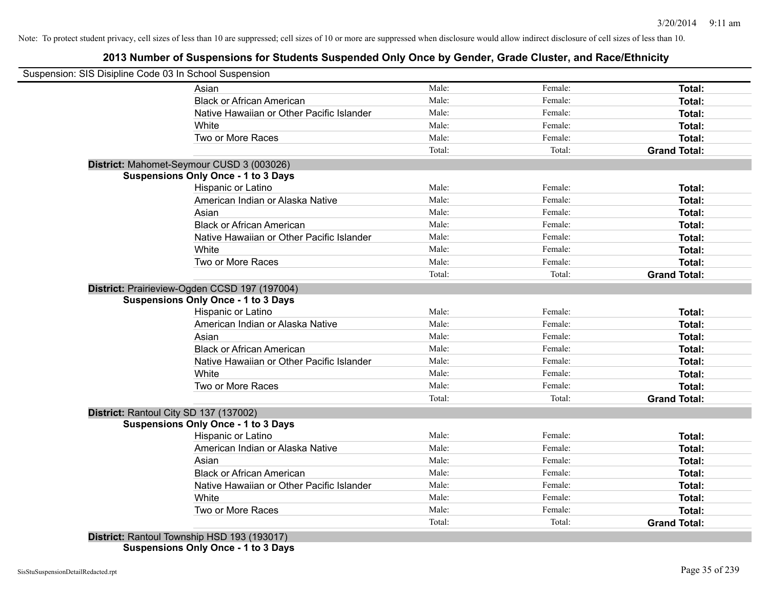Note: To protect student privacy, cell sizes of less than 10 are suppressed; cell sizes of 10 or more are suppressed when disclosure would allow indirect disclosure of cell sizes of less than 10.

# 2013 Number of Suspensions for Students Suspended Only Once by Gender, Grade Cluster, and Race/Ethnicity

Suspension: SIS Disipline Code 03 In School Suspension

| | | | |
|---|---|---|---|
| Asian | Male: | Female: | **Total:** |
| Black or African American | Male: | Female: | **Total:** |
| Native Hawaiian or Other Pacific Islander | Male: | Female: | **Total:** |
| White | Male: | Female: | **Total:** |
| Two or More Races | Male: | Female: | **Total:** |
| | Total: | Total: | **Grand Total:** |

**District:** Mahomet-Seymour CUSD 3 (003026)

**Suspensions Only Once - 1 to 3 Days**

| | | | |
|---|---|---|---|
| Hispanic or Latino | Male: | Female: | **Total:** |
| American Indian or Alaska Native | Male: | Female: | **Total:** |
| Asian | Male: | Female: | **Total:** |
| Black or African American | Male: | Female: | **Total:** |
| Native Hawaiian or Other Pacific Islander | Male: | Female: | **Total:** |
| White | Male: | Female: | **Total:** |
| Two or More Races | Male: | Female: | **Total:** |
| | Total: | Total: | **Grand Total:** |

**District:** Prairieview-Ogden CCSD 197 (197004)

**Suspensions Only Once - 1 to 3 Days**

| | | | |
|---|---|---|---|
| Hispanic or Latino | Male: | Female: | **Total:** |
| American Indian or Alaska Native | Male: | Female: | **Total:** |
| Asian | Male: | Female: | **Total:** |
| Black or African American | Male: | Female: | **Total:** |
| Native Hawaiian or Other Pacific Islander | Male: | Female: | **Total:** |
| White | Male: | Female: | **Total:** |
| Two or More Races | Male: | Female: | **Total:** |
| | Total: | Total: | **Grand Total:** |

**District:** Rantoul City SD 137 (137002)

**Suspensions Only Once - 1 to 3 Days**

| | | | |
|---|---|---|---|
| Hispanic or Latino | Male: | Female: | **Total:** |
| American Indian or Alaska Native | Male: | Female: | **Total:** |
| Asian | Male: | Female: | **Total:** |
| Black or African American | Male: | Female: | **Total:** |
| Native Hawaiian or Other Pacific Islander | Male: | Female: | **Total:** |
| White | Male: | Female: | **Total:** |
| Two or More Races | Male: | Female: | **Total:** |
| | Total: | Total: | **Grand Total:** |

**District:** Rantoul Township HSD 193 (193017)

**Suspensions Only Once - 1 to 3 Days**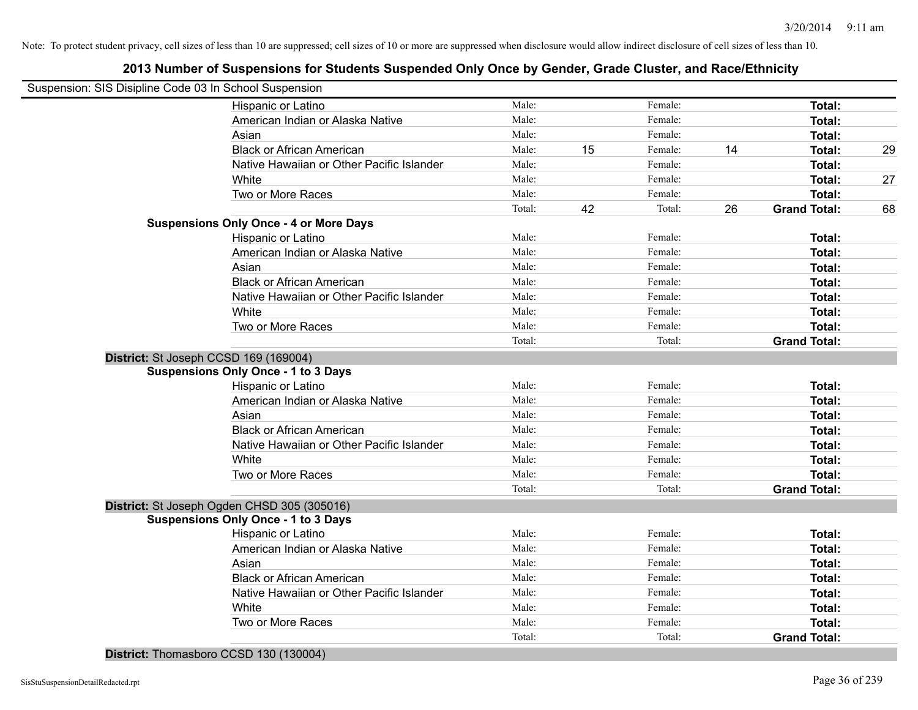Note: To protect student privacy, cell sizes of less than 10 are suppressed; cell sizes of 10 or more are suppressed when disclosure would allow indirect disclosure of cell sizes of less than 10.

## 2013 Number of Suspensions for Students Suspended Only Once by Gender, Grade Cluster, and Race/Ethnicity

Suspension: SIS Disipline Code 03 In School Suspension

| | | | | | | |
|---|---|---|---|---|---|---|
| Hispanic or Latino | Male: | | Female: | | **Total:** | |
| American Indian or Alaska Native | Male: | | Female: | | **Total:** | |
| Asian | Male: | | Female: | | **Total:** | |
| Black or African American | Male: | 15 | Female: | 14 | **Total:** | 29 |
| Native Hawaiian or Other Pacific Islander | Male: | | Female: | | **Total:** | |
| White | Male: | | Female: | | **Total:** | 27 |
| Two or More Races | Male: | | Female: | | **Total:** | |
| | Total: | 42 | Total: | 26 | **Grand Total:** | 68 |

**Suspensions Only Once - 4 or More Days**

| | | | | | | |
|---|---|---|---|---|---|---|
| Hispanic or Latino | Male: | | Female: | | **Total:** | |
| American Indian or Alaska Native | Male: | | Female: | | **Total:** | |
| Asian | Male: | | Female: | | **Total:** | |
| Black or African American | Male: | | Female: | | **Total:** | |
| Native Hawaiian or Other Pacific Islander | Male: | | Female: | | **Total:** | |
| White | Male: | | Female: | | **Total:** | |
| Two or More Races | Male: | | Female: | | **Total:** | |
| | Total: | | Total: | | **Grand Total:** | |

**District:** St Joseph CCSD 169 (169004)

**Suspensions Only Once - 1 to 3 Days**

| | | | | | | |
|---|---|---|---|---|---|---|
| Hispanic or Latino | Male: | | Female: | | **Total:** | |
| American Indian or Alaska Native | Male: | | Female: | | **Total:** | |
| Asian | Male: | | Female: | | **Total:** | |
| Black or African American | Male: | | Female: | | **Total:** | |
| Native Hawaiian or Other Pacific Islander | Male: | | Female: | | **Total:** | |
| White | Male: | | Female: | | **Total:** | |
| Two or More Races | Male: | | Female: | | **Total:** | |
| | Total: | | Total: | | **Grand Total:** | |

**District:** St Joseph Ogden CHSD 305 (305016)

**Suspensions Only Once - 1 to 3 Days**

| | | | | | | |
|---|---|---|---|---|---|---|
| Hispanic or Latino | Male: | | Female: | | **Total:** | |
| American Indian or Alaska Native | Male: | | Female: | | **Total:** | |
| Asian | Male: | | Female: | | **Total:** | |
| Black or African American | Male: | | Female: | | **Total:** | |
| Native Hawaiian or Other Pacific Islander | Male: | | Female: | | **Total:** | |
| White | Male: | | Female: | | **Total:** | |
| Two or More Races | Male: | | Female: | | **Total:** | |
| | Total: | | Total: | | **Grand Total:** | |

**District:** Thomasboro CCSD 130 (130004)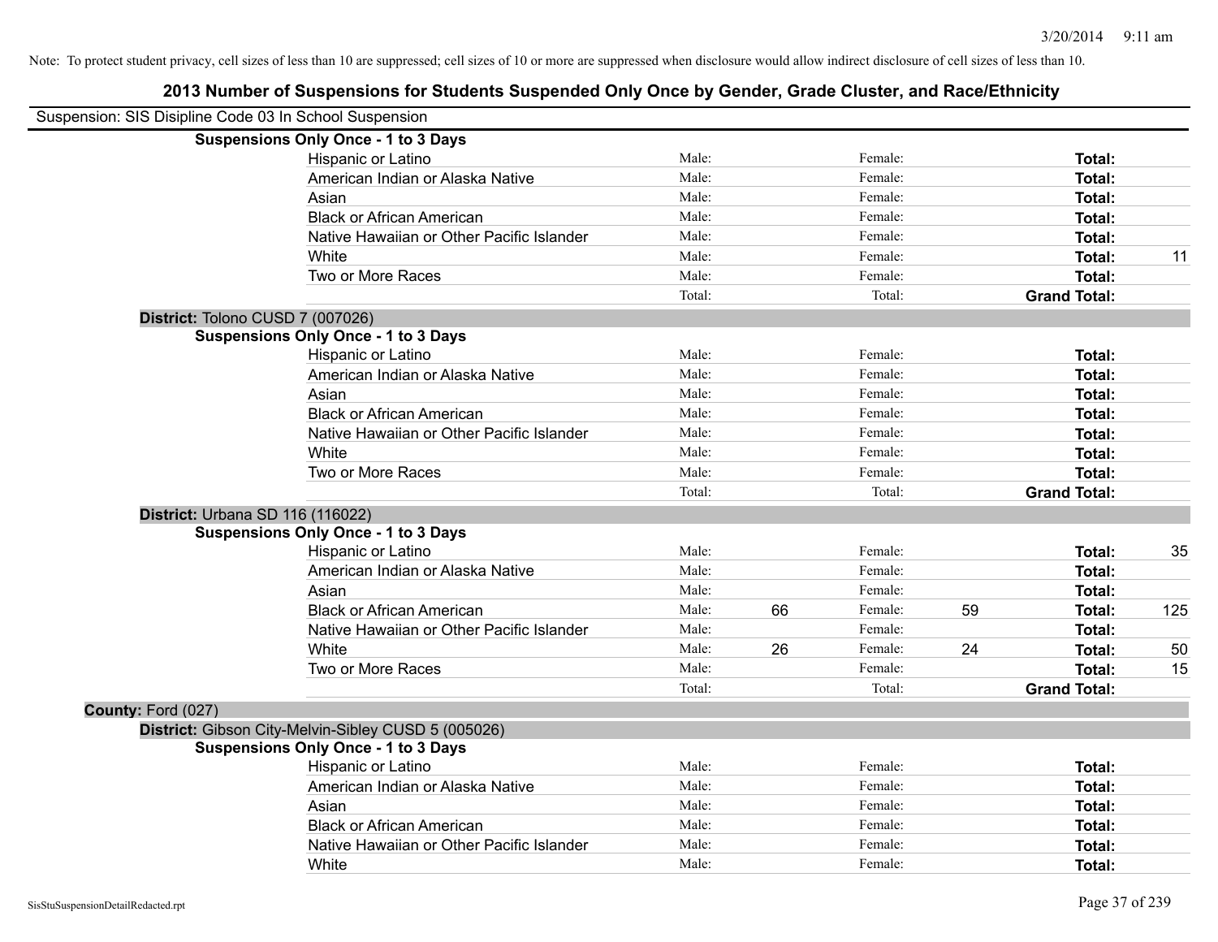Note: To protect student privacy, cell sizes of less than 10 are suppressed; cell sizes of 10 or more are suppressed when disclosure would allow indirect disclosure of cell sizes of less than 10.

# 2013 Number of Suspensions for Students Suspended Only Once by Gender, Grade Cluster, and Race/Ethnicity

Suspension: SIS Disipline Code 03 In School Suspension

**Suspensions Only Once - 1 to 3 Days**

| Race/Ethnicity | Male: | | Female: | | Total: | |
|---|---|---|---|---|---|---|
| Hispanic or Latino | Male: | | Female: | | **Total:** | |
| American Indian or Alaska Native | Male: | | Female: | | **Total:** | |
| Asian | Male: | | Female: | | **Total:** | |
| Black or African American | Male: | | Female: | | **Total:** | |
| Native Hawaiian or Other Pacific Islander | Male: | | Female: | | **Total:** | |
| White | Male: | | Female: | | **Total:** | 11 |
| Two or More Races | Male: | | Female: | | **Total:** | |
| | Total: | | Total: | | **Grand Total:** | |

**District:** Tolono CUSD 7 (007026)

**Suspensions Only Once - 1 to 3 Days**

| Race/Ethnicity | Male: | | Female: | | Total: | |
|---|---|---|---|---|---|---|
| Hispanic or Latino | Male: | | Female: | | **Total:** | |
| American Indian or Alaska Native | Male: | | Female: | | **Total:** | |
| Asian | Male: | | Female: | | **Total:** | |
| Black or African American | Male: | | Female: | | **Total:** | |
| Native Hawaiian or Other Pacific Islander | Male: | | Female: | | **Total:** | |
| White | Male: | | Female: | | **Total:** | |
| Two or More Races | Male: | | Female: | | **Total:** | |
| | Total: | | Total: | | **Grand Total:** | |

**District:** Urbana SD 116 (116022)

**Suspensions Only Once - 1 to 3 Days**

| Race/Ethnicity | Male: | | Female: | | Total: | |
|---|---|---|---|---|---|---|
| Hispanic or Latino | Male: | | Female: | | **Total:** | 35 |
| American Indian or Alaska Native | Male: | | Female: | | **Total:** | |
| Asian | Male: | | Female: | | **Total:** | |
| Black or African American | Male: | 66 | Female: | 59 | **Total:** | 125 |
| Native Hawaiian or Other Pacific Islander | Male: | | Female: | | **Total:** | |
| White | Male: | 26 | Female: | 24 | **Total:** | 50 |
| Two or More Races | Male: | | Female: | | **Total:** | 15 |
| | Total: | | Total: | | **Grand Total:** | |

**County:** Ford (027)

**District:** Gibson City-Melvin-Sibley CUSD 5 (005026)

**Suspensions Only Once - 1 to 3 Days**

| Race/Ethnicity | Male: | | Female: | | Total: | |
|---|---|---|---|---|---|---|
| Hispanic or Latino | Male: | | Female: | | **Total:** | |
| American Indian or Alaska Native | Male: | | Female: | | **Total:** | |
| Asian | Male: | | Female: | | **Total:** | |
| Black or African American | Male: | | Female: | | **Total:** | |
| Native Hawaiian or Other Pacific Islander | Male: | | Female: | | **Total:** | |
| White | Male: | | Female: | | **Total:** | |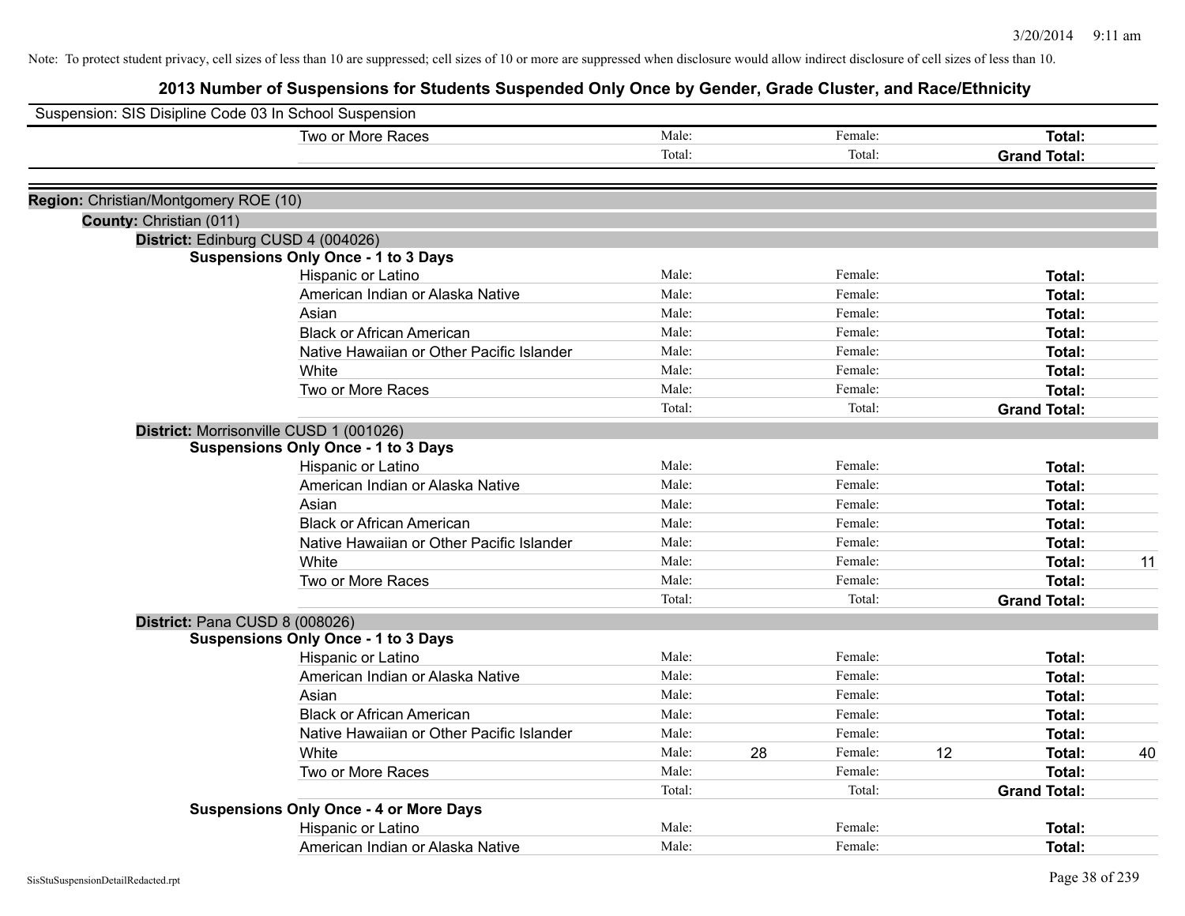Note: To protect student privacy, cell sizes of less than 10 are suppressed; cell sizes of 10 or more are suppressed when disclosure would allow indirect disclosure of cell sizes of less than 10.

# 2013 Number of Suspensions for Students Suspended Only Once by Gender, Grade Cluster, and Race/Ethnicity

Suspension: SIS Disipline Code 03 In School Suspension

| | | | | | | |
|---|---|---|---|---|---|---|
| Two or More Races | Male: | | Female: | | **Total:** | |
| | Total: | | Total: | | **Grand Total:** | |

**Region:** Christian/Montgomery ROE (10)

**County:** Christian (011)

**District:** Edinburg CUSD 4 (004026)

**Suspensions Only Once - 1 to 3 Days**

| | | | | | | |
|---|---|---|---|---|---|---|
| Hispanic or Latino | Male: | | Female: | | **Total:** | |
| American Indian or Alaska Native | Male: | | Female: | | **Total:** | |
| Asian | Male: | | Female: | | **Total:** | |
| Black or African American | Male: | | Female: | | **Total:** | |
| Native Hawaiian or Other Pacific Islander | Male: | | Female: | | **Total:** | |
| White | Male: | | Female: | | **Total:** | |
| Two or More Races | Male: | | Female: | | **Total:** | |
| | Total: | | Total: | | **Grand Total:** | |

**District:** Morrisonville CUSD 1 (001026)

**Suspensions Only Once - 1 to 3 Days**

| | | | | | | |
|---|---|---|---|---|---|---|
| Hispanic or Latino | Male: | | Female: | | **Total:** | |
| American Indian or Alaska Native | Male: | | Female: | | **Total:** | |
| Asian | Male: | | Female: | | **Total:** | |
| Black or African American | Male: | | Female: | | **Total:** | |
| Native Hawaiian or Other Pacific Islander | Male: | | Female: | | **Total:** | |
| White | Male: | | Female: | | **Total:** | 11 |
| Two or More Races | Male: | | Female: | | **Total:** | |
| | Total: | | Total: | | **Grand Total:** | |

**District:** Pana CUSD 8 (008026)

**Suspensions Only Once - 1 to 3 Days**

| | | | | | | |
|---|---|---|---|---|---|---|
| Hispanic or Latino | Male: | | Female: | | **Total:** | |
| American Indian or Alaska Native | Male: | | Female: | | **Total:** | |
| Asian | Male: | | Female: | | **Total:** | |
| Black or African American | Male: | | Female: | | **Total:** | |
| Native Hawaiian or Other Pacific Islander | Male: | | Female: | | **Total:** | |
| White | Male: | 28 | Female: | 12 | **Total:** | 40 |
| Two or More Races | Male: | | Female: | | **Total:** | |
| | Total: | | Total: | | **Grand Total:** | |

**Suspensions Only Once - 4 or More Days**

| | | | | | | |
|---|---|---|---|---|---|---|
| Hispanic or Latino | Male: | | Female: | | **Total:** | |
| American Indian or Alaska Native | Male: | | Female: | | **Total:** | |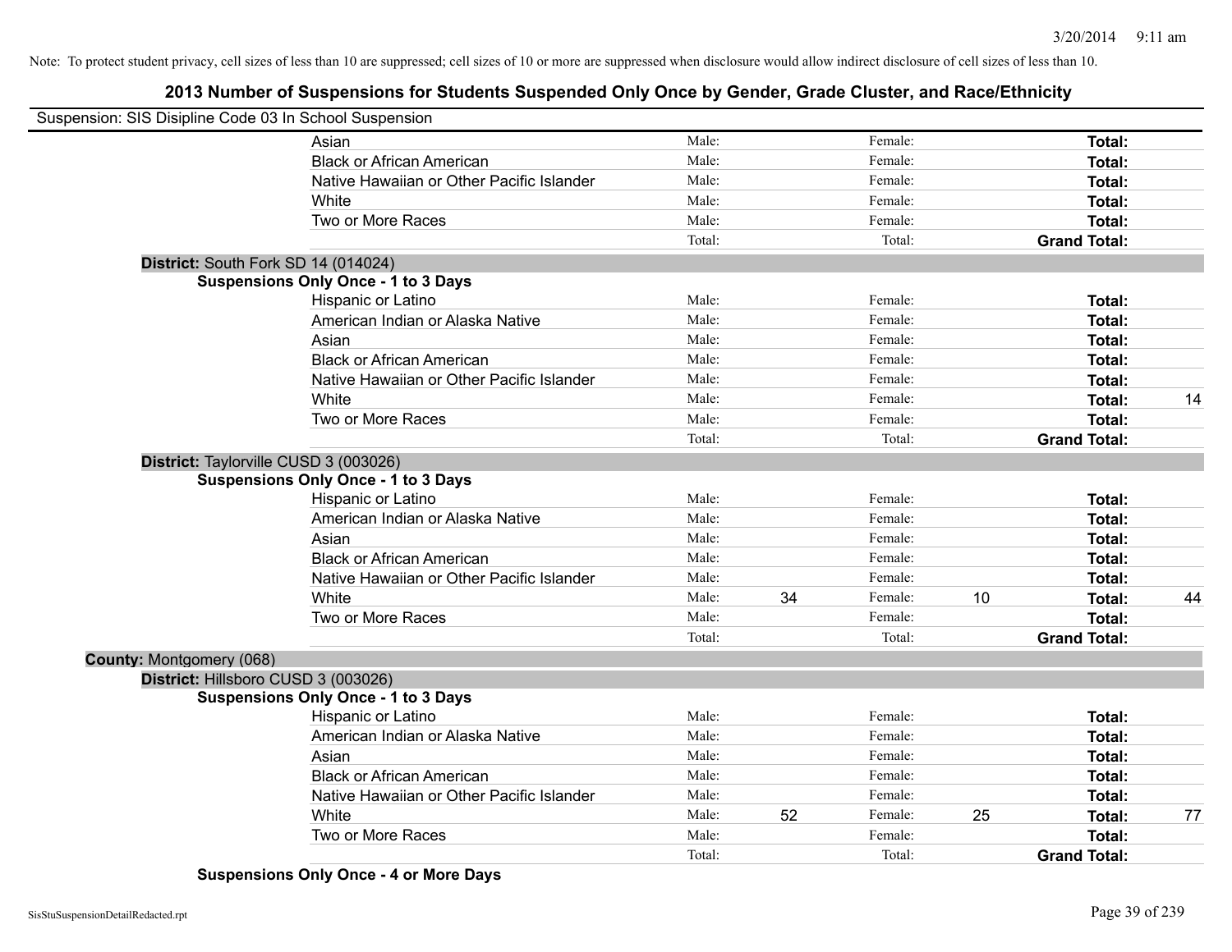Note: To protect student privacy, cell sizes of less than 10 are suppressed; cell sizes of 10 or more are suppressed when disclosure would allow indirect disclosure of cell sizes of less than 10.

## 2013 Number of Suspensions for Students Suspended Only Once by Gender, Grade Cluster, and Race/Ethnicity

Suspension: SIS Disipline Code 03 In School Suspension

| | | | | | | |
|---|---|---|---|---|---|---|
| Asian | Male: | | Female: | | **Total:** | |
| Black or African American | Male: | | Female: | | **Total:** | |
| Native Hawaiian or Other Pacific Islander | Male: | | Female: | | **Total:** | |
| White | Male: | | Female: | | **Total:** | |
| Two or More Races | Male: | | Female: | | **Total:** | |
| | Total: | | Total: | | **Grand Total:** | |

**District:** South Fork SD 14 (014024)

**Suspensions Only Once - 1 to 3 Days**

| | | | | | | |
|---|---|---|---|---|---|---|
| Hispanic or Latino | Male: | | Female: | | **Total:** | |
| American Indian or Alaska Native | Male: | | Female: | | **Total:** | |
| Asian | Male: | | Female: | | **Total:** | |
| Black or African American | Male: | | Female: | | **Total:** | |
| Native Hawaiian or Other Pacific Islander | Male: | | Female: | | **Total:** | |
| White | Male: | | Female: | | **Total:** | 14 |
| Two or More Races | Male: | | Female: | | **Total:** | |
| | Total: | | Total: | | **Grand Total:** | |

**District:** Taylorville CUSD 3 (003026)

**Suspensions Only Once - 1 to 3 Days**

| | | | | | | |
|---|---|---|---|---|---|---|
| Hispanic or Latino | Male: | | Female: | | **Total:** | |
| American Indian or Alaska Native | Male: | | Female: | | **Total:** | |
| Asian | Male: | | Female: | | **Total:** | |
| Black or African American | Male: | | Female: | | **Total:** | |
| Native Hawaiian or Other Pacific Islander | Male: | | Female: | | **Total:** | |
| White | Male: | 34 | Female: | 10 | **Total:** | 44 |
| Two or More Races | Male: | | Female: | | **Total:** | |
| | Total: | | Total: | | **Grand Total:** | |

**County:** Montgomery (068)

**District:** Hillsboro CUSD 3 (003026)

**Suspensions Only Once - 1 to 3 Days**

| | | | | | | |
|---|---|---|---|---|---|---|
| Hispanic or Latino | Male: | | Female: | | **Total:** | |
| American Indian or Alaska Native | Male: | | Female: | | **Total:** | |
| Asian | Male: | | Female: | | **Total:** | |
| Black or African American | Male: | | Female: | | **Total:** | |
| Native Hawaiian or Other Pacific Islander | Male: | | Female: | | **Total:** | |
| White | Male: | 52 | Female: | 25 | **Total:** | 77 |
| Two or More Races | Male: | | Female: | | **Total:** | |
| | Total: | | Total: | | **Grand Total:** | |

**Suspensions Only Once - 4 or More Days**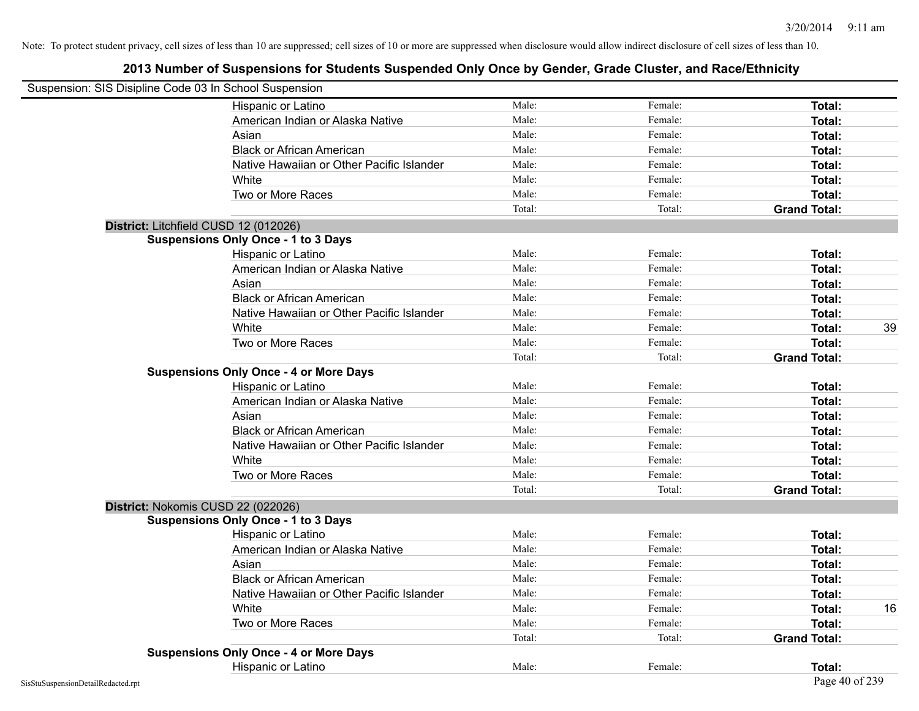Note: To protect student privacy, cell sizes of less than 10 are suppressed; cell sizes of 10 or more are suppressed when disclosure would allow indirect disclosure of cell sizes of less than 10.

# 2013 Number of Suspensions for Students Suspended Only Once by Gender, Grade Cluster, and Race/Ethnicity

Suspension: SIS Disipline Code 03 In School Suspension

| | | | | |
|---|---|---|---|---|
| Hispanic or Latino | Male: | Female: | **Total:** | |
| American Indian or Alaska Native | Male: | Female: | **Total:** | |
| Asian | Male: | Female: | **Total:** | |
| Black or African American | Male: | Female: | **Total:** | |
| Native Hawaiian or Other Pacific Islander | Male: | Female: | **Total:** | |
| White | Male: | Female: | **Total:** | |
| Two or More Races | Male: | Female: | **Total:** | |
| | Total: | Total: | **Grand Total:** | |

**District:** Litchfield CUSD 12 (012026)

**Suspensions Only Once - 1 to 3 Days**

| | | | | |
|---|---|---|---|---|
| Hispanic or Latino | Male: | Female: | **Total:** | |
| American Indian or Alaska Native | Male: | Female: | **Total:** | |
| Asian | Male: | Female: | **Total:** | |
| Black or African American | Male: | Female: | **Total:** | |
| Native Hawaiian or Other Pacific Islander | Male: | Female: | **Total:** | |
| White | Male: | Female: | **Total:** | 39 |
| Two or More Races | Male: | Female: | **Total:** | |
| | Total: | Total: | **Grand Total:** | |

**Suspensions Only Once - 4 or More Days**

| | | | | |
|---|---|---|---|---|
| Hispanic or Latino | Male: | Female: | **Total:** | |
| American Indian or Alaska Native | Male: | Female: | **Total:** | |
| Asian | Male: | Female: | **Total:** | |
| Black or African American | Male: | Female: | **Total:** | |
| Native Hawaiian or Other Pacific Islander | Male: | Female: | **Total:** | |
| White | Male: | Female: | **Total:** | |
| Two or More Races | Male: | Female: | **Total:** | |
| | Total: | Total: | **Grand Total:** | |

**District:** Nokomis CUSD 22 (022026)

**Suspensions Only Once - 1 to 3 Days**

| | | | | |
|---|---|---|---|---|
| Hispanic or Latino | Male: | Female: | **Total:** | |
| American Indian or Alaska Native | Male: | Female: | **Total:** | |
| Asian | Male: | Female: | **Total:** | |
| Black or African American | Male: | Female: | **Total:** | |
| Native Hawaiian or Other Pacific Islander | Male: | Female: | **Total:** | |
| White | Male: | Female: | **Total:** | 16 |
| Two or More Races | Male: | Female: | **Total:** | |
| | Total: | Total: | **Grand Total:** | |

**Suspensions Only Once - 4 or More Days**

| | | | | |
|---|---|---|---|---|
| Hispanic or Latino | Male: | Female: | **Total:** | |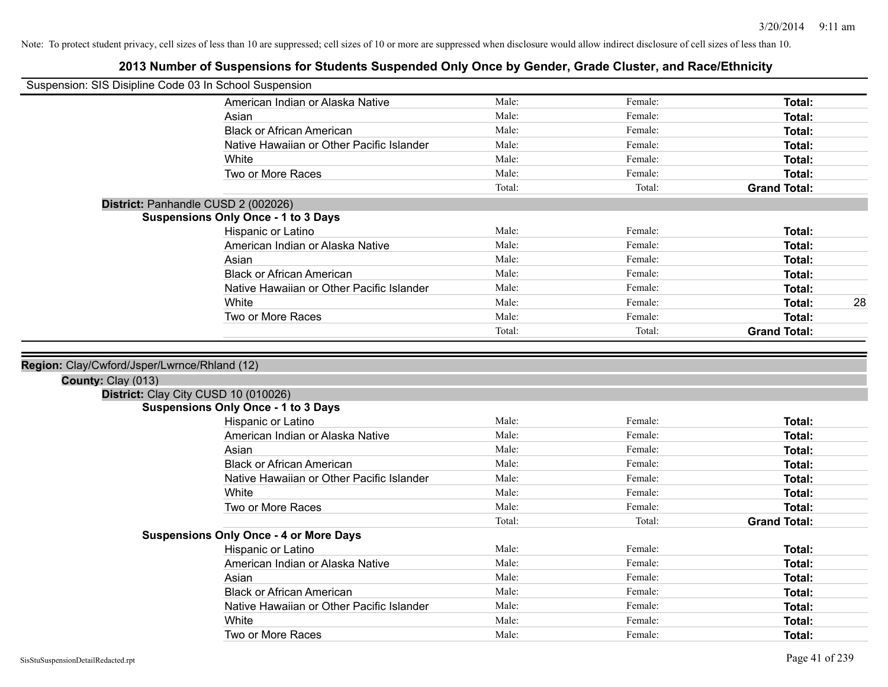Note: To protect student privacy, cell sizes of less than 10 are suppressed; cell sizes of 10 or more are suppressed when disclosure would allow indirect disclosure of cell sizes of less than 10.

# 2013 Number of Suspensions for Students Suspended Only Once by Gender, Grade Cluster, and Race/Ethnicity

Suspension: SIS Disipline Code 03 In School Suspension

| | Male | Female | Total |
|---|---|---|---|
| American Indian or Alaska Native | Male: | Female: | **Total:** |
| Asian | Male: | Female: | **Total:** |
| Black or African American | Male: | Female: | **Total:** |
| Native Hawaiian or Other Pacific Islander | Male: | Female: | **Total:** |
| White | Male: | Female: | **Total:** |
| Two or More Races | Male: | Female: | **Total:** |
| | Total: | Total: | **Grand Total:** |

**District:** Panhandle CUSD 2 (002026)

**Suspensions Only Once - 1 to 3 Days**

| | Male | Female | Total |
|---|---|---|---|
| Hispanic or Latino | Male: | Female: | **Total:** |
| American Indian or Alaska Native | Male: | Female: | **Total:** |
| Asian | Male: | Female: | **Total:** |
| Black or African American | Male: | Female: | **Total:** |
| Native Hawaiian or Other Pacific Islander | Male: | Female: | **Total:** |
| White | Male: | Female: | **Total:** 28 |
| Two or More Races | Male: | Female: | **Total:** |
| | Total: | Total: | **Grand Total:** |

**Region:** Clay/Cwford/Jsper/Lwrnce/Rhland (12)

**County:** Clay (013)

**District:** Clay City CUSD 10 (010026)

**Suspensions Only Once - 1 to 3 Days**

| | Male | Female | Total |
|---|---|---|---|
| Hispanic or Latino | Male: | Female: | **Total:** |
| American Indian or Alaska Native | Male: | Female: | **Total:** |
| Asian | Male: | Female: | **Total:** |
| Black or African American | Male: | Female: | **Total:** |
| Native Hawaiian or Other Pacific Islander | Male: | Female: | **Total:** |
| White | Male: | Female: | **Total:** |
| Two or More Races | Male: | Female: | **Total:** |
| | Total: | Total: | **Grand Total:** |

**Suspensions Only Once - 4 or More Days**

| | Male | Female | Total |
|---|---|---|---|
| Hispanic or Latino | Male: | Female: | **Total:** |
| American Indian or Alaska Native | Male: | Female: | **Total:** |
| Asian | Male: | Female: | **Total:** |
| Black or African American | Male: | Female: | **Total:** |
| Native Hawaiian or Other Pacific Islander | Male: | Female: | **Total:** |
| White | Male: | Female: | **Total:** |
| Two or More Races | Male: | Female: | **Total:** |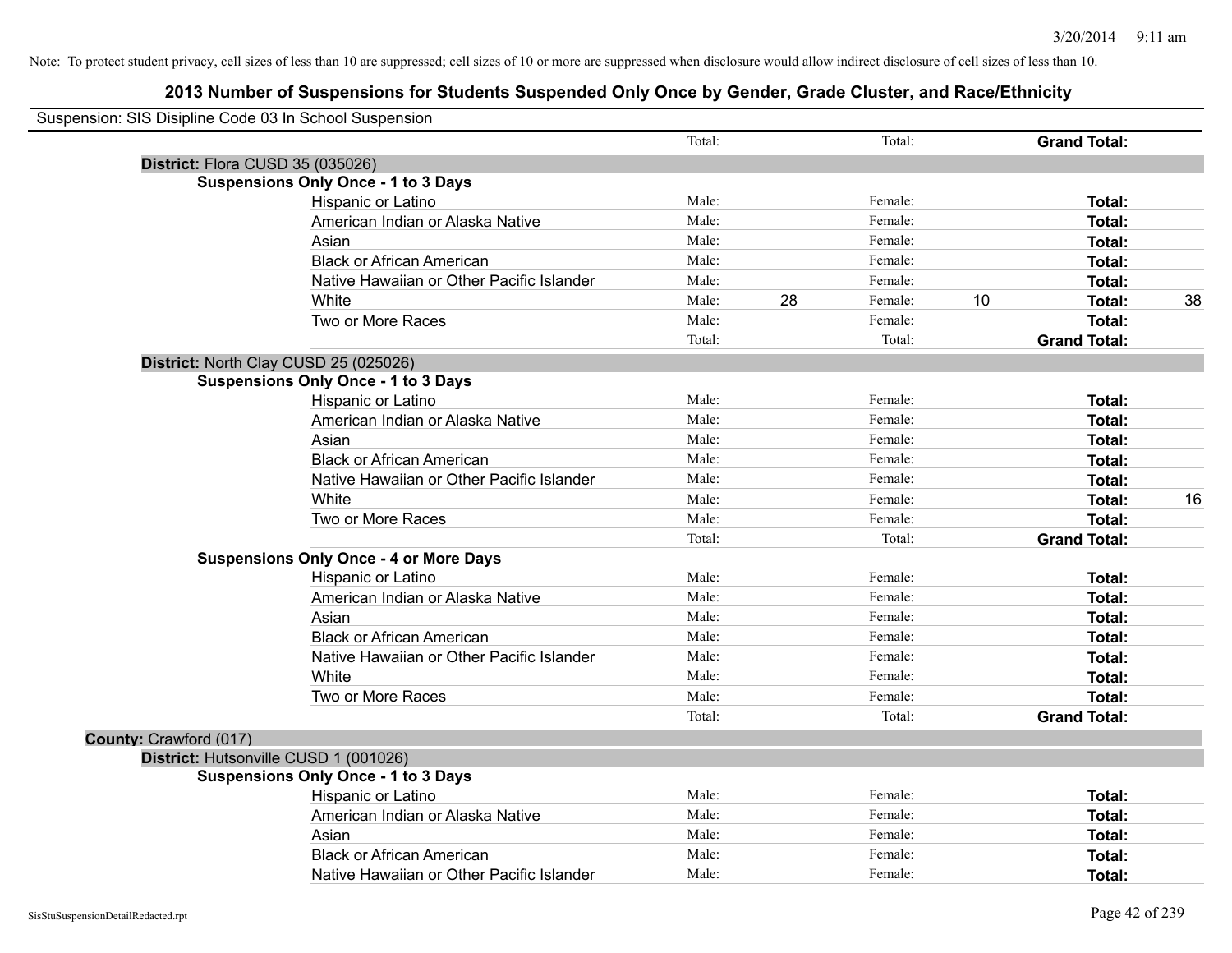Note: To protect student privacy, cell sizes of less than 10 are suppressed; cell sizes of 10 or more are suppressed when disclosure would allow indirect disclosure of cell sizes of less than 10.

## 2013 Number of Suspensions for Students Suspended Only Once by Gender, Grade Cluster, and Race/Ethnicity

Suspension: SIS Disipline Code 03 In School Suspension

| | | | | | | |
|---|---|---|---|---|---|---|
| | Total: | | Total: | | **Grand Total:** | |
| **District:** Flora CUSD 35 (035026) | | | | | | |
| **Suspensions Only Once - 1 to 3 Days** | | | | | | |
| Hispanic or Latino | Male: | | Female: | | **Total:** | |
| American Indian or Alaska Native | Male: | | Female: | | **Total:** | |
| Asian | Male: | | Female: | | **Total:** | |
| Black or African American | Male: | | Female: | | **Total:** | |
| Native Hawaiian or Other Pacific Islander | Male: | | Female: | | **Total:** | |
| White | Male: | 28 | Female: | 10 | **Total:** | 38 |
| Two or More Races | Male: | | Female: | | **Total:** | |
| | Total: | | Total: | | **Grand Total:** | |
| **District:** North Clay CUSD 25 (025026) | | | | | | |
| **Suspensions Only Once - 1 to 3 Days** | | | | | | |
| Hispanic or Latino | Male: | | Female: | | **Total:** | |
| American Indian or Alaska Native | Male: | | Female: | | **Total:** | |
| Asian | Male: | | Female: | | **Total:** | |
| Black or African American | Male: | | Female: | | **Total:** | |
| Native Hawaiian or Other Pacific Islander | Male: | | Female: | | **Total:** | |
| White | Male: | | Female: | | **Total:** | 16 |
| Two or More Races | Male: | | Female: | | **Total:** | |
| | Total: | | Total: | | **Grand Total:** | |
| **Suspensions Only Once - 4 or More Days** | | | | | | |
| Hispanic or Latino | Male: | | Female: | | **Total:** | |
| American Indian or Alaska Native | Male: | | Female: | | **Total:** | |
| Asian | Male: | | Female: | | **Total:** | |
| Black or African American | Male: | | Female: | | **Total:** | |
| Native Hawaiian or Other Pacific Islander | Male: | | Female: | | **Total:** | |
| White | Male: | | Female: | | **Total:** | |
| Two or More Races | Male: | | Female: | | **Total:** | |
| | Total: | | Total: | | **Grand Total:** | |
| **County:** Crawford (017) | | | | | | |
| **District:** Hutsonville CUSD 1 (001026) | | | | | | |
| **Suspensions Only Once - 1 to 3 Days** | | | | | | |
| Hispanic or Latino | Male: | | Female: | | **Total:** | |
| American Indian or Alaska Native | Male: | | Female: | | **Total:** | |
| Asian | Male: | | Female: | | **Total:** | |
| Black or African American | Male: | | Female: | | **Total:** | |
| Native Hawaiian or Other Pacific Islander | Male: | | Female: | | **Total:** | |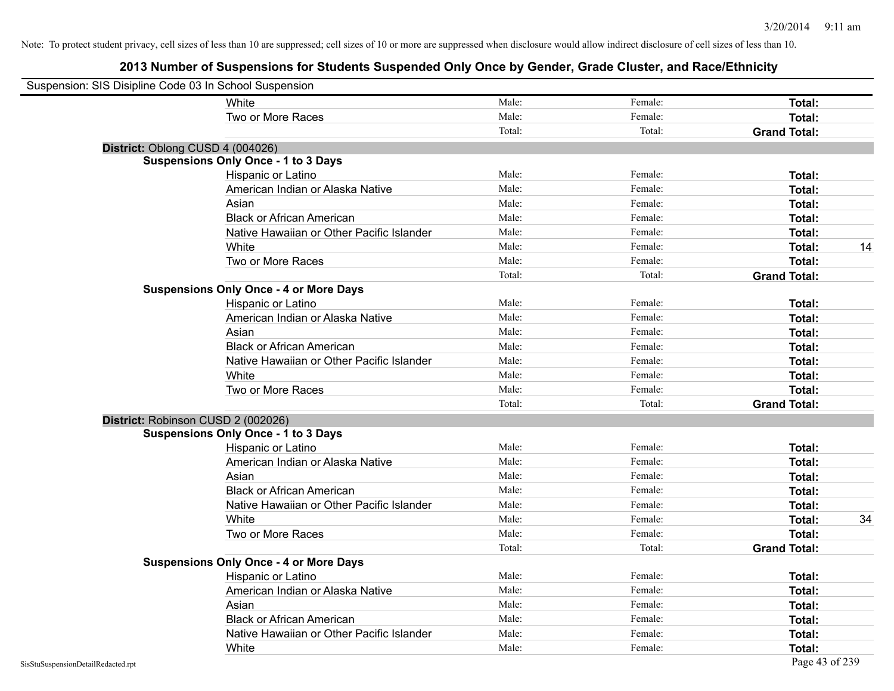Note: To protect student privacy, cell sizes of less than 10 are suppressed; cell sizes of 10 or more are suppressed when disclosure would allow indirect disclosure of cell sizes of less than 10.

## 2013 Number of Suspensions for Students Suspended Only Once by Gender, Grade Cluster, and Race/Ethnicity

Suspension: SIS Disipline Code 03 In School Suspension

| | | | | |
|---|---|---|---|---|
| White | Male: | Female: | **Total:** | |
| Two or More Races | Male: | Female: | **Total:** | |
| | Total: | Total: | **Grand Total:** | |

**District:** Oblong CUSD 4 (004026)

**Suspensions Only Once - 1 to 3 Days**

| | | | | |
|---|---|---|---|---|
| Hispanic or Latino | Male: | Female: | **Total:** | |
| American Indian or Alaska Native | Male: | Female: | **Total:** | |
| Asian | Male: | Female: | **Total:** | |
| Black or African American | Male: | Female: | **Total:** | |
| Native Hawaiian or Other Pacific Islander | Male: | Female: | **Total:** | |
| White | Male: | Female: | **Total:** | 14 |
| Two or More Races | Male: | Female: | **Total:** | |
| | Total: | Total: | **Grand Total:** | |

**Suspensions Only Once - 4 or More Days**

| | | | | |
|---|---|---|---|---|
| Hispanic or Latino | Male: | Female: | **Total:** | |
| American Indian or Alaska Native | Male: | Female: | **Total:** | |
| Asian | Male: | Female: | **Total:** | |
| Black or African American | Male: | Female: | **Total:** | |
| Native Hawaiian or Other Pacific Islander | Male: | Female: | **Total:** | |
| White | Male: | Female: | **Total:** | |
| Two or More Races | Male: | Female: | **Total:** | |
| | Total: | Total: | **Grand Total:** | |

**District:** Robinson CUSD 2 (002026)

**Suspensions Only Once - 1 to 3 Days**

| | | | | |
|---|---|---|---|---|
| Hispanic or Latino | Male: | Female: | **Total:** | |
| American Indian or Alaska Native | Male: | Female: | **Total:** | |
| Asian | Male: | Female: | **Total:** | |
| Black or African American | Male: | Female: | **Total:** | |
| Native Hawaiian or Other Pacific Islander | Male: | Female: | **Total:** | |
| White | Male: | Female: | **Total:** | 34 |
| Two or More Races | Male: | Female: | **Total:** | |
| | Total: | Total: | **Grand Total:** | |

**Suspensions Only Once - 4 or More Days**

| | | | | |
|---|---|---|---|---|
| Hispanic or Latino | Male: | Female: | **Total:** | |
| American Indian or Alaska Native | Male: | Female: | **Total:** | |
| Asian | Male: | Female: | **Total:** | |
| Black or African American | Male: | Female: | **Total:** | |
| Native Hawaiian or Other Pacific Islander | Male: | Female: | **Total:** | |
| White | Male: | Female: | **Total:** | |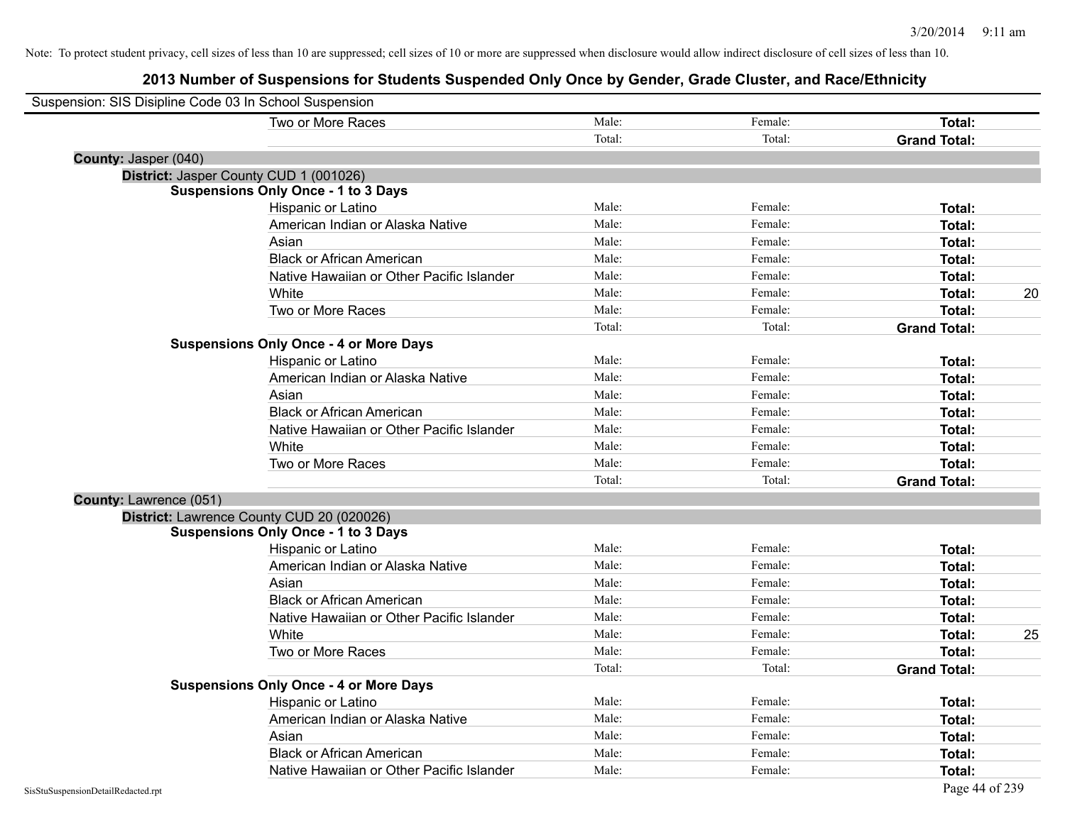Note: To protect student privacy, cell sizes of less than 10 are suppressed; cell sizes of 10 or more are suppressed when disclosure would allow indirect disclosure of cell sizes of less than 10.

## 2013 Number of Suspensions for Students Suspended Only Once by Gender, Grade Cluster, and Race/Ethnicity

Suspension: SIS Disipline Code 03 In School Suspension

| | | | | |
|---|---|---|---|---|
| Two or More Races | Male: | Female: | **Total:** | |
| | Total: | Total: | **Grand Total:** | |

**County:** Jasper (040)

**District:** Jasper County CUD 1 (001026)

**Suspensions Only Once - 1 to 3 Days**

| | | | | |
|---|---|---|---|---|
| Hispanic or Latino | Male: | Female: | **Total:** | |
| American Indian or Alaska Native | Male: | Female: | **Total:** | |
| Asian | Male: | Female: | **Total:** | |
| Black or African American | Male: | Female: | **Total:** | |
| Native Hawaiian or Other Pacific Islander | Male: | Female: | **Total:** | |
| White | Male: | Female: | **Total:** | 20 |
| Two or More Races | Male: | Female: | **Total:** | |
| | Total: | Total: | **Grand Total:** | |

**Suspensions Only Once - 4 or More Days**

| | | | | |
|---|---|---|---|---|
| Hispanic or Latino | Male: | Female: | **Total:** | |
| American Indian or Alaska Native | Male: | Female: | **Total:** | |
| Asian | Male: | Female: | **Total:** | |
| Black or African American | Male: | Female: | **Total:** | |
| Native Hawaiian or Other Pacific Islander | Male: | Female: | **Total:** | |
| White | Male: | Female: | **Total:** | |
| Two or More Races | Male: | Female: | **Total:** | |
| | Total: | Total: | **Grand Total:** | |

**County:** Lawrence (051)

**District:** Lawrence County CUD 20 (020026)

**Suspensions Only Once - 1 to 3 Days**

| | | | | |
|---|---|---|---|---|
| Hispanic or Latino | Male: | Female: | **Total:** | |
| American Indian or Alaska Native | Male: | Female: | **Total:** | |
| Asian | Male: | Female: | **Total:** | |
| Black or African American | Male: | Female: | **Total:** | |
| Native Hawaiian or Other Pacific Islander | Male: | Female: | **Total:** | |
| White | Male: | Female: | **Total:** | 25 |
| Two or More Races | Male: | Female: | **Total:** | |
| | Total: | Total: | **Grand Total:** | |

**Suspensions Only Once - 4 or More Days**

| | | | | |
|---|---|---|---|---|
| Hispanic or Latino | Male: | Female: | **Total:** | |
| American Indian or Alaska Native | Male: | Female: | **Total:** | |
| Asian | Male: | Female: | **Total:** | |
| Black or African American | Male: | Female: | **Total:** | |
| Native Hawaiian or Other Pacific Islander | Male: | Female: | **Total:** | |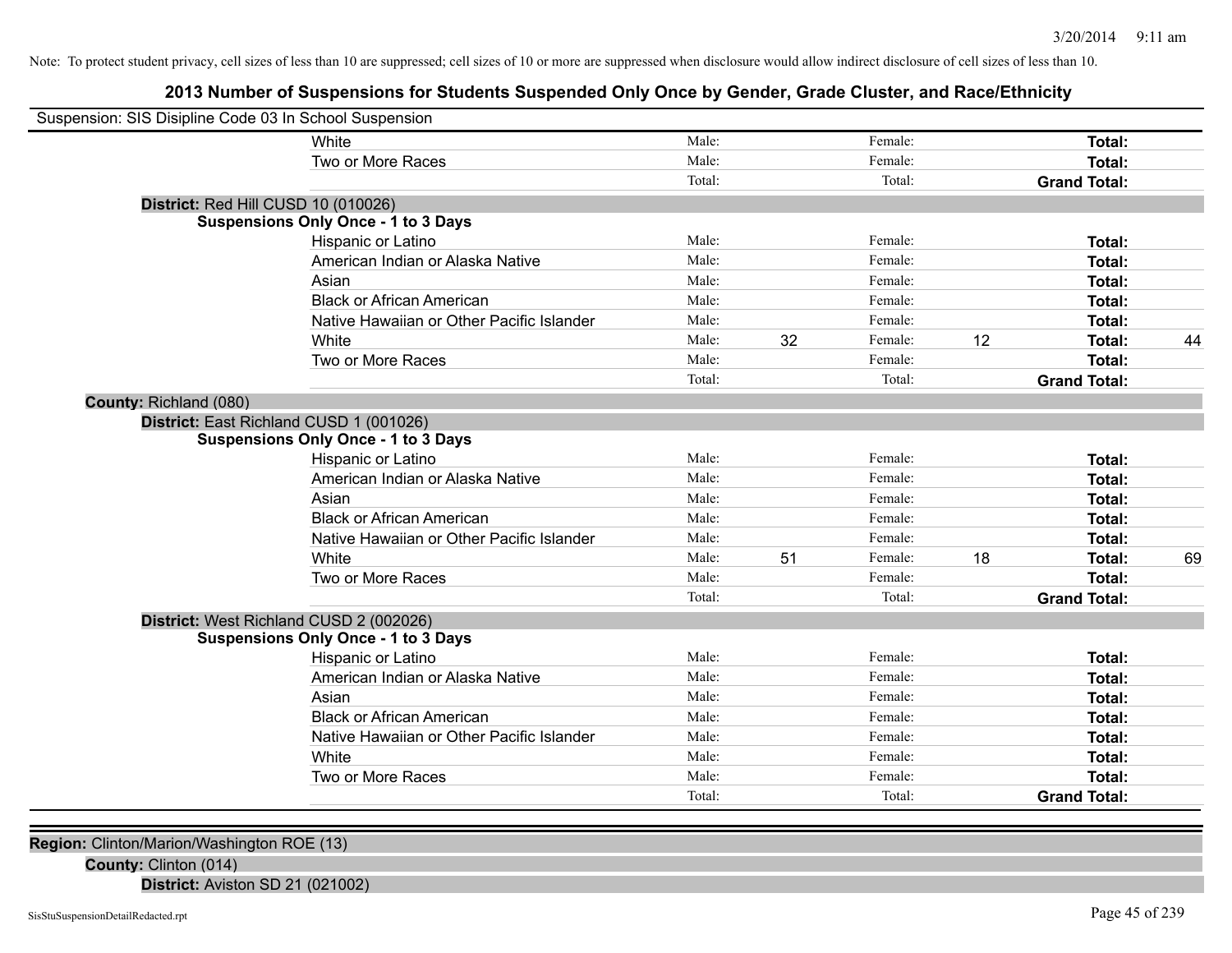Note: To protect student privacy, cell sizes of less than 10 are suppressed; cell sizes of 10 or more are suppressed when disclosure would allow indirect disclosure of cell sizes of less than 10.

## 2013 Number of Suspensions for Students Suspended Only Once by Gender, Grade Cluster, and Race/Ethnicity

Suspension: SIS Disipline Code 03 In School Suspension

| | | | | | | | |
|---|---|---|---|---|---|---|---|
| White | Male: | | Female: | | **Total:** | |
| Two or More Races | Male: | | Female: | | **Total:** | |
| | Total: | | Total: | | **Grand Total:** | |

**District:** Red Hill CUSD 10 (010026)

**Suspensions Only Once - 1 to 3 Days**

| | | | | | | |
|---|---|---|---|---|---|---|
| Hispanic or Latino | Male: | | Female: | | **Total:** | |
| American Indian or Alaska Native | Male: | | Female: | | **Total:** | |
| Asian | Male: | | Female: | | **Total:** | |
| Black or African American | Male: | | Female: | | **Total:** | |
| Native Hawaiian or Other Pacific Islander | Male: | | Female: | | **Total:** | |
| White | Male: | 32 | Female: | 12 | **Total:** | 44 |
| Two or More Races | Male: | | Female: | | **Total:** | |
| | Total: | | Total: | | **Grand Total:** | |

**County:** Richland (080)

**District:** East Richland CUSD 1 (001026)

**Suspensions Only Once - 1 to 3 Days**

| | | | | | | |
|---|---|---|---|---|---|---|
| Hispanic or Latino | Male: | | Female: | | **Total:** | |
| American Indian or Alaska Native | Male: | | Female: | | **Total:** | |
| Asian | Male: | | Female: | | **Total:** | |
| Black or African American | Male: | | Female: | | **Total:** | |
| Native Hawaiian or Other Pacific Islander | Male: | | Female: | | **Total:** | |
| White | Male: | 51 | Female: | 18 | **Total:** | 69 |
| Two or More Races | Male: | | Female: | | **Total:** | |
| | Total: | | Total: | | **Grand Total:** | |

**District:** West Richland CUSD 2 (002026)

**Suspensions Only Once - 1 to 3 Days**

| | | | | | | |
|---|---|---|---|---|---|---|
| Hispanic or Latino | Male: | | Female: | | **Total:** | |
| American Indian or Alaska Native | Male: | | Female: | | **Total:** | |
| Asian | Male: | | Female: | | **Total:** | |
| Black or African American | Male: | | Female: | | **Total:** | |
| Native Hawaiian or Other Pacific Islander | Male: | | Female: | | **Total:** | |
| White | Male: | | Female: | | **Total:** | |
| Two or More Races | Male: | | Female: | | **Total:** | |
| | Total: | | Total: | | **Grand Total:** | |

**Region:** Clinton/Marion/Washington ROE (13)

**County:** Clinton (014)

**District:** Aviston SD 21 (021002)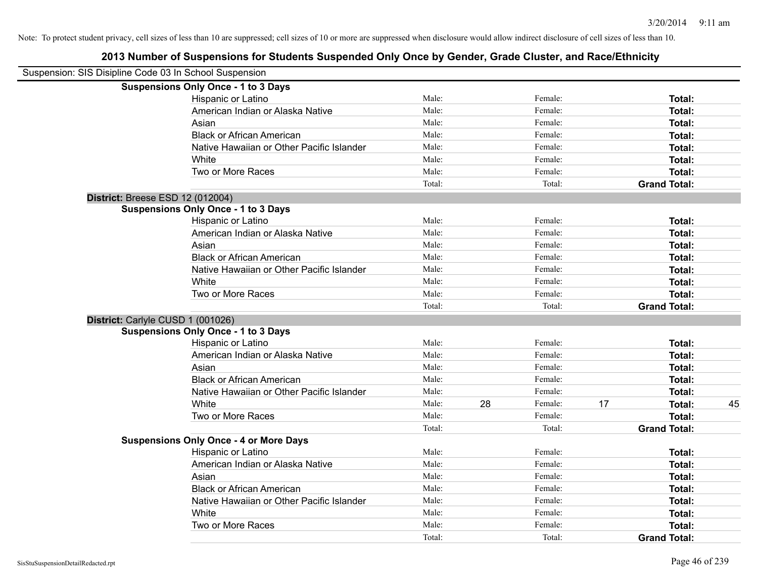Note: To protect student privacy, cell sizes of less than 10 are suppressed; cell sizes of 10 or more are suppressed when disclosure would allow indirect disclosure of cell sizes of less than 10.

## 2013 Number of Suspensions for Students Suspended Only Once by Gender, Grade Cluster, and Race/Ethnicity

Suspension: SIS Disipline Code 03 In School Suspension

| | | | | | | |
|---|---|---|---|---|---|---|
| **Suspensions Only Once - 1 to 3 Days** | | | | | | |
| Hispanic or Latino | Male: | | Female: | | **Total:** | |
| American Indian or Alaska Native | Male: | | Female: | | **Total:** | |
| Asian | Male: | | Female: | | **Total:** | |
| Black or African American | Male: | | Female: | | **Total:** | |
| Native Hawaiian or Other Pacific Islander | Male: | | Female: | | **Total:** | |
| White | Male: | | Female: | | **Total:** | |
| Two or More Races | Male: | | Female: | | **Total:** | |
| | Total: | | Total: | | **Grand Total:** | |

**District:** Breese ESD 12 (012004)

| | | | | | | |
|---|---|---|---|---|---|---|
| **Suspensions Only Once - 1 to 3 Days** | | | | | | |
| Hispanic or Latino | Male: | | Female: | | **Total:** | |
| American Indian or Alaska Native | Male: | | Female: | | **Total:** | |
| Asian | Male: | | Female: | | **Total:** | |
| Black or African American | Male: | | Female: | | **Total:** | |
| Native Hawaiian or Other Pacific Islander | Male: | | Female: | | **Total:** | |
| White | Male: | | Female: | | **Total:** | |
| Two or More Races | Male: | | Female: | | **Total:** | |
| | Total: | | Total: | | **Grand Total:** | |

**District:** Carlyle CUSD 1 (001026)

| | | | | | | |
|---|---|---|---|---|---|---|
| **Suspensions Only Once - 1 to 3 Days** | | | | | | |
| Hispanic or Latino | Male: | | Female: | | **Total:** | |
| American Indian or Alaska Native | Male: | | Female: | | **Total:** | |
| Asian | Male: | | Female: | | **Total:** | |
| Black or African American | Male: | | Female: | | **Total:** | |
| Native Hawaiian or Other Pacific Islander | Male: | | Female: | | **Total:** | |
| White | Male: | 28 | Female: | 17 | **Total:** | 45 |
| Two or More Races | Male: | | Female: | | **Total:** | |
| | Total: | | Total: | | **Grand Total:** | |
| **Suspensions Only Once - 4 or More Days** | | | | | | |
| Hispanic or Latino | Male: | | Female: | | **Total:** | |
| American Indian or Alaska Native | Male: | | Female: | | **Total:** | |
| Asian | Male: | | Female: | | **Total:** | |
| Black or African American | Male: | | Female: | | **Total:** | |
| Native Hawaiian or Other Pacific Islander | Male: | | Female: | | **Total:** | |
| White | Male: | | Female: | | **Total:** | |
| Two or More Races | Male: | | Female: | | **Total:** | |
| | Total: | | Total: | | **Grand Total:** | |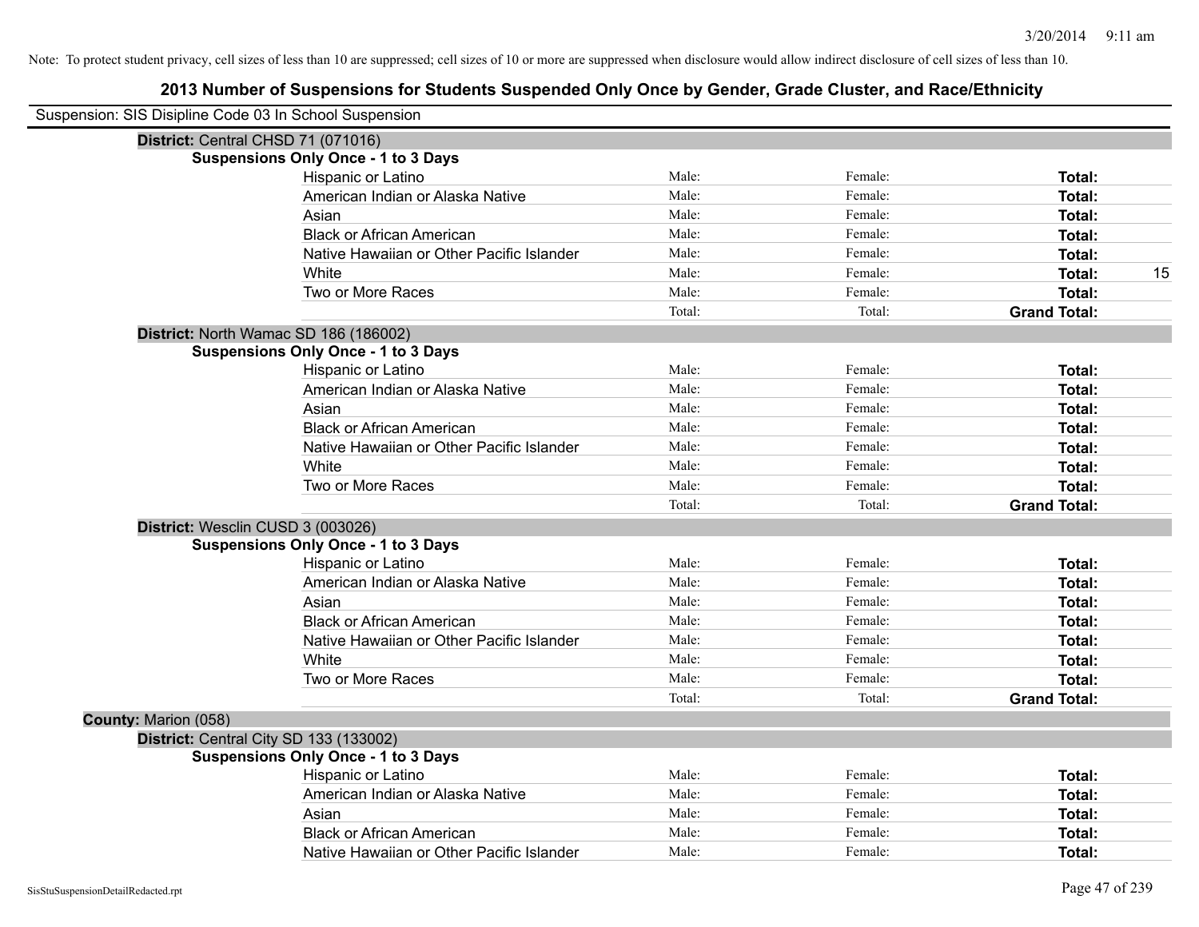Note: To protect student privacy, cell sizes of less than 10 are suppressed; cell sizes of 10 or more are suppressed when disclosure would allow indirect disclosure of cell sizes of less than 10.

# 2013 Number of Suspensions for Students Suspended Only Once by Gender, Grade Cluster, and Race/Ethnicity

Suspension: SIS Disipline Code 03 In School Suspension

**District:** Central CHSD 71 (071016)

**Suspensions Only Once - 1 to 3 Days**

| | | | | |
|---|---|---|---|---|
| Hispanic or Latino | Male: | Female: | **Total:** | |
| American Indian or Alaska Native | Male: | Female: | **Total:** | |
| Asian | Male: | Female: | **Total:** | |
| Black or African American | Male: | Female: | **Total:** | |
| Native Hawaiian or Other Pacific Islander | Male: | Female: | **Total:** | |
| White | Male: | Female: | **Total:** | 15 |
| Two or More Races | Male: | Female: | **Total:** | |
| | Total: | Total: | **Grand Total:** | |

**District:** North Wamac SD 186 (186002)

**Suspensions Only Once - 1 to 3 Days**

| | | | | |
|---|---|---|---|---|
| Hispanic or Latino | Male: | Female: | **Total:** | |
| American Indian or Alaska Native | Male: | Female: | **Total:** | |
| Asian | Male: | Female: | **Total:** | |
| Black or African American | Male: | Female: | **Total:** | |
| Native Hawaiian or Other Pacific Islander | Male: | Female: | **Total:** | |
| White | Male: | Female: | **Total:** | |
| Two or More Races | Male: | Female: | **Total:** | |
| | Total: | Total: | **Grand Total:** | |

**District:** Wesclin CUSD 3 (003026)

**Suspensions Only Once - 1 to 3 Days**

| | | | | |
|---|---|---|---|---|
| Hispanic or Latino | Male: | Female: | **Total:** | |
| American Indian or Alaska Native | Male: | Female: | **Total:** | |
| Asian | Male: | Female: | **Total:** | |
| Black or African American | Male: | Female: | **Total:** | |
| Native Hawaiian or Other Pacific Islander | Male: | Female: | **Total:** | |
| White | Male: | Female: | **Total:** | |
| Two or More Races | Male: | Female: | **Total:** | |
| | Total: | Total: | **Grand Total:** | |

**County:** Marion (058)

**District:** Central City SD 133 (133002)

**Suspensions Only Once - 1 to 3 Days**

| | | | | |
|---|---|---|---|---|
| Hispanic or Latino | Male: | Female: | **Total:** | |
| American Indian or Alaska Native | Male: | Female: | **Total:** | |
| Asian | Male: | Female: | **Total:** | |
| Black or African American | Male: | Female: | **Total:** | |
| Native Hawaiian or Other Pacific Islander | Male: | Female: | **Total:** | |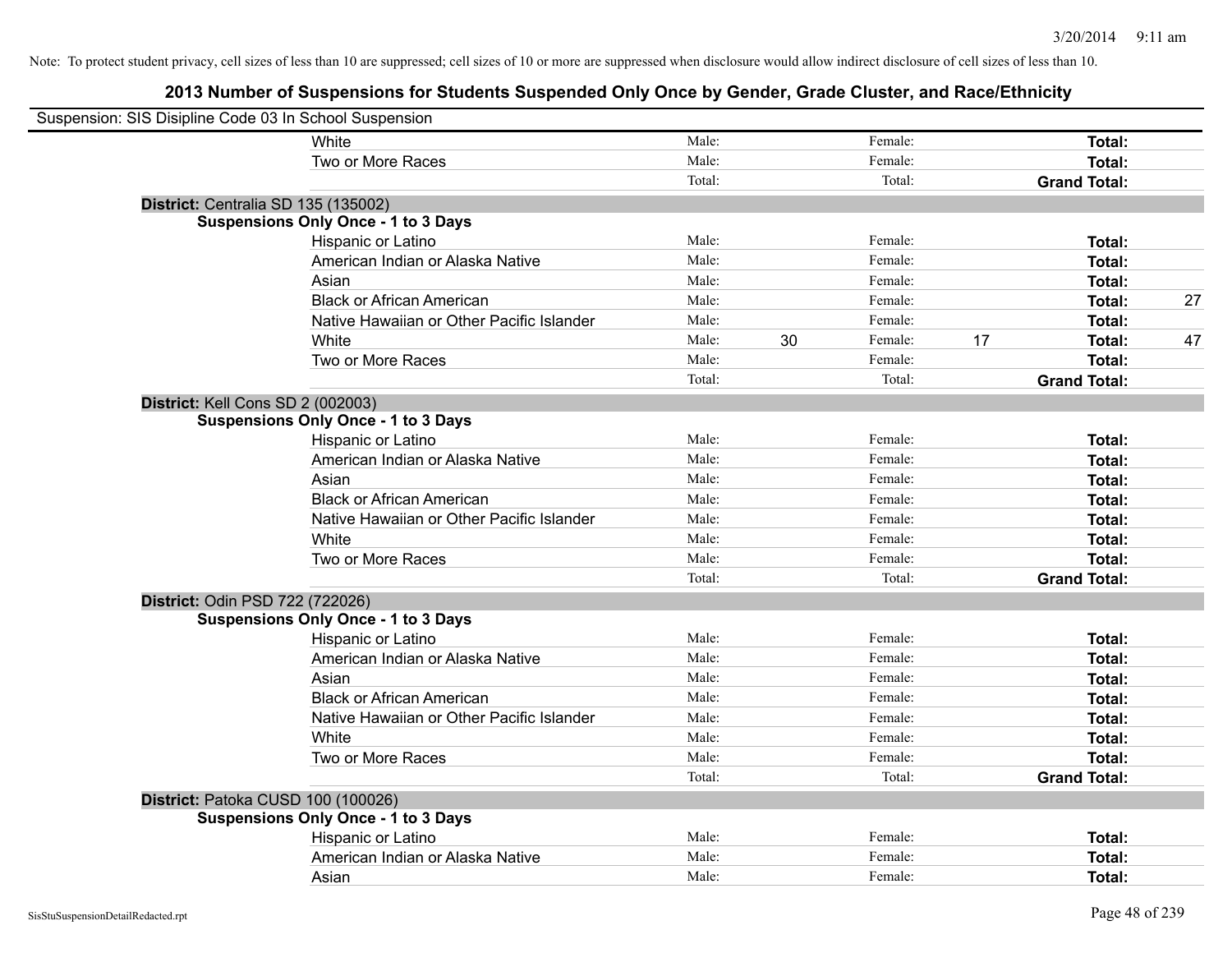Note: To protect student privacy, cell sizes of less than 10 are suppressed; cell sizes of 10 or more are suppressed when disclosure would allow indirect disclosure of cell sizes of less than 10.

## 2013 Number of Suspensions for Students Suspended Only Once by Gender, Grade Cluster, and Race/Ethnicity

Suspension: SIS Disipline Code 03 In School Suspension

| | | | | | | | |
|---|---|---|---|---|---|---|---|
| White | Male: | | Female: | | **Total:** | |
| Two or More Races | Male: | | Female: | | **Total:** | |
| | Total: | | Total: | | **Grand Total:** | |

**District:** Centralia SD 135 (135002)

**Suspensions Only Once - 1 to 3 Days**

| | | | | | | |
|---|---|---|---|---|---|---|
| Hispanic or Latino | Male: | | Female: | | **Total:** | |
| American Indian or Alaska Native | Male: | | Female: | | **Total:** | |
| Asian | Male: | | Female: | | **Total:** | |
| Black or African American | Male: | | Female: | | **Total:** | 27 |
| Native Hawaiian or Other Pacific Islander | Male: | | Female: | | **Total:** | |
| White | Male: | 30 | Female: | 17 | **Total:** | 47 |
| Two or More Races | Male: | | Female: | | **Total:** | |
| | Total: | | Total: | | **Grand Total:** | |

**District:** Kell Cons SD 2 (002003)

**Suspensions Only Once - 1 to 3 Days**

| | | | | | | |
|---|---|---|---|---|---|---|
| Hispanic or Latino | Male: | | Female: | | **Total:** | |
| American Indian or Alaska Native | Male: | | Female: | | **Total:** | |
| Asian | Male: | | Female: | | **Total:** | |
| Black or African American | Male: | | Female: | | **Total:** | |
| Native Hawaiian or Other Pacific Islander | Male: | | Female: | | **Total:** | |
| White | Male: | | Female: | | **Total:** | |
| Two or More Races | Male: | | Female: | | **Total:** | |
| | Total: | | Total: | | **Grand Total:** | |

**District:** Odin PSD 722 (722026)

**Suspensions Only Once - 1 to 3 Days**

| | | | | | | |
|---|---|---|---|---|---|---|
| Hispanic or Latino | Male: | | Female: | | **Total:** | |
| American Indian or Alaska Native | Male: | | Female: | | **Total:** | |
| Asian | Male: | | Female: | | **Total:** | |
| Black or African American | Male: | | Female: | | **Total:** | |
| Native Hawaiian or Other Pacific Islander | Male: | | Female: | | **Total:** | |
| White | Male: | | Female: | | **Total:** | |
| Two or More Races | Male: | | Female: | | **Total:** | |
| | Total: | | Total: | | **Grand Total:** | |

**District:** Patoka CUSD 100 (100026)

**Suspensions Only Once - 1 to 3 Days**

| | | | | | | |
|---|---|---|---|---|---|---|
| Hispanic or Latino | Male: | | Female: | | **Total:** | |
| American Indian or Alaska Native | Male: | | Female: | | **Total:** | |
| Asian | Male: | | Female: | | **Total:** | |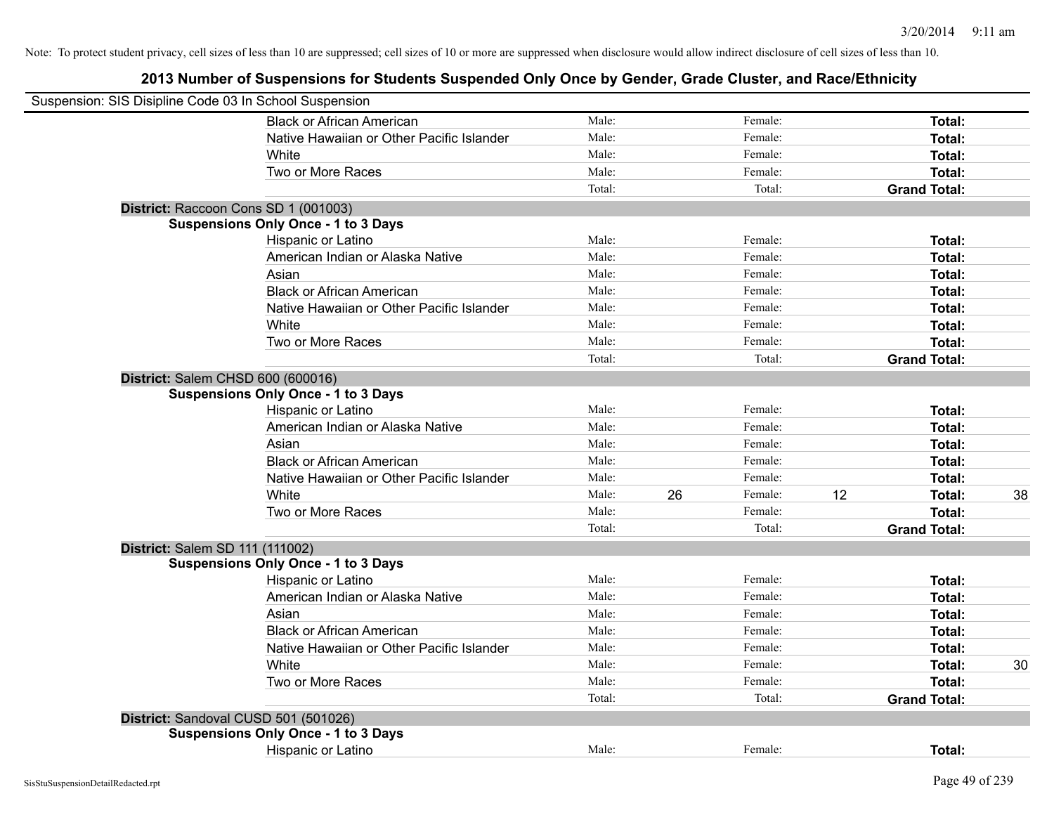Note: To protect student privacy, cell sizes of less than 10 are suppressed; cell sizes of 10 or more are suppressed when disclosure would allow indirect disclosure of cell sizes of less than 10.

# 2013 Number of Suspensions for Students Suspended Only Once by Gender, Grade Cluster, and Race/Ethnicity

Suspension: SIS Disipline Code 03 In School Suspension

| | | | | | | | |
|---|---|---|---|---|---|---|---|
| Black or African American | Male: | | Female: | | **Total:** | |
| Native Hawaiian or Other Pacific Islander | Male: | | Female: | | **Total:** | |
| White | Male: | | Female: | | **Total:** | |
| Two or More Races | Male: | | Female: | | **Total:** | |
| | Total: | | Total: | | **Grand Total:** | |

**District:** Raccoon Cons SD 1 (001003)

**Suspensions Only Once - 1 to 3 Days**

| | | | | | | |
|---|---|---|---|---|---|---|
| Hispanic or Latino | Male: | | Female: | | **Total:** | |
| American Indian or Alaska Native | Male: | | Female: | | **Total:** | |
| Asian | Male: | | Female: | | **Total:** | |
| Black or African American | Male: | | Female: | | **Total:** | |
| Native Hawaiian or Other Pacific Islander | Male: | | Female: | | **Total:** | |
| White | Male: | | Female: | | **Total:** | |
| Two or More Races | Male: | | Female: | | **Total:** | |
| | Total: | | Total: | | **Grand Total:** | |

**District:** Salem CHSD 600 (600016)

**Suspensions Only Once - 1 to 3 Days**

| | | | | | | |
|---|---|---|---|---|---|---|
| Hispanic or Latino | Male: | | Female: | | **Total:** | |
| American Indian or Alaska Native | Male: | | Female: | | **Total:** | |
| Asian | Male: | | Female: | | **Total:** | |
| Black or African American | Male: | | Female: | | **Total:** | |
| Native Hawaiian or Other Pacific Islander | Male: | | Female: | | **Total:** | |
| White | Male: | 26 | Female: | 12 | **Total:** | 38 |
| Two or More Races | Male: | | Female: | | **Total:** | |
| | Total: | | Total: | | **Grand Total:** | |

**District:** Salem SD 111 (111002)

**Suspensions Only Once - 1 to 3 Days**

| | | | | | | |
|---|---|---|---|---|---|---|
| Hispanic or Latino | Male: | | Female: | | **Total:** | |
| American Indian or Alaska Native | Male: | | Female: | | **Total:** | |
| Asian | Male: | | Female: | | **Total:** | |
| Black or African American | Male: | | Female: | | **Total:** | |
| Native Hawaiian or Other Pacific Islander | Male: | | Female: | | **Total:** | |
| White | Male: | | Female: | | **Total:** | 30 |
| Two or More Races | Male: | | Female: | | **Total:** | |
| | Total: | | Total: | | **Grand Total:** | |

**District:** Sandoval CUSD 501 (501026)

**Suspensions Only Once - 1 to 3 Days**

| | | | | | | |
|---|---|---|---|---|---|---|
| Hispanic or Latino | Male: | | Female: | | **Total:** | |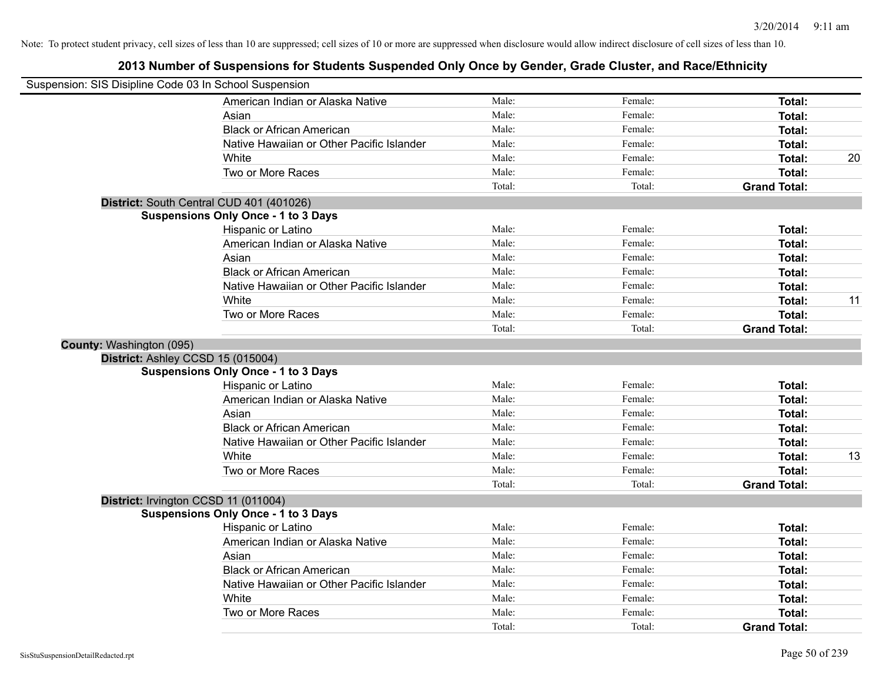Note: To protect student privacy, cell sizes of less than 10 are suppressed; cell sizes of 10 or more are suppressed when disclosure would allow indirect disclosure of cell sizes of less than 10.

## 2013 Number of Suspensions for Students Suspended Only Once by Gender, Grade Cluster, and Race/Ethnicity

Suspension: SIS Disipline Code 03 In School Suspension

| | Male | Female | Total |
|---|---|---|---|
| American Indian or Alaska Native | Male: | Female: | Total: |
| Asian | Male: | Female: | Total: |
| Black or African American | Male: | Female: | Total: |
| Native Hawaiian or Other Pacific Islander | Male: | Female: | Total: |
| White | Male: | Female: | Total: 20 |
| Two or More Races | Male: | Female: | Total: |
| | Total: | Total: | Grand Total: |

**District:** South Central CUD 401 (401026)

**Suspensions Only Once - 1 to 3 Days**

| | Male | Female | Total |
|---|---|---|---|
| Hispanic or Latino | Male: | Female: | Total: |
| American Indian or Alaska Native | Male: | Female: | Total: |
| Asian | Male: | Female: | Total: |
| Black or African American | Male: | Female: | Total: |
| Native Hawaiian or Other Pacific Islander | Male: | Female: | Total: |
| White | Male: | Female: | Total: 11 |
| Two or More Races | Male: | Female: | Total: |
| | Total: | Total: | Grand Total: |

**County:** Washington (095)

**District:** Ashley CCSD 15 (015004)

**Suspensions Only Once - 1 to 3 Days**

| | Male | Female | Total |
|---|---|---|---|
| Hispanic or Latino | Male: | Female: | Total: |
| American Indian or Alaska Native | Male: | Female: | Total: |
| Asian | Male: | Female: | Total: |
| Black or African American | Male: | Female: | Total: |
| Native Hawaiian or Other Pacific Islander | Male: | Female: | Total: |
| White | Male: | Female: | Total: 13 |
| Two or More Races | Male: | Female: | Total: |
| | Total: | Total: | Grand Total: |

**District:** Irvington CCSD 11 (011004)

**Suspensions Only Once - 1 to 3 Days**

| | Male | Female | Total |
|---|---|---|---|
| Hispanic or Latino | Male: | Female: | Total: |
| American Indian or Alaska Native | Male: | Female: | Total: |
| Asian | Male: | Female: | Total: |
| Black or African American | Male: | Female: | Total: |
| Native Hawaiian or Other Pacific Islander | Male: | Female: | Total: |
| White | Male: | Female: | Total: |
| Two or More Races | Male: | Female: | Total: |
| | Total: | Total: | Grand Total: |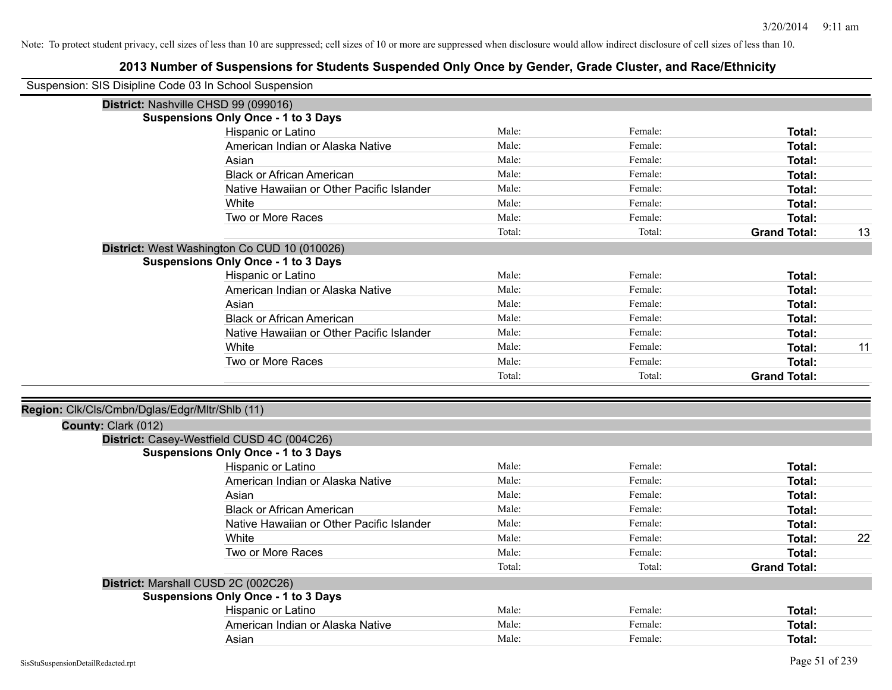Note: To protect student privacy, cell sizes of less than 10 are suppressed; cell sizes of 10 or more are suppressed when disclosure would allow indirect disclosure of cell sizes of less than 10.

# 2013 Number of Suspensions for Students Suspended Only Once by Gender, Grade Cluster, and Race/Ethnicity

Suspension: SIS Disipline Code 03 In School Suspension

**District:** Nashville CHSD 99 (099016)

**Suspensions Only Once - 1 to 3 Days**

| Race/Ethnicity | Male | Female | Total | |
|---|---|---|---|---|
| Hispanic or Latino | Male: | Female: | **Total:** | |
| American Indian or Alaska Native | Male: | Female: | **Total:** | |
| Asian | Male: | Female: | **Total:** | |
| Black or African American | Male: | Female: | **Total:** | |
| Native Hawaiian or Other Pacific Islander | Male: | Female: | **Total:** | |
| White | Male: | Female: | **Total:** | |
| Two or More Races | Male: | Female: | **Total:** | |
| | Total: | Total: | **Grand Total:** | 13 |

**District:** West Washington Co CUD 10 (010026)

**Suspensions Only Once - 1 to 3 Days**

| Race/Ethnicity | Male | Female | Total | |
|---|---|---|---|---|
| Hispanic or Latino | Male: | Female: | **Total:** | |
| American Indian or Alaska Native | Male: | Female: | **Total:** | |
| Asian | Male: | Female: | **Total:** | |
| Black or African American | Male: | Female: | **Total:** | |
| Native Hawaiian or Other Pacific Islander | Male: | Female: | **Total:** | |
| White | Male: | Female: | **Total:** | 11 |
| Two or More Races | Male: | Female: | **Total:** | |
| | Total: | Total: | **Grand Total:** | |

**Region:** Clk/Cls/Cmbn/Dglas/Edgr/Mltr/Shlb (11)

**County:** Clark (012)

**District:** Casey-Westfield CUSD 4C (004C26)

**Suspensions Only Once - 1 to 3 Days**

| Race/Ethnicity | Male | Female | Total | |
|---|---|---|---|---|
| Hispanic or Latino | Male: | Female: | **Total:** | |
| American Indian or Alaska Native | Male: | Female: | **Total:** | |
| Asian | Male: | Female: | **Total:** | |
| Black or African American | Male: | Female: | **Total:** | |
| Native Hawaiian or Other Pacific Islander | Male: | Female: | **Total:** | |
| White | Male: | Female: | **Total:** | 22 |
| Two or More Races | Male: | Female: | **Total:** | |
| | Total: | Total: | **Grand Total:** | |

**District:** Marshall CUSD 2C (002C26)

**Suspensions Only Once - 1 to 3 Days**

| Race/Ethnicity | Male | Female | Total | |
|---|---|---|---|---|
| Hispanic or Latino | Male: | Female: | **Total:** | |
| American Indian or Alaska Native | Male: | Female: | **Total:** | |
| Asian | Male: | Female: | **Total:** | |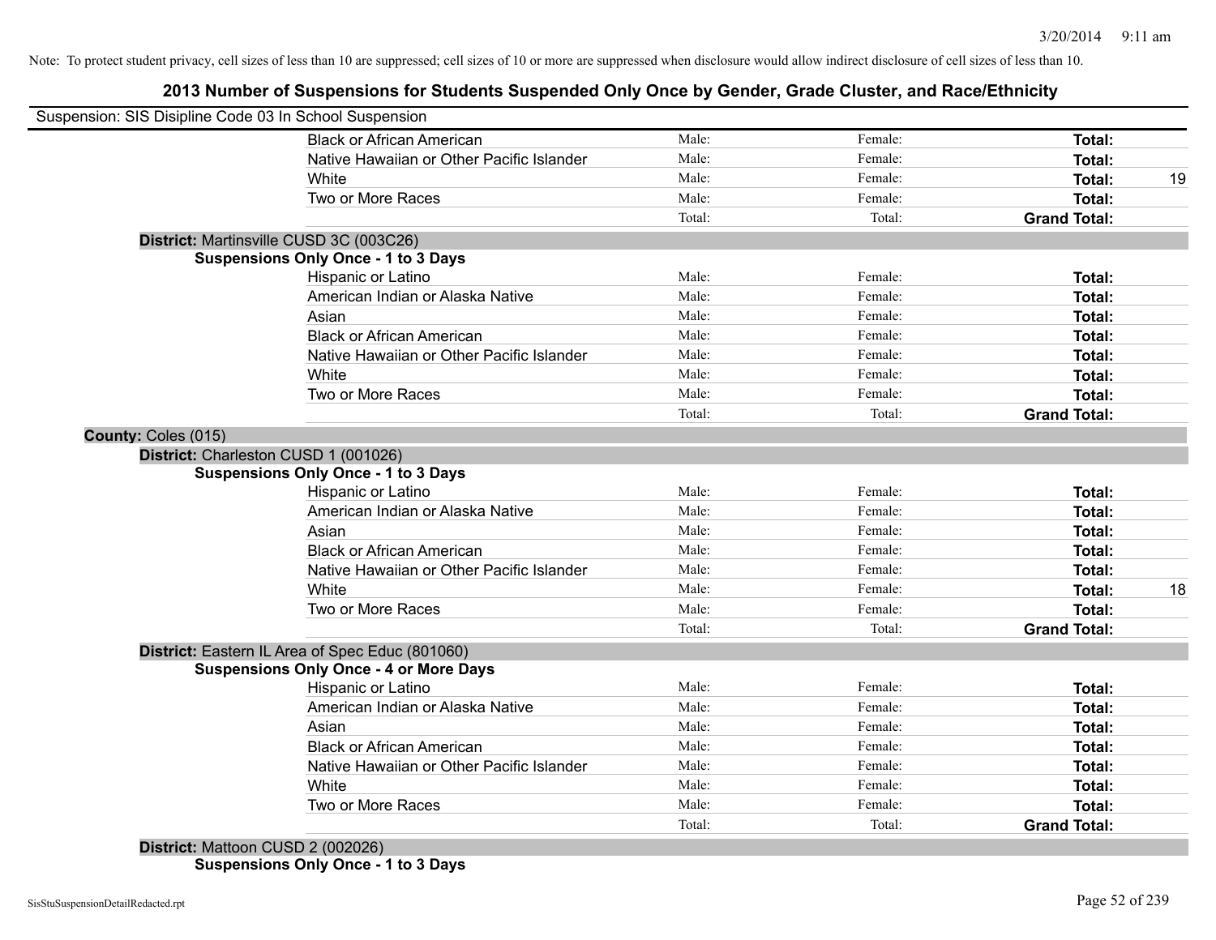Note: To protect student privacy, cell sizes of less than 10 are suppressed; cell sizes of 10 or more are suppressed when disclosure would allow indirect disclosure of cell sizes of less than 10.

# 2013 Number of Suspensions for Students Suspended Only Once by Gender, Grade Cluster, and Race/Ethnicity

Suspension: SIS Disipline Code 03 In School Suspension

| | Male: | Female: | Total: | |
|---|---|---|---|---|
| Black or African American | Male: | Female: | **Total:** | |
| Native Hawaiian or Other Pacific Islander | Male: | Female: | **Total:** | |
| White | Male: | Female: | **Total:** | 19 |
| Two or More Races | Male: | Female: | **Total:** | |
| | Total: | Total: | **Grand Total:** | |

**District:** Martinsville CUSD 3C (003C26)

**Suspensions Only Once - 1 to 3 Days**

| | | | | |
|---|---|---|---|---|
| Hispanic or Latino | Male: | Female: | **Total:** | |
| American Indian or Alaska Native | Male: | Female: | **Total:** | |
| Asian | Male: | Female: | **Total:** | |
| Black or African American | Male: | Female: | **Total:** | |
| Native Hawaiian or Other Pacific Islander | Male: | Female: | **Total:** | |
| White | Male: | Female: | **Total:** | |
| Two or More Races | Male: | Female: | **Total:** | |
| | Total: | Total: | **Grand Total:** | |

**County:** Coles (015)

**District:** Charleston CUSD 1 (001026)

**Suspensions Only Once - 1 to 3 Days**

| | | | | |
|---|---|---|---|---|
| Hispanic or Latino | Male: | Female: | **Total:** | |
| American Indian or Alaska Native | Male: | Female: | **Total:** | |
| Asian | Male: | Female: | **Total:** | |
| Black or African American | Male: | Female: | **Total:** | |
| Native Hawaiian or Other Pacific Islander | Male: | Female: | **Total:** | |
| White | Male: | Female: | **Total:** | 18 |
| Two or More Races | Male: | Female: | **Total:** | |
| | Total: | Total: | **Grand Total:** | |

**District:** Eastern IL Area of Spec Educ (801060)

**Suspensions Only Once - 4 or More Days**

| | | | | |
|---|---|---|---|---|
| Hispanic or Latino | Male: | Female: | **Total:** | |
| American Indian or Alaska Native | Male: | Female: | **Total:** | |
| Asian | Male: | Female: | **Total:** | |
| Black or African American | Male: | Female: | **Total:** | |
| Native Hawaiian or Other Pacific Islander | Male: | Female: | **Total:** | |
| White | Male: | Female: | **Total:** | |
| Two or More Races | Male: | Female: | **Total:** | |
| | Total: | Total: | **Grand Total:** | |

**District:** Mattoon CUSD 2 (002026)

**Suspensions Only Once - 1 to 3 Days**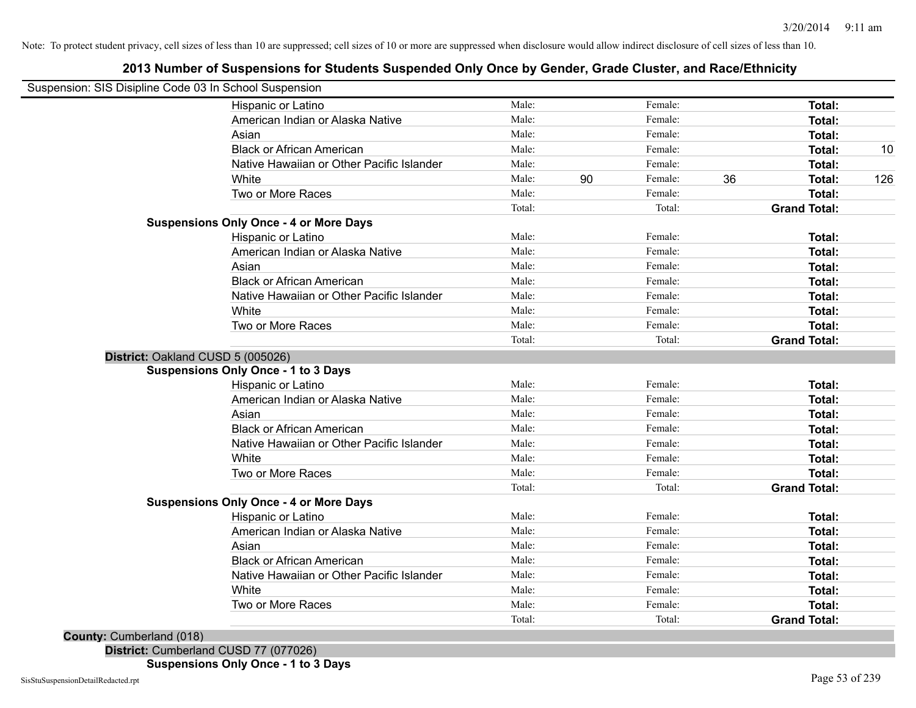Note: To protect student privacy, cell sizes of less than 10 are suppressed; cell sizes of 10 or more are suppressed when disclosure would allow indirect disclosure of cell sizes of less than 10.

## 2013 Number of Suspensions for Students Suspended Only Once by Gender, Grade Cluster, and Race/Ethnicity

Suspension: SIS Disipline Code 03 In School Suspension

| | | | | | | |
|---|---|---|---|---|---|---|
| Hispanic or Latino | Male: | | Female: | | **Total:** | |
| American Indian or Alaska Native | Male: | | Female: | | **Total:** | |
| Asian | Male: | | Female: | | **Total:** | |
| Black or African American | Male: | | Female: | | **Total:** | 10 |
| Native Hawaiian or Other Pacific Islander | Male: | | Female: | | **Total:** | |
| White | Male: | 90 | Female: | 36 | **Total:** | 126 |
| Two or More Races | Male: | | Female: | | **Total:** | |
| | Total: | | Total: | | **Grand Total:** | |

**Suspensions Only Once - 4 or More Days**

| | | | | | | |
|---|---|---|---|---|---|---|
| Hispanic or Latino | Male: | | Female: | | **Total:** | |
| American Indian or Alaska Native | Male: | | Female: | | **Total:** | |
| Asian | Male: | | Female: | | **Total:** | |
| Black or African American | Male: | | Female: | | **Total:** | |
| Native Hawaiian or Other Pacific Islander | Male: | | Female: | | **Total:** | |
| White | Male: | | Female: | | **Total:** | |
| Two or More Races | Male: | | Female: | | **Total:** | |
| | Total: | | Total: | | **Grand Total:** | |

**District:** Oakland CUSD 5 (005026)

**Suspensions Only Once - 1 to 3 Days**

| | | | | | | |
|---|---|---|---|---|---|---|
| Hispanic or Latino | Male: | | Female: | | **Total:** | |
| American Indian or Alaska Native | Male: | | Female: | | **Total:** | |
| Asian | Male: | | Female: | | **Total:** | |
| Black or African American | Male: | | Female: | | **Total:** | |
| Native Hawaiian or Other Pacific Islander | Male: | | Female: | | **Total:** | |
| White | Male: | | Female: | | **Total:** | |
| Two or More Races | Male: | | Female: | | **Total:** | |
| | Total: | | Total: | | **Grand Total:** | |

**Suspensions Only Once - 4 or More Days**

| | | | | | | |
|---|---|---|---|---|---|---|
| Hispanic or Latino | Male: | | Female: | | **Total:** | |
| American Indian or Alaska Native | Male: | | Female: | | **Total:** | |
| Asian | Male: | | Female: | | **Total:** | |
| Black or African American | Male: | | Female: | | **Total:** | |
| Native Hawaiian or Other Pacific Islander | Male: | | Female: | | **Total:** | |
| White | Male: | | Female: | | **Total:** | |
| Two or More Races | Male: | | Female: | | **Total:** | |
| | Total: | | Total: | | **Grand Total:** | |

**County:** Cumberland (018)

**District:** Cumberland CUSD 77 (077026)

**Suspensions Only Once - 1 to 3 Days**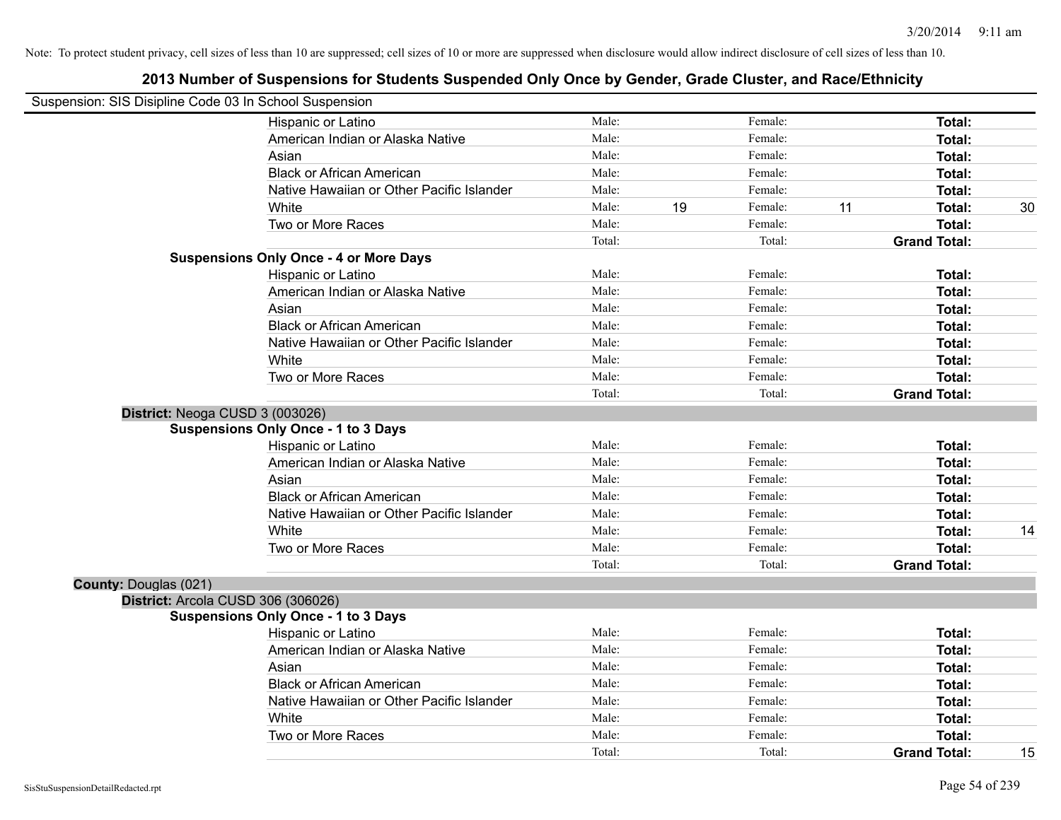Note: To protect student privacy, cell sizes of less than 10 are suppressed; cell sizes of 10 or more are suppressed when disclosure would allow indirect disclosure of cell sizes of less than 10.

## 2013 Number of Suspensions for Students Suspended Only Once by Gender, Grade Cluster, and Race/Ethnicity

Suspension: SIS Disipline Code 03 In School Suspension

| | | | | | | | |
|---|---|---|---|---|---|---|---|
| Hispanic or Latino | Male: | | Female: | | **Total:** | |
| American Indian or Alaska Native | Male: | | Female: | | **Total:** | |
| Asian | Male: | | Female: | | **Total:** | |
| Black or African American | Male: | | Female: | | **Total:** | |
| Native Hawaiian or Other Pacific Islander | Male: | | Female: | | **Total:** | |
| White | Male: | 19 | Female: | 11 | **Total:** | 30 |
| Two or More Races | Male: | | Female: | | **Total:** | |
| | Total: | | Total: | | **Grand Total:** | |

**Suspensions Only Once - 4 or More Days**

| | | | | | | |
|---|---|---|---|---|---|---|
| Hispanic or Latino | Male: | | Female: | | **Total:** | |
| American Indian or Alaska Native | Male: | | Female: | | **Total:** | |
| Asian | Male: | | Female: | | **Total:** | |
| Black or African American | Male: | | Female: | | **Total:** | |
| Native Hawaiian or Other Pacific Islander | Male: | | Female: | | **Total:** | |
| White | Male: | | Female: | | **Total:** | |
| Two or More Races | Male: | | Female: | | **Total:** | |
| | Total: | | Total: | | **Grand Total:** | |

**District:** Neoga CUSD 3 (003026)

**Suspensions Only Once - 1 to 3 Days**

| | | | | | | |
|---|---|---|---|---|---|---|
| Hispanic or Latino | Male: | | Female: | | **Total:** | |
| American Indian or Alaska Native | Male: | | Female: | | **Total:** | |
| Asian | Male: | | Female: | | **Total:** | |
| Black or African American | Male: | | Female: | | **Total:** | |
| Native Hawaiian or Other Pacific Islander | Male: | | Female: | | **Total:** | |
| White | Male: | | Female: | | **Total:** | 14 |
| Two or More Races | Male: | | Female: | | **Total:** | |
| | Total: | | Total: | | **Grand Total:** | |

**County:** Douglas (021)

**District:** Arcola CUSD 306 (306026)

**Suspensions Only Once - 1 to 3 Days**

| | | | | | | |
|---|---|---|---|---|---|---|
| Hispanic or Latino | Male: | | Female: | | **Total:** | |
| American Indian or Alaska Native | Male: | | Female: | | **Total:** | |
| Asian | Male: | | Female: | | **Total:** | |
| Black or African American | Male: | | Female: | | **Total:** | |
| Native Hawaiian or Other Pacific Islander | Male: | | Female: | | **Total:** | |
| White | Male: | | Female: | | **Total:** | |
| Two or More Races | Male: | | Female: | | **Total:** | |
| | Total: | | Total: | | **Grand Total:** | 15 |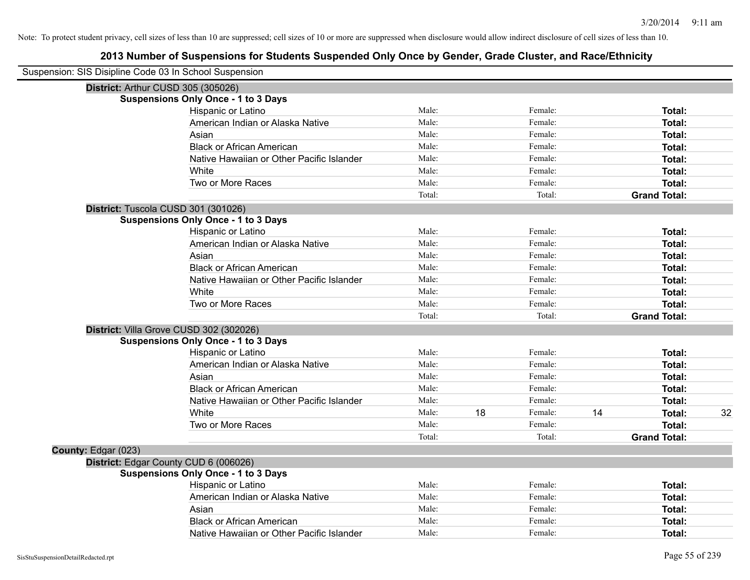Note: To protect student privacy, cell sizes of less than 10 are suppressed; cell sizes of 10 or more are suppressed when disclosure would allow indirect disclosure of cell sizes of less than 10.

# 2013 Number of Suspensions for Students Suspended Only Once by Gender, Grade Cluster, and Race/Ethnicity

Suspension: SIS Disipline Code 03 In School Suspension

**District:** Arthur CUSD 305 (305026)

**Suspensions Only Once - 1 to 3 Days**

| Race/Ethnicity | | Male | | Female | | Total |
|---|---|---|---|---|---|---|
| Hispanic or Latino | Male: | | Female: | | **Total:** | |
| American Indian or Alaska Native | Male: | | Female: | | **Total:** | |
| Asian | Male: | | Female: | | **Total:** | |
| Black or African American | Male: | | Female: | | **Total:** | |
| Native Hawaiian or Other Pacific Islander | Male: | | Female: | | **Total:** | |
| White | Male: | | Female: | | **Total:** | |
| Two or More Races | Male: | | Female: | | **Total:** | |
| | Total: | | Total: | | **Grand Total:** | |

**District:** Tuscola CUSD 301 (301026)

**Suspensions Only Once - 1 to 3 Days**

| Race/Ethnicity | | Male | | Female | | Total |
|---|---|---|---|---|---|---|
| Hispanic or Latino | Male: | | Female: | | **Total:** | |
| American Indian or Alaska Native | Male: | | Female: | | **Total:** | |
| Asian | Male: | | Female: | | **Total:** | |
| Black or African American | Male: | | Female: | | **Total:** | |
| Native Hawaiian or Other Pacific Islander | Male: | | Female: | | **Total:** | |
| White | Male: | | Female: | | **Total:** | |
| Two or More Races | Male: | | Female: | | **Total:** | |
| | Total: | | Total: | | **Grand Total:** | |

**District:** Villa Grove CUSD 302 (302026)

**Suspensions Only Once - 1 to 3 Days**

| Race/Ethnicity | | Male | | Female | | Total |
|---|---|---|---|---|---|---|
| Hispanic or Latino | Male: | | Female: | | **Total:** | |
| American Indian or Alaska Native | Male: | | Female: | | **Total:** | |
| Asian | Male: | | Female: | | **Total:** | |
| Black or African American | Male: | | Female: | | **Total:** | |
| Native Hawaiian or Other Pacific Islander | Male: | | Female: | | **Total:** | |
| White | Male: | 18 | Female: | 14 | **Total:** | 32 |
| Two or More Races | Male: | | Female: | | **Total:** | |
| | Total: | | Total: | | **Grand Total:** | |

**County:** Edgar (023)

**District:** Edgar County CUD 6 (006026)

**Suspensions Only Once - 1 to 3 Days**

| Race/Ethnicity | | Male | | Female | | Total |
|---|---|---|---|---|---|---|
| Hispanic or Latino | Male: | | Female: | | **Total:** | |
| American Indian or Alaska Native | Male: | | Female: | | **Total:** | |
| Asian | Male: | | Female: | | **Total:** | |
| Black or African American | Male: | | Female: | | **Total:** | |
| Native Hawaiian or Other Pacific Islander | Male: | | Female: | | **Total:** | |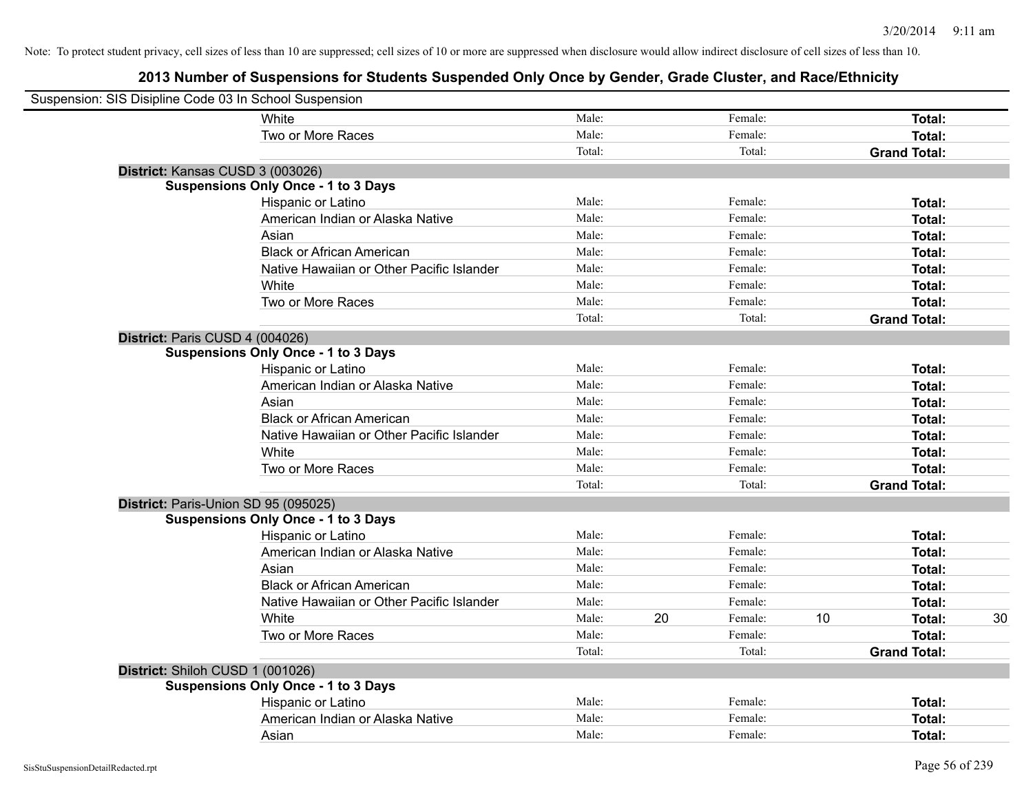Note: To protect student privacy, cell sizes of less than 10 are suppressed; cell sizes of 10 or more are suppressed when disclosure would allow indirect disclosure of cell sizes of less than 10.

## 2013 Number of Suspensions for Students Suspended Only Once by Gender, Grade Cluster, and Race/Ethnicity

Suspension: SIS Disipline Code 03 In School Suspension

| | | | | | |
|---|---|---|---|---|---|
| White | Male: | | Female: | | **Total:** |
| Two or More Races | Male: | | Female: | | **Total:** |
| | Total: | | Total: | | **Grand Total:** |

**District:** Kansas CUSD 3 (003026)

**Suspensions Only Once - 1 to 3 Days**

| | | | | | | |
|---|---|---|---|---|---|---|
| Hispanic or Latino | Male: | | Female: | | **Total:** | |
| American Indian or Alaska Native | Male: | | Female: | | **Total:** | |
| Asian | Male: | | Female: | | **Total:** | |
| Black or African American | Male: | | Female: | | **Total:** | |
| Native Hawaiian or Other Pacific Islander | Male: | | Female: | | **Total:** | |
| White | Male: | | Female: | | **Total:** | |
| Two or More Races | Male: | | Female: | | **Total:** | |
| | Total: | | Total: | | **Grand Total:** | |

**District:** Paris CUSD 4 (004026)

**Suspensions Only Once - 1 to 3 Days**

| | | | | | | |
|---|---|---|---|---|---|---|
| Hispanic or Latino | Male: | | Female: | | **Total:** | |
| American Indian or Alaska Native | Male: | | Female: | | **Total:** | |
| Asian | Male: | | Female: | | **Total:** | |
| Black or African American | Male: | | Female: | | **Total:** | |
| Native Hawaiian or Other Pacific Islander | Male: | | Female: | | **Total:** | |
| White | Male: | | Female: | | **Total:** | |
| Two or More Races | Male: | | Female: | | **Total:** | |
| | Total: | | Total: | | **Grand Total:** | |

**District:** Paris-Union SD 95 (095025)

**Suspensions Only Once - 1 to 3 Days**

| | | | | | | |
|---|---|---|---|---|---|---|
| Hispanic or Latino | Male: | | Female: | | **Total:** | |
| American Indian or Alaska Native | Male: | | Female: | | **Total:** | |
| Asian | Male: | | Female: | | **Total:** | |
| Black or African American | Male: | | Female: | | **Total:** | |
| Native Hawaiian or Other Pacific Islander | Male: | | Female: | | **Total:** | |
| White | Male: | 20 | Female: | 10 | **Total:** | 30 |
| Two or More Races | Male: | | Female: | | **Total:** | |
| | Total: | | Total: | | **Grand Total:** | |

**District:** Shiloh CUSD 1 (001026)

**Suspensions Only Once - 1 to 3 Days**

| | | | | | | |
|---|---|---|---|---|---|---|
| Hispanic or Latino | Male: | | Female: | | **Total:** | |
| American Indian or Alaska Native | Male: | | Female: | | **Total:** | |
| Asian | Male: | | Female: | | **Total:** | |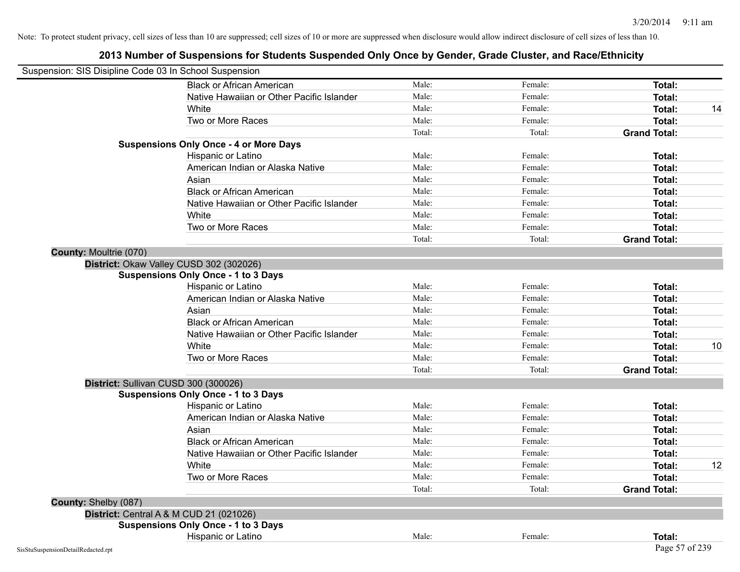Note: To protect student privacy, cell sizes of less than 10 are suppressed; cell sizes of 10 or more are suppressed when disclosure would allow indirect disclosure of cell sizes of less than 10.

# 2013 Number of Suspensions for Students Suspended Only Once by Gender, Grade Cluster, and Race/Ethnicity

Suspension: SIS Disipline Code 03 In School Suspension

| | | | | |
|---|---|---|---|---|
| Black or African American | Male: | Female: | **Total:** | |
| Native Hawaiian or Other Pacific Islander | Male: | Female: | **Total:** | |
| White | Male: | Female: | **Total:** | 14 |
| Two or More Races | Male: | Female: | **Total:** | |
| | Total: | Total: | **Grand Total:** | |

**Suspensions Only Once - 4 or More Days**

| | | | | |
|---|---|---|---|---|
| Hispanic or Latino | Male: | Female: | **Total:** | |
| American Indian or Alaska Native | Male: | Female: | **Total:** | |
| Asian | Male: | Female: | **Total:** | |
| Black or African American | Male: | Female: | **Total:** | |
| Native Hawaiian or Other Pacific Islander | Male: | Female: | **Total:** | |
| White | Male: | Female: | **Total:** | |
| Two or More Races | Male: | Female: | **Total:** | |
| | Total: | Total: | **Grand Total:** | |

**County:** Moultrie (070)

**District:** Okaw Valley CUSD 302 (302026)

**Suspensions Only Once - 1 to 3 Days**

| | | | | |
|---|---|---|---|---|
| Hispanic or Latino | Male: | Female: | **Total:** | |
| American Indian or Alaska Native | Male: | Female: | **Total:** | |
| Asian | Male: | Female: | **Total:** | |
| Black or African American | Male: | Female: | **Total:** | |
| Native Hawaiian or Other Pacific Islander | Male: | Female: | **Total:** | |
| White | Male: | Female: | **Total:** | 10 |
| Two or More Races | Male: | Female: | **Total:** | |
| | Total: | Total: | **Grand Total:** | |

**District:** Sullivan CUSD 300 (300026)

**Suspensions Only Once - 1 to 3 Days**

| | | | | |
|---|---|---|---|---|
| Hispanic or Latino | Male: | Female: | **Total:** | |
| American Indian or Alaska Native | Male: | Female: | **Total:** | |
| Asian | Male: | Female: | **Total:** | |
| Black or African American | Male: | Female: | **Total:** | |
| Native Hawaiian or Other Pacific Islander | Male: | Female: | **Total:** | |
| White | Male: | Female: | **Total:** | 12 |
| Two or More Races | Male: | Female: | **Total:** | |
| | Total: | Total: | **Grand Total:** | |

**County:** Shelby (087)

**District:** Central A & M CUD 21 (021026)

**Suspensions Only Once - 1 to 3 Days**

| | | | | |
|---|---|---|---|---|
| Hispanic or Latino | Male: | Female: | **Total:** | |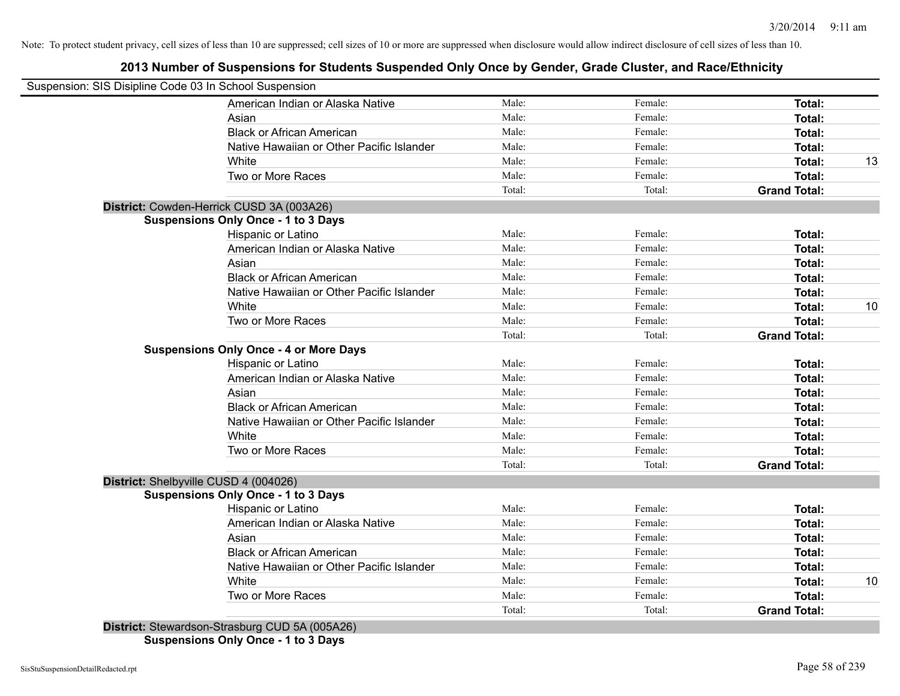3/20/2014 9:11 am

Note: To protect student privacy, cell sizes of less than 10 are suppressed; cell sizes of 10 or more are suppressed when disclosure would allow indirect disclosure of cell sizes of less than 10.

## 2013 Number of Suspensions for Students Suspended Only Once by Gender, Grade Cluster, and Race/Ethnicity

Suspension: SIS Disipline Code 03 In School Suspension

| | Male: | Female: | Total: | |
|---|---|---|---|---|
| American Indian or Alaska Native | Male: | Female: | **Total:** | |
| Asian | Male: | Female: | **Total:** | |
| Black or African American | Male: | Female: | **Total:** | |
| Native Hawaiian or Other Pacific Islander | Male: | Female: | **Total:** | |
| White | Male: | Female: | **Total:** | 13 |
| Two or More Races | Male: | Female: | **Total:** | |
| | Total: | Total: | **Grand Total:** | |

**District:** Cowden-Herrick CUSD 3A (003A26)

**Suspensions Only Once - 1 to 3 Days**

| | | | | |
|---|---|---|---|---|
| Hispanic or Latino | Male: | Female: | **Total:** | |
| American Indian or Alaska Native | Male: | Female: | **Total:** | |
| Asian | Male: | Female: | **Total:** | |
| Black or African American | Male: | Female: | **Total:** | |
| Native Hawaiian or Other Pacific Islander | Male: | Female: | **Total:** | |
| White | Male: | Female: | **Total:** | 10 |
| Two or More Races | Male: | Female: | **Total:** | |
| | Total: | Total: | **Grand Total:** | |

**Suspensions Only Once - 4 or More Days**

| | | | | |
|---|---|---|---|---|
| Hispanic or Latino | Male: | Female: | **Total:** | |
| American Indian or Alaska Native | Male: | Female: | **Total:** | |
| Asian | Male: | Female: | **Total:** | |
| Black or African American | Male: | Female: | **Total:** | |
| Native Hawaiian or Other Pacific Islander | Male: | Female: | **Total:** | |
| White | Male: | Female: | **Total:** | |
| Two or More Races | Male: | Female: | **Total:** | |
| | Total: | Total: | **Grand Total:** | |

**District:** Shelbyville CUSD 4 (004026)

**Suspensions Only Once - 1 to 3 Days**

| | | | | |
|---|---|---|---|---|
| Hispanic or Latino | Male: | Female: | **Total:** | |
| American Indian or Alaska Native | Male: | Female: | **Total:** | |
| Asian | Male: | Female: | **Total:** | |
| Black or African American | Male: | Female: | **Total:** | |
| Native Hawaiian or Other Pacific Islander | Male: | Female: | **Total:** | |
| White | Male: | Female: | **Total:** | 10 |
| Two or More Races | Male: | Female: | **Total:** | |
| | Total: | Total: | **Grand Total:** | |

**District:** Stewardson-Strasburg CUD 5A (005A26)

**Suspensions Only Once - 1 to 3 Days**

SisStuSuspensionDetailRedacted.rpt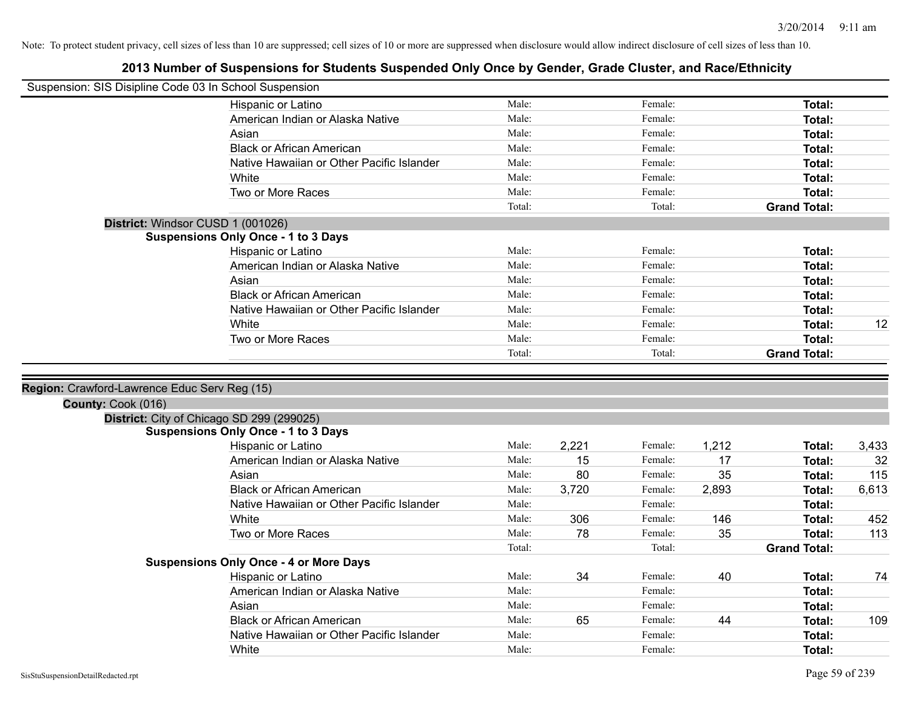Note: To protect student privacy, cell sizes of less than 10 are suppressed; cell sizes of 10 or more are suppressed when disclosure would allow indirect disclosure of cell sizes of less than 10.

# 2013 Number of Suspensions for Students Suspended Only Once by Gender, Grade Cluster, and Race/Ethnicity

Suspension: SIS Disipline Code 03 In School Suspension

| | Male: | | Female: | | | |
|---|---|---|---|---|---|---|
| Hispanic or Latino | Male: | | Female: | | **Total:** | |
| American Indian or Alaska Native | Male: | | Female: | | **Total:** | |
| Asian | Male: | | Female: | | **Total:** | |
| Black or African American | Male: | | Female: | | **Total:** | |
| Native Hawaiian or Other Pacific Islander | Male: | | Female: | | **Total:** | |
| White | Male: | | Female: | | **Total:** | |
| Two or More Races | Male: | | Female: | | **Total:** | |
| | Total: | | Total: | | **Grand Total:** | |

**District:** Windsor CUSD 1 (001026)

**Suspensions Only Once - 1 to 3 Days**

| | | | | | | |
|---|---|---|---|---|---|---|
| Hispanic or Latino | Male: | | Female: | | **Total:** | |
| American Indian or Alaska Native | Male: | | Female: | | **Total:** | |
| Asian | Male: | | Female: | | **Total:** | |
| Black or African American | Male: | | Female: | | **Total:** | |
| Native Hawaiian or Other Pacific Islander | Male: | | Female: | | **Total:** | |
| White | Male: | | Female: | | **Total:** | 12 |
| Two or More Races | Male: | | Female: | | **Total:** | |
| | Total: | | Total: | | **Grand Total:** | |

**Region:** Crawford-Lawrence Educ Serv Reg (15)

**County:** Cook (016)

**District:** City of Chicago SD 299 (299025)

**Suspensions Only Once - 1 to 3 Days**

| | | | | | | |
|---|---|---|---|---|---|---|
| Hispanic or Latino | Male: | 2,221 | Female: | 1,212 | **Total:** | 3,433 |
| American Indian or Alaska Native | Male: | 15 | Female: | 17 | **Total:** | 32 |
| Asian | Male: | 80 | Female: | 35 | **Total:** | 115 |
| Black or African American | Male: | 3,720 | Female: | 2,893 | **Total:** | 6,613 |
| Native Hawaiian or Other Pacific Islander | Male: | | Female: | | **Total:** | |
| White | Male: | 306 | Female: | 146 | **Total:** | 452 |
| Two or More Races | Male: | 78 | Female: | 35 | **Total:** | 113 |
| | Total: | | Total: | | **Grand Total:** | |

**Suspensions Only Once - 4 or More Days**

| | | | | | | |
|---|---|---|---|---|---|---|
| Hispanic or Latino | Male: | 34 | Female: | 40 | **Total:** | 74 |
| American Indian or Alaska Native | Male: | | Female: | | **Total:** | |
| Asian | Male: | | Female: | | **Total:** | |
| Black or African American | Male: | 65 | Female: | 44 | **Total:** | 109 |
| Native Hawaiian or Other Pacific Islander | Male: | | Female: | | **Total:** | |
| White | Male: | | Female: | | **Total:** | |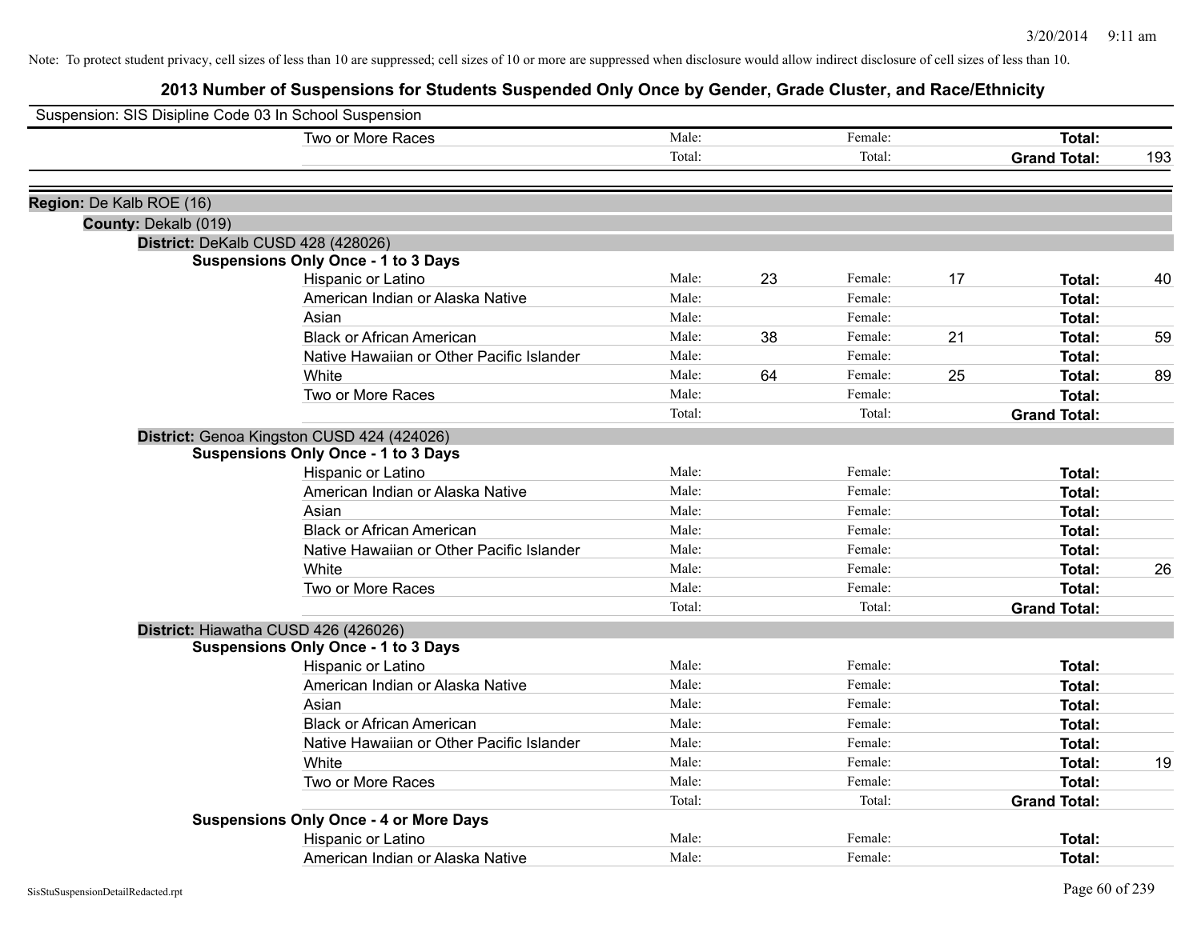Note: To protect student privacy, cell sizes of less than 10 are suppressed; cell sizes of 10 or more are suppressed when disclosure would allow indirect disclosure of cell sizes of less than 10.

# 2013 Number of Suspensions for Students Suspended Only Once by Gender, Grade Cluster, and Race/Ethnicity

Suspension: SIS Disipline Code 03 In School Suspension

| | | | | | | |
|---|---|---|---|---|---|---|
| Two or More Races | Male: | | Female: | | **Total:** | |
| | Total: | | Total: | | **Grand Total:** | 193 |

**Region:** De Kalb ROE (16)

**County:** Dekalb (019)

**District:** DeKalb CUSD 428 (428026)

**Suspensions Only Once - 1 to 3 Days**

| | | | | | | |
|---|---|---|---|---|---|---|
| Hispanic or Latino | Male: | 23 | Female: | 17 | **Total:** | 40 |
| American Indian or Alaska Native | Male: | | Female: | | **Total:** | |
| Asian | Male: | | Female: | | **Total:** | |
| Black or African American | Male: | 38 | Female: | 21 | **Total:** | 59 |
| Native Hawaiian or Other Pacific Islander | Male: | | Female: | | **Total:** | |
| White | Male: | 64 | Female: | 25 | **Total:** | 89 |
| Two or More Races | Male: | | Female: | | **Total:** | |
| | Total: | | Total: | | **Grand Total:** | |

**District:** Genoa Kingston CUSD 424 (424026)

**Suspensions Only Once - 1 to 3 Days**

| | | | | | | |
|---|---|---|---|---|---|---|
| Hispanic or Latino | Male: | | Female: | | **Total:** | |
| American Indian or Alaska Native | Male: | | Female: | | **Total:** | |
| Asian | Male: | | Female: | | **Total:** | |
| Black or African American | Male: | | Female: | | **Total:** | |
| Native Hawaiian or Other Pacific Islander | Male: | | Female: | | **Total:** | |
| White | Male: | | Female: | | **Total:** | 26 |
| Two or More Races | Male: | | Female: | | **Total:** | |
| | Total: | | Total: | | **Grand Total:** | |

**District:** Hiawatha CUSD 426 (426026)

**Suspensions Only Once - 1 to 3 Days**

| | | | | | | |
|---|---|---|---|---|---|---|
| Hispanic or Latino | Male: | | Female: | | **Total:** | |
| American Indian or Alaska Native | Male: | | Female: | | **Total:** | |
| Asian | Male: | | Female: | | **Total:** | |
| Black or African American | Male: | | Female: | | **Total:** | |
| Native Hawaiian or Other Pacific Islander | Male: | | Female: | | **Total:** | |
| White | Male: | | Female: | | **Total:** | 19 |
| Two or More Races | Male: | | Female: | | **Total:** | |
| | Total: | | Total: | | **Grand Total:** | |

**Suspensions Only Once - 4 or More Days**

| | | | | | | |
|---|---|---|---|---|---|---|
| Hispanic or Latino | Male: | | Female: | | **Total:** | |
| American Indian or Alaska Native | Male: | | Female: | | **Total:** | |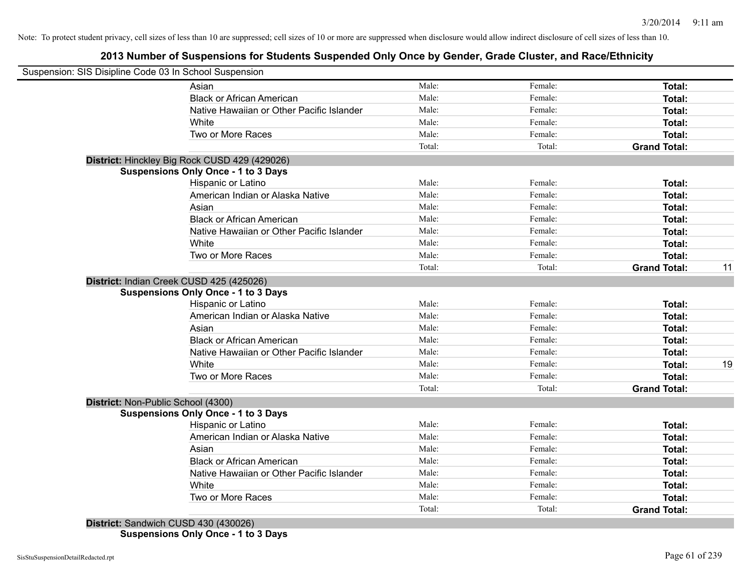Note: To protect student privacy, cell sizes of less than 10 are suppressed; cell sizes of 10 or more are suppressed when disclosure would allow indirect disclosure of cell sizes of less than 10.

# 2013 Number of Suspensions for Students Suspended Only Once by Gender, Grade Cluster, and Race/Ethnicity

Suspension: SIS Disipline Code 03 In School Suspension

| | | | | | |
|---|---|---|---|---|---|
| | Asian | Male: | Female: | **Total:** | |
| | Black or African American | Male: | Female: | **Total:** | |
| | Native Hawaiian or Other Pacific Islander | Male: | Female: | **Total:** | |
| | White | Male: | Female: | **Total:** | |
| | Two or More Races | Male: | Female: | **Total:** | |
| | | Total: | Total: | **Grand Total:** | |

**District:** Hinckley Big Rock CUSD 429 (429026)

**Suspensions Only Once - 1 to 3 Days**

| | | | | |
|---|---|---|---|---|
| Hispanic or Latino | Male: | Female: | **Total:** | |
| American Indian or Alaska Native | Male: | Female: | **Total:** | |
| Asian | Male: | Female: | **Total:** | |
| Black or African American | Male: | Female: | **Total:** | |
| Native Hawaiian or Other Pacific Islander | Male: | Female: | **Total:** | |
| White | Male: | Female: | **Total:** | |
| Two or More Races | Male: | Female: | **Total:** | |
| | Total: | Total: | **Grand Total:** | 11 |

**District:** Indian Creek CUSD 425 (425026)

**Suspensions Only Once - 1 to 3 Days**

| | | | | |
|---|---|---|---|---|
| Hispanic or Latino | Male: | Female: | **Total:** | |
| American Indian or Alaska Native | Male: | Female: | **Total:** | |
| Asian | Male: | Female: | **Total:** | |
| Black or African American | Male: | Female: | **Total:** | |
| Native Hawaiian or Other Pacific Islander | Male: | Female: | **Total:** | |
| White | Male: | Female: | **Total:** | 19 |
| Two or More Races | Male: | Female: | **Total:** | |
| | Total: | Total: | **Grand Total:** | |

**District:** Non-Public School (4300)

**Suspensions Only Once - 1 to 3 Days**

| | | | | |
|---|---|---|---|---|
| Hispanic or Latino | Male: | Female: | **Total:** | |
| American Indian or Alaska Native | Male: | Female: | **Total:** | |
| Asian | Male: | Female: | **Total:** | |
| Black or African American | Male: | Female: | **Total:** | |
| Native Hawaiian or Other Pacific Islander | Male: | Female: | **Total:** | |
| White | Male: | Female: | **Total:** | |
| Two or More Races | Male: | Female: | **Total:** | |
| | Total: | Total: | **Grand Total:** | |

**District:** Sandwich CUSD 430 (430026)

**Suspensions Only Once - 1 to 3 Days**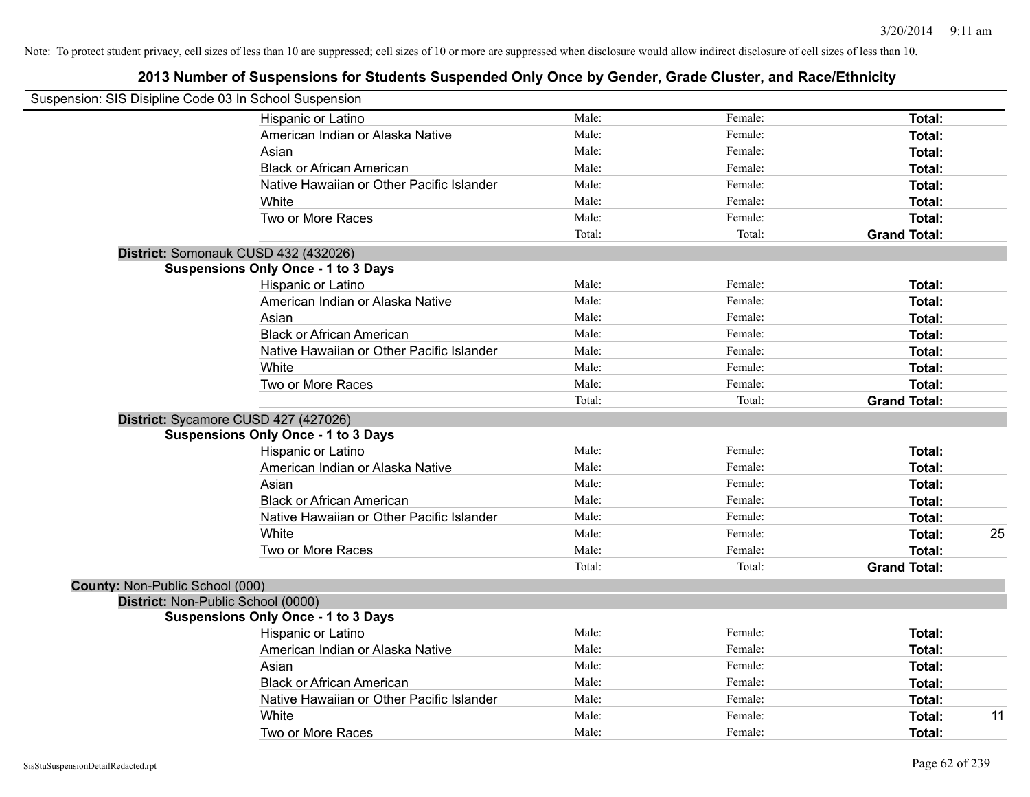Note: To protect student privacy, cell sizes of less than 10 are suppressed; cell sizes of 10 or more are suppressed when disclosure would allow indirect disclosure of cell sizes of less than 10.

## 2013 Number of Suspensions for Students Suspended Only Once by Gender, Grade Cluster, and Race/Ethnicity

Suspension: SIS Disipline Code 03 In School Suspension

| | Male: | Female: | Total: | |
|---|---|---|---|---|
| Hispanic or Latino | Male: | Female: | **Total:** | |
| American Indian or Alaska Native | Male: | Female: | **Total:** | |
| Asian | Male: | Female: | **Total:** | |
| Black or African American | Male: | Female: | **Total:** | |
| Native Hawaiian or Other Pacific Islander | Male: | Female: | **Total:** | |
| White | Male: | Female: | **Total:** | |
| Two or More Races | Male: | Female: | **Total:** | |
| | Total: | Total: | **Grand Total:** | |

**District:** Somonauk CUSD 432 (432026)

**Suspensions Only Once - 1 to 3 Days**

| | | | | |
|---|---|---|---|---|
| Hispanic or Latino | Male: | Female: | **Total:** | |
| American Indian or Alaska Native | Male: | Female: | **Total:** | |
| Asian | Male: | Female: | **Total:** | |
| Black or African American | Male: | Female: | **Total:** | |
| Native Hawaiian or Other Pacific Islander | Male: | Female: | **Total:** | |
| White | Male: | Female: | **Total:** | |
| Two or More Races | Male: | Female: | **Total:** | |
| | Total: | Total: | **Grand Total:** | |

**District:** Sycamore CUSD 427 (427026)

**Suspensions Only Once - 1 to 3 Days**

| | | | | |
|---|---|---|---|---|
| Hispanic or Latino | Male: | Female: | **Total:** | |
| American Indian or Alaska Native | Male: | Female: | **Total:** | |
| Asian | Male: | Female: | **Total:** | |
| Black or African American | Male: | Female: | **Total:** | |
| Native Hawaiian or Other Pacific Islander | Male: | Female: | **Total:** | |
| White | Male: | Female: | **Total:** | 25 |
| Two or More Races | Male: | Female: | **Total:** | |
| | Total: | Total: | **Grand Total:** | |

**County:** Non-Public School (000)

**District:** Non-Public School (0000)

**Suspensions Only Once - 1 to 3 Days**

| | | | | |
|---|---|---|---|---|
| Hispanic or Latino | Male: | Female: | **Total:** | |
| American Indian or Alaska Native | Male: | Female: | **Total:** | |
| Asian | Male: | Female: | **Total:** | |
| Black or African American | Male: | Female: | **Total:** | |
| Native Hawaiian or Other Pacific Islander | Male: | Female: | **Total:** | |
| White | Male: | Female: | **Total:** | 11 |
| Two or More Races | Male: | Female: | **Total:** | |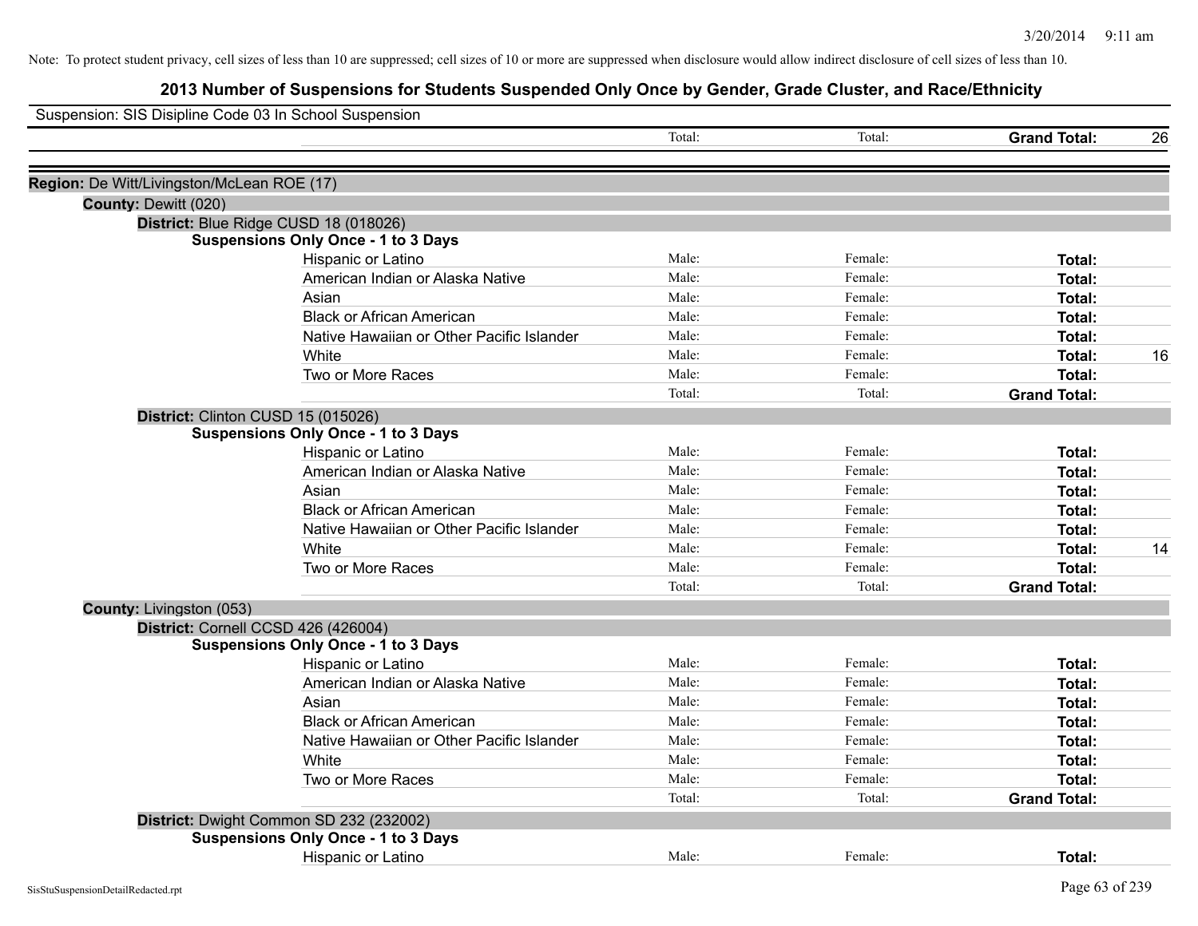Note: To protect student privacy, cell sizes of less than 10 are suppressed; cell sizes of 10 or more are suppressed when disclosure would allow indirect disclosure of cell sizes of less than 10.

# 2013 Number of Suspensions for Students Suspended Only Once by Gender, Grade Cluster, and Race/Ethnicity

Suspension: SIS Disipline Code 03 In School Suspension

| | Total: | Total: | **Grand Total:** | 26 |
|---|---|---|---|---|

**Region:** De Witt/Livingston/McLean ROE (17)

**County:** Dewitt (020)

**District:** Blue Ridge CUSD 18 (018026)

**Suspensions Only Once - 1 to 3 Days**

| | | | | |
|---|---|---|---|---|
| Hispanic or Latino | Male: | Female: | **Total:** | |
| American Indian or Alaska Native | Male: | Female: | **Total:** | |
| Asian | Male: | Female: | **Total:** | |
| Black or African American | Male: | Female: | **Total:** | |
| Native Hawaiian or Other Pacific Islander | Male: | Female: | **Total:** | |
| White | Male: | Female: | **Total:** | 16 |
| Two or More Races | Male: | Female: | **Total:** | |
| | Total: | Total: | **Grand Total:** | |

**District:** Clinton CUSD 15 (015026)

**Suspensions Only Once - 1 to 3 Days**

| | | | | |
|---|---|---|---|---|
| Hispanic or Latino | Male: | Female: | **Total:** | |
| American Indian or Alaska Native | Male: | Female: | **Total:** | |
| Asian | Male: | Female: | **Total:** | |
| Black or African American | Male: | Female: | **Total:** | |
| Native Hawaiian or Other Pacific Islander | Male: | Female: | **Total:** | |
| White | Male: | Female: | **Total:** | 14 |
| Two or More Races | Male: | Female: | **Total:** | |
| | Total: | Total: | **Grand Total:** | |

**County:** Livingston (053)

**District:** Cornell CCSD 426 (426004)

**Suspensions Only Once - 1 to 3 Days**

| | | | | |
|---|---|---|---|---|
| Hispanic or Latino | Male: | Female: | **Total:** | |
| American Indian or Alaska Native | Male: | Female: | **Total:** | |
| Asian | Male: | Female: | **Total:** | |
| Black or African American | Male: | Female: | **Total:** | |
| Native Hawaiian or Other Pacific Islander | Male: | Female: | **Total:** | |
| White | Male: | Female: | **Total:** | |
| Two or More Races | Male: | Female: | **Total:** | |
| | Total: | Total: | **Grand Total:** | |

**District:** Dwight Common SD 232 (232002)

**Suspensions Only Once - 1 to 3 Days**

| | | | | |
|---|---|---|---|---|
| Hispanic or Latino | Male: | Female: | **Total:** | |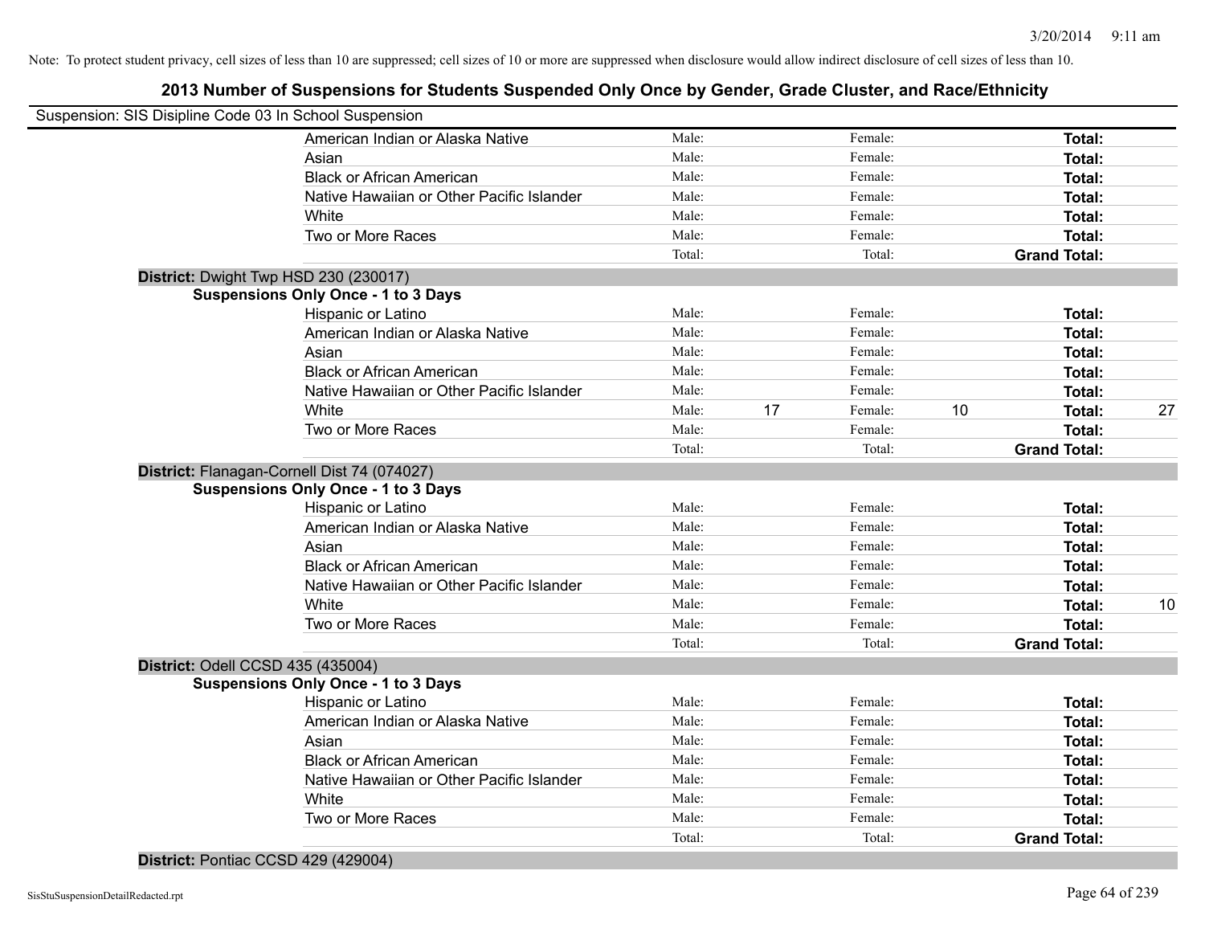Note: To protect student privacy, cell sizes of less than 10 are suppressed; cell sizes of 10 or more are suppressed when disclosure would allow indirect disclosure of cell sizes of less than 10.

## 2013 Number of Suspensions for Students Suspended Only Once by Gender, Grade Cluster, and Race/Ethnicity

Suspension: SIS Disipline Code 03 In School Suspension

| | | | | | | |
|---|---|---|---|---|---|---|
| American Indian or Alaska Native | Male: | | Female: | | **Total:** | |
| Asian | Male: | | Female: | | **Total:** | |
| Black or African American | Male: | | Female: | | **Total:** | |
| Native Hawaiian or Other Pacific Islander | Male: | | Female: | | **Total:** | |
| White | Male: | | Female: | | **Total:** | |
| Two or More Races | Male: | | Female: | | **Total:** | |
| | Total: | | Total: | | **Grand Total:** | |

**District:** Dwight Twp HSD 230 (230017)

**Suspensions Only Once - 1 to 3 Days**

| | | | | | | |
|---|---|---|---|---|---|---|
| Hispanic or Latino | Male: | | Female: | | **Total:** | |
| American Indian or Alaska Native | Male: | | Female: | | **Total:** | |
| Asian | Male: | | Female: | | **Total:** | |
| Black or African American | Male: | | Female: | | **Total:** | |
| Native Hawaiian or Other Pacific Islander | Male: | | Female: | | **Total:** | |
| White | Male: | 17 | Female: | 10 | **Total:** | 27 |
| Two or More Races | Male: | | Female: | | **Total:** | |
| | Total: | | Total: | | **Grand Total:** | |

**District:** Flanagan-Cornell Dist 74 (074027)

**Suspensions Only Once - 1 to 3 Days**

| | | | | | | |
|---|---|---|---|---|---|---|
| Hispanic or Latino | Male: | | Female: | | **Total:** | |
| American Indian or Alaska Native | Male: | | Female: | | **Total:** | |
| Asian | Male: | | Female: | | **Total:** | |
| Black or African American | Male: | | Female: | | **Total:** | |
| Native Hawaiian or Other Pacific Islander | Male: | | Female: | | **Total:** | |
| White | Male: | | Female: | | **Total:** | 10 |
| Two or More Races | Male: | | Female: | | **Total:** | |
| | Total: | | Total: | | **Grand Total:** | |

**District:** Odell CCSD 435 (435004)

**Suspensions Only Once - 1 to 3 Days**

| | | | | | | |
|---|---|---|---|---|---|---|
| Hispanic or Latino | Male: | | Female: | | **Total:** | |
| American Indian or Alaska Native | Male: | | Female: | | **Total:** | |
| Asian | Male: | | Female: | | **Total:** | |
| Black or African American | Male: | | Female: | | **Total:** | |
| Native Hawaiian or Other Pacific Islander | Male: | | Female: | | **Total:** | |
| White | Male: | | Female: | | **Total:** | |
| Two or More Races | Male: | | Female: | | **Total:** | |
| | Total: | | Total: | | **Grand Total:** | |

**District:** Pontiac CCSD 429 (429004)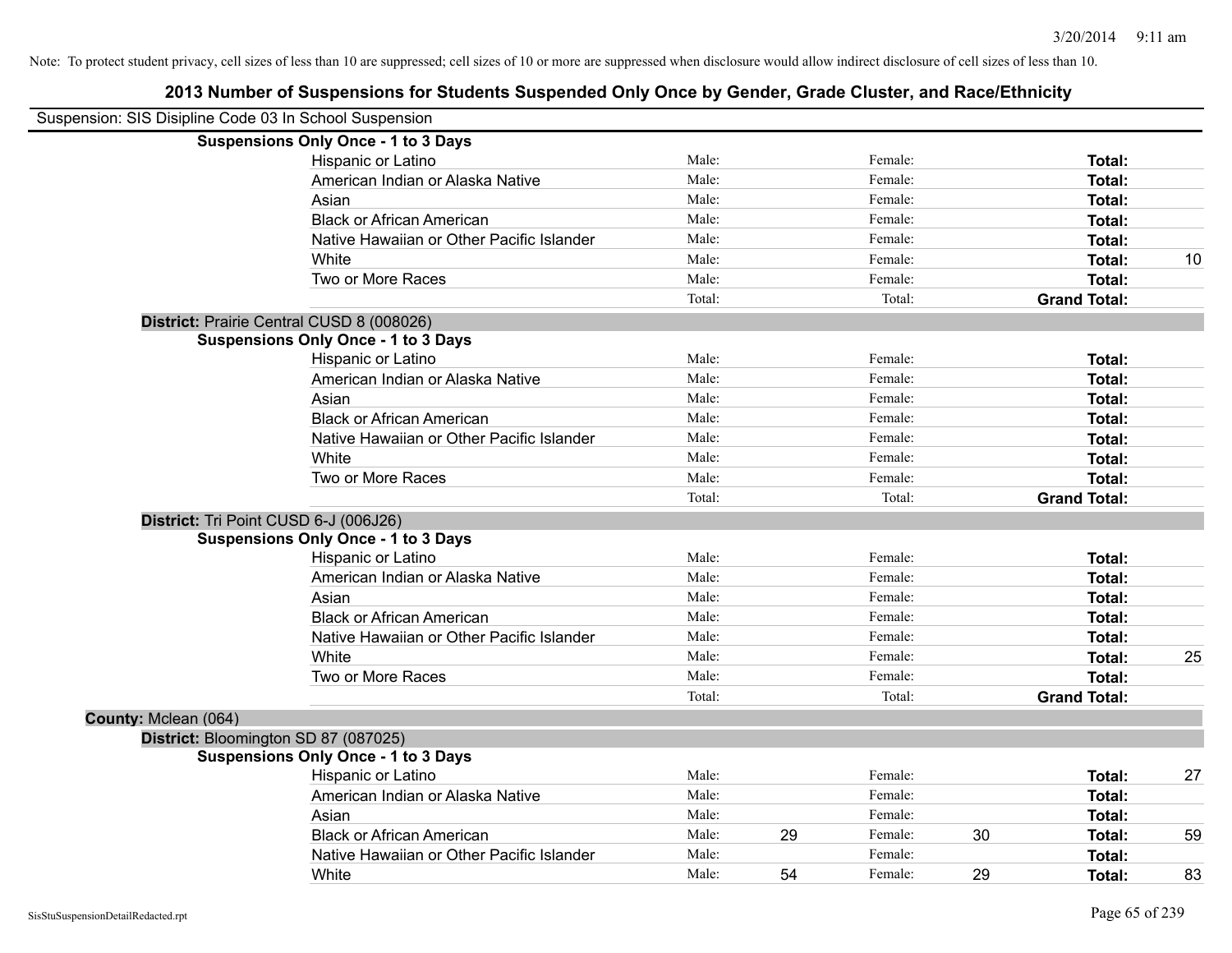Note: To protect student privacy, cell sizes of less than 10 are suppressed; cell sizes of 10 or more are suppressed when disclosure would allow indirect disclosure of cell sizes of less than 10.

# 2013 Number of Suspensions for Students Suspended Only Once by Gender, Grade Cluster, and Race/Ethnicity

Suspension: SIS Disipline Code 03 In School Suspension

**Suspensions Only Once - 1 to 3 Days**

| Race/Ethnicity | | Male | | Female | | Total |
|---|---|---|---|---|---|---|
| Hispanic or Latino | Male: | | Female: | | **Total:** | |
| American Indian or Alaska Native | Male: | | Female: | | **Total:** | |
| Asian | Male: | | Female: | | **Total:** | |
| Black or African American | Male: | | Female: | | **Total:** | |
| Native Hawaiian or Other Pacific Islander | Male: | | Female: | | **Total:** | |
| White | Male: | | Female: | | **Total:** | 10 |
| Two or More Races | Male: | | Female: | | **Total:** | |
| | Total: | | Total: | | **Grand Total:** | |

**District:** Prairie Central CUSD 8 (008026)

**Suspensions Only Once - 1 to 3 Days**

| Race/Ethnicity | | Male | | Female | | Total |
|---|---|---|---|---|---|---|
| Hispanic or Latino | Male: | | Female: | | **Total:** | |
| American Indian or Alaska Native | Male: | | Female: | | **Total:** | |
| Asian | Male: | | Female: | | **Total:** | |
| Black or African American | Male: | | Female: | | **Total:** | |
| Native Hawaiian or Other Pacific Islander | Male: | | Female: | | **Total:** | |
| White | Male: | | Female: | | **Total:** | |
| Two or More Races | Male: | | Female: | | **Total:** | |
| | Total: | | Total: | | **Grand Total:** | |

**District:** Tri Point CUSD 6-J (006J26)

**Suspensions Only Once - 1 to 3 Days**

| Race/Ethnicity | | Male | | Female | | Total |
|---|---|---|---|---|---|---|
| Hispanic or Latino | Male: | | Female: | | **Total:** | |
| American Indian or Alaska Native | Male: | | Female: | | **Total:** | |
| Asian | Male: | | Female: | | **Total:** | |
| Black or African American | Male: | | Female: | | **Total:** | |
| Native Hawaiian or Other Pacific Islander | Male: | | Female: | | **Total:** | |
| White | Male: | | Female: | | **Total:** | 25 |
| Two or More Races | Male: | | Female: | | **Total:** | |
| | Total: | | Total: | | **Grand Total:** | |

**County:** Mclean (064)

**District:** Bloomington SD 87 (087025)

**Suspensions Only Once - 1 to 3 Days**

| Race/Ethnicity | | Male | | Female | | Total |
|---|---|---|---|---|---|---|
| Hispanic or Latino | Male: | | Female: | | **Total:** | 27 |
| American Indian or Alaska Native | Male: | | Female: | | **Total:** | |
| Asian | Male: | | Female: | | **Total:** | |
| Black or African American | Male: | 29 | Female: | 30 | **Total:** | 59 |
| Native Hawaiian or Other Pacific Islander | Male: | | Female: | | **Total:** | |
| White | Male: | 54 | Female: | 29 | **Total:** | 83 |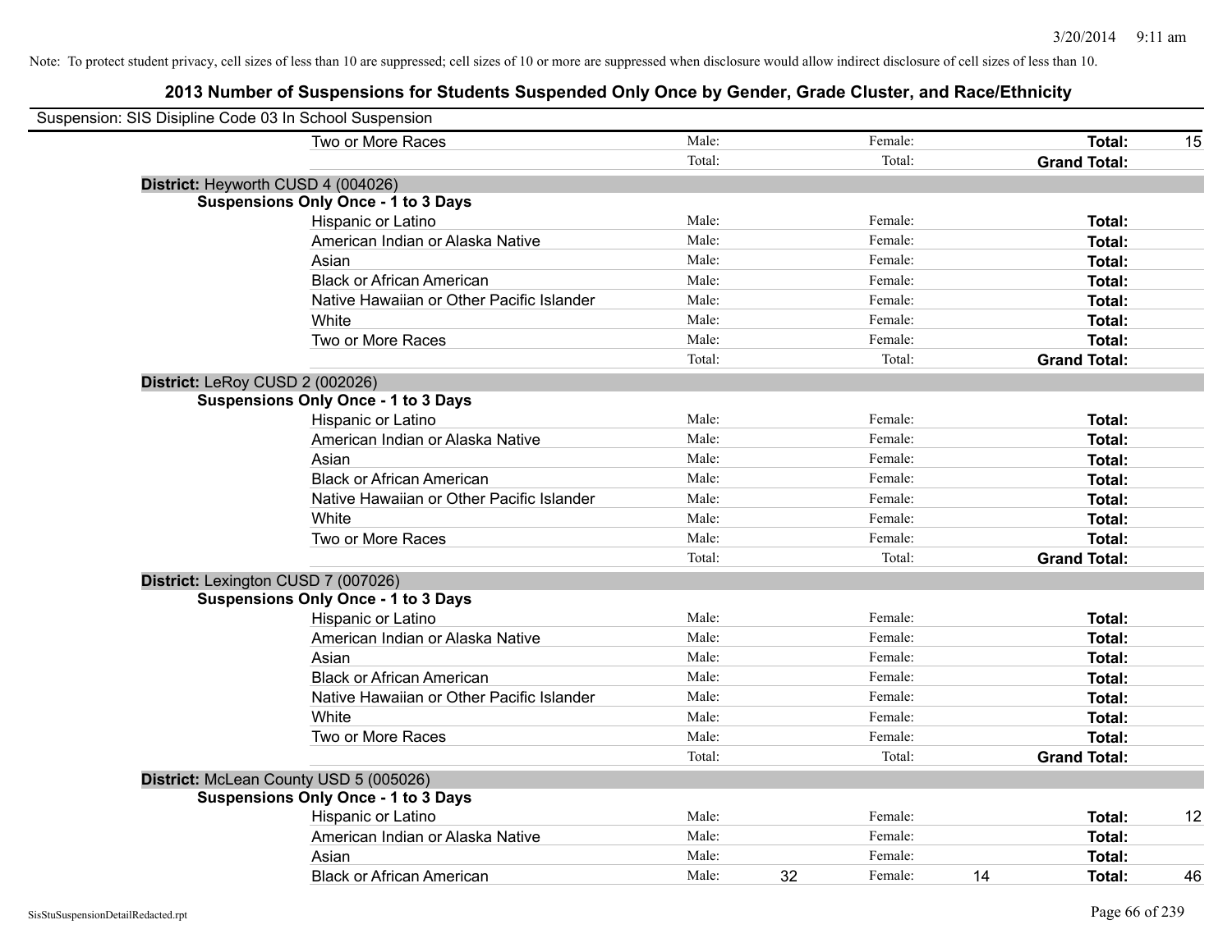Note: To protect student privacy, cell sizes of less than 10 are suppressed; cell sizes of 10 or more are suppressed when disclosure would allow indirect disclosure of cell sizes of less than 10.

## 2013 Number of Suspensions for Students Suspended Only Once by Gender, Grade Cluster, and Race/Ethnicity

Suspension: SIS Disipline Code 03 In School Suspension

| | | | | | | |
|---|---|---|---|---|---|---|
| Two or More Races | Male: | | Female: | | **Total:** | 15 |
| | Total: | | Total: | | **Grand Total:** | |

**District:** Heyworth CUSD 4 (004026)

**Suspensions Only Once - 1 to 3 Days**

| | | | | | | |
|---|---|---|---|---|---|---|
| Hispanic or Latino | Male: | | Female: | | **Total:** | |
| American Indian or Alaska Native | Male: | | Female: | | **Total:** | |
| Asian | Male: | | Female: | | **Total:** | |
| Black or African American | Male: | | Female: | | **Total:** | |
| Native Hawaiian or Other Pacific Islander | Male: | | Female: | | **Total:** | |
| White | Male: | | Female: | | **Total:** | |
| Two or More Races | Male: | | Female: | | **Total:** | |
| | Total: | | Total: | | **Grand Total:** | |

**District:** LeRoy CUSD 2 (002026)

**Suspensions Only Once - 1 to 3 Days**

| | | | | | | |
|---|---|---|---|---|---|---|
| Hispanic or Latino | Male: | | Female: | | **Total:** | |
| American Indian or Alaska Native | Male: | | Female: | | **Total:** | |
| Asian | Male: | | Female: | | **Total:** | |
| Black or African American | Male: | | Female: | | **Total:** | |
| Native Hawaiian or Other Pacific Islander | Male: | | Female: | | **Total:** | |
| White | Male: | | Female: | | **Total:** | |
| Two or More Races | Male: | | Female: | | **Total:** | |
| | Total: | | Total: | | **Grand Total:** | |

**District:** Lexington CUSD 7 (007026)

**Suspensions Only Once - 1 to 3 Days**

| | | | | | | |
|---|---|---|---|---|---|---|
| Hispanic or Latino | Male: | | Female: | | **Total:** | |
| American Indian or Alaska Native | Male: | | Female: | | **Total:** | |
| Asian | Male: | | Female: | | **Total:** | |
| Black or African American | Male: | | Female: | | **Total:** | |
| Native Hawaiian or Other Pacific Islander | Male: | | Female: | | **Total:** | |
| White | Male: | | Female: | | **Total:** | |
| Two or More Races | Male: | | Female: | | **Total:** | |
| | Total: | | Total: | | **Grand Total:** | |

**District:** McLean County USD 5 (005026)

**Suspensions Only Once - 1 to 3 Days**

| | | | | | | |
|---|---|---|---|---|---|---|
| Hispanic or Latino | Male: | | Female: | | **Total:** | 12 |
| American Indian or Alaska Native | Male: | | Female: | | **Total:** | |
| Asian | Male: | | Female: | | **Total:** | |
| Black or African American | Male: | 32 | Female: | 14 | **Total:** | 46 |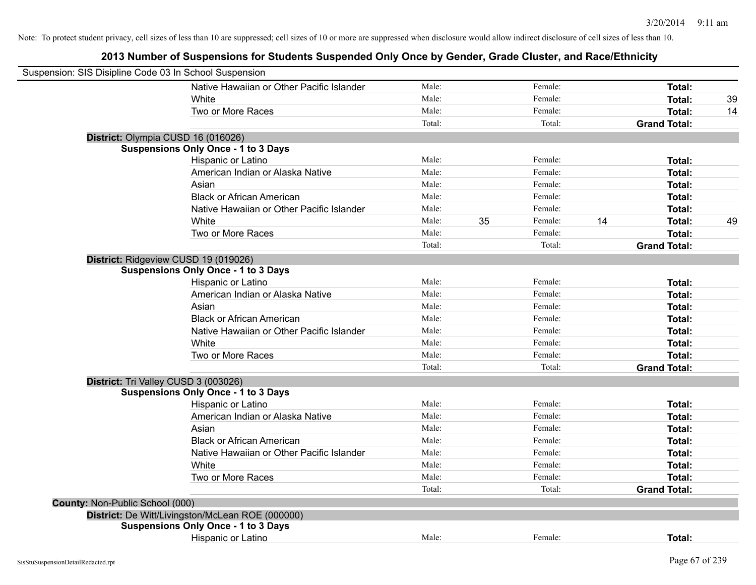Note: To protect student privacy, cell sizes of less than 10 are suppressed; cell sizes of 10 or more are suppressed when disclosure would allow indirect disclosure of cell sizes of less than 10.

## 2013 Number of Suspensions for Students Suspended Only Once by Gender, Grade Cluster, and Race/Ethnicity

Suspension: SIS Disipline Code 03 In School Suspension

| | | | | | | | |
|---|---|---|---|---|---|---|---|
| Native Hawaiian or Other Pacific Islander | Male: | | Female: | | **Total:** | |
| White | Male: | | Female: | | **Total:** | 39 |
| Two or More Races | Male: | | Female: | | **Total:** | 14 |
| | Total: | | Total: | | **Grand Total:** | |

**District:** Olympia CUSD 16 (016026)

**Suspensions Only Once - 1 to 3 Days**

| | | | | | | |
|---|---|---|---|---|---|---|
| Hispanic or Latino | Male: | | Female: | | **Total:** | |
| American Indian or Alaska Native | Male: | | Female: | | **Total:** | |
| Asian | Male: | | Female: | | **Total:** | |
| Black or African American | Male: | | Female: | | **Total:** | |
| Native Hawaiian or Other Pacific Islander | Male: | | Female: | | **Total:** | |
| White | Male: | 35 | Female: | 14 | **Total:** | 49 |
| Two or More Races | Male: | | Female: | | **Total:** | |
| | Total: | | Total: | | **Grand Total:** | |

**District:** Ridgeview CUSD 19 (019026)

**Suspensions Only Once - 1 to 3 Days**

| | | | | | | |
|---|---|---|---|---|---|---|
| Hispanic or Latino | Male: | | Female: | | **Total:** | |
| American Indian or Alaska Native | Male: | | Female: | | **Total:** | |
| Asian | Male: | | Female: | | **Total:** | |
| Black or African American | Male: | | Female: | | **Total:** | |
| Native Hawaiian or Other Pacific Islander | Male: | | Female: | | **Total:** | |
| White | Male: | | Female: | | **Total:** | |
| Two or More Races | Male: | | Female: | | **Total:** | |
| | Total: | | Total: | | **Grand Total:** | |

**District:** Tri Valley CUSD 3 (003026)

**Suspensions Only Once - 1 to 3 Days**

| | | | | | | |
|---|---|---|---|---|---|---|
| Hispanic or Latino | Male: | | Female: | | **Total:** | |
| American Indian or Alaska Native | Male: | | Female: | | **Total:** | |
| Asian | Male: | | Female: | | **Total:** | |
| Black or African American | Male: | | Female: | | **Total:** | |
| Native Hawaiian or Other Pacific Islander | Male: | | Female: | | **Total:** | |
| White | Male: | | Female: | | **Total:** | |
| Two or More Races | Male: | | Female: | | **Total:** | |
| | Total: | | Total: | | **Grand Total:** | |

**County:** Non-Public School (000)

**District:** De Witt/Livingston/McLean ROE (000000)

**Suspensions Only Once - 1 to 3 Days**

| | | | | | | |
|---|---|---|---|---|---|---|
| Hispanic or Latino | Male: | | Female: | | **Total:** | |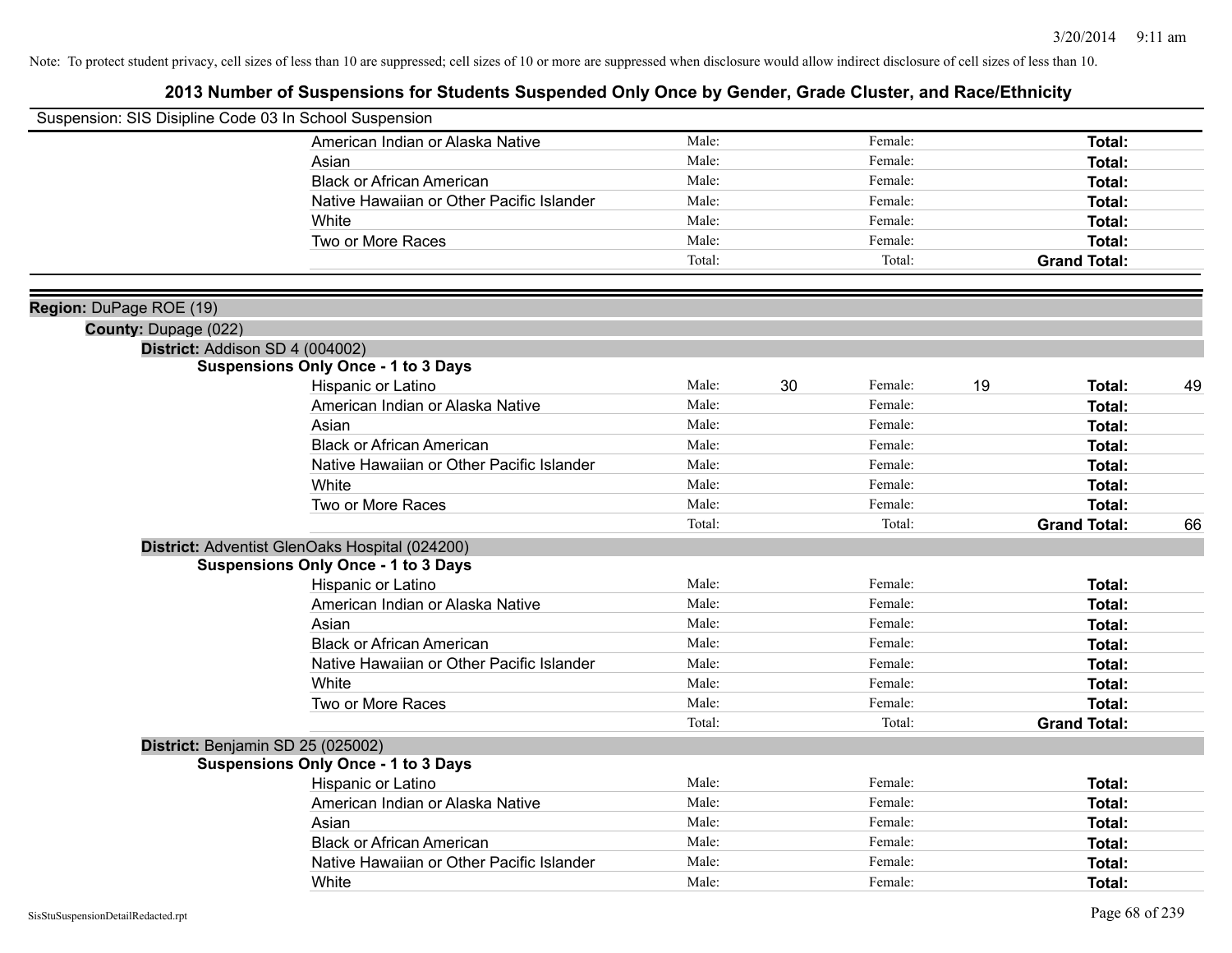Note: To protect student privacy, cell sizes of less than 10 are suppressed; cell sizes of 10 or more are suppressed when disclosure would allow indirect disclosure of cell sizes of less than 10.

# 2013 Number of Suspensions for Students Suspended Only Once by Gender, Grade Cluster, and Race/Ethnicity

Suspension: SIS Disipline Code 03 In School Suspension

| | Male: | | Female: | | | |
|---|---|---|---|---|---|---|
| American Indian or Alaska Native | Male: | | Female: | | **Total:** | |
| Asian | Male: | | Female: | | **Total:** | |
| Black or African American | Male: | | Female: | | **Total:** | |
| Native Hawaiian or Other Pacific Islander | Male: | | Female: | | **Total:** | |
| White | Male: | | Female: | | **Total:** | |
| Two or More Races | Male: | | Female: | | **Total:** | |
| | Total: | | Total: | | **Grand Total:** | |

**Region:** DuPage ROE (19)

**County:** Dupage (022)

**District:** Addison SD 4 (004002)

**Suspensions Only Once - 1 to 3 Days**

| | | | | | | |
|---|---|---|---|---|---|---|
| Hispanic or Latino | Male: | 30 | Female: | 19 | **Total:** | 49 |
| American Indian or Alaska Native | Male: | | Female: | | **Total:** | |
| Asian | Male: | | Female: | | **Total:** | |
| Black or African American | Male: | | Female: | | **Total:** | |
| Native Hawaiian or Other Pacific Islander | Male: | | Female: | | **Total:** | |
| White | Male: | | Female: | | **Total:** | |
| Two or More Races | Male: | | Female: | | **Total:** | |
| | Total: | | Total: | | **Grand Total:** | 66 |

**District:** Adventist GlenOaks Hospital (024200)

**Suspensions Only Once - 1 to 3 Days**

| | | | | | | |
|---|---|---|---|---|---|---|
| Hispanic or Latino | Male: | | Female: | | **Total:** | |
| American Indian or Alaska Native | Male: | | Female: | | **Total:** | |
| Asian | Male: | | Female: | | **Total:** | |
| Black or African American | Male: | | Female: | | **Total:** | |
| Native Hawaiian or Other Pacific Islander | Male: | | Female: | | **Total:** | |
| White | Male: | | Female: | | **Total:** | |
| Two or More Races | Male: | | Female: | | **Total:** | |
| | Total: | | Total: | | **Grand Total:** | |

**District:** Benjamin SD 25 (025002)

**Suspensions Only Once - 1 to 3 Days**

| | | | | | | |
|---|---|---|---|---|---|---|
| Hispanic or Latino | Male: | | Female: | | **Total:** | |
| American Indian or Alaska Native | Male: | | Female: | | **Total:** | |
| Asian | Male: | | Female: | | **Total:** | |
| Black or African American | Male: | | Female: | | **Total:** | |
| Native Hawaiian or Other Pacific Islander | Male: | | Female: | | **Total:** | |
| White | Male: | | Female: | | **Total:** | |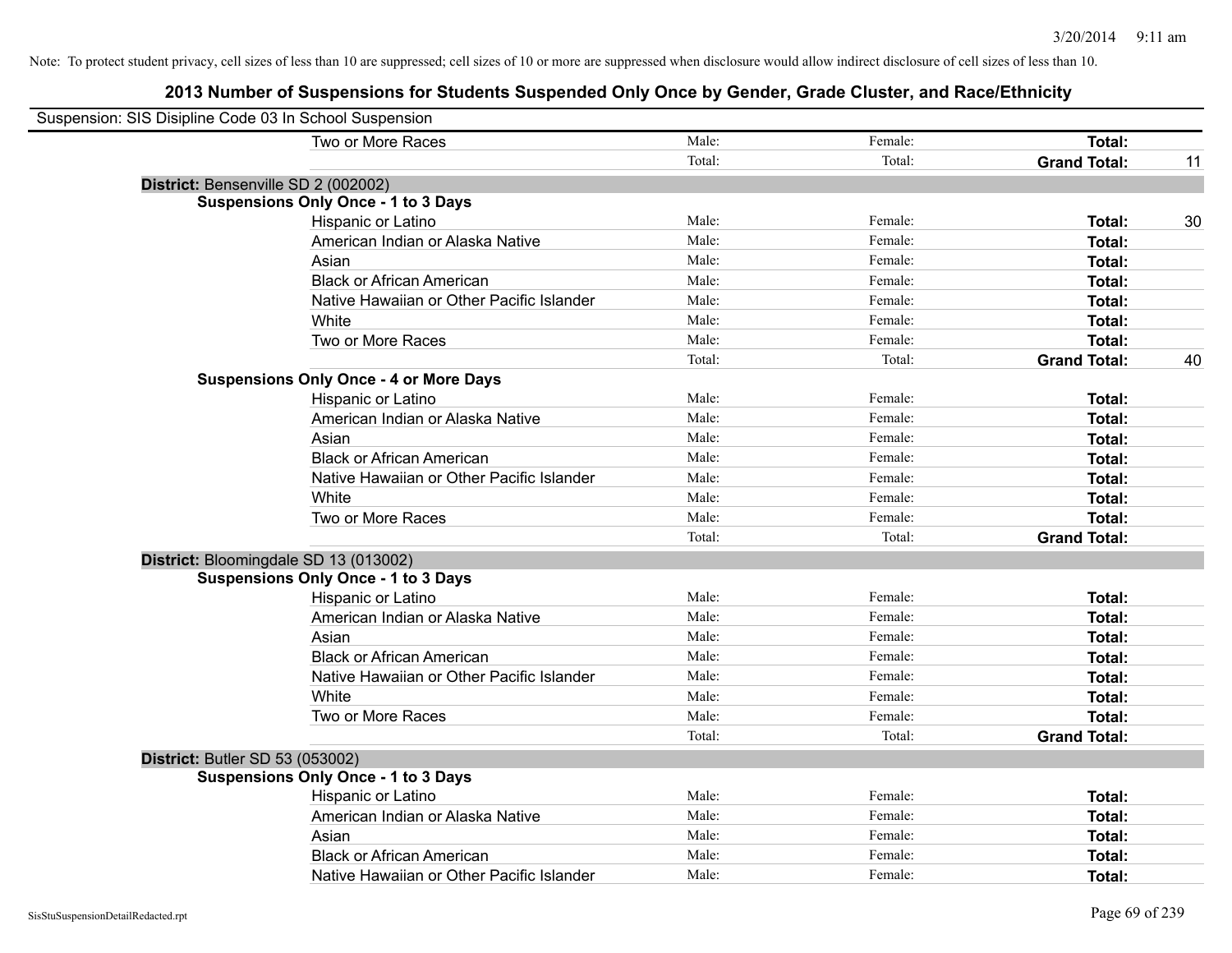Note: To protect student privacy, cell sizes of less than 10 are suppressed; cell sizes of 10 or more are suppressed when disclosure would allow indirect disclosure of cell sizes of less than 10.

## 2013 Number of Suspensions for Students Suspended Only Once by Gender, Grade Cluster, and Race/Ethnicity

Suspension: SIS Disipline Code 03 In School Suspension

| | | | | |
|---|---|---|---|---|
| Two or More Races | Male: | Female: | **Total:** | |
| | Total: | Total: | **Grand Total:** | 11 |

**District:** Bensenville SD 2 (002002)

**Suspensions Only Once - 1 to 3 Days**

| | | | | |
|---|---|---|---|---|
| Hispanic or Latino | Male: | Female: | **Total:** | 30 |
| American Indian or Alaska Native | Male: | Female: | **Total:** | |
| Asian | Male: | Female: | **Total:** | |
| Black or African American | Male: | Female: | **Total:** | |
| Native Hawaiian or Other Pacific Islander | Male: | Female: | **Total:** | |
| White | Male: | Female: | **Total:** | |
| Two or More Races | Male: | Female: | **Total:** | |
| | Total: | Total: | **Grand Total:** | 40 |

**Suspensions Only Once - 4 or More Days**

| | | | | |
|---|---|---|---|---|
| Hispanic or Latino | Male: | Female: | **Total:** | |
| American Indian or Alaska Native | Male: | Female: | **Total:** | |
| Asian | Male: | Female: | **Total:** | |
| Black or African American | Male: | Female: | **Total:** | |
| Native Hawaiian or Other Pacific Islander | Male: | Female: | **Total:** | |
| White | Male: | Female: | **Total:** | |
| Two or More Races | Male: | Female: | **Total:** | |
| | Total: | Total: | **Grand Total:** | |

**District:** Bloomingdale SD 13 (013002)

**Suspensions Only Once - 1 to 3 Days**

| | | | | |
|---|---|---|---|---|
| Hispanic or Latino | Male: | Female: | **Total:** | |
| American Indian or Alaska Native | Male: | Female: | **Total:** | |
| Asian | Male: | Female: | **Total:** | |
| Black or African American | Male: | Female: | **Total:** | |
| Native Hawaiian or Other Pacific Islander | Male: | Female: | **Total:** | |
| White | Male: | Female: | **Total:** | |
| Two or More Races | Male: | Female: | **Total:** | |
| | Total: | Total: | **Grand Total:** | |

**District:** Butler SD 53 (053002)

**Suspensions Only Once - 1 to 3 Days**

| | | | | |
|---|---|---|---|---|
| Hispanic or Latino | Male: | Female: | **Total:** | |
| American Indian or Alaska Native | Male: | Female: | **Total:** | |
| Asian | Male: | Female: | **Total:** | |
| Black or African American | Male: | Female: | **Total:** | |
| Native Hawaiian or Other Pacific Islander | Male: | Female: | **Total:** | |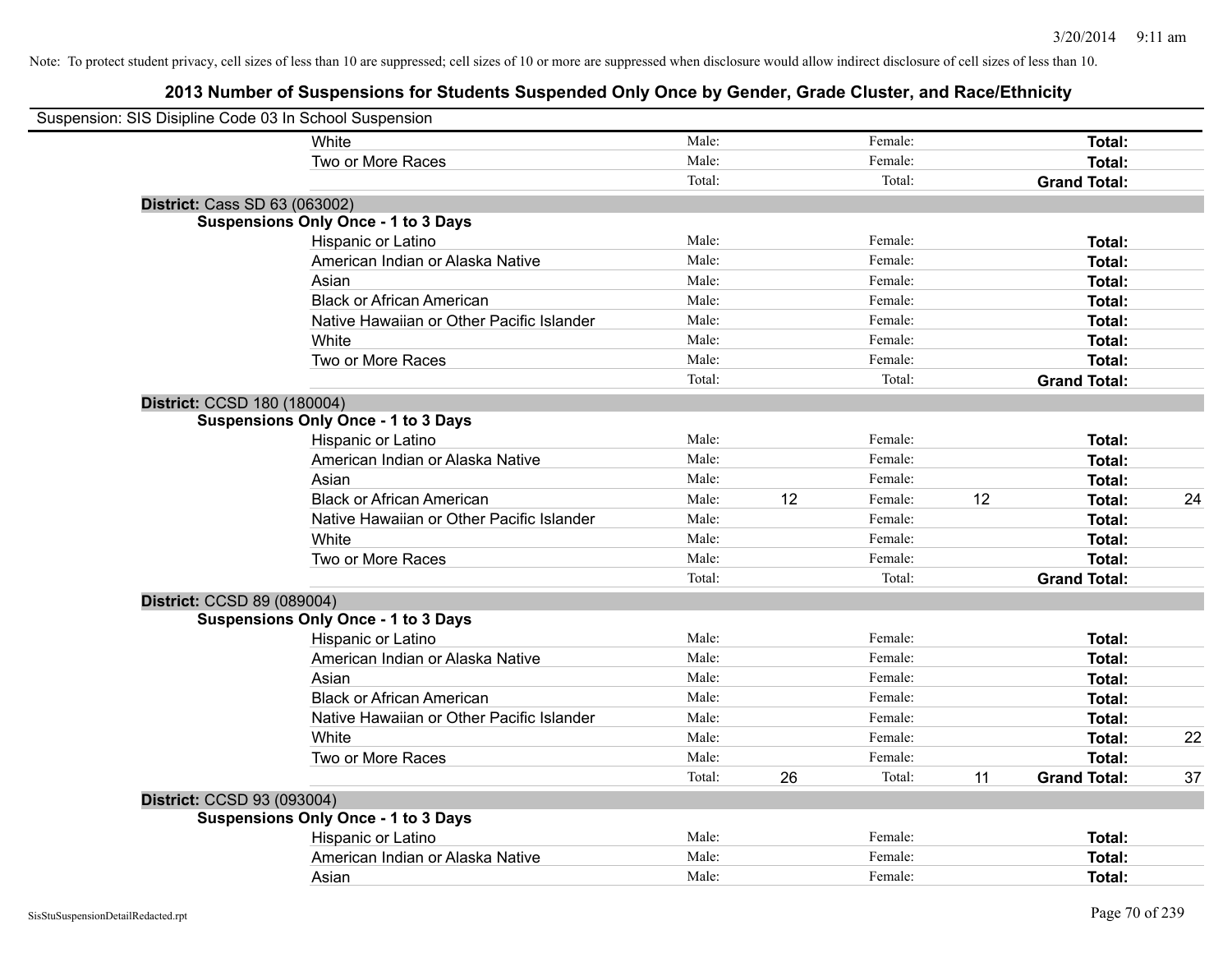Note: To protect student privacy, cell sizes of less than 10 are suppressed; cell sizes of 10 or more are suppressed when disclosure would allow indirect disclosure of cell sizes of less than 10.

## 2013 Number of Suspensions for Students Suspended Only Once by Gender, Grade Cluster, and Race/Ethnicity

Suspension: SIS Disipline Code 03 In School Suspension

| | | | | | | | |
|---|---|---|---|---|---|---|---|
| White | Male: | | Female: | | **Total:** | |
| Two or More Races | Male: | | Female: | | **Total:** | |
| | Total: | | Total: | | **Grand Total:** | |

**District:** Cass SD 63 (063002)

**Suspensions Only Once - 1 to 3 Days**

| | | | | | | |
|---|---|---|---|---|---|---|
| Hispanic or Latino | Male: | | Female: | | **Total:** | |
| American Indian or Alaska Native | Male: | | Female: | | **Total:** | |
| Asian | Male: | | Female: | | **Total:** | |
| Black or African American | Male: | | Female: | | **Total:** | |
| Native Hawaiian or Other Pacific Islander | Male: | | Female: | | **Total:** | |
| White | Male: | | Female: | | **Total:** | |
| Two or More Races | Male: | | Female: | | **Total:** | |
| | Total: | | Total: | | **Grand Total:** | |

**District:** CCSD 180 (180004)

**Suspensions Only Once - 1 to 3 Days**

| | | | | | | |
|---|---|---|---|---|---|---|
| Hispanic or Latino | Male: | | Female: | | **Total:** | |
| American Indian or Alaska Native | Male: | | Female: | | **Total:** | |
| Asian | Male: | | Female: | | **Total:** | |
| Black or African American | Male: | 12 | Female: | 12 | **Total:** | 24 |
| Native Hawaiian or Other Pacific Islander | Male: | | Female: | | **Total:** | |
| White | Male: | | Female: | | **Total:** | |
| Two or More Races | Male: | | Female: | | **Total:** | |
| | Total: | | Total: | | **Grand Total:** | |

**District:** CCSD 89 (089004)

**Suspensions Only Once - 1 to 3 Days**

| | | | | | | |
|---|---|---|---|---|---|---|
| Hispanic or Latino | Male: | | Female: | | **Total:** | |
| American Indian or Alaska Native | Male: | | Female: | | **Total:** | |
| Asian | Male: | | Female: | | **Total:** | |
| Black or African American | Male: | | Female: | | **Total:** | |
| Native Hawaiian or Other Pacific Islander | Male: | | Female: | | **Total:** | |
| White | Male: | | Female: | | **Total:** | 22 |
| Two or More Races | Male: | | Female: | | **Total:** | |
| | Total: | 26 | Total: | 11 | **Grand Total:** | 37 |

**District:** CCSD 93 (093004)

**Suspensions Only Once - 1 to 3 Days**

| | | | | | | |
|---|---|---|---|---|---|---|
| Hispanic or Latino | Male: | | Female: | | **Total:** | |
| American Indian or Alaska Native | Male: | | Female: | | **Total:** | |
| Asian | Male: | | Female: | | **Total:** | |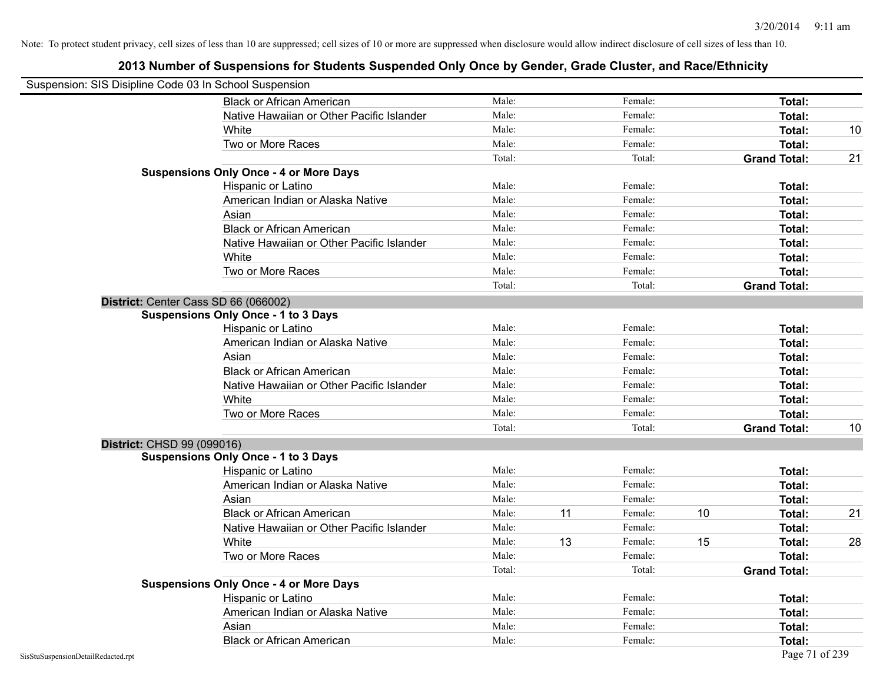Note: To protect student privacy, cell sizes of less than 10 are suppressed; cell sizes of 10 or more are suppressed when disclosure would allow indirect disclosure of cell sizes of less than 10.

## 2013 Number of Suspensions for Students Suspended Only Once by Gender, Grade Cluster, and Race/Ethnicity

Suspension: SIS Disipline Code 03 In School Suspension

| | | | | | | |
|---|---|---|---|---|---|---|
| Black or African American | Male: | | Female: | | **Total:** | |
| Native Hawaiian or Other Pacific Islander | Male: | | Female: | | **Total:** | |
| White | Male: | | Female: | | **Total:** | 10 |
| Two or More Races | Male: | | Female: | | **Total:** | |
| | Total: | | Total: | | **Grand Total:** | 21 |
| **Suspensions Only Once - 4 or More Days** | | | | | | |
| Hispanic or Latino | Male: | | Female: | | **Total:** | |
| American Indian or Alaska Native | Male: | | Female: | | **Total:** | |
| Asian | Male: | | Female: | | **Total:** | |
| Black or African American | Male: | | Female: | | **Total:** | |
| Native Hawaiian or Other Pacific Islander | Male: | | Female: | | **Total:** | |
| White | Male: | | Female: | | **Total:** | |
| Two or More Races | Male: | | Female: | | **Total:** | |
| | Total: | | Total: | | **Grand Total:** | |
| **District:** Center Cass SD 66 (066002) | | | | | | |
| **Suspensions Only Once - 1 to 3 Days** | | | | | | |
| Hispanic or Latino | Male: | | Female: | | **Total:** | |
| American Indian or Alaska Native | Male: | | Female: | | **Total:** | |
| Asian | Male: | | Female: | | **Total:** | |
| Black or African American | Male: | | Female: | | **Total:** | |
| Native Hawaiian or Other Pacific Islander | Male: | | Female: | | **Total:** | |
| White | Male: | | Female: | | **Total:** | |
| Two or More Races | Male: | | Female: | | **Total:** | |
| | Total: | | Total: | | **Grand Total:** | 10 |
| **District:** CHSD 99 (099016) | | | | | | |
| **Suspensions Only Once - 1 to 3 Days** | | | | | | |
| Hispanic or Latino | Male: | | Female: | | **Total:** | |
| American Indian or Alaska Native | Male: | | Female: | | **Total:** | |
| Asian | Male: | | Female: | | **Total:** | |
| Black or African American | Male: | 11 | Female: | 10 | **Total:** | 21 |
| Native Hawaiian or Other Pacific Islander | Male: | | Female: | | **Total:** | |
| White | Male: | 13 | Female: | 15 | **Total:** | 28 |
| Two or More Races | Male: | | Female: | | **Total:** | |
| | Total: | | Total: | | **Grand Total:** | |
| **Suspensions Only Once - 4 or More Days** | | | | | | |
| Hispanic or Latino | Male: | | Female: | | **Total:** | |
| American Indian or Alaska Native | Male: | | Female: | | **Total:** | |
| Asian | Male: | | Female: | | **Total:** | |
| Black or African American | Male: | | Female: | | **Total:** | |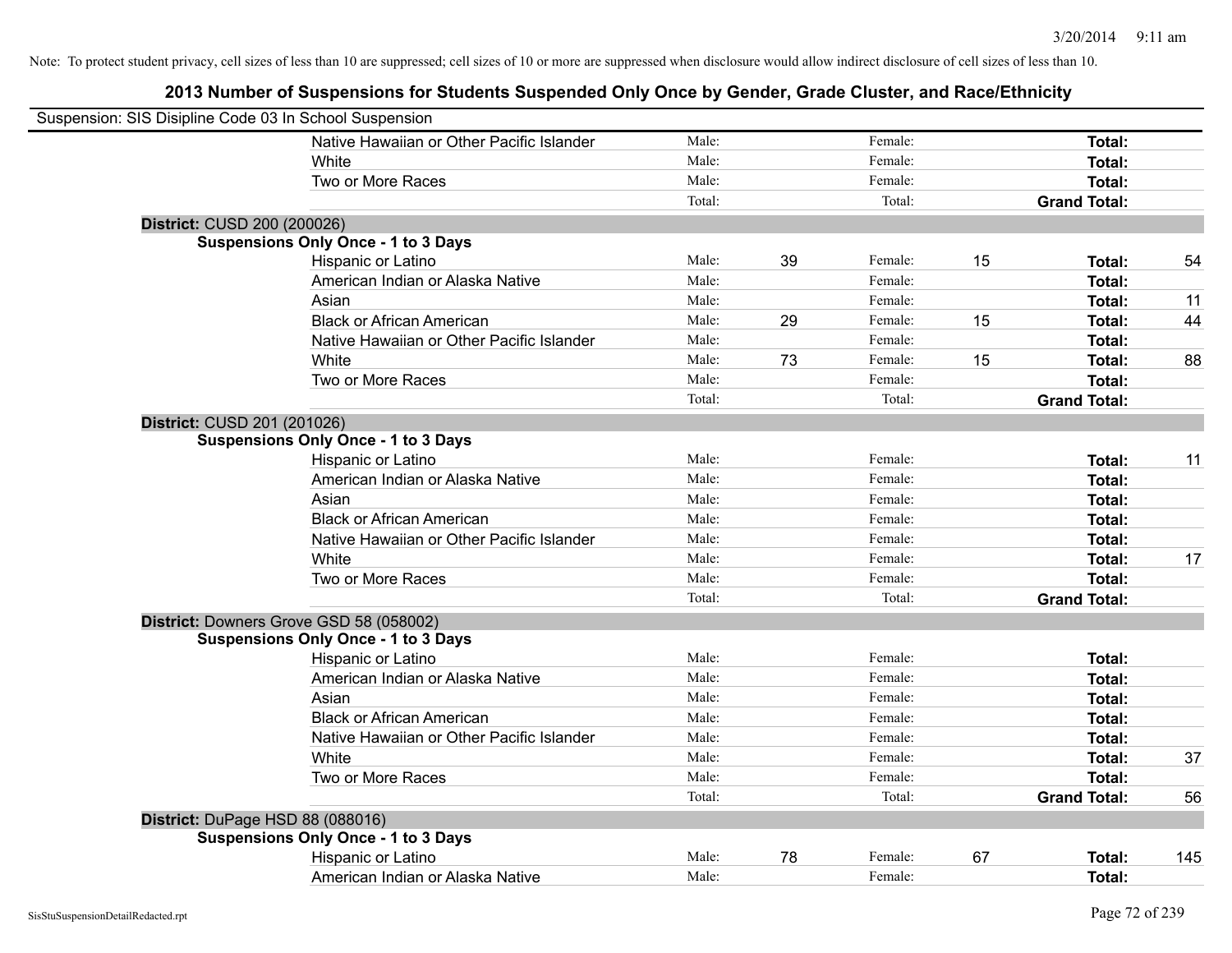Note: To protect student privacy, cell sizes of less than 10 are suppressed; cell sizes of 10 or more are suppressed when disclosure would allow indirect disclosure of cell sizes of less than 10.

## 2013 Number of Suspensions for Students Suspended Only Once by Gender, Grade Cluster, and Race/Ethnicity

Suspension: SIS Disipline Code 03 In School Suspension

| | | | | | | |
|---|---|---|---|---|---|---|
| Native Hawaiian or Other Pacific Islander | Male: | | Female: | | **Total:** | |
| White | Male: | | Female: | | **Total:** | |
| Two or More Races | Male: | | Female: | | **Total:** | |
| | Total: | | Total: | | **Grand Total:** | |

**District:** CUSD 200 (200026)

**Suspensions Only Once - 1 to 3 Days**

| | | | | | | |
|---|---|---|---|---|---|---|
| Hispanic or Latino | Male: | 39 | Female: | 15 | **Total:** | 54 |
| American Indian or Alaska Native | Male: | | Female: | | **Total:** | |
| Asian | Male: | | Female: | | **Total:** | 11 |
| Black or African American | Male: | 29 | Female: | 15 | **Total:** | 44 |
| Native Hawaiian or Other Pacific Islander | Male: | | Female: | | **Total:** | |
| White | Male: | 73 | Female: | 15 | **Total:** | 88 |
| Two or More Races | Male: | | Female: | | **Total:** | |
| | Total: | | Total: | | **Grand Total:** | |

**District:** CUSD 201 (201026)

**Suspensions Only Once - 1 to 3 Days**

| | | | | | | |
|---|---|---|---|---|---|---|
| Hispanic or Latino | Male: | | Female: | | **Total:** | 11 |
| American Indian or Alaska Native | Male: | | Female: | | **Total:** | |
| Asian | Male: | | Female: | | **Total:** | |
| Black or African American | Male: | | Female: | | **Total:** | |
| Native Hawaiian or Other Pacific Islander | Male: | | Female: | | **Total:** | |
| White | Male: | | Female: | | **Total:** | 17 |
| Two or More Races | Male: | | Female: | | **Total:** | |
| | Total: | | Total: | | **Grand Total:** | |

**District:** Downers Grove GSD 58 (058002)

**Suspensions Only Once - 1 to 3 Days**

| | | | | | | |
|---|---|---|---|---|---|---|
| Hispanic or Latino | Male: | | Female: | | **Total:** | |
| American Indian or Alaska Native | Male: | | Female: | | **Total:** | |
| Asian | Male: | | Female: | | **Total:** | |
| Black or African American | Male: | | Female: | | **Total:** | |
| Native Hawaiian or Other Pacific Islander | Male: | | Female: | | **Total:** | |
| White | Male: | | Female: | | **Total:** | 37 |
| Two or More Races | Male: | | Female: | | **Total:** | |
| | Total: | | Total: | | **Grand Total:** | 56 |

**District:** DuPage HSD 88 (088016)

**Suspensions Only Once - 1 to 3 Days**

| | | | | | | |
|---|---|---|---|---|---|---|
| Hispanic or Latino | Male: | 78 | Female: | 67 | **Total:** | 145 |
| American Indian or Alaska Native | Male: | | Female: | | **Total:** | |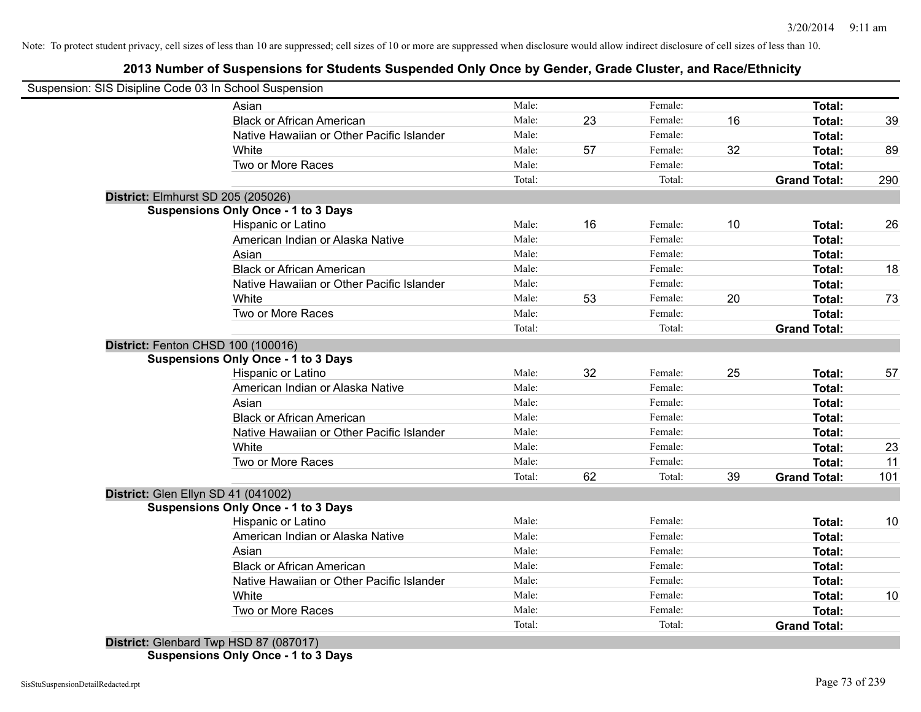Note: To protect student privacy, cell sizes of less than 10 are suppressed; cell sizes of 10 or more are suppressed when disclosure would allow indirect disclosure of cell sizes of less than 10.

# 2013 Number of Suspensions for Students Suspended Only Once by Gender, Grade Cluster, and Race/Ethnicity

Suspension: SIS Disipline Code 03 In School Suspension

| | | | | | | |
|---|---|---|---|---|---|---|
| Asian | Male: | | Female: | | **Total:** | |
| Black or African American | Male: | 23 | Female: | 16 | **Total:** | 39 |
| Native Hawaiian or Other Pacific Islander | Male: | | Female: | | **Total:** | |
| White | Male: | 57 | Female: | 32 | **Total:** | 89 |
| Two or More Races | Male: | | Female: | | **Total:** | |
| | Total: | | Total: | | **Grand Total:** | 290 |

**District:** Elmhurst SD 205 (205026)

**Suspensions Only Once - 1 to 3 Days**

| | | | | | | |
|---|---|---|---|---|---|---|
| Hispanic or Latino | Male: | 16 | Female: | 10 | **Total:** | 26 |
| American Indian or Alaska Native | Male: | | Female: | | **Total:** | |
| Asian | Male: | | Female: | | **Total:** | |
| Black or African American | Male: | | Female: | | **Total:** | 18 |
| Native Hawaiian or Other Pacific Islander | Male: | | Female: | | **Total:** | |
| White | Male: | 53 | Female: | 20 | **Total:** | 73 |
| Two or More Races | Male: | | Female: | | **Total:** | |
| | Total: | | Total: | | **Grand Total:** | |

**District:** Fenton CHSD 100 (100016)

**Suspensions Only Once - 1 to 3 Days**

| | | | | | | |
|---|---|---|---|---|---|---|
| Hispanic or Latino | Male: | 32 | Female: | 25 | **Total:** | 57 |
| American Indian or Alaska Native | Male: | | Female: | | **Total:** | |
| Asian | Male: | | Female: | | **Total:** | |
| Black or African American | Male: | | Female: | | **Total:** | |
| Native Hawaiian or Other Pacific Islander | Male: | | Female: | | **Total:** | |
| White | Male: | | Female: | | **Total:** | 23 |
| Two or More Races | Male: | | Female: | | **Total:** | 11 |
| | Total: | 62 | Total: | 39 | **Grand Total:** | 101 |

**District:** Glen Ellyn SD 41 (041002)

**Suspensions Only Once - 1 to 3 Days**

| | | | | | | |
|---|---|---|---|---|---|---|
| Hispanic or Latino | Male: | | Female: | | **Total:** | 10 |
| American Indian or Alaska Native | Male: | | Female: | | **Total:** | |
| Asian | Male: | | Female: | | **Total:** | |
| Black or African American | Male: | | Female: | | **Total:** | |
| Native Hawaiian or Other Pacific Islander | Male: | | Female: | | **Total:** | |
| White | Male: | | Female: | | **Total:** | 10 |
| Two or More Races | Male: | | Female: | | **Total:** | |
| | Total: | | Total: | | **Grand Total:** | |

**District:** Glenbard Twp HSD 87 (087017)

**Suspensions Only Once - 1 to 3 Days**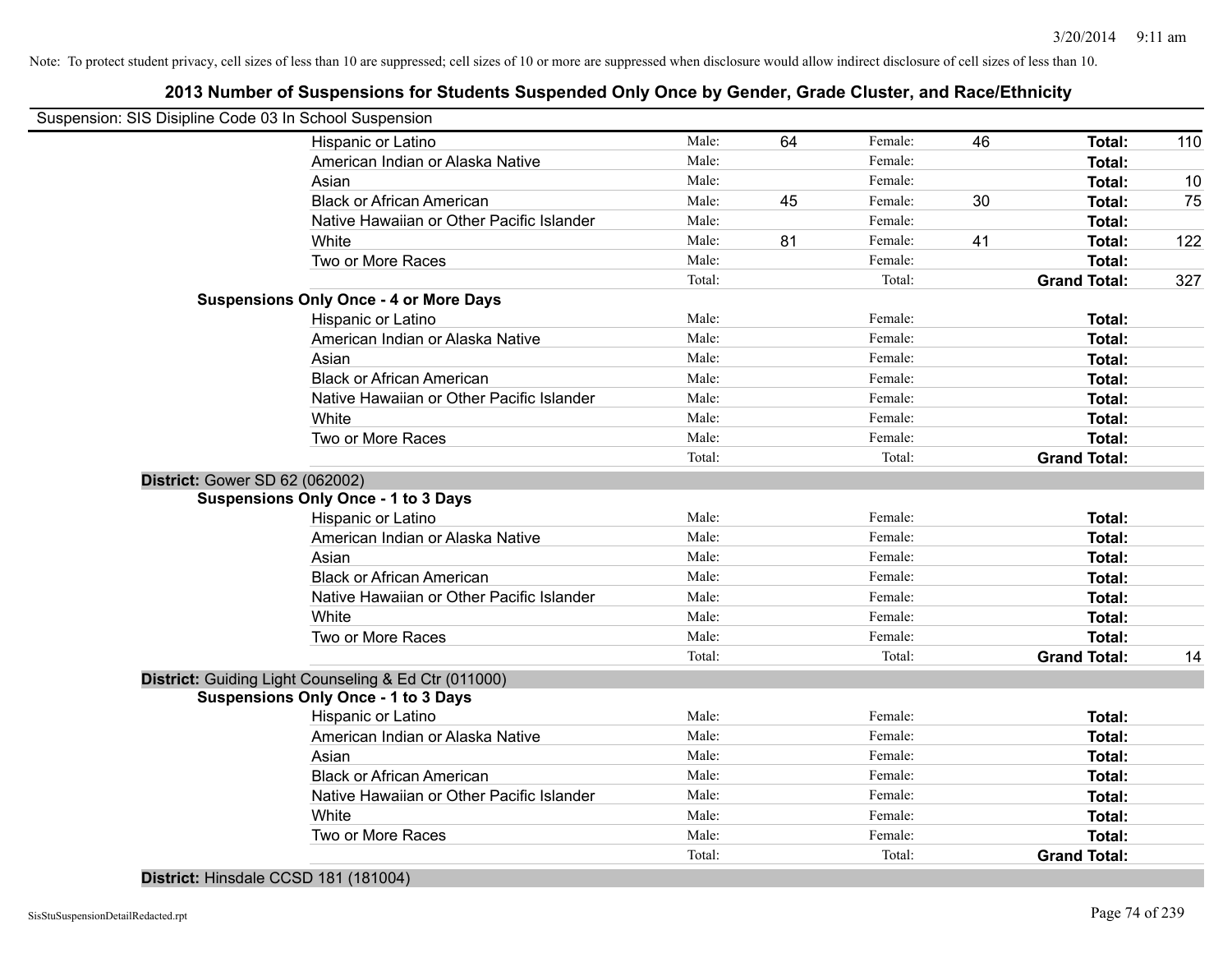Note: To protect student privacy, cell sizes of less than 10 are suppressed; cell sizes of 10 or more are suppressed when disclosure would allow indirect disclosure of cell sizes of less than 10.

## 2013 Number of Suspensions for Students Suspended Only Once by Gender, Grade Cluster, and Race/Ethnicity

Suspension: SIS Disipline Code 03 In School Suspension

| | | | | | | |
|---|---|---|---|---|---|---|
| Hispanic or Latino | Male: | 64 | Female: | 46 | **Total:** | 110 |
| American Indian or Alaska Native | Male: | | Female: | | **Total:** | |
| Asian | Male: | | Female: | | **Total:** | 10 |
| Black or African American | Male: | 45 | Female: | 30 | **Total:** | 75 |
| Native Hawaiian or Other Pacific Islander | Male: | | Female: | | **Total:** | |
| White | Male: | 81 | Female: | 41 | **Total:** | 122 |
| Two or More Races | Male: | | Female: | | **Total:** | |
| | Total: | | Total: | | **Grand Total:** | 327 |

**Suspensions Only Once - 4 or More Days**

| | | | | | | |
|---|---|---|---|---|---|---|
| Hispanic or Latino | Male: | | Female: | | **Total:** | |
| American Indian or Alaska Native | Male: | | Female: | | **Total:** | |
| Asian | Male: | | Female: | | **Total:** | |
| Black or African American | Male: | | Female: | | **Total:** | |
| Native Hawaiian or Other Pacific Islander | Male: | | Female: | | **Total:** | |
| White | Male: | | Female: | | **Total:** | |
| Two or More Races | Male: | | Female: | | **Total:** | |
| | Total: | | Total: | | **Grand Total:** | |

**District:** Gower SD 62 (062002)

**Suspensions Only Once - 1 to 3 Days**

| | | | | | | |
|---|---|---|---|---|---|---|
| Hispanic or Latino | Male: | | Female: | | **Total:** | |
| American Indian or Alaska Native | Male: | | Female: | | **Total:** | |
| Asian | Male: | | Female: | | **Total:** | |
| Black or African American | Male: | | Female: | | **Total:** | |
| Native Hawaiian or Other Pacific Islander | Male: | | Female: | | **Total:** | |
| White | Male: | | Female: | | **Total:** | |
| Two or More Races | Male: | | Female: | | **Total:** | |
| | Total: | | Total: | | **Grand Total:** | 14 |

**District:** Guiding Light Counseling & Ed Ctr (011000)

**Suspensions Only Once - 1 to 3 Days**

| | | | | | | |
|---|---|---|---|---|---|---|
| Hispanic or Latino | Male: | | Female: | | **Total:** | |
| American Indian or Alaska Native | Male: | | Female: | | **Total:** | |
| Asian | Male: | | Female: | | **Total:** | |
| Black or African American | Male: | | Female: | | **Total:** | |
| Native Hawaiian or Other Pacific Islander | Male: | | Female: | | **Total:** | |
| White | Male: | | Female: | | **Total:** | |
| Two or More Races | Male: | | Female: | | **Total:** | |
| | Total: | | Total: | | **Grand Total:** | |

**District:** Hinsdale CCSD 181 (181004)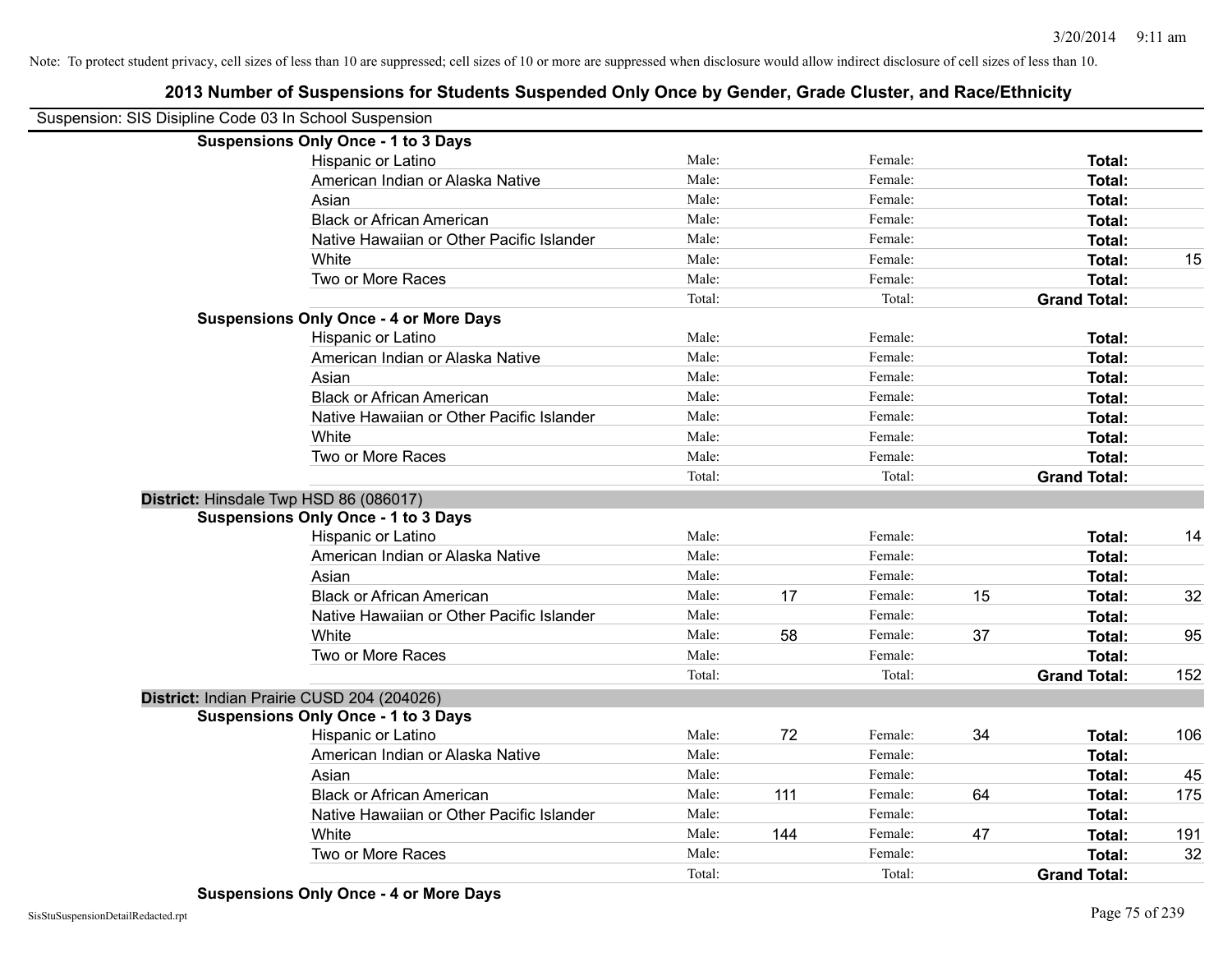Note: To protect student privacy, cell sizes of less than 10 are suppressed; cell sizes of 10 or more are suppressed when disclosure would allow indirect disclosure of cell sizes of less than 10.

## 2013 Number of Suspensions for Students Suspended Only Once by Gender, Grade Cluster, and Race/Ethnicity

Suspension: SIS Disipline Code 03 In School Suspension

**Suspensions Only Once - 1 to 3 Days**

| | | | | | | |
|---|---|---|---|---|---|---|
| Hispanic or Latino | Male: | | Female: | | **Total:** | |
| American Indian or Alaska Native | Male: | | Female: | | **Total:** | |
| Asian | Male: | | Female: | | **Total:** | |
| Black or African American | Male: | | Female: | | **Total:** | |
| Native Hawaiian or Other Pacific Islander | Male: | | Female: | | **Total:** | |
| White | Male: | | Female: | | **Total:** | 15 |
| Two or More Races | Male: | | Female: | | **Total:** | |
| | Total: | | Total: | | **Grand Total:** | |

**Suspensions Only Once - 4 or More Days**

| | | | | | | |
|---|---|---|---|---|---|---|
| Hispanic or Latino | Male: | | Female: | | **Total:** | |
| American Indian or Alaska Native | Male: | | Female: | | **Total:** | |
| Asian | Male: | | Female: | | **Total:** | |
| Black or African American | Male: | | Female: | | **Total:** | |
| Native Hawaiian or Other Pacific Islander | Male: | | Female: | | **Total:** | |
| White | Male: | | Female: | | **Total:** | |
| Two or More Races | Male: | | Female: | | **Total:** | |
| | Total: | | Total: | | **Grand Total:** | |

**District:** Hinsdale Twp HSD 86 (086017)

**Suspensions Only Once - 1 to 3 Days**

| | | | | | | |
|---|---|---|---|---|---|---|
| Hispanic or Latino | Male: | | Female: | | **Total:** | 14 |
| American Indian or Alaska Native | Male: | | Female: | | **Total:** | |
| Asian | Male: | | Female: | | **Total:** | |
| Black or African American | Male: | 17 | Female: | 15 | **Total:** | 32 |
| Native Hawaiian or Other Pacific Islander | Male: | | Female: | | **Total:** | |
| White | Male: | 58 | Female: | 37 | **Total:** | 95 |
| Two or More Races | Male: | | Female: | | **Total:** | |
| | Total: | | Total: | | **Grand Total:** | 152 |

**District:** Indian Prairie CUSD 204 (204026)

**Suspensions Only Once - 1 to 3 Days**

| | | | | | | |
|---|---|---|---|---|---|---|
| Hispanic or Latino | Male: | 72 | Female: | 34 | **Total:** | 106 |
| American Indian or Alaska Native | Male: | | Female: | | **Total:** | |
| Asian | Male: | | Female: | | **Total:** | 45 |
| Black or African American | Male: | 111 | Female: | 64 | **Total:** | 175 |
| Native Hawaiian or Other Pacific Islander | Male: | | Female: | | **Total:** | |
| White | Male: | 144 | Female: | 47 | **Total:** | 191 |
| Two or More Races | Male: | | Female: | | **Total:** | 32 |
| | Total: | | Total: | | **Grand Total:** | |

**Suspensions Only Once - 4 or More Days**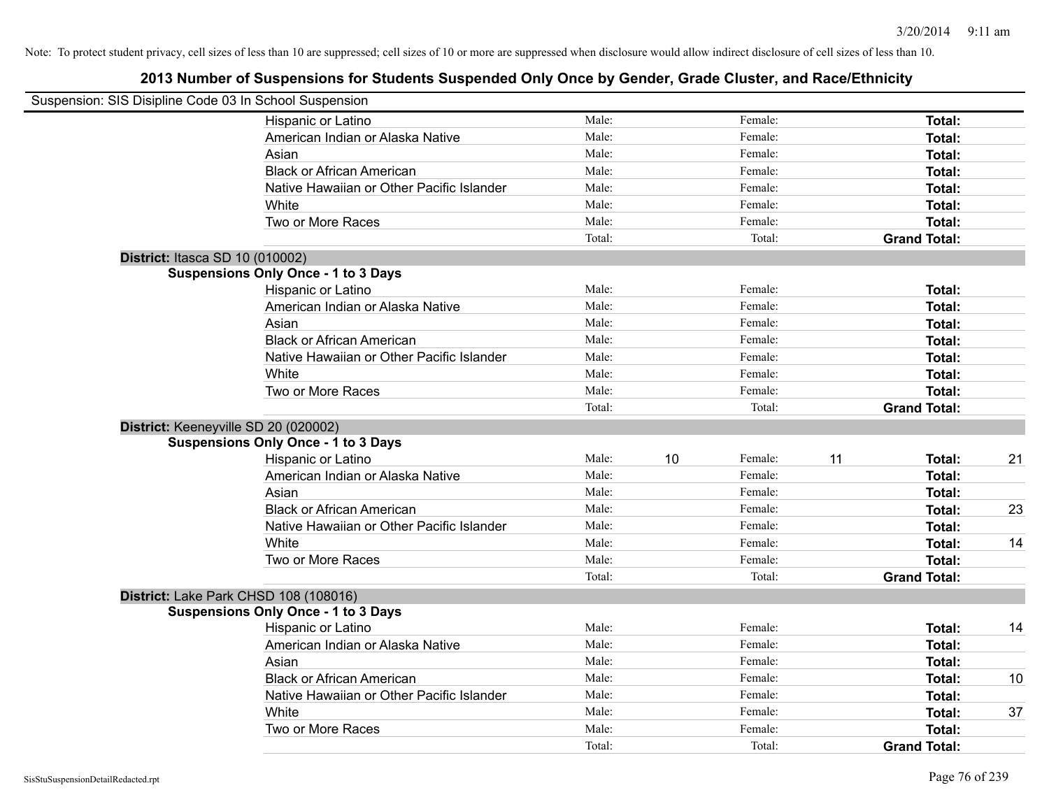Note: To protect student privacy, cell sizes of less than 10 are suppressed; cell sizes of 10 or more are suppressed when disclosure would allow indirect disclosure of cell sizes of less than 10.

## 2013 Number of Suspensions for Students Suspended Only Once by Gender, Grade Cluster, and Race/Ethnicity

Suspension: SIS Disipline Code 03 In School Suspension

| | | | | | | | |
|---|---|---|---|---|---|---|---|
| Hispanic or Latino | Male: | | Female: | | **Total:** | |
| American Indian or Alaska Native | Male: | | Female: | | **Total:** | |
| Asian | Male: | | Female: | | **Total:** | |
| Black or African American | Male: | | Female: | | **Total:** | |
| Native Hawaiian or Other Pacific Islander | Male: | | Female: | | **Total:** | |
| White | Male: | | Female: | | **Total:** | |
| Two or More Races | Male: | | Female: | | **Total:** | |
| | Total: | | Total: | | **Grand Total:** | |

**District:** Itasca SD 10 (010002)

**Suspensions Only Once - 1 to 3 Days**

| | | | | | | |
|---|---|---|---|---|---|---|
| Hispanic or Latino | Male: | | Female: | | **Total:** | |
| American Indian or Alaska Native | Male: | | Female: | | **Total:** | |
| Asian | Male: | | Female: | | **Total:** | |
| Black or African American | Male: | | Female: | | **Total:** | |
| Native Hawaiian or Other Pacific Islander | Male: | | Female: | | **Total:** | |
| White | Male: | | Female: | | **Total:** | |
| Two or More Races | Male: | | Female: | | **Total:** | |
| | Total: | | Total: | | **Grand Total:** | |

**District:** Keeneyville SD 20 (020002)

**Suspensions Only Once - 1 to 3 Days**

| | | | | | | |
|---|---|---|---|---|---|---|
| Hispanic or Latino | Male: | 10 | Female: | 11 | **Total:** | 21 |
| American Indian or Alaska Native | Male: | | Female: | | **Total:** | |
| Asian | Male: | | Female: | | **Total:** | |
| Black or African American | Male: | | Female: | | **Total:** | 23 |
| Native Hawaiian or Other Pacific Islander | Male: | | Female: | | **Total:** | |
| White | Male: | | Female: | | **Total:** | 14 |
| Two or More Races | Male: | | Female: | | **Total:** | |
| | Total: | | Total: | | **Grand Total:** | |

**District:** Lake Park CHSD 108 (108016)

**Suspensions Only Once - 1 to 3 Days**

| | | | | | | |
|---|---|---|---|---|---|---|
| Hispanic or Latino | Male: | | Female: | | **Total:** | 14 |
| American Indian or Alaska Native | Male: | | Female: | | **Total:** | |
| Asian | Male: | | Female: | | **Total:** | |
| Black or African American | Male: | | Female: | | **Total:** | 10 |
| Native Hawaiian or Other Pacific Islander | Male: | | Female: | | **Total:** | |
| White | Male: | | Female: | | **Total:** | 37 |
| Two or More Races | Male: | | Female: | | **Total:** | |
| | Total: | | Total: | | **Grand Total:** | |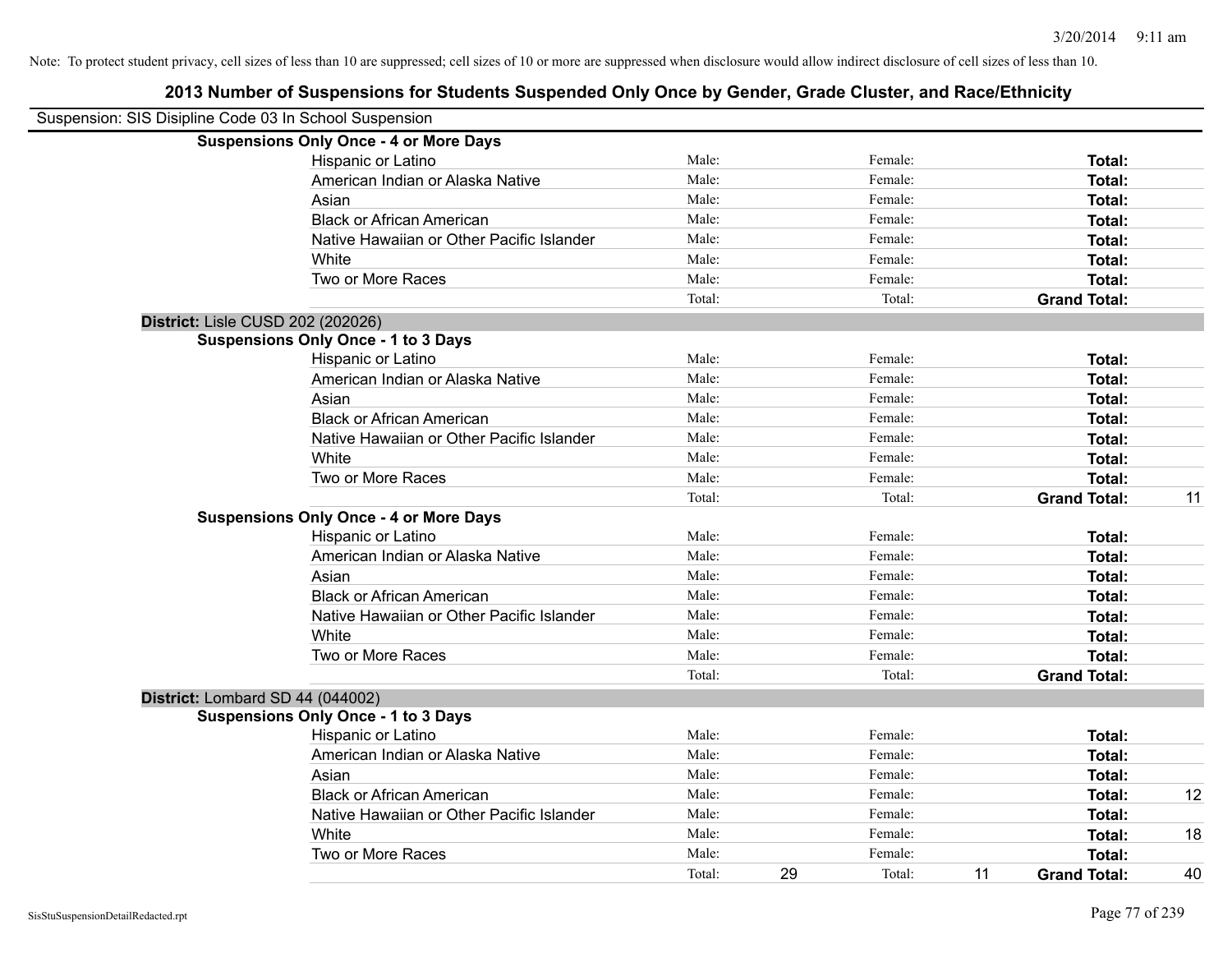Note: To protect student privacy, cell sizes of less than 10 are suppressed; cell sizes of 10 or more are suppressed when disclosure would allow indirect disclosure of cell sizes of less than 10.

## 2013 Number of Suspensions for Students Suspended Only Once by Gender, Grade Cluster, and Race/Ethnicity

Suspension: SIS Disipline Code 03 In School Suspension

**Suspensions Only Once - 4 or More Days**

| | | | | | | |
|---|---|---|---|---|---|---|
| Hispanic or Latino | Male: | | Female: | | **Total:** | |
| American Indian or Alaska Native | Male: | | Female: | | **Total:** | |
| Asian | Male: | | Female: | | **Total:** | |
| Black or African American | Male: | | Female: | | **Total:** | |
| Native Hawaiian or Other Pacific Islander | Male: | | Female: | | **Total:** | |
| White | Male: | | Female: | | **Total:** | |
| Two or More Races | Male: | | Female: | | **Total:** | |
| | Total: | | Total: | | **Grand Total:** | |

**District:** Lisle CUSD 202 (202026)

**Suspensions Only Once - 1 to 3 Days**

| | | | | | | |
|---|---|---|---|---|---|---|
| Hispanic or Latino | Male: | | Female: | | **Total:** | |
| American Indian or Alaska Native | Male: | | Female: | | **Total:** | |
| Asian | Male: | | Female: | | **Total:** | |
| Black or African American | Male: | | Female: | | **Total:** | |
| Native Hawaiian or Other Pacific Islander | Male: | | Female: | | **Total:** | |
| White | Male: | | Female: | | **Total:** | |
| Two or More Races | Male: | | Female: | | **Total:** | |
| | Total: | | Total: | | **Grand Total:** | 11 |

**Suspensions Only Once - 4 or More Days**

| | | | | | | |
|---|---|---|---|---|---|---|
| Hispanic or Latino | Male: | | Female: | | **Total:** | |
| American Indian or Alaska Native | Male: | | Female: | | **Total:** | |
| Asian | Male: | | Female: | | **Total:** | |
| Black or African American | Male: | | Female: | | **Total:** | |
| Native Hawaiian or Other Pacific Islander | Male: | | Female: | | **Total:** | |
| White | Male: | | Female: | | **Total:** | |
| Two or More Races | Male: | | Female: | | **Total:** | |
| | Total: | | Total: | | **Grand Total:** | |

**District:** Lombard SD 44 (044002)

**Suspensions Only Once - 1 to 3 Days**

| | | | | | | |
|---|---|---|---|---|---|---|
| Hispanic or Latino | Male: | | Female: | | **Total:** | |
| American Indian or Alaska Native | Male: | | Female: | | **Total:** | |
| Asian | Male: | | Female: | | **Total:** | |
| Black or African American | Male: | | Female: | | **Total:** | 12 |
| Native Hawaiian or Other Pacific Islander | Male: | | Female: | | **Total:** | |
| White | Male: | | Female: | | **Total:** | 18 |
| Two or More Races | Male: | | Female: | | **Total:** | |
| | Total: | 29 | Total: | 11 | **Grand Total:** | 40 |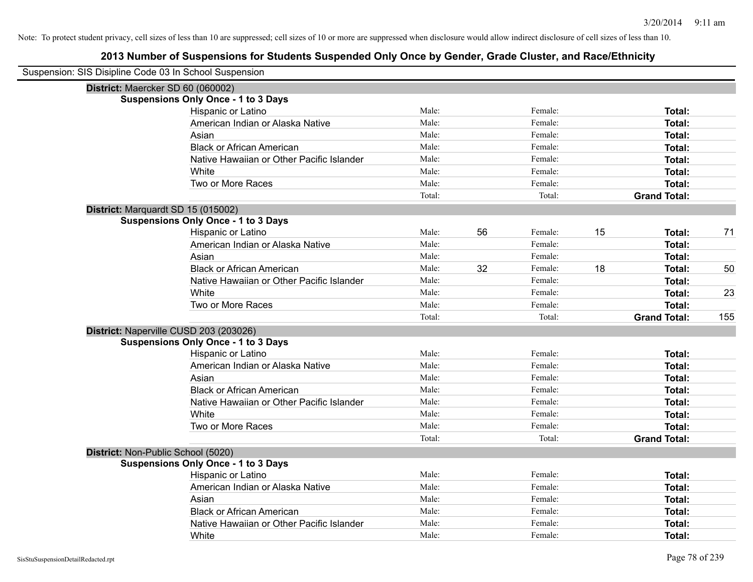Note: To protect student privacy, cell sizes of less than 10 are suppressed; cell sizes of 10 or more are suppressed when disclosure would allow indirect disclosure of cell sizes of less than 10.

## 2013 Number of Suspensions for Students Suspended Only Once by Gender, Grade Cluster, and Race/Ethnicity

Suspension: SIS Disipline Code 03 In School Suspension

**District:** Maercker SD 60 (060002)

**Suspensions Only Once - 1 to 3 Days**

| Race/Ethnicity | | Male | | Female | | Total |
|---|---|---|---|---|---|---|
| Hispanic or Latino | Male: | | Female: | | **Total:** | |
| American Indian or Alaska Native | Male: | | Female: | | **Total:** | |
| Asian | Male: | | Female: | | **Total:** | |
| Black or African American | Male: | | Female: | | **Total:** | |
| Native Hawaiian or Other Pacific Islander | Male: | | Female: | | **Total:** | |
| White | Male: | | Female: | | **Total:** | |
| Two or More Races | Male: | | Female: | | **Total:** | |
| | Total: | | Total: | | **Grand Total:** | |

**District:** Marquardt SD 15 (015002)

**Suspensions Only Once - 1 to 3 Days**

| Race/Ethnicity | | Male | | Female | | Total |
|---|---|---|---|---|---|---|
| Hispanic or Latino | Male: | 56 | Female: | 15 | **Total:** | 71 |
| American Indian or Alaska Native | Male: | | Female: | | **Total:** | |
| Asian | Male: | | Female: | | **Total:** | |
| Black or African American | Male: | 32 | Female: | 18 | **Total:** | 50 |
| Native Hawaiian or Other Pacific Islander | Male: | | Female: | | **Total:** | |
| White | Male: | | Female: | | **Total:** | 23 |
| Two or More Races | Male: | | Female: | | **Total:** | |
| | Total: | | Total: | | **Grand Total:** | 155 |

**District:** Naperville CUSD 203 (203026)

**Suspensions Only Once - 1 to 3 Days**

| Race/Ethnicity | | Male | | Female | | Total |
|---|---|---|---|---|---|---|
| Hispanic or Latino | Male: | | Female: | | **Total:** | |
| American Indian or Alaska Native | Male: | | Female: | | **Total:** | |
| Asian | Male: | | Female: | | **Total:** | |
| Black or African American | Male: | | Female: | | **Total:** | |
| Native Hawaiian or Other Pacific Islander | Male: | | Female: | | **Total:** | |
| White | Male: | | Female: | | **Total:** | |
| Two or More Races | Male: | | Female: | | **Total:** | |
| | Total: | | Total: | | **Grand Total:** | |

**District:** Non-Public School (5020)

**Suspensions Only Once - 1 to 3 Days**

| Race/Ethnicity | | Male | | Female | | Total |
|---|---|---|---|---|---|---|
| Hispanic or Latino | Male: | | Female: | | **Total:** | |
| American Indian or Alaska Native | Male: | | Female: | | **Total:** | |
| Asian | Male: | | Female: | | **Total:** | |
| Black or African American | Male: | | Female: | | **Total:** | |
| Native Hawaiian or Other Pacific Islander | Male: | | Female: | | **Total:** | |
| White | Male: | | Female: | | **Total:** | |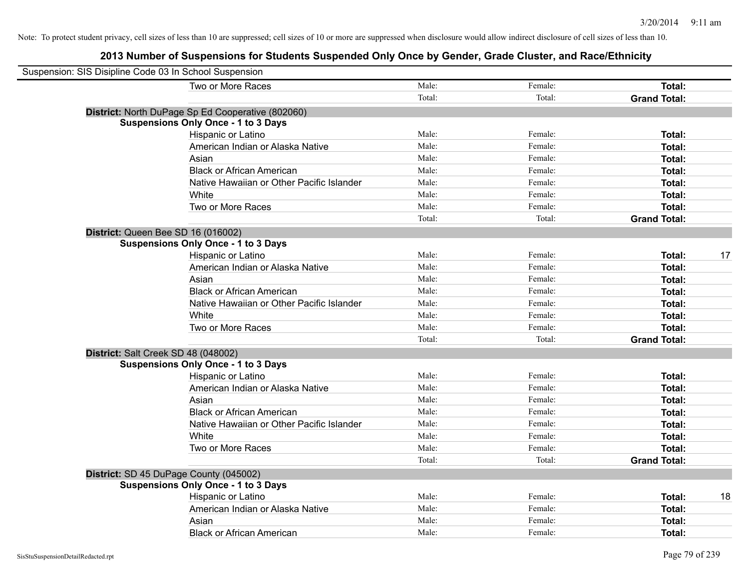Note: To protect student privacy, cell sizes of less than 10 are suppressed; cell sizes of 10 or more are suppressed when disclosure would allow indirect disclosure of cell sizes of less than 10.

## 2013 Number of Suspensions for Students Suspended Only Once by Gender, Grade Cluster, and Race/Ethnicity

Suspension: SIS Disipline Code 03 In School Suspension

| | | | | |
|---|---|---|---|---|
| Two or More Races | Male: | Female: | **Total:** | |
| | Total: | Total: | **Grand Total:** | |

**District:** North DuPage Sp Ed Cooperative (802060)

**Suspensions Only Once - 1 to 3 Days**

| | | | | |
|---|---|---|---|---|
| Hispanic or Latino | Male: | Female: | **Total:** | |
| American Indian or Alaska Native | Male: | Female: | **Total:** | |
| Asian | Male: | Female: | **Total:** | |
| Black or African American | Male: | Female: | **Total:** | |
| Native Hawaiian or Other Pacific Islander | Male: | Female: | **Total:** | |
| White | Male: | Female: | **Total:** | |
| Two or More Races | Male: | Female: | **Total:** | |
| | Total: | Total: | **Grand Total:** | |

**District:** Queen Bee SD 16 (016002)

**Suspensions Only Once - 1 to 3 Days**

| | | | | |
|---|---|---|---|---|
| Hispanic or Latino | Male: | Female: | **Total:** | 17 |
| American Indian or Alaska Native | Male: | Female: | **Total:** | |
| Asian | Male: | Female: | **Total:** | |
| Black or African American | Male: | Female: | **Total:** | |
| Native Hawaiian or Other Pacific Islander | Male: | Female: | **Total:** | |
| White | Male: | Female: | **Total:** | |
| Two or More Races | Male: | Female: | **Total:** | |
| | Total: | Total: | **Grand Total:** | |

**District:** Salt Creek SD 48 (048002)

**Suspensions Only Once - 1 to 3 Days**

| | | | | |
|---|---|---|---|---|
| Hispanic or Latino | Male: | Female: | **Total:** | |
| American Indian or Alaska Native | Male: | Female: | **Total:** | |
| Asian | Male: | Female: | **Total:** | |
| Black or African American | Male: | Female: | **Total:** | |
| Native Hawaiian or Other Pacific Islander | Male: | Female: | **Total:** | |
| White | Male: | Female: | **Total:** | |
| Two or More Races | Male: | Female: | **Total:** | |
| | Total: | Total: | **Grand Total:** | |

**District:** SD 45 DuPage County (045002)

**Suspensions Only Once - 1 to 3 Days**

| | | | | |
|---|---|---|---|---|
| Hispanic or Latino | Male: | Female: | **Total:** | 18 |
| American Indian or Alaska Native | Male: | Female: | **Total:** | |
| Asian | Male: | Female: | **Total:** | |
| Black or African American | Male: | Female: | **Total:** | |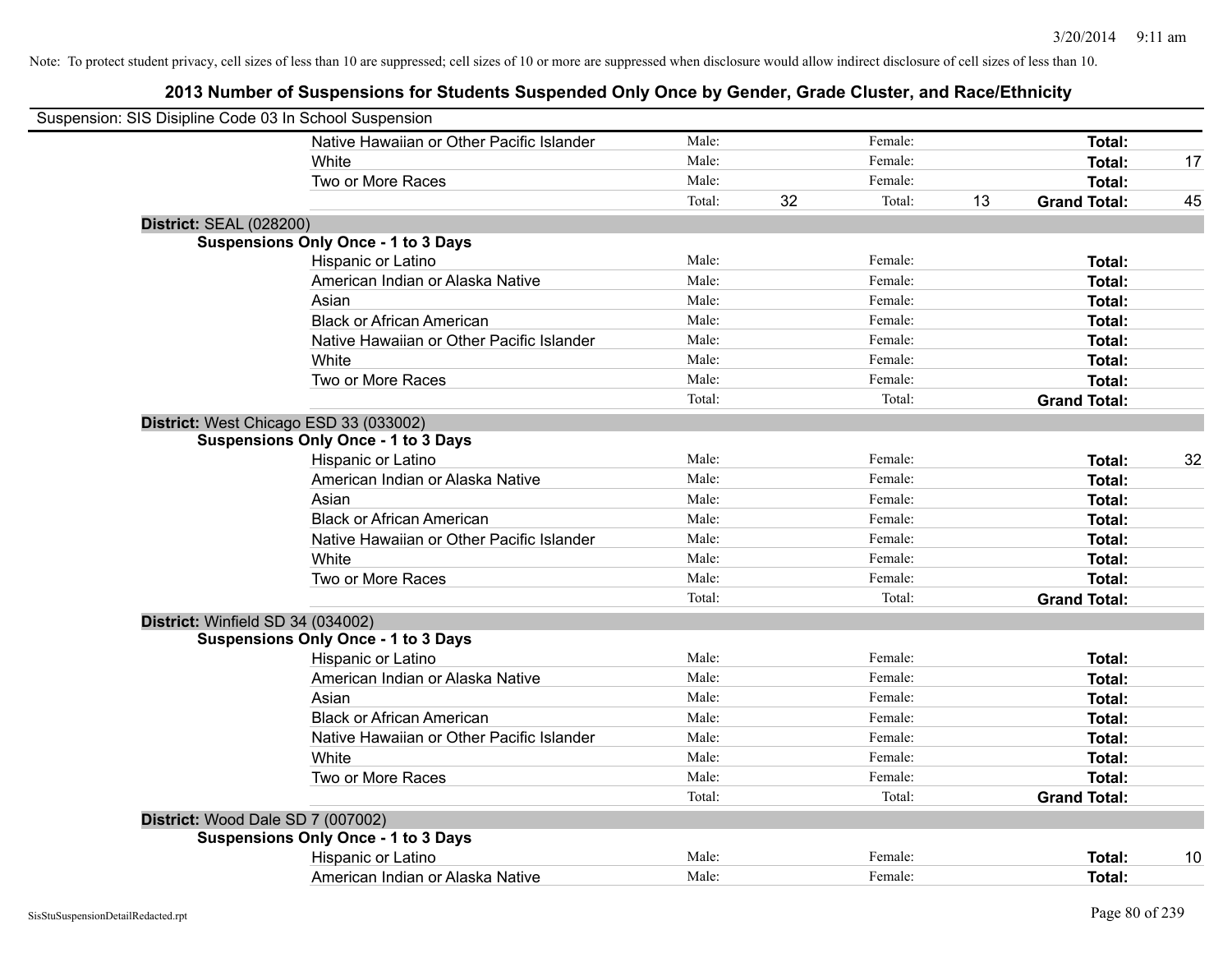Note: To protect student privacy, cell sizes of less than 10 are suppressed; cell sizes of 10 or more are suppressed when disclosure would allow indirect disclosure of cell sizes of less than 10.

## 2013 Number of Suspensions for Students Suspended Only Once by Gender, Grade Cluster, and Race/Ethnicity

Suspension: SIS Disipline Code 03 In School Suspension

| | | | | | | | |
|---|---|---|---|---|---|---|---|
| Native Hawaiian or Other Pacific Islander | Male: | | Female: | | **Total:** | |
| White | Male: | | Female: | | **Total:** | 17 |
| Two or More Races | Male: | | Female: | | **Total:** | |
| | Total: | 32 | Total: | 13 | **Grand Total:** | 45 |

**District:** SEAL (028200)

**Suspensions Only Once - 1 to 3 Days**

| | | | | | | |
|---|---|---|---|---|---|---|
| Hispanic or Latino | Male: | | Female: | | **Total:** | |
| American Indian or Alaska Native | Male: | | Female: | | **Total:** | |
| Asian | Male: | | Female: | | **Total:** | |
| Black or African American | Male: | | Female: | | **Total:** | |
| Native Hawaiian or Other Pacific Islander | Male: | | Female: | | **Total:** | |
| White | Male: | | Female: | | **Total:** | |
| Two or More Races | Male: | | Female: | | **Total:** | |
| | Total: | | Total: | | **Grand Total:** | |

**District:** West Chicago ESD 33 (033002)

**Suspensions Only Once - 1 to 3 Days**

| | | | | | | |
|---|---|---|---|---|---|---|
| Hispanic or Latino | Male: | | Female: | | **Total:** | 32 |
| American Indian or Alaska Native | Male: | | Female: | | **Total:** | |
| Asian | Male: | | Female: | | **Total:** | |
| Black or African American | Male: | | Female: | | **Total:** | |
| Native Hawaiian or Other Pacific Islander | Male: | | Female: | | **Total:** | |
| White | Male: | | Female: | | **Total:** | |
| Two or More Races | Male: | | Female: | | **Total:** | |
| | Total: | | Total: | | **Grand Total:** | |

**District:** Winfield SD 34 (034002)

**Suspensions Only Once - 1 to 3 Days**

| | | | | | | |
|---|---|---|---|---|---|---|
| Hispanic or Latino | Male: | | Female: | | **Total:** | |
| American Indian or Alaska Native | Male: | | Female: | | **Total:** | |
| Asian | Male: | | Female: | | **Total:** | |
| Black or African American | Male: | | Female: | | **Total:** | |
| Native Hawaiian or Other Pacific Islander | Male: | | Female: | | **Total:** | |
| White | Male: | | Female: | | **Total:** | |
| Two or More Races | Male: | | Female: | | **Total:** | |
| | Total: | | Total: | | **Grand Total:** | |

**District:** Wood Dale SD 7 (007002)

**Suspensions Only Once - 1 to 3 Days**

| | | | | | | |
|---|---|---|---|---|---|---|
| Hispanic or Latino | Male: | | Female: | | **Total:** | 10 |
| American Indian or Alaska Native | Male: | | Female: | | **Total:** | |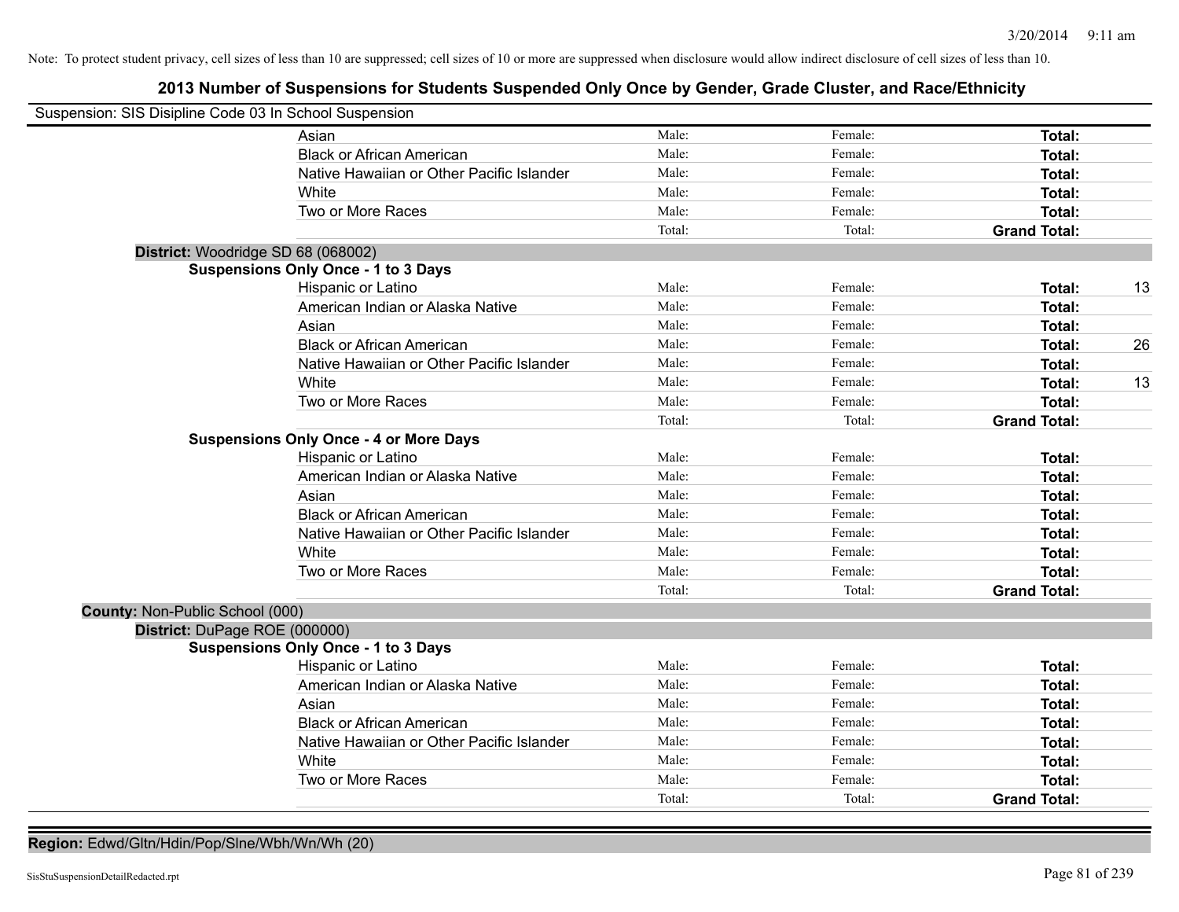Note: To protect student privacy, cell sizes of less than 10 are suppressed; cell sizes of 10 or more are suppressed when disclosure would allow indirect disclosure of cell sizes of less than 10.

## 2013 Number of Suspensions for Students Suspended Only Once by Gender, Grade Cluster, and Race/Ethnicity

Suspension: SIS Disipline Code 03 In School Suspension

| | | | | |
|---|---|---|---|---|
| Asian | Male: | Female: | **Total:** | |
| Black or African American | Male: | Female: | **Total:** | |
| Native Hawaiian or Other Pacific Islander | Male: | Female: | **Total:** | |
| White | Male: | Female: | **Total:** | |
| Two or More Races | Male: | Female: | **Total:** | |
| | Total: | Total: | **Grand Total:** | |

**District:** Woodridge SD 68 (068002)

**Suspensions Only Once - 1 to 3 Days**

| | | | | |
|---|---|---|---|---|
| Hispanic or Latino | Male: | Female: | **Total:** | 13 |
| American Indian or Alaska Native | Male: | Female: | **Total:** | |
| Asian | Male: | Female: | **Total:** | |
| Black or African American | Male: | Female: | **Total:** | 26 |
| Native Hawaiian or Other Pacific Islander | Male: | Female: | **Total:** | |
| White | Male: | Female: | **Total:** | 13 |
| Two or More Races | Male: | Female: | **Total:** | |
| | Total: | Total: | **Grand Total:** | |

**Suspensions Only Once - 4 or More Days**

| | | | | |
|---|---|---|---|---|
| Hispanic or Latino | Male: | Female: | **Total:** | |
| American Indian or Alaska Native | Male: | Female: | **Total:** | |
| Asian | Male: | Female: | **Total:** | |
| Black or African American | Male: | Female: | **Total:** | |
| Native Hawaiian or Other Pacific Islander | Male: | Female: | **Total:** | |
| White | Male: | Female: | **Total:** | |
| Two or More Races | Male: | Female: | **Total:** | |
| | Total: | Total: | **Grand Total:** | |

**County:** Non-Public School (000)

**District:** DuPage ROE (000000)

**Suspensions Only Once - 1 to 3 Days**

| | | | | |
|---|---|---|---|---|
| Hispanic or Latino | Male: | Female: | **Total:** | |
| American Indian or Alaska Native | Male: | Female: | **Total:** | |
| Asian | Male: | Female: | **Total:** | |
| Black or African American | Male: | Female: | **Total:** | |
| Native Hawaiian or Other Pacific Islander | Male: | Female: | **Total:** | |
| White | Male: | Female: | **Total:** | |
| Two or More Races | Male: | Female: | **Total:** | |
| | Total: | Total: | **Grand Total:** | |

**Region:** Edwd/Gltn/Hdin/Pop/Slne/Wbh/Wn/Wh (20)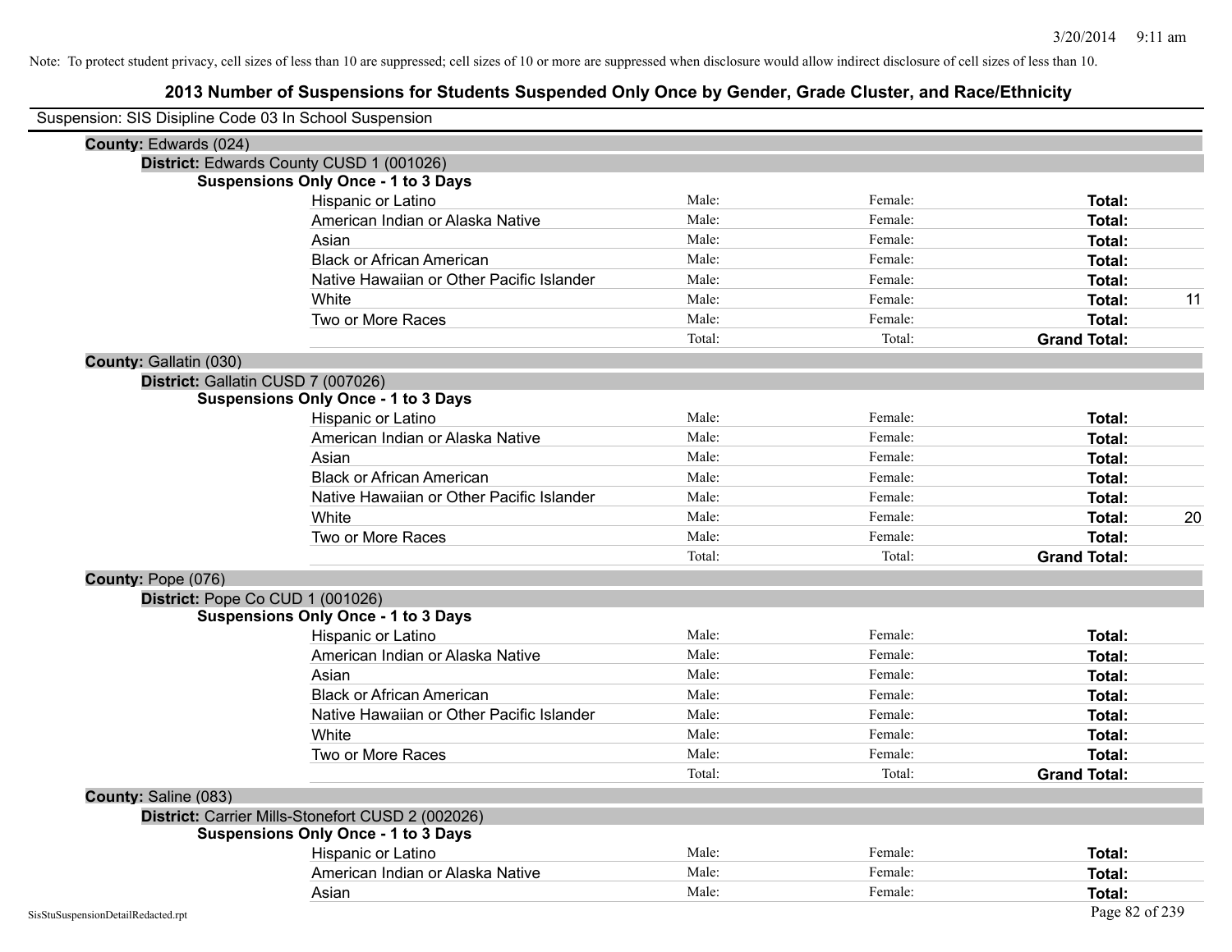Note: To protect student privacy, cell sizes of less than 10 are suppressed; cell sizes of 10 or more are suppressed when disclosure would allow indirect disclosure of cell sizes of less than 10.

# 2013 Number of Suspensions for Students Suspended Only Once by Gender, Grade Cluster, and Race/Ethnicity

Suspension: SIS Disipline Code 03 In School Suspension

**County:** Edwards (024)

**District:** Edwards County CUSD 1 (001026)

**Suspensions Only Once - 1 to 3 Days**

| | | | | |
|---|---|---|---|---|
| Hispanic or Latino | Male: | Female: | **Total:** | |
| American Indian or Alaska Native | Male: | Female: | **Total:** | |
| Asian | Male: | Female: | **Total:** | |
| Black or African American | Male: | Female: | **Total:** | |
| Native Hawaiian or Other Pacific Islander | Male: | Female: | **Total:** | |
| White | Male: | Female: | **Total:** | 11 |
| Two or More Races | Male: | Female: | **Total:** | |
| | Total: | Total: | **Grand Total:** | |

**County:** Gallatin (030)

**District:** Gallatin CUSD 7 (007026)

**Suspensions Only Once - 1 to 3 Days**

| | | | | |
|---|---|---|---|---|
| Hispanic or Latino | Male: | Female: | **Total:** | |
| American Indian or Alaska Native | Male: | Female: | **Total:** | |
| Asian | Male: | Female: | **Total:** | |
| Black or African American | Male: | Female: | **Total:** | |
| Native Hawaiian or Other Pacific Islander | Male: | Female: | **Total:** | |
| White | Male: | Female: | **Total:** | 20 |
| Two or More Races | Male: | Female: | **Total:** | |
| | Total: | Total: | **Grand Total:** | |

**County:** Pope (076)

**District:** Pope Co CUD 1 (001026)

**Suspensions Only Once - 1 to 3 Days**

| | | | | |
|---|---|---|---|---|
| Hispanic or Latino | Male: | Female: | **Total:** | |
| American Indian or Alaska Native | Male: | Female: | **Total:** | |
| Asian | Male: | Female: | **Total:** | |
| Black or African American | Male: | Female: | **Total:** | |
| Native Hawaiian or Other Pacific Islander | Male: | Female: | **Total:** | |
| White | Male: | Female: | **Total:** | |
| Two or More Races | Male: | Female: | **Total:** | |
| | Total: | Total: | **Grand Total:** | |

**County:** Saline (083)

**District:** Carrier Mills-Stonefort CUSD 2 (002026)

**Suspensions Only Once - 1 to 3 Days**

| | | | | |
|---|---|---|---|---|
| Hispanic or Latino | Male: | Female: | **Total:** | |
| American Indian or Alaska Native | Male: | Female: | **Total:** | |
| Asian | Male: | Female: | **Total:** | |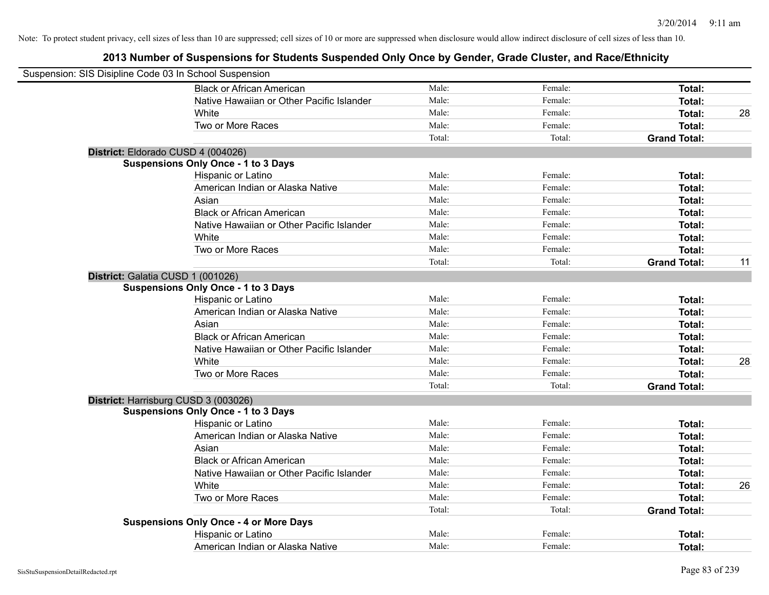Note: To protect student privacy, cell sizes of less than 10 are suppressed; cell sizes of 10 or more are suppressed when disclosure would allow indirect disclosure of cell sizes of less than 10.

## 2013 Number of Suspensions for Students Suspended Only Once by Gender, Grade Cluster, and Race/Ethnicity

Suspension: SIS Disipline Code 03 In School Suspension

| | | | | |
|---|---|---|---|---|
| Black or African American | Male: | Female: | **Total:** | |
| Native Hawaiian or Other Pacific Islander | Male: | Female: | **Total:** | |
| White | Male: | Female: | **Total:** | 28 |
| Two or More Races | Male: | Female: | **Total:** | |
| | Total: | Total: | **Grand Total:** | |

**District:** Eldorado CUSD 4 (004026)

**Suspensions Only Once - 1 to 3 Days**

| | | | | |
|---|---|---|---|---|
| Hispanic or Latino | Male: | Female: | **Total:** | |
| American Indian or Alaska Native | Male: | Female: | **Total:** | |
| Asian | Male: | Female: | **Total:** | |
| Black or African American | Male: | Female: | **Total:** | |
| Native Hawaiian or Other Pacific Islander | Male: | Female: | **Total:** | |
| White | Male: | Female: | **Total:** | |
| Two or More Races | Male: | Female: | **Total:** | |
| | Total: | Total: | **Grand Total:** | 11 |

**District:** Galatia CUSD 1 (001026)

**Suspensions Only Once - 1 to 3 Days**

| | | | | |
|---|---|---|---|---|
| Hispanic or Latino | Male: | Female: | **Total:** | |
| American Indian or Alaska Native | Male: | Female: | **Total:** | |
| Asian | Male: | Female: | **Total:** | |
| Black or African American | Male: | Female: | **Total:** | |
| Native Hawaiian or Other Pacific Islander | Male: | Female: | **Total:** | |
| White | Male: | Female: | **Total:** | 28 |
| Two or More Races | Male: | Female: | **Total:** | |
| | Total: | Total: | **Grand Total:** | |

**District:** Harrisburg CUSD 3 (003026)

**Suspensions Only Once - 1 to 3 Days**

| | | | | |
|---|---|---|---|---|
| Hispanic or Latino | Male: | Female: | **Total:** | |
| American Indian or Alaska Native | Male: | Female: | **Total:** | |
| Asian | Male: | Female: | **Total:** | |
| Black or African American | Male: | Female: | **Total:** | |
| Native Hawaiian or Other Pacific Islander | Male: | Female: | **Total:** | |
| White | Male: | Female: | **Total:** | 26 |
| Two or More Races | Male: | Female: | **Total:** | |
| | Total: | Total: | **Grand Total:** | |

**Suspensions Only Once - 4 or More Days**

| | | | | |
|---|---|---|---|---|
| Hispanic or Latino | Male: | Female: | **Total:** | |
| American Indian or Alaska Native | Male: | Female: | **Total:** | |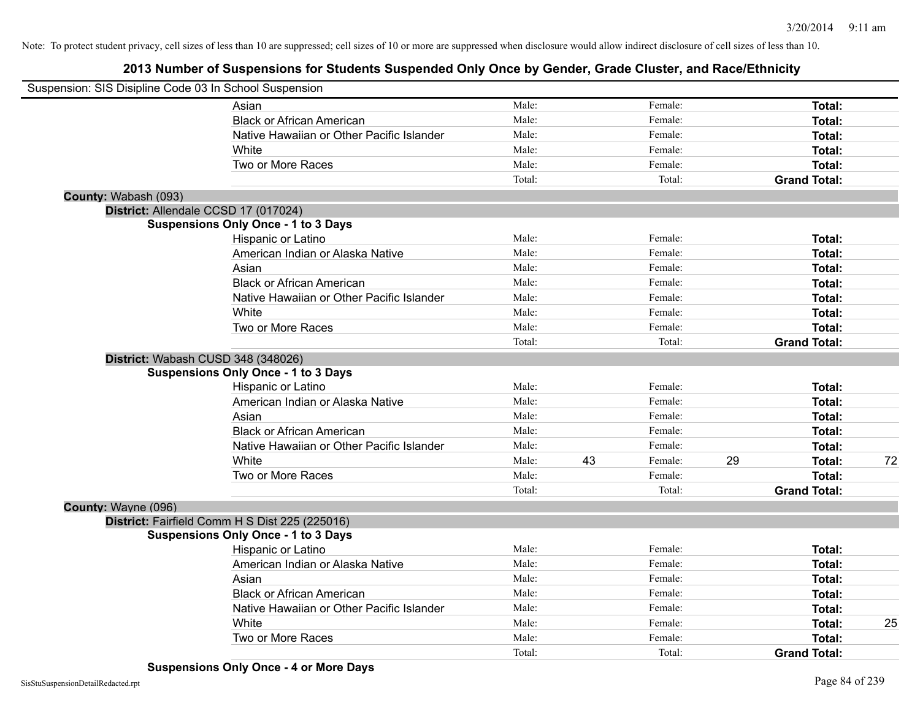Note: To protect student privacy, cell sizes of less than 10 are suppressed; cell sizes of 10 or more are suppressed when disclosure would allow indirect disclosure of cell sizes of less than 10.

## 2013 Number of Suspensions for Students Suspended Only Once by Gender, Grade Cluster, and Race/Ethnicity

Suspension: SIS Disipline Code 03 In School Suspension

| | | | | | | |
|---|---|---|---|---|---|---|
| Asian | Male: | | Female: | | **Total:** | |
| Black or African American | Male: | | Female: | | **Total:** | |
| Native Hawaiian or Other Pacific Islander | Male: | | Female: | | **Total:** | |
| White | Male: | | Female: | | **Total:** | |
| Two or More Races | Male: | | Female: | | **Total:** | |
| | Total: | | Total: | | **Grand Total:** | |

**County:** Wabash (093)

**District:** Allendale CCSD 17 (017024)

**Suspensions Only Once - 1 to 3 Days**

| | | | | | | |
|---|---|---|---|---|---|---|
| Hispanic or Latino | Male: | | Female: | | **Total:** | |
| American Indian or Alaska Native | Male: | | Female: | | **Total:** | |
| Asian | Male: | | Female: | | **Total:** | |
| Black or African American | Male: | | Female: | | **Total:** | |
| Native Hawaiian or Other Pacific Islander | Male: | | Female: | | **Total:** | |
| White | Male: | | Female: | | **Total:** | |
| Two or More Races | Male: | | Female: | | **Total:** | |
| | Total: | | Total: | | **Grand Total:** | |

**District:** Wabash CUSD 348 (348026)

**Suspensions Only Once - 1 to 3 Days**

| | | | | | | |
|---|---|---|---|---|---|---|
| Hispanic or Latino | Male: | | Female: | | **Total:** | |
| American Indian or Alaska Native | Male: | | Female: | | **Total:** | |
| Asian | Male: | | Female: | | **Total:** | |
| Black or African American | Male: | | Female: | | **Total:** | |
| Native Hawaiian or Other Pacific Islander | Male: | | Female: | | **Total:** | |
| White | Male: | 43 | Female: | 29 | **Total:** | 72 |
| Two or More Races | Male: | | Female: | | **Total:** | |
| | Total: | | Total: | | **Grand Total:** | |

**County:** Wayne (096)

**District:** Fairfield Comm H S Dist 225 (225016)

**Suspensions Only Once - 1 to 3 Days**

| | | | | | | |
|---|---|---|---|---|---|---|
| Hispanic or Latino | Male: | | Female: | | **Total:** | |
| American Indian or Alaska Native | Male: | | Female: | | **Total:** | |
| Asian | Male: | | Female: | | **Total:** | |
| Black or African American | Male: | | Female: | | **Total:** | |
| Native Hawaiian or Other Pacific Islander | Male: | | Female: | | **Total:** | |
| White | Male: | | Female: | | **Total:** | 25 |
| Two or More Races | Male: | | Female: | | **Total:** | |
| | Total: | | Total: | | **Grand Total:** | |

**Suspensions Only Once - 4 or More Days**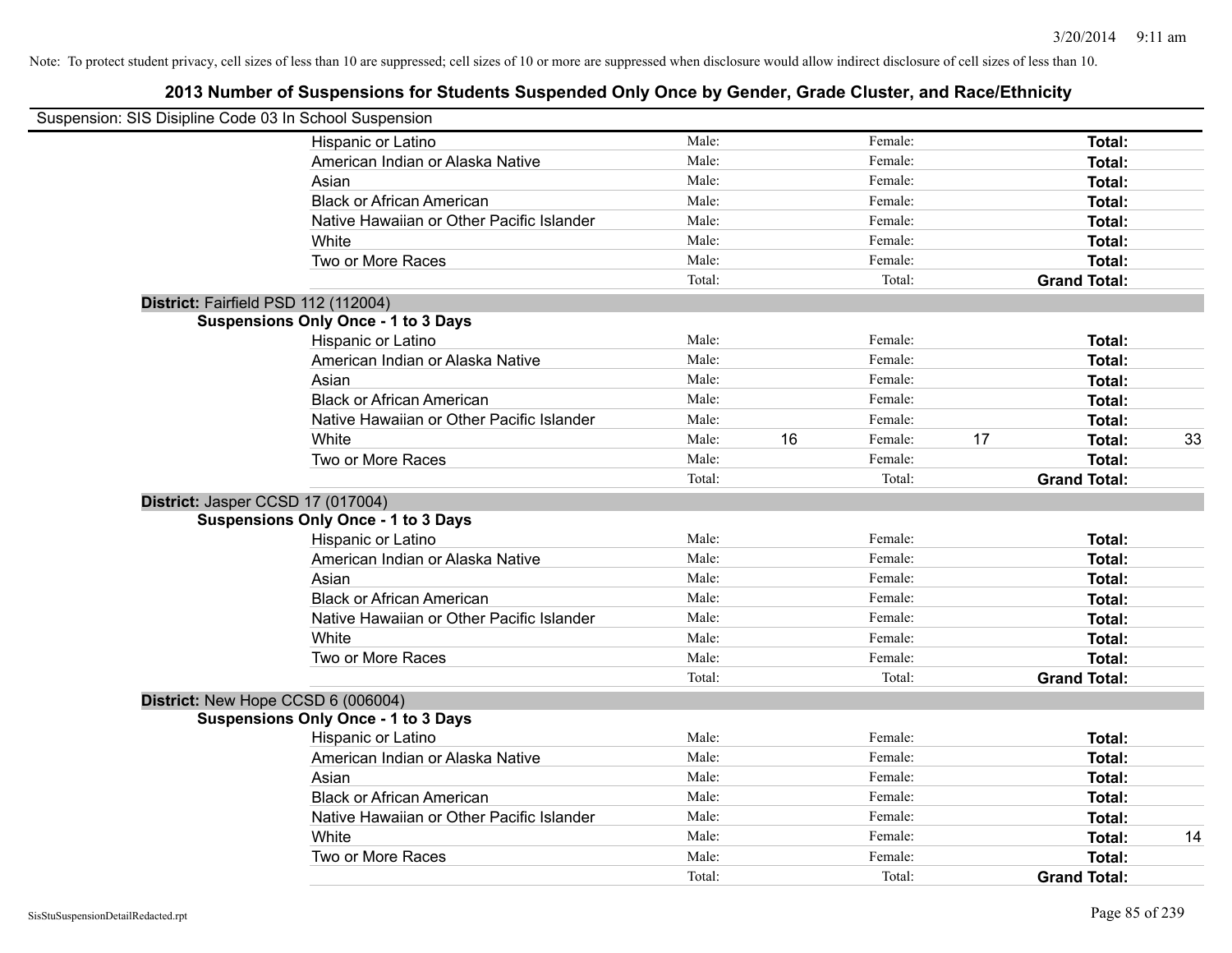Note: To protect student privacy, cell sizes of less than 10 are suppressed; cell sizes of 10 or more are suppressed when disclosure would allow indirect disclosure of cell sizes of less than 10.

# 2013 Number of Suspensions for Students Suspended Only Once by Gender, Grade Cluster, and Race/Ethnicity

Suspension: SIS Disipline Code 03 In School Suspension

| | | | | | | |
|---|---|---|---|---|---|---|
| Hispanic or Latino | Male: | | Female: | | **Total:** | |
| American Indian or Alaska Native | Male: | | Female: | | **Total:** | |
| Asian | Male: | | Female: | | **Total:** | |
| Black or African American | Male: | | Female: | | **Total:** | |
| Native Hawaiian or Other Pacific Islander | Male: | | Female: | | **Total:** | |
| White | Male: | | Female: | | **Total:** | |
| Two or More Races | Male: | | Female: | | **Total:** | |
| | Total: | | Total: | | **Grand Total:** | |

**District:** Fairfield PSD 112 (112004)

**Suspensions Only Once - 1 to 3 Days**

| | | | | | | |
|---|---|---|---|---|---|---|
| Hispanic or Latino | Male: | | Female: | | **Total:** | |
| American Indian or Alaska Native | Male: | | Female: | | **Total:** | |
| Asian | Male: | | Female: | | **Total:** | |
| Black or African American | Male: | | Female: | | **Total:** | |
| Native Hawaiian or Other Pacific Islander | Male: | | Female: | | **Total:** | |
| White | Male: | 16 | Female: | 17 | **Total:** | 33 |
| Two or More Races | Male: | | Female: | | **Total:** | |
| | Total: | | Total: | | **Grand Total:** | |

**District:** Jasper CCSD 17 (017004)

**Suspensions Only Once - 1 to 3 Days**

| | | | | | | |
|---|---|---|---|---|---|---|
| Hispanic or Latino | Male: | | Female: | | **Total:** | |
| American Indian or Alaska Native | Male: | | Female: | | **Total:** | |
| Asian | Male: | | Female: | | **Total:** | |
| Black or African American | Male: | | Female: | | **Total:** | |
| Native Hawaiian or Other Pacific Islander | Male: | | Female: | | **Total:** | |
| White | Male: | | Female: | | **Total:** | |
| Two or More Races | Male: | | Female: | | **Total:** | |
| | Total: | | Total: | | **Grand Total:** | |

**District:** New Hope CCSD 6 (006004)

**Suspensions Only Once - 1 to 3 Days**

| | | | | | | |
|---|---|---|---|---|---|---|
| Hispanic or Latino | Male: | | Female: | | **Total:** | |
| American Indian or Alaska Native | Male: | | Female: | | **Total:** | |
| Asian | Male: | | Female: | | **Total:** | |
| Black or African American | Male: | | Female: | | **Total:** | |
| Native Hawaiian or Other Pacific Islander | Male: | | Female: | | **Total:** | |
| White | Male: | | Female: | | **Total:** | 14 |
| Two or More Races | Male: | | Female: | | **Total:** | |
| | Total: | | Total: | | **Grand Total:** | |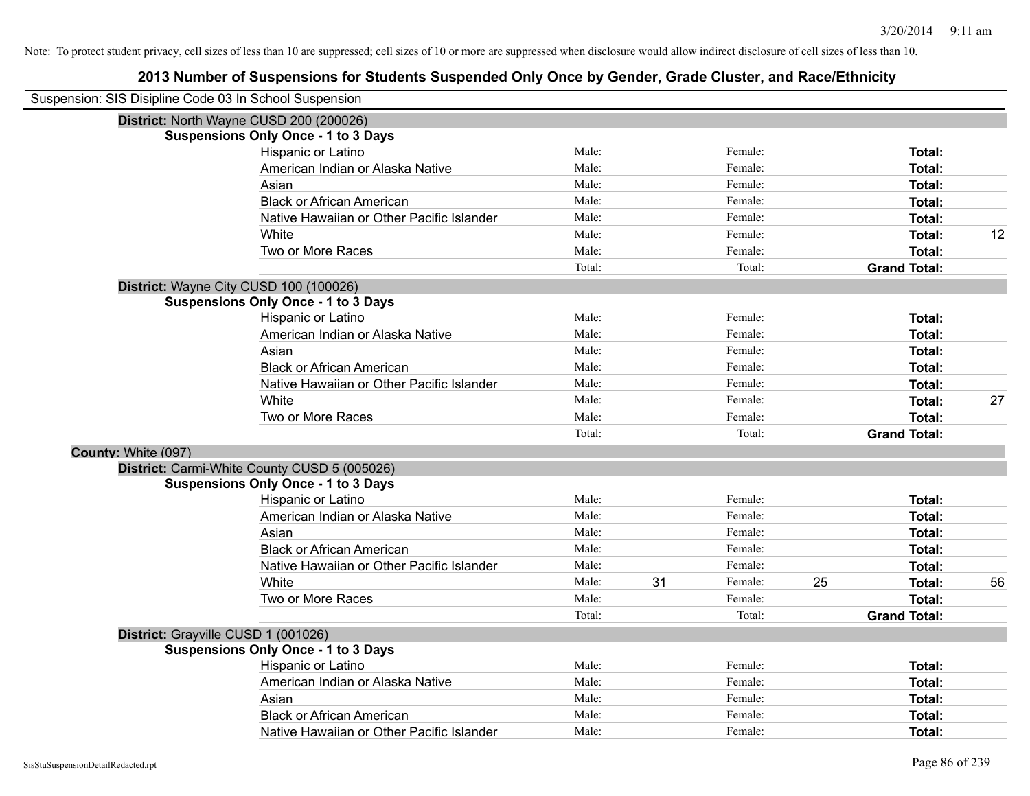Note: To protect student privacy, cell sizes of less than 10 are suppressed; cell sizes of 10 or more are suppressed when disclosure would allow indirect disclosure of cell sizes of less than 10.

# 2013 Number of Suspensions for Students Suspended Only Once by Gender, Grade Cluster, and Race/Ethnicity

Suspension: SIS Disipline Code 03 In School Suspension

**District:** North Wayne CUSD 200 (200026)

**Suspensions Only Once - 1 to 3 Days**

| Race/Ethnicity | | | | | | |
|---|---|---|---|---|---|---|
| Hispanic or Latino | Male: | | Female: | | **Total:** | |
| American Indian or Alaska Native | Male: | | Female: | | **Total:** | |
| Asian | Male: | | Female: | | **Total:** | |
| Black or African American | Male: | | Female: | | **Total:** | |
| Native Hawaiian or Other Pacific Islander | Male: | | Female: | | **Total:** | |
| White | Male: | | Female: | | **Total:** | 12 |
| Two or More Races | Male: | | Female: | | **Total:** | |
| | Total: | | Total: | | **Grand Total:** | |

**District:** Wayne City CUSD 100 (100026)

**Suspensions Only Once - 1 to 3 Days**

| Race/Ethnicity | | | | | | |
|---|---|---|---|---|---|---|
| Hispanic or Latino | Male: | | Female: | | **Total:** | |
| American Indian or Alaska Native | Male: | | Female: | | **Total:** | |
| Asian | Male: | | Female: | | **Total:** | |
| Black or African American | Male: | | Female: | | **Total:** | |
| Native Hawaiian or Other Pacific Islander | Male: | | Female: | | **Total:** | |
| White | Male: | | Female: | | **Total:** | 27 |
| Two or More Races | Male: | | Female: | | **Total:** | |
| | Total: | | Total: | | **Grand Total:** | |

**County:** White (097)

**District:** Carmi-White County CUSD 5 (005026)

**Suspensions Only Once - 1 to 3 Days**

| Race/Ethnicity | | | | | | |
|---|---|---|---|---|---|---|
| Hispanic or Latino | Male: | | Female: | | **Total:** | |
| American Indian or Alaska Native | Male: | | Female: | | **Total:** | |
| Asian | Male: | | Female: | | **Total:** | |
| Black or African American | Male: | | Female: | | **Total:** | |
| Native Hawaiian or Other Pacific Islander | Male: | | Female: | | **Total:** | |
| White | Male: | 31 | Female: | 25 | **Total:** | 56 |
| Two or More Races | Male: | | Female: | | **Total:** | |
| | Total: | | Total: | | **Grand Total:** | |

**District:** Grayville CUSD 1 (001026)

**Suspensions Only Once - 1 to 3 Days**

| Race/Ethnicity | | | | | | |
|---|---|---|---|---|---|---|
| Hispanic or Latino | Male: | | Female: | | **Total:** | |
| American Indian or Alaska Native | Male: | | Female: | | **Total:** | |
| Asian | Male: | | Female: | | **Total:** | |
| Black or African American | Male: | | Female: | | **Total:** | |
| Native Hawaiian or Other Pacific Islander | Male: | | Female: | | **Total:** | |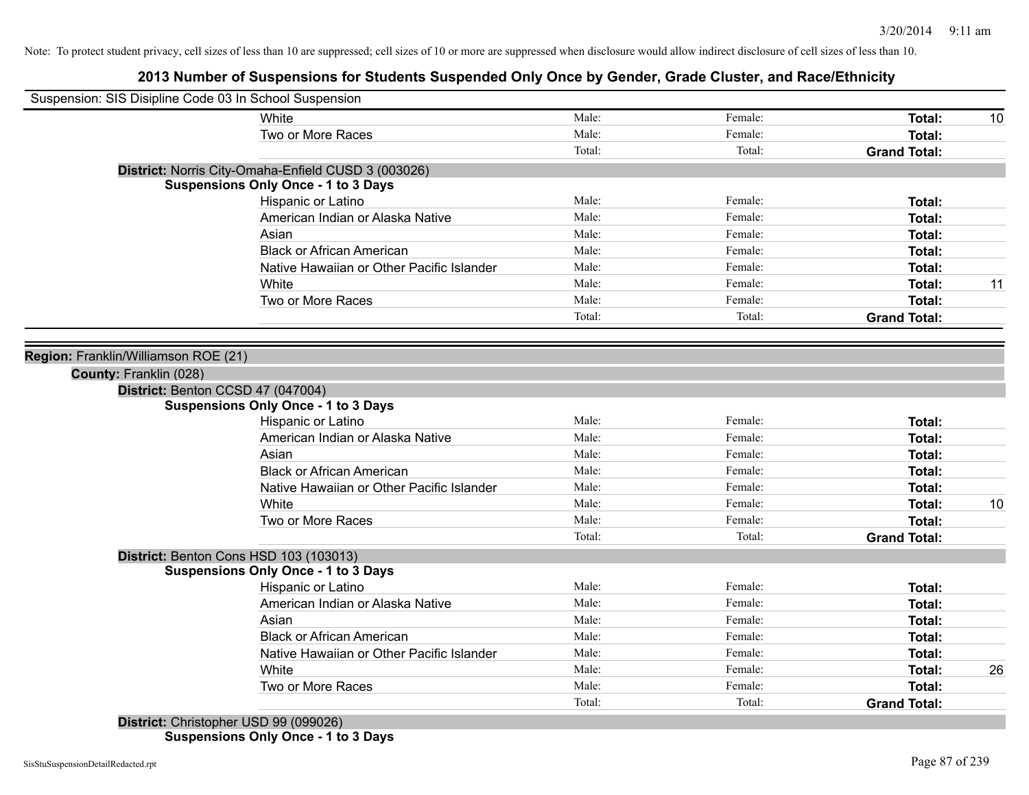Note: To protect student privacy, cell sizes of less than 10 are suppressed; cell sizes of 10 or more are suppressed when disclosure would allow indirect disclosure of cell sizes of less than 10.

# 2013 Number of Suspensions for Students Suspended Only Once by Gender, Grade Cluster, and Race/Ethnicity

Suspension: SIS Disipline Code 03 In School Suspension

| | Male: | Female: | Total: | |
|---|---|---|---|---|
| White | Male: | Female: | **Total:** | 10 |
| Two or More Races | Male: | Female: | **Total:** | |
| | Total: | Total: | **Grand Total:** | |

**District:** Norris City-Omaha-Enfield CUSD 3 (003026)

**Suspensions Only Once - 1 to 3 Days**

| | | | | |
|---|---|---|---|---|
| Hispanic or Latino | Male: | Female: | **Total:** | |
| American Indian or Alaska Native | Male: | Female: | **Total:** | |
| Asian | Male: | Female: | **Total:** | |
| Black or African American | Male: | Female: | **Total:** | |
| Native Hawaiian or Other Pacific Islander | Male: | Female: | **Total:** | |
| White | Male: | Female: | **Total:** | 11 |
| Two or More Races | Male: | Female: | **Total:** | |
| | Total: | Total: | **Grand Total:** | |

**Region:** Franklin/Williamson ROE (21)

**County:** Franklin (028)

**District:** Benton CCSD 47 (047004)

**Suspensions Only Once - 1 to 3 Days**

| | | | | |
|---|---|---|---|---|
| Hispanic or Latino | Male: | Female: | **Total:** | |
| American Indian or Alaska Native | Male: | Female: | **Total:** | |
| Asian | Male: | Female: | **Total:** | |
| Black or African American | Male: | Female: | **Total:** | |
| Native Hawaiian or Other Pacific Islander | Male: | Female: | **Total:** | |
| White | Male: | Female: | **Total:** | 10 |
| Two or More Races | Male: | Female: | **Total:** | |
| | Total: | Total: | **Grand Total:** | |

**District:** Benton Cons HSD 103 (103013)

**Suspensions Only Once - 1 to 3 Days**

| | | | | |
|---|---|---|---|---|
| Hispanic or Latino | Male: | Female: | **Total:** | |
| American Indian or Alaska Native | Male: | Female: | **Total:** | |
| Asian | Male: | Female: | **Total:** | |
| Black or African American | Male: | Female: | **Total:** | |
| Native Hawaiian or Other Pacific Islander | Male: | Female: | **Total:** | |
| White | Male: | Female: | **Total:** | 26 |
| Two or More Races | Male: | Female: | **Total:** | |
| | Total: | Total: | **Grand Total:** | |

**District:** Christopher USD 99 (099026)

**Suspensions Only Once - 1 to 3 Days**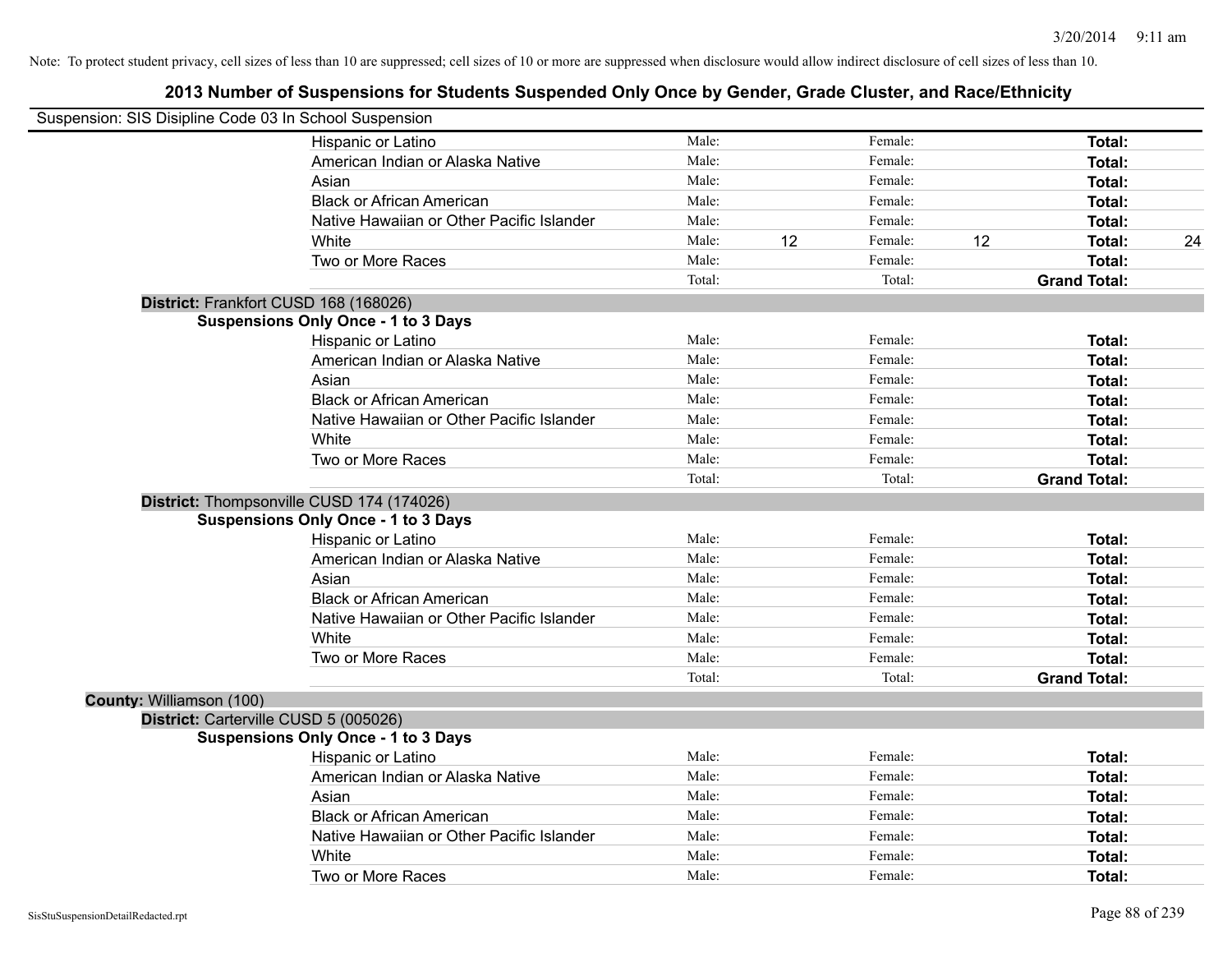Note: To protect student privacy, cell sizes of less than 10 are suppressed; cell sizes of 10 or more are suppressed when disclosure would allow indirect disclosure of cell sizes of less than 10.

## 2013 Number of Suspensions for Students Suspended Only Once by Gender, Grade Cluster, and Race/Ethnicity

Suspension: SIS Disipline Code 03 In School Suspension

| | | | | | |
|---|---|---|---|---|---|
| Hispanic or Latino | Male: | | Female: | | **Total:** |
| American Indian or Alaska Native | Male: | | Female: | | **Total:** |
| Asian | Male: | | Female: | | **Total:** |
| Black or African American | Male: | | Female: | | **Total:** |
| Native Hawaiian or Other Pacific Islander | Male: | | Female: | | **Total:** |
| White | Male: | 12 | Female: | 12 | **Total:** 24 |
| Two or More Races | Male: | | Female: | | **Total:** |
| | Total: | | Total: | | **Grand Total:** |

**District:** Frankfort CUSD 168 (168026)

**Suspensions Only Once - 1 to 3 Days**

| | | | | | |
|---|---|---|---|---|---|
| Hispanic or Latino | Male: | | Female: | | **Total:** |
| American Indian or Alaska Native | Male: | | Female: | | **Total:** |
| Asian | Male: | | Female: | | **Total:** |
| Black or African American | Male: | | Female: | | **Total:** |
| Native Hawaiian or Other Pacific Islander | Male: | | Female: | | **Total:** |
| White | Male: | | Female: | | **Total:** |
| Two or More Races | Male: | | Female: | | **Total:** |
| | Total: | | Total: | | **Grand Total:** |

**District:** Thompsonville CUSD 174 (174026)

**Suspensions Only Once - 1 to 3 Days**

| | | | | | |
|---|---|---|---|---|---|
| Hispanic or Latino | Male: | | Female: | | **Total:** |
| American Indian or Alaska Native | Male: | | Female: | | **Total:** |
| Asian | Male: | | Female: | | **Total:** |
| Black or African American | Male: | | Female: | | **Total:** |
| Native Hawaiian or Other Pacific Islander | Male: | | Female: | | **Total:** |
| White | Male: | | Female: | | **Total:** |
| Two or More Races | Male: | | Female: | | **Total:** |
| | Total: | | Total: | | **Grand Total:** |

**County:** Williamson (100)

**District:** Carterville CUSD 5 (005026)

**Suspensions Only Once - 1 to 3 Days**

| | | | | | |
|---|---|---|---|---|---|
| Hispanic or Latino | Male: | | Female: | | **Total:** |
| American Indian or Alaska Native | Male: | | Female: | | **Total:** |
| Asian | Male: | | Female: | | **Total:** |
| Black or African American | Male: | | Female: | | **Total:** |
| Native Hawaiian or Other Pacific Islander | Male: | | Female: | | **Total:** |
| White | Male: | | Female: | | **Total:** |
| Two or More Races | Male: | | Female: | | **Total:** |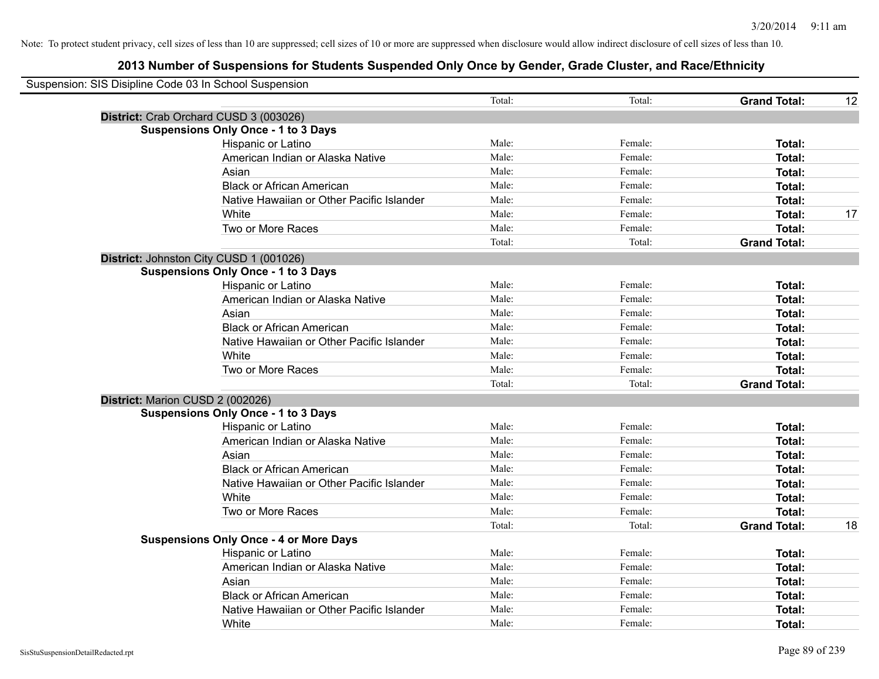Note: To protect student privacy, cell sizes of less than 10 are suppressed; cell sizes of 10 or more are suppressed when disclosure would allow indirect disclosure of cell sizes of less than 10.

## 2013 Number of Suspensions for Students Suspended Only Once by Gender, Grade Cluster, and Race/Ethnicity

Suspension: SIS Disipline Code 03 In School Suspension

| | | | | |
|---|---|---|---|---|
| | Total: | Total: | **Grand Total:** | 12 |
| **District:** Crab Orchard CUSD 3 (003026) | | | | |
| **Suspensions Only Once - 1 to 3 Days** | | | | |
| Hispanic or Latino | Male: | Female: | **Total:** | |
| American Indian or Alaska Native | Male: | Female: | **Total:** | |
| Asian | Male: | Female: | **Total:** | |
| Black or African American | Male: | Female: | **Total:** | |
| Native Hawaiian or Other Pacific Islander | Male: | Female: | **Total:** | |
| White | Male: | Female: | **Total:** | 17 |
| Two or More Races | Male: | Female: | **Total:** | |
| | Total: | Total: | **Grand Total:** | |
| **District:** Johnston City CUSD 1 (001026) | | | | |
| **Suspensions Only Once - 1 to 3 Days** | | | | |
| Hispanic or Latino | Male: | Female: | **Total:** | |
| American Indian or Alaska Native | Male: | Female: | **Total:** | |
| Asian | Male: | Female: | **Total:** | |
| Black or African American | Male: | Female: | **Total:** | |
| Native Hawaiian or Other Pacific Islander | Male: | Female: | **Total:** | |
| White | Male: | Female: | **Total:** | |
| Two or More Races | Male: | Female: | **Total:** | |
| | Total: | Total: | **Grand Total:** | |
| **District:** Marion CUSD 2 (002026) | | | | |
| **Suspensions Only Once - 1 to 3 Days** | | | | |
| Hispanic or Latino | Male: | Female: | **Total:** | |
| American Indian or Alaska Native | Male: | Female: | **Total:** | |
| Asian | Male: | Female: | **Total:** | |
| Black or African American | Male: | Female: | **Total:** | |
| Native Hawaiian or Other Pacific Islander | Male: | Female: | **Total:** | |
| White | Male: | Female: | **Total:** | |
| Two or More Races | Male: | Female: | **Total:** | |
| | Total: | Total: | **Grand Total:** | 18 |
| **Suspensions Only Once - 4 or More Days** | | | | |
| Hispanic or Latino | Male: | Female: | **Total:** | |
| American Indian or Alaska Native | Male: | Female: | **Total:** | |
| Asian | Male: | Female: | **Total:** | |
| Black or African American | Male: | Female: | **Total:** | |
| Native Hawaiian or Other Pacific Islander | Male: | Female: | **Total:** | |
| White | Male: | Female: | **Total:** | |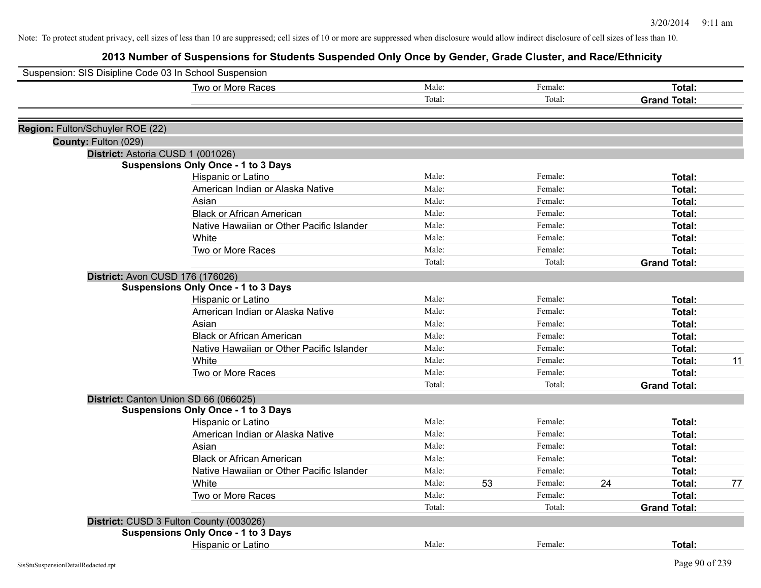Note: To protect student privacy, cell sizes of less than 10 are suppressed; cell sizes of 10 or more are suppressed when disclosure would allow indirect disclosure of cell sizes of less than 10.

# 2013 Number of Suspensions for Students Suspended Only Once by Gender, Grade Cluster, and Race/Ethnicity

Suspension: SIS Disipline Code 03 In School Suspension

| | Male: | | Female: | | Total: | |
|---|---|---|---|---|---|---|
| Two or More Races | Male: | | Female: | | **Total:** | |
| | Total: | | Total: | | **Grand Total:** | |

**Region:** Fulton/Schuyler ROE (22)

**County:** Fulton (029)

**District:** Astoria CUSD 1 (001026)

**Suspensions Only Once - 1 to 3 Days**

| | | | | | | |
|---|---|---|---|---|---|---|
| Hispanic or Latino | Male: | | Female: | | **Total:** | |
| American Indian or Alaska Native | Male: | | Female: | | **Total:** | |
| Asian | Male: | | Female: | | **Total:** | |
| Black or African American | Male: | | Female: | | **Total:** | |
| Native Hawaiian or Other Pacific Islander | Male: | | Female: | | **Total:** | |
| White | Male: | | Female: | | **Total:** | |
| Two or More Races | Male: | | Female: | | **Total:** | |
| | Total: | | Total: | | **Grand Total:** | |

**District:** Avon CUSD 176 (176026)

**Suspensions Only Once - 1 to 3 Days**

| | | | | | | |
|---|---|---|---|---|---|---|
| Hispanic or Latino | Male: | | Female: | | **Total:** | |
| American Indian or Alaska Native | Male: | | Female: | | **Total:** | |
| Asian | Male: | | Female: | | **Total:** | |
| Black or African American | Male: | | Female: | | **Total:** | |
| Native Hawaiian or Other Pacific Islander | Male: | | Female: | | **Total:** | |
| White | Male: | | Female: | | **Total:** | 11 |
| Two or More Races | Male: | | Female: | | **Total:** | |
| | Total: | | Total: | | **Grand Total:** | |

**District:** Canton Union SD 66 (066025)

**Suspensions Only Once - 1 to 3 Days**

| | | | | | | |
|---|---|---|---|---|---|---|
| Hispanic or Latino | Male: | | Female: | | **Total:** | |
| American Indian or Alaska Native | Male: | | Female: | | **Total:** | |
| Asian | Male: | | Female: | | **Total:** | |
| Black or African American | Male: | | Female: | | **Total:** | |
| Native Hawaiian or Other Pacific Islander | Male: | | Female: | | **Total:** | |
| White | Male: | 53 | Female: | 24 | **Total:** | 77 |
| Two or More Races | Male: | | Female: | | **Total:** | |
| | Total: | | Total: | | **Grand Total:** | |

**District:** CUSD 3 Fulton County (003026)

**Suspensions Only Once - 1 to 3 Days**

| | | | | | | |
|---|---|---|---|---|---|---|
| Hispanic or Latino | Male: | | Female: | | **Total:** | |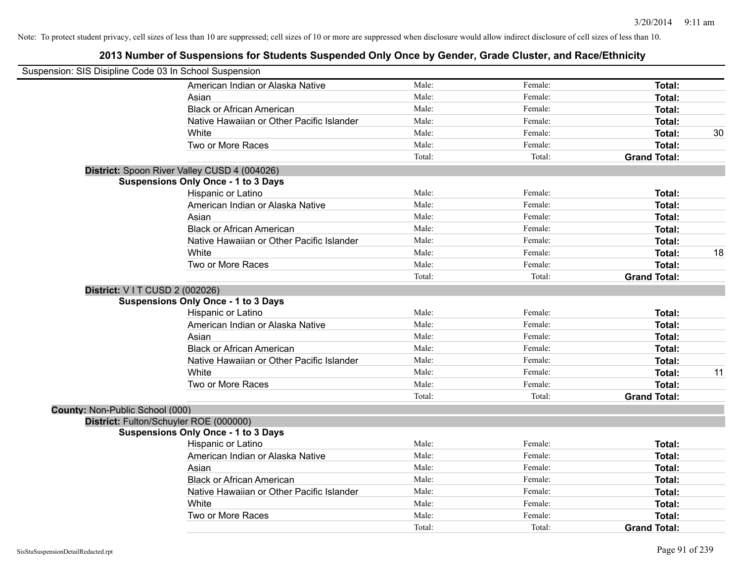Note: To protect student privacy, cell sizes of less than 10 are suppressed; cell sizes of 10 or more are suppressed when disclosure would allow indirect disclosure of cell sizes of less than 10.

# 2013 Number of Suspensions for Students Suspended Only Once by Gender, Grade Cluster, and Race/Ethnicity

Suspension: SIS Disipline Code 03 In School Suspension

| | | | | |
|---|---|---|---|---|
| American Indian or Alaska Native | Male: | Female: | **Total:** | |
| Asian | Male: | Female: | **Total:** | |
| Black or African American | Male: | Female: | **Total:** | |
| Native Hawaiian or Other Pacific Islander | Male: | Female: | **Total:** | |
| White | Male: | Female: | **Total:** | 30 |
| Two or More Races | Male: | Female: | **Total:** | |
| | Total: | Total: | **Grand Total:** | |

**District:** Spoon River Valley CUSD 4 (004026)

**Suspensions Only Once - 1 to 3 Days**

| | | | | |
|---|---|---|---|---|
| Hispanic or Latino | Male: | Female: | **Total:** | |
| American Indian or Alaska Native | Male: | Female: | **Total:** | |
| Asian | Male: | Female: | **Total:** | |
| Black or African American | Male: | Female: | **Total:** | |
| Native Hawaiian or Other Pacific Islander | Male: | Female: | **Total:** | |
| White | Male: | Female: | **Total:** | 18 |
| Two or More Races | Male: | Female: | **Total:** | |
| | Total: | Total: | **Grand Total:** | |

**District:** V I T CUSD 2 (002026)

**Suspensions Only Once - 1 to 3 Days**

| | | | | |
|---|---|---|---|---|
| Hispanic or Latino | Male: | Female: | **Total:** | |
| American Indian or Alaska Native | Male: | Female: | **Total:** | |
| Asian | Male: | Female: | **Total:** | |
| Black or African American | Male: | Female: | **Total:** | |
| Native Hawaiian or Other Pacific Islander | Male: | Female: | **Total:** | |
| White | Male: | Female: | **Total:** | 11 |
| Two or More Races | Male: | Female: | **Total:** | |
| | Total: | Total: | **Grand Total:** | |

**County:** Non-Public School (000)

**District:** Fulton/Schuyler ROE (000000)

**Suspensions Only Once - 1 to 3 Days**

| | | | | |
|---|---|---|---|---|
| Hispanic or Latino | Male: | Female: | **Total:** | |
| American Indian or Alaska Native | Male: | Female: | **Total:** | |
| Asian | Male: | Female: | **Total:** | |
| Black or African American | Male: | Female: | **Total:** | |
| Native Hawaiian or Other Pacific Islander | Male: | Female: | **Total:** | |
| White | Male: | Female: | **Total:** | |
| Two or More Races | Male: | Female: | **Total:** | |
| | Total: | Total: | **Grand Total:** | |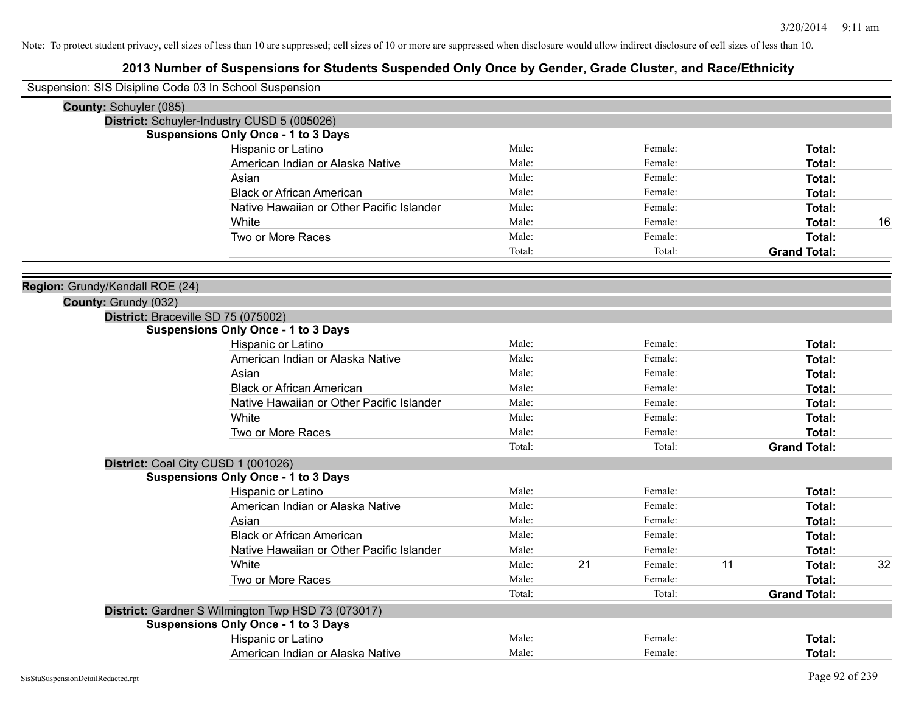Note: To protect student privacy, cell sizes of less than 10 are suppressed; cell sizes of 10 or more are suppressed when disclosure would allow indirect disclosure of cell sizes of less than 10.

# 2013 Number of Suspensions for Students Suspended Only Once by Gender, Grade Cluster, and Race/Ethnicity

Suspension: SIS Disipline Code 03 In School Suspension

**County:** Schuyler (085)

**District:** Schuyler-Industry CUSD 5 (005026)

**Suspensions Only Once - 1 to 3 Days**

| | | | | | | |
|---|---|---|---|---|---|---|
| Hispanic or Latino | Male: | | Female: | | **Total:** | |
| American Indian or Alaska Native | Male: | | Female: | | **Total:** | |
| Asian | Male: | | Female: | | **Total:** | |
| Black or African American | Male: | | Female: | | **Total:** | |
| Native Hawaiian or Other Pacific Islander | Male: | | Female: | | **Total:** | |
| White | Male: | | Female: | | **Total:** | 16 |
| Two or More Races | Male: | | Female: | | **Total:** | |
| | Total: | | Total: | | **Grand Total:** | |

**Region:** Grundy/Kendall ROE (24)

**County:** Grundy (032)

**District:** Braceville SD 75 (075002)

**Suspensions Only Once - 1 to 3 Days**

| | | | | | | |
|---|---|---|---|---|---|---|
| Hispanic or Latino | Male: | | Female: | | **Total:** | |
| American Indian or Alaska Native | Male: | | Female: | | **Total:** | |
| Asian | Male: | | Female: | | **Total:** | |
| Black or African American | Male: | | Female: | | **Total:** | |
| Native Hawaiian or Other Pacific Islander | Male: | | Female: | | **Total:** | |
| White | Male: | | Female: | | **Total:** | |
| Two or More Races | Male: | | Female: | | **Total:** | |
| | Total: | | Total: | | **Grand Total:** | |

**District:** Coal City CUSD 1 (001026)

**Suspensions Only Once - 1 to 3 Days**

| | | | | | | |
|---|---|---|---|---|---|---|
| Hispanic or Latino | Male: | | Female: | | **Total:** | |
| American Indian or Alaska Native | Male: | | Female: | | **Total:** | |
| Asian | Male: | | Female: | | **Total:** | |
| Black or African American | Male: | | Female: | | **Total:** | |
| Native Hawaiian or Other Pacific Islander | Male: | | Female: | | **Total:** | |
| White | Male: | 21 | Female: | 11 | **Total:** | 32 |
| Two or More Races | Male: | | Female: | | **Total:** | |
| | Total: | | Total: | | **Grand Total:** | |

**District:** Gardner S Wilmington Twp HSD 73 (073017)

**Suspensions Only Once - 1 to 3 Days**

| | | | | | | |
|---|---|---|---|---|---|---|
| Hispanic or Latino | Male: | | Female: | | **Total:** | |
| American Indian or Alaska Native | Male: | | Female: | | **Total:** | |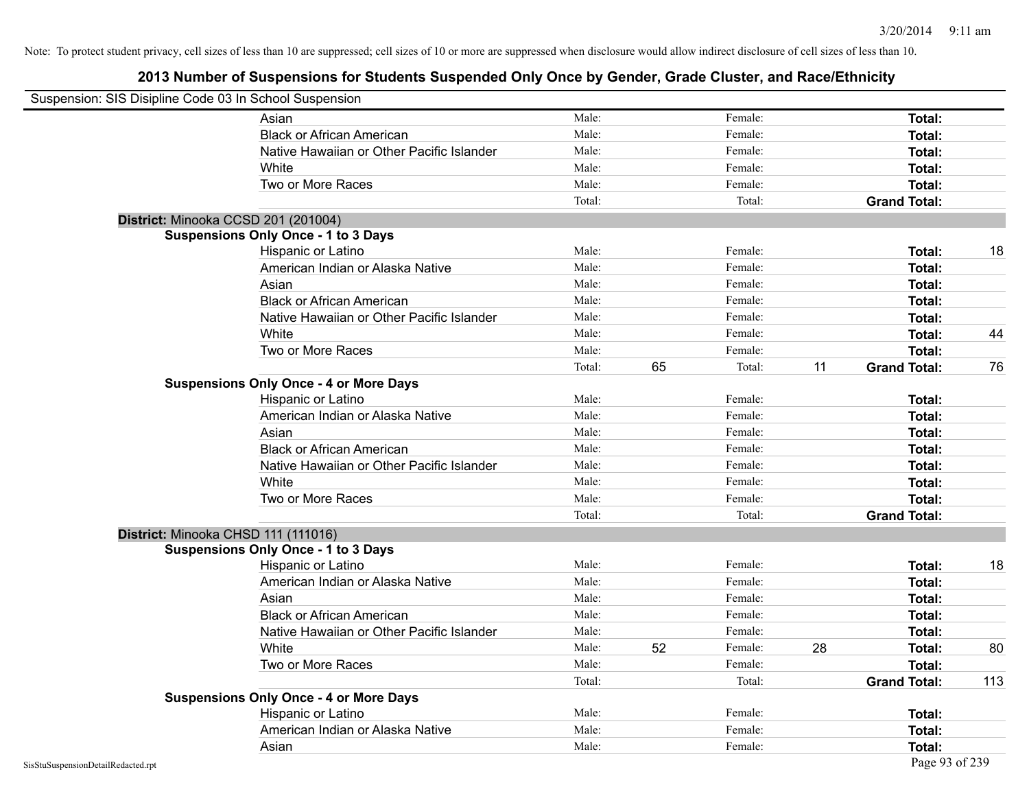Note: To protect student privacy, cell sizes of less than 10 are suppressed; cell sizes of 10 or more are suppressed when disclosure would allow indirect disclosure of cell sizes of less than 10.

## 2013 Number of Suspensions for Students Suspended Only Once by Gender, Grade Cluster, and Race/Ethnicity

Suspension: SIS Disipline Code 03 In School Suspension

| | | | | | | |
|---|---|---|---|---|---|---|
| Asian | Male: | | Female: | | **Total:** | |
| Black or African American | Male: | | Female: | | **Total:** | |
| Native Hawaiian or Other Pacific Islander | Male: | | Female: | | **Total:** | |
| White | Male: | | Female: | | **Total:** | |
| Two or More Races | Male: | | Female: | | **Total:** | |
| | Total: | | Total: | | **Grand Total:** | |

**District:** Minooka CCSD 201 (201004)

**Suspensions Only Once - 1 to 3 Days**

| | | | | | | |
|---|---|---|---|---|---|---|
| Hispanic or Latino | Male: | | Female: | | **Total:** | 18 |
| American Indian or Alaska Native | Male: | | Female: | | **Total:** | |
| Asian | Male: | | Female: | | **Total:** | |
| Black or African American | Male: | | Female: | | **Total:** | |
| Native Hawaiian or Other Pacific Islander | Male: | | Female: | | **Total:** | |
| White | Male: | | Female: | | **Total:** | 44 |
| Two or More Races | Male: | | Female: | | **Total:** | |
| | Total: | 65 | Total: | 11 | **Grand Total:** | 76 |

**Suspensions Only Once - 4 or More Days**

| | | | | | | |
|---|---|---|---|---|---|---|
| Hispanic or Latino | Male: | | Female: | | **Total:** | |
| American Indian or Alaska Native | Male: | | Female: | | **Total:** | |
| Asian | Male: | | Female: | | **Total:** | |
| Black or African American | Male: | | Female: | | **Total:** | |
| Native Hawaiian or Other Pacific Islander | Male: | | Female: | | **Total:** | |
| White | Male: | | Female: | | **Total:** | |
| Two or More Races | Male: | | Female: | | **Total:** | |
| | Total: | | Total: | | **Grand Total:** | |

**District:** Minooka CHSD 111 (111016)

**Suspensions Only Once - 1 to 3 Days**

| | | | | | | |
|---|---|---|---|---|---|---|
| Hispanic or Latino | Male: | | Female: | | **Total:** | 18 |
| American Indian or Alaska Native | Male: | | Female: | | **Total:** | |
| Asian | Male: | | Female: | | **Total:** | |
| Black or African American | Male: | | Female: | | **Total:** | |
| Native Hawaiian or Other Pacific Islander | Male: | | Female: | | **Total:** | |
| White | Male: | 52 | Female: | 28 | **Total:** | 80 |
| Two or More Races | Male: | | Female: | | **Total:** | |
| | Total: | | Total: | | **Grand Total:** | 113 |

**Suspensions Only Once - 4 or More Days**

| | | | | | | |
|---|---|---|---|---|---|---|
| Hispanic or Latino | Male: | | Female: | | **Total:** | |
| American Indian or Alaska Native | Male: | | Female: | | **Total:** | |
| Asian | Male: | | Female: | | **Total:** | |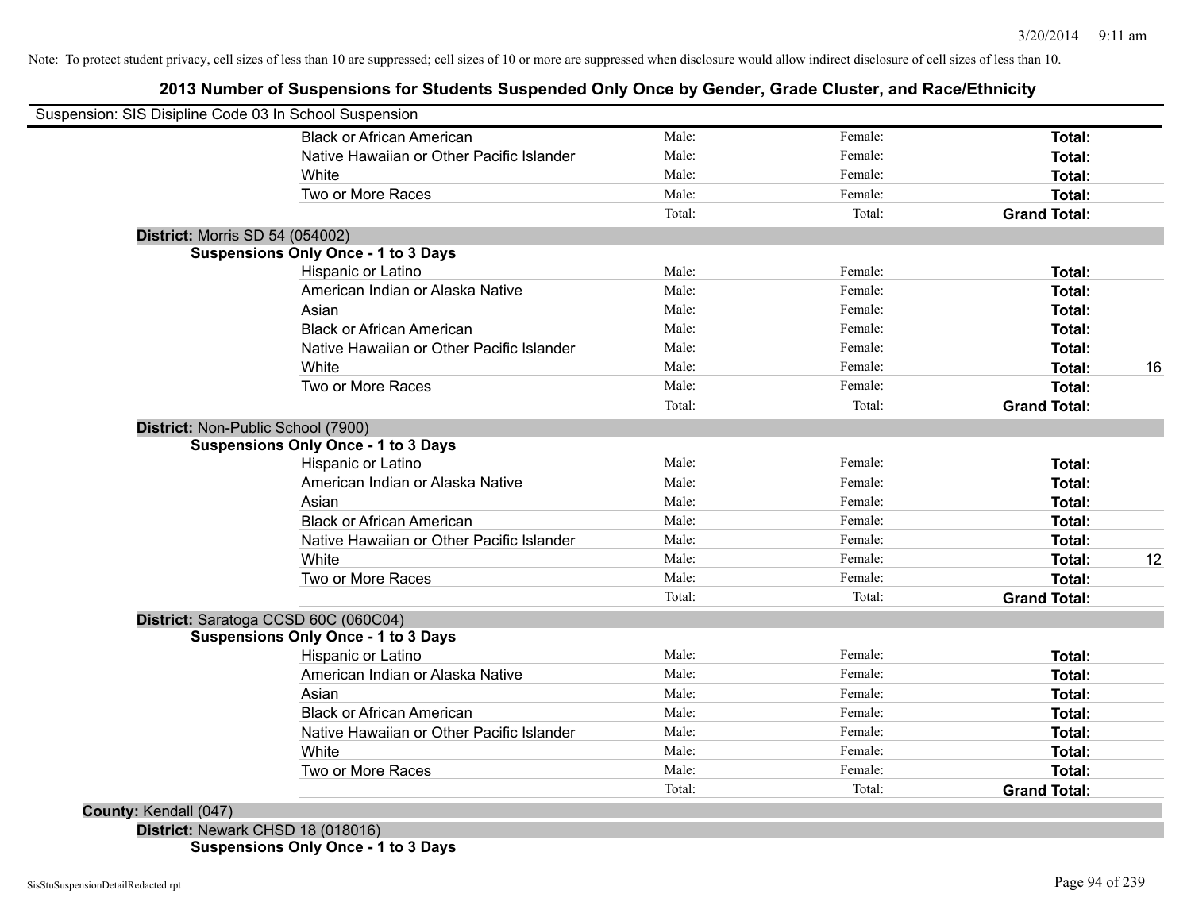Note: To protect student privacy, cell sizes of less than 10 are suppressed; cell sizes of 10 or more are suppressed when disclosure would allow indirect disclosure of cell sizes of less than 10.

## 2013 Number of Suspensions for Students Suspended Only Once by Gender, Grade Cluster, and Race/Ethnicity

Suspension: SIS Disipline Code 03 In School Suspension

| | | | | |
|---|---|---|---|---|
| Black or African American | Male: | Female: | **Total:** | |
| Native Hawaiian or Other Pacific Islander | Male: | Female: | **Total:** | |
| White | Male: | Female: | **Total:** | |
| Two or More Races | Male: | Female: | **Total:** | |
| | Total: | Total: | **Grand Total:** | |

**District:** Morris SD 54 (054002)

**Suspensions Only Once - 1 to 3 Days**

| | | | | |
|---|---|---|---|---|
| Hispanic or Latino | Male: | Female: | **Total:** | |
| American Indian or Alaska Native | Male: | Female: | **Total:** | |
| Asian | Male: | Female: | **Total:** | |
| Black or African American | Male: | Female: | **Total:** | |
| Native Hawaiian or Other Pacific Islander | Male: | Female: | **Total:** | |
| White | Male: | Female: | **Total:** | 16 |
| Two or More Races | Male: | Female: | **Total:** | |
| | Total: | Total: | **Grand Total:** | |

**District:** Non-Public School (7900)

**Suspensions Only Once - 1 to 3 Days**

| | | | | |
|---|---|---|---|---|
| Hispanic or Latino | Male: | Female: | **Total:** | |
| American Indian or Alaska Native | Male: | Female: | **Total:** | |
| Asian | Male: | Female: | **Total:** | |
| Black or African American | Male: | Female: | **Total:** | |
| Native Hawaiian or Other Pacific Islander | Male: | Female: | **Total:** | |
| White | Male: | Female: | **Total:** | 12 |
| Two or More Races | Male: | Female: | **Total:** | |
| | Total: | Total: | **Grand Total:** | |

**District:** Saratoga CCSD 60C (060C04)

**Suspensions Only Once - 1 to 3 Days**

| | | | | |
|---|---|---|---|---|
| Hispanic or Latino | Male: | Female: | **Total:** | |
| American Indian or Alaska Native | Male: | Female: | **Total:** | |
| Asian | Male: | Female: | **Total:** | |
| Black or African American | Male: | Female: | **Total:** | |
| Native Hawaiian or Other Pacific Islander | Male: | Female: | **Total:** | |
| White | Male: | Female: | **Total:** | |
| Two or More Races | Male: | Female: | **Total:** | |
| | Total: | Total: | **Grand Total:** | |

**County:** Kendall (047)

**District:** Newark CHSD 18 (018016)

**Suspensions Only Once - 1 to 3 Days**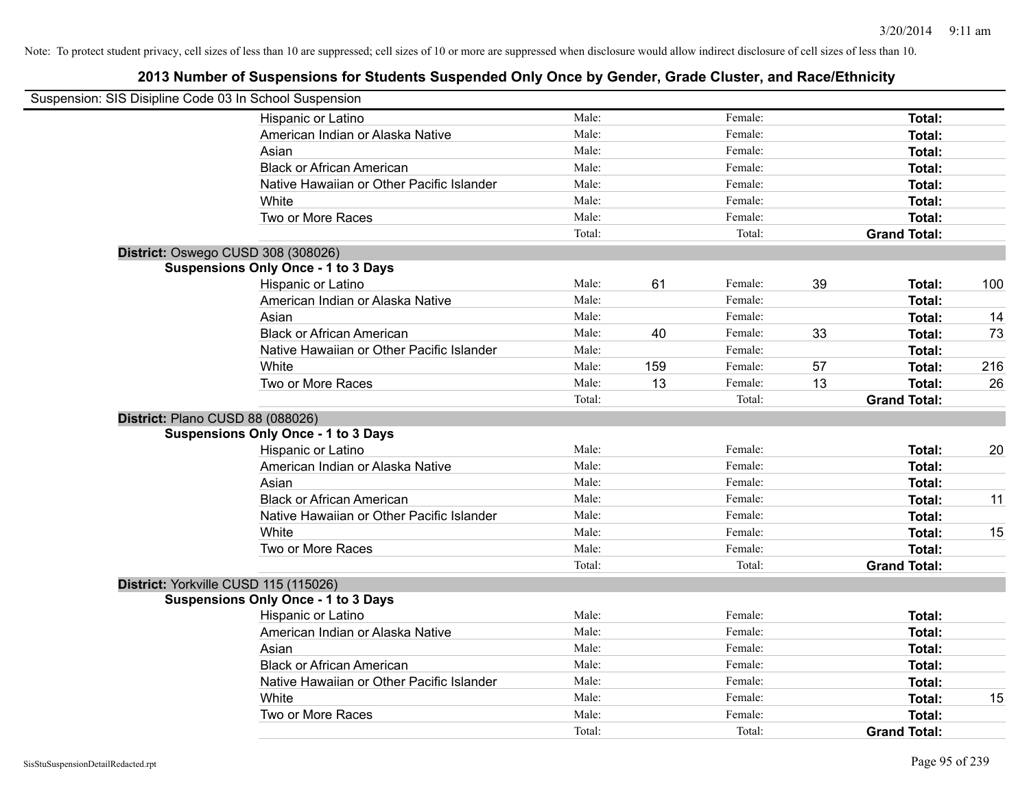Note: To protect student privacy, cell sizes of less than 10 are suppressed; cell sizes of 10 or more are suppressed when disclosure would allow indirect disclosure of cell sizes of less than 10.

## 2013 Number of Suspensions for Students Suspended Only Once by Gender, Grade Cluster, and Race/Ethnicity

Suspension: SIS Disipline Code 03 In School Suspension

| | | | | | | |
|---|---|---|---|---|---|---|
| Hispanic or Latino | Male: | | Female: | | **Total:** | |
| American Indian or Alaska Native | Male: | | Female: | | **Total:** | |
| Asian | Male: | | Female: | | **Total:** | |
| Black or African American | Male: | | Female: | | **Total:** | |
| Native Hawaiian or Other Pacific Islander | Male: | | Female: | | **Total:** | |
| White | Male: | | Female: | | **Total:** | |
| Two or More Races | Male: | | Female: | | **Total:** | |
| | Total: | | Total: | | **Grand Total:** | |

**District:** Oswego CUSD 308 (308026)

**Suspensions Only Once - 1 to 3 Days**

| | | | | | | |
|---|---|---|---|---|---|---|
| Hispanic or Latino | Male: | 61 | Female: | 39 | **Total:** | 100 |
| American Indian or Alaska Native | Male: | | Female: | | **Total:** | |
| Asian | Male: | | Female: | | **Total:** | 14 |
| Black or African American | Male: | 40 | Female: | 33 | **Total:** | 73 |
| Native Hawaiian or Other Pacific Islander | Male: | | Female: | | **Total:** | |
| White | Male: | 159 | Female: | 57 | **Total:** | 216 |
| Two or More Races | Male: | 13 | Female: | 13 | **Total:** | 26 |
| | Total: | | Total: | | **Grand Total:** | |

**District:** Plano CUSD 88 (088026)

**Suspensions Only Once - 1 to 3 Days**

| | | | | | | |
|---|---|---|---|---|---|---|
| Hispanic or Latino | Male: | | Female: | | **Total:** | 20 |
| American Indian or Alaska Native | Male: | | Female: | | **Total:** | |
| Asian | Male: | | Female: | | **Total:** | |
| Black or African American | Male: | | Female: | | **Total:** | 11 |
| Native Hawaiian or Other Pacific Islander | Male: | | Female: | | **Total:** | |
| White | Male: | | Female: | | **Total:** | 15 |
| Two or More Races | Male: | | Female: | | **Total:** | |
| | Total: | | Total: | | **Grand Total:** | |

**District:** Yorkville CUSD 115 (115026)

**Suspensions Only Once - 1 to 3 Days**

| | | | | | | |
|---|---|---|---|---|---|---|
| Hispanic or Latino | Male: | | Female: | | **Total:** | |
| American Indian or Alaska Native | Male: | | Female: | | **Total:** | |
| Asian | Male: | | Female: | | **Total:** | |
| Black or African American | Male: | | Female: | | **Total:** | |
| Native Hawaiian or Other Pacific Islander | Male: | | Female: | | **Total:** | |
| White | Male: | | Female: | | **Total:** | 15 |
| Two or More Races | Male: | | Female: | | **Total:** | |
| | Total: | | Total: | | **Grand Total:** | |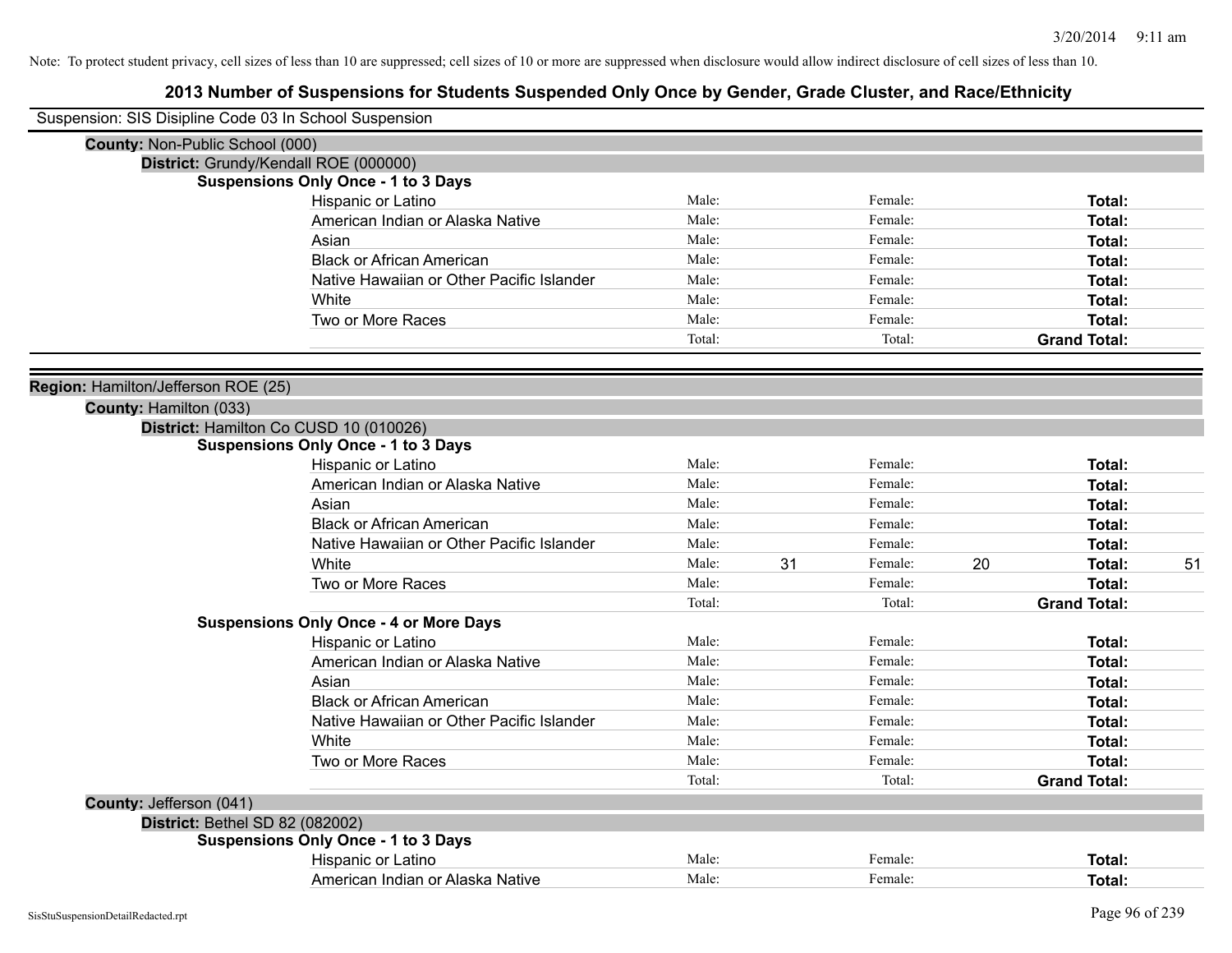Note: To protect student privacy, cell sizes of less than 10 are suppressed; cell sizes of 10 or more are suppressed when disclosure would allow indirect disclosure of cell sizes of less than 10.

# 2013 Number of Suspensions for Students Suspended Only Once by Gender, Grade Cluster, and Race/Ethnicity

Suspension: SIS Disipline Code 03 In School Suspension

**County:** Non-Public School (000)

**District:** Grundy/Kendall ROE (000000)

**Suspensions Only Once - 1 to 3 Days**

| Race/Ethnicity | Male: | | Female: | | Total: | |
|---|---|---|---|---|---|---|
| Hispanic or Latino | Male: | | Female: | | **Total:** | |
| American Indian or Alaska Native | Male: | | Female: | | **Total:** | |
| Asian | Male: | | Female: | | **Total:** | |
| Black or African American | Male: | | Female: | | **Total:** | |
| Native Hawaiian or Other Pacific Islander | Male: | | Female: | | **Total:** | |
| White | Male: | | Female: | | **Total:** | |
| Two or More Races | Male: | | Female: | | **Total:** | |
| | Total: | | Total: | | **Grand Total:** | |

**Region:** Hamilton/Jefferson ROE (25)

**County:** Hamilton (033)

**District:** Hamilton Co CUSD 10 (010026)

**Suspensions Only Once - 1 to 3 Days**

| Race/Ethnicity | Male: | | Female: | | Total: | |
|---|---|---|---|---|---|---|
| Hispanic or Latino | Male: | | Female: | | **Total:** | |
| American Indian or Alaska Native | Male: | | Female: | | **Total:** | |
| Asian | Male: | | Female: | | **Total:** | |
| Black or African American | Male: | | Female: | | **Total:** | |
| Native Hawaiian or Other Pacific Islander | Male: | | Female: | | **Total:** | |
| White | Male: | 31 | Female: | 20 | **Total:** | 51 |
| Two or More Races | Male: | | Female: | | **Total:** | |
| | Total: | | Total: | | **Grand Total:** | |

**Suspensions Only Once - 4 or More Days**

| Race/Ethnicity | Male: | | Female: | | Total: | |
|---|---|---|---|---|---|---|
| Hispanic or Latino | Male: | | Female: | | **Total:** | |
| American Indian or Alaska Native | Male: | | Female: | | **Total:** | |
| Asian | Male: | | Female: | | **Total:** | |
| Black or African American | Male: | | Female: | | **Total:** | |
| Native Hawaiian or Other Pacific Islander | Male: | | Female: | | **Total:** | |
| White | Male: | | Female: | | **Total:** | |
| Two or More Races | Male: | | Female: | | **Total:** | |
| | Total: | | Total: | | **Grand Total:** | |

**County:** Jefferson (041)

**District:** Bethel SD 82 (082002)

**Suspensions Only Once - 1 to 3 Days**

| Race/Ethnicity | Male: | | Female: | | Total: | |
|---|---|---|---|---|---|---|
| Hispanic or Latino | Male: | | Female: | | **Total:** | |
| American Indian or Alaska Native | Male: | | Female: | | **Total:** | |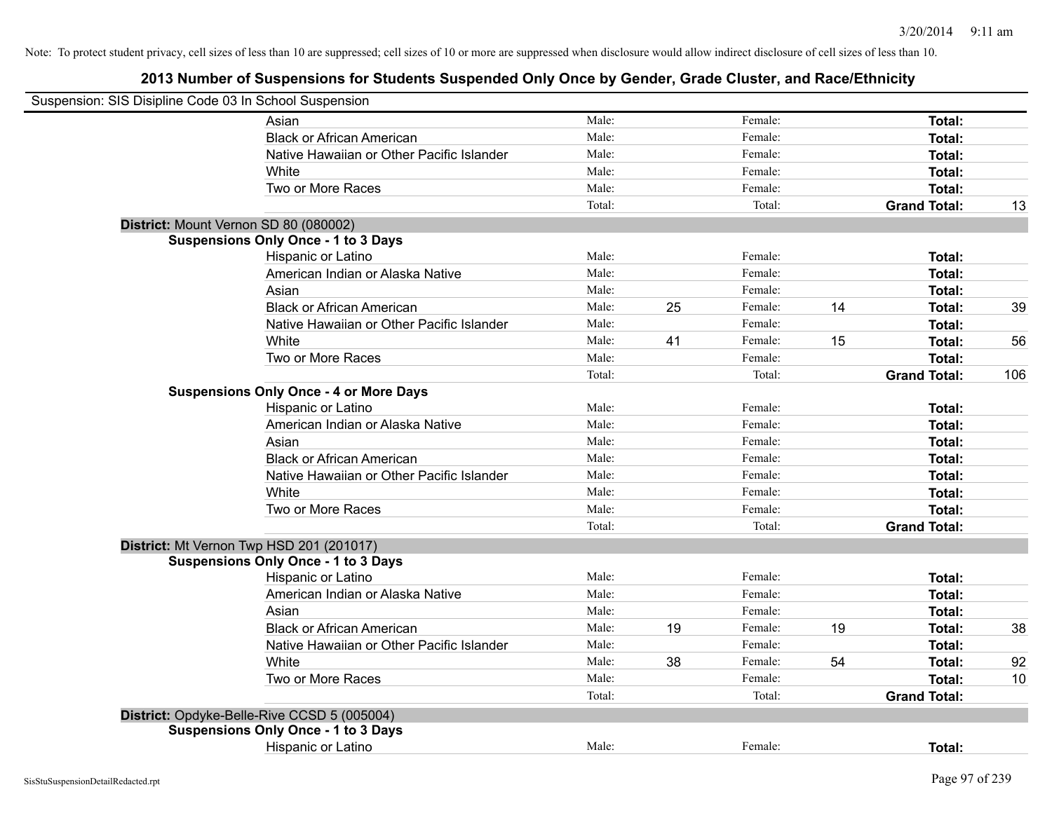Note: To protect student privacy, cell sizes of less than 10 are suppressed; cell sizes of 10 or more are suppressed when disclosure would allow indirect disclosure of cell sizes of less than 10.

## 2013 Number of Suspensions for Students Suspended Only Once by Gender, Grade Cluster, and Race/Ethnicity

Suspension: SIS Disipline Code 03 In School Suspension

| | | | | | | |
|---|---|---|---|---|---|---|
| Asian | Male: | | Female: | | **Total:** | |
| Black or African American | Male: | | Female: | | **Total:** | |
| Native Hawaiian or Other Pacific Islander | Male: | | Female: | | **Total:** | |
| White | Male: | | Female: | | **Total:** | |
| Two or More Races | Male: | | Female: | | **Total:** | |
| | Total: | | Total: | | **Grand Total:** | 13 |

**District:** Mount Vernon SD 80 (080002)

**Suspensions Only Once - 1 to 3 Days**

| | | | | | | |
|---|---|---|---|---|---|---|
| Hispanic or Latino | Male: | | Female: | | **Total:** | |
| American Indian or Alaska Native | Male: | | Female: | | **Total:** | |
| Asian | Male: | | Female: | | **Total:** | |
| Black or African American | Male: | 25 | Female: | 14 | **Total:** | 39 |
| Native Hawaiian or Other Pacific Islander | Male: | | Female: | | **Total:** | |
| White | Male: | 41 | Female: | 15 | **Total:** | 56 |
| Two or More Races | Male: | | Female: | | **Total:** | |
| | Total: | | Total: | | **Grand Total:** | 106 |

**Suspensions Only Once - 4 or More Days**

| | | | | | | |
|---|---|---|---|---|---|---|
| Hispanic or Latino | Male: | | Female: | | **Total:** | |
| American Indian or Alaska Native | Male: | | Female: | | **Total:** | |
| Asian | Male: | | Female: | | **Total:** | |
| Black or African American | Male: | | Female: | | **Total:** | |
| Native Hawaiian or Other Pacific Islander | Male: | | Female: | | **Total:** | |
| White | Male: | | Female: | | **Total:** | |
| Two or More Races | Male: | | Female: | | **Total:** | |
| | Total: | | Total: | | **Grand Total:** | |

**District:** Mt Vernon Twp HSD 201 (201017)

**Suspensions Only Once - 1 to 3 Days**

| | | | | | | |
|---|---|---|---|---|---|---|
| Hispanic or Latino | Male: | | Female: | | **Total:** | |
| American Indian or Alaska Native | Male: | | Female: | | **Total:** | |
| Asian | Male: | | Female: | | **Total:** | |
| Black or African American | Male: | 19 | Female: | 19 | **Total:** | 38 |
| Native Hawaiian or Other Pacific Islander | Male: | | Female: | | **Total:** | |
| White | Male: | 38 | Female: | 54 | **Total:** | 92 |
| Two or More Races | Male: | | Female: | | **Total:** | 10 |
| | Total: | | Total: | | **Grand Total:** | |

**District:** Opdyke-Belle-Rive CCSD 5 (005004)

**Suspensions Only Once - 1 to 3 Days**

| | | | | | | |
|---|---|---|---|---|---|---|
| Hispanic or Latino | Male: | | Female: | | **Total:** | |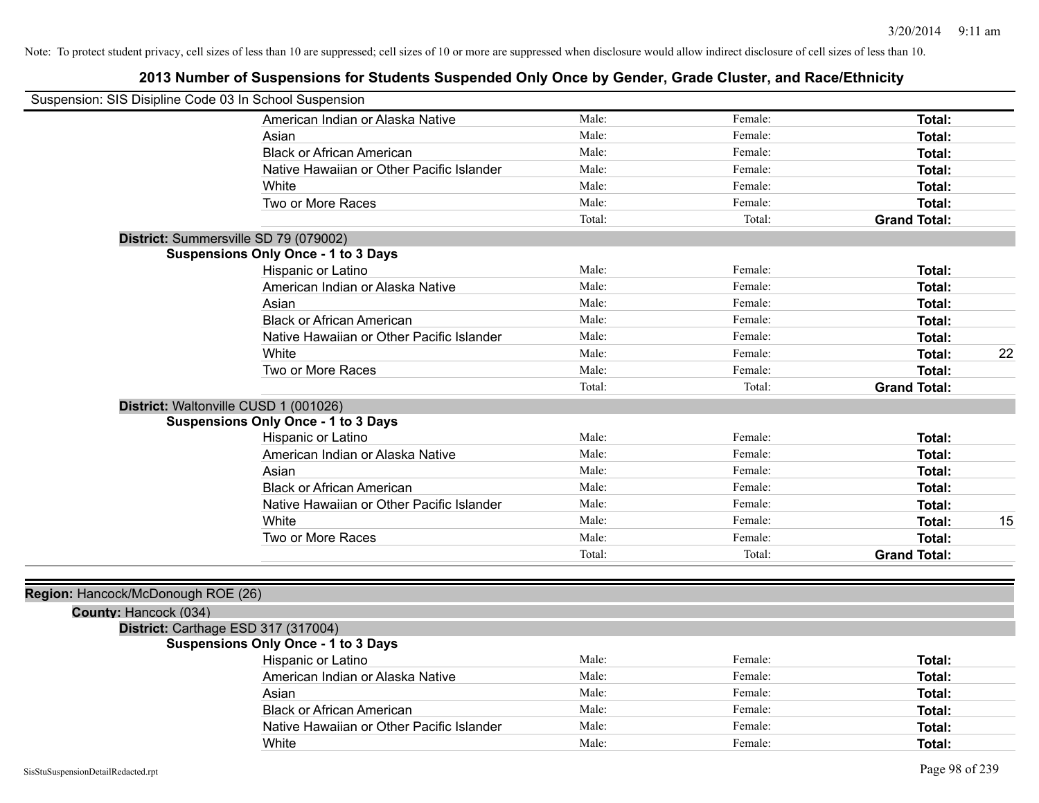Note: To protect student privacy, cell sizes of less than 10 are suppressed; cell sizes of 10 or more are suppressed when disclosure would allow indirect disclosure of cell sizes of less than 10.

# 2013 Number of Suspensions for Students Suspended Only Once by Gender, Grade Cluster, and Race/Ethnicity

Suspension: SIS Disipline Code 03 In School Suspension

| | | | | |
|---|---|---|---|---|
| American Indian or Alaska Native | Male: | Female: | **Total:** | |
| Asian | Male: | Female: | **Total:** | |
| Black or African American | Male: | Female: | **Total:** | |
| Native Hawaiian or Other Pacific Islander | Male: | Female: | **Total:** | |
| White | Male: | Female: | **Total:** | |
| Two or More Races | Male: | Female: | **Total:** | |
| | Total: | Total: | **Grand Total:** | |

**District:** Summersville SD 79 (079002)

**Suspensions Only Once - 1 to 3 Days**

| | | | | |
|---|---|---|---|---|
| Hispanic or Latino | Male: | Female: | **Total:** | |
| American Indian or Alaska Native | Male: | Female: | **Total:** | |
| Asian | Male: | Female: | **Total:** | |
| Black or African American | Male: | Female: | **Total:** | |
| Native Hawaiian or Other Pacific Islander | Male: | Female: | **Total:** | |
| White | Male: | Female: | **Total:** | 22 |
| Two or More Races | Male: | Female: | **Total:** | |
| | Total: | Total: | **Grand Total:** | |

**District:** Waltonville CUSD 1 (001026)

**Suspensions Only Once - 1 to 3 Days**

| | | | | |
|---|---|---|---|---|
| Hispanic or Latino | Male: | Female: | **Total:** | |
| American Indian or Alaska Native | Male: | Female: | **Total:** | |
| Asian | Male: | Female: | **Total:** | |
| Black or African American | Male: | Female: | **Total:** | |
| Native Hawaiian or Other Pacific Islander | Male: | Female: | **Total:** | |
| White | Male: | Female: | **Total:** | 15 |
| Two or More Races | Male: | Female: | **Total:** | |
| | Total: | Total: | **Grand Total:** | |

**Region:** Hancock/McDonough ROE (26)

**County:** Hancock (034)

**District:** Carthage ESD 317 (317004)

**Suspensions Only Once - 1 to 3 Days**

| | | | | |
|---|---|---|---|---|
| Hispanic or Latino | Male: | Female: | **Total:** | |
| American Indian or Alaska Native | Male: | Female: | **Total:** | |
| Asian | Male: | Female: | **Total:** | |
| Black or African American | Male: | Female: | **Total:** | |
| Native Hawaiian or Other Pacific Islander | Male: | Female: | **Total:** | |
| White | Male: | Female: | **Total:** | |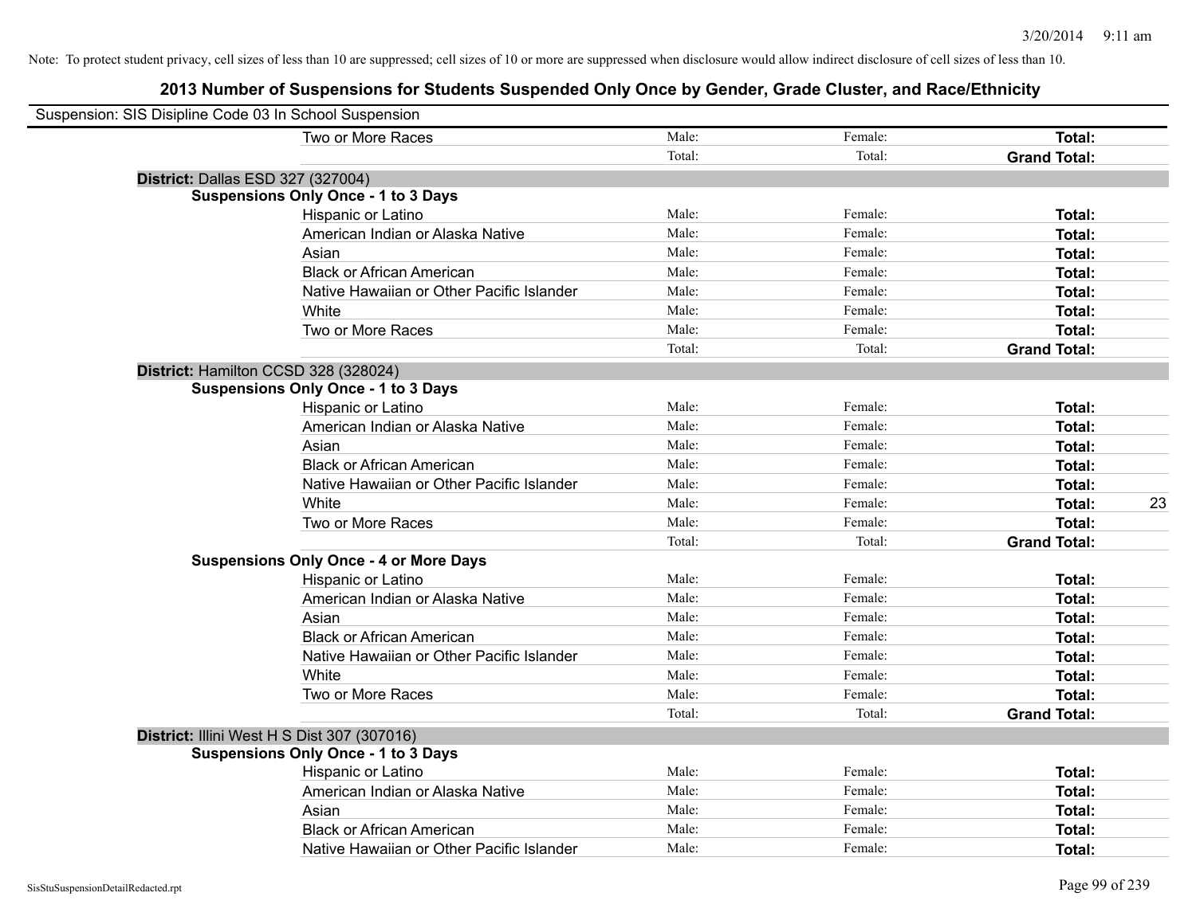Note: To protect student privacy, cell sizes of less than 10 are suppressed; cell sizes of 10 or more are suppressed when disclosure would allow indirect disclosure of cell sizes of less than 10.

## 2013 Number of Suspensions for Students Suspended Only Once by Gender, Grade Cluster, and Race/Ethnicity

Suspension: SIS Disipline Code 03 In School Suspension

| | Male | Female | Total | |
|---|---|---|---|---|
| Two or More Races | Male: | Female: | **Total:** | |
| | Total: | Total: | **Grand Total:** | |

**District:** Dallas ESD 327 (327004)

**Suspensions Only Once - 1 to 3 Days**

| | Male | Female | Total | |
|---|---|---|---|---|
| Hispanic or Latino | Male: | Female: | **Total:** | |
| American Indian or Alaska Native | Male: | Female: | **Total:** | |
| Asian | Male: | Female: | **Total:** | |
| Black or African American | Male: | Female: | **Total:** | |
| Native Hawaiian or Other Pacific Islander | Male: | Female: | **Total:** | |
| White | Male: | Female: | **Total:** | |
| Two or More Races | Male: | Female: | **Total:** | |
| | Total: | Total: | **Grand Total:** | |

**District:** Hamilton CCSD 328 (328024)

**Suspensions Only Once - 1 to 3 Days**

| | Male | Female | Total | |
|---|---|---|---|---|
| Hispanic or Latino | Male: | Female: | **Total:** | |
| American Indian or Alaska Native | Male: | Female: | **Total:** | |
| Asian | Male: | Female: | **Total:** | |
| Black or African American | Male: | Female: | **Total:** | |
| Native Hawaiian or Other Pacific Islander | Male: | Female: | **Total:** | |
| White | Male: | Female: | **Total:** | 23 |
| Two or More Races | Male: | Female: | **Total:** | |
| | Total: | Total: | **Grand Total:** | |

**Suspensions Only Once - 4 or More Days**

| | Male | Female | Total | |
|---|---|---|---|---|
| Hispanic or Latino | Male: | Female: | **Total:** | |
| American Indian or Alaska Native | Male: | Female: | **Total:** | |
| Asian | Male: | Female: | **Total:** | |
| Black or African American | Male: | Female: | **Total:** | |
| Native Hawaiian or Other Pacific Islander | Male: | Female: | **Total:** | |
| White | Male: | Female: | **Total:** | |
| Two or More Races | Male: | Female: | **Total:** | |
| | Total: | Total: | **Grand Total:** | |

**District:** Illini West H S Dist 307 (307016)

**Suspensions Only Once - 1 to 3 Days**

| | Male | Female | Total | |
|---|---|---|---|---|
| Hispanic or Latino | Male: | Female: | **Total:** | |
| American Indian or Alaska Native | Male: | Female: | **Total:** | |
| Asian | Male: | Female: | **Total:** | |
| Black or African American | Male: | Female: | **Total:** | |
| Native Hawaiian or Other Pacific Islander | Male: | Female: | **Total:** | |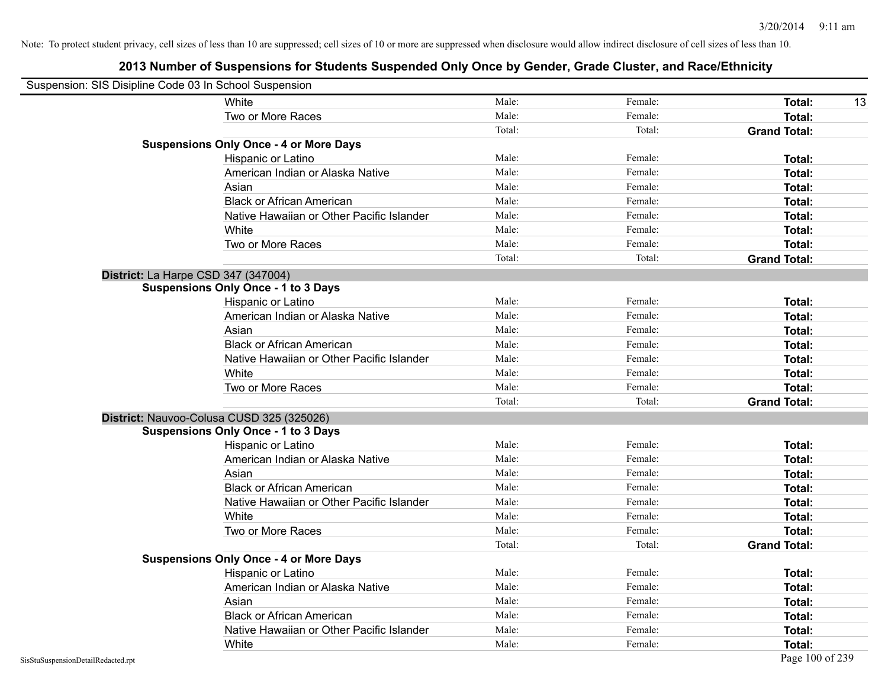Note: To protect student privacy, cell sizes of less than 10 are suppressed; cell sizes of 10 or more are suppressed when disclosure would allow indirect disclosure of cell sizes of less than 10.

## 2013 Number of Suspensions for Students Suspended Only Once by Gender, Grade Cluster, and Race/Ethnicity

Suspension: SIS Disipline Code 03 In School Suspension

| | | | | |
|---|---|---|---|---|
| White | Male: | Female: | **Total:** | 13 |
| Two or More Races | Male: | Female: | **Total:** | |
| | Total: | Total: | **Grand Total:** | |

**Suspensions Only Once - 4 or More Days**

| | | | | |
|---|---|---|---|---|
| Hispanic or Latino | Male: | Female: | **Total:** | |
| American Indian or Alaska Native | Male: | Female: | **Total:** | |
| Asian | Male: | Female: | **Total:** | |
| Black or African American | Male: | Female: | **Total:** | |
| Native Hawaiian or Other Pacific Islander | Male: | Female: | **Total:** | |
| White | Male: | Female: | **Total:** | |
| Two or More Races | Male: | Female: | **Total:** | |
| | Total: | Total: | **Grand Total:** | |

**District:** La Harpe CSD 347 (347004)

**Suspensions Only Once - 1 to 3 Days**

| | | | | |
|---|---|---|---|---|
| Hispanic or Latino | Male: | Female: | **Total:** | |
| American Indian or Alaska Native | Male: | Female: | **Total:** | |
| Asian | Male: | Female: | **Total:** | |
| Black or African American | Male: | Female: | **Total:** | |
| Native Hawaiian or Other Pacific Islander | Male: | Female: | **Total:** | |
| White | Male: | Female: | **Total:** | |
| Two or More Races | Male: | Female: | **Total:** | |
| | Total: | Total: | **Grand Total:** | |

**District:** Nauvoo-Colusa CUSD 325 (325026)

**Suspensions Only Once - 1 to 3 Days**

| | | | | |
|---|---|---|---|---|
| Hispanic or Latino | Male: | Female: | **Total:** | |
| American Indian or Alaska Native | Male: | Female: | **Total:** | |
| Asian | Male: | Female: | **Total:** | |
| Black or African American | Male: | Female: | **Total:** | |
| Native Hawaiian or Other Pacific Islander | Male: | Female: | **Total:** | |
| White | Male: | Female: | **Total:** | |
| Two or More Races | Male: | Female: | **Total:** | |
| | Total: | Total: | **Grand Total:** | |

**Suspensions Only Once - 4 or More Days**

| | | | | |
|---|---|---|---|---|
| Hispanic or Latino | Male: | Female: | **Total:** | |
| American Indian or Alaska Native | Male: | Female: | **Total:** | |
| Asian | Male: | Female: | **Total:** | |
| Black or African American | Male: | Female: | **Total:** | |
| Native Hawaiian or Other Pacific Islander | Male: | Female: | **Total:** | |
| White | Male: | Female: | **Total:** | |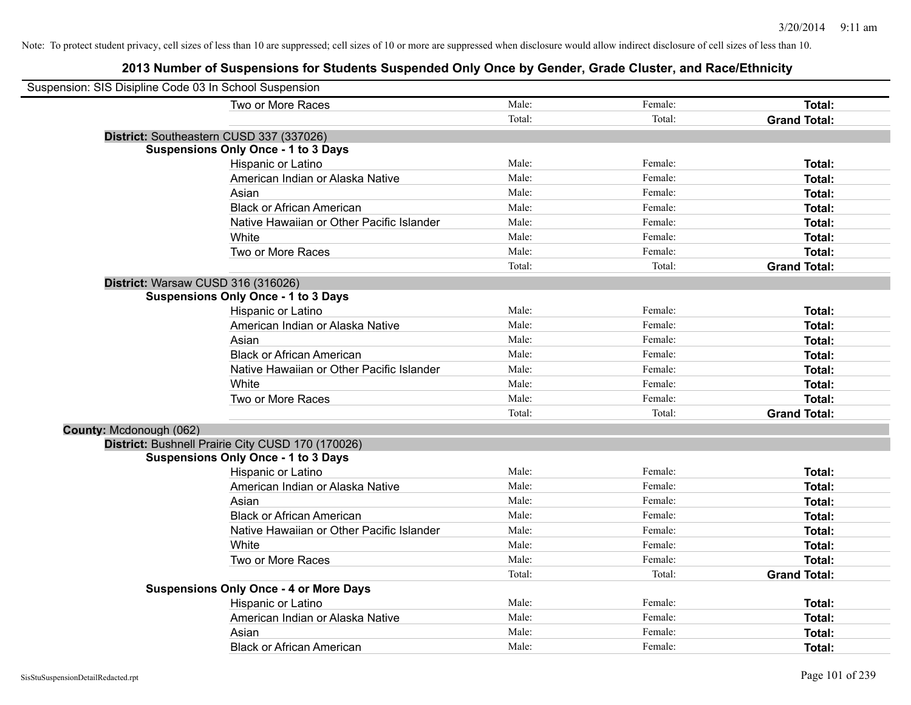Note: To protect student privacy, cell sizes of less than 10 are suppressed; cell sizes of 10 or more are suppressed when disclosure would allow indirect disclosure of cell sizes of less than 10.

## 2013 Number of Suspensions for Students Suspended Only Once by Gender, Grade Cluster, and Race/Ethnicity

Suspension: SIS Disipline Code 03 In School Suspension

| | | | |
|---|---|---|---|
| Two or More Races | Male: | Female: | **Total:** |
| | Total: | Total: | **Grand Total:** |

**District:** Southeastern CUSD 337 (337026)

**Suspensions Only Once - 1 to 3 Days**

| | | | |
|---|---|---|---|
| Hispanic or Latino | Male: | Female: | **Total:** |
| American Indian or Alaska Native | Male: | Female: | **Total:** |
| Asian | Male: | Female: | **Total:** |
| Black or African American | Male: | Female: | **Total:** |
| Native Hawaiian or Other Pacific Islander | Male: | Female: | **Total:** |
| White | Male: | Female: | **Total:** |
| Two or More Races | Male: | Female: | **Total:** |
| | Total: | Total: | **Grand Total:** |

**District:** Warsaw CUSD 316 (316026)

**Suspensions Only Once - 1 to 3 Days**

| | | | |
|---|---|---|---|
| Hispanic or Latino | Male: | Female: | **Total:** |
| American Indian or Alaska Native | Male: | Female: | **Total:** |
| Asian | Male: | Female: | **Total:** |
| Black or African American | Male: | Female: | **Total:** |
| Native Hawaiian or Other Pacific Islander | Male: | Female: | **Total:** |
| White | Male: | Female: | **Total:** |
| Two or More Races | Male: | Female: | **Total:** |
| | Total: | Total: | **Grand Total:** |

**County:** Mcdonough (062)

**District:** Bushnell Prairie City CUSD 170 (170026)

**Suspensions Only Once - 1 to 3 Days**

| | | | |
|---|---|---|---|
| Hispanic or Latino | Male: | Female: | **Total:** |
| American Indian or Alaska Native | Male: | Female: | **Total:** |
| Asian | Male: | Female: | **Total:** |
| Black or African American | Male: | Female: | **Total:** |
| Native Hawaiian or Other Pacific Islander | Male: | Female: | **Total:** |
| White | Male: | Female: | **Total:** |
| Two or More Races | Male: | Female: | **Total:** |
| | Total: | Total: | **Grand Total:** |

**Suspensions Only Once - 4 or More Days**

| | | | |
|---|---|---|---|
| Hispanic or Latino | Male: | Female: | **Total:** |
| American Indian or Alaska Native | Male: | Female: | **Total:** |
| Asian | Male: | Female: | **Total:** |
| Black or African American | Male: | Female: | **Total:** |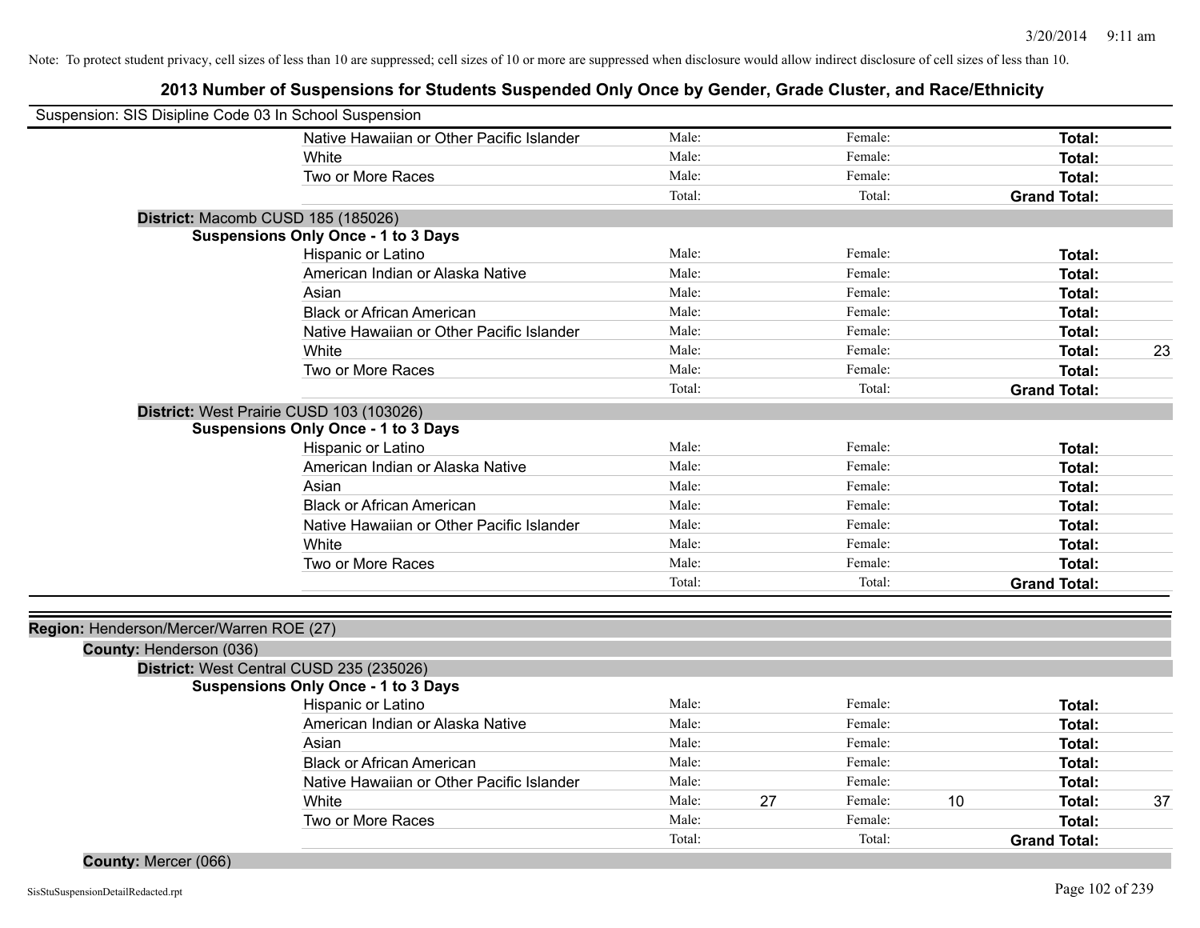Note: To protect student privacy, cell sizes of less than 10 are suppressed; cell sizes of 10 or more are suppressed when disclosure would allow indirect disclosure of cell sizes of less than 10.

## 2013 Number of Suspensions for Students Suspended Only Once by Gender, Grade Cluster, and Race/Ethnicity

Suspension: SIS Disipline Code 03 In School Suspension

| | Male: | | Female: | | Total: | |
|---|---|---|---|---|---|---|
| Native Hawaiian or Other Pacific Islander | Male: | | Female: | | **Total:** | |
| White | Male: | | Female: | | **Total:** | |
| Two or More Races | Male: | | Female: | | **Total:** | |
| | Total: | | Total: | | **Grand Total:** | |

**District:** Macomb CUSD 185 (185026)

**Suspensions Only Once - 1 to 3 Days**

| | | | | | | |
|---|---|---|---|---|---|---|
| Hispanic or Latino | Male: | | Female: | | **Total:** | |
| American Indian or Alaska Native | Male: | | Female: | | **Total:** | |
| Asian | Male: | | Female: | | **Total:** | |
| Black or African American | Male: | | Female: | | **Total:** | |
| Native Hawaiian or Other Pacific Islander | Male: | | Female: | | **Total:** | |
| White | Male: | | Female: | | **Total:** | 23 |
| Two or More Races | Male: | | Female: | | **Total:** | |
| | Total: | | Total: | | **Grand Total:** | |

**District:** West Prairie CUSD 103 (103026)

**Suspensions Only Once - 1 to 3 Days**

| | | | | | | |
|---|---|---|---|---|---|---|
| Hispanic or Latino | Male: | | Female: | | **Total:** | |
| American Indian or Alaska Native | Male: | | Female: | | **Total:** | |
| Asian | Male: | | Female: | | **Total:** | |
| Black or African American | Male: | | Female: | | **Total:** | |
| Native Hawaiian or Other Pacific Islander | Male: | | Female: | | **Total:** | |
| White | Male: | | Female: | | **Total:** | |
| Two or More Races | Male: | | Female: | | **Total:** | |
| | Total: | | Total: | | **Grand Total:** | |

**Region:** Henderson/Mercer/Warren ROE (27)

**County:** Henderson (036)

**District:** West Central CUSD 235 (235026)

**Suspensions Only Once - 1 to 3 Days**

| | | | | | | |
|---|---|---|---|---|---|---|
| Hispanic or Latino | Male: | | Female: | | **Total:** | |
| American Indian or Alaska Native | Male: | | Female: | | **Total:** | |
| Asian | Male: | | Female: | | **Total:** | |
| Black or African American | Male: | | Female: | | **Total:** | |
| Native Hawaiian or Other Pacific Islander | Male: | | Female: | | **Total:** | |
| White | Male: | 27 | Female: | 10 | **Total:** | 37 |
| Two or More Races | Male: | | Female: | | **Total:** | |
| | Total: | | Total: | | **Grand Total:** | |

**County:** Mercer (066)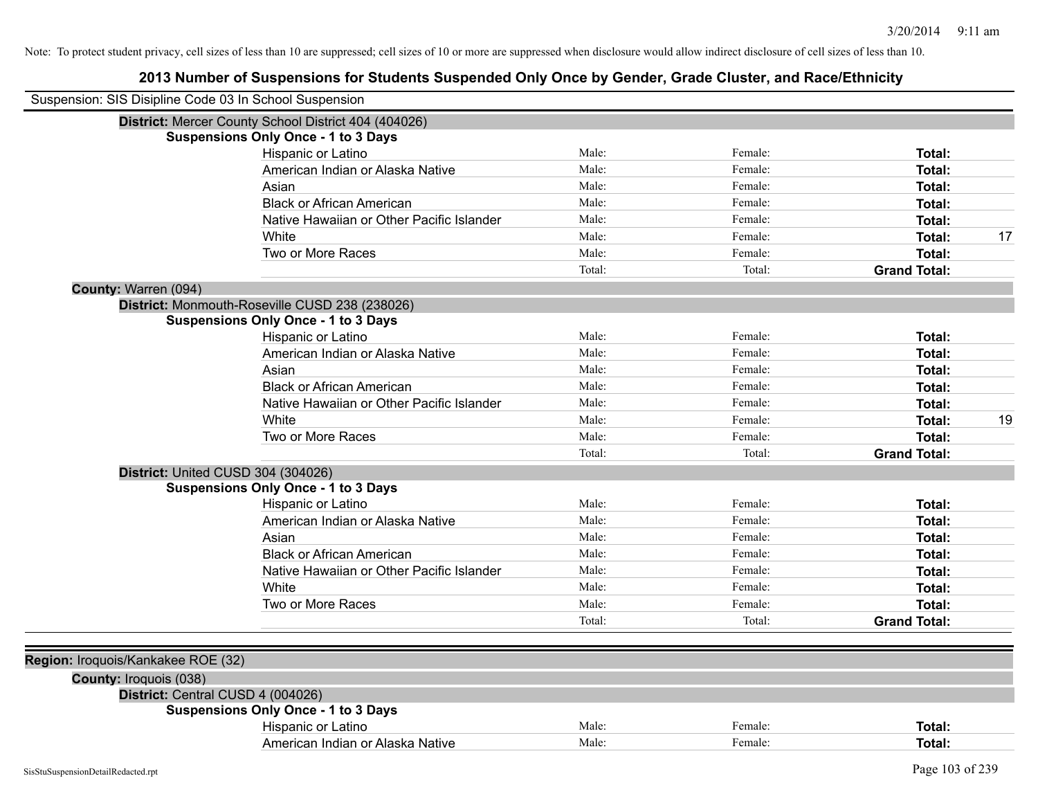Note: To protect student privacy, cell sizes of less than 10 are suppressed; cell sizes of 10 or more are suppressed when disclosure would allow indirect disclosure of cell sizes of less than 10.

# 2013 Number of Suspensions for Students Suspended Only Once by Gender, Grade Cluster, and Race/Ethnicity

Suspension: SIS Disipline Code 03 In School Suspension

**District:** Mercer County School District 404 (404026)

**Suspensions Only Once - 1 to 3 Days**

| Race/Ethnicity | Male | Female | Total |
|---|---|---|---|
| Hispanic or Latino | Male: | Female: | **Total:** |
| American Indian or Alaska Native | Male: | Female: | **Total:** |
| Asian | Male: | Female: | **Total:** |
| Black or African American | Male: | Female: | **Total:** |
| Native Hawaiian or Other Pacific Islander | Male: | Female: | **Total:** |
| White | Male: | Female: | **Total:** 17 |
| Two or More Races | Male: | Female: | **Total:** |
| | Total: | Total: | **Grand Total:** |

**County:** Warren (094)

**District:** Monmouth-Roseville CUSD 238 (238026)

**Suspensions Only Once - 1 to 3 Days**

| Race/Ethnicity | Male | Female | Total |
|---|---|---|---|
| Hispanic or Latino | Male: | Female: | **Total:** |
| American Indian or Alaska Native | Male: | Female: | **Total:** |
| Asian | Male: | Female: | **Total:** |
| Black or African American | Male: | Female: | **Total:** |
| Native Hawaiian or Other Pacific Islander | Male: | Female: | **Total:** |
| White | Male: | Female: | **Total:** 19 |
| Two or More Races | Male: | Female: | **Total:** |
| | Total: | Total: | **Grand Total:** |

**District:** United CUSD 304 (304026)

**Suspensions Only Once - 1 to 3 Days**

| Race/Ethnicity | Male | Female | Total |
|---|---|---|---|
| Hispanic or Latino | Male: | Female: | **Total:** |
| American Indian or Alaska Native | Male: | Female: | **Total:** |
| Asian | Male: | Female: | **Total:** |
| Black or African American | Male: | Female: | **Total:** |
| Native Hawaiian or Other Pacific Islander | Male: | Female: | **Total:** |
| White | Male: | Female: | **Total:** |
| Two or More Races | Male: | Female: | **Total:** |
| | Total: | Total: | **Grand Total:** |

**Region:** Iroquois/Kankakee ROE (32)

**County:** Iroquois (038)

**District:** Central CUSD 4 (004026)

**Suspensions Only Once - 1 to 3 Days**

| Race/Ethnicity | Male | Female | Total |
|---|---|---|---|
| Hispanic or Latino | Male: | Female: | **Total:** |
| American Indian or Alaska Native | Male: | Female: | **Total:** |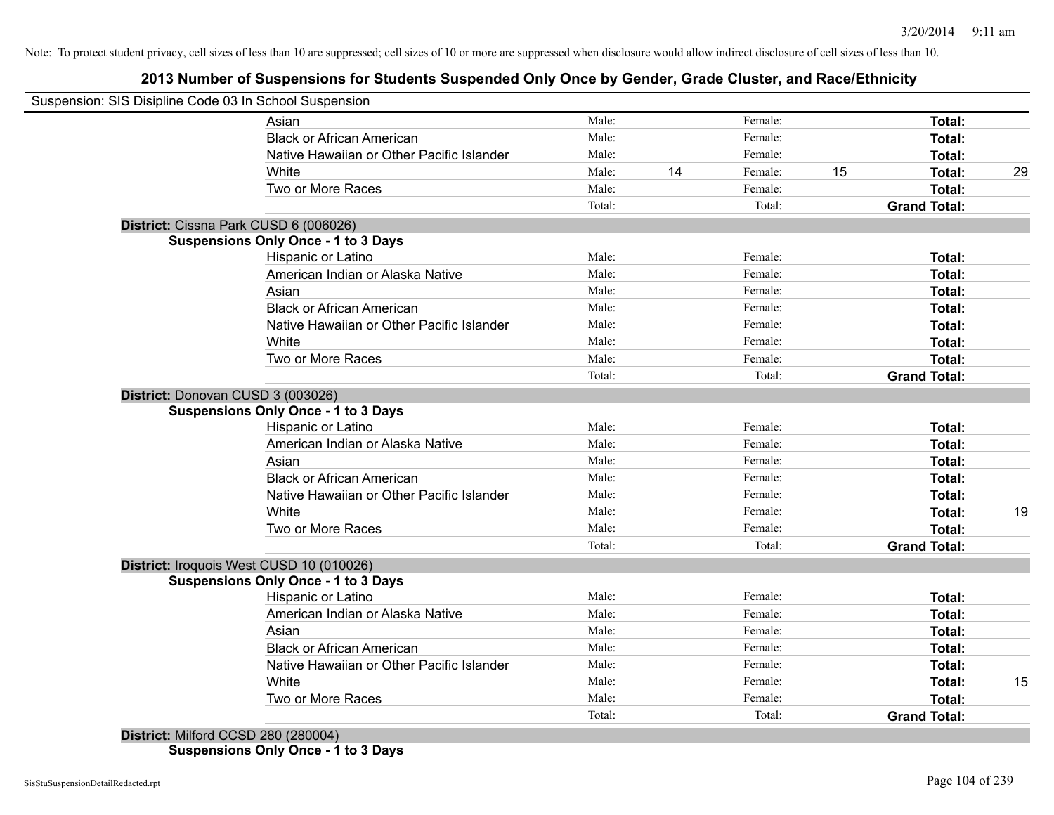Note: To protect student privacy, cell sizes of less than 10 are suppressed; cell sizes of 10 or more are suppressed when disclosure would allow indirect disclosure of cell sizes of less than 10.

## 2013 Number of Suspensions for Students Suspended Only Once by Gender, Grade Cluster, and Race/Ethnicity

Suspension: SIS Disipline Code 03 In School Suspension

| | | | | | |
|---|---|---|---|---|---|
| Asian | Male: | | Female: | | **Total:** | |
| Black or African American | Male: | | Female: | | **Total:** | |
| Native Hawaiian or Other Pacific Islander | Male: | | Female: | | **Total:** | |
| White | Male: | 14 | Female: | 15 | **Total:** | 29 |
| Two or More Races | Male: | | Female: | | **Total:** | |
| | Total: | | Total: | | **Grand Total:** | |

**District:** Cissna Park CUSD 6 (006026)

**Suspensions Only Once - 1 to 3 Days**

| | | | | | | |
|---|---|---|---|---|---|---|
| Hispanic or Latino | Male: | | Female: | | **Total:** | |
| American Indian or Alaska Native | Male: | | Female: | | **Total:** | |
| Asian | Male: | | Female: | | **Total:** | |
| Black or African American | Male: | | Female: | | **Total:** | |
| Native Hawaiian or Other Pacific Islander | Male: | | Female: | | **Total:** | |
| White | Male: | | Female: | | **Total:** | |
| Two or More Races | Male: | | Female: | | **Total:** | |
| | Total: | | Total: | | **Grand Total:** | |

**District:** Donovan CUSD 3 (003026)

**Suspensions Only Once - 1 to 3 Days**

| | | | | | | |
|---|---|---|---|---|---|---|
| Hispanic or Latino | Male: | | Female: | | **Total:** | |
| American Indian or Alaska Native | Male: | | Female: | | **Total:** | |
| Asian | Male: | | Female: | | **Total:** | |
| Black or African American | Male: | | Female: | | **Total:** | |
| Native Hawaiian or Other Pacific Islander | Male: | | Female: | | **Total:** | |
| White | Male: | | Female: | | **Total:** | 19 |
| Two or More Races | Male: | | Female: | | **Total:** | |
| | Total: | | Total: | | **Grand Total:** | |

**District:** Iroquois West CUSD 10 (010026)

**Suspensions Only Once - 1 to 3 Days**

| | | | | | | |
|---|---|---|---|---|---|---|
| Hispanic or Latino | Male: | | Female: | | **Total:** | |
| American Indian or Alaska Native | Male: | | Female: | | **Total:** | |
| Asian | Male: | | Female: | | **Total:** | |
| Black or African American | Male: | | Female: | | **Total:** | |
| Native Hawaiian or Other Pacific Islander | Male: | | Female: | | **Total:** | |
| White | Male: | | Female: | | **Total:** | 15 |
| Two or More Races | Male: | | Female: | | **Total:** | |
| | Total: | | Total: | | **Grand Total:** | |

**District:** Milford CCSD 280 (280004)

**Suspensions Only Once - 1 to 3 Days**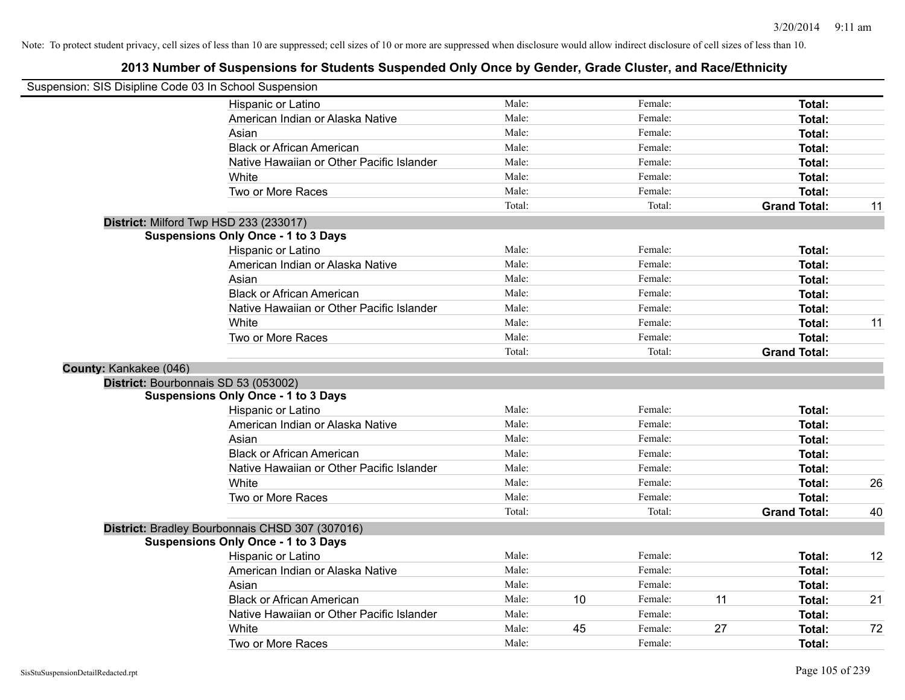Note: To protect student privacy, cell sizes of less than 10 are suppressed; cell sizes of 10 or more are suppressed when disclosure would allow indirect disclosure of cell sizes of less than 10.

# 2013 Number of Suspensions for Students Suspended Only Once by Gender, Grade Cluster, and Race/Ethnicity

Suspension: SIS Disipline Code 03 In School Suspension

| | | | | | | |
|---|---|---|---|---|---|---|
| Hispanic or Latino | Male: | | Female: | | Total: | |
| American Indian or Alaska Native | Male: | | Female: | | Total: | |
| Asian | Male: | | Female: | | Total: | |
| Black or African American | Male: | | Female: | | Total: | |
| Native Hawaiian or Other Pacific Islander | Male: | | Female: | | Total: | |
| White | Male: | | Female: | | Total: | |
| Two or More Races | Male: | | Female: | | Total: | |
| | Total: | | Total: | | **Grand Total:** | 11 |

**District:** Milford Twp HSD 233 (233017)

**Suspensions Only Once - 1 to 3 Days**

| | | | | | | |
|---|---|---|---|---|---|---|
| Hispanic or Latino | Male: | | Female: | | Total: | |
| American Indian or Alaska Native | Male: | | Female: | | Total: | |
| Asian | Male: | | Female: | | Total: | |
| Black or African American | Male: | | Female: | | Total: | |
| Native Hawaiian or Other Pacific Islander | Male: | | Female: | | Total: | |
| White | Male: | | Female: | | Total: | 11 |
| Two or More Races | Male: | | Female: | | Total: | |
| | Total: | | Total: | | **Grand Total:** | |

**County:** Kankakee (046)

**District:** Bourbonnais SD 53 (053002)

**Suspensions Only Once - 1 to 3 Days**

| | | | | | | |
|---|---|---|---|---|---|---|
| Hispanic or Latino | Male: | | Female: | | Total: | |
| American Indian or Alaska Native | Male: | | Female: | | Total: | |
| Asian | Male: | | Female: | | Total: | |
| Black or African American | Male: | | Female: | | Total: | |
| Native Hawaiian or Other Pacific Islander | Male: | | Female: | | Total: | |
| White | Male: | | Female: | | Total: | 26 |
| Two or More Races | Male: | | Female: | | Total: | |
| | Total: | | Total: | | **Grand Total:** | 40 |

**District:** Bradley Bourbonnais CHSD 307 (307016)

**Suspensions Only Once - 1 to 3 Days**

| | | | | | | |
|---|---|---|---|---|---|---|
| Hispanic or Latino | Male: | | Female: | | Total: | 12 |
| American Indian or Alaska Native | Male: | | Female: | | Total: | |
| Asian | Male: | | Female: | | Total: | |
| Black or African American | Male: | 10 | Female: | 11 | Total: | 21 |
| Native Hawaiian or Other Pacific Islander | Male: | | Female: | | Total: | |
| White | Male: | 45 | Female: | 27 | Total: | 72 |
| Two or More Races | Male: | | Female: | | Total: | |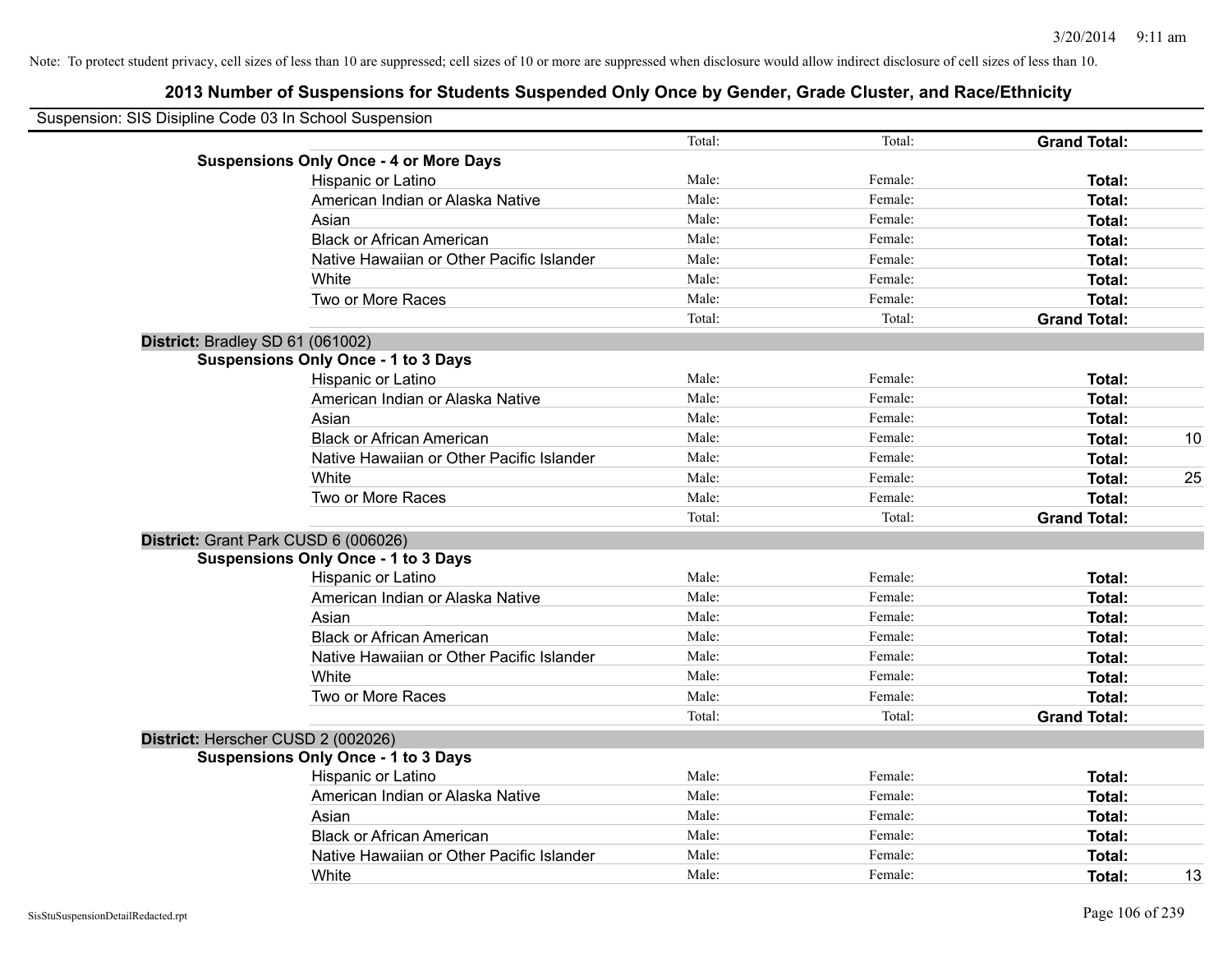Note: To protect student privacy, cell sizes of less than 10 are suppressed; cell sizes of 10 or more are suppressed when disclosure would allow indirect disclosure of cell sizes of less than 10.

# 2013 Number of Suspensions for Students Suspended Only Once by Gender, Grade Cluster, and Race/Ethnicity

Suspension: SIS Disipline Code 03 In School Suspension

| | | | | | |
|---|---|---|---|---|---|
| | | Total: | Total: | **Grand Total:** | |
| **Suspensions Only Once - 4 or More Days** | | | | | |
| | Hispanic or Latino | Male: | Female: | **Total:** | |
| | American Indian or Alaska Native | Male: | Female: | **Total:** | |
| | Asian | Male: | Female: | **Total:** | |
| | Black or African American | Male: | Female: | **Total:** | |
| | Native Hawaiian or Other Pacific Islander | Male: | Female: | **Total:** | |
| | White | Male: | Female: | **Total:** | |
| | Two or More Races | Male: | Female: | **Total:** | |
| | | Total: | Total: | **Grand Total:** | |
| **District:** Bradley SD 61 (061002) | | | | | |
| **Suspensions Only Once - 1 to 3 Days** | | | | | |
| | Hispanic or Latino | Male: | Female: | **Total:** | |
| | American Indian or Alaska Native | Male: | Female: | **Total:** | |
| | Asian | Male: | Female: | **Total:** | |
| | Black or African American | Male: | Female: | **Total:** | 10 |
| | Native Hawaiian or Other Pacific Islander | Male: | Female: | **Total:** | |
| | White | Male: | Female: | **Total:** | 25 |
| | Two or More Races | Male: | Female: | **Total:** | |
| | | Total: | Total: | **Grand Total:** | |
| **District:** Grant Park CUSD 6 (006026) | | | | | |
| **Suspensions Only Once - 1 to 3 Days** | | | | | |
| | Hispanic or Latino | Male: | Female: | **Total:** | |
| | American Indian or Alaska Native | Male: | Female: | **Total:** | |
| | Asian | Male: | Female: | **Total:** | |
| | Black or African American | Male: | Female: | **Total:** | |
| | Native Hawaiian or Other Pacific Islander | Male: | Female: | **Total:** | |
| | White | Male: | Female: | **Total:** | |
| | Two or More Races | Male: | Female: | **Total:** | |
| | | Total: | Total: | **Grand Total:** | |
| **District:** Herscher CUSD 2 (002026) | | | | | |
| **Suspensions Only Once - 1 to 3 Days** | | | | | |
| | Hispanic or Latino | Male: | Female: | **Total:** | |
| | American Indian or Alaska Native | Male: | Female: | **Total:** | |
| | Asian | Male: | Female: | **Total:** | |
| | Black or African American | Male: | Female: | **Total:** | |
| | Native Hawaiian or Other Pacific Islander | Male: | Female: | **Total:** | |
| | White | Male: | Female: | **Total:** | 13 |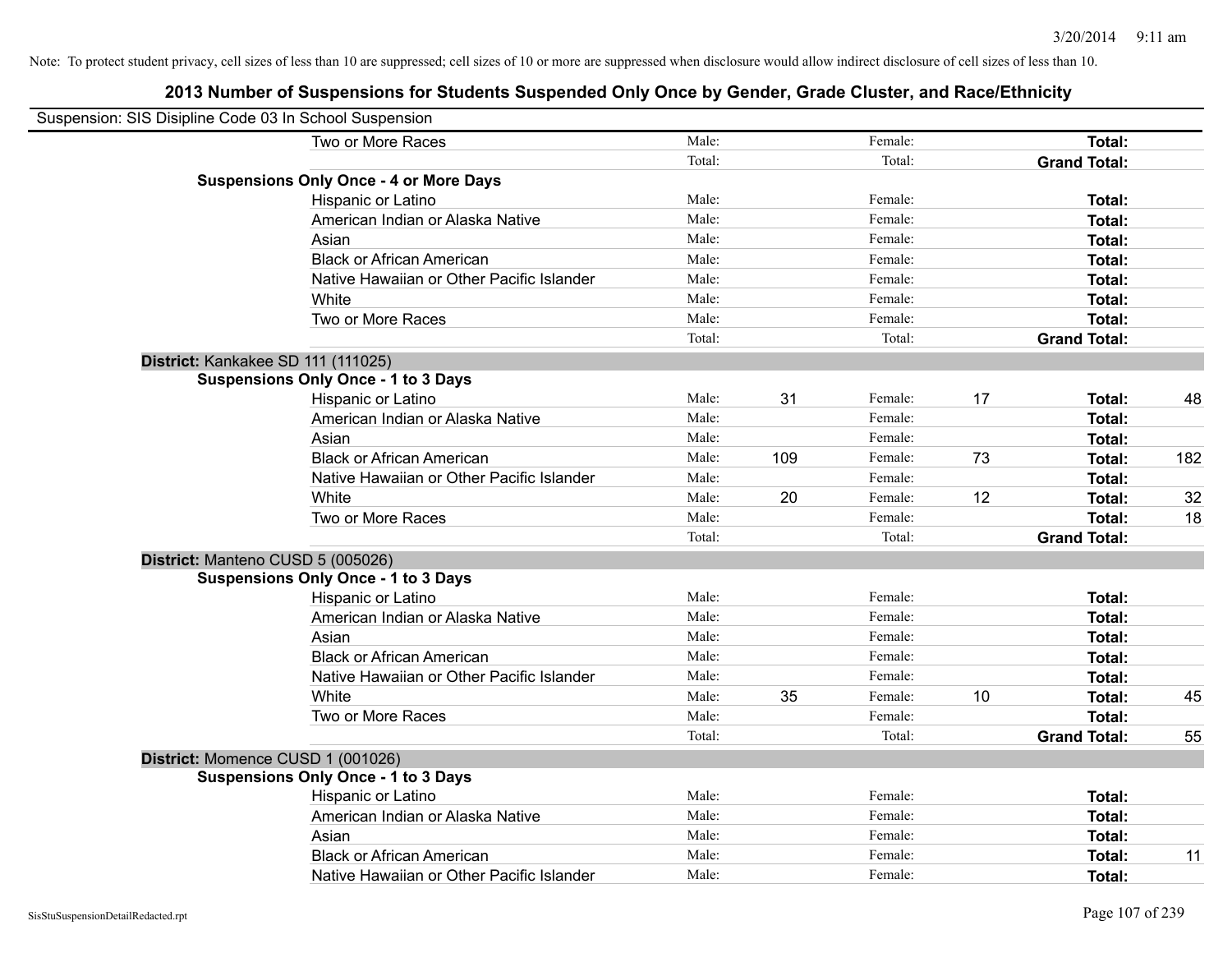Note: To protect student privacy, cell sizes of less than 10 are suppressed; cell sizes of 10 or more are suppressed when disclosure would allow indirect disclosure of cell sizes of less than 10.

## 2013 Number of Suspensions for Students Suspended Only Once by Gender, Grade Cluster, and Race/Ethnicity

Suspension: SIS Disipline Code 03 In School Suspension

| | | | | | | |
|---|---|---|---|---|---|---|
| Two or More Races | Male: | | Female: | | **Total:** | |
| | Total: | | Total: | | **Grand Total:** | |
| **Suspensions Only Once - 4 or More Days** | | | | | | |
| Hispanic or Latino | Male: | | Female: | | **Total:** | |
| American Indian or Alaska Native | Male: | | Female: | | **Total:** | |
| Asian | Male: | | Female: | | **Total:** | |
| Black or African American | Male: | | Female: | | **Total:** | |
| Native Hawaiian or Other Pacific Islander | Male: | | Female: | | **Total:** | |
| White | Male: | | Female: | | **Total:** | |
| Two or More Races | Male: | | Female: | | **Total:** | |
| | Total: | | Total: | | **Grand Total:** | |
| **District:** Kankakee SD 111 (111025) | | | | | | |
| **Suspensions Only Once - 1 to 3 Days** | | | | | | |
| Hispanic or Latino | Male: | 31 | Female: | 17 | **Total:** | 48 |
| American Indian or Alaska Native | Male: | | Female: | | **Total:** | |
| Asian | Male: | | Female: | | **Total:** | |
| Black or African American | Male: | 109 | Female: | 73 | **Total:** | 182 |
| Native Hawaiian or Other Pacific Islander | Male: | | Female: | | **Total:** | |
| White | Male: | 20 | Female: | 12 | **Total:** | 32 |
| Two or More Races | Male: | | Female: | | **Total:** | 18 |
| | Total: | | Total: | | **Grand Total:** | |
| **District:** Manteno CUSD 5 (005026) | | | | | | |
| **Suspensions Only Once - 1 to 3 Days** | | | | | | |
| Hispanic or Latino | Male: | | Female: | | **Total:** | |
| American Indian or Alaska Native | Male: | | Female: | | **Total:** | |
| Asian | Male: | | Female: | | **Total:** | |
| Black or African American | Male: | | Female: | | **Total:** | |
| Native Hawaiian or Other Pacific Islander | Male: | | Female: | | **Total:** | |
| White | Male: | 35 | Female: | 10 | **Total:** | 45 |
| Two or More Races | Male: | | Female: | | **Total:** | |
| | Total: | | Total: | | **Grand Total:** | 55 |
| **District:** Momence CUSD 1 (001026) | | | | | | |
| **Suspensions Only Once - 1 to 3 Days** | | | | | | |
| Hispanic or Latino | Male: | | Female: | | **Total:** | |
| American Indian or Alaska Native | Male: | | Female: | | **Total:** | |
| Asian | Male: | | Female: | | **Total:** | |
| Black or African American | Male: | | Female: | | **Total:** | 11 |
| Native Hawaiian or Other Pacific Islander | Male: | | Female: | | **Total:** | |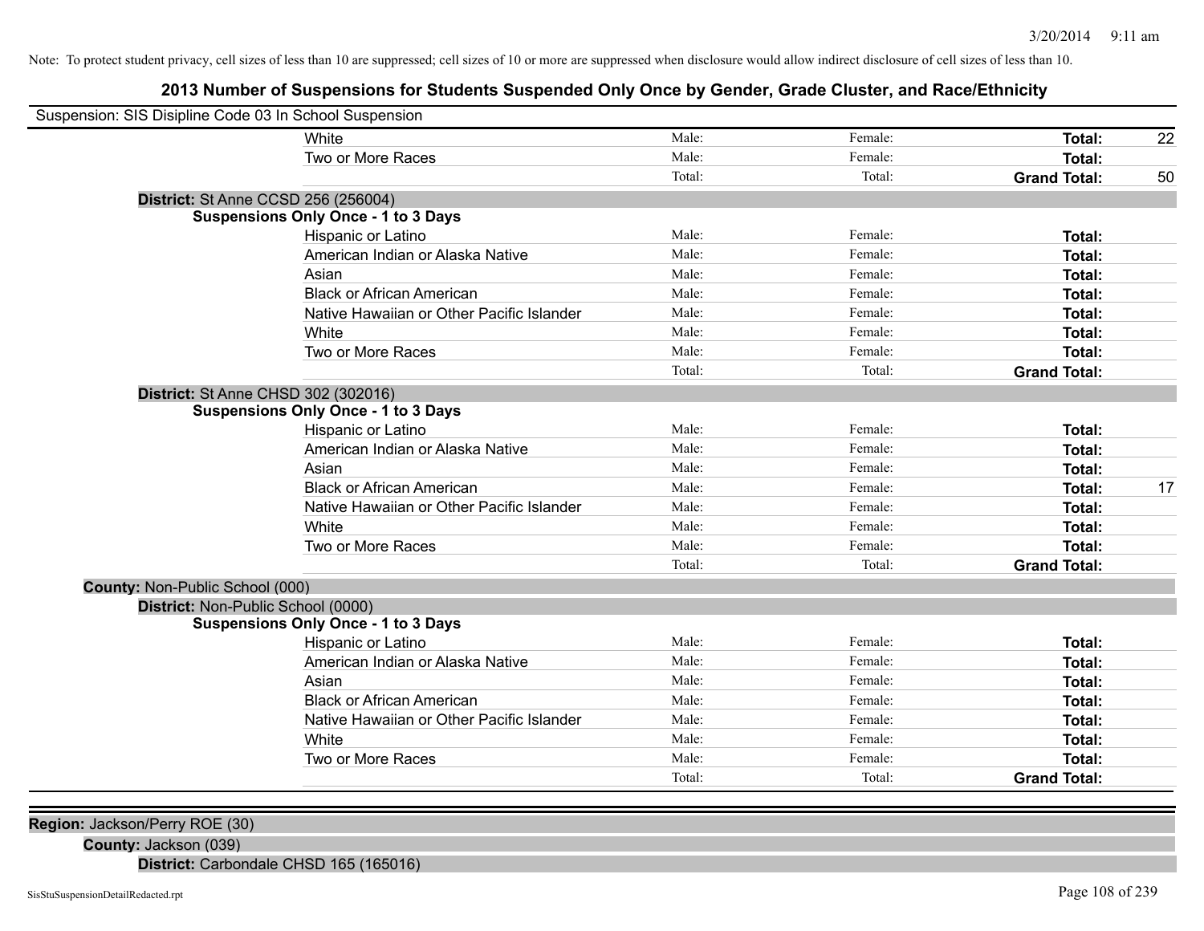Note: To protect student privacy, cell sizes of less than 10 are suppressed; cell sizes of 10 or more are suppressed when disclosure would allow indirect disclosure of cell sizes of less than 10.

# 2013 Number of Suspensions for Students Suspended Only Once by Gender, Grade Cluster, and Race/Ethnicity

Suspension: SIS Disipline Code 03 In School Suspension

| | | | | |
|---|---|---|---|---|
| White | Male: | Female: | **Total:** | 22 |
| Two or More Races | Male: | Female: | **Total:** | |
| | Total: | Total: | **Grand Total:** | 50 |

**District:** St Anne CCSD 256 (256004)

**Suspensions Only Once - 1 to 3 Days**

| | | | | |
|---|---|---|---|---|
| Hispanic or Latino | Male: | Female: | **Total:** | |
| American Indian or Alaska Native | Male: | Female: | **Total:** | |
| Asian | Male: | Female: | **Total:** | |
| Black or African American | Male: | Female: | **Total:** | |
| Native Hawaiian or Other Pacific Islander | Male: | Female: | **Total:** | |
| White | Male: | Female: | **Total:** | |
| Two or More Races | Male: | Female: | **Total:** | |
| | Total: | Total: | **Grand Total:** | |

**District:** St Anne CHSD 302 (302016)

**Suspensions Only Once - 1 to 3 Days**

| | | | | |
|---|---|---|---|---|
| Hispanic or Latino | Male: | Female: | **Total:** | |
| American Indian or Alaska Native | Male: | Female: | **Total:** | |
| Asian | Male: | Female: | **Total:** | |
| Black or African American | Male: | Female: | **Total:** | 17 |
| Native Hawaiian or Other Pacific Islander | Male: | Female: | **Total:** | |
| White | Male: | Female: | **Total:** | |
| Two or More Races | Male: | Female: | **Total:** | |
| | Total: | Total: | **Grand Total:** | |

**County:** Non-Public School (000)

**District:** Non-Public School (0000)

**Suspensions Only Once - 1 to 3 Days**

| | | | | |
|---|---|---|---|---|
| Hispanic or Latino | Male: | Female: | **Total:** | |
| American Indian or Alaska Native | Male: | Female: | **Total:** | |
| Asian | Male: | Female: | **Total:** | |
| Black or African American | Male: | Female: | **Total:** | |
| Native Hawaiian or Other Pacific Islander | Male: | Female: | **Total:** | |
| White | Male: | Female: | **Total:** | |
| Two or More Races | Male: | Female: | **Total:** | |
| | Total: | Total: | **Grand Total:** | |

**Region:** Jackson/Perry ROE (30)

**County:** Jackson (039)

**District:** Carbondale CHSD 165 (165016)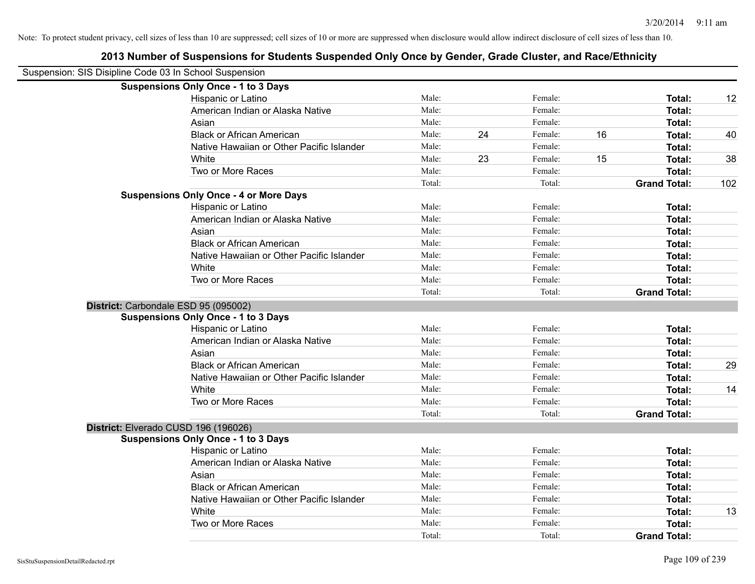Note: To protect student privacy, cell sizes of less than 10 are suppressed; cell sizes of 10 or more are suppressed when disclosure would allow indirect disclosure of cell sizes of less than 10.

## 2013 Number of Suspensions for Students Suspended Only Once by Gender, Grade Cluster, and Race/Ethnicity

Suspension: SIS Disipline Code 03 In School Suspension

**Suspensions Only Once - 1 to 3 Days**

| Race/Ethnicity | | | | | | |
|---|---|---|---|---|---|---|
| Hispanic or Latino | Male: | | Female: | | **Total:** | 12 |
| American Indian or Alaska Native | Male: | | Female: | | **Total:** | |
| Asian | Male: | | Female: | | **Total:** | |
| Black or African American | Male: | 24 | Female: | 16 | **Total:** | 40 |
| Native Hawaiian or Other Pacific Islander | Male: | | Female: | | **Total:** | |
| White | Male: | 23 | Female: | 15 | **Total:** | 38 |
| Two or More Races | Male: | | Female: | | **Total:** | |
| | Total: | | Total: | | **Grand Total:** | 102 |

**Suspensions Only Once - 4 or More Days**

| Race/Ethnicity | | | | | | |
|---|---|---|---|---|---|---|
| Hispanic or Latino | Male: | | Female: | | **Total:** | |
| American Indian or Alaska Native | Male: | | Female: | | **Total:** | |
| Asian | Male: | | Female: | | **Total:** | |
| Black or African American | Male: | | Female: | | **Total:** | |
| Native Hawaiian or Other Pacific Islander | Male: | | Female: | | **Total:** | |
| White | Male: | | Female: | | **Total:** | |
| Two or More Races | Male: | | Female: | | **Total:** | |
| | Total: | | Total: | | **Grand Total:** | |

**District:** Carbondale ESD 95 (095002)

**Suspensions Only Once - 1 to 3 Days**

| Race/Ethnicity | | | | | | |
|---|---|---|---|---|---|---|
| Hispanic or Latino | Male: | | Female: | | **Total:** | |
| American Indian or Alaska Native | Male: | | Female: | | **Total:** | |
| Asian | Male: | | Female: | | **Total:** | |
| Black or African American | Male: | | Female: | | **Total:** | 29 |
| Native Hawaiian or Other Pacific Islander | Male: | | Female: | | **Total:** | |
| White | Male: | | Female: | | **Total:** | 14 |
| Two or More Races | Male: | | Female: | | **Total:** | |
| | Total: | | Total: | | **Grand Total:** | |

**District:** Elverado CUSD 196 (196026)

**Suspensions Only Once - 1 to 3 Days**

| Race/Ethnicity | | | | | | |
|---|---|---|---|---|---|---|
| Hispanic or Latino | Male: | | Female: | | **Total:** | |
| American Indian or Alaska Native | Male: | | Female: | | **Total:** | |
| Asian | Male: | | Female: | | **Total:** | |
| Black or African American | Male: | | Female: | | **Total:** | |
| Native Hawaiian or Other Pacific Islander | Male: | | Female: | | **Total:** | |
| White | Male: | | Female: | | **Total:** | 13 |
| Two or More Races | Male: | | Female: | | **Total:** | |
| | Total: | | Total: | | **Grand Total:** | |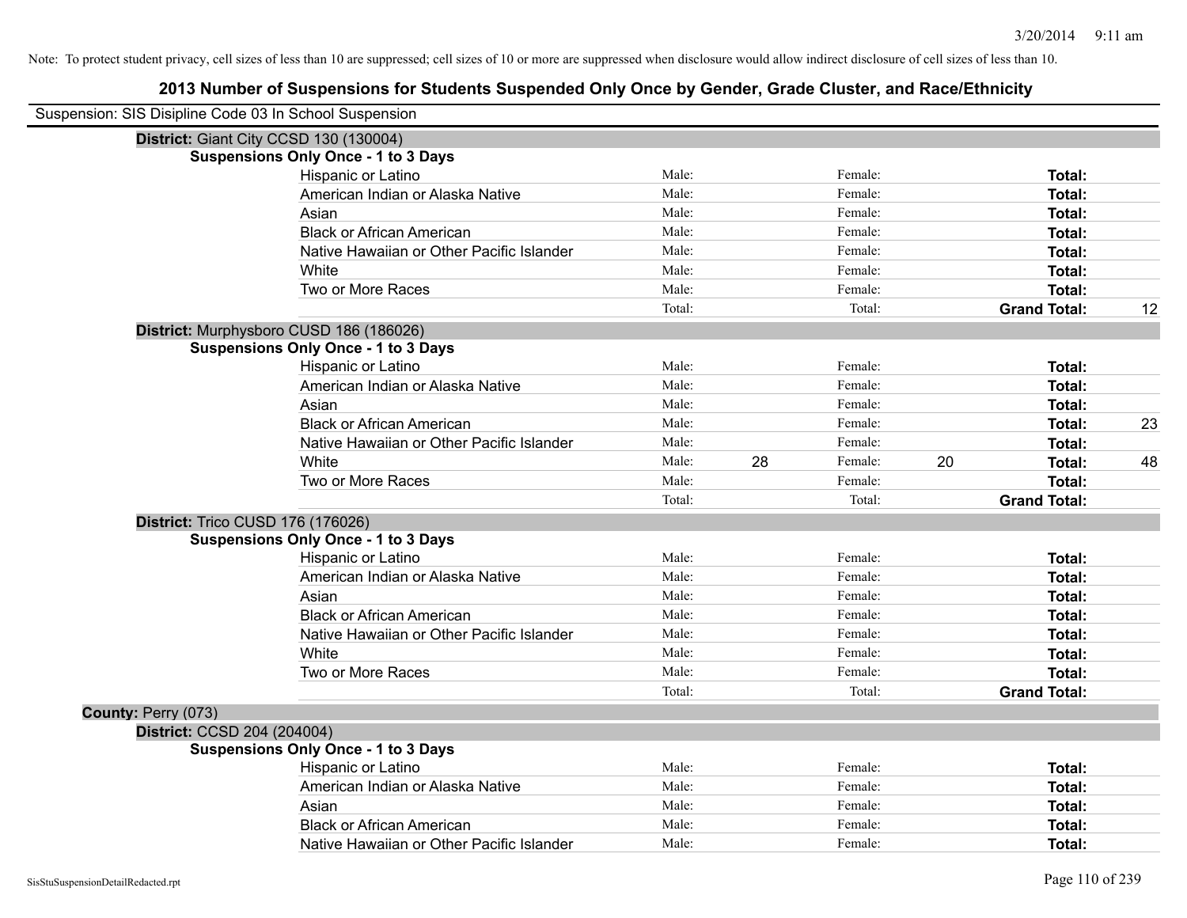Note: To protect student privacy, cell sizes of less than 10 are suppressed; cell sizes of 10 or more are suppressed when disclosure would allow indirect disclosure of cell sizes of less than 10.

## 2013 Number of Suspensions for Students Suspended Only Once by Gender, Grade Cluster, and Race/Ethnicity

Suspension: SIS Disipline Code 03 In School Suspension

**District:** Giant City CCSD 130 (130004)

**Suspensions Only Once - 1 to 3 Days**

| Race/Ethnicity | Male: | | Female: | | Total: | |
|---|---|---|---|---|---|---|
| Hispanic or Latino | Male: | | Female: | | **Total:** | |
| American Indian or Alaska Native | Male: | | Female: | | **Total:** | |
| Asian | Male: | | Female: | | **Total:** | |
| Black or African American | Male: | | Female: | | **Total:** | |
| Native Hawaiian or Other Pacific Islander | Male: | | Female: | | **Total:** | |
| White | Male: | | Female: | | **Total:** | |
| Two or More Races | Male: | | Female: | | **Total:** | |
| | Total: | | Total: | | **Grand Total:** | 12 |

**District:** Murphysboro CUSD 186 (186026)

**Suspensions Only Once - 1 to 3 Days**

| Race/Ethnicity | Male: | | Female: | | Total: | |
|---|---|---|---|---|---|---|
| Hispanic or Latino | Male: | | Female: | | **Total:** | |
| American Indian or Alaska Native | Male: | | Female: | | **Total:** | |
| Asian | Male: | | Female: | | **Total:** | |
| Black or African American | Male: | | Female: | | **Total:** | 23 |
| Native Hawaiian or Other Pacific Islander | Male: | | Female: | | **Total:** | |
| White | Male: | 28 | Female: | 20 | **Total:** | 48 |
| Two or More Races | Male: | | Female: | | **Total:** | |
| | Total: | | Total: | | **Grand Total:** | |

**District:** Trico CUSD 176 (176026)

**Suspensions Only Once - 1 to 3 Days**

| Race/Ethnicity | Male: | | Female: | | Total: | |
|---|---|---|---|---|---|---|
| Hispanic or Latino | Male: | | Female: | | **Total:** | |
| American Indian or Alaska Native | Male: | | Female: | | **Total:** | |
| Asian | Male: | | Female: | | **Total:** | |
| Black or African American | Male: | | Female: | | **Total:** | |
| Native Hawaiian or Other Pacific Islander | Male: | | Female: | | **Total:** | |
| White | Male: | | Female: | | **Total:** | |
| Two or More Races | Male: | | Female: | | **Total:** | |
| | Total: | | Total: | | **Grand Total:** | |

**County:** Perry (073)

**District:** CCSD 204 (204004)

**Suspensions Only Once - 1 to 3 Days**

| Race/Ethnicity | Male: | | Female: | | Total: | |
|---|---|---|---|---|---|---|
| Hispanic or Latino | Male: | | Female: | | **Total:** | |
| American Indian or Alaska Native | Male: | | Female: | | **Total:** | |
| Asian | Male: | | Female: | | **Total:** | |
| Black or African American | Male: | | Female: | | **Total:** | |
| Native Hawaiian or Other Pacific Islander | Male: | | Female: | | **Total:** | |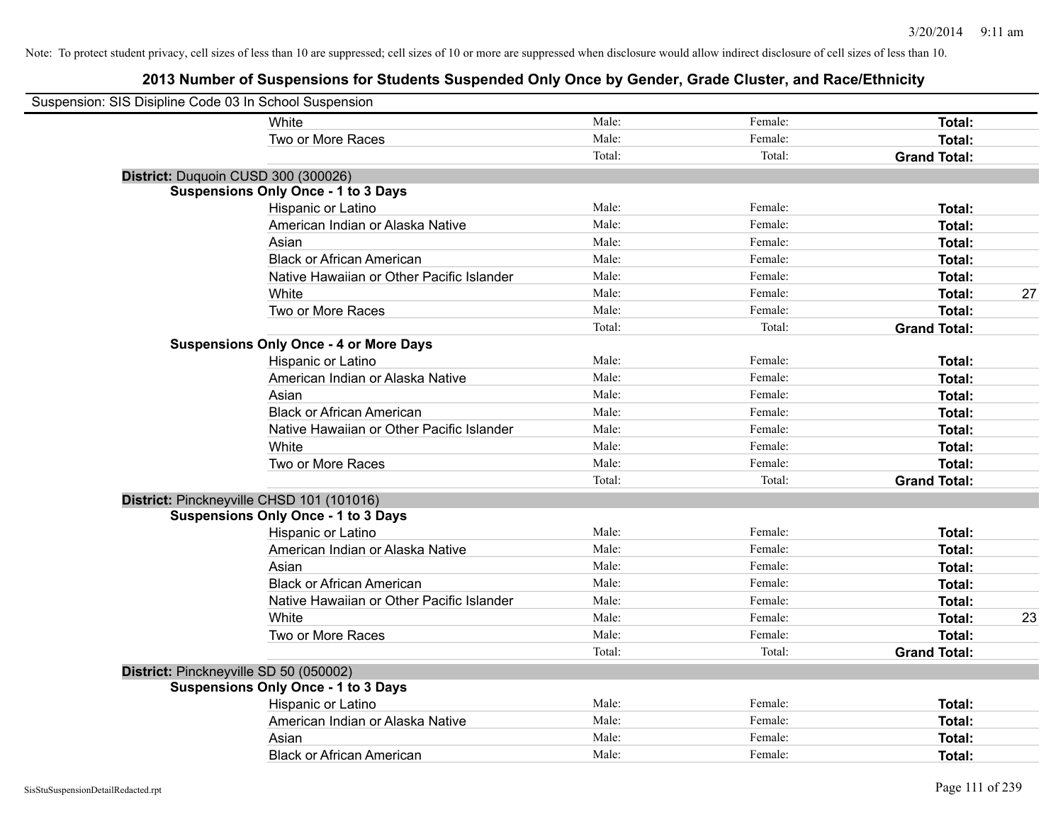Note: To protect student privacy, cell sizes of less than 10 are suppressed; cell sizes of 10 or more are suppressed when disclosure would allow indirect disclosure of cell sizes of less than 10.

## 2013 Number of Suspensions for Students Suspended Only Once by Gender, Grade Cluster, and Race/Ethnicity

Suspension: SIS Disipline Code 03 In School Suspension

| | | | | | |
|---|---|---|---|---|---|
| | White | Male: | Female: | **Total:** | |
| | Two or More Races | Male: | Female: | **Total:** | |
| | | Total: | Total: | **Grand Total:** | |
| **District:** Duquoin CUSD 300 (300026) | | | | | |
| **Suspensions Only Once - 1 to 3 Days** | | | | | |
| | Hispanic or Latino | Male: | Female: | **Total:** | |
| | American Indian or Alaska Native | Male: | Female: | **Total:** | |
| | Asian | Male: | Female: | **Total:** | |
| | Black or African American | Male: | Female: | **Total:** | |
| | Native Hawaiian or Other Pacific Islander | Male: | Female: | **Total:** | |
| | White | Male: | Female: | **Total:** | 27 |
| | Two or More Races | Male: | Female: | **Total:** | |
| | | Total: | Total: | **Grand Total:** | |
| **Suspensions Only Once - 4 or More Days** | | | | | |
| | Hispanic or Latino | Male: | Female: | **Total:** | |
| | American Indian or Alaska Native | Male: | Female: | **Total:** | |
| | Asian | Male: | Female: | **Total:** | |
| | Black or African American | Male: | Female: | **Total:** | |
| | Native Hawaiian or Other Pacific Islander | Male: | Female: | **Total:** | |
| | White | Male: | Female: | **Total:** | |
| | Two or More Races | Male: | Female: | **Total:** | |
| | | Total: | Total: | **Grand Total:** | |
| **District:** Pinckneyville CHSD 101 (101016) | | | | | |
| **Suspensions Only Once - 1 to 3 Days** | | | | | |
| | Hispanic or Latino | Male: | Female: | **Total:** | |
| | American Indian or Alaska Native | Male: | Female: | **Total:** | |
| | Asian | Male: | Female: | **Total:** | |
| | Black or African American | Male: | Female: | **Total:** | |
| | Native Hawaiian or Other Pacific Islander | Male: | Female: | **Total:** | |
| | White | Male: | Female: | **Total:** | 23 |
| | Two or More Races | Male: | Female: | **Total:** | |
| | | Total: | Total: | **Grand Total:** | |
| **District:** Pinckneyville SD 50 (050002) | | | | | |
| **Suspensions Only Once - 1 to 3 Days** | | | | | |
| | Hispanic or Latino | Male: | Female: | **Total:** | |
| | American Indian or Alaska Native | Male: | Female: | **Total:** | |
| | Asian | Male: | Female: | **Total:** | |
| | Black or African American | Male: | Female: | **Total:** | |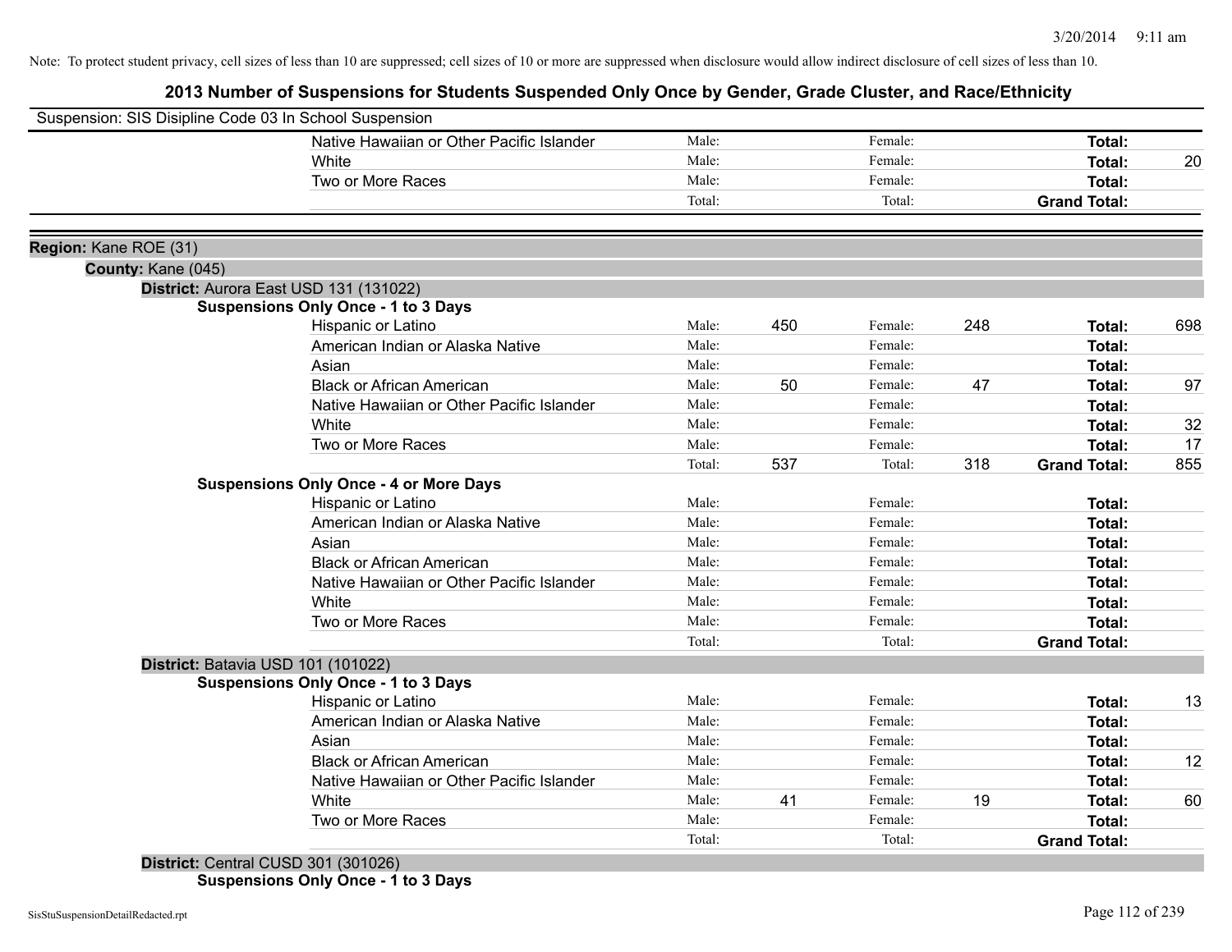Note: To protect student privacy, cell sizes of less than 10 are suppressed; cell sizes of 10 or more are suppressed when disclosure would allow indirect disclosure of cell sizes of less than 10.

## 2013 Number of Suspensions for Students Suspended Only Once by Gender, Grade Cluster, and Race/Ethnicity

Suspension: SIS Disipline Code 03 In School Suspension

| | | | | | |
|---|---|---|---|---|---|
| Native Hawaiian or Other Pacific Islander | Male: | | Female: | | **Total:** | |
| White | Male: | | Female: | | **Total:** | 20 |
| Two or More Races | Male: | | Female: | | **Total:** | |
| | Total: | | Total: | | **Grand Total:** | |

**Region:** Kane ROE (31)

**County:** Kane (045)

**District:** Aurora East USD 131 (131022)

**Suspensions Only Once - 1 to 3 Days**

| Race/Ethnicity | | Male | | Female | | Total |
|---|---|---|---|---|---|---|
| Hispanic or Latino | Male: | 450 | Female: | 248 | **Total:** | 698 |
| American Indian or Alaska Native | Male: | | Female: | | **Total:** | |
| Asian | Male: | | Female: | | **Total:** | |
| Black or African American | Male: | 50 | Female: | 47 | **Total:** | 97 |
| Native Hawaiian or Other Pacific Islander | Male: | | Female: | | **Total:** | |
| White | Male: | | Female: | | **Total:** | 32 |
| Two or More Races | Male: | | Female: | | **Total:** | 17 |
| | Total: | 537 | Total: | 318 | **Grand Total:** | 855 |

**Suspensions Only Once - 4 or More Days**

| Race/Ethnicity | | Male | | Female | | Total |
|---|---|---|---|---|---|---|
| Hispanic or Latino | Male: | | Female: | | **Total:** | |
| American Indian or Alaska Native | Male: | | Female: | | **Total:** | |
| Asian | Male: | | Female: | | **Total:** | |
| Black or African American | Male: | | Female: | | **Total:** | |
| Native Hawaiian or Other Pacific Islander | Male: | | Female: | | **Total:** | |
| White | Male: | | Female: | | **Total:** | |
| Two or More Races | Male: | | Female: | | **Total:** | |
| | Total: | | Total: | | **Grand Total:** | |

**District:** Batavia USD 101 (101022)

**Suspensions Only Once - 1 to 3 Days**

| Race/Ethnicity | | Male | | Female | | Total |
|---|---|---|---|---|---|---|
| Hispanic or Latino | Male: | | Female: | | **Total:** | 13 |
| American Indian or Alaska Native | Male: | | Female: | | **Total:** | |
| Asian | Male: | | Female: | | **Total:** | |
| Black or African American | Male: | | Female: | | **Total:** | 12 |
| Native Hawaiian or Other Pacific Islander | Male: | | Female: | | **Total:** | |
| White | Male: | 41 | Female: | 19 | **Total:** | 60 |
| Two or More Races | Male: | | Female: | | **Total:** | |
| | Total: | | Total: | | **Grand Total:** | |

**District:** Central CUSD 301 (301026)

**Suspensions Only Once - 1 to 3 Days**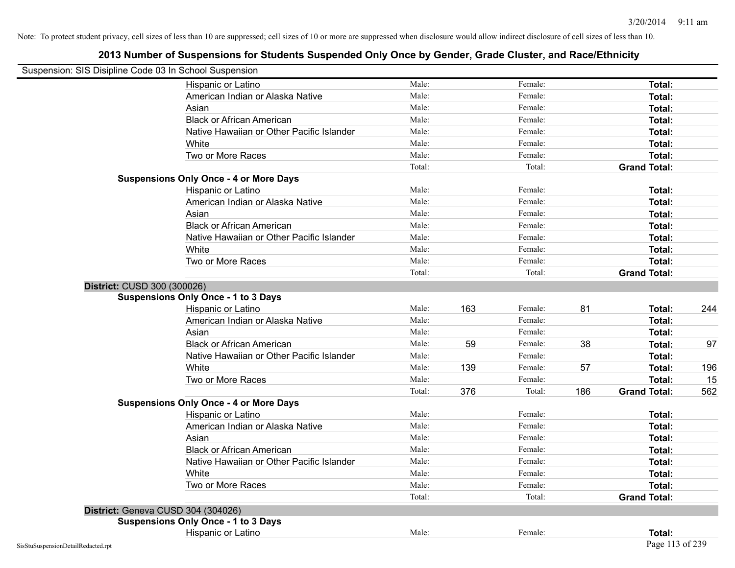Note: To protect student privacy, cell sizes of less than 10 are suppressed; cell sizes of 10 or more are suppressed when disclosure would allow indirect disclosure of cell sizes of less than 10.

## 2013 Number of Suspensions for Students Suspended Only Once by Gender, Grade Cluster, and Race/Ethnicity

Suspension: SIS Disipline Code 03 In School Suspension

| | | | | | | |
|---|---|---|---|---|---|---|
| Hispanic or Latino | Male: | | Female: | | **Total:** | |
| American Indian or Alaska Native | Male: | | Female: | | **Total:** | |
| Asian | Male: | | Female: | | **Total:** | |
| Black or African American | Male: | | Female: | | **Total:** | |
| Native Hawaiian or Other Pacific Islander | Male: | | Female: | | **Total:** | |
| White | Male: | | Female: | | **Total:** | |
| Two or More Races | Male: | | Female: | | **Total:** | |
| | Total: | | Total: | | **Grand Total:** | |

**Suspensions Only Once - 4 or More Days**

| | | | | | | |
|---|---|---|---|---|---|---|
| Hispanic or Latino | Male: | | Female: | | **Total:** | |
| American Indian or Alaska Native | Male: | | Female: | | **Total:** | |
| Asian | Male: | | Female: | | **Total:** | |
| Black or African American | Male: | | Female: | | **Total:** | |
| Native Hawaiian or Other Pacific Islander | Male: | | Female: | | **Total:** | |
| White | Male: | | Female: | | **Total:** | |
| Two or More Races | Male: | | Female: | | **Total:** | |
| | Total: | | Total: | | **Grand Total:** | |

**District:** CUSD 300 (300026)

**Suspensions Only Once - 1 to 3 Days**

| | | | | | | |
|---|---|---|---|---|---|---|
| Hispanic or Latino | Male: | 163 | Female: | 81 | **Total:** | 244 |
| American Indian or Alaska Native | Male: | | Female: | | **Total:** | |
| Asian | Male: | | Female: | | **Total:** | |
| Black or African American | Male: | 59 | Female: | 38 | **Total:** | 97 |
| Native Hawaiian or Other Pacific Islander | Male: | | Female: | | **Total:** | |
| White | Male: | 139 | Female: | 57 | **Total:** | 196 |
| Two or More Races | Male: | | Female: | | **Total:** | 15 |
| | Total: | 376 | Total: | 186 | **Grand Total:** | 562 |

**Suspensions Only Once - 4 or More Days**

| | | | | | | |
|---|---|---|---|---|---|---|
| Hispanic or Latino | Male: | | Female: | | **Total:** | |
| American Indian or Alaska Native | Male: | | Female: | | **Total:** | |
| Asian | Male: | | Female: | | **Total:** | |
| Black or African American | Male: | | Female: | | **Total:** | |
| Native Hawaiian or Other Pacific Islander | Male: | | Female: | | **Total:** | |
| White | Male: | | Female: | | **Total:** | |
| Two or More Races | Male: | | Female: | | **Total:** | |
| | Total: | | Total: | | **Grand Total:** | |

**District:** Geneva CUSD 304 (304026)

**Suspensions Only Once - 1 to 3 Days**

| | | | | | | |
|---|---|---|---|---|---|---|
| Hispanic or Latino | Male: | | Female: | | **Total:** | |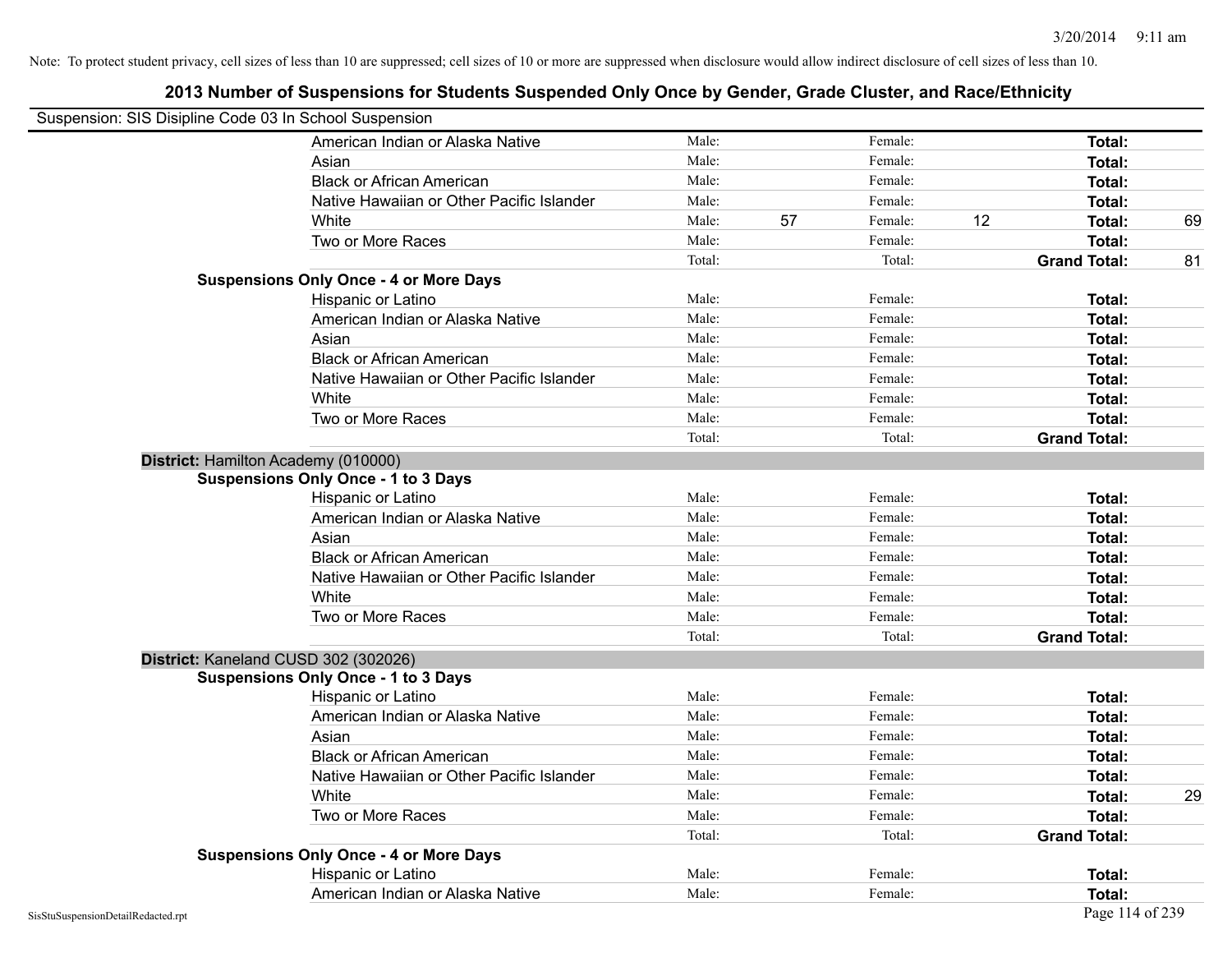Note: To protect student privacy, cell sizes of less than 10 are suppressed; cell sizes of 10 or more are suppressed when disclosure would allow indirect disclosure of cell sizes of less than 10.

## 2013 Number of Suspensions for Students Suspended Only Once by Gender, Grade Cluster, and Race/Ethnicity

Suspension: SIS Disipline Code 03 In School Suspension

| | | | | | | |
|---|---|---|---|---|---|---|
| American Indian or Alaska Native | Male: | | Female: | | **Total:** | |
| Asian | Male: | | Female: | | **Total:** | |
| Black or African American | Male: | | Female: | | **Total:** | |
| Native Hawaiian or Other Pacific Islander | Male: | | Female: | | **Total:** | |
| White | Male: | 57 | Female: | 12 | **Total:** | 69 |
| Two or More Races | Male: | | Female: | | **Total:** | |
| | Total: | | Total: | | **Grand Total:** | 81 |

**Suspensions Only Once - 4 or More Days**

| | | | | | | |
|---|---|---|---|---|---|---|
| Hispanic or Latino | Male: | | Female: | | **Total:** | |
| American Indian or Alaska Native | Male: | | Female: | | **Total:** | |
| Asian | Male: | | Female: | | **Total:** | |
| Black or African American | Male: | | Female: | | **Total:** | |
| Native Hawaiian or Other Pacific Islander | Male: | | Female: | | **Total:** | |
| White | Male: | | Female: | | **Total:** | |
| Two or More Races | Male: | | Female: | | **Total:** | |
| | Total: | | Total: | | **Grand Total:** | |

**District:** Hamilton Academy (010000)

**Suspensions Only Once - 1 to 3 Days**

| | | | | | | |
|---|---|---|---|---|---|---|
| Hispanic or Latino | Male: | | Female: | | **Total:** | |
| American Indian or Alaska Native | Male: | | Female: | | **Total:** | |
| Asian | Male: | | Female: | | **Total:** | |
| Black or African American | Male: | | Female: | | **Total:** | |
| Native Hawaiian or Other Pacific Islander | Male: | | Female: | | **Total:** | |
| White | Male: | | Female: | | **Total:** | |
| Two or More Races | Male: | | Female: | | **Total:** | |
| | Total: | | Total: | | **Grand Total:** | |

**District:** Kaneland CUSD 302 (302026)

**Suspensions Only Once - 1 to 3 Days**

| | | | | | | |
|---|---|---|---|---|---|---|
| Hispanic or Latino | Male: | | Female: | | **Total:** | |
| American Indian or Alaska Native | Male: | | Female: | | **Total:** | |
| Asian | Male: | | Female: | | **Total:** | |
| Black or African American | Male: | | Female: | | **Total:** | |
| Native Hawaiian or Other Pacific Islander | Male: | | Female: | | **Total:** | |
| White | Male: | | Female: | | **Total:** | 29 |
| Two or More Races | Male: | | Female: | | **Total:** | |
| | Total: | | Total: | | **Grand Total:** | |

**Suspensions Only Once - 4 or More Days**

| | | | | | | |
|---|---|---|---|---|---|---|
| Hispanic or Latino | Male: | | Female: | | **Total:** | |
| American Indian or Alaska Native | Male: | | Female: | | **Total:** | |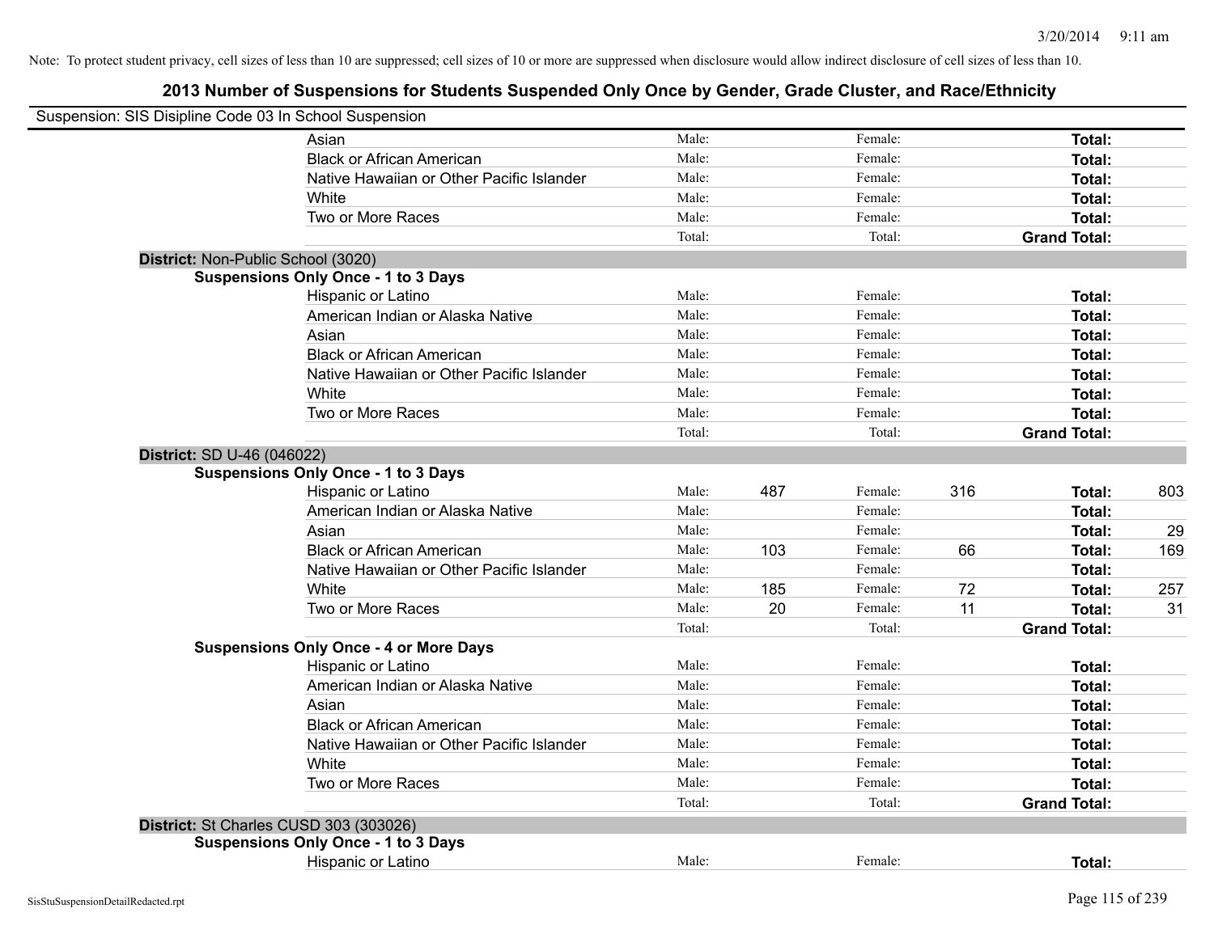Note: To protect student privacy, cell sizes of less than 10 are suppressed; cell sizes of 10 or more are suppressed when disclosure would allow indirect disclosure of cell sizes of less than 10.

## 2013 Number of Suspensions for Students Suspended Only Once by Gender, Grade Cluster, and Race/Ethnicity

Suspension: SIS Disipline Code 03 In School Suspension

| | | | | | | | |
|---|---|---|---|---|---|---|---|
| Asian | Male: | | Female: | | **Total:** | |
| Black or African American | Male: | | Female: | | **Total:** | |
| Native Hawaiian or Other Pacific Islander | Male: | | Female: | | **Total:** | |
| White | Male: | | Female: | | **Total:** | |
| Two or More Races | Male: | | Female: | | **Total:** | |
| | Total: | | Total: | | **Grand Total:** | |

**District:** Non-Public School (3020)

**Suspensions Only Once - 1 to 3 Days**

| | | | | | | |
|---|---|---|---|---|---|---|
| Hispanic or Latino | Male: | | Female: | | **Total:** | |
| American Indian or Alaska Native | Male: | | Female: | | **Total:** | |
| Asian | Male: | | Female: | | **Total:** | |
| Black or African American | Male: | | Female: | | **Total:** | |
| Native Hawaiian or Other Pacific Islander | Male: | | Female: | | **Total:** | |
| White | Male: | | Female: | | **Total:** | |
| Two or More Races | Male: | | Female: | | **Total:** | |
| | Total: | | Total: | | **Grand Total:** | |

**District:** SD U-46 (046022)

**Suspensions Only Once - 1 to 3 Days**

| | | | | | | |
|---|---|---|---|---|---|---|
| Hispanic or Latino | Male: | 487 | Female: | 316 | **Total:** | 803 |
| American Indian or Alaska Native | Male: | | Female: | | **Total:** | |
| Asian | Male: | | Female: | | **Total:** | 29 |
| Black or African American | Male: | 103 | Female: | 66 | **Total:** | 169 |
| Native Hawaiian or Other Pacific Islander | Male: | | Female: | | **Total:** | |
| White | Male: | 185 | Female: | 72 | **Total:** | 257 |
| Two or More Races | Male: | 20 | Female: | 11 | **Total:** | 31 |
| | Total: | | Total: | | **Grand Total:** | |

**Suspensions Only Once - 4 or More Days**

| | | | | | | |
|---|---|---|---|---|---|---|
| Hispanic or Latino | Male: | | Female: | | **Total:** | |
| American Indian or Alaska Native | Male: | | Female: | | **Total:** | |
| Asian | Male: | | Female: | | **Total:** | |
| Black or African American | Male: | | Female: | | **Total:** | |
| Native Hawaiian or Other Pacific Islander | Male: | | Female: | | **Total:** | |
| White | Male: | | Female: | | **Total:** | |
| Two or More Races | Male: | | Female: | | **Total:** | |
| | Total: | | Total: | | **Grand Total:** | |

**District:** St Charles CUSD 303 (303026)

**Suspensions Only Once - 1 to 3 Days**

| | | | | | | |
|---|---|---|---|---|---|---|
| Hispanic or Latino | Male: | | Female: | | **Total:** | |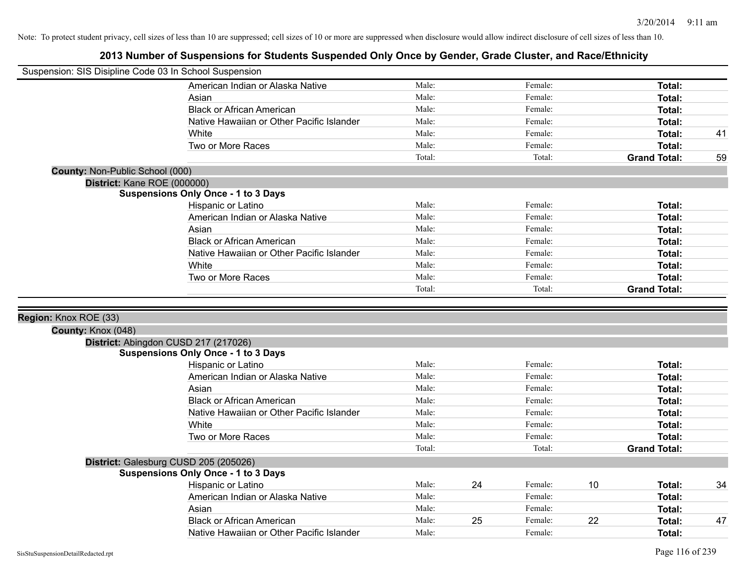Note: To protect student privacy, cell sizes of less than 10 are suppressed; cell sizes of 10 or more are suppressed when disclosure would allow indirect disclosure of cell sizes of less than 10.

# 2013 Number of Suspensions for Students Suspended Only Once by Gender, Grade Cluster, and Race/Ethnicity

Suspension: SIS Disipline Code 03 In School Suspension

| | Male: | | Female: | | | |
|---|---|---|---|---|---|---|
| American Indian or Alaska Native | Male: | | Female: | | **Total:** | |
| Asian | Male: | | Female: | | **Total:** | |
| Black or African American | Male: | | Female: | | **Total:** | |
| Native Hawaiian or Other Pacific Islander | Male: | | Female: | | **Total:** | |
| White | Male: | | Female: | | **Total:** | 41 |
| Two or More Races | Male: | | Female: | | **Total:** | |
| | Total: | | Total: | | **Grand Total:** | 59 |

**County:** Non-Public School (000)

**District:** Kane ROE (000000)

**Suspensions Only Once - 1 to 3 Days**

| | | | | | | |
|---|---|---|---|---|---|---|
| Hispanic or Latino | Male: | | Female: | | **Total:** | |
| American Indian or Alaska Native | Male: | | Female: | | **Total:** | |
| Asian | Male: | | Female: | | **Total:** | |
| Black or African American | Male: | | Female: | | **Total:** | |
| Native Hawaiian or Other Pacific Islander | Male: | | Female: | | **Total:** | |
| White | Male: | | Female: | | **Total:** | |
| Two or More Races | Male: | | Female: | | **Total:** | |
| | Total: | | Total: | | **Grand Total:** | |

**Region:** Knox ROE (33)

**County:** Knox (048)

**District:** Abingdon CUSD 217 (217026)

**Suspensions Only Once - 1 to 3 Days**

| | | | | | | |
|---|---|---|---|---|---|---|
| Hispanic or Latino | Male: | | Female: | | **Total:** | |
| American Indian or Alaska Native | Male: | | Female: | | **Total:** | |
| Asian | Male: | | Female: | | **Total:** | |
| Black or African American | Male: | | Female: | | **Total:** | |
| Native Hawaiian or Other Pacific Islander | Male: | | Female: | | **Total:** | |
| White | Male: | | Female: | | **Total:** | |
| Two or More Races | Male: | | Female: | | **Total:** | |
| | Total: | | Total: | | **Grand Total:** | |

**District:** Galesburg CUSD 205 (205026)

**Suspensions Only Once - 1 to 3 Days**

| | | | | | | |
|---|---|---|---|---|---|---|
| Hispanic or Latino | Male: | 24 | Female: | 10 | **Total:** | 34 |
| American Indian or Alaska Native | Male: | | Female: | | **Total:** | |
| Asian | Male: | | Female: | | **Total:** | |
| Black or African American | Male: | 25 | Female: | 22 | **Total:** | 47 |
| Native Hawaiian or Other Pacific Islander | Male: | | Female: | | **Total:** | |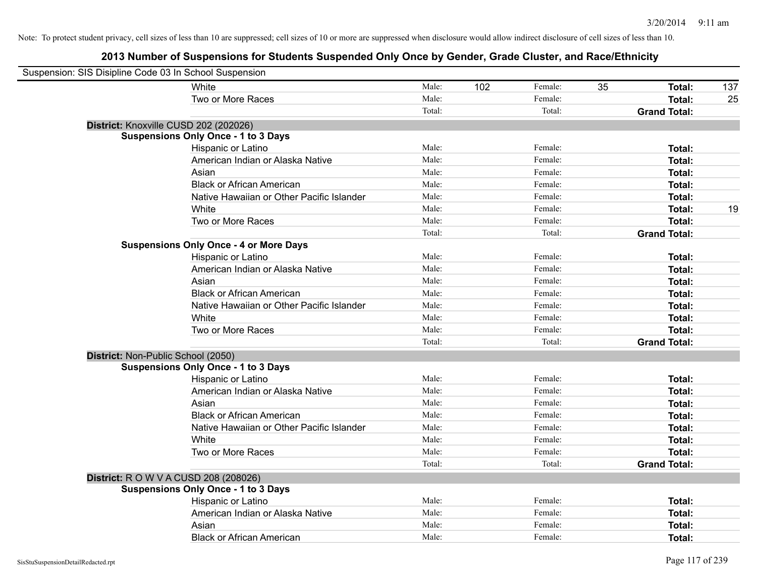Note: To protect student privacy, cell sizes of less than 10 are suppressed; cell sizes of 10 or more are suppressed when disclosure would allow indirect disclosure of cell sizes of less than 10.

## 2013 Number of Suspensions for Students Suspended Only Once by Gender, Grade Cluster, and Race/Ethnicity

Suspension: SIS Disipline Code 03 In School Suspension

| | | | | | | |
|---|---|---|---|---|---|---|
| White | Male: | 102 | Female: | 35 | **Total:** | 137 |
| Two or More Races | Male: | | Female: | | **Total:** | 25 |
| | Total: | | Total: | | **Grand Total:** | |

**District:** Knoxville CUSD 202 (202026)

**Suspensions Only Once - 1 to 3 Days**

| | | | | | | |
|---|---|---|---|---|---|---|
| Hispanic or Latino | Male: | | Female: | | **Total:** | |
| American Indian or Alaska Native | Male: | | Female: | | **Total:** | |
| Asian | Male: | | Female: | | **Total:** | |
| Black or African American | Male: | | Female: | | **Total:** | |
| Native Hawaiian or Other Pacific Islander | Male: | | Female: | | **Total:** | |
| White | Male: | | Female: | | **Total:** | 19 |
| Two or More Races | Male: | | Female: | | **Total:** | |
| | Total: | | Total: | | **Grand Total:** | |

**Suspensions Only Once - 4 or More Days**

| | | | | | | |
|---|---|---|---|---|---|---|
| Hispanic or Latino | Male: | | Female: | | **Total:** | |
| American Indian or Alaska Native | Male: | | Female: | | **Total:** | |
| Asian | Male: | | Female: | | **Total:** | |
| Black or African American | Male: | | Female: | | **Total:** | |
| Native Hawaiian or Other Pacific Islander | Male: | | Female: | | **Total:** | |
| White | Male: | | Female: | | **Total:** | |
| Two or More Races | Male: | | Female: | | **Total:** | |
| | Total: | | Total: | | **Grand Total:** | |

**District:** Non-Public School (2050)

**Suspensions Only Once - 1 to 3 Days**

| | | | | | | |
|---|---|---|---|---|---|---|
| Hispanic or Latino | Male: | | Female: | | **Total:** | |
| American Indian or Alaska Native | Male: | | Female: | | **Total:** | |
| Asian | Male: | | Female: | | **Total:** | |
| Black or African American | Male: | | Female: | | **Total:** | |
| Native Hawaiian or Other Pacific Islander | Male: | | Female: | | **Total:** | |
| White | Male: | | Female: | | **Total:** | |
| Two or More Races | Male: | | Female: | | **Total:** | |
| | Total: | | Total: | | **Grand Total:** | |

**District:** R O W V A CUSD 208 (208026)

**Suspensions Only Once - 1 to 3 Days**

| | | | | | | |
|---|---|---|---|---|---|---|
| Hispanic or Latino | Male: | | Female: | | **Total:** | |
| American Indian or Alaska Native | Male: | | Female: | | **Total:** | |
| Asian | Male: | | Female: | | **Total:** | |
| Black or African American | Male: | | Female: | | **Total:** | |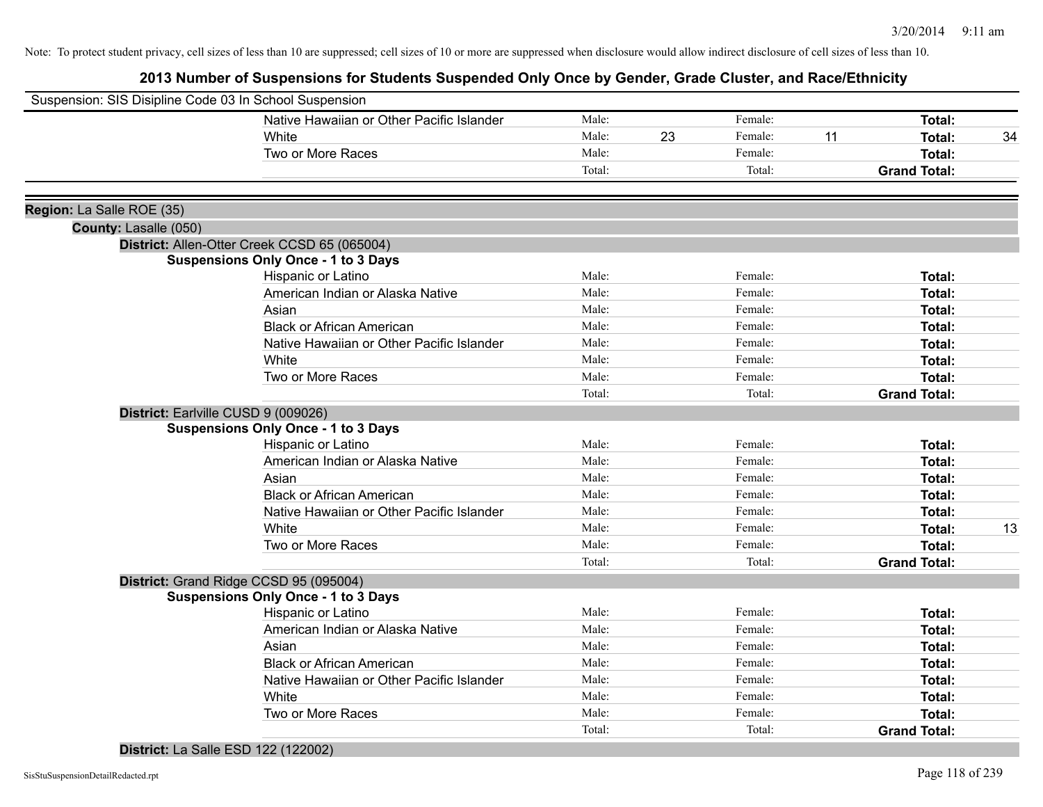Note: To protect student privacy, cell sizes of less than 10 are suppressed; cell sizes of 10 or more are suppressed when disclosure would allow indirect disclosure of cell sizes of less than 10.

# 2013 Number of Suspensions for Students Suspended Only Once by Gender, Grade Cluster, and Race/Ethnicity

Suspension: SIS Disipline Code 03 In School Suspension

| | | | | | |
|---|---|---|---|---|---|
| Native Hawaiian or Other Pacific Islander | Male: | Female: | | **Total:** | |
| White | Male: 23 | Female: 11 | | **Total:** | 34 |
| Two or More Races | Male: | Female: | | **Total:** | |
| | Total: | Total: | | **Grand Total:** | |

**Region:** La Salle ROE (35)

**County:** Lasalle (050)

**District:** Allen-Otter Creek CCSD 65 (065004)

**Suspensions Only Once - 1 to 3 Days**

| | | | | |
|---|---|---|---|---|
| Hispanic or Latino | Male: | Female: | **Total:** | |
| American Indian or Alaska Native | Male: | Female: | **Total:** | |
| Asian | Male: | Female: | **Total:** | |
| Black or African American | Male: | Female: | **Total:** | |
| Native Hawaiian or Other Pacific Islander | Male: | Female: | **Total:** | |
| White | Male: | Female: | **Total:** | |
| Two or More Races | Male: | Female: | **Total:** | |
| | Total: | Total: | **Grand Total:** | |

**District:** Earlville CUSD 9 (009026)

**Suspensions Only Once - 1 to 3 Days**

| | | | | |
|---|---|---|---|---|
| Hispanic or Latino | Male: | Female: | **Total:** | |
| American Indian or Alaska Native | Male: | Female: | **Total:** | |
| Asian | Male: | Female: | **Total:** | |
| Black or African American | Male: | Female: | **Total:** | |
| Native Hawaiian or Other Pacific Islander | Male: | Female: | **Total:** | |
| White | Male: | Female: | **Total:** | 13 |
| Two or More Races | Male: | Female: | **Total:** | |
| | Total: | Total: | **Grand Total:** | |

**District:** Grand Ridge CCSD 95 (095004)

**Suspensions Only Once - 1 to 3 Days**

| | | | | |
|---|---|---|---|---|
| Hispanic or Latino | Male: | Female: | **Total:** | |
| American Indian or Alaska Native | Male: | Female: | **Total:** | |
| Asian | Male: | Female: | **Total:** | |
| Black or African American | Male: | Female: | **Total:** | |
| Native Hawaiian or Other Pacific Islander | Male: | Female: | **Total:** | |
| White | Male: | Female: | **Total:** | |
| Two or More Races | Male: | Female: | **Total:** | |
| | Total: | Total: | **Grand Total:** | |

**District:** La Salle ESD 122 (122002)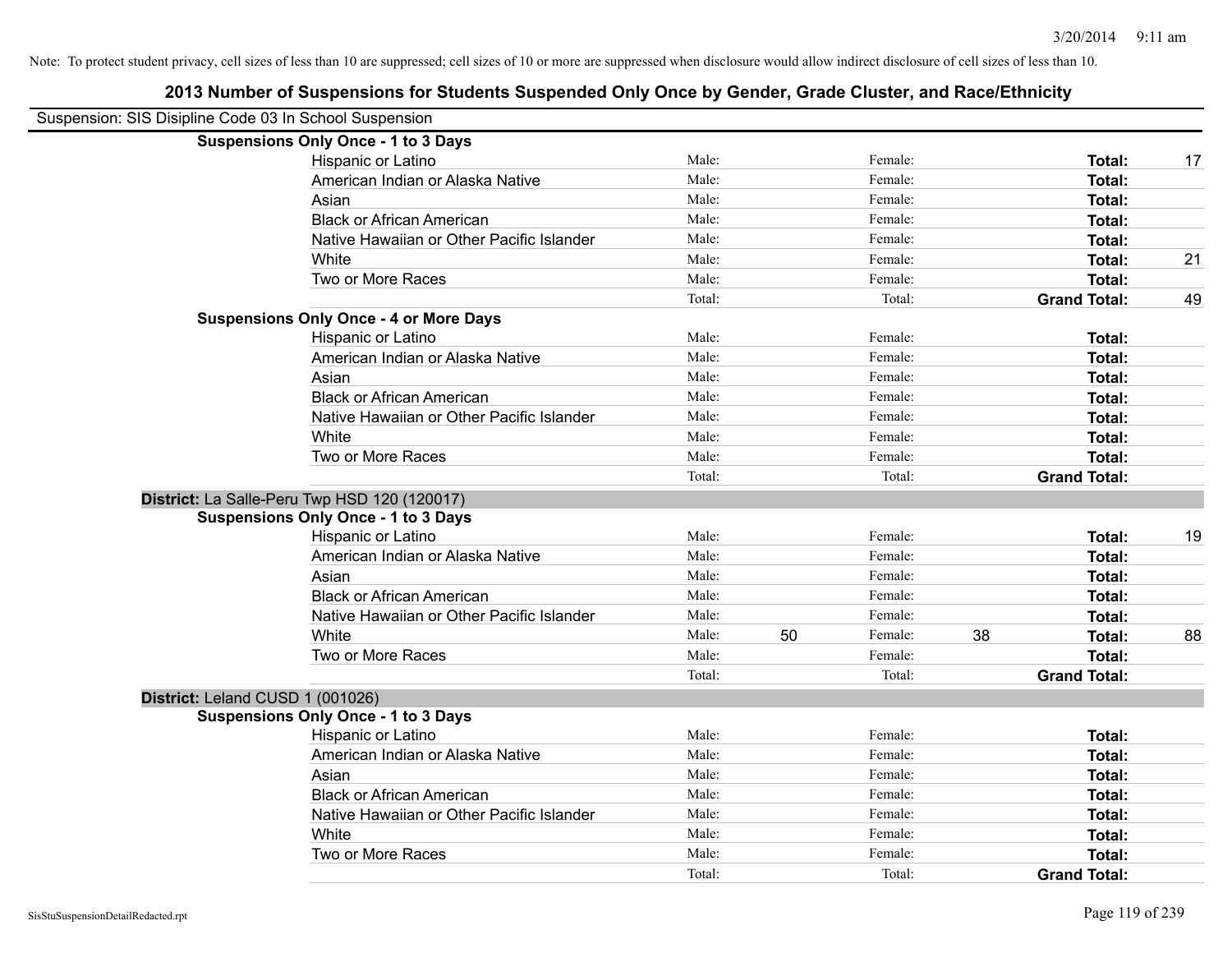Note: To protect student privacy, cell sizes of less than 10 are suppressed; cell sizes of 10 or more are suppressed when disclosure would allow indirect disclosure of cell sizes of less than 10.

## 2013 Number of Suspensions for Students Suspended Only Once by Gender, Grade Cluster, and Race/Ethnicity

Suspension: SIS Disipline Code 03 In School Suspension

| | | | | | | |
|---|---|---|---|---|---|---|
| **Suspensions Only Once - 1 to 3 Days** | | | | | | |
| Hispanic or Latino | Male: | | Female: | | **Total:** | 17 |
| American Indian or Alaska Native | Male: | | Female: | | **Total:** | |
| Asian | Male: | | Female: | | **Total:** | |
| Black or African American | Male: | | Female: | | **Total:** | |
| Native Hawaiian or Other Pacific Islander | Male: | | Female: | | **Total:** | |
| White | Male: | | Female: | | **Total:** | 21 |
| Two or More Races | Male: | | Female: | | **Total:** | |
| | Total: | | Total: | | **Grand Total:** | 49 |
| **Suspensions Only Once - 4 or More Days** | | | | | | |
| Hispanic or Latino | Male: | | Female: | | **Total:** | |
| American Indian or Alaska Native | Male: | | Female: | | **Total:** | |
| Asian | Male: | | Female: | | **Total:** | |
| Black or African American | Male: | | Female: | | **Total:** | |
| Native Hawaiian or Other Pacific Islander | Male: | | Female: | | **Total:** | |
| White | Male: | | Female: | | **Total:** | |
| Two or More Races | Male: | | Female: | | **Total:** | |
| | Total: | | Total: | | **Grand Total:** | |

**District:** La Salle-Peru Twp HSD 120 (120017)

| | | | | | | |
|---|---|---|---|---|---|---|
| **Suspensions Only Once - 1 to 3 Days** | | | | | | |
| Hispanic or Latino | Male: | | Female: | | **Total:** | 19 |
| American Indian or Alaska Native | Male: | | Female: | | **Total:** | |
| Asian | Male: | | Female: | | **Total:** | |
| Black or African American | Male: | | Female: | | **Total:** | |
| Native Hawaiian or Other Pacific Islander | Male: | | Female: | | **Total:** | |
| White | Male: | 50 | Female: | 38 | **Total:** | 88 |
| Two or More Races | Male: | | Female: | | **Total:** | |
| | Total: | | Total: | | **Grand Total:** | |

**District:** Leland CUSD 1 (001026)

| | | | | | | |
|---|---|---|---|---|---|---|
| **Suspensions Only Once - 1 to 3 Days** | | | | | | |
| Hispanic or Latino | Male: | | Female: | | **Total:** | |
| American Indian or Alaska Native | Male: | | Female: | | **Total:** | |
| Asian | Male: | | Female: | | **Total:** | |
| Black or African American | Male: | | Female: | | **Total:** | |
| Native Hawaiian or Other Pacific Islander | Male: | | Female: | | **Total:** | |
| White | Male: | | Female: | | **Total:** | |
| Two or More Races | Male: | | Female: | | **Total:** | |
| | Total: | | Total: | | **Grand Total:** | |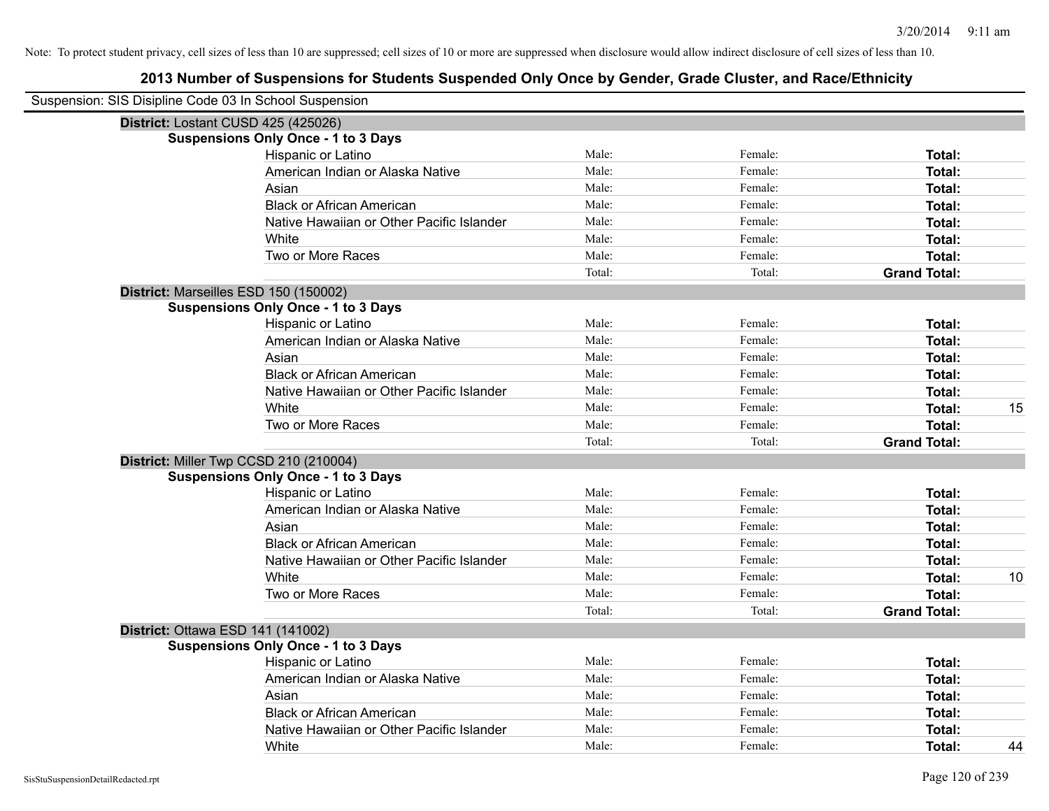Note: To protect student privacy, cell sizes of less than 10 are suppressed; cell sizes of 10 or more are suppressed when disclosure would allow indirect disclosure of cell sizes of less than 10.

## 2013 Number of Suspensions for Students Suspended Only Once by Gender, Grade Cluster, and Race/Ethnicity

Suspension: SIS Disipline Code 03 In School Suspension

**District:** Lostant CUSD 425 (425026)

**Suspensions Only Once - 1 to 3 Days**

| | | | | |
|---|---|---|---|---|
| Hispanic or Latino | Male: | Female: | **Total:** | |
| American Indian or Alaska Native | Male: | Female: | **Total:** | |
| Asian | Male: | Female: | **Total:** | |
| Black or African American | Male: | Female: | **Total:** | |
| Native Hawaiian or Other Pacific Islander | Male: | Female: | **Total:** | |
| White | Male: | Female: | **Total:** | |
| Two or More Races | Male: | Female: | **Total:** | |
| | Total: | Total: | **Grand Total:** | |

**District:** Marseilles ESD 150 (150002)

**Suspensions Only Once - 1 to 3 Days**

| | | | | |
|---|---|---|---|---|
| Hispanic or Latino | Male: | Female: | **Total:** | |
| American Indian or Alaska Native | Male: | Female: | **Total:** | |
| Asian | Male: | Female: | **Total:** | |
| Black or African American | Male: | Female: | **Total:** | |
| Native Hawaiian or Other Pacific Islander | Male: | Female: | **Total:** | |
| White | Male: | Female: | **Total:** | 15 |
| Two or More Races | Male: | Female: | **Total:** | |
| | Total: | Total: | **Grand Total:** | |

**District:** Miller Twp CCSD 210 (210004)

**Suspensions Only Once - 1 to 3 Days**

| | | | | |
|---|---|---|---|---|
| Hispanic or Latino | Male: | Female: | **Total:** | |
| American Indian or Alaska Native | Male: | Female: | **Total:** | |
| Asian | Male: | Female: | **Total:** | |
| Black or African American | Male: | Female: | **Total:** | |
| Native Hawaiian or Other Pacific Islander | Male: | Female: | **Total:** | |
| White | Male: | Female: | **Total:** | 10 |
| Two or More Races | Male: | Female: | **Total:** | |
| | Total: | Total: | **Grand Total:** | |

**District:** Ottawa ESD 141 (141002)

**Suspensions Only Once - 1 to 3 Days**

| | | | | |
|---|---|---|---|---|
| Hispanic or Latino | Male: | Female: | **Total:** | |
| American Indian or Alaska Native | Male: | Female: | **Total:** | |
| Asian | Male: | Female: | **Total:** | |
| Black or African American | Male: | Female: | **Total:** | |
| Native Hawaiian or Other Pacific Islander | Male: | Female: | **Total:** | |
| White | Male: | Female: | **Total:** | 44 |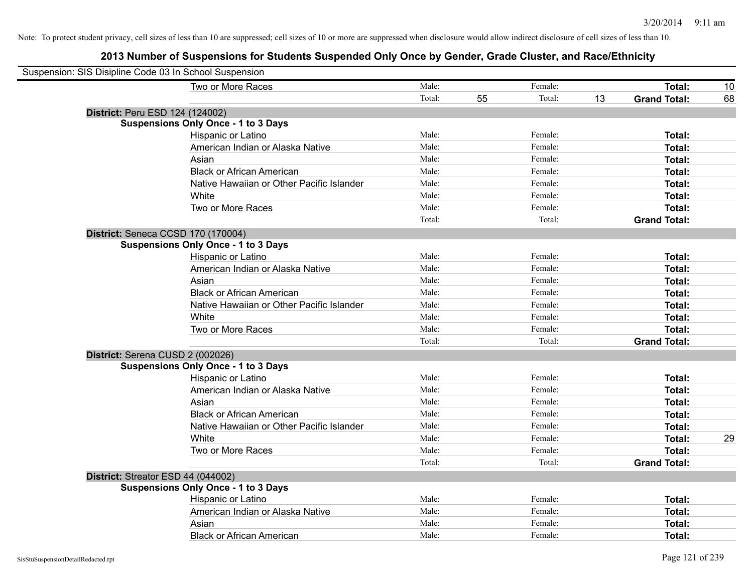Note: To protect student privacy, cell sizes of less than 10 are suppressed; cell sizes of 10 or more are suppressed when disclosure would allow indirect disclosure of cell sizes of less than 10.

# 2013 Number of Suspensions for Students Suspended Only Once by Gender, Grade Cluster, and Race/Ethnicity

Suspension: SIS Disipline Code 03 In School Suspension

| | | | | | | | |
|---|---|---|---|---|---|---|---|
| Two or More Races | Male: | | Female: | | **Total:** | 10 |
| | Total: | 55 | Total: | 13 | **Grand Total:** | 68 |

**District:** Peru ESD 124 (124002)

**Suspensions Only Once - 1 to 3 Days**

| | | | | | | |
|---|---|---|---|---|---|---|
| Hispanic or Latino | Male: | | Female: | | **Total:** | |
| American Indian or Alaska Native | Male: | | Female: | | **Total:** | |
| Asian | Male: | | Female: | | **Total:** | |
| Black or African American | Male: | | Female: | | **Total:** | |
| Native Hawaiian or Other Pacific Islander | Male: | | Female: | | **Total:** | |
| White | Male: | | Female: | | **Total:** | |
| Two or More Races | Male: | | Female: | | **Total:** | |
| | Total: | | Total: | | **Grand Total:** | |

**District:** Seneca CCSD 170 (170004)

**Suspensions Only Once - 1 to 3 Days**

| | | | | | | |
|---|---|---|---|---|---|---|
| Hispanic or Latino | Male: | | Female: | | **Total:** | |
| American Indian or Alaska Native | Male: | | Female: | | **Total:** | |
| Asian | Male: | | Female: | | **Total:** | |
| Black or African American | Male: | | Female: | | **Total:** | |
| Native Hawaiian or Other Pacific Islander | Male: | | Female: | | **Total:** | |
| White | Male: | | Female: | | **Total:** | |
| Two or More Races | Male: | | Female: | | **Total:** | |
| | Total: | | Total: | | **Grand Total:** | |

**District:** Serena CUSD 2 (002026)

**Suspensions Only Once - 1 to 3 Days**

| | | | | | | |
|---|---|---|---|---|---|---|
| Hispanic or Latino | Male: | | Female: | | **Total:** | |
| American Indian or Alaska Native | Male: | | Female: | | **Total:** | |
| Asian | Male: | | Female: | | **Total:** | |
| Black or African American | Male: | | Female: | | **Total:** | |
| Native Hawaiian or Other Pacific Islander | Male: | | Female: | | **Total:** | |
| White | Male: | | Female: | | **Total:** | 29 |
| Two or More Races | Male: | | Female: | | **Total:** | |
| | Total: | | Total: | | **Grand Total:** | |

**District:** Streator ESD 44 (044002)

**Suspensions Only Once - 1 to 3 Days**

| | | | | | | |
|---|---|---|---|---|---|---|
| Hispanic or Latino | Male: | | Female: | | **Total:** | |
| American Indian or Alaska Native | Male: | | Female: | | **Total:** | |
| Asian | Male: | | Female: | | **Total:** | |
| Black or African American | Male: | | Female: | | **Total:** | |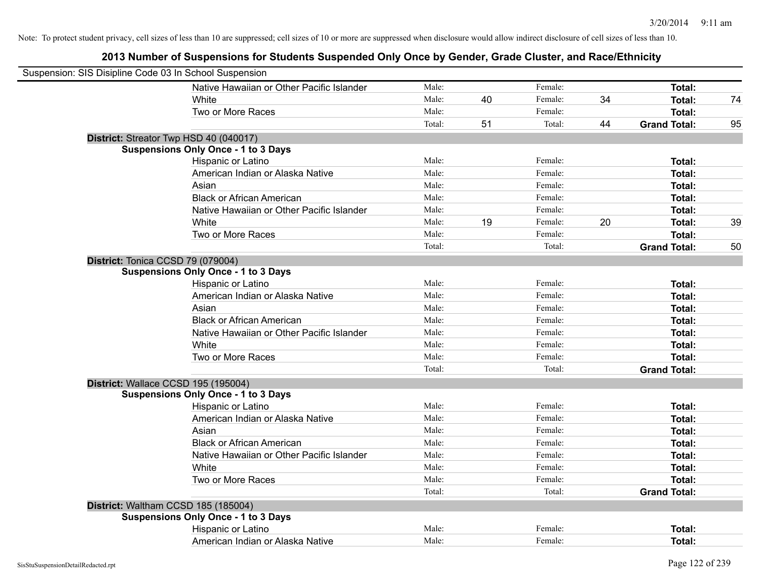Note: To protect student privacy, cell sizes of less than 10 are suppressed; cell sizes of 10 or more are suppressed when disclosure would allow indirect disclosure of cell sizes of less than 10.

## 2013 Number of Suspensions for Students Suspended Only Once by Gender, Grade Cluster, and Race/Ethnicity

Suspension: SIS Disipline Code 03 In School Suspension

| | | | | | | |
|---|---|---|---|---|---|---|
| Native Hawaiian or Other Pacific Islander | Male: | | Female: | | **Total:** | |
| White | Male: | 40 | Female: | 34 | **Total:** | 74 |
| Two or More Races | Male: | | Female: | | **Total:** | |
| | Total: | 51 | Total: | 44 | **Grand Total:** | 95 |

**District:** Streator Twp HSD 40 (040017)

**Suspensions Only Once - 1 to 3 Days**

| | | | | | | |
|---|---|---|---|---|---|---|
| Hispanic or Latino | Male: | | Female: | | **Total:** | |
| American Indian or Alaska Native | Male: | | Female: | | **Total:** | |
| Asian | Male: | | Female: | | **Total:** | |
| Black or African American | Male: | | Female: | | **Total:** | |
| Native Hawaiian or Other Pacific Islander | Male: | | Female: | | **Total:** | |
| White | Male: | 19 | Female: | 20 | **Total:** | 39 |
| Two or More Races | Male: | | Female: | | **Total:** | |
| | Total: | | Total: | | **Grand Total:** | 50 |

**District:** Tonica CCSD 79 (079004)

**Suspensions Only Once - 1 to 3 Days**

| | | | | | | |
|---|---|---|---|---|---|---|
| Hispanic or Latino | Male: | | Female: | | **Total:** | |
| American Indian or Alaska Native | Male: | | Female: | | **Total:** | |
| Asian | Male: | | Female: | | **Total:** | |
| Black or African American | Male: | | Female: | | **Total:** | |
| Native Hawaiian or Other Pacific Islander | Male: | | Female: | | **Total:** | |
| White | Male: | | Female: | | **Total:** | |
| Two or More Races | Male: | | Female: | | **Total:** | |
| | Total: | | Total: | | **Grand Total:** | |

**District:** Wallace CCSD 195 (195004)

**Suspensions Only Once - 1 to 3 Days**

| | | | | | | |
|---|---|---|---|---|---|---|
| Hispanic or Latino | Male: | | Female: | | **Total:** | |
| American Indian or Alaska Native | Male: | | Female: | | **Total:** | |
| Asian | Male: | | Female: | | **Total:** | |
| Black or African American | Male: | | Female: | | **Total:** | |
| Native Hawaiian or Other Pacific Islander | Male: | | Female: | | **Total:** | |
| White | Male: | | Female: | | **Total:** | |
| Two or More Races | Male: | | Female: | | **Total:** | |
| | Total: | | Total: | | **Grand Total:** | |

**District:** Waltham CCSD 185 (185004)

**Suspensions Only Once - 1 to 3 Days**

| | | | | | | |
|---|---|---|---|---|---|---|
| Hispanic or Latino | Male: | | Female: | | **Total:** | |
| American Indian or Alaska Native | Male: | | Female: | | **Total:** | |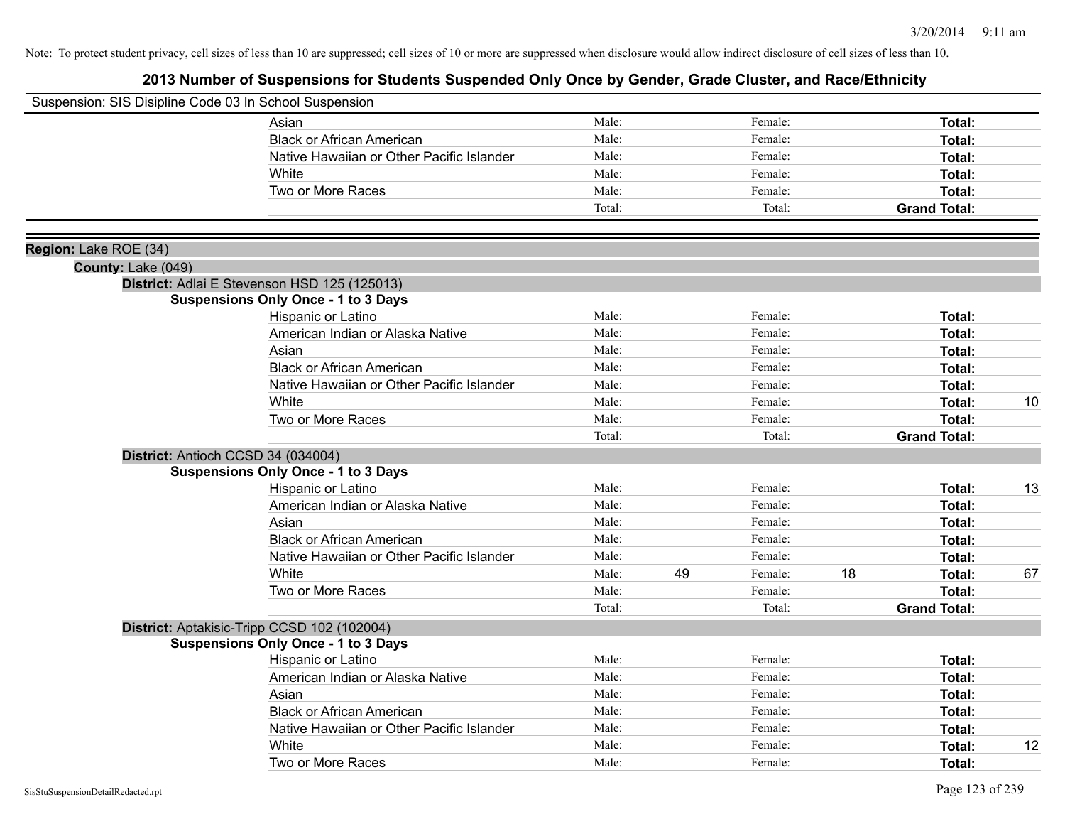Note: To protect student privacy, cell sizes of less than 10 are suppressed; cell sizes of 10 or more are suppressed when disclosure would allow indirect disclosure of cell sizes of less than 10.

## 2013 Number of Suspensions for Students Suspended Only Once by Gender, Grade Cluster, and Race/Ethnicity

Suspension: SIS Disipline Code 03 In School Suspension

| | | | | | | |
|---|---|---|---|---|---|---|
| Asian | Male: | | Female: | | **Total:** | |
| Black or African American | Male: | | Female: | | **Total:** | |
| Native Hawaiian or Other Pacific Islander | Male: | | Female: | | **Total:** | |
| White | Male: | | Female: | | **Total:** | |
| Two or More Races | Male: | | Female: | | **Total:** | |
| | Total: | | Total: | | **Grand Total:** | |

**Region:** Lake ROE (34)

**County:** Lake (049)

**District:** Adlai E Stevenson HSD 125 (125013)

**Suspensions Only Once - 1 to 3 Days**

| | | | | | | |
|---|---|---|---|---|---|---|
| Hispanic or Latino | Male: | | Female: | | **Total:** | |
| American Indian or Alaska Native | Male: | | Female: | | **Total:** | |
| Asian | Male: | | Female: | | **Total:** | |
| Black or African American | Male: | | Female: | | **Total:** | |
| Native Hawaiian or Other Pacific Islander | Male: | | Female: | | **Total:** | |
| White | Male: | | Female: | | **Total:** | 10 |
| Two or More Races | Male: | | Female: | | **Total:** | |
| | Total: | | Total: | | **Grand Total:** | |

**District:** Antioch CCSD 34 (034004)

**Suspensions Only Once - 1 to 3 Days**

| | | | | | | |
|---|---|---|---|---|---|---|
| Hispanic or Latino | Male: | | Female: | | **Total:** | 13 |
| American Indian or Alaska Native | Male: | | Female: | | **Total:** | |
| Asian | Male: | | Female: | | **Total:** | |
| Black or African American | Male: | | Female: | | **Total:** | |
| Native Hawaiian or Other Pacific Islander | Male: | | Female: | | **Total:** | |
| White | Male: | 49 | Female: | 18 | **Total:** | 67 |
| Two or More Races | Male: | | Female: | | **Total:** | |
| | Total: | | Total: | | **Grand Total:** | |

**District:** Aptakisic-Tripp CCSD 102 (102004)

**Suspensions Only Once - 1 to 3 Days**

| | | | | | | |
|---|---|---|---|---|---|---|
| Hispanic or Latino | Male: | | Female: | | **Total:** | |
| American Indian or Alaska Native | Male: | | Female: | | **Total:** | |
| Asian | Male: | | Female: | | **Total:** | |
| Black or African American | Male: | | Female: | | **Total:** | |
| Native Hawaiian or Other Pacific Islander | Male: | | Female: | | **Total:** | |
| White | Male: | | Female: | | **Total:** | 12 |
| Two or More Races | Male: | | Female: | | **Total:** | |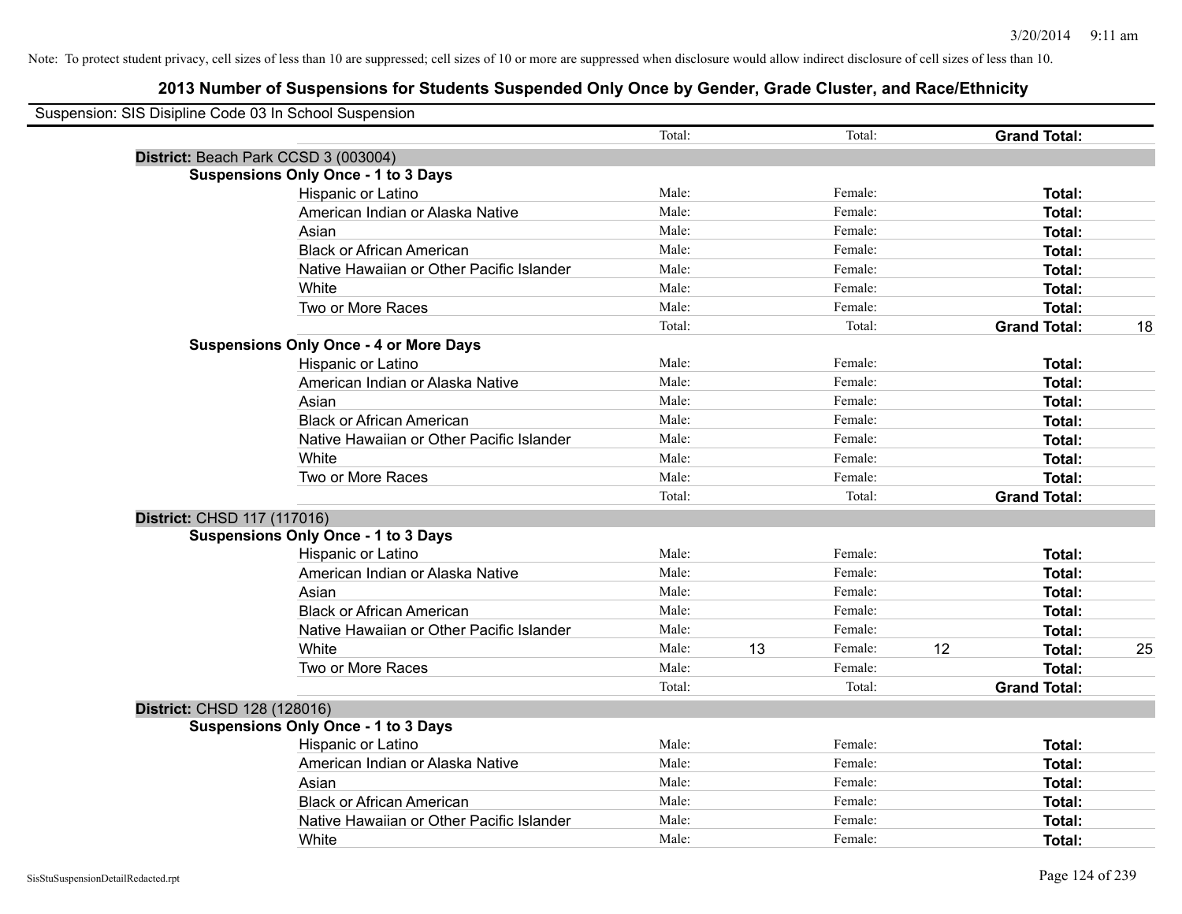Note: To protect student privacy, cell sizes of less than 10 are suppressed; cell sizes of 10 or more are suppressed when disclosure would allow indirect disclosure of cell sizes of less than 10.

## 2013 Number of Suspensions for Students Suspended Only Once by Gender, Grade Cluster, and Race/Ethnicity

Suspension: SIS Disipline Code 03 In School Suspension

| | | | | | | | |
|---|---|---|---|---|---|---|---|
| | Total: | | Total: | | **Grand Total:** | |
| **District:** Beach Park CCSD 3 (003004) | | | | | | | |
| **Suspensions Only Once - 1 to 3 Days** | | | | | | | |
| Hispanic or Latino | Male: | | Female: | | **Total:** | |
| American Indian or Alaska Native | Male: | | Female: | | **Total:** | |
| Asian | Male: | | Female: | | **Total:** | |
| Black or African American | Male: | | Female: | | **Total:** | |
| Native Hawaiian or Other Pacific Islander | Male: | | Female: | | **Total:** | |
| White | Male: | | Female: | | **Total:** | |
| Two or More Races | Male: | | Female: | | **Total:** | |
| | Total: | | Total: | | **Grand Total:** | 18 |
| **Suspensions Only Once - 4 or More Days** | | | | | | |
| Hispanic or Latino | Male: | | Female: | | **Total:** | |
| American Indian or Alaska Native | Male: | | Female: | | **Total:** | |
| Asian | Male: | | Female: | | **Total:** | |
| Black or African American | Male: | | Female: | | **Total:** | |
| Native Hawaiian or Other Pacific Islander | Male: | | Female: | | **Total:** | |
| White | Male: | | Female: | | **Total:** | |
| Two or More Races | Male: | | Female: | | **Total:** | |
| | Total: | | Total: | | **Grand Total:** | |
| **District:** CHSD 117 (117016) | | | | | | |
| **Suspensions Only Once - 1 to 3 Days** | | | | | | |
| Hispanic or Latino | Male: | | Female: | | **Total:** | |
| American Indian or Alaska Native | Male: | | Female: | | **Total:** | |
| Asian | Male: | | Female: | | **Total:** | |
| Black or African American | Male: | | Female: | | **Total:** | |
| Native Hawaiian or Other Pacific Islander | Male: | | Female: | | **Total:** | |
| White | Male: | 13 | Female: | 12 | **Total:** | 25 |
| Two or More Races | Male: | | Female: | | **Total:** | |
| | Total: | | Total: | | **Grand Total:** | |
| **District:** CHSD 128 (128016) | | | | | | |
| **Suspensions Only Once - 1 to 3 Days** | | | | | | |
| Hispanic or Latino | Male: | | Female: | | **Total:** | |
| American Indian or Alaska Native | Male: | | Female: | | **Total:** | |
| Asian | Male: | | Female: | | **Total:** | |
| Black or African American | Male: | | Female: | | **Total:** | |
| Native Hawaiian or Other Pacific Islander | Male: | | Female: | | **Total:** | |
| White | Male: | | Female: | | **Total:** | |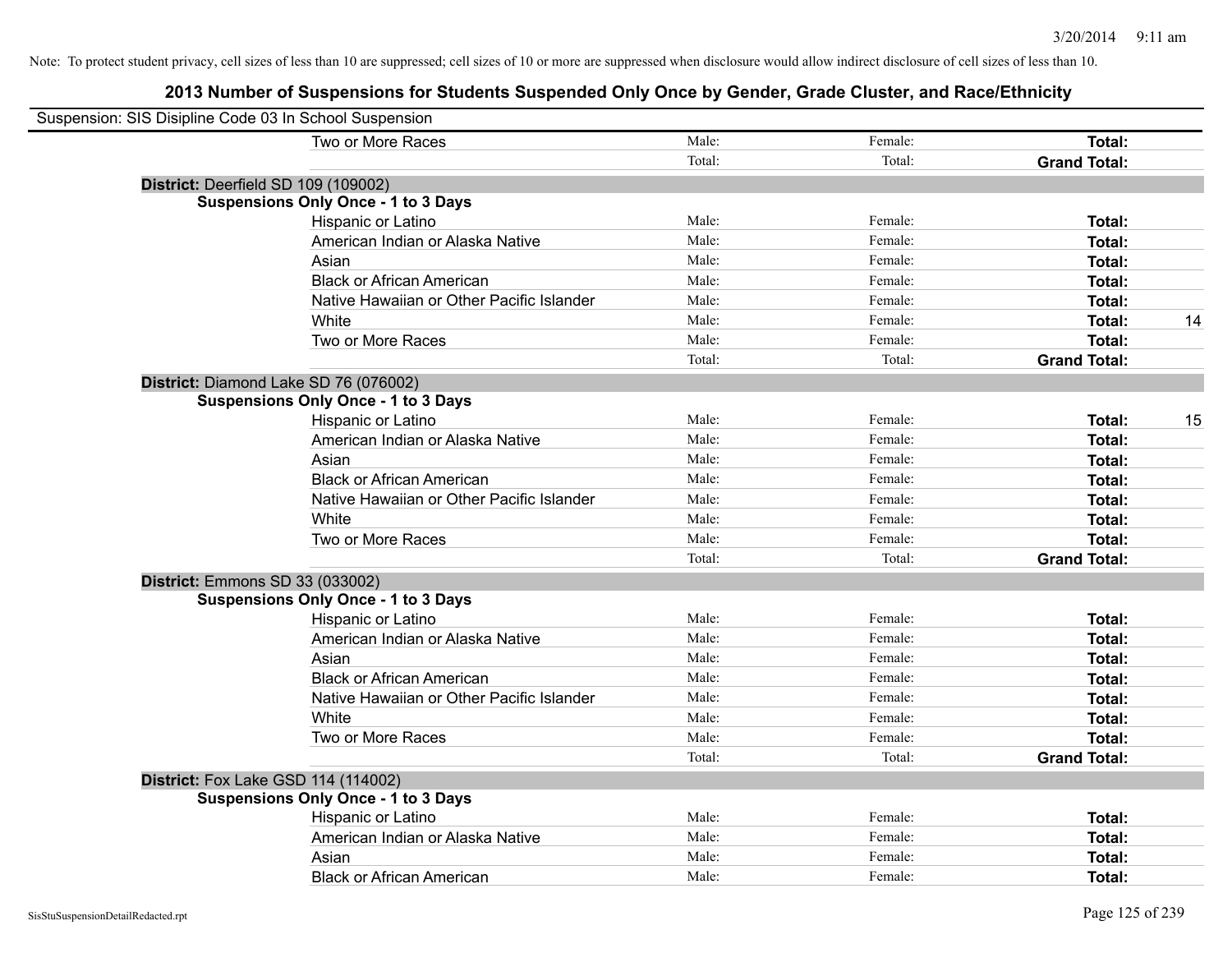Note: To protect student privacy, cell sizes of less than 10 are suppressed; cell sizes of 10 or more are suppressed when disclosure would allow indirect disclosure of cell sizes of less than 10.

# 2013 Number of Suspensions for Students Suspended Only Once by Gender, Grade Cluster, and Race/Ethnicity

Suspension: SIS Disipline Code 03 In School Suspension

| | | | | |
|---|---|---|---|---|
| Two or More Races | Male: | Female: | **Total:** | |
| | Total: | Total: | **Grand Total:** | |

**District:** Deerfield SD 109 (109002)

**Suspensions Only Once - 1 to 3 Days**

| | | | | |
|---|---|---|---|---|
| Hispanic or Latino | Male: | Female: | **Total:** | |
| American Indian or Alaska Native | Male: | Female: | **Total:** | |
| Asian | Male: | Female: | **Total:** | |
| Black or African American | Male: | Female: | **Total:** | |
| Native Hawaiian or Other Pacific Islander | Male: | Female: | **Total:** | |
| White | Male: | Female: | **Total:** | 14 |
| Two or More Races | Male: | Female: | **Total:** | |
| | Total: | Total: | **Grand Total:** | |

**District:** Diamond Lake SD 76 (076002)

**Suspensions Only Once - 1 to 3 Days**

| | | | | |
|---|---|---|---|---|
| Hispanic or Latino | Male: | Female: | **Total:** | 15 |
| American Indian or Alaska Native | Male: | Female: | **Total:** | |
| Asian | Male: | Female: | **Total:** | |
| Black or African American | Male: | Female: | **Total:** | |
| Native Hawaiian or Other Pacific Islander | Male: | Female: | **Total:** | |
| White | Male: | Female: | **Total:** | |
| Two or More Races | Male: | Female: | **Total:** | |
| | Total: | Total: | **Grand Total:** | |

**District:** Emmons SD 33 (033002)

**Suspensions Only Once - 1 to 3 Days**

| | | | | |
|---|---|---|---|---|
| Hispanic or Latino | Male: | Female: | **Total:** | |
| American Indian or Alaska Native | Male: | Female: | **Total:** | |
| Asian | Male: | Female: | **Total:** | |
| Black or African American | Male: | Female: | **Total:** | |
| Native Hawaiian or Other Pacific Islander | Male: | Female: | **Total:** | |
| White | Male: | Female: | **Total:** | |
| Two or More Races | Male: | Female: | **Total:** | |
| | Total: | Total: | **Grand Total:** | |

**District:** Fox Lake GSD 114 (114002)

**Suspensions Only Once - 1 to 3 Days**

| | | | | |
|---|---|---|---|---|
| Hispanic or Latino | Male: | Female: | **Total:** | |
| American Indian or Alaska Native | Male: | Female: | **Total:** | |
| Asian | Male: | Female: | **Total:** | |
| Black or African American | Male: | Female: | **Total:** | |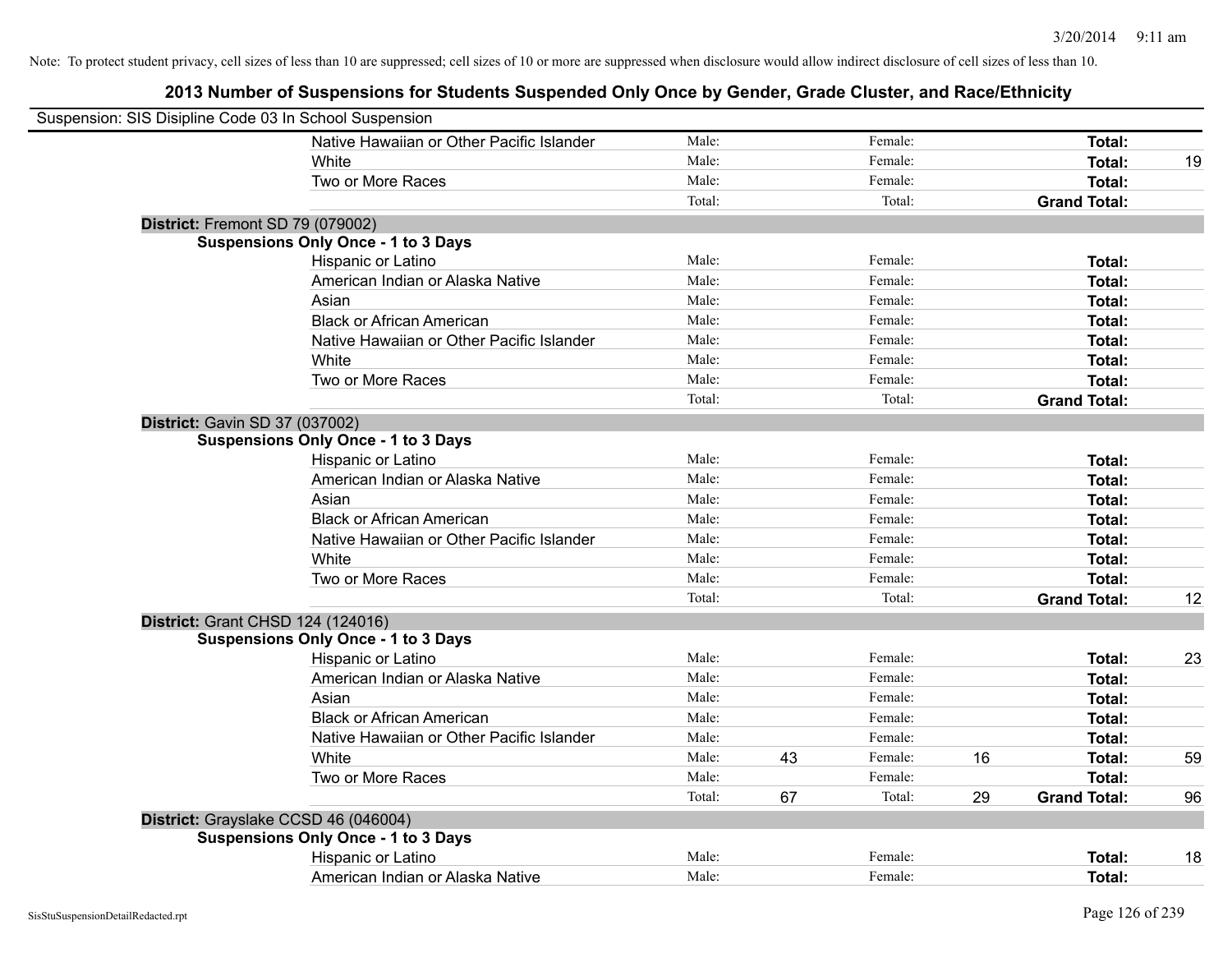Note: To protect student privacy, cell sizes of less than 10 are suppressed; cell sizes of 10 or more are suppressed when disclosure would allow indirect disclosure of cell sizes of less than 10.

## 2013 Number of Suspensions for Students Suspended Only Once by Gender, Grade Cluster, and Race/Ethnicity

Suspension: SIS Disipline Code 03 In School Suspension

| | | | | | | |
|---|---|---|---|---|---|---|
| Native Hawaiian or Other Pacific Islander | Male: | | Female: | | **Total:** | |
| White | Male: | | Female: | | **Total:** | 19 |
| Two or More Races | Male: | | Female: | | **Total:** | |
| | Total: | | Total: | | **Grand Total:** | |

**District:** Fremont SD 79 (079002)

**Suspensions Only Once - 1 to 3 Days**

| | | | | | | |
|---|---|---|---|---|---|---|
| Hispanic or Latino | Male: | | Female: | | **Total:** | |
| American Indian or Alaska Native | Male: | | Female: | | **Total:** | |
| Asian | Male: | | Female: | | **Total:** | |
| Black or African American | Male: | | Female: | | **Total:** | |
| Native Hawaiian or Other Pacific Islander | Male: | | Female: | | **Total:** | |
| White | Male: | | Female: | | **Total:** | |
| Two or More Races | Male: | | Female: | | **Total:** | |
| | Total: | | Total: | | **Grand Total:** | |

**District:** Gavin SD 37 (037002)

**Suspensions Only Once - 1 to 3 Days**

| | | | | | | |
|---|---|---|---|---|---|---|
| Hispanic or Latino | Male: | | Female: | | **Total:** | |
| American Indian or Alaska Native | Male: | | Female: | | **Total:** | |
| Asian | Male: | | Female: | | **Total:** | |
| Black or African American | Male: | | Female: | | **Total:** | |
| Native Hawaiian or Other Pacific Islander | Male: | | Female: | | **Total:** | |
| White | Male: | | Female: | | **Total:** | |
| Two or More Races | Male: | | Female: | | **Total:** | |
| | Total: | | Total: | | **Grand Total:** | 12 |

**District:** Grant CHSD 124 (124016)

**Suspensions Only Once - 1 to 3 Days**

| | | | | | | |
|---|---|---|---|---|---|---|
| Hispanic or Latino | Male: | | Female: | | **Total:** | 23 |
| American Indian or Alaska Native | Male: | | Female: | | **Total:** | |
| Asian | Male: | | Female: | | **Total:** | |
| Black or African American | Male: | | Female: | | **Total:** | |
| Native Hawaiian or Other Pacific Islander | Male: | | Female: | | **Total:** | |
| White | Male: | 43 | Female: | 16 | **Total:** | 59 |
| Two or More Races | Male: | | Female: | | **Total:** | |
| | Total: | 67 | Total: | 29 | **Grand Total:** | 96 |

**District:** Grayslake CCSD 46 (046004)

**Suspensions Only Once - 1 to 3 Days**

| | | | | | | |
|---|---|---|---|---|---|---|
| Hispanic or Latino | Male: | | Female: | | **Total:** | 18 |
| American Indian or Alaska Native | Male: | | Female: | | **Total:** | |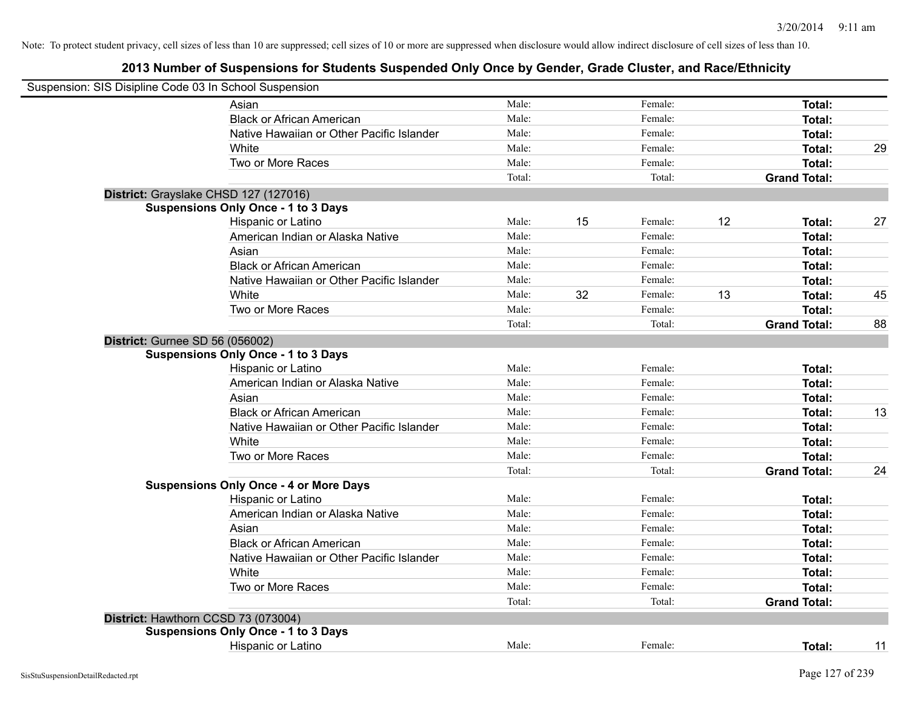Note: To protect student privacy, cell sizes of less than 10 are suppressed; cell sizes of 10 or more are suppressed when disclosure would allow indirect disclosure of cell sizes of less than 10.

## 2013 Number of Suspensions for Students Suspended Only Once by Gender, Grade Cluster, and Race/Ethnicity

Suspension: SIS Disipline Code 03 In School Suspension

| | | | | | | |
|---|---|---|---|---|---|---|
| Asian | Male: | | Female: | | **Total:** | |
| Black or African American | Male: | | Female: | | **Total:** | |
| Native Hawaiian or Other Pacific Islander | Male: | | Female: | | **Total:** | |
| White | Male: | | Female: | | **Total:** | 29 |
| Two or More Races | Male: | | Female: | | **Total:** | |
| | Total: | | Total: | | **Grand Total:** | |

**District:** Grayslake CHSD 127 (127016)

**Suspensions Only Once - 1 to 3 Days**

| | | | | | | |
|---|---|---|---|---|---|---|
| Hispanic or Latino | Male: | 15 | Female: | 12 | **Total:** | 27 |
| American Indian or Alaska Native | Male: | | Female: | | **Total:** | |
| Asian | Male: | | Female: | | **Total:** | |
| Black or African American | Male: | | Female: | | **Total:** | |
| Native Hawaiian or Other Pacific Islander | Male: | | Female: | | **Total:** | |
| White | Male: | 32 | Female: | 13 | **Total:** | 45 |
| Two or More Races | Male: | | Female: | | **Total:** | |
| | Total: | | Total: | | **Grand Total:** | 88 |

**District:** Gurnee SD 56 (056002)

**Suspensions Only Once - 1 to 3 Days**

| | | | | | | |
|---|---|---|---|---|---|---|
| Hispanic or Latino | Male: | | Female: | | **Total:** | |
| American Indian or Alaska Native | Male: | | Female: | | **Total:** | |
| Asian | Male: | | Female: | | **Total:** | |
| Black or African American | Male: | | Female: | | **Total:** | 13 |
| Native Hawaiian or Other Pacific Islander | Male: | | Female: | | **Total:** | |
| White | Male: | | Female: | | **Total:** | |
| Two or More Races | Male: | | Female: | | **Total:** | |
| | Total: | | Total: | | **Grand Total:** | 24 |

**Suspensions Only Once - 4 or More Days**

| | | | | | | |
|---|---|---|---|---|---|---|
| Hispanic or Latino | Male: | | Female: | | **Total:** | |
| American Indian or Alaska Native | Male: | | Female: | | **Total:** | |
| Asian | Male: | | Female: | | **Total:** | |
| Black or African American | Male: | | Female: | | **Total:** | |
| Native Hawaiian or Other Pacific Islander | Male: | | Female: | | **Total:** | |
| White | Male: | | Female: | | **Total:** | |
| Two or More Races | Male: | | Female: | | **Total:** | |
| | Total: | | Total: | | **Grand Total:** | |

**District:** Hawthorn CCSD 73 (073004)

**Suspensions Only Once - 1 to 3 Days**

| | | | | | | |
|---|---|---|---|---|---|---|
| Hispanic or Latino | Male: | | Female: | | **Total:** | 11 |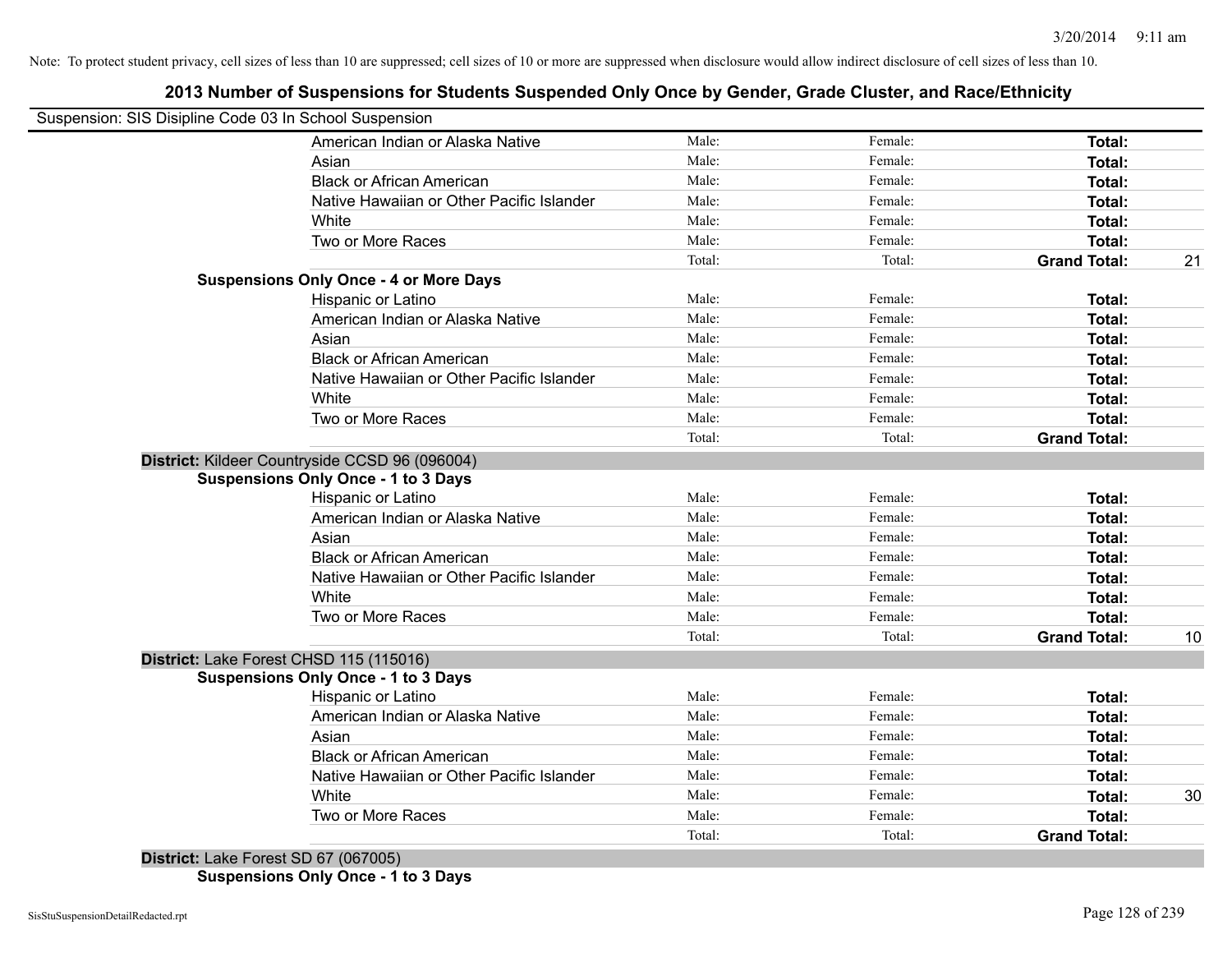Note: To protect student privacy, cell sizes of less than 10 are suppressed; cell sizes of 10 or more are suppressed when disclosure would allow indirect disclosure of cell sizes of less than 10.

## 2013 Number of Suspensions for Students Suspended Only Once by Gender, Grade Cluster, and Race/Ethnicity

Suspension: SIS Disipline Code 03 In School Suspension

| | | | | |
|---|---|---|---|---|
| American Indian or Alaska Native | Male: | Female: | **Total:** | |
| Asian | Male: | Female: | **Total:** | |
| Black or African American | Male: | Female: | **Total:** | |
| Native Hawaiian or Other Pacific Islander | Male: | Female: | **Total:** | |
| White | Male: | Female: | **Total:** | |
| Two or More Races | Male: | Female: | **Total:** | |
| | Total: | Total: | **Grand Total:** | 21 |

**Suspensions Only Once - 4 or More Days**

| | | | | |
|---|---|---|---|---|
| Hispanic or Latino | Male: | Female: | **Total:** | |
| American Indian or Alaska Native | Male: | Female: | **Total:** | |
| Asian | Male: | Female: | **Total:** | |
| Black or African American | Male: | Female: | **Total:** | |
| Native Hawaiian or Other Pacific Islander | Male: | Female: | **Total:** | |
| White | Male: | Female: | **Total:** | |
| Two or More Races | Male: | Female: | **Total:** | |
| | Total: | Total: | **Grand Total:** | |

**District:** Kildeer Countryside CCSD 96 (096004)

**Suspensions Only Once - 1 to 3 Days**

| | | | | |
|---|---|---|---|---|
| Hispanic or Latino | Male: | Female: | **Total:** | |
| American Indian or Alaska Native | Male: | Female: | **Total:** | |
| Asian | Male: | Female: | **Total:** | |
| Black or African American | Male: | Female: | **Total:** | |
| Native Hawaiian or Other Pacific Islander | Male: | Female: | **Total:** | |
| White | Male: | Female: | **Total:** | |
| Two or More Races | Male: | Female: | **Total:** | |
| | Total: | Total: | **Grand Total:** | 10 |

**District:** Lake Forest CHSD 115 (115016)

**Suspensions Only Once - 1 to 3 Days**

| | | | | |
|---|---|---|---|---|
| Hispanic or Latino | Male: | Female: | **Total:** | |
| American Indian or Alaska Native | Male: | Female: | **Total:** | |
| Asian | Male: | Female: | **Total:** | |
| Black or African American | Male: | Female: | **Total:** | |
| Native Hawaiian or Other Pacific Islander | Male: | Female: | **Total:** | |
| White | Male: | Female: | **Total:** | 30 |
| Two or More Races | Male: | Female: | **Total:** | |
| | Total: | Total: | **Grand Total:** | |

**District:** Lake Forest SD 67 (067005)

**Suspensions Only Once - 1 to 3 Days**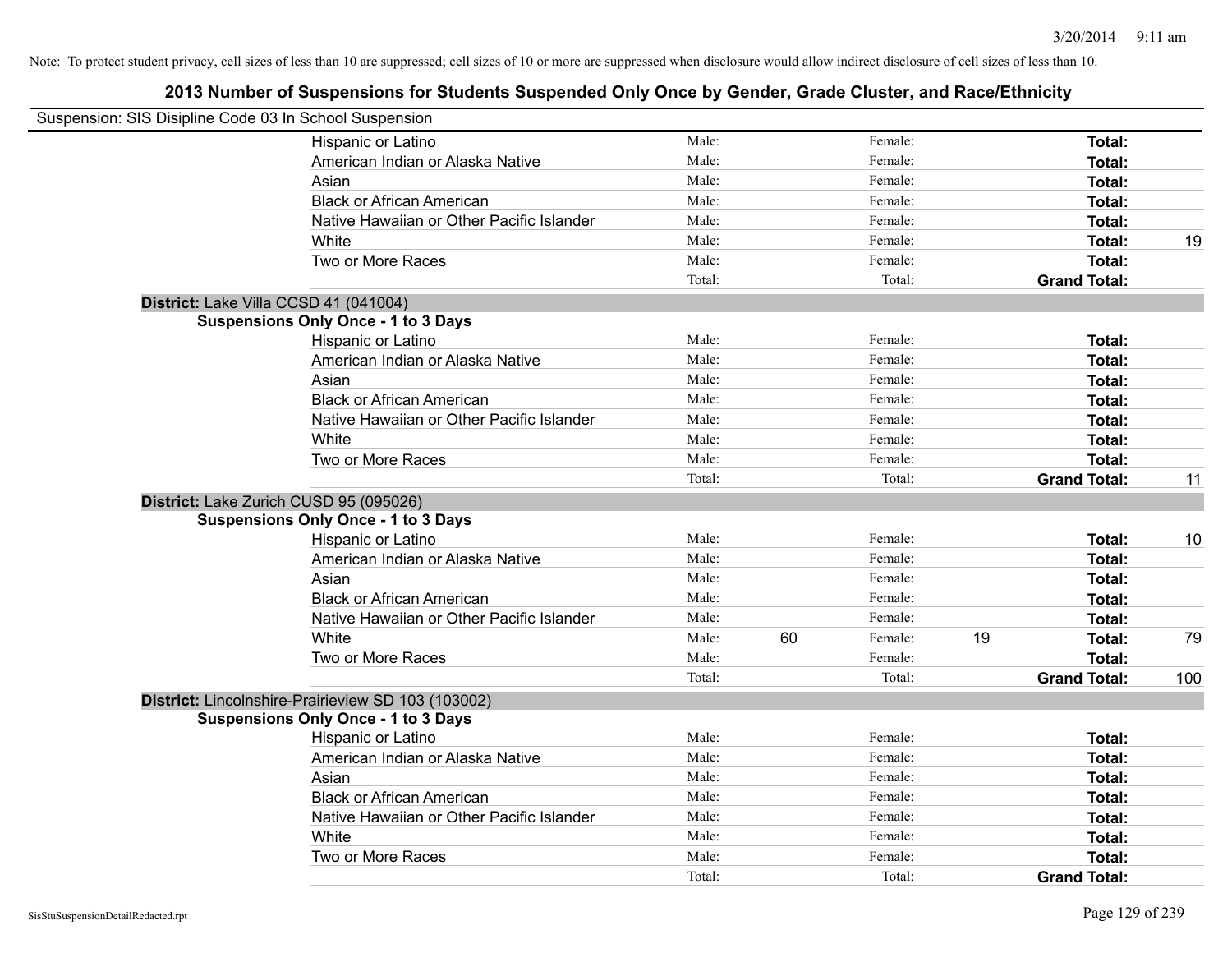Note: To protect student privacy, cell sizes of less than 10 are suppressed; cell sizes of 10 or more are suppressed when disclosure would allow indirect disclosure of cell sizes of less than 10.

## 2013 Number of Suspensions for Students Suspended Only Once by Gender, Grade Cluster, and Race/Ethnicity

Suspension: SIS Disipline Code 03 In School Suspension

| | | | | | | | |
|---|---|---|---|---|---|---|---|
| Hispanic or Latino | Male: | | Female: | | **Total:** | |
| American Indian or Alaska Native | Male: | | Female: | | **Total:** | |
| Asian | Male: | | Female: | | **Total:** | |
| Black or African American | Male: | | Female: | | **Total:** | |
| Native Hawaiian or Other Pacific Islander | Male: | | Female: | | **Total:** | |
| White | Male: | | Female: | | **Total:** | 19 |
| Two or More Races | Male: | | Female: | | **Total:** | |
| | Total: | | Total: | | **Grand Total:** | |

**District:** Lake Villa CCSD 41 (041004)

**Suspensions Only Once - 1 to 3 Days**

| | | | | | | |
|---|---|---|---|---|---|---|
| Hispanic or Latino | Male: | | Female: | | **Total:** | |
| American Indian or Alaska Native | Male: | | Female: | | **Total:** | |
| Asian | Male: | | Female: | | **Total:** | |
| Black or African American | Male: | | Female: | | **Total:** | |
| Native Hawaiian or Other Pacific Islander | Male: | | Female: | | **Total:** | |
| White | Male: | | Female: | | **Total:** | |
| Two or More Races | Male: | | Female: | | **Total:** | |
| | Total: | | Total: | | **Grand Total:** | 11 |

**District:** Lake Zurich CUSD 95 (095026)

**Suspensions Only Once - 1 to 3 Days**

| | | | | | | |
|---|---|---|---|---|---|---|
| Hispanic or Latino | Male: | | Female: | | **Total:** | 10 |
| American Indian or Alaska Native | Male: | | Female: | | **Total:** | |
| Asian | Male: | | Female: | | **Total:** | |
| Black or African American | Male: | | Female: | | **Total:** | |
| Native Hawaiian or Other Pacific Islander | Male: | | Female: | | **Total:** | |
| White | Male: | 60 | Female: | 19 | **Total:** | 79 |
| Two or More Races | Male: | | Female: | | **Total:** | |
| | Total: | | Total: | | **Grand Total:** | 100 |

**District:** Lincolnshire-Prairieview SD 103 (103002)

**Suspensions Only Once - 1 to 3 Days**

| | | | | | | |
|---|---|---|---|---|---|---|
| Hispanic or Latino | Male: | | Female: | | **Total:** | |
| American Indian or Alaska Native | Male: | | Female: | | **Total:** | |
| Asian | Male: | | Female: | | **Total:** | |
| Black or African American | Male: | | Female: | | **Total:** | |
| Native Hawaiian or Other Pacific Islander | Male: | | Female: | | **Total:** | |
| White | Male: | | Female: | | **Total:** | |
| Two or More Races | Male: | | Female: | | **Total:** | |
| | Total: | | Total: | | **Grand Total:** | |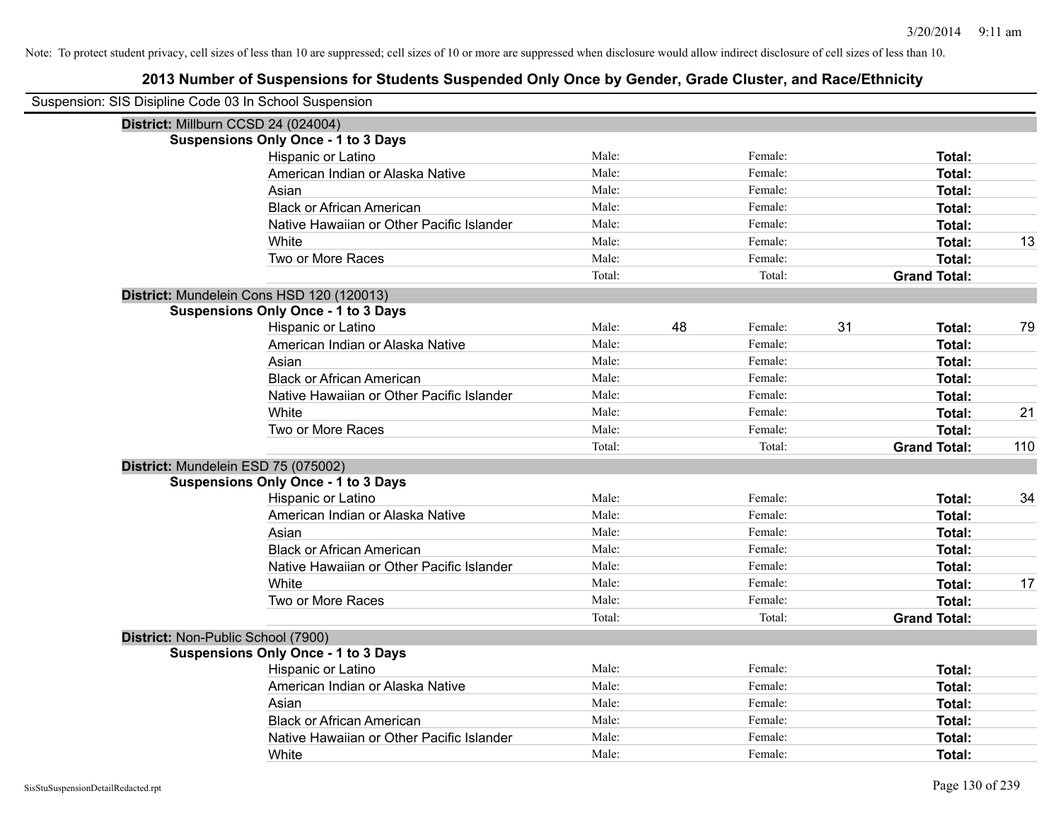Note: To protect student privacy, cell sizes of less than 10 are suppressed; cell sizes of 10 or more are suppressed when disclosure would allow indirect disclosure of cell sizes of less than 10.

# 2013 Number of Suspensions for Students Suspended Only Once by Gender, Grade Cluster, and Race/Ethnicity

Suspension: SIS Disipline Code 03 In School Suspension

**District:** Millburn CCSD 24 (024004)

**Suspensions Only Once - 1 to 3 Days**

| Race/Ethnicity | Male: | | Female: | | | |
|---|---|---|---|---|---|---|
| Hispanic or Latino | Male: | | Female: | | **Total:** | |
| American Indian or Alaska Native | Male: | | Female: | | **Total:** | |
| Asian | Male: | | Female: | | **Total:** | |
| Black or African American | Male: | | Female: | | **Total:** | |
| Native Hawaiian or Other Pacific Islander | Male: | | Female: | | **Total:** | |
| White | Male: | | Female: | | **Total:** | 13 |
| Two or More Races | Male: | | Female: | | **Total:** | |
| | Total: | | Total: | | **Grand Total:** | |

**District:** Mundelein Cons HSD 120 (120013)

**Suspensions Only Once - 1 to 3 Days**

| Race/Ethnicity | Male: | | Female: | | | |
|---|---|---|---|---|---|---|
| Hispanic or Latino | Male: | 48 | Female: | 31 | **Total:** | 79 |
| American Indian or Alaska Native | Male: | | Female: | | **Total:** | |
| Asian | Male: | | Female: | | **Total:** | |
| Black or African American | Male: | | Female: | | **Total:** | |
| Native Hawaiian or Other Pacific Islander | Male: | | Female: | | **Total:** | |
| White | Male: | | Female: | | **Total:** | 21 |
| Two or More Races | Male: | | Female: | | **Total:** | |
| | Total: | | Total: | | **Grand Total:** | 110 |

**District:** Mundelein ESD 75 (075002)

**Suspensions Only Once - 1 to 3 Days**

| Race/Ethnicity | Male: | | Female: | | | |
|---|---|---|---|---|---|---|
| Hispanic or Latino | Male: | | Female: | | **Total:** | 34 |
| American Indian or Alaska Native | Male: | | Female: | | **Total:** | |
| Asian | Male: | | Female: | | **Total:** | |
| Black or African American | Male: | | Female: | | **Total:** | |
| Native Hawaiian or Other Pacific Islander | Male: | | Female: | | **Total:** | |
| White | Male: | | Female: | | **Total:** | 17 |
| Two or More Races | Male: | | Female: | | **Total:** | |
| | Total: | | Total: | | **Grand Total:** | |

**District:** Non-Public School (7900)

**Suspensions Only Once - 1 to 3 Days**

| Race/Ethnicity | Male: | | Female: | | | |
|---|---|---|---|---|---|---|
| Hispanic or Latino | Male: | | Female: | | **Total:** | |
| American Indian or Alaska Native | Male: | | Female: | | **Total:** | |
| Asian | Male: | | Female: | | **Total:** | |
| Black or African American | Male: | | Female: | | **Total:** | |
| Native Hawaiian or Other Pacific Islander | Male: | | Female: | | **Total:** | |
| White | Male: | | Female: | | **Total:** | |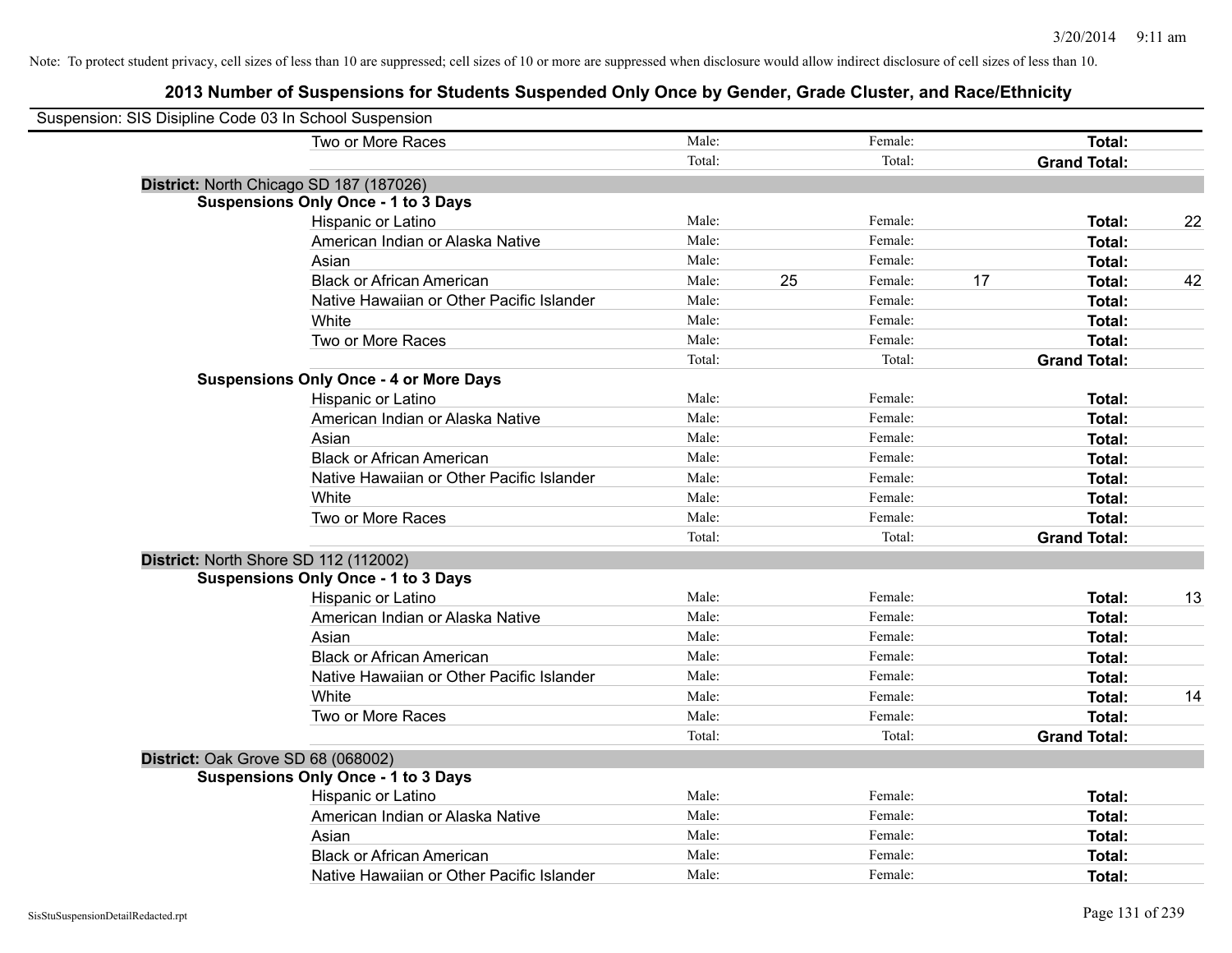Note: To protect student privacy, cell sizes of less than 10 are suppressed; cell sizes of 10 or more are suppressed when disclosure would allow indirect disclosure of cell sizes of less than 10.

## 2013 Number of Suspensions for Students Suspended Only Once by Gender, Grade Cluster, and Race/Ethnicity

Suspension: SIS Disipline Code 03 In School Suspension

| | | | | | | | |
|---|---|---|---|---|---|---|---|
| Two or More Races | Male: | | Female: | | **Total:** | |
| | Total: | | Total: | | **Grand Total:** | |

**District:** North Chicago SD 187 (187026)

**Suspensions Only Once - 1 to 3 Days**

| | | | | | | |
|---|---|---|---|---|---|---|
| Hispanic or Latino | Male: | | Female: | | **Total:** | 22 |
| American Indian or Alaska Native | Male: | | Female: | | **Total:** | |
| Asian | Male: | | Female: | | **Total:** | |
| Black or African American | Male: | 25 | Female: | 17 | **Total:** | 42 |
| Native Hawaiian or Other Pacific Islander | Male: | | Female: | | **Total:** | |
| White | Male: | | Female: | | **Total:** | |
| Two or More Races | Male: | | Female: | | **Total:** | |
| | Total: | | Total: | | **Grand Total:** | |

**Suspensions Only Once - 4 or More Days**

| | | | | | | |
|---|---|---|---|---|---|---|
| Hispanic or Latino | Male: | | Female: | | **Total:** | |
| American Indian or Alaska Native | Male: | | Female: | | **Total:** | |
| Asian | Male: | | Female: | | **Total:** | |
| Black or African American | Male: | | Female: | | **Total:** | |
| Native Hawaiian or Other Pacific Islander | Male: | | Female: | | **Total:** | |
| White | Male: | | Female: | | **Total:** | |
| Two or More Races | Male: | | Female: | | **Total:** | |
| | Total: | | Total: | | **Grand Total:** | |

**District:** North Shore SD 112 (112002)

**Suspensions Only Once - 1 to 3 Days**

| | | | | | | |
|---|---|---|---|---|---|---|
| Hispanic or Latino | Male: | | Female: | | **Total:** | 13 |
| American Indian or Alaska Native | Male: | | Female: | | **Total:** | |
| Asian | Male: | | Female: | | **Total:** | |
| Black or African American | Male: | | Female: | | **Total:** | |
| Native Hawaiian or Other Pacific Islander | Male: | | Female: | | **Total:** | |
| White | Male: | | Female: | | **Total:** | 14 |
| Two or More Races | Male: | | Female: | | **Total:** | |
| | Total: | | Total: | | **Grand Total:** | |

**District:** Oak Grove SD 68 (068002)

**Suspensions Only Once - 1 to 3 Days**

| | | | | | | |
|---|---|---|---|---|---|---|
| Hispanic or Latino | Male: | | Female: | | **Total:** | |
| American Indian or Alaska Native | Male: | | Female: | | **Total:** | |
| Asian | Male: | | Female: | | **Total:** | |
| Black or African American | Male: | | Female: | | **Total:** | |
| Native Hawaiian or Other Pacific Islander | Male: | | Female: | | **Total:** | |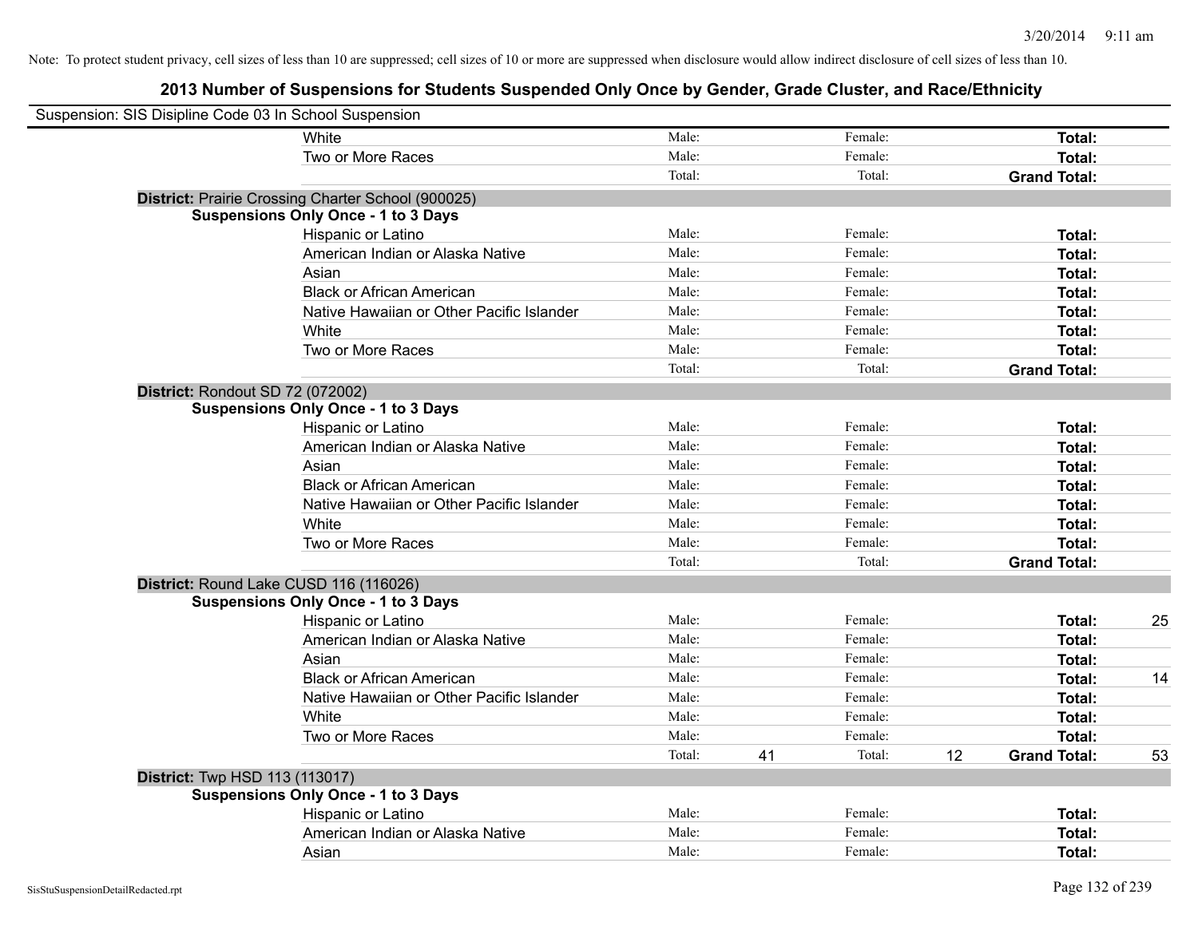Note: To protect student privacy, cell sizes of less than 10 are suppressed; cell sizes of 10 or more are suppressed when disclosure would allow indirect disclosure of cell sizes of less than 10.

# 2013 Number of Suspensions for Students Suspended Only Once by Gender, Grade Cluster, and Race/Ethnicity

Suspension: SIS Disipline Code 03 In School Suspension

| | | | | | | |
|---|---|---|---|---|---|---|
| White | Male: | | Female: | | **Total:** | |
| Two or More Races | Male: | | Female: | | **Total:** | |
| | Total: | | Total: | | **Grand Total:** | |

**District:** Prairie Crossing Charter School (900025)

**Suspensions Only Once - 1 to 3 Days**

| | | | | | | |
|---|---|---|---|---|---|---|
| Hispanic or Latino | Male: | | Female: | | **Total:** | |
| American Indian or Alaska Native | Male: | | Female: | | **Total:** | |
| Asian | Male: | | Female: | | **Total:** | |
| Black or African American | Male: | | Female: | | **Total:** | |
| Native Hawaiian or Other Pacific Islander | Male: | | Female: | | **Total:** | |
| White | Male: | | Female: | | **Total:** | |
| Two or More Races | Male: | | Female: | | **Total:** | |
| | Total: | | Total: | | **Grand Total:** | |

**District:** Rondout SD 72 (072002)

**Suspensions Only Once - 1 to 3 Days**

| | | | | | | |
|---|---|---|---|---|---|---|
| Hispanic or Latino | Male: | | Female: | | **Total:** | |
| American Indian or Alaska Native | Male: | | Female: | | **Total:** | |
| Asian | Male: | | Female: | | **Total:** | |
| Black or African American | Male: | | Female: | | **Total:** | |
| Native Hawaiian or Other Pacific Islander | Male: | | Female: | | **Total:** | |
| White | Male: | | Female: | | **Total:** | |
| Two or More Races | Male: | | Female: | | **Total:** | |
| | Total: | | Total: | | **Grand Total:** | |

**District:** Round Lake CUSD 116 (116026)

**Suspensions Only Once - 1 to 3 Days**

| | | | | | | |
|---|---|---|---|---|---|---|
| Hispanic or Latino | Male: | | Female: | | **Total:** | 25 |
| American Indian or Alaska Native | Male: | | Female: | | **Total:** | |
| Asian | Male: | | Female: | | **Total:** | |
| Black or African American | Male: | | Female: | | **Total:** | 14 |
| Native Hawaiian or Other Pacific Islander | Male: | | Female: | | **Total:** | |
| White | Male: | | Female: | | **Total:** | |
| Two or More Races | Male: | | Female: | | **Total:** | |
| | Total: | 41 | Total: | 12 | **Grand Total:** | 53 |

**District:** Twp HSD 113 (113017)

**Suspensions Only Once - 1 to 3 Days**

| | | | | | | |
|---|---|---|---|---|---|---|
| Hispanic or Latino | Male: | | Female: | | **Total:** | |
| American Indian or Alaska Native | Male: | | Female: | | **Total:** | |
| Asian | Male: | | Female: | | **Total:** | |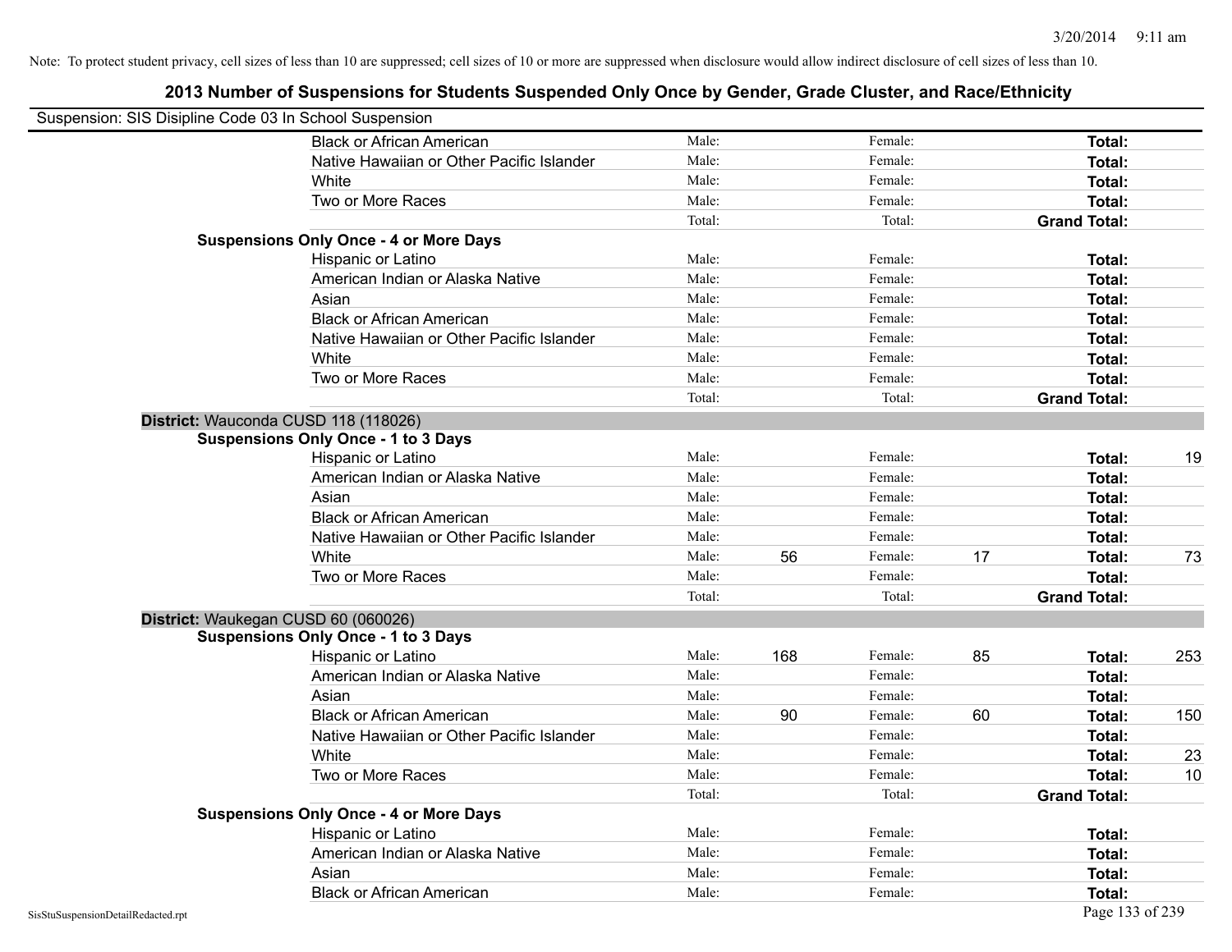Note: To protect student privacy, cell sizes of less than 10 are suppressed; cell sizes of 10 or more are suppressed when disclosure would allow indirect disclosure of cell sizes of less than 10.

# 2013 Number of Suspensions for Students Suspended Only Once by Gender, Grade Cluster, and Race/Ethnicity

Suspension: SIS Disipline Code 03 In School Suspension

| | | | | | | |
|---|---|---|---|---|---|---|
| Black or African American | Male: | | Female: | | Total: | |
| Native Hawaiian or Other Pacific Islander | Male: | | Female: | | Total: | |
| White | Male: | | Female: | | Total: | |
| Two or More Races | Male: | | Female: | | Total: | |
| | Total: | | Total: | | Grand Total: | |

**Suspensions Only Once - 4 or More Days**

| | | | | | | |
|---|---|---|---|---|---|---|
| Hispanic or Latino | Male: | | Female: | | Total: | |
| American Indian or Alaska Native | Male: | | Female: | | Total: | |
| Asian | Male: | | Female: | | Total: | |
| Black or African American | Male: | | Female: | | Total: | |
| Native Hawaiian or Other Pacific Islander | Male: | | Female: | | Total: | |
| White | Male: | | Female: | | Total: | |
| Two or More Races | Male: | | Female: | | Total: | |
| | Total: | | Total: | | Grand Total: | |

**District:** Wauconda CUSD 118 (118026)

**Suspensions Only Once - 1 to 3 Days**

| | | | | | | |
|---|---|---|---|---|---|---|
| Hispanic or Latino | Male: | | Female: | | Total: | 19 |
| American Indian or Alaska Native | Male: | | Female: | | Total: | |
| Asian | Male: | | Female: | | Total: | |
| Black or African American | Male: | | Female: | | Total: | |
| Native Hawaiian or Other Pacific Islander | Male: | | Female: | | Total: | |
| White | Male: | 56 | Female: | 17 | Total: | 73 |
| Two or More Races | Male: | | Female: | | Total: | |
| | Total: | | Total: | | Grand Total: | |

**District:** Waukegan CUSD 60 (060026)

**Suspensions Only Once - 1 to 3 Days**

| | | | | | | |
|---|---|---|---|---|---|---|
| Hispanic or Latino | Male: | 168 | Female: | 85 | Total: | 253 |
| American Indian or Alaska Native | Male: | | Female: | | Total: | |
| Asian | Male: | | Female: | | Total: | |
| Black or African American | Male: | 90 | Female: | 60 | Total: | 150 |
| Native Hawaiian or Other Pacific Islander | Male: | | Female: | | Total: | |
| White | Male: | | Female: | | Total: | 23 |
| Two or More Races | Male: | | Female: | | Total: | 10 |
| | Total: | | Total: | | Grand Total: | |

**Suspensions Only Once - 4 or More Days**

| | | | | | | |
|---|---|---|---|---|---|---|
| Hispanic or Latino | Male: | | Female: | | Total: | |
| American Indian or Alaska Native | Male: | | Female: | | Total: | |
| Asian | Male: | | Female: | | Total: | |
| Black or African American | Male: | | Female: | | Total: | |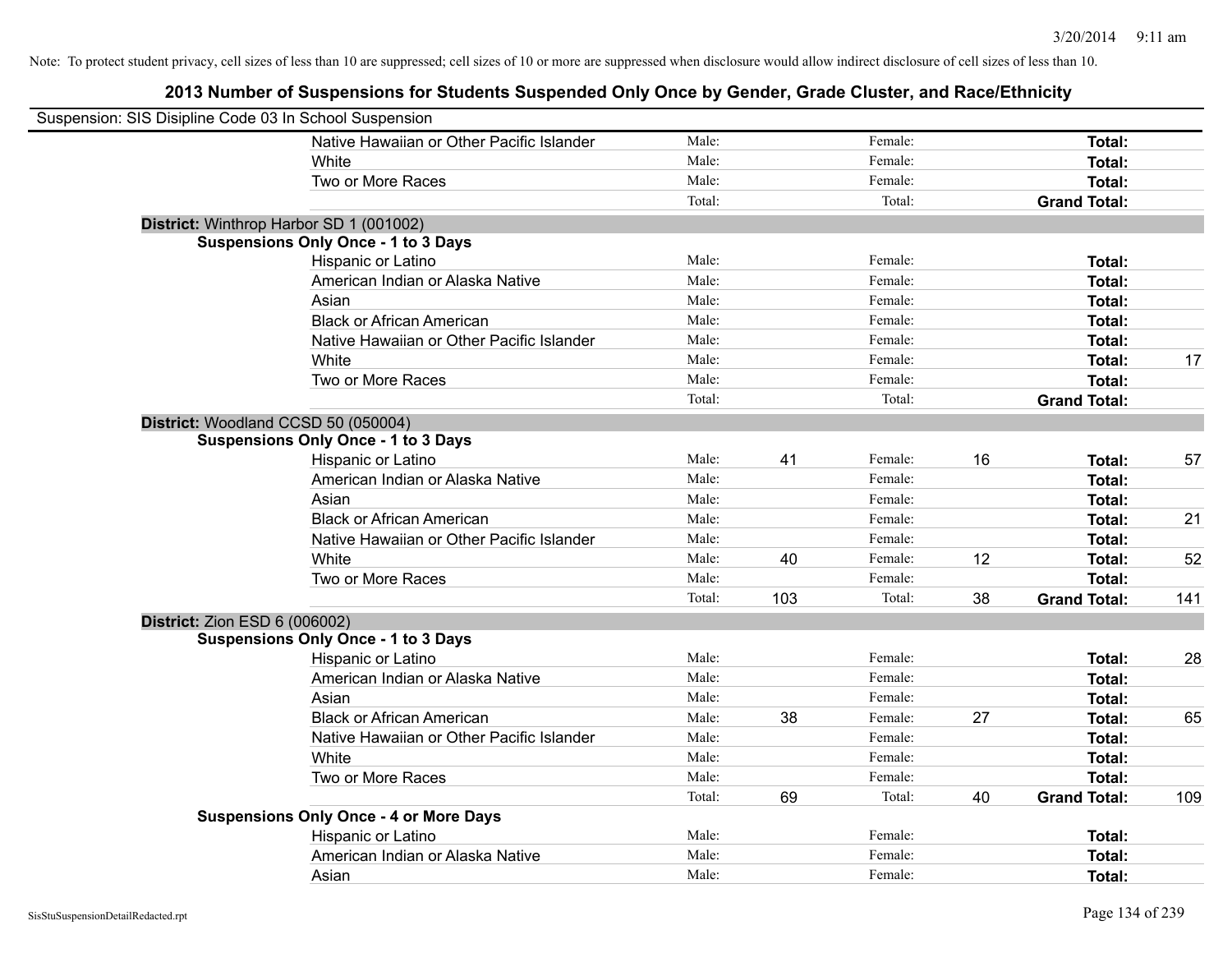Note: To protect student privacy, cell sizes of less than 10 are suppressed; cell sizes of 10 or more are suppressed when disclosure would allow indirect disclosure of cell sizes of less than 10.

## 2013 Number of Suspensions for Students Suspended Only Once by Gender, Grade Cluster, and Race/Ethnicity

Suspension: SIS Disipline Code 03 In School Suspension

| | | | | | | |
|---|---|---|---|---|---|---|
| Native Hawaiian or Other Pacific Islander | Male: | | Female: | | **Total:** | |
| White | Male: | | Female: | | **Total:** | |
| Two or More Races | Male: | | Female: | | **Total:** | |
| | Total: | | Total: | | **Grand Total:** | |

**District:** Winthrop Harbor SD 1 (001002)

**Suspensions Only Once - 1 to 3 Days**

| | | | | | | |
|---|---|---|---|---|---|---|
| Hispanic or Latino | Male: | | Female: | | **Total:** | |
| American Indian or Alaska Native | Male: | | Female: | | **Total:** | |
| Asian | Male: | | Female: | | **Total:** | |
| Black or African American | Male: | | Female: | | **Total:** | |
| Native Hawaiian or Other Pacific Islander | Male: | | Female: | | **Total:** | |
| White | Male: | | Female: | | **Total:** | 17 |
| Two or More Races | Male: | | Female: | | **Total:** | |
| | Total: | | Total: | | **Grand Total:** | |

**District:** Woodland CCSD 50 (050004)

**Suspensions Only Once - 1 to 3 Days**

| | | | | | | |
|---|---|---|---|---|---|---|
| Hispanic or Latino | Male: | 41 | Female: | 16 | **Total:** | 57 |
| American Indian or Alaska Native | Male: | | Female: | | **Total:** | |
| Asian | Male: | | Female: | | **Total:** | |
| Black or African American | Male: | | Female: | | **Total:** | 21 |
| Native Hawaiian or Other Pacific Islander | Male: | | Female: | | **Total:** | |
| White | Male: | 40 | Female: | 12 | **Total:** | 52 |
| Two or More Races | Male: | | Female: | | **Total:** | |
| | Total: | 103 | Total: | 38 | **Grand Total:** | 141 |

**District:** Zion ESD 6 (006002)

**Suspensions Only Once - 1 to 3 Days**

| | | | | | | |
|---|---|---|---|---|---|---|
| Hispanic or Latino | Male: | | Female: | | **Total:** | 28 |
| American Indian or Alaska Native | Male: | | Female: | | **Total:** | |
| Asian | Male: | | Female: | | **Total:** | |
| Black or African American | Male: | 38 | Female: | 27 | **Total:** | 65 |
| Native Hawaiian or Other Pacific Islander | Male: | | Female: | | **Total:** | |
| White | Male: | | Female: | | **Total:** | |
| Two or More Races | Male: | | Female: | | **Total:** | |
| | Total: | 69 | Total: | 40 | **Grand Total:** | 109 |

**Suspensions Only Once - 4 or More Days**

| | | | | | | |
|---|---|---|---|---|---|---|
| Hispanic or Latino | Male: | | Female: | | **Total:** | |
| American Indian or Alaska Native | Male: | | Female: | | **Total:** | |
| Asian | Male: | | Female: | | **Total:** | |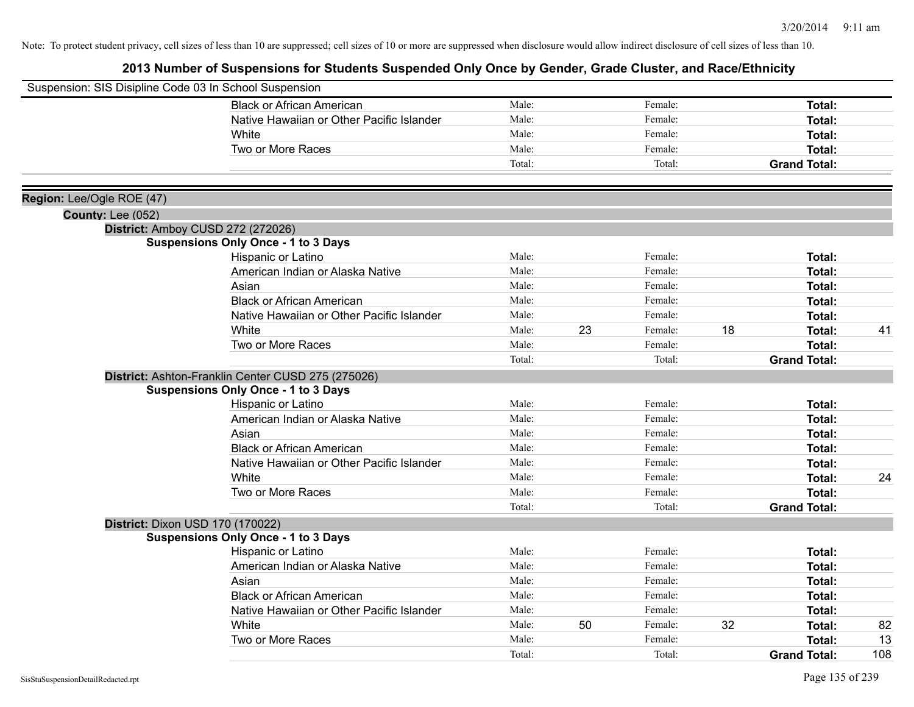Note: To protect student privacy, cell sizes of less than 10 are suppressed; cell sizes of 10 or more are suppressed when disclosure would allow indirect disclosure of cell sizes of less than 10.

# 2013 Number of Suspensions for Students Suspended Only Once by Gender, Grade Cluster, and Race/Ethnicity

Suspension: SIS Disipline Code 03 In School Suspension

| | Male: | | Female: | | | |
|---|---|---|---|---|---|---|
| Black or African American | Male: | | Female: | | **Total:** | |
| Native Hawaiian or Other Pacific Islander | Male: | | Female: | | **Total:** | |
| White | Male: | | Female: | | **Total:** | |
| Two or More Races | Male: | | Female: | | **Total:** | |
| | Total: | | Total: | | **Grand Total:** | |

**Region:** Lee/Ogle ROE (47)

**County:** Lee (052)

**District:** Amboy CUSD 272 (272026)

**Suspensions Only Once - 1 to 3 Days**

| | | | | | | |
|---|---|---|---|---|---|---|
| Hispanic or Latino | Male: | | Female: | | **Total:** | |
| American Indian or Alaska Native | Male: | | Female: | | **Total:** | |
| Asian | Male: | | Female: | | **Total:** | |
| Black or African American | Male: | | Female: | | **Total:** | |
| Native Hawaiian or Other Pacific Islander | Male: | | Female: | | **Total:** | |
| White | Male: | 23 | Female: | 18 | **Total:** | 41 |
| Two or More Races | Male: | | Female: | | **Total:** | |
| | Total: | | Total: | | **Grand Total:** | |

**District:** Ashton-Franklin Center CUSD 275 (275026)

**Suspensions Only Once - 1 to 3 Days**

| | | | | | | |
|---|---|---|---|---|---|---|
| Hispanic or Latino | Male: | | Female: | | **Total:** | |
| American Indian or Alaska Native | Male: | | Female: | | **Total:** | |
| Asian | Male: | | Female: | | **Total:** | |
| Black or African American | Male: | | Female: | | **Total:** | |
| Native Hawaiian or Other Pacific Islander | Male: | | Female: | | **Total:** | |
| White | Male: | | Female: | | **Total:** | 24 |
| Two or More Races | Male: | | Female: | | **Total:** | |
| | Total: | | Total: | | **Grand Total:** | |

**District:** Dixon USD 170 (170022)

**Suspensions Only Once - 1 to 3 Days**

| | | | | | | |
|---|---|---|---|---|---|---|
| Hispanic or Latino | Male: | | Female: | | **Total:** | |
| American Indian or Alaska Native | Male: | | Female: | | **Total:** | |
| Asian | Male: | | Female: | | **Total:** | |
| Black or African American | Male: | | Female: | | **Total:** | |
| Native Hawaiian or Other Pacific Islander | Male: | | Female: | | **Total:** | |
| White | Male: | 50 | Female: | 32 | **Total:** | 82 |
| Two or More Races | Male: | | Female: | | **Total:** | 13 |
| | Total: | | Total: | | **Grand Total:** | 108 |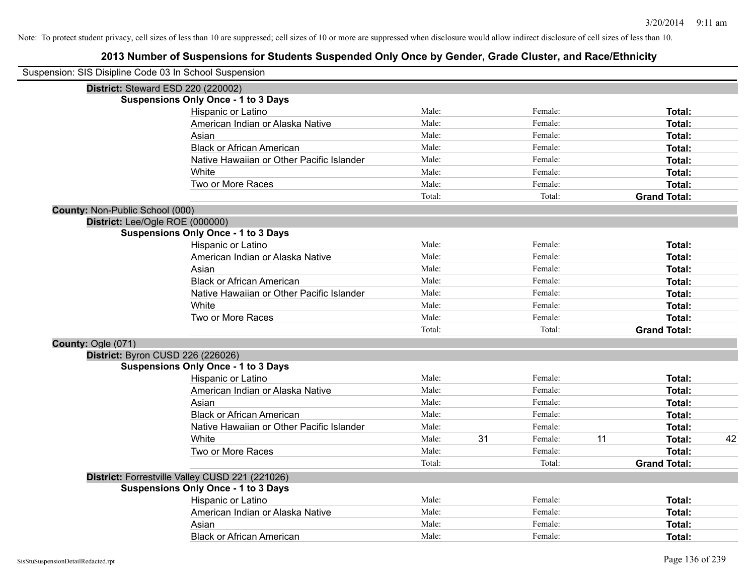Note: To protect student privacy, cell sizes of less than 10 are suppressed; cell sizes of 10 or more are suppressed when disclosure would allow indirect disclosure of cell sizes of less than 10.

# 2013 Number of Suspensions for Students Suspended Only Once by Gender, Grade Cluster, and Race/Ethnicity

Suspension: SIS Disipline Code 03 In School Suspension

**District:** Steward ESD 220 (220002)

**Suspensions Only Once - 1 to 3 Days**

| | | | | | | |
|---|---|---|---|---|---|---|
| Hispanic or Latino | Male: | | Female: | | **Total:** | |
| American Indian or Alaska Native | Male: | | Female: | | **Total:** | |
| Asian | Male: | | Female: | | **Total:** | |
| Black or African American | Male: | | Female: | | **Total:** | |
| Native Hawaiian or Other Pacific Islander | Male: | | Female: | | **Total:** | |
| White | Male: | | Female: | | **Total:** | |
| Two or More Races | Male: | | Female: | | **Total:** | |
| | Total: | | Total: | | **Grand Total:** | |

**County:** Non-Public School (000)

**District:** Lee/Ogle ROE (000000)

**Suspensions Only Once - 1 to 3 Days**

| | | | | | | |
|---|---|---|---|---|---|---|
| Hispanic or Latino | Male: | | Female: | | **Total:** | |
| American Indian or Alaska Native | Male: | | Female: | | **Total:** | |
| Asian | Male: | | Female: | | **Total:** | |
| Black or African American | Male: | | Female: | | **Total:** | |
| Native Hawaiian or Other Pacific Islander | Male: | | Female: | | **Total:** | |
| White | Male: | | Female: | | **Total:** | |
| Two or More Races | Male: | | Female: | | **Total:** | |
| | Total: | | Total: | | **Grand Total:** | |

**County:** Ogle (071)

**District:** Byron CUSD 226 (226026)

**Suspensions Only Once - 1 to 3 Days**

| | | | | | | |
|---|---|---|---|---|---|---|
| Hispanic or Latino | Male: | | Female: | | **Total:** | |
| American Indian or Alaska Native | Male: | | Female: | | **Total:** | |
| Asian | Male: | | Female: | | **Total:** | |
| Black or African American | Male: | | Female: | | **Total:** | |
| Native Hawaiian or Other Pacific Islander | Male: | | Female: | | **Total:** | |
| White | Male: | 31 | Female: | 11 | **Total:** | 42 |
| Two or More Races | Male: | | Female: | | **Total:** | |
| | Total: | | Total: | | **Grand Total:** | |

**District:** Forrestville Valley CUSD 221 (221026)

**Suspensions Only Once - 1 to 3 Days**

| | | | | | | |
|---|---|---|---|---|---|---|
| Hispanic or Latino | Male: | | Female: | | **Total:** | |
| American Indian or Alaska Native | Male: | | Female: | | **Total:** | |
| Asian | Male: | | Female: | | **Total:** | |
| Black or African American | Male: | | Female: | | **Total:** | |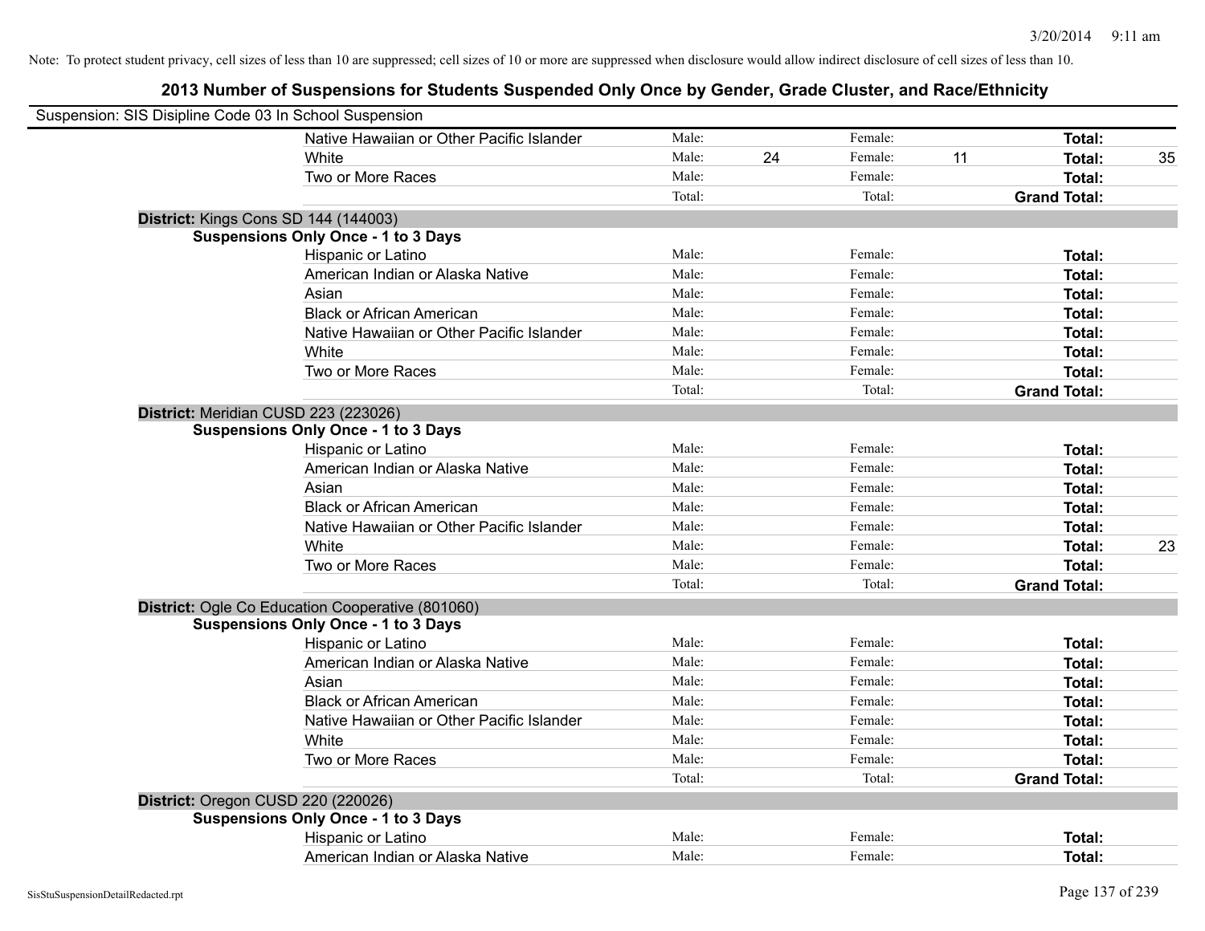Note: To protect student privacy, cell sizes of less than 10 are suppressed; cell sizes of 10 or more are suppressed when disclosure would allow indirect disclosure of cell sizes of less than 10.

## 2013 Number of Suspensions for Students Suspended Only Once by Gender, Grade Cluster, and Race/Ethnicity

Suspension: SIS Disipline Code 03 In School Suspension

| | | | | | | |
|---|---|---|---|---|---|---|
| Native Hawaiian or Other Pacific Islander | Male: | | Female: | | **Total:** | |
| White | Male: | 24 | Female: | 11 | **Total:** | 35 |
| Two or More Races | Male: | | Female: | | **Total:** | |
| | Total: | | Total: | | **Grand Total:** | |

**District:** Kings Cons SD 144 (144003)

**Suspensions Only Once - 1 to 3 Days**

| | | | | | | |
|---|---|---|---|---|---|---|
| Hispanic or Latino | Male: | | Female: | | **Total:** | |
| American Indian or Alaska Native | Male: | | Female: | | **Total:** | |
| Asian | Male: | | Female: | | **Total:** | |
| Black or African American | Male: | | Female: | | **Total:** | |
| Native Hawaiian or Other Pacific Islander | Male: | | Female: | | **Total:** | |
| White | Male: | | Female: | | **Total:** | |
| Two or More Races | Male: | | Female: | | **Total:** | |
| | Total: | | Total: | | **Grand Total:** | |

**District:** Meridian CUSD 223 (223026)

**Suspensions Only Once - 1 to 3 Days**

| | | | | | | |
|---|---|---|---|---|---|---|
| Hispanic or Latino | Male: | | Female: | | **Total:** | |
| American Indian or Alaska Native | Male: | | Female: | | **Total:** | |
| Asian | Male: | | Female: | | **Total:** | |
| Black or African American | Male: | | Female: | | **Total:** | |
| Native Hawaiian or Other Pacific Islander | Male: | | Female: | | **Total:** | |
| White | Male: | | Female: | | **Total:** | 23 |
| Two or More Races | Male: | | Female: | | **Total:** | |
| | Total: | | Total: | | **Grand Total:** | |

**District:** Ogle Co Education Cooperative (801060)

**Suspensions Only Once - 1 to 3 Days**

| | | | | | | |
|---|---|---|---|---|---|---|
| Hispanic or Latino | Male: | | Female: | | **Total:** | |
| American Indian or Alaska Native | Male: | | Female: | | **Total:** | |
| Asian | Male: | | Female: | | **Total:** | |
| Black or African American | Male: | | Female: | | **Total:** | |
| Native Hawaiian or Other Pacific Islander | Male: | | Female: | | **Total:** | |
| White | Male: | | Female: | | **Total:** | |
| Two or More Races | Male: | | Female: | | **Total:** | |
| | Total: | | Total: | | **Grand Total:** | |

**District:** Oregon CUSD 220 (220026)

**Suspensions Only Once - 1 to 3 Days**

| | | | | | | |
|---|---|---|---|---|---|---|
| Hispanic or Latino | Male: | | Female: | | **Total:** | |
| American Indian or Alaska Native | Male: | | Female: | | **Total:** | |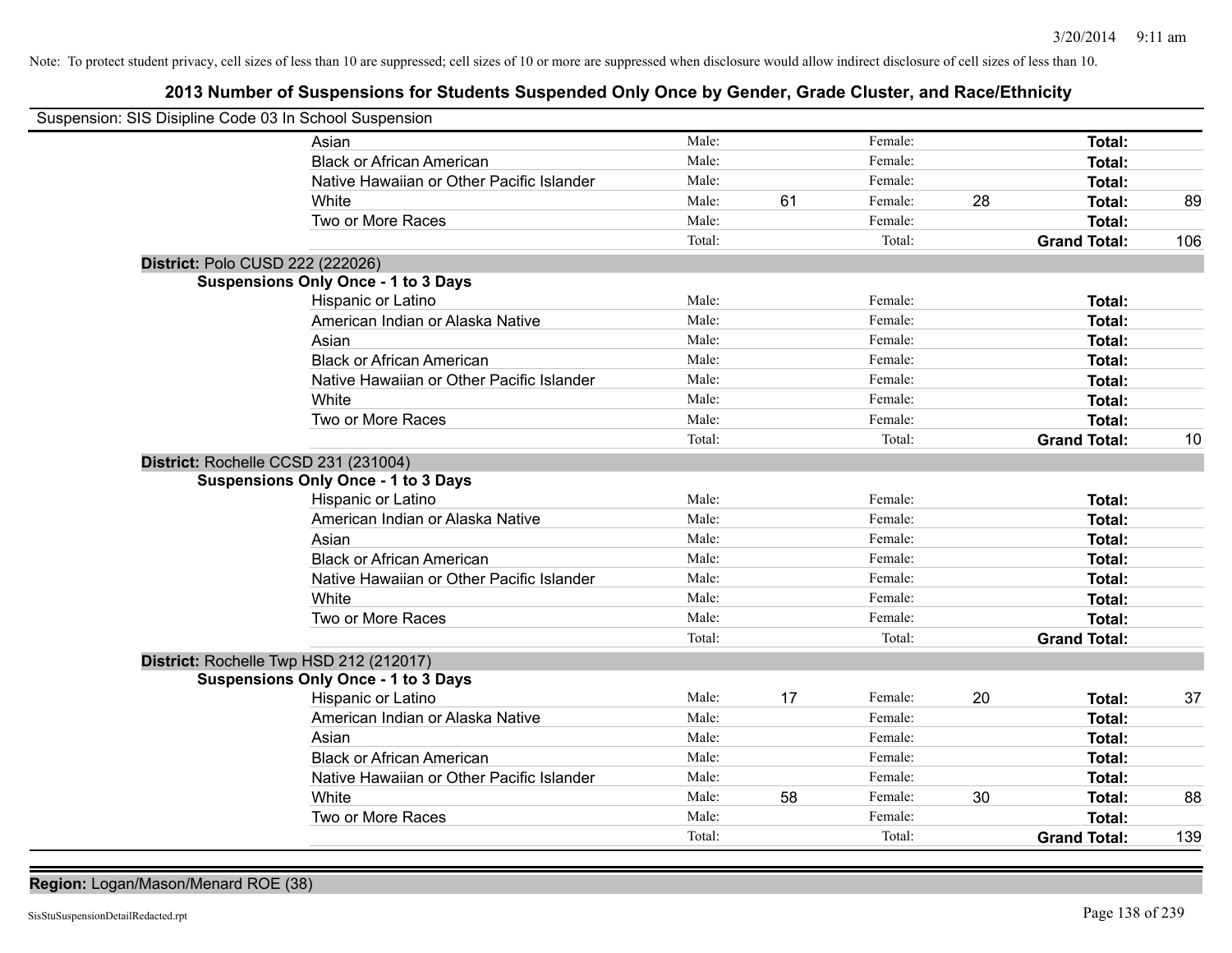Note: To protect student privacy, cell sizes of less than 10 are suppressed; cell sizes of 10 or more are suppressed when disclosure would allow indirect disclosure of cell sizes of less than 10.

## 2013 Number of Suspensions for Students Suspended Only Once by Gender, Grade Cluster, and Race/Ethnicity

Suspension: SIS Disipline Code 03 In School Suspension

| | | | | | | |
|---|---|---|---|---|---|---|
| Asian | Male: | | Female: | | **Total:** | |
| Black or African American | Male: | | Female: | | **Total:** | |
| Native Hawaiian or Other Pacific Islander | Male: | | Female: | | **Total:** | |
| White | Male: | 61 | Female: | 28 | **Total:** | 89 |
| Two or More Races | Male: | | Female: | | **Total:** | |
| | Total: | | Total: | | **Grand Total:** | 106 |

**District:** Polo CUSD 222 (222026)

**Suspensions Only Once - 1 to 3 Days**

| | | | | | | |
|---|---|---|---|---|---|---|
| Hispanic or Latino | Male: | | Female: | | **Total:** | |
| American Indian or Alaska Native | Male: | | Female: | | **Total:** | |
| Asian | Male: | | Female: | | **Total:** | |
| Black or African American | Male: | | Female: | | **Total:** | |
| Native Hawaiian or Other Pacific Islander | Male: | | Female: | | **Total:** | |
| White | Male: | | Female: | | **Total:** | |
| Two or More Races | Male: | | Female: | | **Total:** | |
| | Total: | | Total: | | **Grand Total:** | 10 |

**District:** Rochelle CCSD 231 (231004)

**Suspensions Only Once - 1 to 3 Days**

| | | | | | | |
|---|---|---|---|---|---|---|
| Hispanic or Latino | Male: | | Female: | | **Total:** | |
| American Indian or Alaska Native | Male: | | Female: | | **Total:** | |
| Asian | Male: | | Female: | | **Total:** | |
| Black or African American | Male: | | Female: | | **Total:** | |
| Native Hawaiian or Other Pacific Islander | Male: | | Female: | | **Total:** | |
| White | Male: | | Female: | | **Total:** | |
| Two or More Races | Male: | | Female: | | **Total:** | |
| | Total: | | Total: | | **Grand Total:** | |

**District:** Rochelle Twp HSD 212 (212017)

**Suspensions Only Once - 1 to 3 Days**

| | | | | | | |
|---|---|---|---|---|---|---|
| Hispanic or Latino | Male: | 17 | Female: | 20 | **Total:** | 37 |
| American Indian or Alaska Native | Male: | | Female: | | **Total:** | |
| Asian | Male: | | Female: | | **Total:** | |
| Black or African American | Male: | | Female: | | **Total:** | |
| Native Hawaiian or Other Pacific Islander | Male: | | Female: | | **Total:** | |
| White | Male: | 58 | Female: | 30 | **Total:** | 88 |
| Two or More Races | Male: | | Female: | | **Total:** | |
| | Total: | | Total: | | **Grand Total:** | 139 |

**Region:** Logan/Mason/Menard ROE (38)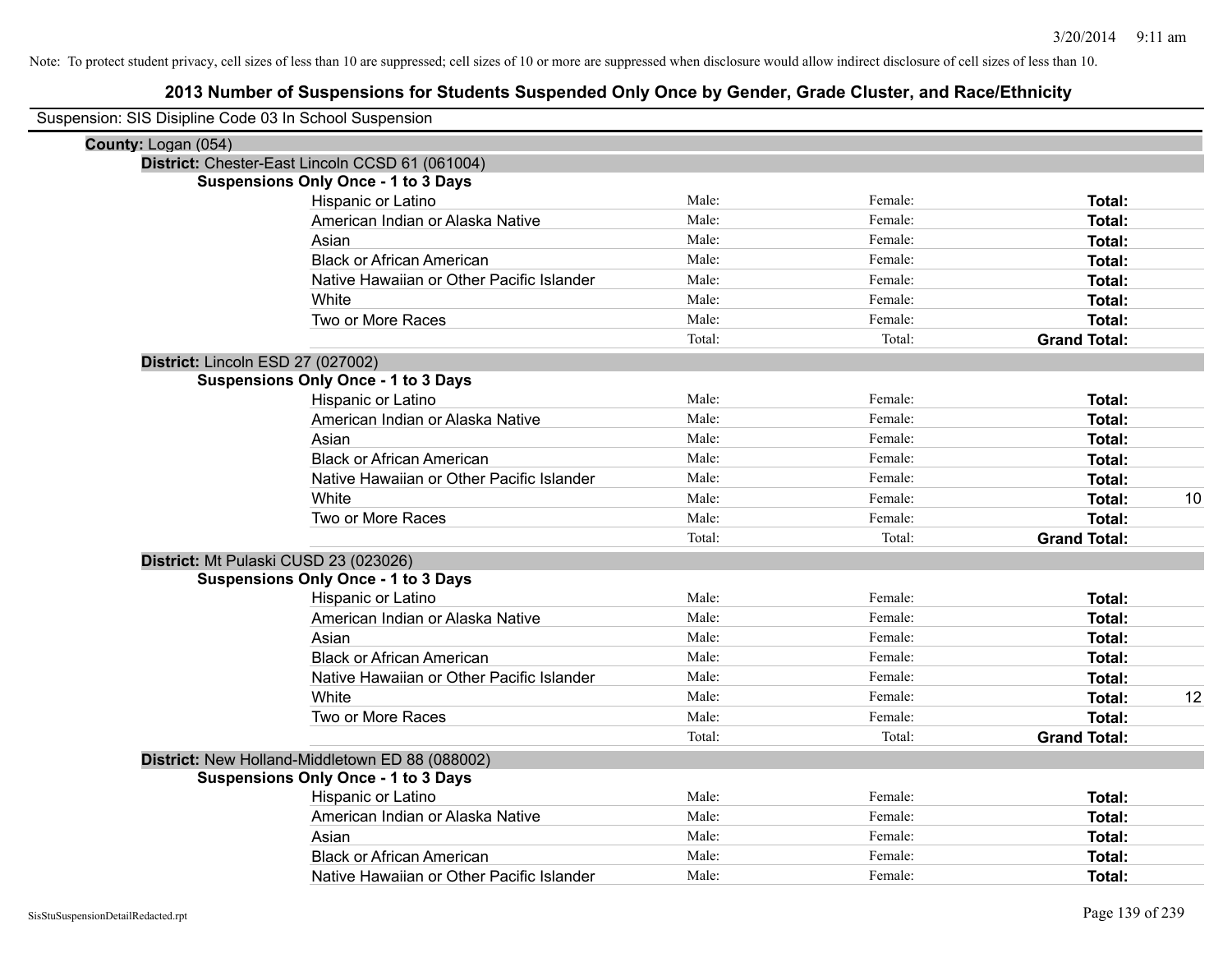Note: To protect student privacy, cell sizes of less than 10 are suppressed; cell sizes of 10 or more are suppressed when disclosure would allow indirect disclosure of cell sizes of less than 10.

# 2013 Number of Suspensions for Students Suspended Only Once by Gender, Grade Cluster, and Race/Ethnicity

Suspension: SIS Disipline Code 03 In School Suspension

**County:** Logan (054)

**District:** Chester-East Lincoln CCSD 61 (061004)

**Suspensions Only Once - 1 to 3 Days**

| Race/Ethnicity | Male | Female | Total |
|---|---|---|---|
| Hispanic or Latino | Male: | Female: | **Total:** |
| American Indian or Alaska Native | Male: | Female: | **Total:** |
| Asian | Male: | Female: | **Total:** |
| Black or African American | Male: | Female: | **Total:** |
| Native Hawaiian or Other Pacific Islander | Male: | Female: | **Total:** |
| White | Male: | Female: | **Total:** |
| Two or More Races | Male: | Female: | **Total:** |
| | Total: | Total: | **Grand Total:** |

**District:** Lincoln ESD 27 (027002)

**Suspensions Only Once - 1 to 3 Days**

| Race/Ethnicity | Male | Female | Total |
|---|---|---|---|
| Hispanic or Latino | Male: | Female: | **Total:** |
| American Indian or Alaska Native | Male: | Female: | **Total:** |
| Asian | Male: | Female: | **Total:** |
| Black or African American | Male: | Female: | **Total:** |
| Native Hawaiian or Other Pacific Islander | Male: | Female: | **Total:** |
| White | Male: | Female: | **Total:** 10 |
| Two or More Races | Male: | Female: | **Total:** |
| | Total: | Total: | **Grand Total:** |

**District:** Mt Pulaski CUSD 23 (023026)

**Suspensions Only Once - 1 to 3 Days**

| Race/Ethnicity | Male | Female | Total |
|---|---|---|---|
| Hispanic or Latino | Male: | Female: | **Total:** |
| American Indian or Alaska Native | Male: | Female: | **Total:** |
| Asian | Male: | Female: | **Total:** |
| Black or African American | Male: | Female: | **Total:** |
| Native Hawaiian or Other Pacific Islander | Male: | Female: | **Total:** |
| White | Male: | Female: | **Total:** 12 |
| Two or More Races | Male: | Female: | **Total:** |
| | Total: | Total: | **Grand Total:** |

**District:** New Holland-Middletown ED 88 (088002)

**Suspensions Only Once - 1 to 3 Days**

| Race/Ethnicity | Male | Female | Total |
|---|---|---|---|
| Hispanic or Latino | Male: | Female: | **Total:** |
| American Indian or Alaska Native | Male: | Female: | **Total:** |
| Asian | Male: | Female: | **Total:** |
| Black or African American | Male: | Female: | **Total:** |
| Native Hawaiian or Other Pacific Islander | Male: | Female: | **Total:** |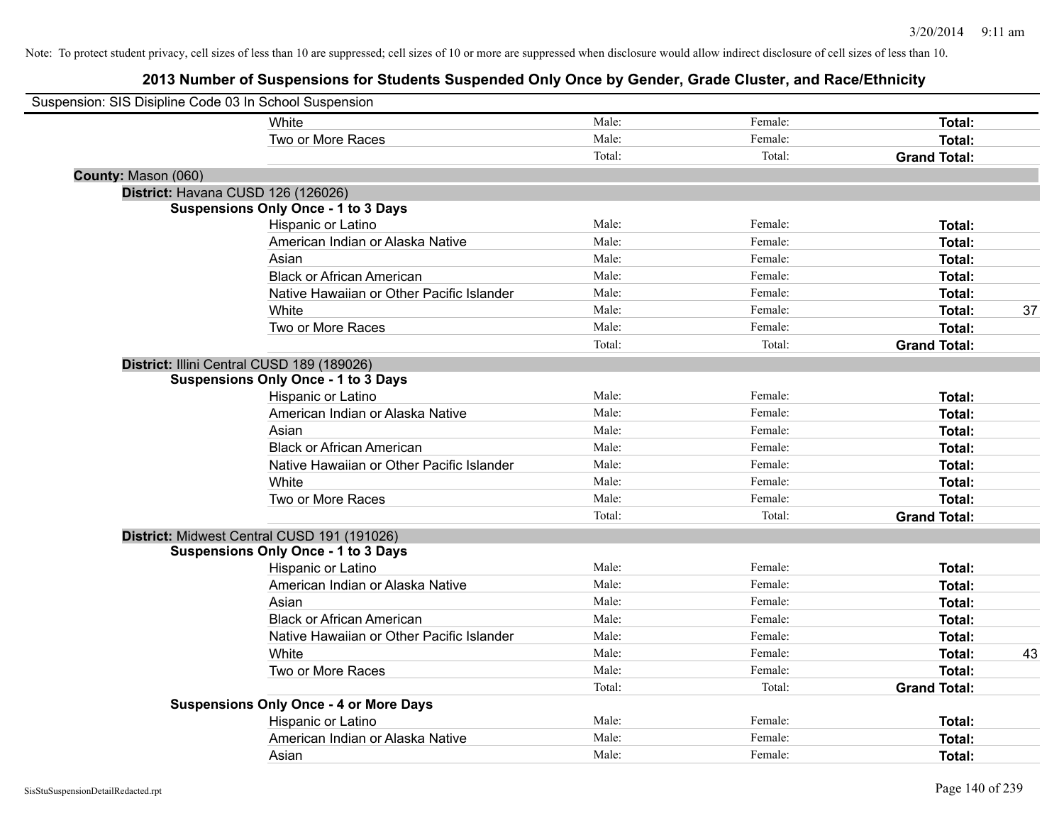Note: To protect student privacy, cell sizes of less than 10 are suppressed; cell sizes of 10 or more are suppressed when disclosure would allow indirect disclosure of cell sizes of less than 10.

## 2013 Number of Suspensions for Students Suspended Only Once by Gender, Grade Cluster, and Race/Ethnicity

Suspension: SIS Disipline Code 03 In School Suspension

| | | | | |
|---|---|---|---|---|
| White | Male: | Female: | **Total:** | |
| Two or More Races | Male: | Female: | **Total:** | |
| | Total: | Total: | **Grand Total:** | |

**County:** Mason (060)

**District:** Havana CUSD 126 (126026)

**Suspensions Only Once - 1 to 3 Days**

| | | | | |
|---|---|---|---|---|
| Hispanic or Latino | Male: | Female: | **Total:** | |
| American Indian or Alaska Native | Male: | Female: | **Total:** | |
| Asian | Male: | Female: | **Total:** | |
| Black or African American | Male: | Female: | **Total:** | |
| Native Hawaiian or Other Pacific Islander | Male: | Female: | **Total:** | |
| White | Male: | Female: | **Total:** | 37 |
| Two or More Races | Male: | Female: | **Total:** | |
| | Total: | Total: | **Grand Total:** | |

**District:** Illini Central CUSD 189 (189026)

**Suspensions Only Once - 1 to 3 Days**

| | | | | |
|---|---|---|---|---|
| Hispanic or Latino | Male: | Female: | **Total:** | |
| American Indian or Alaska Native | Male: | Female: | **Total:** | |
| Asian | Male: | Female: | **Total:** | |
| Black or African American | Male: | Female: | **Total:** | |
| Native Hawaiian or Other Pacific Islander | Male: | Female: | **Total:** | |
| White | Male: | Female: | **Total:** | |
| Two or More Races | Male: | Female: | **Total:** | |
| | Total: | Total: | **Grand Total:** | |

**District:** Midwest Central CUSD 191 (191026)

**Suspensions Only Once - 1 to 3 Days**

| | | | | |
|---|---|---|---|---|
| Hispanic or Latino | Male: | Female: | **Total:** | |
| American Indian or Alaska Native | Male: | Female: | **Total:** | |
| Asian | Male: | Female: | **Total:** | |
| Black or African American | Male: | Female: | **Total:** | |
| Native Hawaiian or Other Pacific Islander | Male: | Female: | **Total:** | |
| White | Male: | Female: | **Total:** | 43 |
| Two or More Races | Male: | Female: | **Total:** | |
| | Total: | Total: | **Grand Total:** | |

**Suspensions Only Once - 4 or More Days**

| | | | | |
|---|---|---|---|---|
| Hispanic or Latino | Male: | Female: | **Total:** | |
| American Indian or Alaska Native | Male: | Female: | **Total:** | |
| Asian | Male: | Female: | **Total:** | |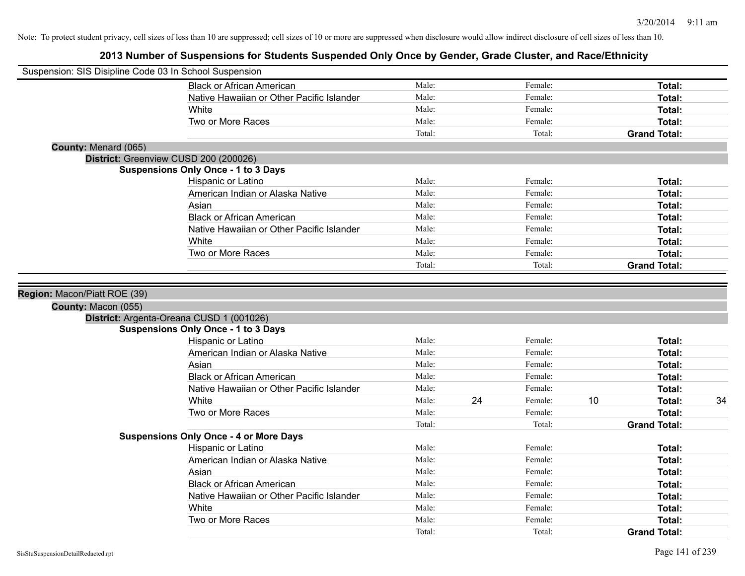Note: To protect student privacy, cell sizes of less than 10 are suppressed; cell sizes of 10 or more are suppressed when disclosure would allow indirect disclosure of cell sizes of less than 10.

# 2013 Number of Suspensions for Students Suspended Only Once by Gender, Grade Cluster, and Race/Ethnicity

Suspension: SIS Disipline Code 03 In School Suspension

| | | | | | | |
|---|---|---|---|---|---|---|
| Black or African American | Male: | | Female: | | **Total:** | |
| Native Hawaiian or Other Pacific Islander | Male: | | Female: | | **Total:** | |
| White | Male: | | Female: | | **Total:** | |
| Two or More Races | Male: | | Female: | | **Total:** | |
| | Total: | | Total: | | **Grand Total:** | |

**County:** Menard (065)

**District:** Greenview CUSD 200 (200026)

**Suspensions Only Once - 1 to 3 Days**

| | | | | | | |
|---|---|---|---|---|---|---|
| Hispanic or Latino | Male: | | Female: | | **Total:** | |
| American Indian or Alaska Native | Male: | | Female: | | **Total:** | |
| Asian | Male: | | Female: | | **Total:** | |
| Black or African American | Male: | | Female: | | **Total:** | |
| Native Hawaiian or Other Pacific Islander | Male: | | Female: | | **Total:** | |
| White | Male: | | Female: | | **Total:** | |
| Two or More Races | Male: | | Female: | | **Total:** | |
| | Total: | | Total: | | **Grand Total:** | |

**Region:** Macon/Piatt ROE (39)

**County:** Macon (055)

**District:** Argenta-Oreana CUSD 1 (001026)

**Suspensions Only Once - 1 to 3 Days**

| | | | | | | |
|---|---|---|---|---|---|---|
| Hispanic or Latino | Male: | | Female: | | **Total:** | |
| American Indian or Alaska Native | Male: | | Female: | | **Total:** | |
| Asian | Male: | | Female: | | **Total:** | |
| Black or African American | Male: | | Female: | | **Total:** | |
| Native Hawaiian or Other Pacific Islander | Male: | | Female: | | **Total:** | |
| White | Male: | 24 | Female: | 10 | **Total:** | 34 |
| Two or More Races | Male: | | Female: | | **Total:** | |
| | Total: | | Total: | | **Grand Total:** | |

**Suspensions Only Once - 4 or More Days**

| | | | | | | |
|---|---|---|---|---|---|---|
| Hispanic or Latino | Male: | | Female: | | **Total:** | |
| American Indian or Alaska Native | Male: | | Female: | | **Total:** | |
| Asian | Male: | | Female: | | **Total:** | |
| Black or African American | Male: | | Female: | | **Total:** | |
| Native Hawaiian or Other Pacific Islander | Male: | | Female: | | **Total:** | |
| White | Male: | | Female: | | **Total:** | |
| Two or More Races | Male: | | Female: | | **Total:** | |
| | Total: | | Total: | | **Grand Total:** | |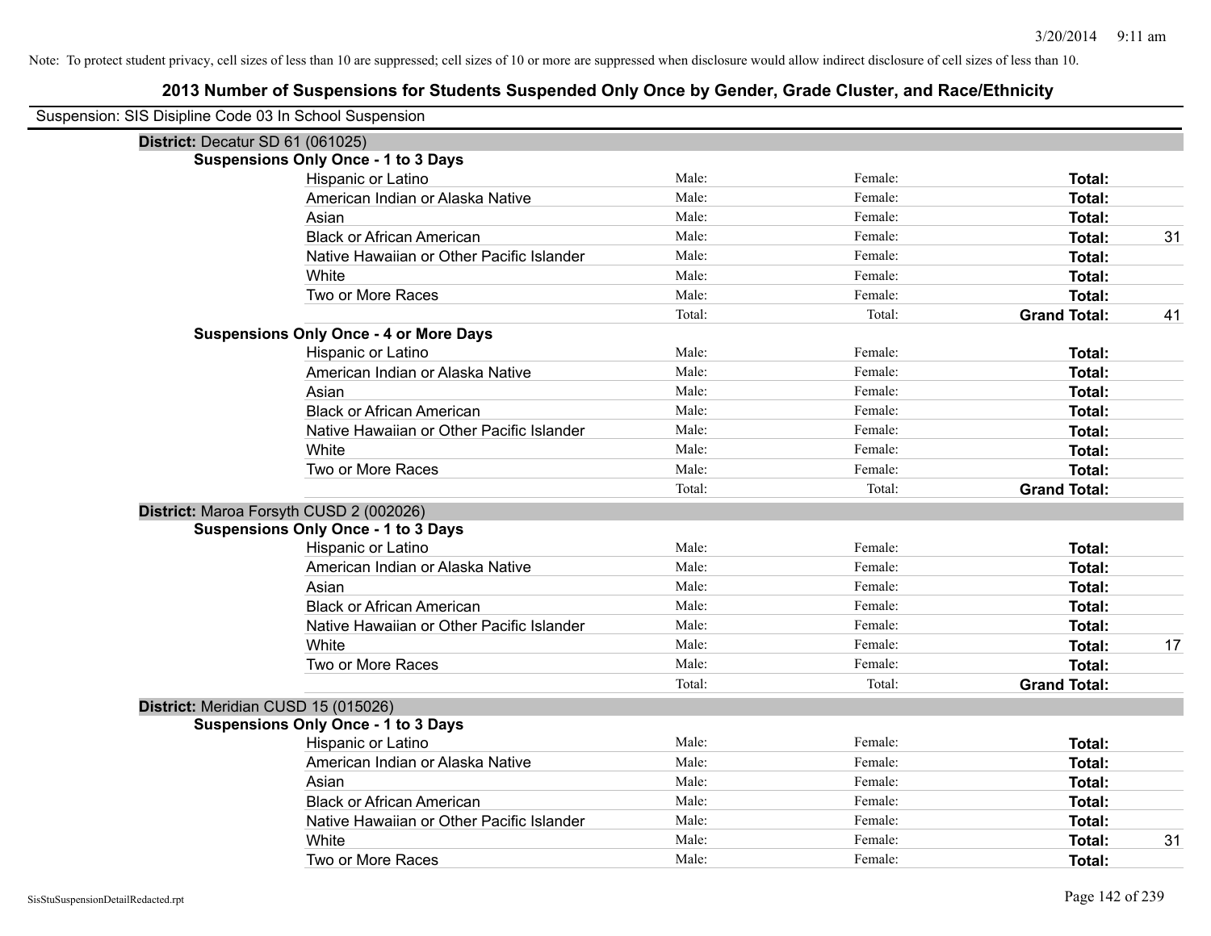Note: To protect student privacy, cell sizes of less than 10 are suppressed; cell sizes of 10 or more are suppressed when disclosure would allow indirect disclosure of cell sizes of less than 10.

## 2013 Number of Suspensions for Students Suspended Only Once by Gender, Grade Cluster, and Race/Ethnicity

Suspension: SIS Disipline Code 03 In School Suspension

**District:** Decatur SD 61 (061025)

**Suspensions Only Once - 1 to 3 Days**

| Race/Ethnicity | Male: | Female: | Total: | |
|---|---|---|---|---|
| Hispanic or Latino | Male: | Female: | **Total:** | |
| American Indian or Alaska Native | Male: | Female: | **Total:** | |
| Asian | Male: | Female: | **Total:** | |
| Black or African American | Male: | Female: | **Total:** | 31 |
| Native Hawaiian or Other Pacific Islander | Male: | Female: | **Total:** | |
| White | Male: | Female: | **Total:** | |
| Two or More Races | Male: | Female: | **Total:** | |
| | Total: | Total: | **Grand Total:** | 41 |

**Suspensions Only Once - 4 or More Days**

| Race/Ethnicity | Male: | Female: | Total: | |
|---|---|---|---|---|
| Hispanic or Latino | Male: | Female: | **Total:** | |
| American Indian or Alaska Native | Male: | Female: | **Total:** | |
| Asian | Male: | Female: | **Total:** | |
| Black or African American | Male: | Female: | **Total:** | |
| Native Hawaiian or Other Pacific Islander | Male: | Female: | **Total:** | |
| White | Male: | Female: | **Total:** | |
| Two or More Races | Male: | Female: | **Total:** | |
| | Total: | Total: | **Grand Total:** | |

**District:** Maroa Forsyth CUSD 2 (002026)

**Suspensions Only Once - 1 to 3 Days**

| Race/Ethnicity | Male: | Female: | Total: | |
|---|---|---|---|---|
| Hispanic or Latino | Male: | Female: | **Total:** | |
| American Indian or Alaska Native | Male: | Female: | **Total:** | |
| Asian | Male: | Female: | **Total:** | |
| Black or African American | Male: | Female: | **Total:** | |
| Native Hawaiian or Other Pacific Islander | Male: | Female: | **Total:** | |
| White | Male: | Female: | **Total:** | 17 |
| Two or More Races | Male: | Female: | **Total:** | |
| | Total: | Total: | **Grand Total:** | |

**District:** Meridian CUSD 15 (015026)

**Suspensions Only Once - 1 to 3 Days**

| Race/Ethnicity | Male: | Female: | Total: | |
|---|---|---|---|---|
| Hispanic or Latino | Male: | Female: | **Total:** | |
| American Indian or Alaska Native | Male: | Female: | **Total:** | |
| Asian | Male: | Female: | **Total:** | |
| Black or African American | Male: | Female: | **Total:** | |
| Native Hawaiian or Other Pacific Islander | Male: | Female: | **Total:** | |
| White | Male: | Female: | **Total:** | 31 |
| Two or More Races | Male: | Female: | **Total:** | |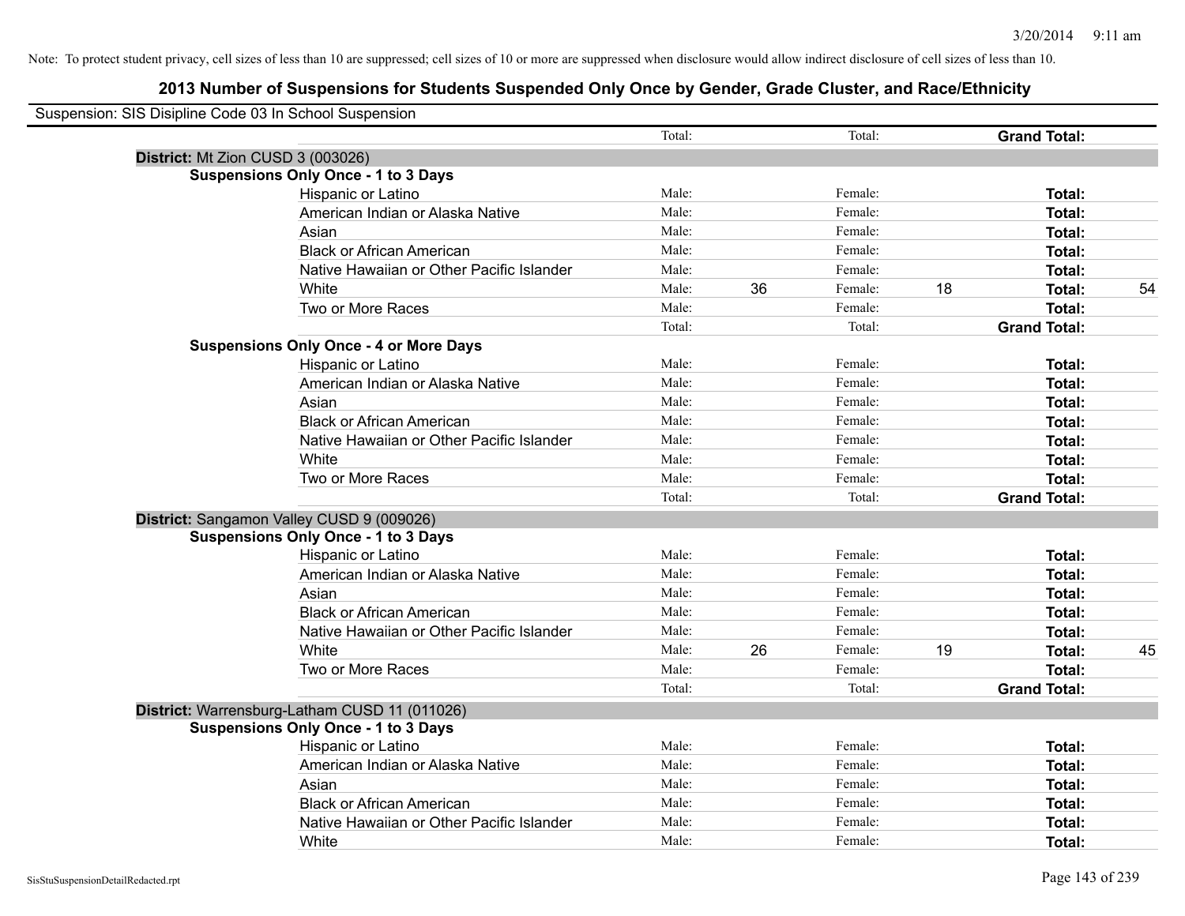Note: To protect student privacy, cell sizes of less than 10 are suppressed; cell sizes of 10 or more are suppressed when disclosure would allow indirect disclosure of cell sizes of less than 10.

## 2013 Number of Suspensions for Students Suspended Only Once by Gender, Grade Cluster, and Race/Ethnicity

Suspension: SIS Disipline Code 03 In School Suspension

| | | | | | | |
|---|---|---|---|---|---|---|
| | Total: | | Total: | | **Grand Total:** | |
| **District:** Mt Zion CUSD 3 (003026) | | | | | | |
| **Suspensions Only Once - 1 to 3 Days** | | | | | | |
| Hispanic or Latino | Male: | | Female: | | **Total:** | |
| American Indian or Alaska Native | Male: | | Female: | | **Total:** | |
| Asian | Male: | | Female: | | **Total:** | |
| Black or African American | Male: | | Female: | | **Total:** | |
| Native Hawaiian or Other Pacific Islander | Male: | | Female: | | **Total:** | |
| White | Male: | 36 | Female: | 18 | **Total:** | 54 |
| Two or More Races | Male: | | Female: | | **Total:** | |
| | Total: | | Total: | | **Grand Total:** | |
| **Suspensions Only Once - 4 or More Days** | | | | | | |
| Hispanic or Latino | Male: | | Female: | | **Total:** | |
| American Indian or Alaska Native | Male: | | Female: | | **Total:** | |
| Asian | Male: | | Female: | | **Total:** | |
| Black or African American | Male: | | Female: | | **Total:** | |
| Native Hawaiian or Other Pacific Islander | Male: | | Female: | | **Total:** | |
| White | Male: | | Female: | | **Total:** | |
| Two or More Races | Male: | | Female: | | **Total:** | |
| | Total: | | Total: | | **Grand Total:** | |
| **District:** Sangamon Valley CUSD 9 (009026) | | | | | | |
| **Suspensions Only Once - 1 to 3 Days** | | | | | | |
| Hispanic or Latino | Male: | | Female: | | **Total:** | |
| American Indian or Alaska Native | Male: | | Female: | | **Total:** | |
| Asian | Male: | | Female: | | **Total:** | |
| Black or African American | Male: | | Female: | | **Total:** | |
| Native Hawaiian or Other Pacific Islander | Male: | | Female: | | **Total:** | |
| White | Male: | 26 | Female: | 19 | **Total:** | 45 |
| Two or More Races | Male: | | Female: | | **Total:** | |
| | Total: | | Total: | | **Grand Total:** | |
| **District:** Warrensburg-Latham CUSD 11 (011026) | | | | | | |
| **Suspensions Only Once - 1 to 3 Days** | | | | | | |
| Hispanic or Latino | Male: | | Female: | | **Total:** | |
| American Indian or Alaska Native | Male: | | Female: | | **Total:** | |
| Asian | Male: | | Female: | | **Total:** | |
| Black or African American | Male: | | Female: | | **Total:** | |
| Native Hawaiian or Other Pacific Islander | Male: | | Female: | | **Total:** | |
| White | Male: | | Female: | | **Total:** | |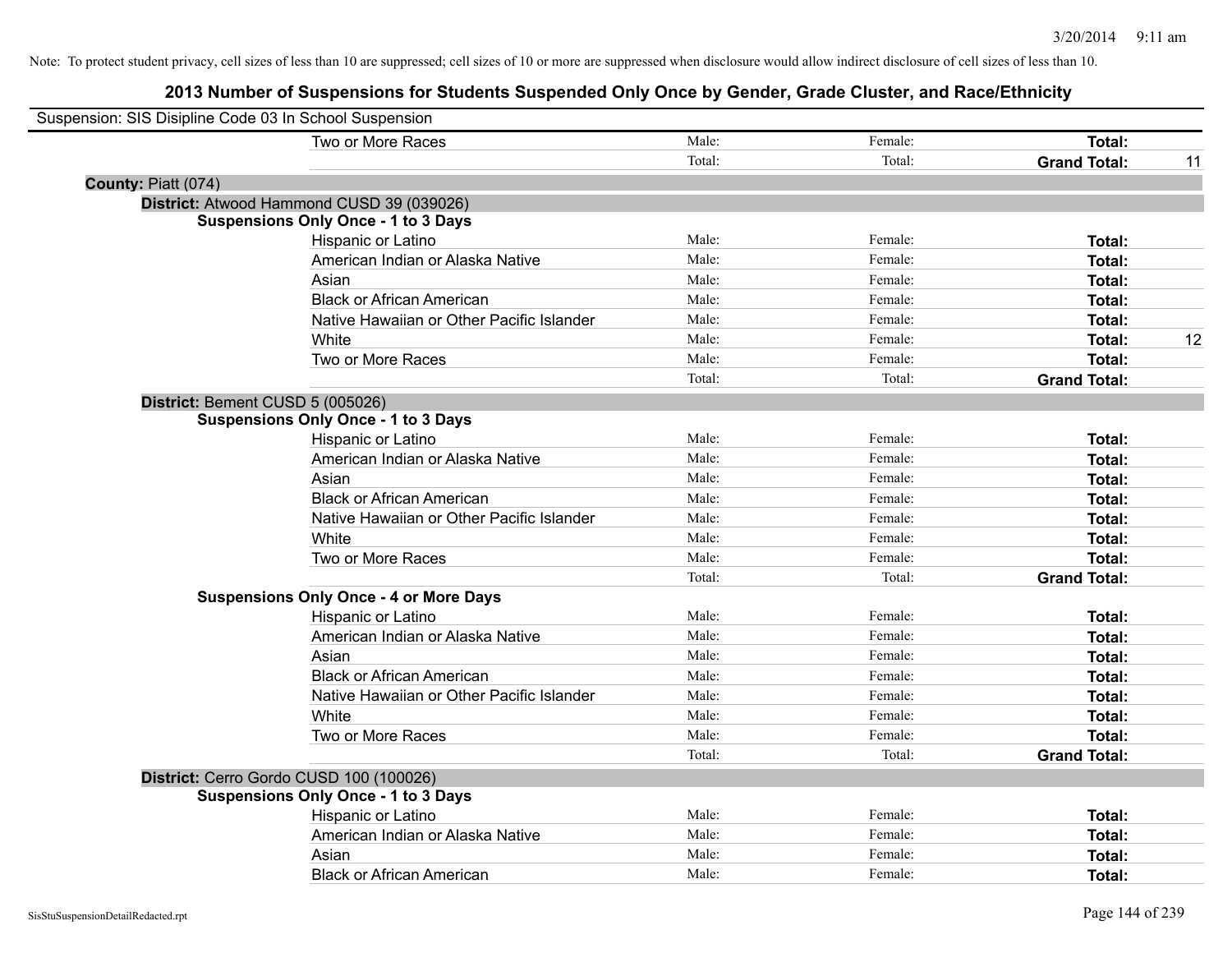Note: To protect student privacy, cell sizes of less than 10 are suppressed; cell sizes of 10 or more are suppressed when disclosure would allow indirect disclosure of cell sizes of less than 10.

# 2013 Number of Suspensions for Students Suspended Only Once by Gender, Grade Cluster, and Race/Ethnicity

Suspension: SIS Disipline Code 03 In School Suspension

| | | | | |
|---|---|---|---|---|
| Two or More Races | Male: | Female: | **Total:** | |
| | Total: | Total: | **Grand Total:** | 11 |

**County:** Piatt (074)

**District:** Atwood Hammond CUSD 39 (039026)

**Suspensions Only Once - 1 to 3 Days**

| | | | | |
|---|---|---|---|---|
| Hispanic or Latino | Male: | Female: | **Total:** | |
| American Indian or Alaska Native | Male: | Female: | **Total:** | |
| Asian | Male: | Female: | **Total:** | |
| Black or African American | Male: | Female: | **Total:** | |
| Native Hawaiian or Other Pacific Islander | Male: | Female: | **Total:** | |
| White | Male: | Female: | **Total:** | 12 |
| Two or More Races | Male: | Female: | **Total:** | |
| | Total: | Total: | **Grand Total:** | |

**District:** Bement CUSD 5 (005026)

**Suspensions Only Once - 1 to 3 Days**

| | | | | |
|---|---|---|---|---|
| Hispanic or Latino | Male: | Female: | **Total:** | |
| American Indian or Alaska Native | Male: | Female: | **Total:** | |
| Asian | Male: | Female: | **Total:** | |
| Black or African American | Male: | Female: | **Total:** | |
| Native Hawaiian or Other Pacific Islander | Male: | Female: | **Total:** | |
| White | Male: | Female: | **Total:** | |
| Two or More Races | Male: | Female: | **Total:** | |
| | Total: | Total: | **Grand Total:** | |

**Suspensions Only Once - 4 or More Days**

| | | | | |
|---|---|---|---|---|
| Hispanic or Latino | Male: | Female: | **Total:** | |
| American Indian or Alaska Native | Male: | Female: | **Total:** | |
| Asian | Male: | Female: | **Total:** | |
| Black or African American | Male: | Female: | **Total:** | |
| Native Hawaiian or Other Pacific Islander | Male: | Female: | **Total:** | |
| White | Male: | Female: | **Total:** | |
| Two or More Races | Male: | Female: | **Total:** | |
| | Total: | Total: | **Grand Total:** | |

**District:** Cerro Gordo CUSD 100 (100026)

**Suspensions Only Once - 1 to 3 Days**

| | | | | |
|---|---|---|---|---|
| Hispanic or Latino | Male: | Female: | **Total:** | |
| American Indian or Alaska Native | Male: | Female: | **Total:** | |
| Asian | Male: | Female: | **Total:** | |
| Black or African American | Male: | Female: | **Total:** | |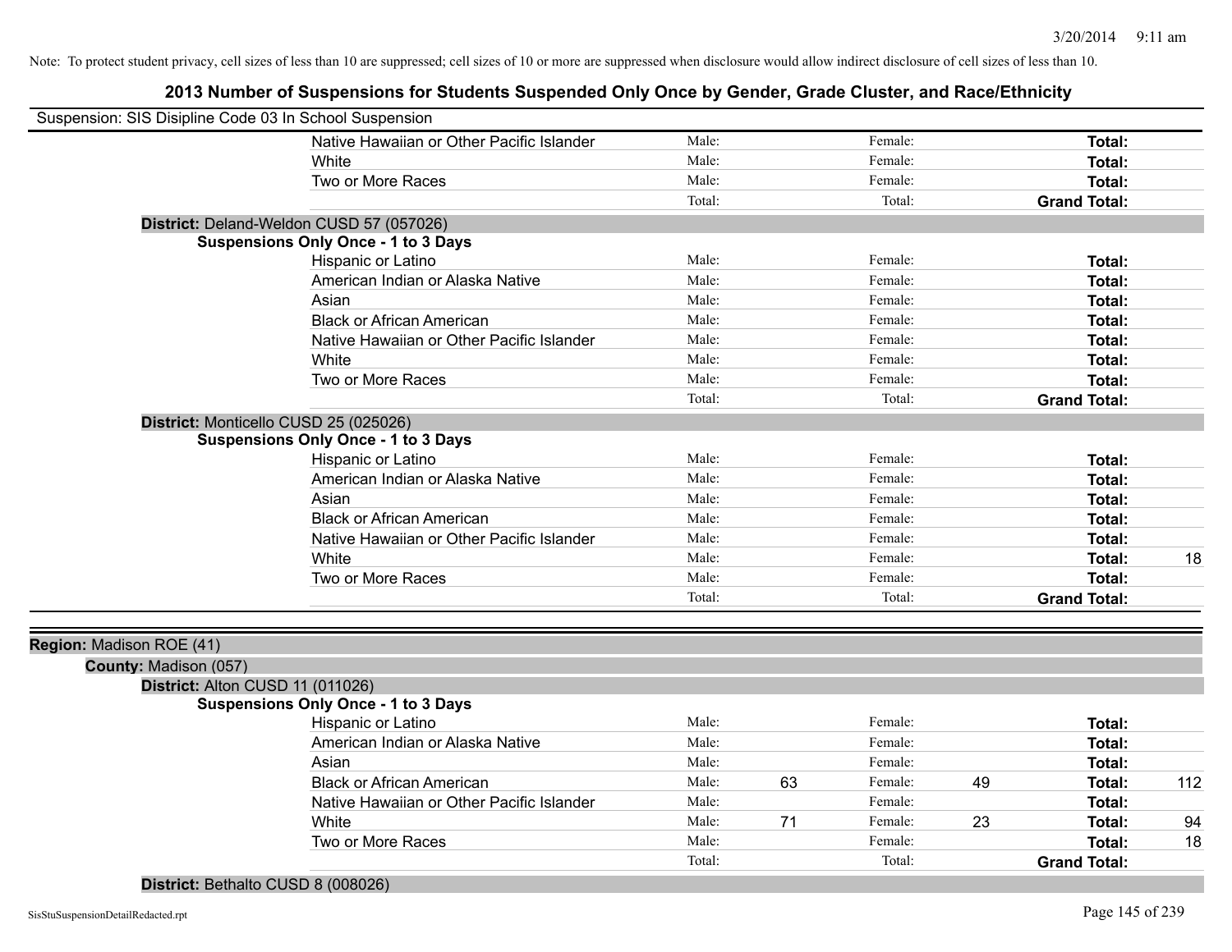Note: To protect student privacy, cell sizes of less than 10 are suppressed; cell sizes of 10 or more are suppressed when disclosure would allow indirect disclosure of cell sizes of less than 10.

# 2013 Number of Suspensions for Students Suspended Only Once by Gender, Grade Cluster, and Race/Ethnicity

Suspension: SIS Disipline Code 03 In School Suspension

| | | | | | | |
|---|---|---|---|---|---|---|
| Native Hawaiian or Other Pacific Islander | Male: | | Female: | | **Total:** | |
| White | Male: | | Female: | | **Total:** | |
| Two or More Races | Male: | | Female: | | **Total:** | |
| | Total: | | Total: | | **Grand Total:** | |

**District:** Deland-Weldon CUSD 57 (057026)

**Suspensions Only Once - 1 to 3 Days**

| | | | | | | |
|---|---|---|---|---|---|---|
| Hispanic or Latino | Male: | | Female: | | **Total:** | |
| American Indian or Alaska Native | Male: | | Female: | | **Total:** | |
| Asian | Male: | | Female: | | **Total:** | |
| Black or African American | Male: | | Female: | | **Total:** | |
| Native Hawaiian or Other Pacific Islander | Male: | | Female: | | **Total:** | |
| White | Male: | | Female: | | **Total:** | |
| Two or More Races | Male: | | Female: | | **Total:** | |
| | Total: | | Total: | | **Grand Total:** | |

**District:** Monticello CUSD 25 (025026)

**Suspensions Only Once - 1 to 3 Days**

| | | | | | | |
|---|---|---|---|---|---|---|
| Hispanic or Latino | Male: | | Female: | | **Total:** | |
| American Indian or Alaska Native | Male: | | Female: | | **Total:** | |
| Asian | Male: | | Female: | | **Total:** | |
| Black or African American | Male: | | Female: | | **Total:** | |
| Native Hawaiian or Other Pacific Islander | Male: | | Female: | | **Total:** | |
| White | Male: | | Female: | | **Total:** | 18 |
| Two or More Races | Male: | | Female: | | **Total:** | |
| | Total: | | Total: | | **Grand Total:** | |

**Region:** Madison ROE (41)

**County:** Madison (057)

**District:** Alton CUSD 11 (011026)

**Suspensions Only Once - 1 to 3 Days**

| | | | | | | |
|---|---|---|---|---|---|---|
| Hispanic or Latino | Male: | | Female: | | **Total:** | |
| American Indian or Alaska Native | Male: | | Female: | | **Total:** | |
| Asian | Male: | | Female: | | **Total:** | |
| Black or African American | Male: | 63 | Female: | 49 | **Total:** | 112 |
| Native Hawaiian or Other Pacific Islander | Male: | | Female: | | **Total:** | |
| White | Male: | 71 | Female: | 23 | **Total:** | 94 |
| Two or More Races | Male: | | Female: | | **Total:** | 18 |
| | Total: | | Total: | | **Grand Total:** | |

**District:** Bethalto CUSD 8 (008026)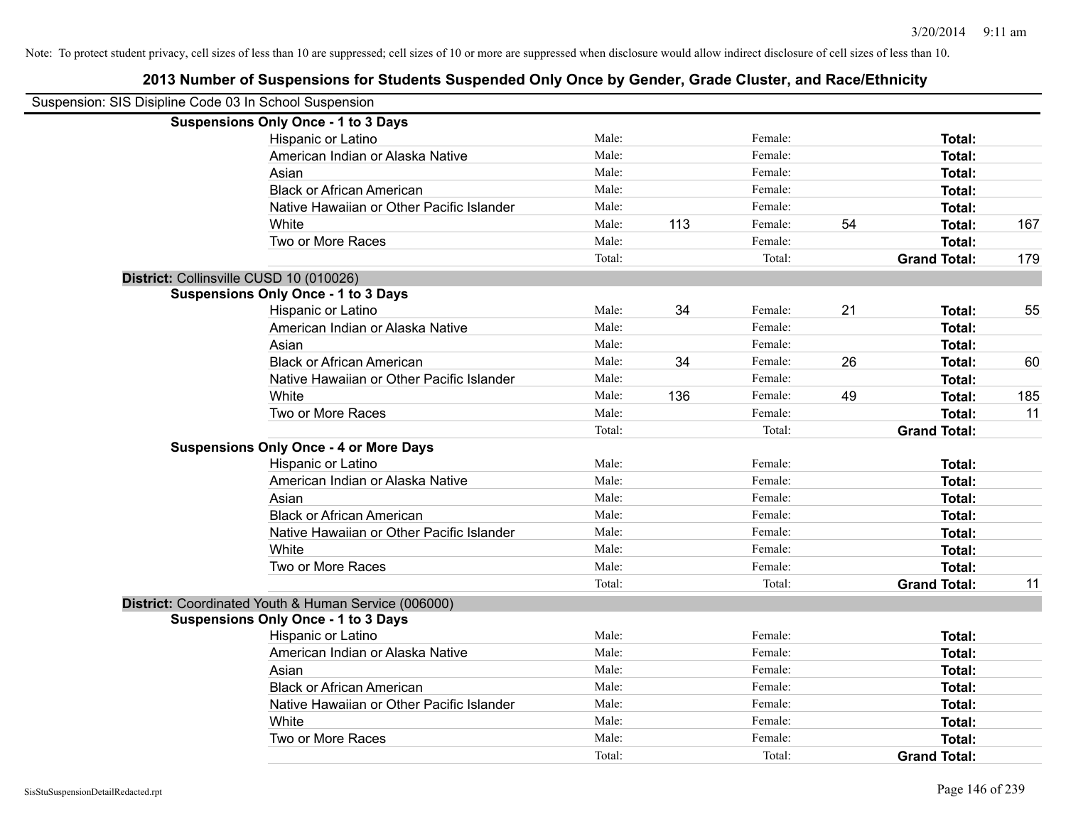Note: To protect student privacy, cell sizes of less than 10 are suppressed; cell sizes of 10 or more are suppressed when disclosure would allow indirect disclosure of cell sizes of less than 10.

## 2013 Number of Suspensions for Students Suspended Only Once by Gender, Grade Cluster, and Race/Ethnicity

Suspension: SIS Disipline Code 03 In School Suspension

| | | | | | | |
|---|---|---|---|---|---|---|
| **Suspensions Only Once - 1 to 3 Days** | | | | | | |
| Hispanic or Latino | Male: | | Female: | | **Total:** | |
| American Indian or Alaska Native | Male: | | Female: | | **Total:** | |
| Asian | Male: | | Female: | | **Total:** | |
| Black or African American | Male: | | Female: | | **Total:** | |
| Native Hawaiian or Other Pacific Islander | Male: | | Female: | | **Total:** | |
| White | Male: | 113 | Female: | 54 | **Total:** | 167 |
| Two or More Races | Male: | | Female: | | **Total:** | |
| | Total: | | Total: | | **Grand Total:** | 179 |
| **District:** Collinsville CUSD 10 (010026) | | | | | | |
| **Suspensions Only Once - 1 to 3 Days** | | | | | | |
| Hispanic or Latino | Male: | 34 | Female: | 21 | **Total:** | 55 |
| American Indian or Alaska Native | Male: | | Female: | | **Total:** | |
| Asian | Male: | | Female: | | **Total:** | |
| Black or African American | Male: | 34 | Female: | 26 | **Total:** | 60 |
| Native Hawaiian or Other Pacific Islander | Male: | | Female: | | **Total:** | |
| White | Male: | 136 | Female: | 49 | **Total:** | 185 |
| Two or More Races | Male: | | Female: | | **Total:** | 11 |
| | Total: | | Total: | | **Grand Total:** | |
| **Suspensions Only Once - 4 or More Days** | | | | | | |
| Hispanic or Latino | Male: | | Female: | | **Total:** | |
| American Indian or Alaska Native | Male: | | Female: | | **Total:** | |
| Asian | Male: | | Female: | | **Total:** | |
| Black or African American | Male: | | Female: | | **Total:** | |
| Native Hawaiian or Other Pacific Islander | Male: | | Female: | | **Total:** | |
| White | Male: | | Female: | | **Total:** | |
| Two or More Races | Male: | | Female: | | **Total:** | |
| | Total: | | Total: | | **Grand Total:** | 11 |
| **District:** Coordinated Youth & Human Service (006000) | | | | | | |
| **Suspensions Only Once - 1 to 3 Days** | | | | | | |
| Hispanic or Latino | Male: | | Female: | | **Total:** | |
| American Indian or Alaska Native | Male: | | Female: | | **Total:** | |
| Asian | Male: | | Female: | | **Total:** | |
| Black or African American | Male: | | Female: | | **Total:** | |
| Native Hawaiian or Other Pacific Islander | Male: | | Female: | | **Total:** | |
| White | Male: | | Female: | | **Total:** | |
| Two or More Races | Male: | | Female: | | **Total:** | |
| | Total: | | Total: | | **Grand Total:** | |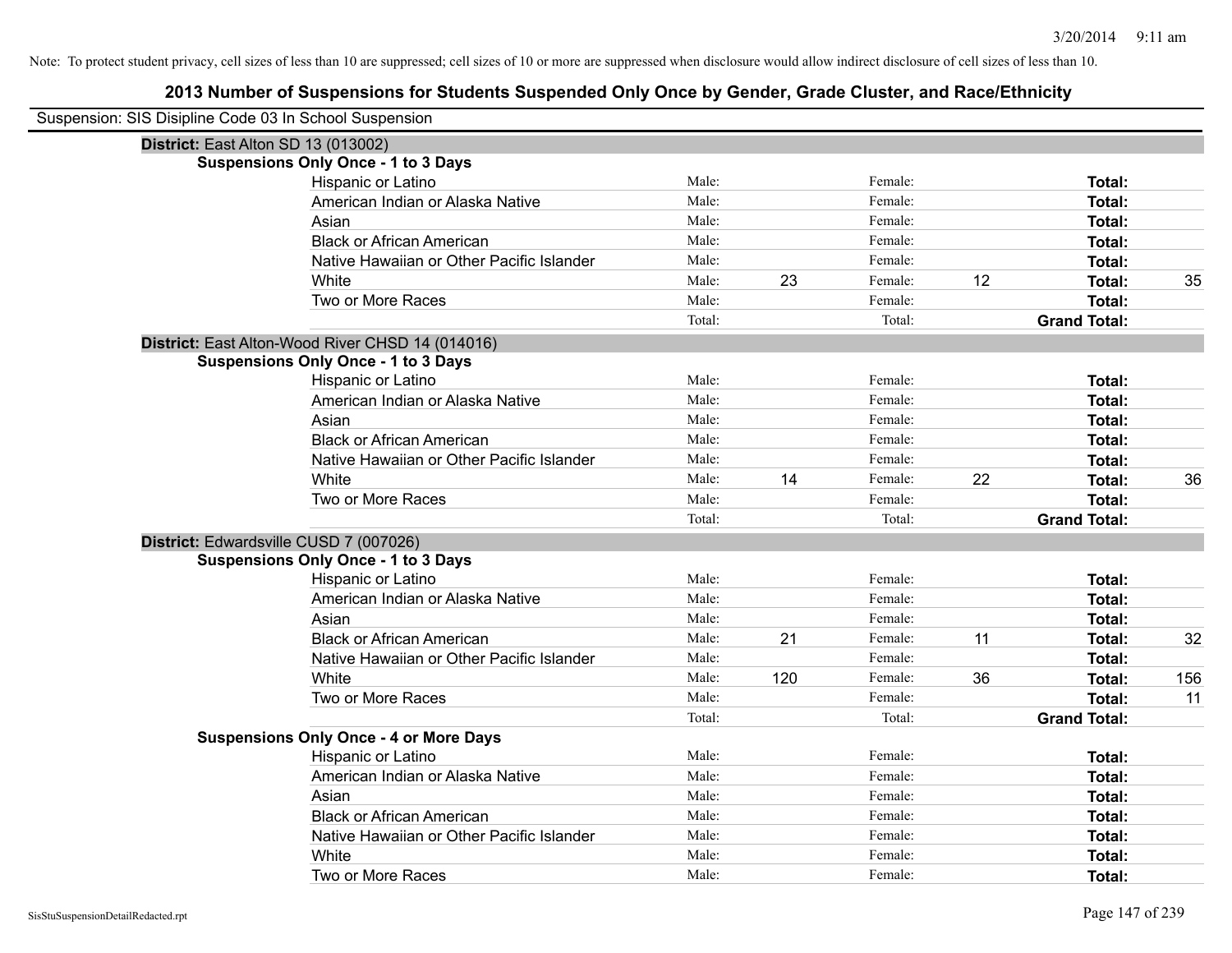Note: To protect student privacy, cell sizes of less than 10 are suppressed; cell sizes of 10 or more are suppressed when disclosure would allow indirect disclosure of cell sizes of less than 10.

## 2013 Number of Suspensions for Students Suspended Only Once by Gender, Grade Cluster, and Race/Ethnicity

Suspension: SIS Disipline Code 03 In School Suspension

**District:** East Alton SD 13 (013002)

**Suspensions Only Once - 1 to 3 Days**

| Race/Ethnicity | | Male | | Female | | Total |
|---|---|---|---|---|---|---|
| Hispanic or Latino | Male: | | Female: | | **Total:** | |
| American Indian or Alaska Native | Male: | | Female: | | **Total:** | |
| Asian | Male: | | Female: | | **Total:** | |
| Black or African American | Male: | | Female: | | **Total:** | |
| Native Hawaiian or Other Pacific Islander | Male: | | Female: | | **Total:** | |
| White | Male: | 23 | Female: | 12 | **Total:** | 35 |
| Two or More Races | Male: | | Female: | | **Total:** | |
| | Total: | | Total: | | **Grand Total:** | |

**District:** East Alton-Wood River CHSD 14 (014016)

**Suspensions Only Once - 1 to 3 Days**

| Race/Ethnicity | | Male | | Female | | Total |
|---|---|---|---|---|---|---|
| Hispanic or Latino | Male: | | Female: | | **Total:** | |
| American Indian or Alaska Native | Male: | | Female: | | **Total:** | |
| Asian | Male: | | Female: | | **Total:** | |
| Black or African American | Male: | | Female: | | **Total:** | |
| Native Hawaiian or Other Pacific Islander | Male: | | Female: | | **Total:** | |
| White | Male: | 14 | Female: | 22 | **Total:** | 36 |
| Two or More Races | Male: | | Female: | | **Total:** | |
| | Total: | | Total: | | **Grand Total:** | |

**District:** Edwardsville CUSD 7 (007026)

**Suspensions Only Once - 1 to 3 Days**

| Race/Ethnicity | | Male | | Female | | Total |
|---|---|---|---|---|---|---|
| Hispanic or Latino | Male: | | Female: | | **Total:** | |
| American Indian or Alaska Native | Male: | | Female: | | **Total:** | |
| Asian | Male: | | Female: | | **Total:** | |
| Black or African American | Male: | 21 | Female: | 11 | **Total:** | 32 |
| Native Hawaiian or Other Pacific Islander | Male: | | Female: | | **Total:** | |
| White | Male: | 120 | Female: | 36 | **Total:** | 156 |
| Two or More Races | Male: | | Female: | | **Total:** | 11 |
| | Total: | | Total: | | **Grand Total:** | |

**Suspensions Only Once - 4 or More Days**

| Race/Ethnicity | | Male | | Female | | Total |
|---|---|---|---|---|---|---|
| Hispanic or Latino | Male: | | Female: | | **Total:** | |
| American Indian or Alaska Native | Male: | | Female: | | **Total:** | |
| Asian | Male: | | Female: | | **Total:** | |
| Black or African American | Male: | | Female: | | **Total:** | |
| Native Hawaiian or Other Pacific Islander | Male: | | Female: | | **Total:** | |
| White | Male: | | Female: | | **Total:** | |
| Two or More Races | Male: | | Female: | | **Total:** | |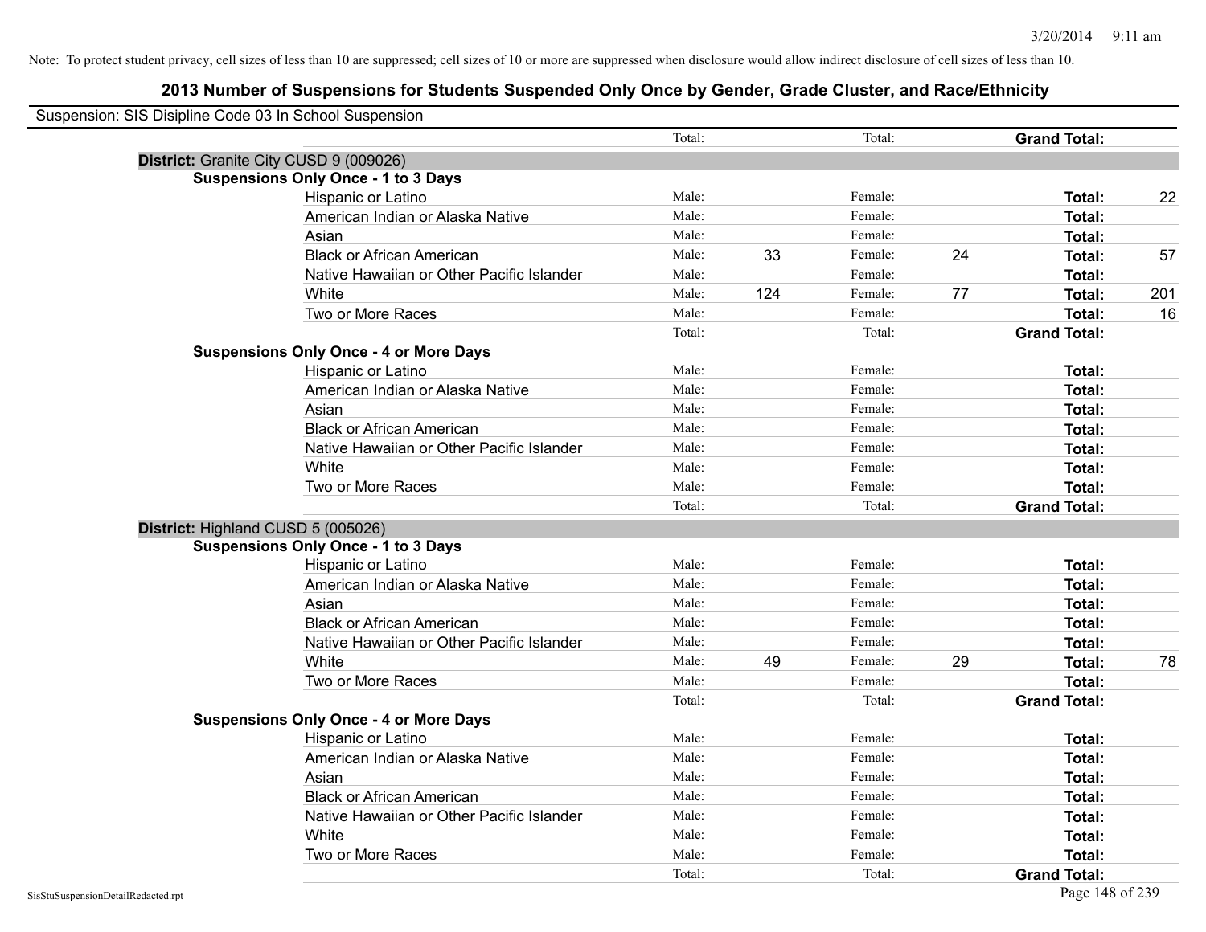Note: To protect student privacy, cell sizes of less than 10 are suppressed; cell sizes of 10 or more are suppressed when disclosure would allow indirect disclosure of cell sizes of less than 10.

# 2013 Number of Suspensions for Students Suspended Only Once by Gender, Grade Cluster, and Race/Ethnicity

Suspension: SIS Disipline Code 03 In School Suspension

| | | | | | | | |
|---|---|---|---|---|---|---|---|
| | Total: | | Total: | | **Grand Total:** | |
| **District:** Granite City CUSD 9 (009026) | | | | | | |
| **Suspensions Only Once - 1 to 3 Days** | | | | | | |
| Hispanic or Latino | Male: | | Female: | | **Total:** | 22 |
| American Indian or Alaska Native | Male: | | Female: | | **Total:** | |
| Asian | Male: | | Female: | | **Total:** | |
| Black or African American | Male: | 33 | Female: | 24 | **Total:** | 57 |
| Native Hawaiian or Other Pacific Islander | Male: | | Female: | | **Total:** | |
| White | Male: | 124 | Female: | 77 | **Total:** | 201 |
| Two or More Races | Male: | | Female: | | **Total:** | 16 |
| | Total: | | Total: | | **Grand Total:** | |
| **Suspensions Only Once - 4 or More Days** | | | | | | |
| Hispanic or Latino | Male: | | Female: | | **Total:** | |
| American Indian or Alaska Native | Male: | | Female: | | **Total:** | |
| Asian | Male: | | Female: | | **Total:** | |
| Black or African American | Male: | | Female: | | **Total:** | |
| Native Hawaiian or Other Pacific Islander | Male: | | Female: | | **Total:** | |
| White | Male: | | Female: | | **Total:** | |
| Two or More Races | Male: | | Female: | | **Total:** | |
| | Total: | | Total: | | **Grand Total:** | |
| **District:** Highland CUSD 5 (005026) | | | | | | |
| **Suspensions Only Once - 1 to 3 Days** | | | | | | |
| Hispanic or Latino | Male: | | Female: | | **Total:** | |
| American Indian or Alaska Native | Male: | | Female: | | **Total:** | |
| Asian | Male: | | Female: | | **Total:** | |
| Black or African American | Male: | | Female: | | **Total:** | |
| Native Hawaiian or Other Pacific Islander | Male: | | Female: | | **Total:** | |
| White | Male: | 49 | Female: | 29 | **Total:** | 78 |
| Two or More Races | Male: | | Female: | | **Total:** | |
| | Total: | | Total: | | **Grand Total:** | |
| **Suspensions Only Once - 4 or More Days** | | | | | | |
| Hispanic or Latino | Male: | | Female: | | **Total:** | |
| American Indian or Alaska Native | Male: | | Female: | | **Total:** | |
| Asian | Male: | | Female: | | **Total:** | |
| Black or African American | Male: | | Female: | | **Total:** | |
| Native Hawaiian or Other Pacific Islander | Male: | | Female: | | **Total:** | |
| White | Male: | | Female: | | **Total:** | |
| Two or More Races | Male: | | Female: | | **Total:** | |
| | Total: | | Total: | | **Grand Total:** | |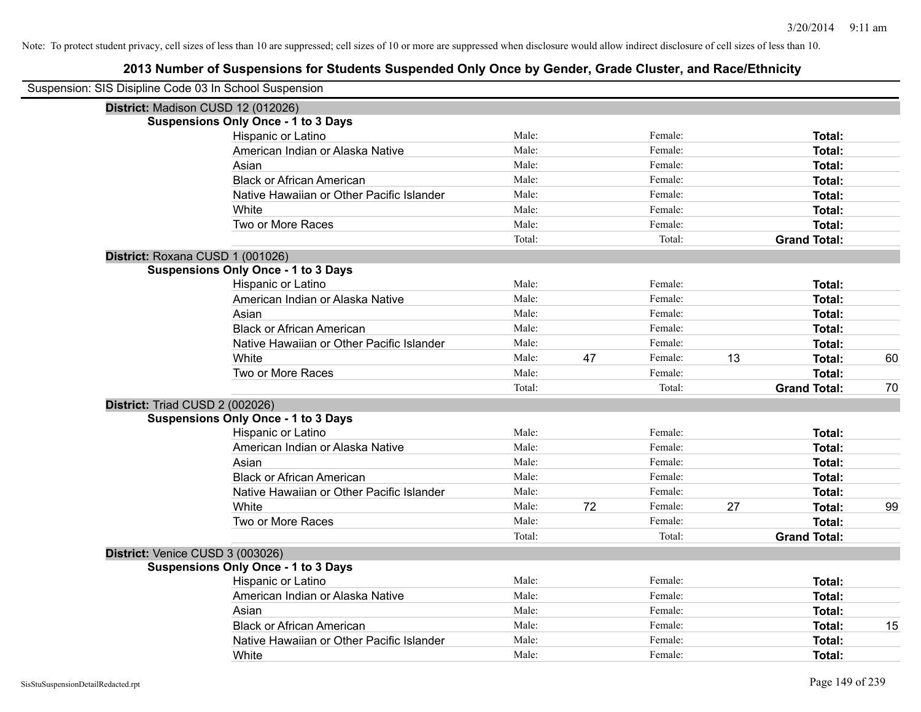Note: To protect student privacy, cell sizes of less than 10 are suppressed; cell sizes of 10 or more are suppressed when disclosure would allow indirect disclosure of cell sizes of less than 10.

## 2013 Number of Suspensions for Students Suspended Only Once by Gender, Grade Cluster, and Race/Ethnicity

Suspension: SIS Disipline Code 03 In School Suspension

### District: Madison CUSD 12 (012026)

**Suspensions Only Once - 1 to 3 Days**

| Race/Ethnicity | | Male | | Female | | Total |
|---|---|---|---|---|---|---|
| Hispanic or Latino | Male: | | Female: | | **Total:** | |
| American Indian or Alaska Native | Male: | | Female: | | **Total:** | |
| Asian | Male: | | Female: | | **Total:** | |
| Black or African American | Male: | | Female: | | **Total:** | |
| Native Hawaiian or Other Pacific Islander | Male: | | Female: | | **Total:** | |
| White | Male: | | Female: | | **Total:** | |
| Two or More Races | Male: | | Female: | | **Total:** | |
| | Total: | | Total: | | **Grand Total:** | |

### District: Roxana CUSD 1 (001026)

**Suspensions Only Once - 1 to 3 Days**

| Race/Ethnicity | | Male | | Female | | Total |
|---|---|---|---|---|---|---|
| Hispanic or Latino | Male: | | Female: | | **Total:** | |
| American Indian or Alaska Native | Male: | | Female: | | **Total:** | |
| Asian | Male: | | Female: | | **Total:** | |
| Black or African American | Male: | | Female: | | **Total:** | |
| Native Hawaiian or Other Pacific Islander | Male: | | Female: | | **Total:** | |
| White | Male: | 47 | Female: | 13 | **Total:** | 60 |
| Two or More Races | Male: | | Female: | | **Total:** | |
| | Total: | | Total: | | **Grand Total:** | 70 |

### District: Triad CUSD 2 (002026)

**Suspensions Only Once - 1 to 3 Days**

| Race/Ethnicity | | Male | | Female | | Total |
|---|---|---|---|---|---|---|
| Hispanic or Latino | Male: | | Female: | | **Total:** | |
| American Indian or Alaska Native | Male: | | Female: | | **Total:** | |
| Asian | Male: | | Female: | | **Total:** | |
| Black or African American | Male: | | Female: | | **Total:** | |
| Native Hawaiian or Other Pacific Islander | Male: | | Female: | | **Total:** | |
| White | Male: | 72 | Female: | 27 | **Total:** | 99 |
| Two or More Races | Male: | | Female: | | **Total:** | |
| | Total: | | Total: | | **Grand Total:** | |

### District: Venice CUSD 3 (003026)

**Suspensions Only Once - 1 to 3 Days**

| Race/Ethnicity | | Male | | Female | | Total |
|---|---|---|---|---|---|---|
| Hispanic or Latino | Male: | | Female: | | **Total:** | |
| American Indian or Alaska Native | Male: | | Female: | | **Total:** | |
| Asian | Male: | | Female: | | **Total:** | |
| Black or African American | Male: | | Female: | | **Total:** | 15 |
| Native Hawaiian or Other Pacific Islander | Male: | | Female: | | **Total:** | |
| White | Male: | | Female: | | **Total:** | |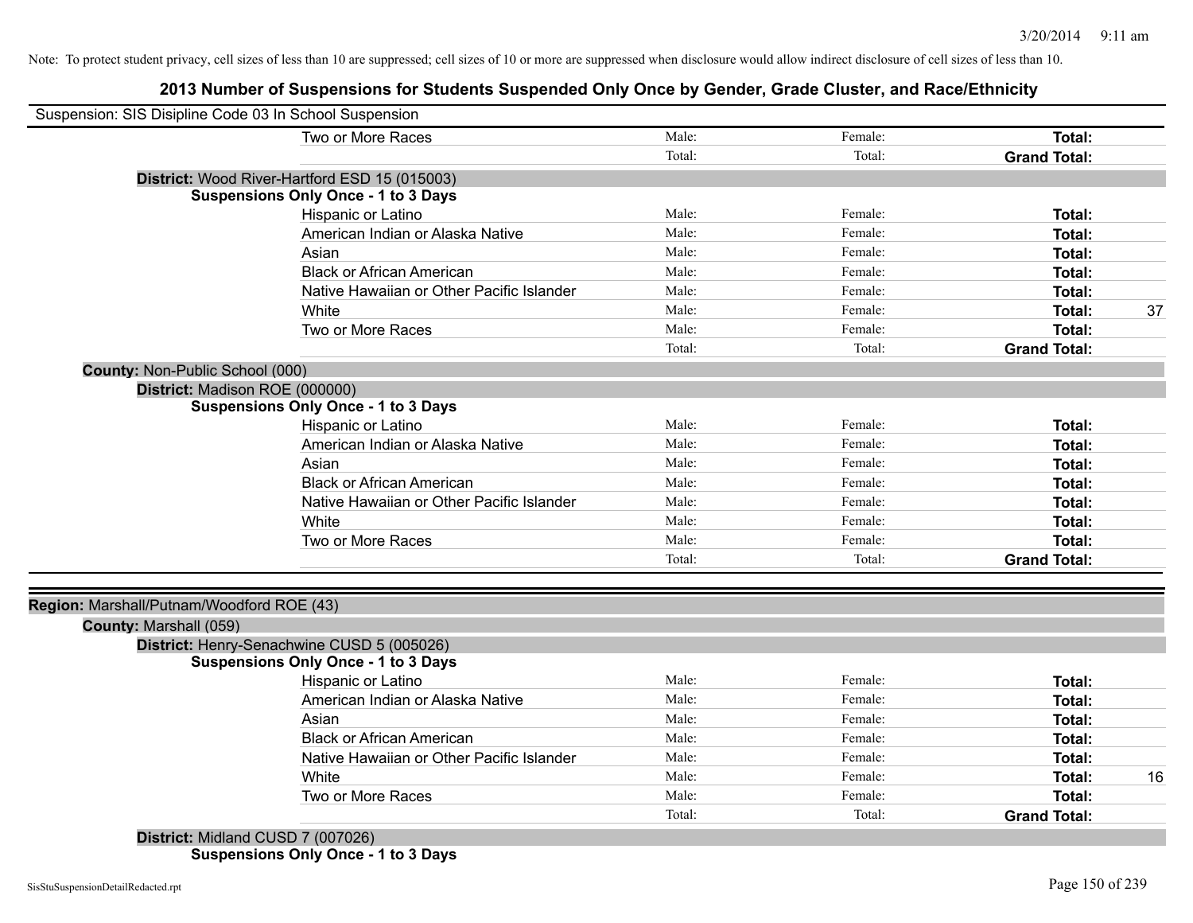Note: To protect student privacy, cell sizes of less than 10 are suppressed; cell sizes of 10 or more are suppressed when disclosure would allow indirect disclosure of cell sizes of less than 10.

# 2013 Number of Suspensions for Students Suspended Only Once by Gender, Grade Cluster, and Race/Ethnicity

Suspension: SIS Disipline Code 03 In School Suspension

| | | | | |
|---|---|---|---|---|
| Two or More Races | Male: | Female: | **Total:** | |
| | Total: | Total: | **Grand Total:** | |

**District:** Wood River-Hartford ESD 15 (015003)

**Suspensions Only Once - 1 to 3 Days**

| | | | | |
|---|---|---|---|---|
| Hispanic or Latino | Male: | Female: | **Total:** | |
| American Indian or Alaska Native | Male: | Female: | **Total:** | |
| Asian | Male: | Female: | **Total:** | |
| Black or African American | Male: | Female: | **Total:** | |
| Native Hawaiian or Other Pacific Islander | Male: | Female: | **Total:** | |
| White | Male: | Female: | **Total:** | 37 |
| Two or More Races | Male: | Female: | **Total:** | |
| | Total: | Total: | **Grand Total:** | |

**County:** Non-Public School (000)

**District:** Madison ROE (000000)

**Suspensions Only Once - 1 to 3 Days**

| | | | | |
|---|---|---|---|---|
| Hispanic or Latino | Male: | Female: | **Total:** | |
| American Indian or Alaska Native | Male: | Female: | **Total:** | |
| Asian | Male: | Female: | **Total:** | |
| Black or African American | Male: | Female: | **Total:** | |
| Native Hawaiian or Other Pacific Islander | Male: | Female: | **Total:** | |
| White | Male: | Female: | **Total:** | |
| Two or More Races | Male: | Female: | **Total:** | |
| | Total: | Total: | **Grand Total:** | |

**Region:** Marshall/Putnam/Woodford ROE (43)

**County:** Marshall (059)

**District:** Henry-Senachwine CUSD 5 (005026)

**Suspensions Only Once - 1 to 3 Days**

| | | | | |
|---|---|---|---|---|
| Hispanic or Latino | Male: | Female: | **Total:** | |
| American Indian or Alaska Native | Male: | Female: | **Total:** | |
| Asian | Male: | Female: | **Total:** | |
| Black or African American | Male: | Female: | **Total:** | |
| Native Hawaiian or Other Pacific Islander | Male: | Female: | **Total:** | |
| White | Male: | Female: | **Total:** | 16 |
| Two or More Races | Male: | Female: | **Total:** | |
| | Total: | Total: | **Grand Total:** | |

**District:** Midland CUSD 7 (007026)

**Suspensions Only Once - 1 to 3 Days**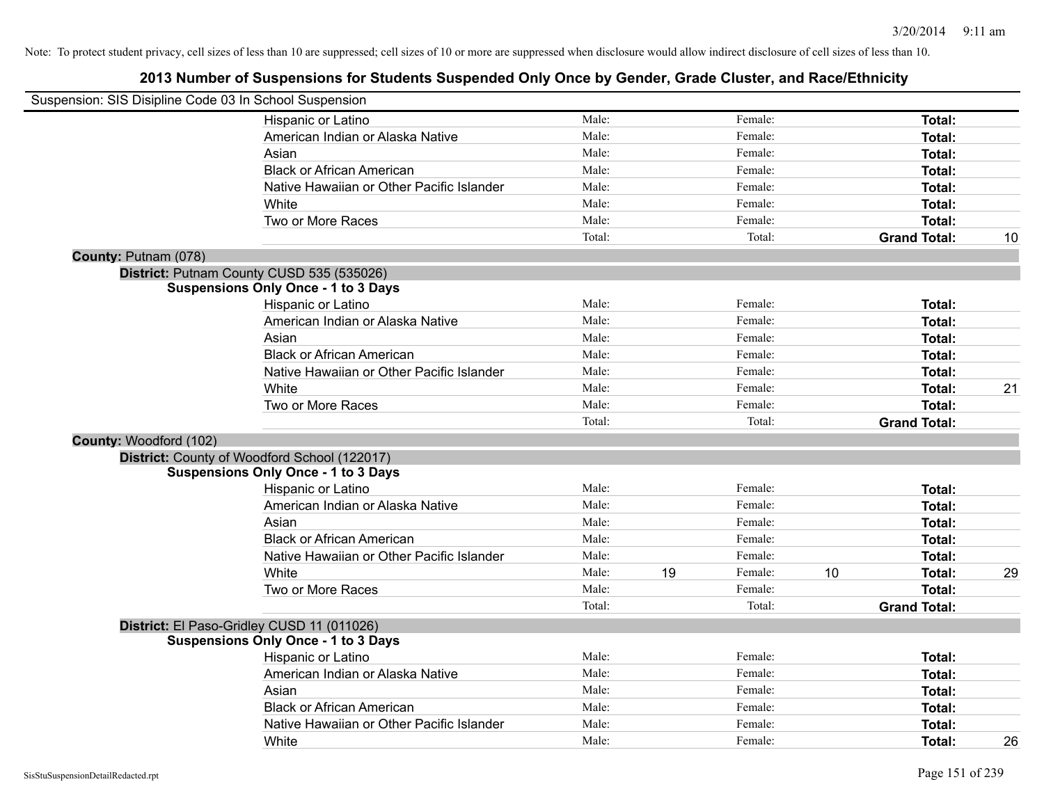Note: To protect student privacy, cell sizes of less than 10 are suppressed; cell sizes of 10 or more are suppressed when disclosure would allow indirect disclosure of cell sizes of less than 10.

## 2013 Number of Suspensions for Students Suspended Only Once by Gender, Grade Cluster, and Race/Ethnicity

Suspension: SIS Disipline Code 03 In School Suspension

| | Male: | | Female: | | | |
|---|---|---|---|---|---|---|
| Hispanic or Latino | Male: | | Female: | | **Total:** | |
| American Indian or Alaska Native | Male: | | Female: | | **Total:** | |
| Asian | Male: | | Female: | | **Total:** | |
| Black or African American | Male: | | Female: | | **Total:** | |
| Native Hawaiian or Other Pacific Islander | Male: | | Female: | | **Total:** | |
| White | Male: | | Female: | | **Total:** | |
| Two or More Races | Male: | | Female: | | **Total:** | |
| | Total: | | Total: | | **Grand Total:** | 10 |

**County:** Putnam (078)

**District:** Putnam County CUSD 535 (535026)

**Suspensions Only Once - 1 to 3 Days**

| | | | | | | |
|---|---|---|---|---|---|---|
| Hispanic or Latino | Male: | | Female: | | **Total:** | |
| American Indian or Alaska Native | Male: | | Female: | | **Total:** | |
| Asian | Male: | | Female: | | **Total:** | |
| Black or African American | Male: | | Female: | | **Total:** | |
| Native Hawaiian or Other Pacific Islander | Male: | | Female: | | **Total:** | |
| White | Male: | | Female: | | **Total:** | 21 |
| Two or More Races | Male: | | Female: | | **Total:** | |
| | Total: | | Total: | | **Grand Total:** | |

**County:** Woodford (102)

**District:** County of Woodford School (122017)

**Suspensions Only Once - 1 to 3 Days**

| | | | | | | |
|---|---|---|---|---|---|---|
| Hispanic or Latino | Male: | | Female: | | **Total:** | |
| American Indian or Alaska Native | Male: | | Female: | | **Total:** | |
| Asian | Male: | | Female: | | **Total:** | |
| Black or African American | Male: | | Female: | | **Total:** | |
| Native Hawaiian or Other Pacific Islander | Male: | | Female: | | **Total:** | |
| White | Male: | 19 | Female: | 10 | **Total:** | 29 |
| Two or More Races | Male: | | Female: | | **Total:** | |
| | Total: | | Total: | | **Grand Total:** | |

**District:** El Paso-Gridley CUSD 11 (011026)

**Suspensions Only Once - 1 to 3 Days**

| | | | | | | |
|---|---|---|---|---|---|---|
| Hispanic or Latino | Male: | | Female: | | **Total:** | |
| American Indian or Alaska Native | Male: | | Female: | | **Total:** | |
| Asian | Male: | | Female: | | **Total:** | |
| Black or African American | Male: | | Female: | | **Total:** | |
| Native Hawaiian or Other Pacific Islander | Male: | | Female: | | **Total:** | |
| White | Male: | | Female: | | **Total:** | 26 |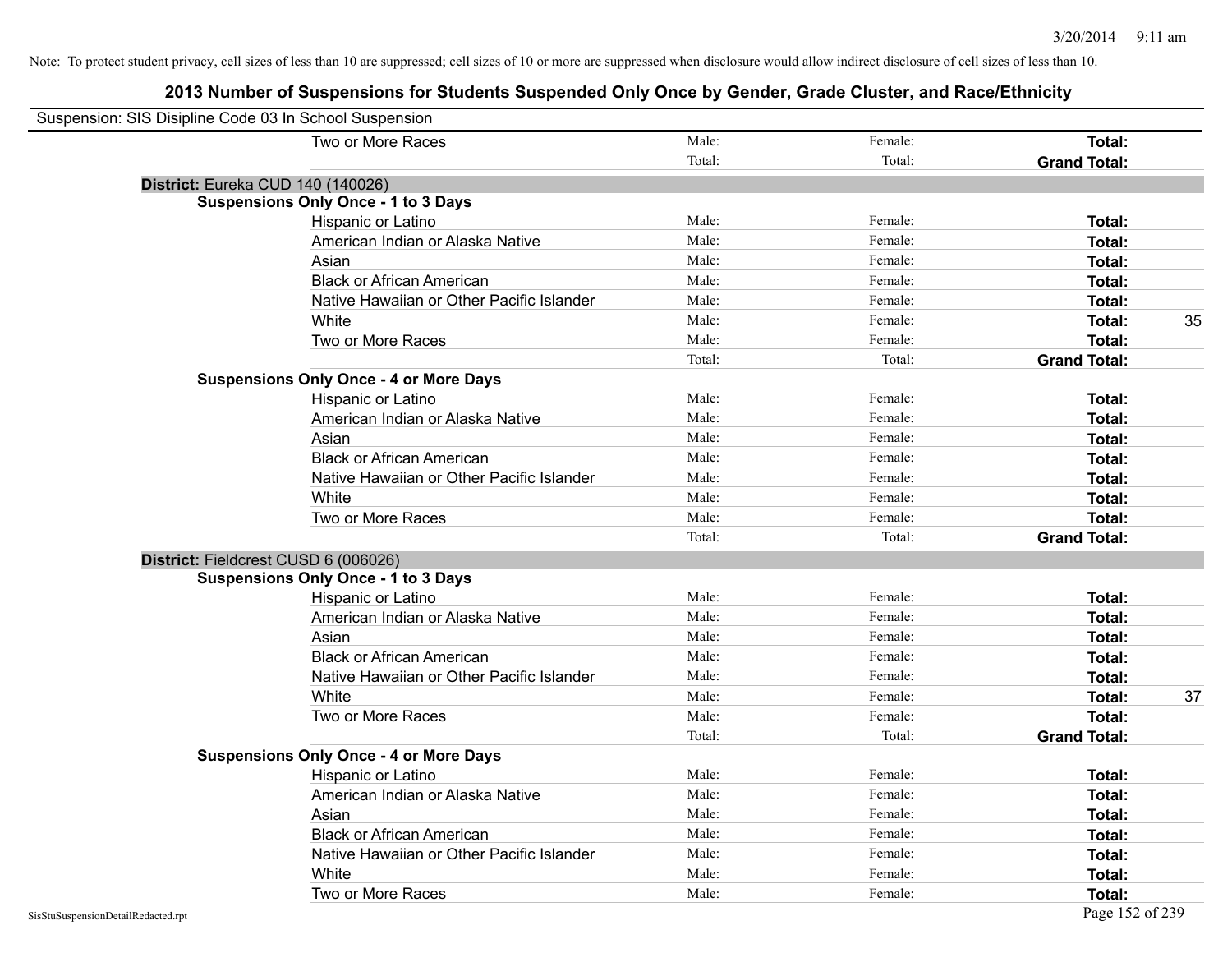Note: To protect student privacy, cell sizes of less than 10 are suppressed; cell sizes of 10 or more are suppressed when disclosure would allow indirect disclosure of cell sizes of less than 10.

## 2013 Number of Suspensions for Students Suspended Only Once by Gender, Grade Cluster, and Race/Ethnicity

Suspension: SIS Disipline Code 03 In School Suspension

| | | | | | | |
|---|---|---|---|---|---|---|
| | Two or More Races | Male: | Female: | **Total:** | |
| | | Total: | Total: | **Grand Total:** | |
| **District:** Eureka CUD 140 (140026) | | | | | |
| **Suspensions Only Once - 1 to 3 Days** | | | | | |
| | Hispanic or Latino | Male: | Female: | **Total:** | |
| | American Indian or Alaska Native | Male: | Female: | **Total:** | |
| | Asian | Male: | Female: | **Total:** | |
| | Black or African American | Male: | Female: | **Total:** | |
| | Native Hawaiian or Other Pacific Islander | Male: | Female: | **Total:** | |
| | White | Male: | Female: | **Total:** | 35 |
| | Two or More Races | Male: | Female: | **Total:** | |
| | | Total: | Total: | **Grand Total:** | |
| **Suspensions Only Once - 4 or More Days** | | | | | |
| | Hispanic or Latino | Male: | Female: | **Total:** | |
| | American Indian or Alaska Native | Male: | Female: | **Total:** | |
| | Asian | Male: | Female: | **Total:** | |
| | Black or African American | Male: | Female: | **Total:** | |
| | Native Hawaiian or Other Pacific Islander | Male: | Female: | **Total:** | |
| | White | Male: | Female: | **Total:** | |
| | Two or More Races | Male: | Female: | **Total:** | |
| | | Total: | Total: | **Grand Total:** | |
| **District:** Fieldcrest CUSD 6 (006026) | | | | | |
| **Suspensions Only Once - 1 to 3 Days** | | | | | |
| | Hispanic or Latino | Male: | Female: | **Total:** | |
| | American Indian or Alaska Native | Male: | Female: | **Total:** | |
| | Asian | Male: | Female: | **Total:** | |
| | Black or African American | Male: | Female: | **Total:** | |
| | Native Hawaiian or Other Pacific Islander | Male: | Female: | **Total:** | |
| | White | Male: | Female: | **Total:** | 37 |
| | Two or More Races | Male: | Female: | **Total:** | |
| | | Total: | Total: | **Grand Total:** | |
| **Suspensions Only Once - 4 or More Days** | | | | | |
| | Hispanic or Latino | Male: | Female: | **Total:** | |
| | American Indian or Alaska Native | Male: | Female: | **Total:** | |
| | Asian | Male: | Female: | **Total:** | |
| | Black or African American | Male: | Female: | **Total:** | |
| | Native Hawaiian or Other Pacific Islander | Male: | Female: | **Total:** | |
| | White | Male: | Female: | **Total:** | |
| | Two or More Races | Male: | Female: | **Total:** | |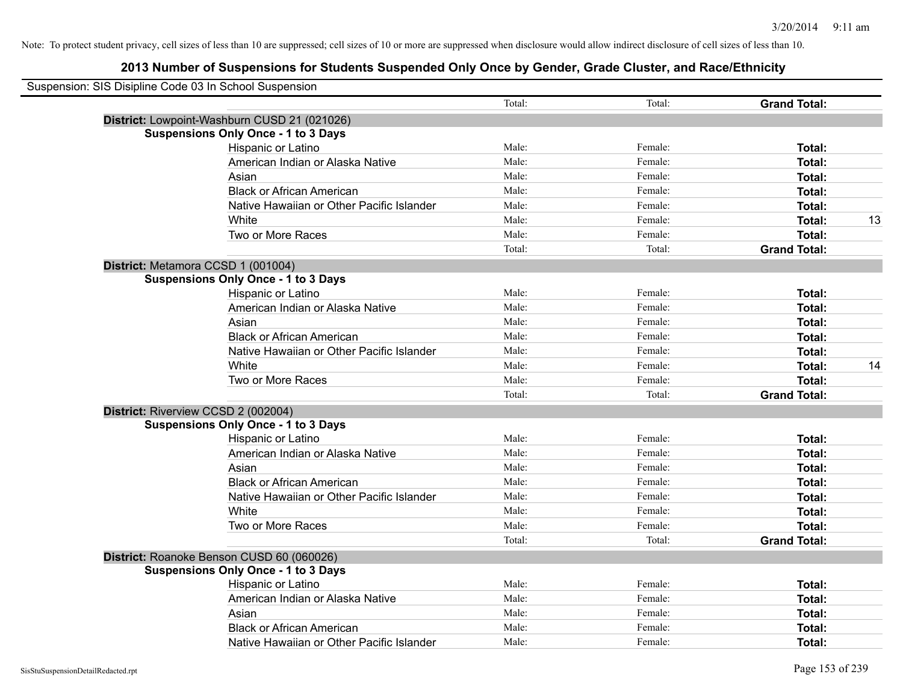Note: To protect student privacy, cell sizes of less than 10 are suppressed; cell sizes of 10 or more are suppressed when disclosure would allow indirect disclosure of cell sizes of less than 10.

## 2013 Number of Suspensions for Students Suspended Only Once by Gender, Grade Cluster, and Race/Ethnicity

Suspension: SIS Disipline Code 03 In School Suspension

| | | | | | |
|---|---|---|---|---|---|
| | | Total: | Total: | **Grand Total:** | |
| **District:** Lowpoint-Washburn CUSD 21 (021026) | | | | | |
| **Suspensions Only Once - 1 to 3 Days** | | | | | |
| | Hispanic or Latino | Male: | Female: | **Total:** | |
| | American Indian or Alaska Native | Male: | Female: | **Total:** | |
| | Asian | Male: | Female: | **Total:** | |
| | Black or African American | Male: | Female: | **Total:** | |
| | Native Hawaiian or Other Pacific Islander | Male: | Female: | **Total:** | |
| | White | Male: | Female: | **Total:** | 13 |
| | Two or More Races | Male: | Female: | **Total:** | |
| | | Total: | Total: | **Grand Total:** | |
| **District:** Metamora CCSD 1 (001004) | | | | | |
| **Suspensions Only Once - 1 to 3 Days** | | | | | |
| | Hispanic or Latino | Male: | Female: | **Total:** | |
| | American Indian or Alaska Native | Male: | Female: | **Total:** | |
| | Asian | Male: | Female: | **Total:** | |
| | Black or African American | Male: | Female: | **Total:** | |
| | Native Hawaiian or Other Pacific Islander | Male: | Female: | **Total:** | |
| | White | Male: | Female: | **Total:** | 14 |
| | Two or More Races | Male: | Female: | **Total:** | |
| | | Total: | Total: | **Grand Total:** | |
| **District:** Riverview CCSD 2 (002004) | | | | | |
| **Suspensions Only Once - 1 to 3 Days** | | | | | |
| | Hispanic or Latino | Male: | Female: | **Total:** | |
| | American Indian or Alaska Native | Male: | Female: | **Total:** | |
| | Asian | Male: | Female: | **Total:** | |
| | Black or African American | Male: | Female: | **Total:** | |
| | Native Hawaiian or Other Pacific Islander | Male: | Female: | **Total:** | |
| | White | Male: | Female: | **Total:** | |
| | Two or More Races | Male: | Female: | **Total:** | |
| | | Total: | Total: | **Grand Total:** | |
| **District:** Roanoke Benson CUSD 60 (060026) | | | | | |
| **Suspensions Only Once - 1 to 3 Days** | | | | | |
| | Hispanic or Latino | Male: | Female: | **Total:** | |
| | American Indian or Alaska Native | Male: | Female: | **Total:** | |
| | Asian | Male: | Female: | **Total:** | |
| | Black or African American | Male: | Female: | **Total:** | |
| | Native Hawaiian or Other Pacific Islander | Male: | Female: | **Total:** | |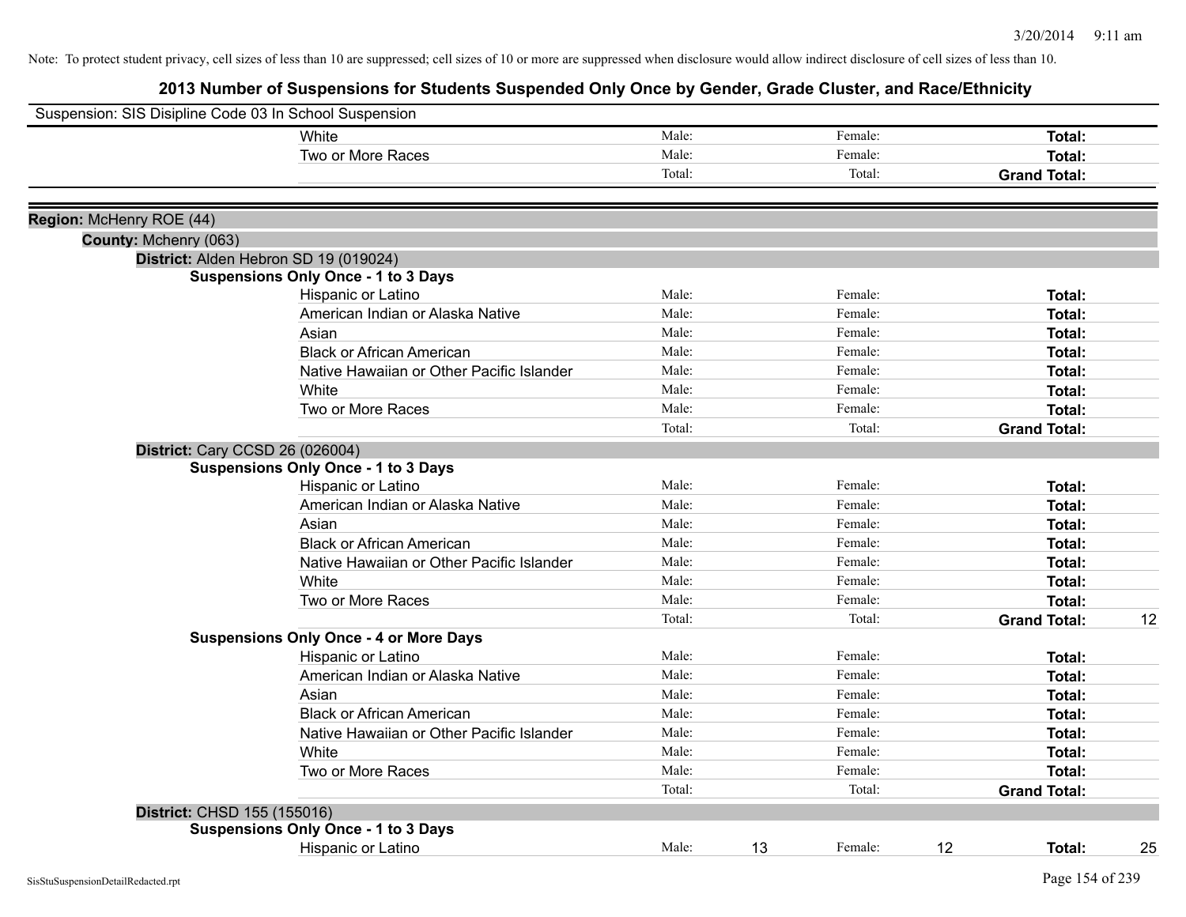Note: To protect student privacy, cell sizes of less than 10 are suppressed; cell sizes of 10 or more are suppressed when disclosure would allow indirect disclosure of cell sizes of less than 10.

# 2013 Number of Suspensions for Students Suspended Only Once by Gender, Grade Cluster, and Race/Ethnicity

Suspension: SIS Disipline Code 03 In School Suspension

| | | | | | | |
|---|---|---|---|---|---|---|
| White | Male: | | Female: | | **Total:** | |
| Two or More Races | Male: | | Female: | | **Total:** | |
| | Total: | | Total: | | **Grand Total:** | |

**Region:** McHenry ROE (44)

**County:** Mchenry (063)

**District:** Alden Hebron SD 19 (019024)

**Suspensions Only Once - 1 to 3 Days**

| | | | | | | |
|---|---|---|---|---|---|---|
| Hispanic or Latino | Male: | | Female: | | **Total:** | |
| American Indian or Alaska Native | Male: | | Female: | | **Total:** | |
| Asian | Male: | | Female: | | **Total:** | |
| Black or African American | Male: | | Female: | | **Total:** | |
| Native Hawaiian or Other Pacific Islander | Male: | | Female: | | **Total:** | |
| White | Male: | | Female: | | **Total:** | |
| Two or More Races | Male: | | Female: | | **Total:** | |
| | Total: | | Total: | | **Grand Total:** | |

**District:** Cary CCSD 26 (026004)

**Suspensions Only Once - 1 to 3 Days**

| | | | | | | |
|---|---|---|---|---|---|---|
| Hispanic or Latino | Male: | | Female: | | **Total:** | |
| American Indian or Alaska Native | Male: | | Female: | | **Total:** | |
| Asian | Male: | | Female: | | **Total:** | |
| Black or African American | Male: | | Female: | | **Total:** | |
| Native Hawaiian or Other Pacific Islander | Male: | | Female: | | **Total:** | |
| White | Male: | | Female: | | **Total:** | |
| Two or More Races | Male: | | Female: | | **Total:** | |
| | Total: | | Total: | | **Grand Total:** | 12 |

**Suspensions Only Once - 4 or More Days**

| | | | | | | |
|---|---|---|---|---|---|---|
| Hispanic or Latino | Male: | | Female: | | **Total:** | |
| American Indian or Alaska Native | Male: | | Female: | | **Total:** | |
| Asian | Male: | | Female: | | **Total:** | |
| Black or African American | Male: | | Female: | | **Total:** | |
| Native Hawaiian or Other Pacific Islander | Male: | | Female: | | **Total:** | |
| White | Male: | | Female: | | **Total:** | |
| Two or More Races | Male: | | Female: | | **Total:** | |
| | Total: | | Total: | | **Grand Total:** | |

**District:** CHSD 155 (155016)

**Suspensions Only Once - 1 to 3 Days**

| | | | | | | |
|---|---|---|---|---|---|---|
| Hispanic or Latino | Male: | 13 | Female: | 12 | **Total:** | 25 |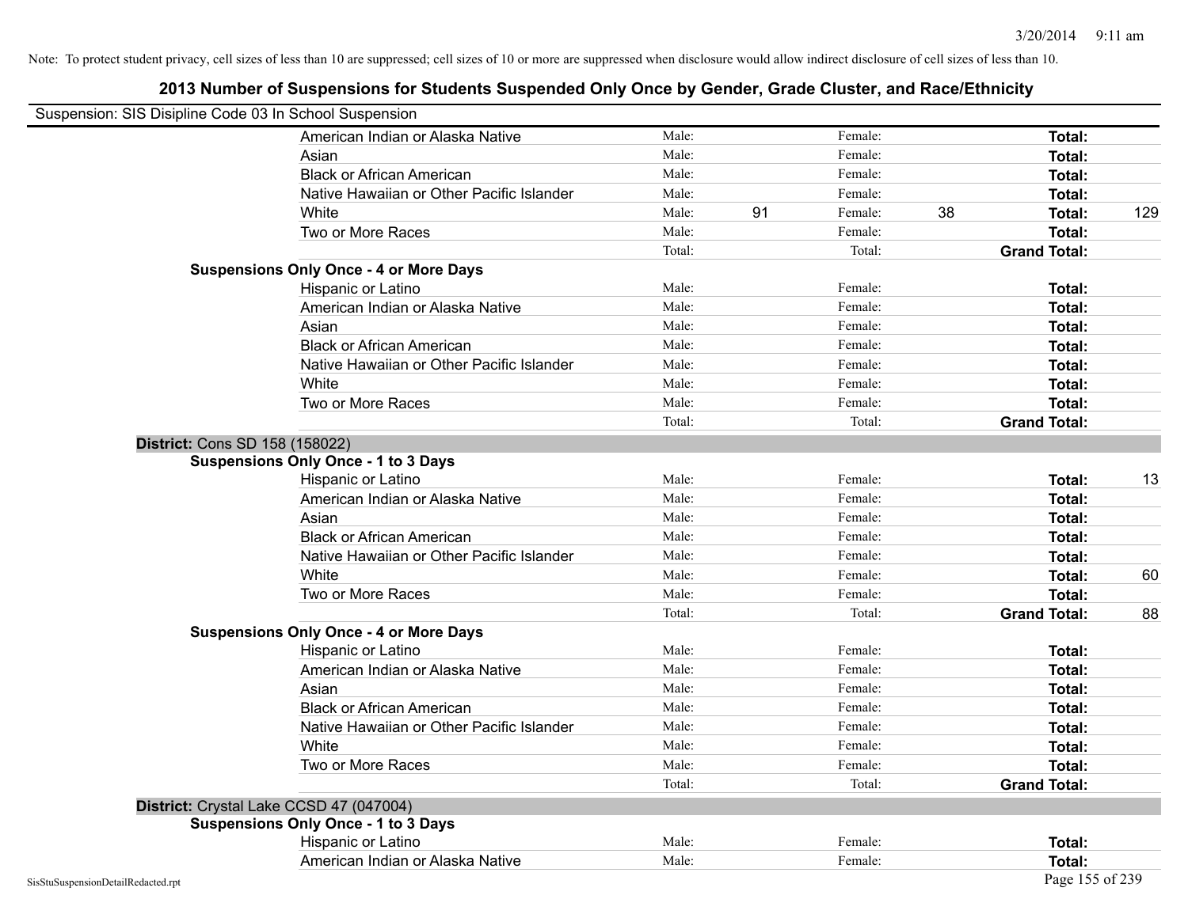Note: To protect student privacy, cell sizes of less than 10 are suppressed; cell sizes of 10 or more are suppressed when disclosure would allow indirect disclosure of cell sizes of less than 10.

# 2013 Number of Suspensions for Students Suspended Only Once by Gender, Grade Cluster, and Race/Ethnicity

Suspension: SIS Disipline Code 03 In School Suspension

| | | | | | | |
|---|---|---|---|---|---|---|
| American Indian or Alaska Native | Male: | | Female: | | **Total:** | |
| Asian | Male: | | Female: | | **Total:** | |
| Black or African American | Male: | | Female: | | **Total:** | |
| Native Hawaiian or Other Pacific Islander | Male: | | Female: | | **Total:** | |
| White | Male: | 91 | Female: | 38 | **Total:** | 129 |
| Two or More Races | Male: | | Female: | | **Total:** | |
| | Total: | | Total: | | **Grand Total:** | |

**Suspensions Only Once - 4 or More Days**

| | | | | | | |
|---|---|---|---|---|---|---|
| Hispanic or Latino | Male: | | Female: | | **Total:** | |
| American Indian or Alaska Native | Male: | | Female: | | **Total:** | |
| Asian | Male: | | Female: | | **Total:** | |
| Black or African American | Male: | | Female: | | **Total:** | |
| Native Hawaiian or Other Pacific Islander | Male: | | Female: | | **Total:** | |
| White | Male: | | Female: | | **Total:** | |
| Two or More Races | Male: | | Female: | | **Total:** | |
| | Total: | | Total: | | **Grand Total:** | |

**District:** Cons SD 158 (158022)

**Suspensions Only Once - 1 to 3 Days**

| | | | | | | |
|---|---|---|---|---|---|---|
| Hispanic or Latino | Male: | | Female: | | **Total:** | 13 |
| American Indian or Alaska Native | Male: | | Female: | | **Total:** | |
| Asian | Male: | | Female: | | **Total:** | |
| Black or African American | Male: | | Female: | | **Total:** | |
| Native Hawaiian or Other Pacific Islander | Male: | | Female: | | **Total:** | |
| White | Male: | | Female: | | **Total:** | 60 |
| Two or More Races | Male: | | Female: | | **Total:** | |
| | Total: | | Total: | | **Grand Total:** | 88 |

**Suspensions Only Once - 4 or More Days**

| | | | | | | |
|---|---|---|---|---|---|---|
| Hispanic or Latino | Male: | | Female: | | **Total:** | |
| American Indian or Alaska Native | Male: | | Female: | | **Total:** | |
| Asian | Male: | | Female: | | **Total:** | |
| Black or African American | Male: | | Female: | | **Total:** | |
| Native Hawaiian or Other Pacific Islander | Male: | | Female: | | **Total:** | |
| White | Male: | | Female: | | **Total:** | |
| Two or More Races | Male: | | Female: | | **Total:** | |
| | Total: | | Total: | | **Grand Total:** | |

**District:** Crystal Lake CCSD 47 (047004)

**Suspensions Only Once - 1 to 3 Days**

| | | | | | | |
|---|---|---|---|---|---|---|
| Hispanic or Latino | Male: | | Female: | | **Total:** | |
| American Indian or Alaska Native | Male: | | Female: | | **Total:** | |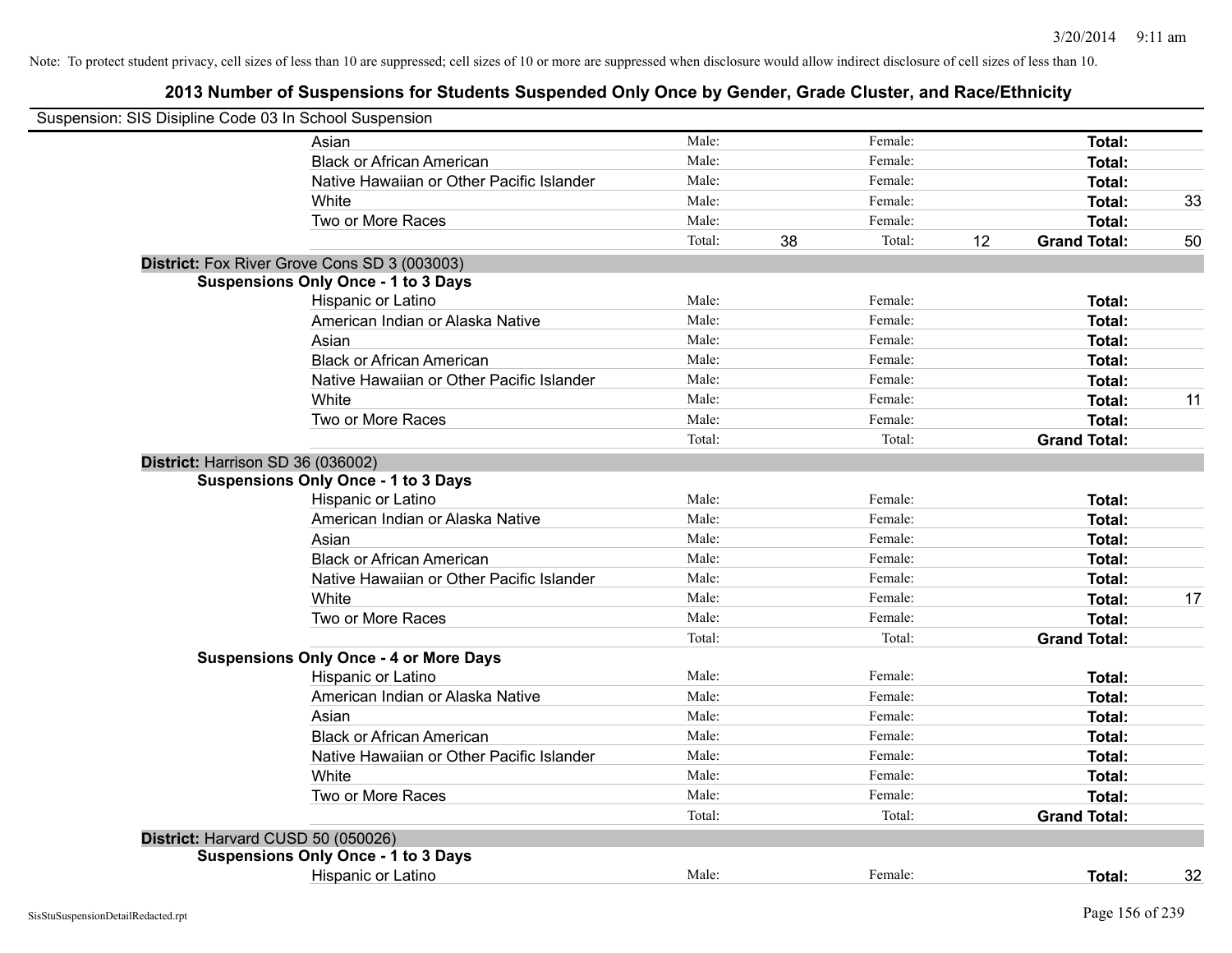Note: To protect student privacy, cell sizes of less than 10 are suppressed; cell sizes of 10 or more are suppressed when disclosure would allow indirect disclosure of cell sizes of less than 10.

## 2013 Number of Suspensions for Students Suspended Only Once by Gender, Grade Cluster, and Race/Ethnicity

Suspension: SIS Disipline Code 03 In School Suspension

| | | | | | | |
|---|---|---|---|---|---|---|
| Asian | Male: | | Female: | | **Total:** | |
| Black or African American | Male: | | Female: | | **Total:** | |
| Native Hawaiian or Other Pacific Islander | Male: | | Female: | | **Total:** | |
| White | Male: | | Female: | | **Total:** | 33 |
| Two or More Races | Male: | | Female: | | **Total:** | |
| | Total: | 38 | Total: | 12 | **Grand Total:** | 50 |

**District:** Fox River Grove Cons SD 3 (003003)

**Suspensions Only Once - 1 to 3 Days**

| | | | | | | |
|---|---|---|---|---|---|---|
| Hispanic or Latino | Male: | | Female: | | **Total:** | |
| American Indian or Alaska Native | Male: | | Female: | | **Total:** | |
| Asian | Male: | | Female: | | **Total:** | |
| Black or African American | Male: | | Female: | | **Total:** | |
| Native Hawaiian or Other Pacific Islander | Male: | | Female: | | **Total:** | |
| White | Male: | | Female: | | **Total:** | 11 |
| Two or More Races | Male: | | Female: | | **Total:** | |
| | Total: | | Total: | | **Grand Total:** | |

**District:** Harrison SD 36 (036002)

**Suspensions Only Once - 1 to 3 Days**

| | | | | | | |
|---|---|---|---|---|---|---|
| Hispanic or Latino | Male: | | Female: | | **Total:** | |
| American Indian or Alaska Native | Male: | | Female: | | **Total:** | |
| Asian | Male: | | Female: | | **Total:** | |
| Black or African American | Male: | | Female: | | **Total:** | |
| Native Hawaiian or Other Pacific Islander | Male: | | Female: | | **Total:** | |
| White | Male: | | Female: | | **Total:** | 17 |
| Two or More Races | Male: | | Female: | | **Total:** | |
| | Total: | | Total: | | **Grand Total:** | |

**Suspensions Only Once - 4 or More Days**

| | | | | | | |
|---|---|---|---|---|---|---|
| Hispanic or Latino | Male: | | Female: | | **Total:** | |
| American Indian or Alaska Native | Male: | | Female: | | **Total:** | |
| Asian | Male: | | Female: | | **Total:** | |
| Black or African American | Male: | | Female: | | **Total:** | |
| Native Hawaiian or Other Pacific Islander | Male: | | Female: | | **Total:** | |
| White | Male: | | Female: | | **Total:** | |
| Two or More Races | Male: | | Female: | | **Total:** | |
| | Total: | | Total: | | **Grand Total:** | |

**District:** Harvard CUSD 50 (050026)

**Suspensions Only Once - 1 to 3 Days**

| | | | | | | |
|---|---|---|---|---|---|---|
| Hispanic or Latino | Male: | | Female: | | **Total:** | 32 |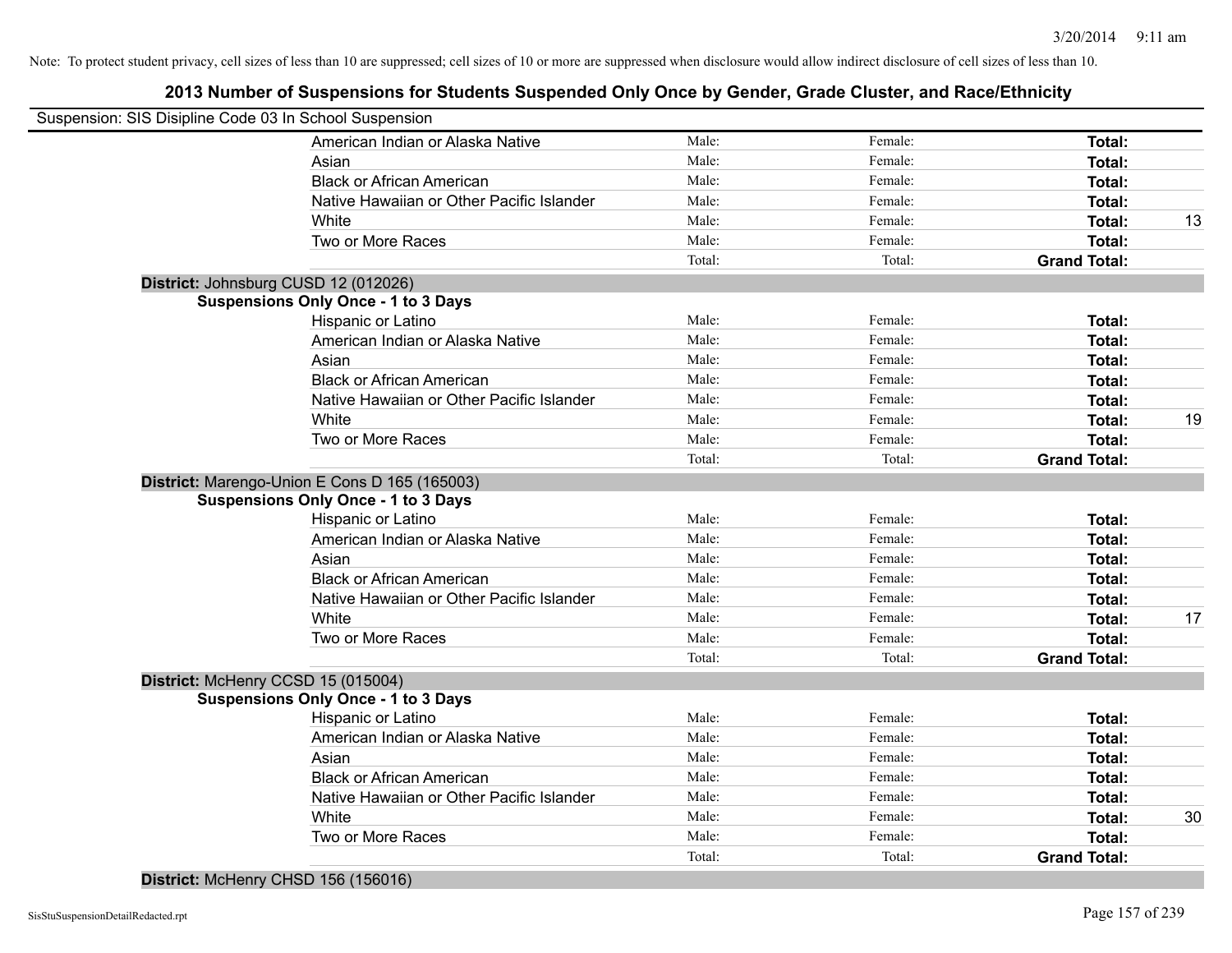Note: To protect student privacy, cell sizes of less than 10 are suppressed; cell sizes of 10 or more are suppressed when disclosure would allow indirect disclosure of cell sizes of less than 10.

# 2013 Number of Suspensions for Students Suspended Only Once by Gender, Grade Cluster, and Race/Ethnicity

Suspension: SIS Disipline Code 03 In School Suspension

| | Male | Female | Total | |
|---|---|---|---|---|
| American Indian or Alaska Native | Male: | Female: | **Total:** | |
| Asian | Male: | Female: | **Total:** | |
| Black or African American | Male: | Female: | **Total:** | |
| Native Hawaiian or Other Pacific Islander | Male: | Female: | **Total:** | |
| White | Male: | Female: | **Total:** | 13 |
| Two or More Races | Male: | Female: | **Total:** | |
| | Total: | Total: | **Grand Total:** | |

**District:** Johnsburg CUSD 12 (012026)

**Suspensions Only Once - 1 to 3 Days**

| | Male | Female | Total | |
|---|---|---|---|---|
| Hispanic or Latino | Male: | Female: | **Total:** | |
| American Indian or Alaska Native | Male: | Female: | **Total:** | |
| Asian | Male: | Female: | **Total:** | |
| Black or African American | Male: | Female: | **Total:** | |
| Native Hawaiian or Other Pacific Islander | Male: | Female: | **Total:** | |
| White | Male: | Female: | **Total:** | 19 |
| Two or More Races | Male: | Female: | **Total:** | |
| | Total: | Total: | **Grand Total:** | |

**District:** Marengo-Union E Cons D 165 (165003)

**Suspensions Only Once - 1 to 3 Days**

| | Male | Female | Total | |
|---|---|---|---|---|
| Hispanic or Latino | Male: | Female: | **Total:** | |
| American Indian or Alaska Native | Male: | Female: | **Total:** | |
| Asian | Male: | Female: | **Total:** | |
| Black or African American | Male: | Female: | **Total:** | |
| Native Hawaiian or Other Pacific Islander | Male: | Female: | **Total:** | |
| White | Male: | Female: | **Total:** | 17 |
| Two or More Races | Male: | Female: | **Total:** | |
| | Total: | Total: | **Grand Total:** | |

**District:** McHenry CCSD 15 (015004)

**Suspensions Only Once - 1 to 3 Days**

| | Male | Female | Total | |
|---|---|---|---|---|
| Hispanic or Latino | Male: | Female: | **Total:** | |
| American Indian or Alaska Native | Male: | Female: | **Total:** | |
| Asian | Male: | Female: | **Total:** | |
| Black or African American | Male: | Female: | **Total:** | |
| Native Hawaiian or Other Pacific Islander | Male: | Female: | **Total:** | |
| White | Male: | Female: | **Total:** | 30 |
| Two or More Races | Male: | Female: | **Total:** | |
| | Total: | Total: | **Grand Total:** | |

**District:** McHenry CHSD 156 (156016)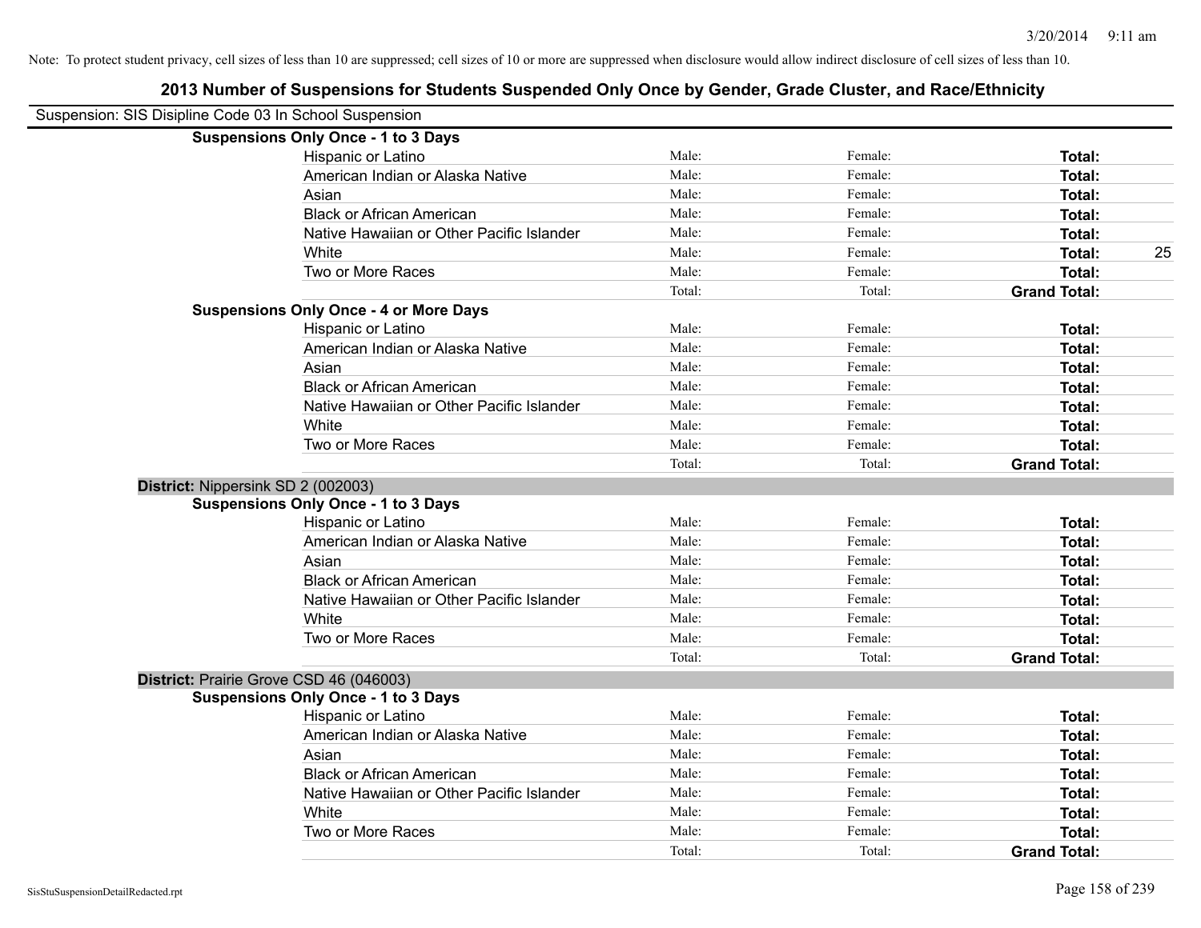Note: To protect student privacy, cell sizes of less than 10 are suppressed; cell sizes of 10 or more are suppressed when disclosure would allow indirect disclosure of cell sizes of less than 10.

## 2013 Number of Suspensions for Students Suspended Only Once by Gender, Grade Cluster, and Race/Ethnicity

Suspension: SIS Disipline Code 03 In School Suspension

**Suspensions Only Once - 1 to 3 Days**

| | | | | |
|---|---|---|---|---|
| Hispanic or Latino | Male: | Female: | **Total:** | |
| American Indian or Alaska Native | Male: | Female: | **Total:** | |
| Asian | Male: | Female: | **Total:** | |
| Black or African American | Male: | Female: | **Total:** | |
| Native Hawaiian or Other Pacific Islander | Male: | Female: | **Total:** | |
| White | Male: | Female: | **Total:** | 25 |
| Two or More Races | Male: | Female: | **Total:** | |
| | Total: | Total: | **Grand Total:** | |

**Suspensions Only Once - 4 or More Days**

| | | | | |
|---|---|---|---|---|
| Hispanic or Latino | Male: | Female: | **Total:** | |
| American Indian or Alaska Native | Male: | Female: | **Total:** | |
| Asian | Male: | Female: | **Total:** | |
| Black or African American | Male: | Female: | **Total:** | |
| Native Hawaiian or Other Pacific Islander | Male: | Female: | **Total:** | |
| White | Male: | Female: | **Total:** | |
| Two or More Races | Male: | Female: | **Total:** | |
| | Total: | Total: | **Grand Total:** | |

**District:** Nippersink SD 2 (002003)

**Suspensions Only Once - 1 to 3 Days**

| | | | | |
|---|---|---|---|---|
| Hispanic or Latino | Male: | Female: | **Total:** | |
| American Indian or Alaska Native | Male: | Female: | **Total:** | |
| Asian | Male: | Female: | **Total:** | |
| Black or African American | Male: | Female: | **Total:** | |
| Native Hawaiian or Other Pacific Islander | Male: | Female: | **Total:** | |
| White | Male: | Female: | **Total:** | |
| Two or More Races | Male: | Female: | **Total:** | |
| | Total: | Total: | **Grand Total:** | |

**District:** Prairie Grove CSD 46 (046003)

**Suspensions Only Once - 1 to 3 Days**

| | | | | |
|---|---|---|---|---|
| Hispanic or Latino | Male: | Female: | **Total:** | |
| American Indian or Alaska Native | Male: | Female: | **Total:** | |
| Asian | Male: | Female: | **Total:** | |
| Black or African American | Male: | Female: | **Total:** | |
| Native Hawaiian or Other Pacific Islander | Male: | Female: | **Total:** | |
| White | Male: | Female: | **Total:** | |
| Two or More Races | Male: | Female: | **Total:** | |
| | Total: | Total: | **Grand Total:** | |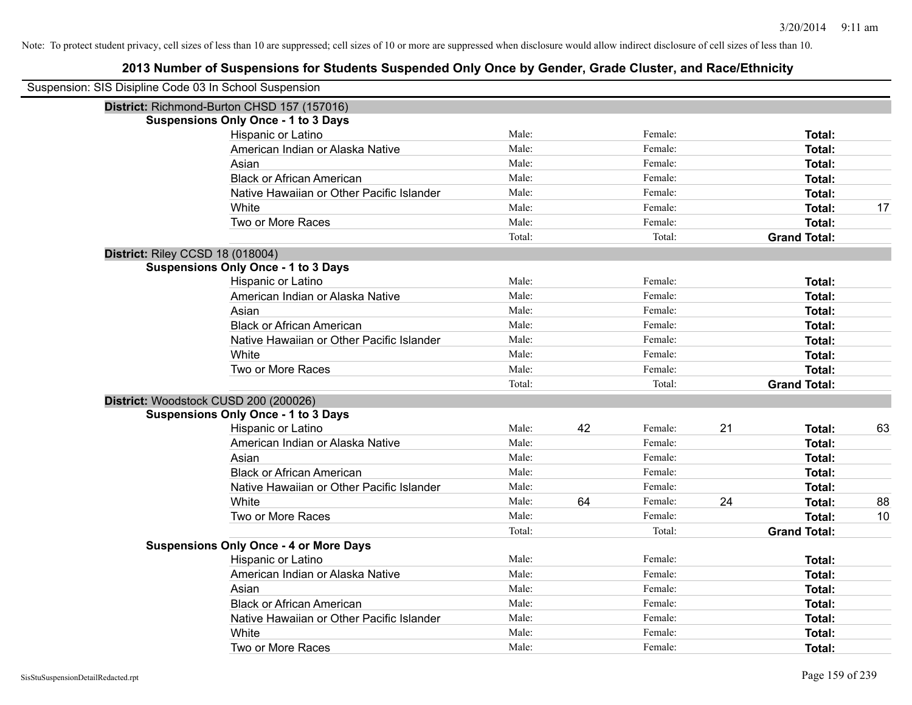Note: To protect student privacy, cell sizes of less than 10 are suppressed; cell sizes of 10 or more are suppressed when disclosure would allow indirect disclosure of cell sizes of less than 10.

# 2013 Number of Suspensions for Students Suspended Only Once by Gender, Grade Cluster, and Race/Ethnicity

Suspension: SIS Disipline Code 03 In School Suspension

## District: Richmond-Burton CHSD 157 (157016)

### Suspensions Only Once - 1 to 3 Days

| Race/Ethnicity | Male: | | Female: | | Total: | |
|---|---|---|---|---|---|---|
| Hispanic or Latino | Male: | | Female: | | **Total:** | |
| American Indian or Alaska Native | Male: | | Female: | | **Total:** | |
| Asian | Male: | | Female: | | **Total:** | |
| Black or African American | Male: | | Female: | | **Total:** | |
| Native Hawaiian or Other Pacific Islander | Male: | | Female: | | **Total:** | |
| White | Male: | | Female: | | **Total:** | 17 |
| Two or More Races | Male: | | Female: | | **Total:** | |
| | Total: | | Total: | | **Grand Total:** | |

## District: Riley CCSD 18 (018004)

### Suspensions Only Once - 1 to 3 Days

| Race/Ethnicity | Male: | | Female: | | Total: | |
|---|---|---|---|---|---|---|
| Hispanic or Latino | Male: | | Female: | | **Total:** | |
| American Indian or Alaska Native | Male: | | Female: | | **Total:** | |
| Asian | Male: | | Female: | | **Total:** | |
| Black or African American | Male: | | Female: | | **Total:** | |
| Native Hawaiian or Other Pacific Islander | Male: | | Female: | | **Total:** | |
| White | Male: | | Female: | | **Total:** | |
| Two or More Races | Male: | | Female: | | **Total:** | |
| | Total: | | Total: | | **Grand Total:** | |

## District: Woodstock CUSD 200 (200026)

### Suspensions Only Once - 1 to 3 Days

| Race/Ethnicity | Male: | | Female: | | Total: | |
|---|---|---|---|---|---|---|
| Hispanic or Latino | Male: | 42 | Female: | 21 | **Total:** | 63 |
| American Indian or Alaska Native | Male: | | Female: | | **Total:** | |
| Asian | Male: | | Female: | | **Total:** | |
| Black or African American | Male: | | Female: | | **Total:** | |
| Native Hawaiian or Other Pacific Islander | Male: | | Female: | | **Total:** | |
| White | Male: | 64 | Female: | 24 | **Total:** | 88 |
| Two or More Races | Male: | | Female: | | **Total:** | 10 |
| | Total: | | Total: | | **Grand Total:** | |

### Suspensions Only Once - 4 or More Days

| Race/Ethnicity | Male: | | Female: | | Total: | |
|---|---|---|---|---|---|---|
| Hispanic or Latino | Male: | | Female: | | **Total:** | |
| American Indian or Alaska Native | Male: | | Female: | | **Total:** | |
| Asian | Male: | | Female: | | **Total:** | |
| Black or African American | Male: | | Female: | | **Total:** | |
| Native Hawaiian or Other Pacific Islander | Male: | | Female: | | **Total:** | |
| White | Male: | | Female: | | **Total:** | |
| Two or More Races | Male: | | Female: | | **Total:** | |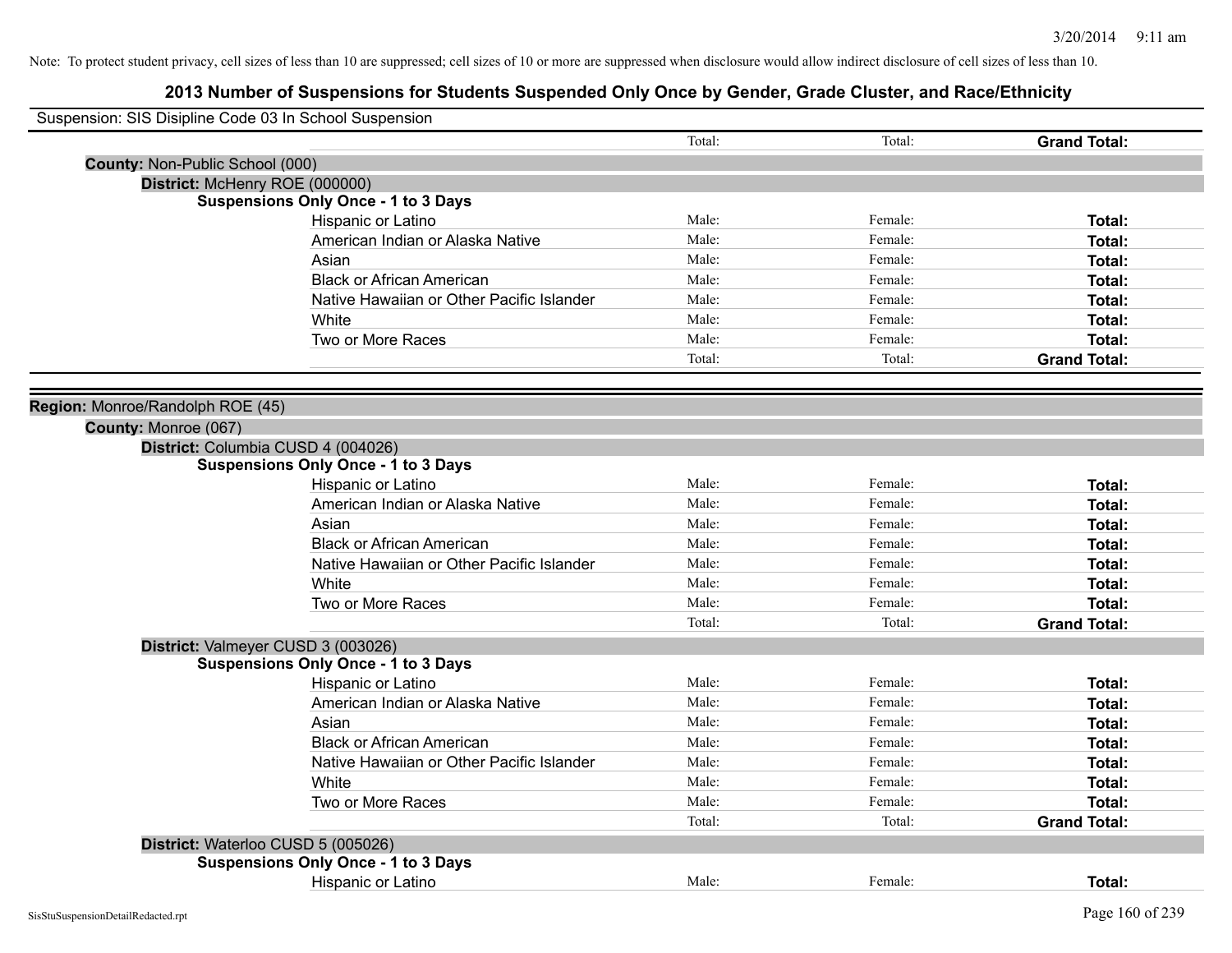Note: To protect student privacy, cell sizes of less than 10 are suppressed; cell sizes of 10 or more are suppressed when disclosure would allow indirect disclosure of cell sizes of less than 10.

## 2013 Number of Suspensions for Students Suspended Only Once by Gender, Grade Cluster, and Race/Ethnicity

Suspension: SIS Disipline Code 03 In School Suspension

| | | | | |
|---|---|---|---|---|
| | | Total: | Total: | **Grand Total:** |

**County:** Non-Public School (000)

**District:** McHenry ROE (000000)

**Suspensions Only Once - 1 to 3 Days**

| | | | |
|---|---|---|---|
| Hispanic or Latino | Male: | Female: | **Total:** |
| American Indian or Alaska Native | Male: | Female: | **Total:** |
| Asian | Male: | Female: | **Total:** |
| Black or African American | Male: | Female: | **Total:** |
| Native Hawaiian or Other Pacific Islander | Male: | Female: | **Total:** |
| White | Male: | Female: | **Total:** |
| Two or More Races | Male: | Female: | **Total:** |
| | Total: | Total: | **Grand Total:** |

**Region:** Monroe/Randolph ROE (45)

**County:** Monroe (067)

**District:** Columbia CUSD 4 (004026)

**Suspensions Only Once - 1 to 3 Days**

| | | | |
|---|---|---|---|
| Hispanic or Latino | Male: | Female: | **Total:** |
| American Indian or Alaska Native | Male: | Female: | **Total:** |
| Asian | Male: | Female: | **Total:** |
| Black or African American | Male: | Female: | **Total:** |
| Native Hawaiian or Other Pacific Islander | Male: | Female: | **Total:** |
| White | Male: | Female: | **Total:** |
| Two or More Races | Male: | Female: | **Total:** |
| | Total: | Total: | **Grand Total:** |

**District:** Valmeyer CUSD 3 (003026)

**Suspensions Only Once - 1 to 3 Days**

| | | | |
|---|---|---|---|
| Hispanic or Latino | Male: | Female: | **Total:** |
| American Indian or Alaska Native | Male: | Female: | **Total:** |
| Asian | Male: | Female: | **Total:** |
| Black or African American | Male: | Female: | **Total:** |
| Native Hawaiian or Other Pacific Islander | Male: | Female: | **Total:** |
| White | Male: | Female: | **Total:** |
| Two or More Races | Male: | Female: | **Total:** |
| | Total: | Total: | **Grand Total:** |

**District:** Waterloo CUSD 5 (005026)

**Suspensions Only Once - 1 to 3 Days**

| | | | |
|---|---|---|---|
| Hispanic or Latino | Male: | Female: | **Total:** |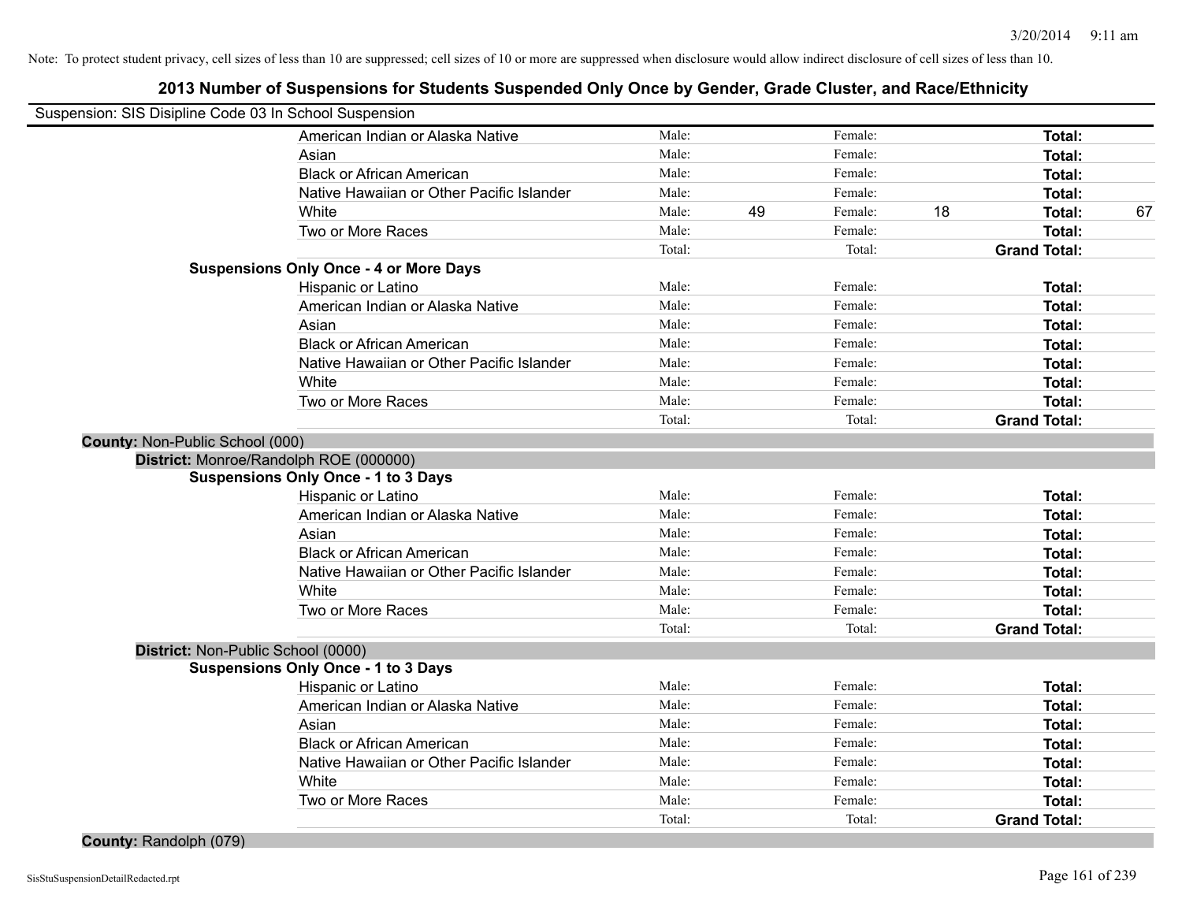Note: To protect student privacy, cell sizes of less than 10 are suppressed; cell sizes of 10 or more are suppressed when disclosure would allow indirect disclosure of cell sizes of less than 10.

## 2013 Number of Suspensions for Students Suspended Only Once by Gender, Grade Cluster, and Race/Ethnicity

Suspension: SIS Disipline Code 03 In School Suspension

| | | | | | | |
|---|---|---|---|---|---|---|
| American Indian or Alaska Native | Male: | | Female: | | **Total:** | |
| Asian | Male: | | Female: | | **Total:** | |
| Black or African American | Male: | | Female: | | **Total:** | |
| Native Hawaiian or Other Pacific Islander | Male: | | Female: | | **Total:** | |
| White | Male: | 49 | Female: | 18 | **Total:** | 67 |
| Two or More Races | Male: | | Female: | | **Total:** | |
| | Total: | | Total: | | **Grand Total:** | |

**Suspensions Only Once - 4 or More Days**

| | | | | | | |
|---|---|---|---|---|---|---|
| Hispanic or Latino | Male: | | Female: | | **Total:** | |
| American Indian or Alaska Native | Male: | | Female: | | **Total:** | |
| Asian | Male: | | Female: | | **Total:** | |
| Black or African American | Male: | | Female: | | **Total:** | |
| Native Hawaiian or Other Pacific Islander | Male: | | Female: | | **Total:** | |
| White | Male: | | Female: | | **Total:** | |
| Two or More Races | Male: | | Female: | | **Total:** | |
| | Total: | | Total: | | **Grand Total:** | |

**County:** Non-Public School (000)

**District:** Monroe/Randolph ROE (000000)

**Suspensions Only Once - 1 to 3 Days**

| | | | | | | |
|---|---|---|---|---|---|---|
| Hispanic or Latino | Male: | | Female: | | **Total:** | |
| American Indian or Alaska Native | Male: | | Female: | | **Total:** | |
| Asian | Male: | | Female: | | **Total:** | |
| Black or African American | Male: | | Female: | | **Total:** | |
| Native Hawaiian or Other Pacific Islander | Male: | | Female: | | **Total:** | |
| White | Male: | | Female: | | **Total:** | |
| Two or More Races | Male: | | Female: | | **Total:** | |
| | Total: | | Total: | | **Grand Total:** | |

**District:** Non-Public School (0000)

**Suspensions Only Once - 1 to 3 Days**

| | | | | | | |
|---|---|---|---|---|---|---|
| Hispanic or Latino | Male: | | Female: | | **Total:** | |
| American Indian or Alaska Native | Male: | | Female: | | **Total:** | |
| Asian | Male: | | Female: | | **Total:** | |
| Black or African American | Male: | | Female: | | **Total:** | |
| Native Hawaiian or Other Pacific Islander | Male: | | Female: | | **Total:** | |
| White | Male: | | Female: | | **Total:** | |
| Two or More Races | Male: | | Female: | | **Total:** | |
| | Total: | | Total: | | **Grand Total:** | |

**County:** Randolph (079)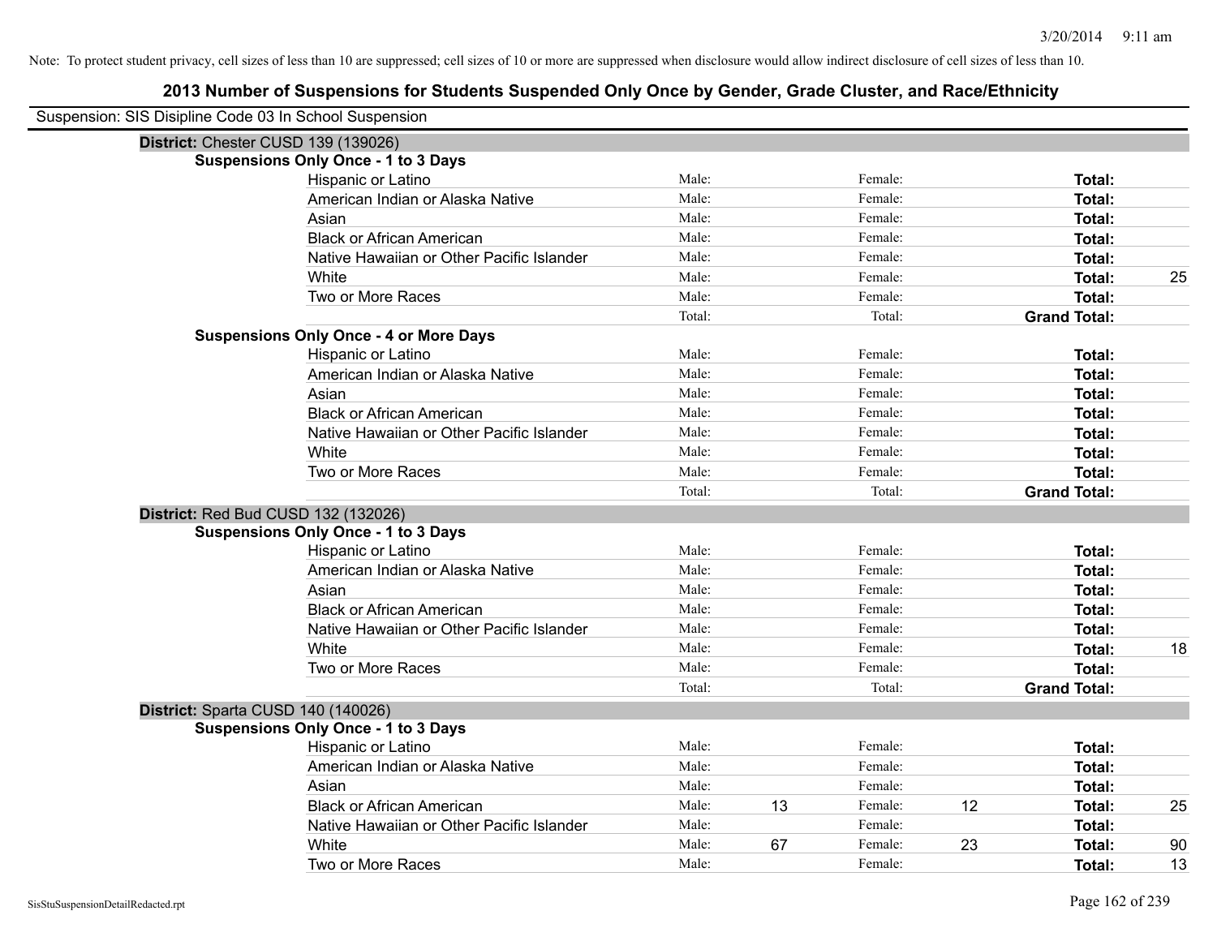Note: To protect student privacy, cell sizes of less than 10 are suppressed; cell sizes of 10 or more are suppressed when disclosure would allow indirect disclosure of cell sizes of less than 10.

## 2013 Number of Suspensions for Students Suspended Only Once by Gender, Grade Cluster, and Race/Ethnicity

Suspension: SIS Disipline Code 03 In School Suspension

### District: Chester CUSD 139 (139026)

**Suspensions Only Once - 1 to 3 Days**

| Race/Ethnicity | | | | | | |
|---|---|---|---|---|---|---|
| Hispanic or Latino | Male: | | Female: | | **Total:** | |
| American Indian or Alaska Native | Male: | | Female: | | **Total:** | |
| Asian | Male: | | Female: | | **Total:** | |
| Black or African American | Male: | | Female: | | **Total:** | |
| Native Hawaiian or Other Pacific Islander | Male: | | Female: | | **Total:** | |
| White | Male: | | Female: | | **Total:** | 25 |
| Two or More Races | Male: | | Female: | | **Total:** | |
| | Total: | | Total: | | **Grand Total:** | |

**Suspensions Only Once - 4 or More Days**

| Race/Ethnicity | | | | | | |
|---|---|---|---|---|---|---|
| Hispanic or Latino | Male: | | Female: | | **Total:** | |
| American Indian or Alaska Native | Male: | | Female: | | **Total:** | |
| Asian | Male: | | Female: | | **Total:** | |
| Black or African American | Male: | | Female: | | **Total:** | |
| Native Hawaiian or Other Pacific Islander | Male: | | Female: | | **Total:** | |
| White | Male: | | Female: | | **Total:** | |
| Two or More Races | Male: | | Female: | | **Total:** | |
| | Total: | | Total: | | **Grand Total:** | |

### District: Red Bud CUSD 132 (132026)

**Suspensions Only Once - 1 to 3 Days**

| Race/Ethnicity | | | | | | |
|---|---|---|---|---|---|---|
| Hispanic or Latino | Male: | | Female: | | **Total:** | |
| American Indian or Alaska Native | Male: | | Female: | | **Total:** | |
| Asian | Male: | | Female: | | **Total:** | |
| Black or African American | Male: | | Female: | | **Total:** | |
| Native Hawaiian or Other Pacific Islander | Male: | | Female: | | **Total:** | |
| White | Male: | | Female: | | **Total:** | 18 |
| Two or More Races | Male: | | Female: | | **Total:** | |
| | Total: | | Total: | | **Grand Total:** | |

### District: Sparta CUSD 140 (140026)

**Suspensions Only Once - 1 to 3 Days**

| Race/Ethnicity | | | | | | |
|---|---|---|---|---|---|---|
| Hispanic or Latino | Male: | | Female: | | **Total:** | |
| American Indian or Alaska Native | Male: | | Female: | | **Total:** | |
| Asian | Male: | | Female: | | **Total:** | |
| Black or African American | Male: | 13 | Female: | 12 | **Total:** | 25 |
| Native Hawaiian or Other Pacific Islander | Male: | | Female: | | **Total:** | |
| White | Male: | 67 | Female: | 23 | **Total:** | 90 |
| Two or More Races | Male: | | Female: | | **Total:** | 13 |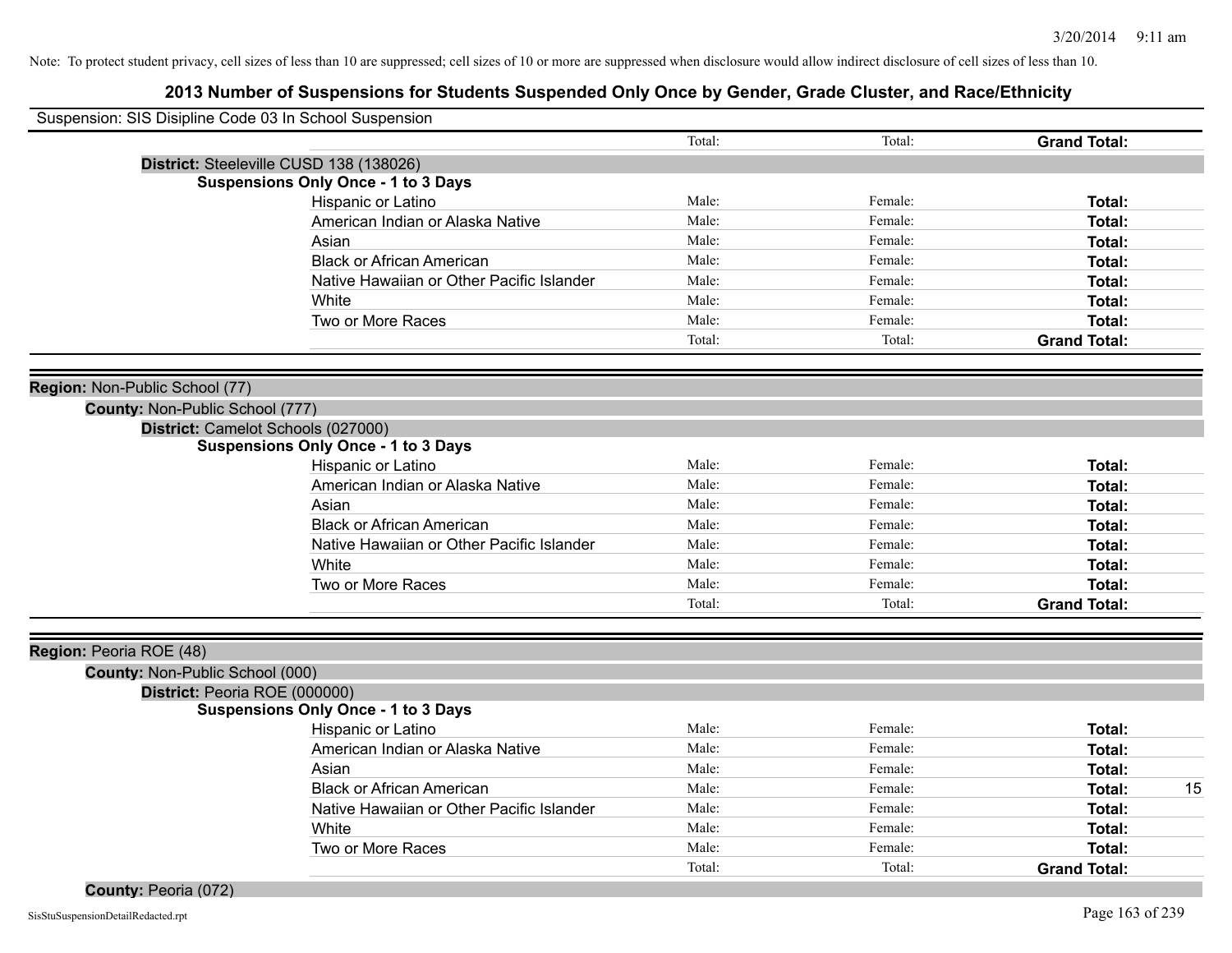Note: To protect student privacy, cell sizes of less than 10 are suppressed; cell sizes of 10 or more are suppressed when disclosure would allow indirect disclosure of cell sizes of less than 10.

# 2013 Number of Suspensions for Students Suspended Only Once by Gender, Grade Cluster, and Race/Ethnicity

Suspension: SIS Disipline Code 03 In School Suspension

| | Total: | Total: | **Grand Total:** |
|---|---|---|---|

**District:** Steeleville CUSD 138 (138026)

**Suspensions Only Once - 1 to 3 Days**

| | | | |
|---|---|---|---|
| Hispanic or Latino | Male: | Female: | **Total:** |
| American Indian or Alaska Native | Male: | Female: | **Total:** |
| Asian | Male: | Female: | **Total:** |
| Black or African American | Male: | Female: | **Total:** |
| Native Hawaiian or Other Pacific Islander | Male: | Female: | **Total:** |
| White | Male: | Female: | **Total:** |
| Two or More Races | Male: | Female: | **Total:** |
| | Total: | Total: | **Grand Total:** |

**Region:** Non-Public School (77)

**County:** Non-Public School (777)

**District:** Camelot Schools (027000)

**Suspensions Only Once - 1 to 3 Days**

| | | | |
|---|---|---|---|
| Hispanic or Latino | Male: | Female: | **Total:** |
| American Indian or Alaska Native | Male: | Female: | **Total:** |
| Asian | Male: | Female: | **Total:** |
| Black or African American | Male: | Female: | **Total:** |
| Native Hawaiian or Other Pacific Islander | Male: | Female: | **Total:** |
| White | Male: | Female: | **Total:** |
| Two or More Races | Male: | Female: | **Total:** |
| | Total: | Total: | **Grand Total:** |

**Region:** Peoria ROE (48)

**County:** Non-Public School (000)

**District:** Peoria ROE (000000)

**Suspensions Only Once - 1 to 3 Days**

| | | | | |
|---|---|---|---|---|
| Hispanic or Latino | Male: | Female: | **Total:** | |
| American Indian or Alaska Native | Male: | Female: | **Total:** | |
| Asian | Male: | Female: | **Total:** | |
| Black or African American | Male: | Female: | **Total:** | 15 |
| Native Hawaiian or Other Pacific Islander | Male: | Female: | **Total:** | |
| White | Male: | Female: | **Total:** | |
| Two or More Races | Male: | Female: | **Total:** | |
| | Total: | Total: | **Grand Total:** | |

**County:** Peoria (072)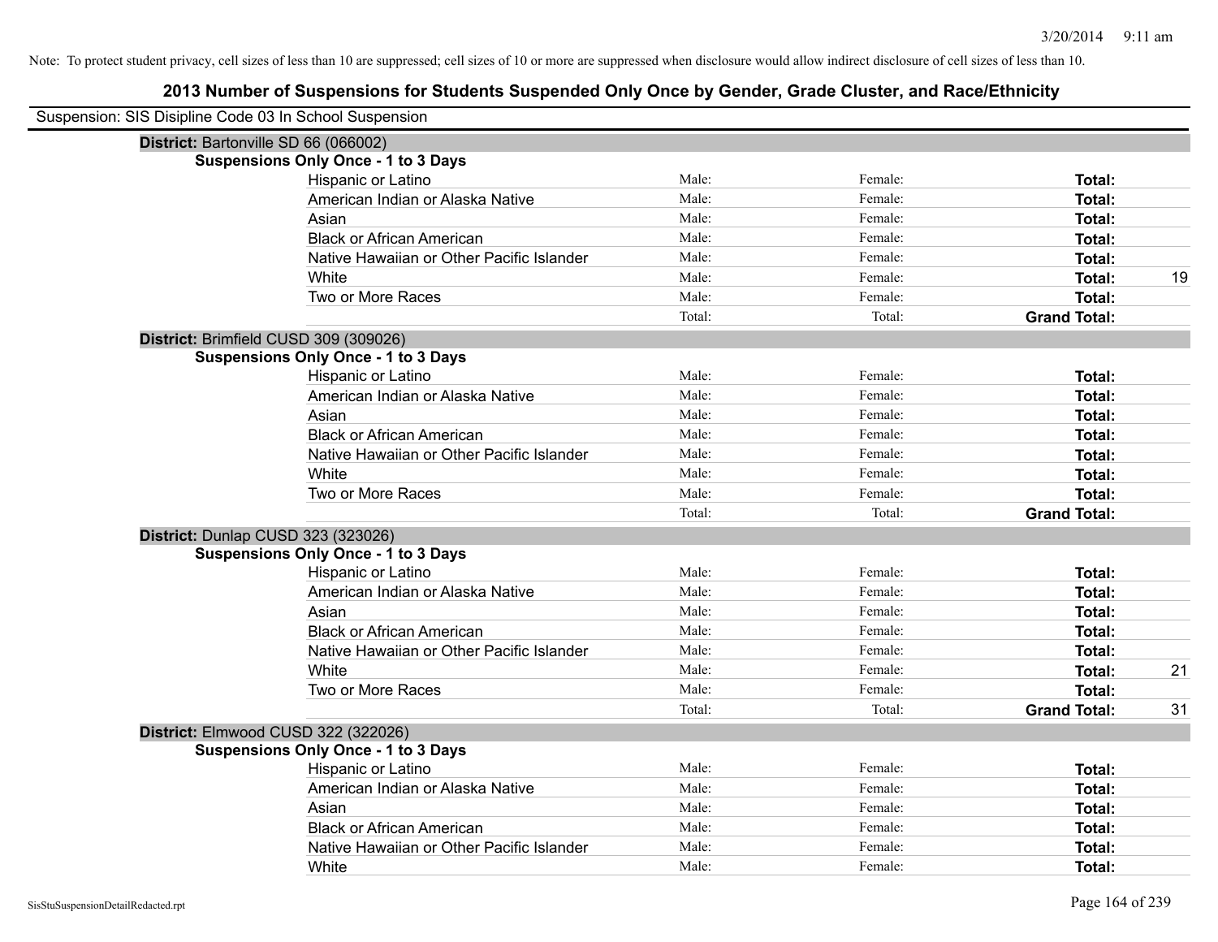Note: To protect student privacy, cell sizes of less than 10 are suppressed; cell sizes of 10 or more are suppressed when disclosure would allow indirect disclosure of cell sizes of less than 10.

# 2013 Number of Suspensions for Students Suspended Only Once by Gender, Grade Cluster, and Race/Ethnicity

Suspension: SIS Disipline Code 03 In School Suspension

**District:** Bartonville SD 66 (066002)

**Suspensions Only Once - 1 to 3 Days**

| Race/Ethnicity | Male | Female | Total |
|---|---|---|---|
| Hispanic or Latino | Male: | Female: | **Total:** |
| American Indian or Alaska Native | Male: | Female: | **Total:** |
| Asian | Male: | Female: | **Total:** |
| Black or African American | Male: | Female: | **Total:** |
| Native Hawaiian or Other Pacific Islander | Male: | Female: | **Total:** |
| White | Male: | Female: | **Total:** 19 |
| Two or More Races | Male: | Female: | **Total:** |
| | Total: | Total: | **Grand Total:** |

**District:** Brimfield CUSD 309 (309026)

**Suspensions Only Once - 1 to 3 Days**

| Race/Ethnicity | Male | Female | Total |
|---|---|---|---|
| Hispanic or Latino | Male: | Female: | **Total:** |
| American Indian or Alaska Native | Male: | Female: | **Total:** |
| Asian | Male: | Female: | **Total:** |
| Black or African American | Male: | Female: | **Total:** |
| Native Hawaiian or Other Pacific Islander | Male: | Female: | **Total:** |
| White | Male: | Female: | **Total:** |
| Two or More Races | Male: | Female: | **Total:** |
| | Total: | Total: | **Grand Total:** |

**District:** Dunlap CUSD 323 (323026)

**Suspensions Only Once - 1 to 3 Days**

| Race/Ethnicity | Male | Female | Total |
|---|---|---|---|
| Hispanic or Latino | Male: | Female: | **Total:** |
| American Indian or Alaska Native | Male: | Female: | **Total:** |
| Asian | Male: | Female: | **Total:** |
| Black or African American | Male: | Female: | **Total:** |
| Native Hawaiian or Other Pacific Islander | Male: | Female: | **Total:** |
| White | Male: | Female: | **Total:** 21 |
| Two or More Races | Male: | Female: | **Total:** |
| | Total: | Total: | **Grand Total:** 31 |

**District:** Elmwood CUSD 322 (322026)

**Suspensions Only Once - 1 to 3 Days**

| Race/Ethnicity | Male | Female | Total |
|---|---|---|---|
| Hispanic or Latino | Male: | Female: | **Total:** |
| American Indian or Alaska Native | Male: | Female: | **Total:** |
| Asian | Male: | Female: | **Total:** |
| Black or African American | Male: | Female: | **Total:** |
| Native Hawaiian or Other Pacific Islander | Male: | Female: | **Total:** |
| White | Male: | Female: | **Total:** |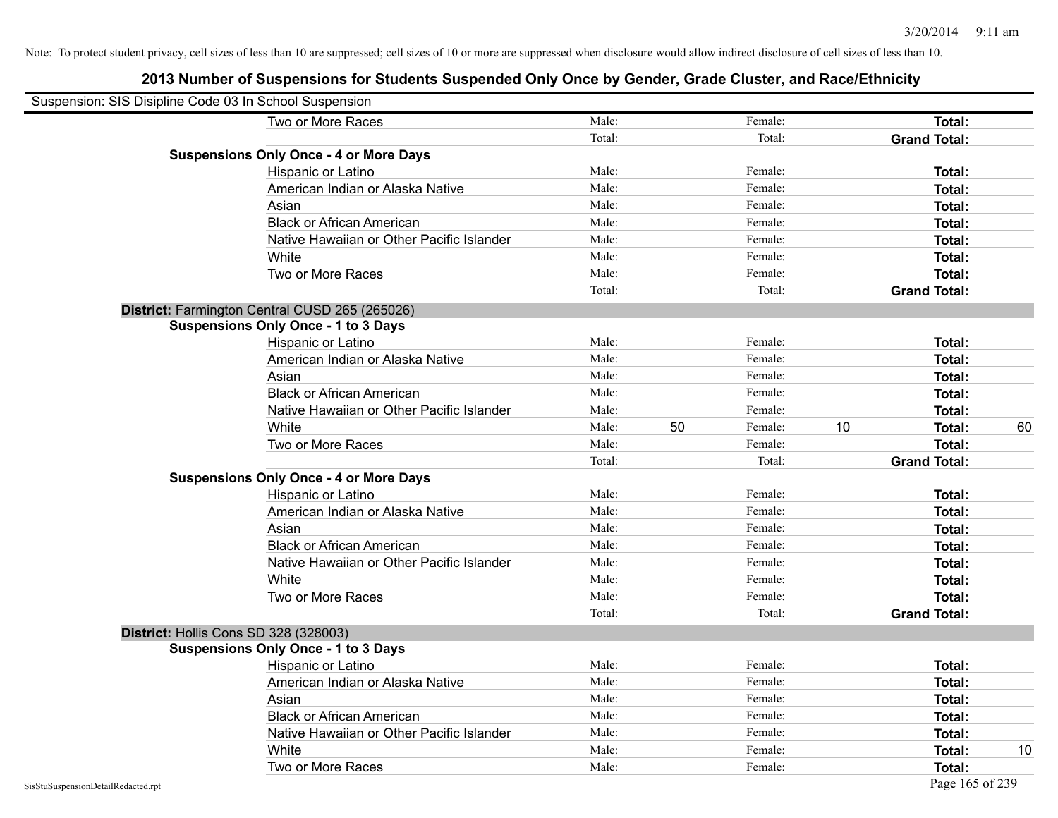Note: To protect student privacy, cell sizes of less than 10 are suppressed; cell sizes of 10 or more are suppressed when disclosure would allow indirect disclosure of cell sizes of less than 10.

# 2013 Number of Suspensions for Students Suspended Only Once by Gender, Grade Cluster, and Race/Ethnicity

Suspension: SIS Disipline Code 03 In School Suspension

| | | | | | | |
|---|---|---|---|---|---|---|
| Two or More Races | Male: | | Female: | | **Total:** | |
| | Total: | | Total: | | **Grand Total:** | |
| **Suspensions Only Once - 4 or More Days** | | | | | | |
| Hispanic or Latino | Male: | | Female: | | **Total:** | |
| American Indian or Alaska Native | Male: | | Female: | | **Total:** | |
| Asian | Male: | | Female: | | **Total:** | |
| Black or African American | Male: | | Female: | | **Total:** | |
| Native Hawaiian or Other Pacific Islander | Male: | | Female: | | **Total:** | |
| White | Male: | | Female: | | **Total:** | |
| Two or More Races | Male: | | Female: | | **Total:** | |
| | Total: | | Total: | | **Grand Total:** | |

**District:** Farmington Central CUSD 265 (265026)

| | | | | | | |
|---|---|---|---|---|---|---|
| **Suspensions Only Once - 1 to 3 Days** | | | | | | |
| Hispanic or Latino | Male: | | Female: | | **Total:** | |
| American Indian or Alaska Native | Male: | | Female: | | **Total:** | |
| Asian | Male: | | Female: | | **Total:** | |
| Black or African American | Male: | | Female: | | **Total:** | |
| Native Hawaiian or Other Pacific Islander | Male: | | Female: | | **Total:** | |
| White | Male: | 50 | Female: | 10 | **Total:** | 60 |
| Two or More Races | Male: | | Female: | | **Total:** | |
| | Total: | | Total: | | **Grand Total:** | |
| **Suspensions Only Once - 4 or More Days** | | | | | | |
| Hispanic or Latino | Male: | | Female: | | **Total:** | |
| American Indian or Alaska Native | Male: | | Female: | | **Total:** | |
| Asian | Male: | | Female: | | **Total:** | |
| Black or African American | Male: | | Female: | | **Total:** | |
| Native Hawaiian or Other Pacific Islander | Male: | | Female: | | **Total:** | |
| White | Male: | | Female: | | **Total:** | |
| Two or More Races | Male: | | Female: | | **Total:** | |
| | Total: | | Total: | | **Grand Total:** | |

**District:** Hollis Cons SD 328 (328003)

| | | | | | | |
|---|---|---|---|---|---|---|
| **Suspensions Only Once - 1 to 3 Days** | | | | | | |
| Hispanic or Latino | Male: | | Female: | | **Total:** | |
| American Indian or Alaska Native | Male: | | Female: | | **Total:** | |
| Asian | Male: | | Female: | | **Total:** | |
| Black or African American | Male: | | Female: | | **Total:** | |
| Native Hawaiian or Other Pacific Islander | Male: | | Female: | | **Total:** | |
| White | Male: | | Female: | | **Total:** | 10 |
| Two or More Races | Male: | | Female: | | **Total:** | |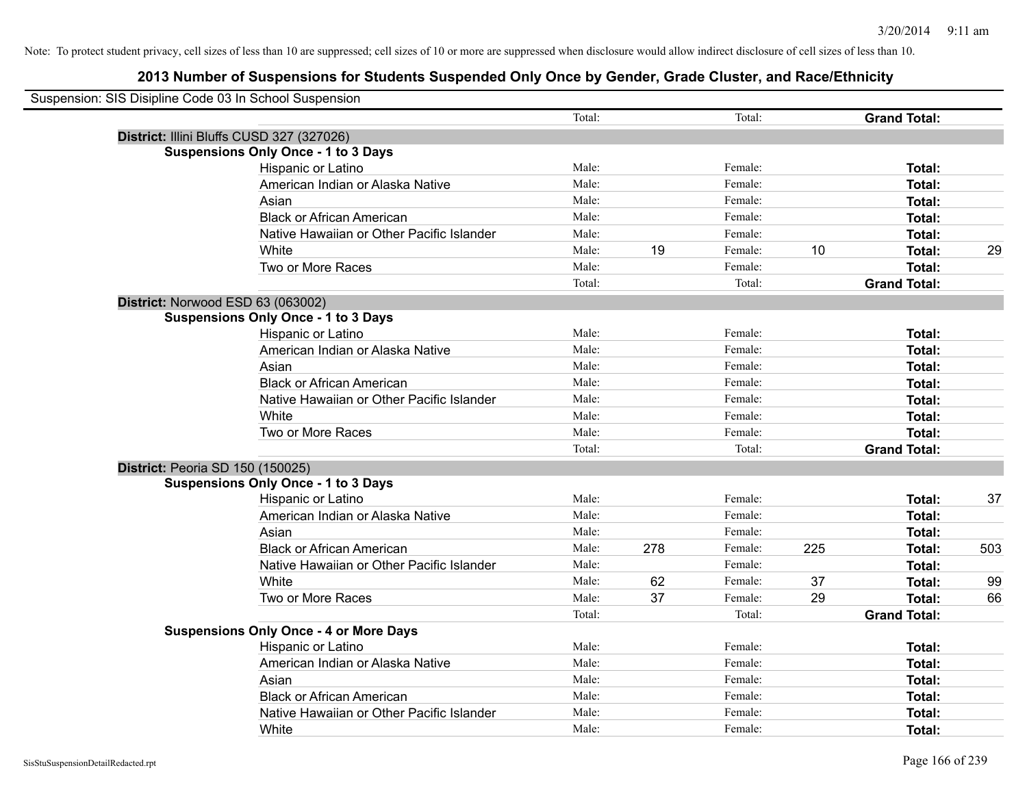Note: To protect student privacy, cell sizes of less than 10 are suppressed; cell sizes of 10 or more are suppressed when disclosure would allow indirect disclosure of cell sizes of less than 10.

## 2013 Number of Suspensions for Students Suspended Only Once by Gender, Grade Cluster, and Race/Ethnicity

Suspension: SIS Disipline Code 03 In School Suspension

| | | | | | | | |
|---|---|---|---|---|---|---|---|
| | Total: | | Total: | | **Grand Total:** | |

**District:** Illini Bluffs CUSD 327 (327026)

**Suspensions Only Once - 1 to 3 Days**

| | | | | | | |
|---|---|---|---|---|---|---|
| Hispanic or Latino | Male: | | Female: | | **Total:** | |
| American Indian or Alaska Native | Male: | | Female: | | **Total:** | |
| Asian | Male: | | Female: | | **Total:** | |
| Black or African American | Male: | | Female: | | **Total:** | |
| Native Hawaiian or Other Pacific Islander | Male: | | Female: | | **Total:** | |
| White | Male: | 19 | Female: | 10 | **Total:** | 29 |
| Two or More Races | Male: | | Female: | | **Total:** | |
| | Total: | | Total: | | **Grand Total:** | |

**District:** Norwood ESD 63 (063002)

**Suspensions Only Once - 1 to 3 Days**

| | | | | | | |
|---|---|---|---|---|---|---|
| Hispanic or Latino | Male: | | Female: | | **Total:** | |
| American Indian or Alaska Native | Male: | | Female: | | **Total:** | |
| Asian | Male: | | Female: | | **Total:** | |
| Black or African American | Male: | | Female: | | **Total:** | |
| Native Hawaiian or Other Pacific Islander | Male: | | Female: | | **Total:** | |
| White | Male: | | Female: | | **Total:** | |
| Two or More Races | Male: | | Female: | | **Total:** | |
| | Total: | | Total: | | **Grand Total:** | |

**District:** Peoria SD 150 (150025)

**Suspensions Only Once - 1 to 3 Days**

| | | | | | | |
|---|---|---|---|---|---|---|
| Hispanic or Latino | Male: | | Female: | | **Total:** | 37 |
| American Indian or Alaska Native | Male: | | Female: | | **Total:** | |
| Asian | Male: | | Female: | | **Total:** | |
| Black or African American | Male: | 278 | Female: | 225 | **Total:** | 503 |
| Native Hawaiian or Other Pacific Islander | Male: | | Female: | | **Total:** | |
| White | Male: | 62 | Female: | 37 | **Total:** | 99 |
| Two or More Races | Male: | 37 | Female: | 29 | **Total:** | 66 |
| | Total: | | Total: | | **Grand Total:** | |

**Suspensions Only Once - 4 or More Days**

| | | | | | | |
|---|---|---|---|---|---|---|
| Hispanic or Latino | Male: | | Female: | | **Total:** | |
| American Indian or Alaska Native | Male: | | Female: | | **Total:** | |
| Asian | Male: | | Female: | | **Total:** | |
| Black or African American | Male: | | Female: | | **Total:** | |
| Native Hawaiian or Other Pacific Islander | Male: | | Female: | | **Total:** | |
| White | Male: | | Female: | | **Total:** | |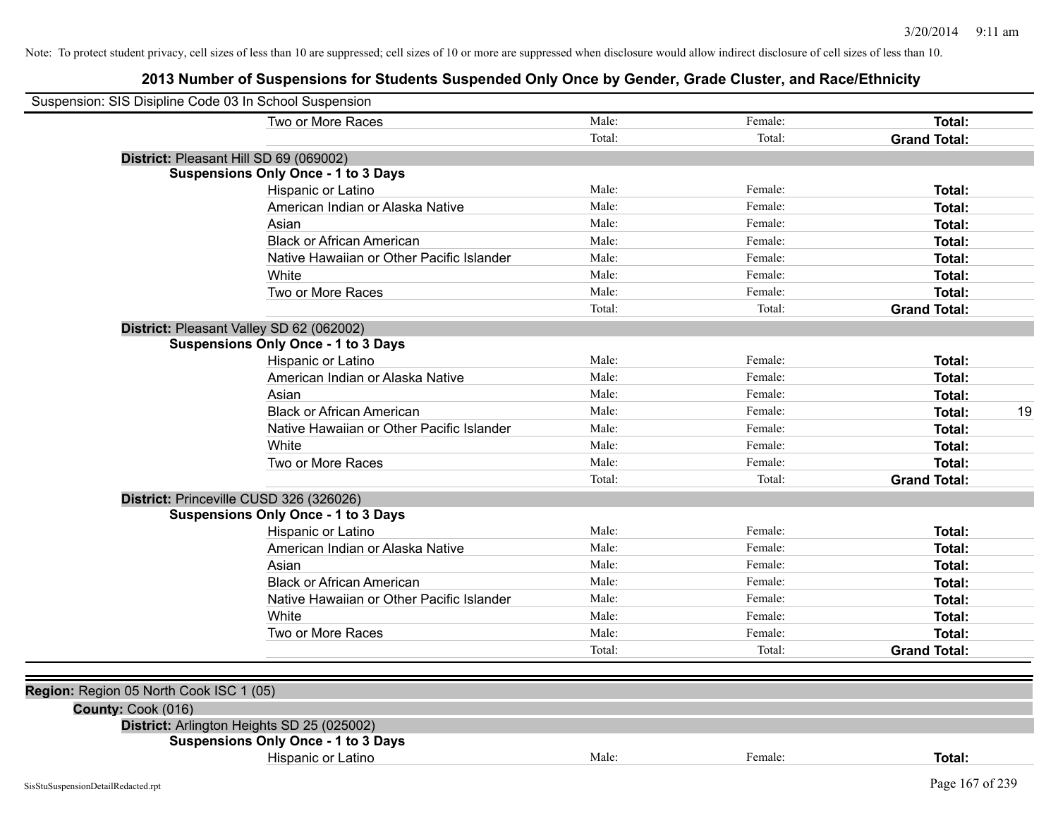Note: To protect student privacy, cell sizes of less than 10 are suppressed; cell sizes of 10 or more are suppressed when disclosure would allow indirect disclosure of cell sizes of less than 10.

# 2013 Number of Suspensions for Students Suspended Only Once by Gender, Grade Cluster, and Race/Ethnicity

Suspension: SIS Disipline Code 03 In School Suspension

| | Male | Female | Total |
|---|---|---|---|
| Two or More Races | Male: | Female: | **Total:** |
| | Total: | Total: | **Grand Total:** |

**District:** Pleasant Hill SD 69 (069002)

**Suspensions Only Once - 1 to 3 Days**

| | Male | Female | Total |
|---|---|---|---|
| Hispanic or Latino | Male: | Female: | **Total:** |
| American Indian or Alaska Native | Male: | Female: | **Total:** |
| Asian | Male: | Female: | **Total:** |
| Black or African American | Male: | Female: | **Total:** |
| Native Hawaiian or Other Pacific Islander | Male: | Female: | **Total:** |
| White | Male: | Female: | **Total:** |
| Two or More Races | Male: | Female: | **Total:** |
| | Total: | Total: | **Grand Total:** |

**District:** Pleasant Valley SD 62 (062002)

**Suspensions Only Once - 1 to 3 Days**

| | Male | Female | Total |
|---|---|---|---|
| Hispanic or Latino | Male: | Female: | **Total:** |
| American Indian or Alaska Native | Male: | Female: | **Total:** |
| Asian | Male: | Female: | **Total:** |
| Black or African American | Male: | Female: | **Total:** 19 |
| Native Hawaiian or Other Pacific Islander | Male: | Female: | **Total:** |
| White | Male: | Female: | **Total:** |
| Two or More Races | Male: | Female: | **Total:** |
| | Total: | Total: | **Grand Total:** |

**District:** Princeville CUSD 326 (326026)

**Suspensions Only Once - 1 to 3 Days**

| | Male | Female | Total |
|---|---|---|---|
| Hispanic or Latino | Male: | Female: | **Total:** |
| American Indian or Alaska Native | Male: | Female: | **Total:** |
| Asian | Male: | Female: | **Total:** |
| Black or African American | Male: | Female: | **Total:** |
| Native Hawaiian or Other Pacific Islander | Male: | Female: | **Total:** |
| White | Male: | Female: | **Total:** |
| Two or More Races | Male: | Female: | **Total:** |
| | Total: | Total: | **Grand Total:** |

**Region:** Region 05 North Cook ISC 1 (05)

**County:** Cook (016)

**District:** Arlington Heights SD 25 (025002)

**Suspensions Only Once - 1 to 3 Days**

| | Male | Female | Total |
|---|---|---|---|
| Hispanic or Latino | Male: | Female: | **Total:** |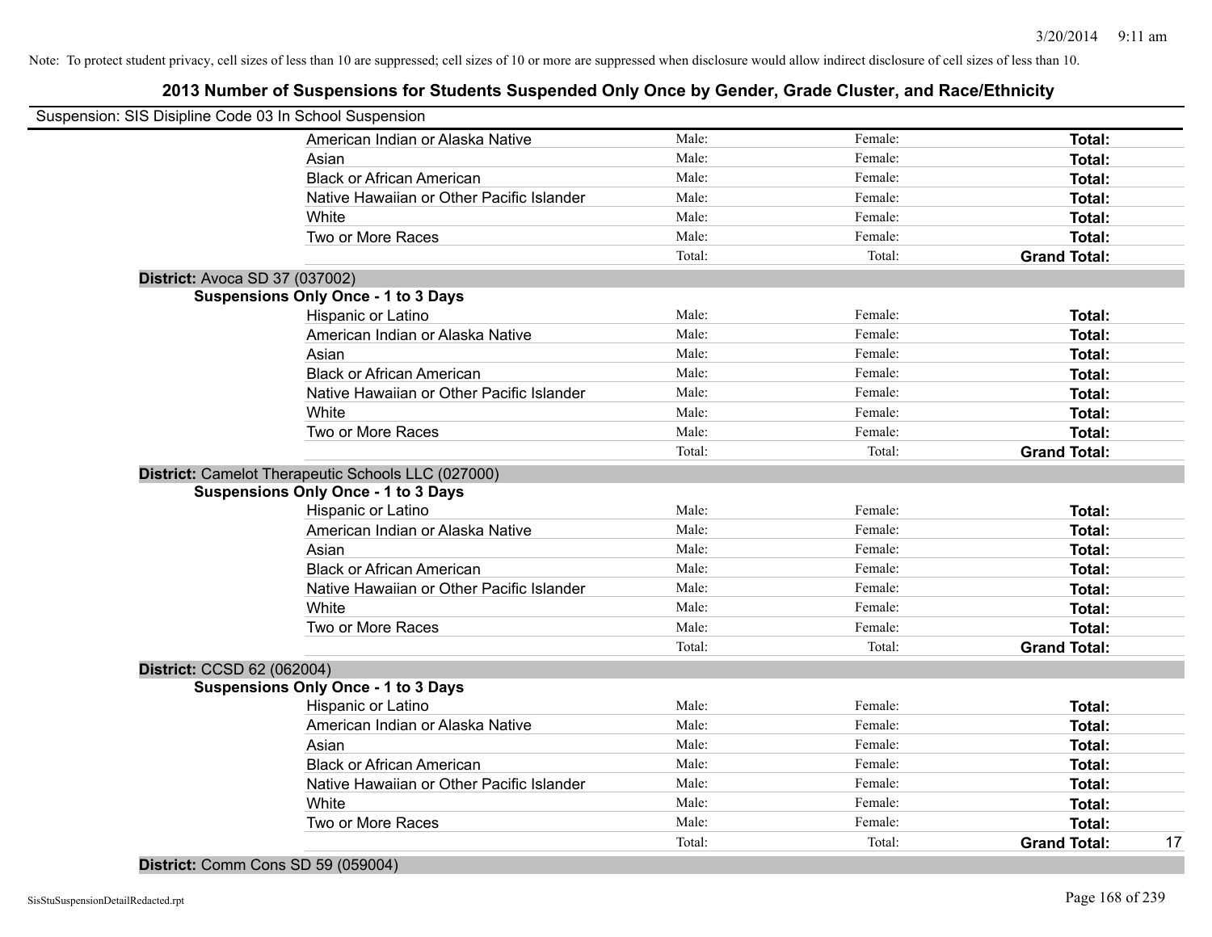Note: To protect student privacy, cell sizes of less than 10 are suppressed; cell sizes of 10 or more are suppressed when disclosure would allow indirect disclosure of cell sizes of less than 10.

# 2013 Number of Suspensions for Students Suspended Only Once by Gender, Grade Cluster, and Race/Ethnicity

Suspension: SIS Disipline Code 03 In School Suspension

| | Male | Female | Total |
|---|---|---|---|
| American Indian or Alaska Native | Male: | Female: | **Total:** |
| Asian | Male: | Female: | **Total:** |
| Black or African American | Male: | Female: | **Total:** |
| Native Hawaiian or Other Pacific Islander | Male: | Female: | **Total:** |
| White | Male: | Female: | **Total:** |
| Two or More Races | Male: | Female: | **Total:** |
| | Total: | Total: | **Grand Total:** |

**District:** Avoca SD 37 (037002)

**Suspensions Only Once - 1 to 3 Days**

| | Male | Female | Total |
|---|---|---|---|
| Hispanic or Latino | Male: | Female: | **Total:** |
| American Indian or Alaska Native | Male: | Female: | **Total:** |
| Asian | Male: | Female: | **Total:** |
| Black or African American | Male: | Female: | **Total:** |
| Native Hawaiian or Other Pacific Islander | Male: | Female: | **Total:** |
| White | Male: | Female: | **Total:** |
| Two or More Races | Male: | Female: | **Total:** |
| | Total: | Total: | **Grand Total:** |

**District:** Camelot Therapeutic Schools LLC (027000)

**Suspensions Only Once - 1 to 3 Days**

| | Male | Female | Total |
|---|---|---|---|
| Hispanic or Latino | Male: | Female: | **Total:** |
| American Indian or Alaska Native | Male: | Female: | **Total:** |
| Asian | Male: | Female: | **Total:** |
| Black or African American | Male: | Female: | **Total:** |
| Native Hawaiian or Other Pacific Islander | Male: | Female: | **Total:** |
| White | Male: | Female: | **Total:** |
| Two or More Races | Male: | Female: | **Total:** |
| | Total: | Total: | **Grand Total:** |

**District:** CCSD 62 (062004)

**Suspensions Only Once - 1 to 3 Days**

| | Male | Female | Total |
|---|---|---|---|
| Hispanic or Latino | Male: | Female: | **Total:** |
| American Indian or Alaska Native | Male: | Female: | **Total:** |
| Asian | Male: | Female: | **Total:** |
| Black or African American | Male: | Female: | **Total:** |
| Native Hawaiian or Other Pacific Islander | Male: | Female: | **Total:** |
| White | Male: | Female: | **Total:** |
| Two or More Races | Male: | Female: | **Total:** |
| | Total: | Total: | **Grand Total:** 17 |

**District:** Comm Cons SD 59 (059004)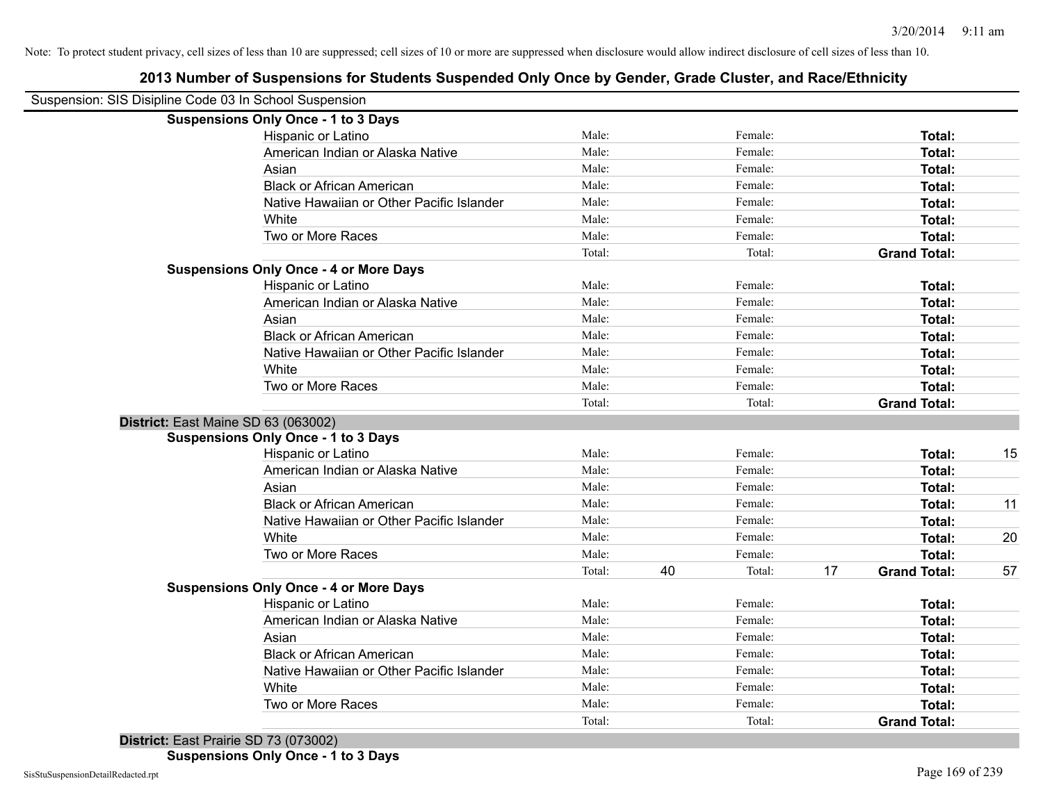Note: To protect student privacy, cell sizes of less than 10 are suppressed; cell sizes of 10 or more are suppressed when disclosure would allow indirect disclosure of cell sizes of less than 10.

## 2013 Number of Suspensions for Students Suspended Only Once by Gender, Grade Cluster, and Race/Ethnicity

Suspension: SIS Disipline Code 03 In School Suspension

**Suspensions Only Once - 1 to 3 Days**

| Race/Ethnicity | Male: | | Female: | | Total: | |
|---|---|---|---|---|---|---|
| Hispanic or Latino | Male: | | Female: | | **Total:** | |
| American Indian or Alaska Native | Male: | | Female: | | **Total:** | |
| Asian | Male: | | Female: | | **Total:** | |
| Black or African American | Male: | | Female: | | **Total:** | |
| Native Hawaiian or Other Pacific Islander | Male: | | Female: | | **Total:** | |
| White | Male: | | Female: | | **Total:** | |
| Two or More Races | Male: | | Female: | | **Total:** | |
| | Total: | | Total: | | **Grand Total:** | |

**Suspensions Only Once - 4 or More Days**

| Race/Ethnicity | Male: | | Female: | | Total: | |
|---|---|---|---|---|---|---|
| Hispanic or Latino | Male: | | Female: | | **Total:** | |
| American Indian or Alaska Native | Male: | | Female: | | **Total:** | |
| Asian | Male: | | Female: | | **Total:** | |
| Black or African American | Male: | | Female: | | **Total:** | |
| Native Hawaiian or Other Pacific Islander | Male: | | Female: | | **Total:** | |
| White | Male: | | Female: | | **Total:** | |
| Two or More Races | Male: | | Female: | | **Total:** | |
| | Total: | | Total: | | **Grand Total:** | |

**District:** East Maine SD 63 (063002)

**Suspensions Only Once - 1 to 3 Days**

| Race/Ethnicity | Male: | | Female: | | Total: | |
|---|---|---|---|---|---|---|
| Hispanic or Latino | Male: | | Female: | | **Total:** | 15 |
| American Indian or Alaska Native | Male: | | Female: | | **Total:** | |
| Asian | Male: | | Female: | | **Total:** | |
| Black or African American | Male: | | Female: | | **Total:** | 11 |
| Native Hawaiian or Other Pacific Islander | Male: | | Female: | | **Total:** | |
| White | Male: | | Female: | | **Total:** | 20 |
| Two or More Races | Male: | | Female: | | **Total:** | |
| | Total: | 40 | Total: | 17 | **Grand Total:** | 57 |

**Suspensions Only Once - 4 or More Days**

| Race/Ethnicity | Male: | | Female: | | Total: | |
|---|---|---|---|---|---|---|
| Hispanic or Latino | Male: | | Female: | | **Total:** | |
| American Indian or Alaska Native | Male: | | Female: | | **Total:** | |
| Asian | Male: | | Female: | | **Total:** | |
| Black or African American | Male: | | Female: | | **Total:** | |
| Native Hawaiian or Other Pacific Islander | Male: | | Female: | | **Total:** | |
| White | Male: | | Female: | | **Total:** | |
| Two or More Races | Male: | | Female: | | **Total:** | |
| | Total: | | Total: | | **Grand Total:** | |

**District:** East Prairie SD 73 (073002)

**Suspensions Only Once - 1 to 3 Days**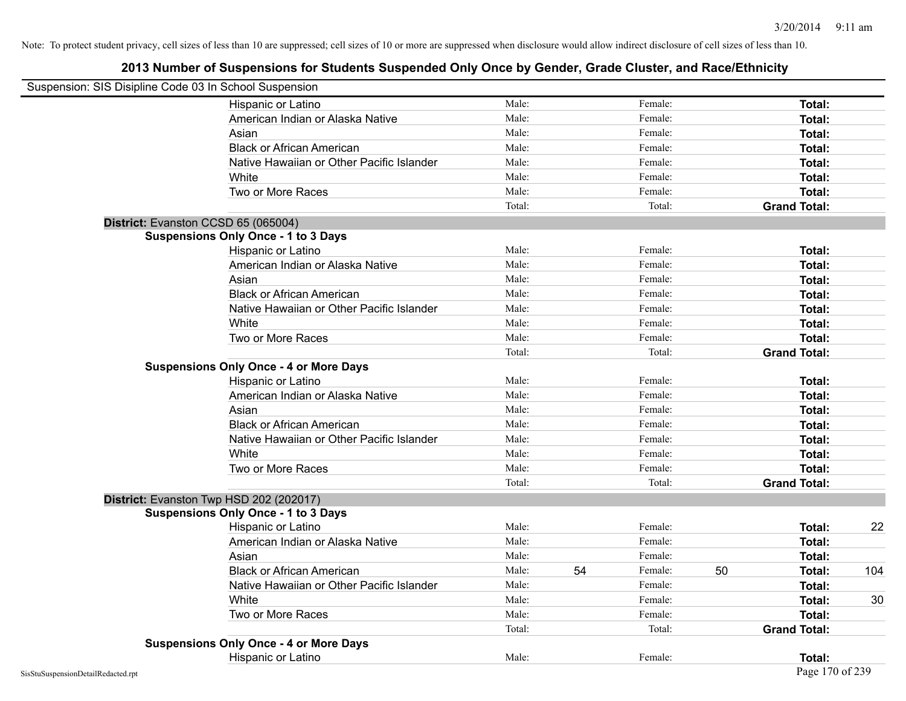Note: To protect student privacy, cell sizes of less than 10 are suppressed; cell sizes of 10 or more are suppressed when disclosure would allow indirect disclosure of cell sizes of less than 10.

# 2013 Number of Suspensions for Students Suspended Only Once by Gender, Grade Cluster, and Race/Ethnicity

Suspension: SIS Disipline Code 03 In School Suspension

| | Male: | | Female: | | Total: | |
|---|---|---|---|---|---|---|
| Hispanic or Latino | Male: | | Female: | | **Total:** | |
| American Indian or Alaska Native | Male: | | Female: | | **Total:** | |
| Asian | Male: | | Female: | | **Total:** | |
| Black or African American | Male: | | Female: | | **Total:** | |
| Native Hawaiian or Other Pacific Islander | Male: | | Female: | | **Total:** | |
| White | Male: | | Female: | | **Total:** | |
| Two or More Races | Male: | | Female: | | **Total:** | |
| | Total: | | Total: | | **Grand Total:** | |

**District:** Evanston CCSD 65 (065004)

**Suspensions Only Once - 1 to 3 Days**

| | Male: | | Female: | | Total: | |
|---|---|---|---|---|---|---|
| Hispanic or Latino | Male: | | Female: | | **Total:** | |
| American Indian or Alaska Native | Male: | | Female: | | **Total:** | |
| Asian | Male: | | Female: | | **Total:** | |
| Black or African American | Male: | | Female: | | **Total:** | |
| Native Hawaiian or Other Pacific Islander | Male: | | Female: | | **Total:** | |
| White | Male: | | Female: | | **Total:** | |
| Two or More Races | Male: | | Female: | | **Total:** | |
| | Total: | | Total: | | **Grand Total:** | |

**Suspensions Only Once - 4 or More Days**

| | Male: | | Female: | | Total: | |
|---|---|---|---|---|---|---|
| Hispanic or Latino | Male: | | Female: | | **Total:** | |
| American Indian or Alaska Native | Male: | | Female: | | **Total:** | |
| Asian | Male: | | Female: | | **Total:** | |
| Black or African American | Male: | | Female: | | **Total:** | |
| Native Hawaiian or Other Pacific Islander | Male: | | Female: | | **Total:** | |
| White | Male: | | Female: | | **Total:** | |
| Two or More Races | Male: | | Female: | | **Total:** | |
| | Total: | | Total: | | **Grand Total:** | |

**District:** Evanston Twp HSD 202 (202017)

**Suspensions Only Once - 1 to 3 Days**

| | Male: | | Female: | | Total: | |
|---|---|---|---|---|---|---|
| Hispanic or Latino | Male: | | Female: | | **Total:** | 22 |
| American Indian or Alaska Native | Male: | | Female: | | **Total:** | |
| Asian | Male: | | Female: | | **Total:** | |
| Black or African American | Male: | 54 | Female: | 50 | **Total:** | 104 |
| Native Hawaiian or Other Pacific Islander | Male: | | Female: | | **Total:** | |
| White | Male: | | Female: | | **Total:** | 30 |
| Two or More Races | Male: | | Female: | | **Total:** | |
| | Total: | | Total: | | **Grand Total:** | |

**Suspensions Only Once - 4 or More Days**

| | Male: | | Female: | | Total: | |
|---|---|---|---|---|---|---|
| Hispanic or Latino | Male: | | Female: | | **Total:** | |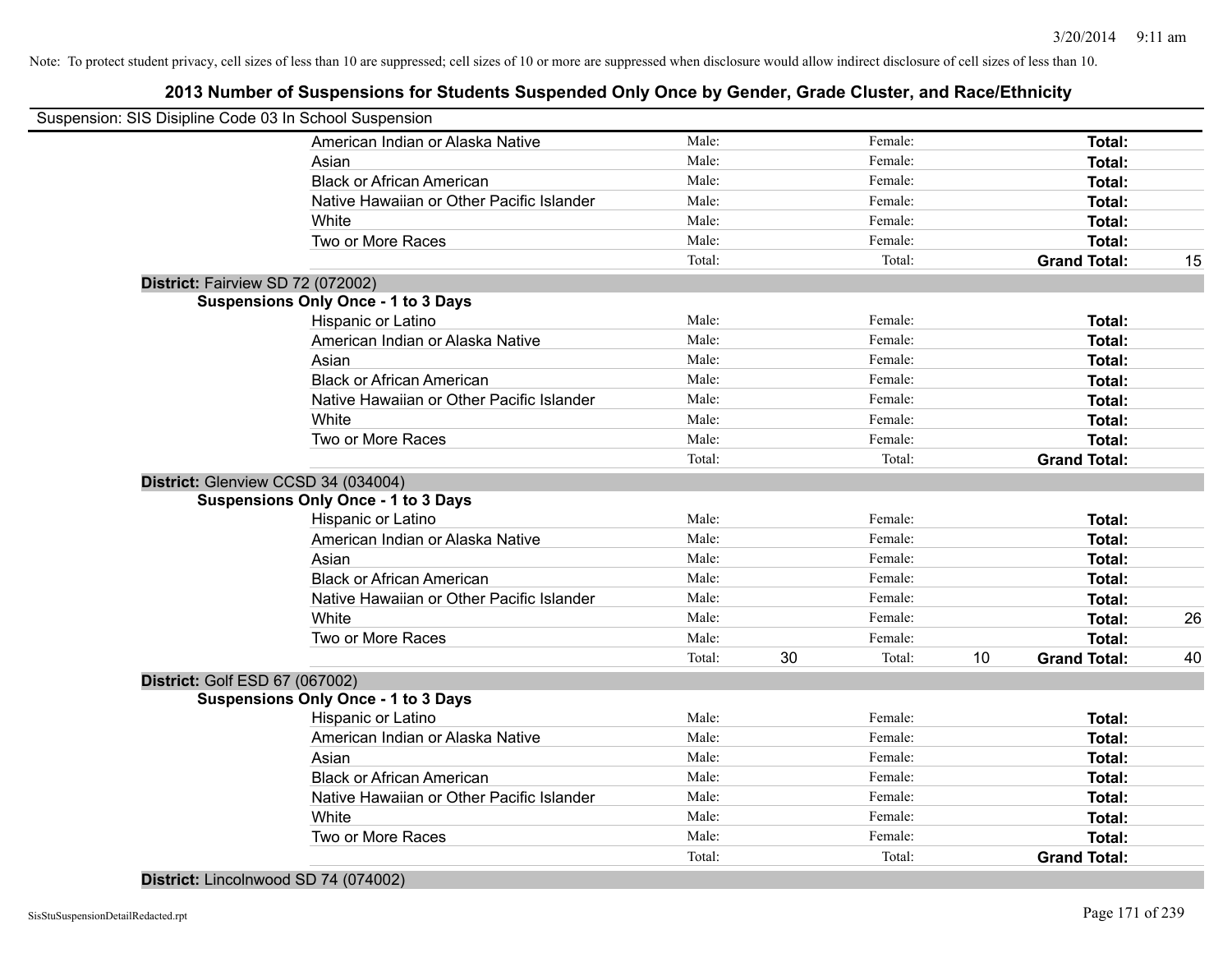Note: To protect student privacy, cell sizes of less than 10 are suppressed; cell sizes of 10 or more are suppressed when disclosure would allow indirect disclosure of cell sizes of less than 10.

# 2013 Number of Suspensions for Students Suspended Only Once by Gender, Grade Cluster, and Race/Ethnicity

Suspension: SIS Disipline Code 03 In School Suspension

| | | | | | | | |
|---|---|---|---|---|---|---|---|
| American Indian or Alaska Native | Male: | | Female: | | **Total:** | |
| Asian | Male: | | Female: | | **Total:** | |
| Black or African American | Male: | | Female: | | **Total:** | |
| Native Hawaiian or Other Pacific Islander | Male: | | Female: | | **Total:** | |
| White | Male: | | Female: | | **Total:** | |
| Two or More Races | Male: | | Female: | | **Total:** | |
| | Total: | | Total: | | **Grand Total:** | 15 |

**District:** Fairview SD 72 (072002)

**Suspensions Only Once - 1 to 3 Days**

| | | | | | | |
|---|---|---|---|---|---|---|
| Hispanic or Latino | Male: | | Female: | | **Total:** | |
| American Indian or Alaska Native | Male: | | Female: | | **Total:** | |
| Asian | Male: | | Female: | | **Total:** | |
| Black or African American | Male: | | Female: | | **Total:** | |
| Native Hawaiian or Other Pacific Islander | Male: | | Female: | | **Total:** | |
| White | Male: | | Female: | | **Total:** | |
| Two or More Races | Male: | | Female: | | **Total:** | |
| | Total: | | Total: | | **Grand Total:** | |

**District:** Glenview CCSD 34 (034004)

**Suspensions Only Once - 1 to 3 Days**

| | | | | | | |
|---|---|---|---|---|---|---|
| Hispanic or Latino | Male: | | Female: | | **Total:** | |
| American Indian or Alaska Native | Male: | | Female: | | **Total:** | |
| Asian | Male: | | Female: | | **Total:** | |
| Black or African American | Male: | | Female: | | **Total:** | |
| Native Hawaiian or Other Pacific Islander | Male: | | Female: | | **Total:** | |
| White | Male: | | Female: | | **Total:** | 26 |
| Two or More Races | Male: | | Female: | | **Total:** | |
| | Total: | 30 | Total: | 10 | **Grand Total:** | 40 |

**District:** Golf ESD 67 (067002)

**Suspensions Only Once - 1 to 3 Days**

| | | | | | | |
|---|---|---|---|---|---|---|
| Hispanic or Latino | Male: | | Female: | | **Total:** | |
| American Indian or Alaska Native | Male: | | Female: | | **Total:** | |
| Asian | Male: | | Female: | | **Total:** | |
| Black or African American | Male: | | Female: | | **Total:** | |
| Native Hawaiian or Other Pacific Islander | Male: | | Female: | | **Total:** | |
| White | Male: | | Female: | | **Total:** | |
| Two or More Races | Male: | | Female: | | **Total:** | |
| | Total: | | Total: | | **Grand Total:** | |

**District:** Lincolnwood SD 74 (074002)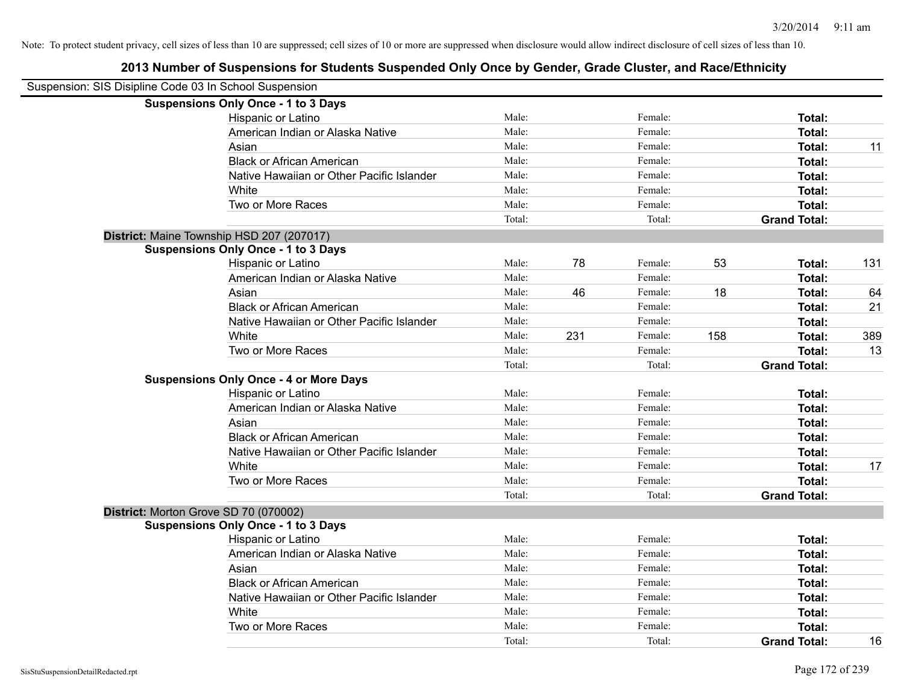Note: To protect student privacy, cell sizes of less than 10 are suppressed; cell sizes of 10 or more are suppressed when disclosure would allow indirect disclosure of cell sizes of less than 10.

# 2013 Number of Suspensions for Students Suspended Only Once by Gender, Grade Cluster, and Race/Ethnicity

Suspension: SIS Disipline Code 03 In School Suspension

| | | | | | | |
|---|---|---|---|---|---|---|
| **Suspensions Only Once - 1 to 3 Days** | | | | | | |
| Hispanic or Latino | Male: | | Female: | | **Total:** | |
| American Indian or Alaska Native | Male: | | Female: | | **Total:** | |
| Asian | Male: | | Female: | | **Total:** | 11 |
| Black or African American | Male: | | Female: | | **Total:** | |
| Native Hawaiian or Other Pacific Islander | Male: | | Female: | | **Total:** | |
| White | Male: | | Female: | | **Total:** | |
| Two or More Races | Male: | | Female: | | **Total:** | |
| | Total: | | Total: | | **Grand Total:** | |
| **District:** Maine Township HSD 207 (207017) | | | | | | |
| **Suspensions Only Once - 1 to 3 Days** | | | | | | |
| Hispanic or Latino | Male: | 78 | Female: | 53 | **Total:** | 131 |
| American Indian or Alaska Native | Male: | | Female: | | **Total:** | |
| Asian | Male: | 46 | Female: | 18 | **Total:** | 64 |
| Black or African American | Male: | | Female: | | **Total:** | 21 |
| Native Hawaiian or Other Pacific Islander | Male: | | Female: | | **Total:** | |
| White | Male: | 231 | Female: | 158 | **Total:** | 389 |
| Two or More Races | Male: | | Female: | | **Total:** | 13 |
| | Total: | | Total: | | **Grand Total:** | |
| **Suspensions Only Once - 4 or More Days** | | | | | | |
| Hispanic or Latino | Male: | | Female: | | **Total:** | |
| American Indian or Alaska Native | Male: | | Female: | | **Total:** | |
| Asian | Male: | | Female: | | **Total:** | |
| Black or African American | Male: | | Female: | | **Total:** | |
| Native Hawaiian or Other Pacific Islander | Male: | | Female: | | **Total:** | |
| White | Male: | | Female: | | **Total:** | 17 |
| Two or More Races | Male: | | Female: | | **Total:** | |
| | Total: | | Total: | | **Grand Total:** | |
| **District:** Morton Grove SD 70 (070002) | | | | | | |
| **Suspensions Only Once - 1 to 3 Days** | | | | | | |
| Hispanic or Latino | Male: | | Female: | | **Total:** | |
| American Indian or Alaska Native | Male: | | Female: | | **Total:** | |
| Asian | Male: | | Female: | | **Total:** | |
| Black or African American | Male: | | Female: | | **Total:** | |
| Native Hawaiian or Other Pacific Islander | Male: | | Female: | | **Total:** | |
| White | Male: | | Female: | | **Total:** | |
| Two or More Races | Male: | | Female: | | **Total:** | |
| | Total: | | Total: | | **Grand Total:** | 16 |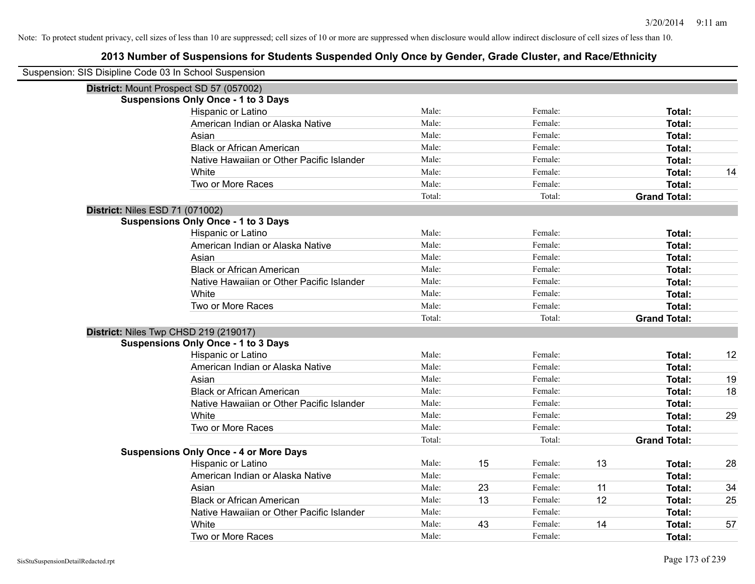Note: To protect student privacy, cell sizes of less than 10 are suppressed; cell sizes of 10 or more are suppressed when disclosure would allow indirect disclosure of cell sizes of less than 10.

# 2013 Number of Suspensions for Students Suspended Only Once by Gender, Grade Cluster, and Race/Ethnicity

Suspension: SIS Disipline Code 03 In School Suspension

## District: Mount Prospect SD 57 (057002)

### Suspensions Only Once - 1 to 3 Days

| Race/Ethnicity | Male | | Female | | Total | |
|---|---|---|---|---|---|---|
| Hispanic or Latino | Male: | | Female: | | **Total:** | |
| American Indian or Alaska Native | Male: | | Female: | | **Total:** | |
| Asian | Male: | | Female: | | **Total:** | |
| Black or African American | Male: | | Female: | | **Total:** | |
| Native Hawaiian or Other Pacific Islander | Male: | | Female: | | **Total:** | |
| White | Male: | | Female: | | **Total:** | 14 |
| Two or More Races | Male: | | Female: | | **Total:** | |
| | Total: | | Total: | | **Grand Total:** | |

## District: Niles ESD 71 (071002)

### Suspensions Only Once - 1 to 3 Days

| Race/Ethnicity | Male | | Female | | Total | |
|---|---|---|---|---|---|---|
| Hispanic or Latino | Male: | | Female: | | **Total:** | |
| American Indian or Alaska Native | Male: | | Female: | | **Total:** | |
| Asian | Male: | | Female: | | **Total:** | |
| Black or African American | Male: | | Female: | | **Total:** | |
| Native Hawaiian or Other Pacific Islander | Male: | | Female: | | **Total:** | |
| White | Male: | | Female: | | **Total:** | |
| Two or More Races | Male: | | Female: | | **Total:** | |
| | Total: | | Total: | | **Grand Total:** | |

## District: Niles Twp CHSD 219 (219017)

### Suspensions Only Once - 1 to 3 Days

| Race/Ethnicity | Male | | Female | | Total | |
|---|---|---|---|---|---|---|
| Hispanic or Latino | Male: | | Female: | | **Total:** | 12 |
| American Indian or Alaska Native | Male: | | Female: | | **Total:** | |
| Asian | Male: | | Female: | | **Total:** | 19 |
| Black or African American | Male: | | Female: | | **Total:** | 18 |
| Native Hawaiian or Other Pacific Islander | Male: | | Female: | | **Total:** | |
| White | Male: | | Female: | | **Total:** | 29 |
| Two or More Races | Male: | | Female: | | **Total:** | |
| | Total: | | Total: | | **Grand Total:** | |

### Suspensions Only Once - 4 or More Days

| Race/Ethnicity | Male | | Female | | Total | |
|---|---|---|---|---|---|---|
| Hispanic or Latino | Male: | 15 | Female: | 13 | **Total:** | 28 |
| American Indian or Alaska Native | Male: | | Female: | | **Total:** | |
| Asian | Male: | 23 | Female: | 11 | **Total:** | 34 |
| Black or African American | Male: | 13 | Female: | 12 | **Total:** | 25 |
| Native Hawaiian or Other Pacific Islander | Male: | | Female: | | **Total:** | |
| White | Male: | 43 | Female: | 14 | **Total:** | 57 |
| Two or More Races | Male: | | Female: | | **Total:** | |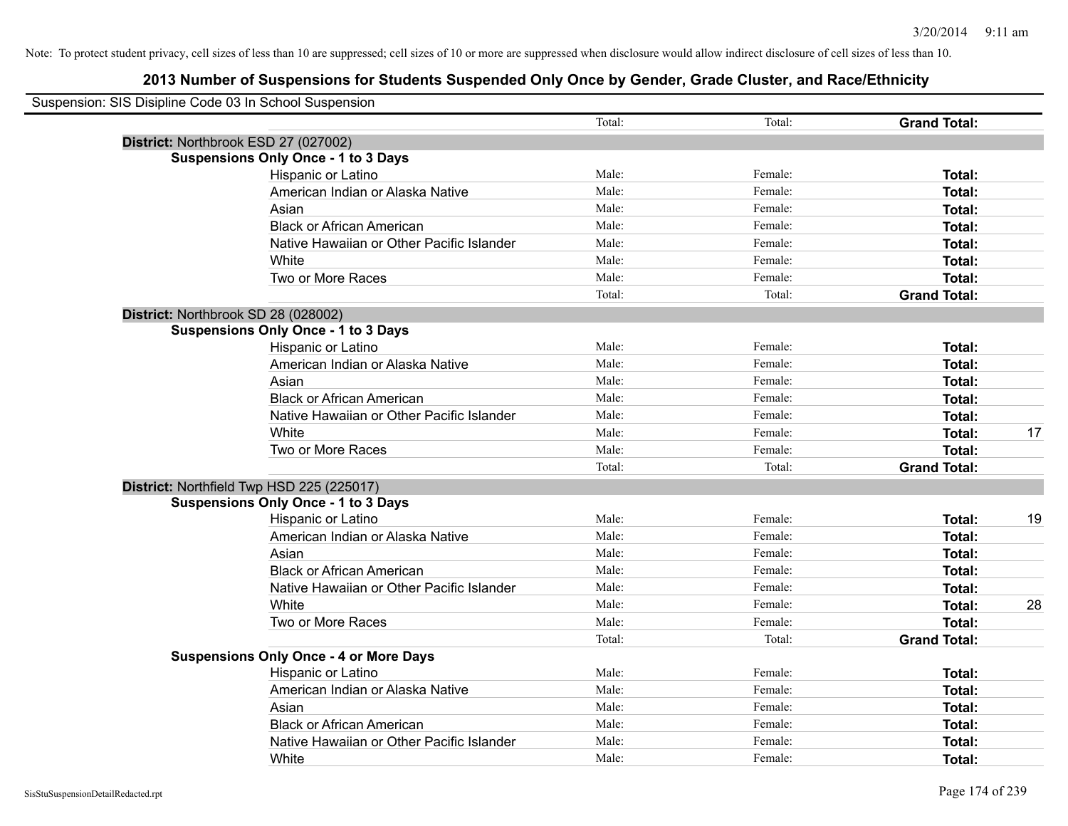Note: To protect student privacy, cell sizes of less than 10 are suppressed; cell sizes of 10 or more are suppressed when disclosure would allow indirect disclosure of cell sizes of less than 10.

# 2013 Number of Suspensions for Students Suspended Only Once by Gender, Grade Cluster, and Race/Ethnicity

Suspension: SIS Disipline Code 03 In School Suspension

| | | Total: | Total: | **Grand Total:** | |
|---|---|---|---|---|---|
| **District:** Northbrook ESD 27 (027002) | | | | | |
| **Suspensions Only Once - 1 to 3 Days** | | | | | |
| | Hispanic or Latino | Male: | Female: | **Total:** | |
| | American Indian or Alaska Native | Male: | Female: | **Total:** | |
| | Asian | Male: | Female: | **Total:** | |
| | Black or African American | Male: | Female: | **Total:** | |
| | Native Hawaiian or Other Pacific Islander | Male: | Female: | **Total:** | |
| | White | Male: | Female: | **Total:** | |
| | Two or More Races | Male: | Female: | **Total:** | |
| | | Total: | Total: | **Grand Total:** | |
| **District:** Northbrook SD 28 (028002) | | | | | |
| **Suspensions Only Once - 1 to 3 Days** | | | | | |
| | Hispanic or Latino | Male: | Female: | **Total:** | |
| | American Indian or Alaska Native | Male: | Female: | **Total:** | |
| | Asian | Male: | Female: | **Total:** | |
| | Black or African American | Male: | Female: | **Total:** | |
| | Native Hawaiian or Other Pacific Islander | Male: | Female: | **Total:** | |
| | White | Male: | Female: | **Total:** | 17 |
| | Two or More Races | Male: | Female: | **Total:** | |
| | | Total: | Total: | **Grand Total:** | |
| **District:** Northfield Twp HSD 225 (225017) | | | | | |
| **Suspensions Only Once - 1 to 3 Days** | | | | | |
| | Hispanic or Latino | Male: | Female: | **Total:** | 19 |
| | American Indian or Alaska Native | Male: | Female: | **Total:** | |
| | Asian | Male: | Female: | **Total:** | |
| | Black or African American | Male: | Female: | **Total:** | |
| | Native Hawaiian or Other Pacific Islander | Male: | Female: | **Total:** | |
| | White | Male: | Female: | **Total:** | 28 |
| | Two or More Races | Male: | Female: | **Total:** | |
| | | Total: | Total: | **Grand Total:** | |
| **Suspensions Only Once - 4 or More Days** | | | | | |
| | Hispanic or Latino | Male: | Female: | **Total:** | |
| | American Indian or Alaska Native | Male: | Female: | **Total:** | |
| | Asian | Male: | Female: | **Total:** | |
| | Black or African American | Male: | Female: | **Total:** | |
| | Native Hawaiian or Other Pacific Islander | Male: | Female: | **Total:** | |
| | White | Male: | Female: | **Total:** | |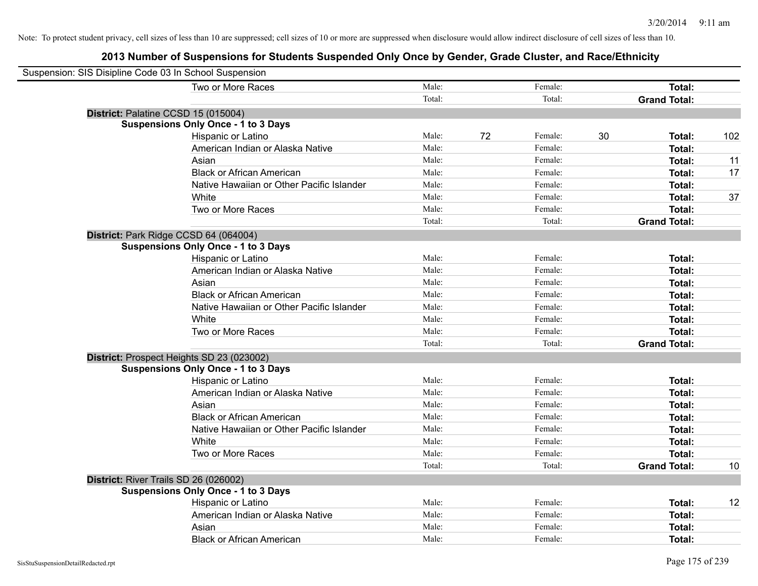Note: To protect student privacy, cell sizes of less than 10 are suppressed; cell sizes of 10 or more are suppressed when disclosure would allow indirect disclosure of cell sizes of less than 10.

## 2013 Number of Suspensions for Students Suspended Only Once by Gender, Grade Cluster, and Race/Ethnicity

Suspension: SIS Disipline Code 03 In School Suspension

| | | | | | | |
|---|---|---|---|---|---|---|
| Two or More Races | Male: | | Female: | | **Total:** | |
| | Total: | | Total: | | **Grand Total:** | |

**District:** Palatine CCSD 15 (015004)

**Suspensions Only Once - 1 to 3 Days**

| | | | | | | |
|---|---|---|---|---|---|---|
| Hispanic or Latino | Male: | 72 | Female: | 30 | **Total:** | 102 |
| American Indian or Alaska Native | Male: | | Female: | | **Total:** | |
| Asian | Male: | | Female: | | **Total:** | 11 |
| Black or African American | Male: | | Female: | | **Total:** | 17 |
| Native Hawaiian or Other Pacific Islander | Male: | | Female: | | **Total:** | |
| White | Male: | | Female: | | **Total:** | 37 |
| Two or More Races | Male: | | Female: | | **Total:** | |
| | Total: | | Total: | | **Grand Total:** | |

**District:** Park Ridge CCSD 64 (064004)

**Suspensions Only Once - 1 to 3 Days**

| | | | | | | |
|---|---|---|---|---|---|---|
| Hispanic or Latino | Male: | | Female: | | **Total:** | |
| American Indian or Alaska Native | Male: | | Female: | | **Total:** | |
| Asian | Male: | | Female: | | **Total:** | |
| Black or African American | Male: | | Female: | | **Total:** | |
| Native Hawaiian or Other Pacific Islander | Male: | | Female: | | **Total:** | |
| White | Male: | | Female: | | **Total:** | |
| Two or More Races | Male: | | Female: | | **Total:** | |
| | Total: | | Total: | | **Grand Total:** | |

**District:** Prospect Heights SD 23 (023002)

**Suspensions Only Once - 1 to 3 Days**

| | | | | | | |
|---|---|---|---|---|---|---|
| Hispanic or Latino | Male: | | Female: | | **Total:** | |
| American Indian or Alaska Native | Male: | | Female: | | **Total:** | |
| Asian | Male: | | Female: | | **Total:** | |
| Black or African American | Male: | | Female: | | **Total:** | |
| Native Hawaiian or Other Pacific Islander | Male: | | Female: | | **Total:** | |
| White | Male: | | Female: | | **Total:** | |
| Two or More Races | Male: | | Female: | | **Total:** | |
| | Total: | | Total: | | **Grand Total:** | 10 |

**District:** River Trails SD 26 (026002)

**Suspensions Only Once - 1 to 3 Days**

| | | | | | | |
|---|---|---|---|---|---|---|
| Hispanic or Latino | Male: | | Female: | | **Total:** | 12 |
| American Indian or Alaska Native | Male: | | Female: | | **Total:** | |
| Asian | Male: | | Female: | | **Total:** | |
| Black or African American | Male: | | Female: | | **Total:** | |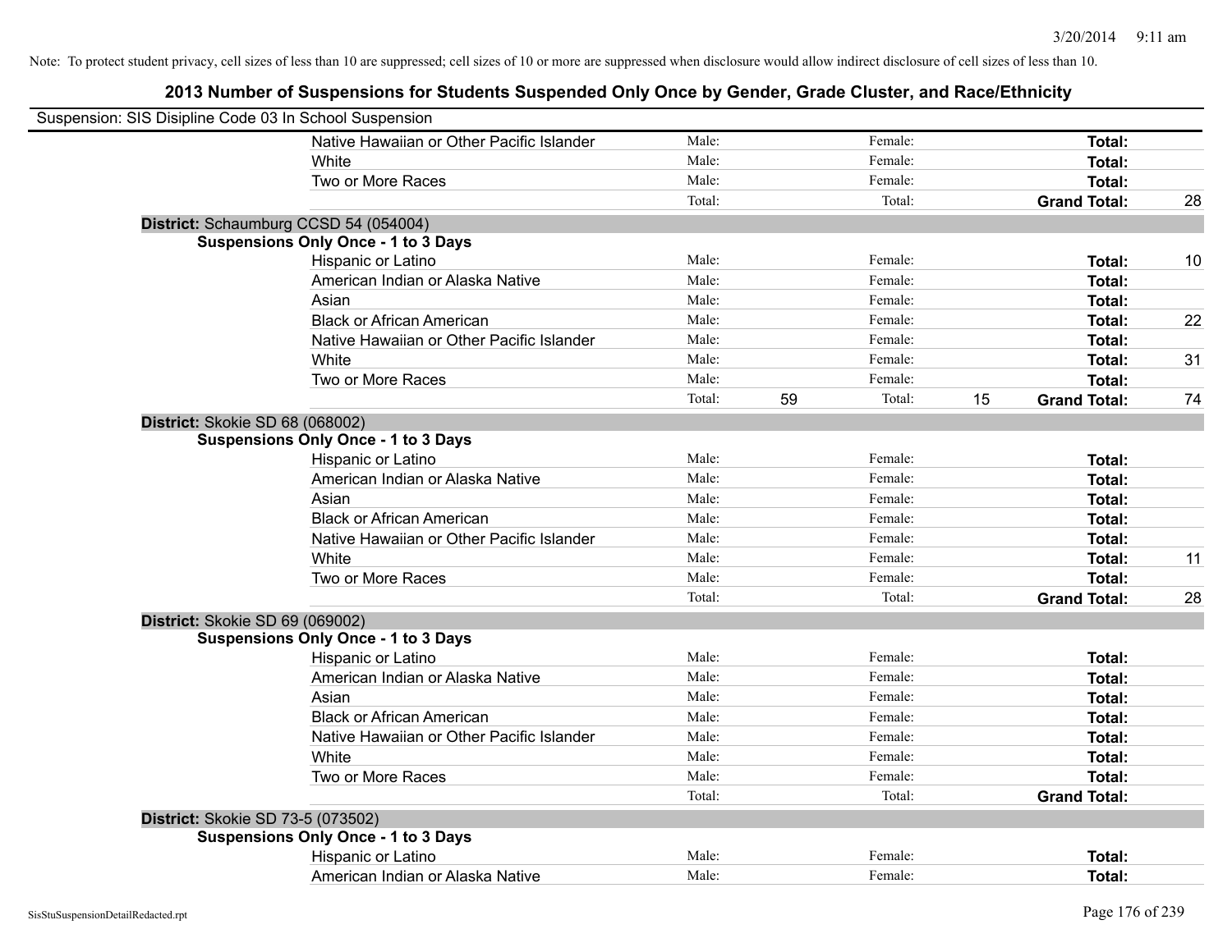Note: To protect student privacy, cell sizes of less than 10 are suppressed; cell sizes of 10 or more are suppressed when disclosure would allow indirect disclosure of cell sizes of less than 10.

## 2013 Number of Suspensions for Students Suspended Only Once by Gender, Grade Cluster, and Race/Ethnicity

Suspension: SIS Disipline Code 03 In School Suspension

| | | | | | | | |
|---|---|---|---|---|---|---|---|
| Native Hawaiian or Other Pacific Islander | Male: | | Female: | | **Total:** | |
| White | Male: | | Female: | | **Total:** | |
| Two or More Races | Male: | | Female: | | **Total:** | |
| | Total: | | Total: | | **Grand Total:** | 28 |

**District:** Schaumburg CCSD 54 (054004)

**Suspensions Only Once - 1 to 3 Days**

| | | | | | | |
|---|---|---|---|---|---|---|
| Hispanic or Latino | Male: | | Female: | | **Total:** | 10 |
| American Indian or Alaska Native | Male: | | Female: | | **Total:** | |
| Asian | Male: | | Female: | | **Total:** | |
| Black or African American | Male: | | Female: | | **Total:** | 22 |
| Native Hawaiian or Other Pacific Islander | Male: | | Female: | | **Total:** | |
| White | Male: | | Female: | | **Total:** | 31 |
| Two or More Races | Male: | | Female: | | **Total:** | |
| | Total: | 59 | Total: | 15 | **Grand Total:** | 74 |

**District:** Skokie SD 68 (068002)

**Suspensions Only Once - 1 to 3 Days**

| | | | | | | |
|---|---|---|---|---|---|---|
| Hispanic or Latino | Male: | | Female: | | **Total:** | |
| American Indian or Alaska Native | Male: | | Female: | | **Total:** | |
| Asian | Male: | | Female: | | **Total:** | |
| Black or African American | Male: | | Female: | | **Total:** | |
| Native Hawaiian or Other Pacific Islander | Male: | | Female: | | **Total:** | |
| White | Male: | | Female: | | **Total:** | 11 |
| Two or More Races | Male: | | Female: | | **Total:** | |
| | Total: | | Total: | | **Grand Total:** | 28 |

**District:** Skokie SD 69 (069002)

**Suspensions Only Once - 1 to 3 Days**

| | | | | | | |
|---|---|---|---|---|---|---|
| Hispanic or Latino | Male: | | Female: | | **Total:** | |
| American Indian or Alaska Native | Male: | | Female: | | **Total:** | |
| Asian | Male: | | Female: | | **Total:** | |
| Black or African American | Male: | | Female: | | **Total:** | |
| Native Hawaiian or Other Pacific Islander | Male: | | Female: | | **Total:** | |
| White | Male: | | Female: | | **Total:** | |
| Two or More Races | Male: | | Female: | | **Total:** | |
| | Total: | | Total: | | **Grand Total:** | |

**District:** Skokie SD 73-5 (073502)

**Suspensions Only Once - 1 to 3 Days**

| | | | | | | |
|---|---|---|---|---|---|---|
| Hispanic or Latino | Male: | | Female: | | **Total:** | |
| American Indian or Alaska Native | Male: | | Female: | | **Total:** | |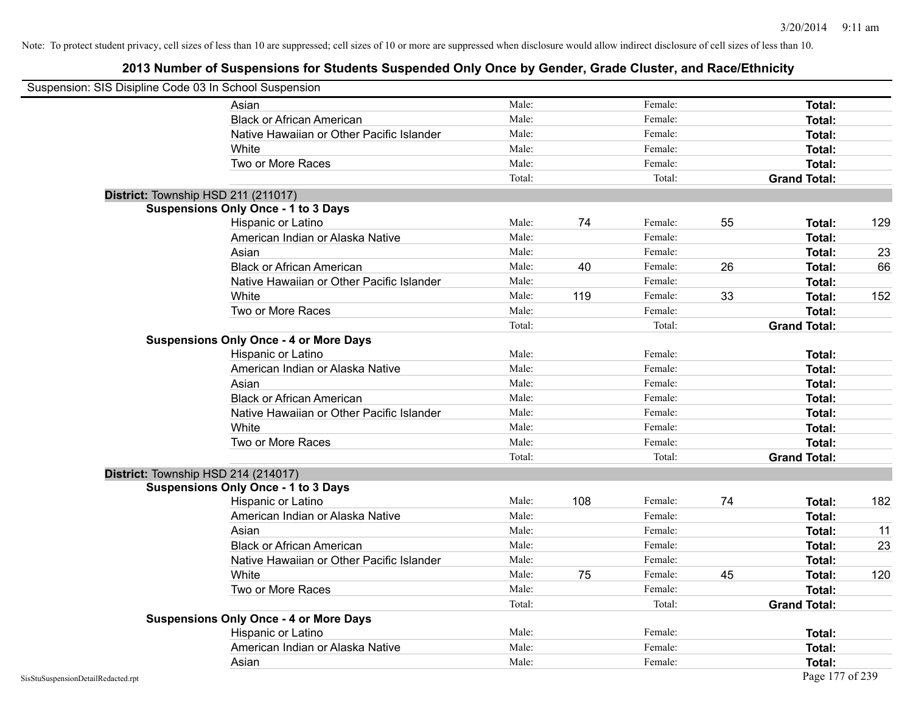Note: To protect student privacy, cell sizes of less than 10 are suppressed; cell sizes of 10 or more are suppressed when disclosure would allow indirect disclosure of cell sizes of less than 10.

## 2013 Number of Suspensions for Students Suspended Only Once by Gender, Grade Cluster, and Race/Ethnicity

Suspension: SIS Disipline Code 03 In School Suspension

| | | | | | | |
|---|---|---|---|---|---|---|
| Asian | Male: | | Female: | | **Total:** | |
| Black or African American | Male: | | Female: | | **Total:** | |
| Native Hawaiian or Other Pacific Islander | Male: | | Female: | | **Total:** | |
| White | Male: | | Female: | | **Total:** | |
| Two or More Races | Male: | | Female: | | **Total:** | |
| | Total: | | Total: | | **Grand Total:** | |

**District:** Township HSD 211 (211017)

**Suspensions Only Once - 1 to 3 Days**

| | | | | | | |
|---|---|---|---|---|---|---|
| Hispanic or Latino | Male: | 74 | Female: | 55 | **Total:** | 129 |
| American Indian or Alaska Native | Male: | | Female: | | **Total:** | |
| Asian | Male: | | Female: | | **Total:** | 23 |
| Black or African American | Male: | 40 | Female: | 26 | **Total:** | 66 |
| Native Hawaiian or Other Pacific Islander | Male: | | Female: | | **Total:** | |
| White | Male: | 119 | Female: | 33 | **Total:** | 152 |
| Two or More Races | Male: | | Female: | | **Total:** | |
| | Total: | | Total: | | **Grand Total:** | |

**Suspensions Only Once - 4 or More Days**

| | | | | | | |
|---|---|---|---|---|---|---|
| Hispanic or Latino | Male: | | Female: | | **Total:** | |
| American Indian or Alaska Native | Male: | | Female: | | **Total:** | |
| Asian | Male: | | Female: | | **Total:** | |
| Black or African American | Male: | | Female: | | **Total:** | |
| Native Hawaiian or Other Pacific Islander | Male: | | Female: | | **Total:** | |
| White | Male: | | Female: | | **Total:** | |
| Two or More Races | Male: | | Female: | | **Total:** | |
| | Total: | | Total: | | **Grand Total:** | |

**District:** Township HSD 214 (214017)

**Suspensions Only Once - 1 to 3 Days**

| | | | | | | |
|---|---|---|---|---|---|---|
| Hispanic or Latino | Male: | 108 | Female: | 74 | **Total:** | 182 |
| American Indian or Alaska Native | Male: | | Female: | | **Total:** | |
| Asian | Male: | | Female: | | **Total:** | 11 |
| Black or African American | Male: | | Female: | | **Total:** | 23 |
| Native Hawaiian or Other Pacific Islander | Male: | | Female: | | **Total:** | |
| White | Male: | 75 | Female: | 45 | **Total:** | 120 |
| Two or More Races | Male: | | Female: | | **Total:** | |
| | Total: | | Total: | | **Grand Total:** | |

**Suspensions Only Once - 4 or More Days**

| | | | | | | |
|---|---|---|---|---|---|---|
| Hispanic or Latino | Male: | | Female: | | **Total:** | |
| American Indian or Alaska Native | Male: | | Female: | | **Total:** | |
| Asian | Male: | | Female: | | **Total:** | |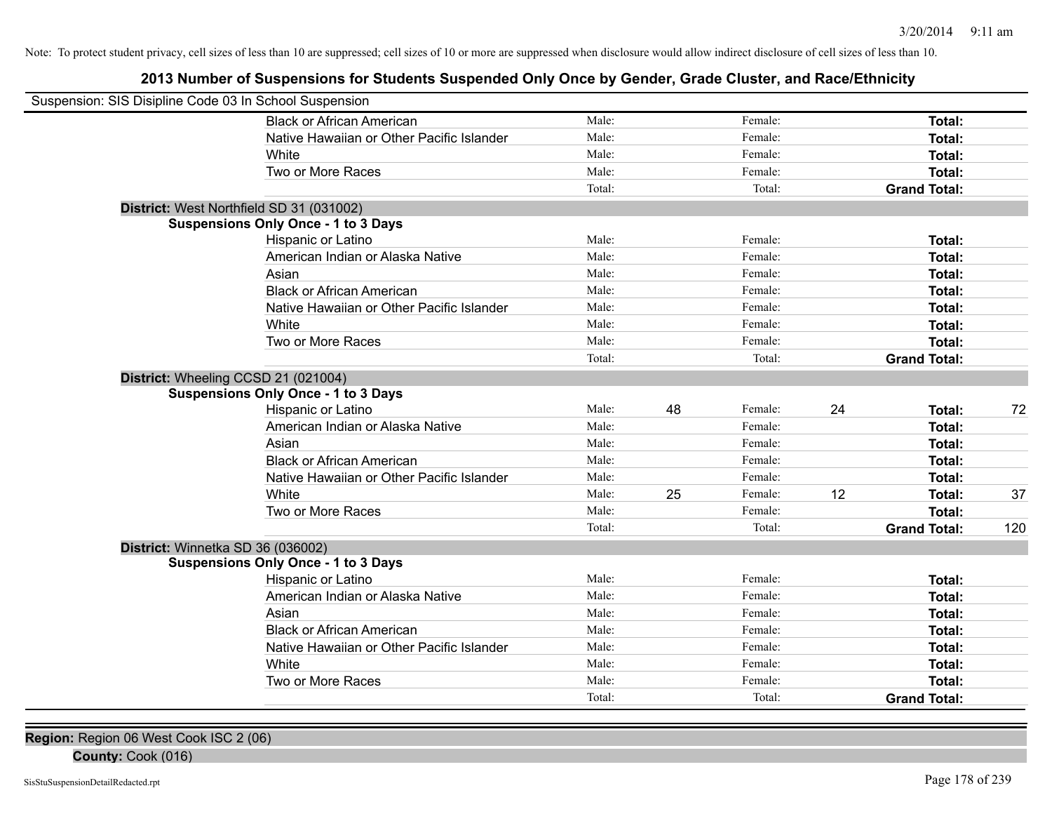Note: To protect student privacy, cell sizes of less than 10 are suppressed; cell sizes of 10 or more are suppressed when disclosure would allow indirect disclosure of cell sizes of less than 10.

## 2013 Number of Suspensions for Students Suspended Only Once by Gender, Grade Cluster, and Race/Ethnicity

Suspension: SIS Disipline Code 03 In School Suspension

| | | | | | | |
|---|---|---|---|---|---|---|
| Black or African American | Male: | | Female: | | **Total:** | |
| Native Hawaiian or Other Pacific Islander | Male: | | Female: | | **Total:** | |
| White | Male: | | Female: | | **Total:** | |
| Two or More Races | Male: | | Female: | | **Total:** | |
| | Total: | | Total: | | **Grand Total:** | |

**District:** West Northfield SD 31 (031002)

**Suspensions Only Once - 1 to 3 Days**

| | | | | | | |
|---|---|---|---|---|---|---|
| Hispanic or Latino | Male: | | Female: | | **Total:** | |
| American Indian or Alaska Native | Male: | | Female: | | **Total:** | |
| Asian | Male: | | Female: | | **Total:** | |
| Black or African American | Male: | | Female: | | **Total:** | |
| Native Hawaiian or Other Pacific Islander | Male: | | Female: | | **Total:** | |
| White | Male: | | Female: | | **Total:** | |
| Two or More Races | Male: | | Female: | | **Total:** | |
| | Total: | | Total: | | **Grand Total:** | |

**District:** Wheeling CCSD 21 (021004)

**Suspensions Only Once - 1 to 3 Days**

| | | | | | | |
|---|---|---|---|---|---|---|
| Hispanic or Latino | Male: | 48 | Female: | 24 | **Total:** | 72 |
| American Indian or Alaska Native | Male: | | Female: | | **Total:** | |
| Asian | Male: | | Female: | | **Total:** | |
| Black or African American | Male: | | Female: | | **Total:** | |
| Native Hawaiian or Other Pacific Islander | Male: | | Female: | | **Total:** | |
| White | Male: | 25 | Female: | 12 | **Total:** | 37 |
| Two or More Races | Male: | | Female: | | **Total:** | |
| | Total: | | Total: | | **Grand Total:** | 120 |

**District:** Winnetka SD 36 (036002)

**Suspensions Only Once - 1 to 3 Days**

| | | | | | | |
|---|---|---|---|---|---|---|
| Hispanic or Latino | Male: | | Female: | | **Total:** | |
| American Indian or Alaska Native | Male: | | Female: | | **Total:** | |
| Asian | Male: | | Female: | | **Total:** | |
| Black or African American | Male: | | Female: | | **Total:** | |
| Native Hawaiian or Other Pacific Islander | Male: | | Female: | | **Total:** | |
| White | Male: | | Female: | | **Total:** | |
| Two or More Races | Male: | | Female: | | **Total:** | |
| | Total: | | Total: | | **Grand Total:** | |

**Region:** Region 06 West Cook ISC 2 (06)

**County:** Cook (016)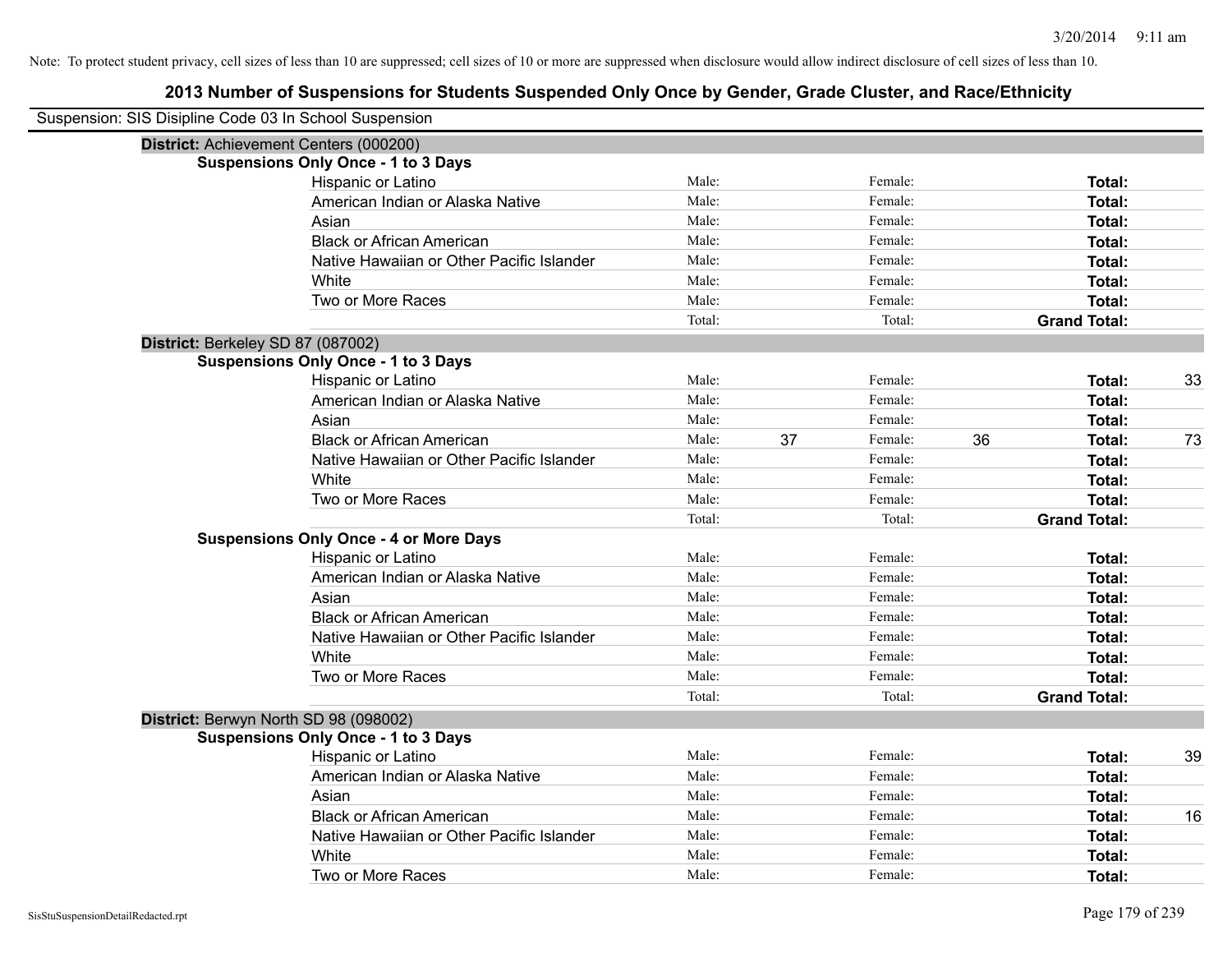Note: To protect student privacy, cell sizes of less than 10 are suppressed; cell sizes of 10 or more are suppressed when disclosure would allow indirect disclosure of cell sizes of less than 10.

## 2013 Number of Suspensions for Students Suspended Only Once by Gender, Grade Cluster, and Race/Ethnicity

Suspension: SIS Disipline Code 03 In School Suspension

**District:** Achievement Centers (000200)

**Suspensions Only Once - 1 to 3 Days**

| Race/Ethnicity | Male: | | Female: | | Total: | |
|---|---|---|---|---|---|---|
| Hispanic or Latino | Male: | | Female: | | **Total:** | |
| American Indian or Alaska Native | Male: | | Female: | | **Total:** | |
| Asian | Male: | | Female: | | **Total:** | |
| Black or African American | Male: | | Female: | | **Total:** | |
| Native Hawaiian or Other Pacific Islander | Male: | | Female: | | **Total:** | |
| White | Male: | | Female: | | **Total:** | |
| Two or More Races | Male: | | Female: | | **Total:** | |
| | Total: | | Total: | | **Grand Total:** | |

**District:** Berkeley SD 87 (087002)

**Suspensions Only Once - 1 to 3 Days**

| Race/Ethnicity | Male: | | Female: | | Total: | |
|---|---|---|---|---|---|---|
| Hispanic or Latino | Male: | | Female: | | **Total:** | 33 |
| American Indian or Alaska Native | Male: | | Female: | | **Total:** | |
| Asian | Male: | | Female: | | **Total:** | |
| Black or African American | Male: | 37 | Female: | 36 | **Total:** | 73 |
| Native Hawaiian or Other Pacific Islander | Male: | | Female: | | **Total:** | |
| White | Male: | | Female: | | **Total:** | |
| Two or More Races | Male: | | Female: | | **Total:** | |
| | Total: | | Total: | | **Grand Total:** | |

**Suspensions Only Once - 4 or More Days**

| Race/Ethnicity | Male: | | Female: | | Total: | |
|---|---|---|---|---|---|---|
| Hispanic or Latino | Male: | | Female: | | **Total:** | |
| American Indian or Alaska Native | Male: | | Female: | | **Total:** | |
| Asian | Male: | | Female: | | **Total:** | |
| Black or African American | Male: | | Female: | | **Total:** | |
| Native Hawaiian or Other Pacific Islander | Male: | | Female: | | **Total:** | |
| White | Male: | | Female: | | **Total:** | |
| Two or More Races | Male: | | Female: | | **Total:** | |
| | Total: | | Total: | | **Grand Total:** | |

**District:** Berwyn North SD 98 (098002)

**Suspensions Only Once - 1 to 3 Days**

| Race/Ethnicity | Male: | | Female: | | Total: | |
|---|---|---|---|---|---|---|
| Hispanic or Latino | Male: | | Female: | | **Total:** | 39 |
| American Indian or Alaska Native | Male: | | Female: | | **Total:** | |
| Asian | Male: | | Female: | | **Total:** | |
| Black or African American | Male: | | Female: | | **Total:** | 16 |
| Native Hawaiian or Other Pacific Islander | Male: | | Female: | | **Total:** | |
| White | Male: | | Female: | | **Total:** | |
| Two or More Races | Male: | | Female: | | **Total:** | |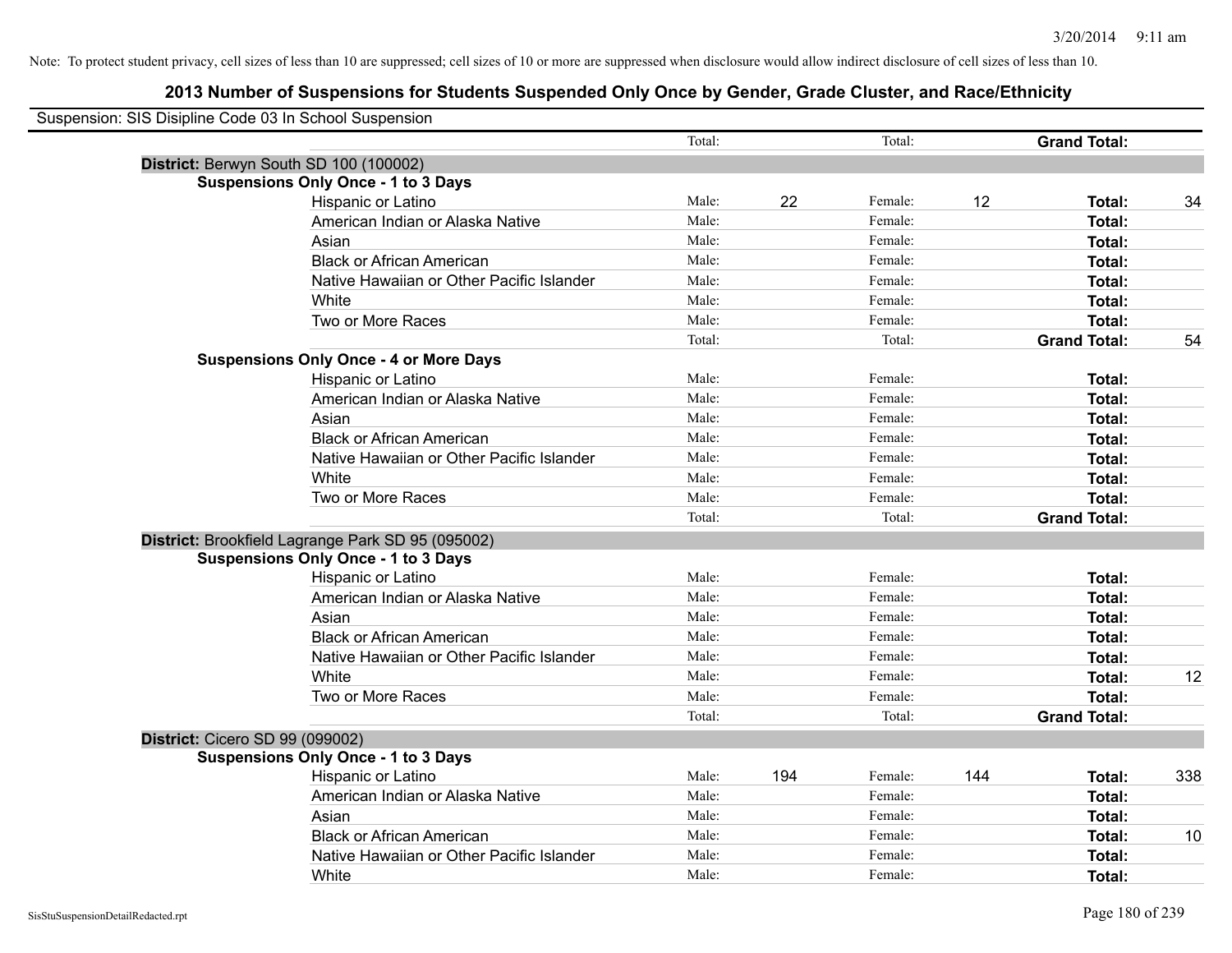Note: To protect student privacy, cell sizes of less than 10 are suppressed; cell sizes of 10 or more are suppressed when disclosure would allow indirect disclosure of cell sizes of less than 10.

# 2013 Number of Suspensions for Students Suspended Only Once by Gender, Grade Cluster, and Race/Ethnicity

Suspension: SIS Disipline Code 03 In School Suspension

| | | | | | | | |
|---|---|---|---|---|---|---|---|
| | Total: | | Total: | | **Grand Total:** | |
| **District:** Berwyn South SD 100 (100002) | | | | | | |
| **Suspensions Only Once - 1 to 3 Days** | | | | | | |
| Hispanic or Latino | Male: | 22 | Female: | 12 | **Total:** | 34 |
| American Indian or Alaska Native | Male: | | Female: | | **Total:** | |
| Asian | Male: | | Female: | | **Total:** | |
| Black or African American | Male: | | Female: | | **Total:** | |
| Native Hawaiian or Other Pacific Islander | Male: | | Female: | | **Total:** | |
| White | Male: | | Female: | | **Total:** | |
| Two or More Races | Male: | | Female: | | **Total:** | |
| | Total: | | Total: | | **Grand Total:** | 54 |
| **Suspensions Only Once - 4 or More Days** | | | | | | |
| Hispanic or Latino | Male: | | Female: | | **Total:** | |
| American Indian or Alaska Native | Male: | | Female: | | **Total:** | |
| Asian | Male: | | Female: | | **Total:** | |
| Black or African American | Male: | | Female: | | **Total:** | |
| Native Hawaiian or Other Pacific Islander | Male: | | Female: | | **Total:** | |
| White | Male: | | Female: | | **Total:** | |
| Two or More Races | Male: | | Female: | | **Total:** | |
| | Total: | | Total: | | **Grand Total:** | |
| **District:** Brookfield Lagrange Park SD 95 (095002) | | | | | | |
| **Suspensions Only Once - 1 to 3 Days** | | | | | | |
| Hispanic or Latino | Male: | | Female: | | **Total:** | |
| American Indian or Alaska Native | Male: | | Female: | | **Total:** | |
| Asian | Male: | | Female: | | **Total:** | |
| Black or African American | Male: | | Female: | | **Total:** | |
| Native Hawaiian or Other Pacific Islander | Male: | | Female: | | **Total:** | |
| White | Male: | | Female: | | **Total:** | 12 |
| Two or More Races | Male: | | Female: | | **Total:** | |
| | Total: | | Total: | | **Grand Total:** | |
| **District:** Cicero SD 99 (099002) | | | | | | |
| **Suspensions Only Once - 1 to 3 Days** | | | | | | |
| Hispanic or Latino | Male: | 194 | Female: | 144 | **Total:** | 338 |
| American Indian or Alaska Native | Male: | | Female: | | **Total:** | |
| Asian | Male: | | Female: | | **Total:** | |
| Black or African American | Male: | | Female: | | **Total:** | 10 |
| Native Hawaiian or Other Pacific Islander | Male: | | Female: | | **Total:** | |
| White | Male: | | Female: | | **Total:** | |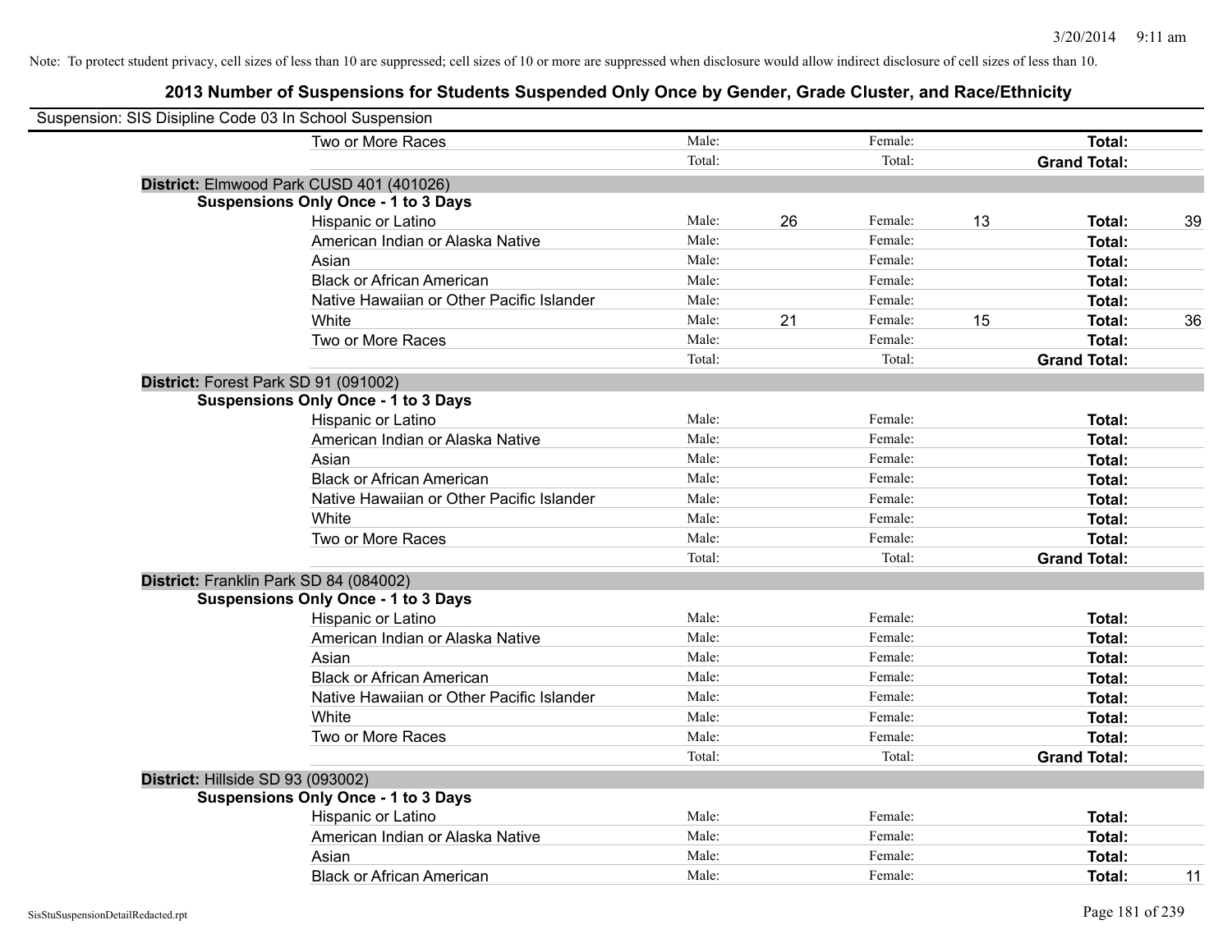Note: To protect student privacy, cell sizes of less than 10 are suppressed; cell sizes of 10 or more are suppressed when disclosure would allow indirect disclosure of cell sizes of less than 10.

## 2013 Number of Suspensions for Students Suspended Only Once by Gender, Grade Cluster, and Race/Ethnicity

Suspension: SIS Disipline Code 03 In School Suspension

| | Male | | Female | | Total | |
|---|---|---|---|---|---|---|
| Two or More Races | Male: | | Female: | | **Total:** | |
| | Total: | | Total: | | **Grand Total:** | |

**District:** Elmwood Park CUSD 401 (401026)

**Suspensions Only Once - 1 to 3 Days**

| | Male | | Female | | Total | |
|---|---|---|---|---|---|---|
| Hispanic or Latino | Male: | 26 | Female: | 13 | **Total:** | 39 |
| American Indian or Alaska Native | Male: | | Female: | | **Total:** | |
| Asian | Male: | | Female: | | **Total:** | |
| Black or African American | Male: | | Female: | | **Total:** | |
| Native Hawaiian or Other Pacific Islander | Male: | | Female: | | **Total:** | |
| White | Male: | 21 | Female: | 15 | **Total:** | 36 |
| Two or More Races | Male: | | Female: | | **Total:** | |
| | Total: | | Total: | | **Grand Total:** | |

**District:** Forest Park SD 91 (091002)

**Suspensions Only Once - 1 to 3 Days**

| | Male | | Female | | Total | |
|---|---|---|---|---|---|---|
| Hispanic or Latino | Male: | | Female: | | **Total:** | |
| American Indian or Alaska Native | Male: | | Female: | | **Total:** | |
| Asian | Male: | | Female: | | **Total:** | |
| Black or African American | Male: | | Female: | | **Total:** | |
| Native Hawaiian or Other Pacific Islander | Male: | | Female: | | **Total:** | |
| White | Male: | | Female: | | **Total:** | |
| Two or More Races | Male: | | Female: | | **Total:** | |
| | Total: | | Total: | | **Grand Total:** | |

**District:** Franklin Park SD 84 (084002)

**Suspensions Only Once - 1 to 3 Days**

| | Male | | Female | | Total | |
|---|---|---|---|---|---|---|
| Hispanic or Latino | Male: | | Female: | | **Total:** | |
| American Indian or Alaska Native | Male: | | Female: | | **Total:** | |
| Asian | Male: | | Female: | | **Total:** | |
| Black or African American | Male: | | Female: | | **Total:** | |
| Native Hawaiian or Other Pacific Islander | Male: | | Female: | | **Total:** | |
| White | Male: | | Female: | | **Total:** | |
| Two or More Races | Male: | | Female: | | **Total:** | |
| | Total: | | Total: | | **Grand Total:** | |

**District:** Hillside SD 93 (093002)

**Suspensions Only Once - 1 to 3 Days**

| | Male | | Female | | Total | |
|---|---|---|---|---|---|---|
| Hispanic or Latino | Male: | | Female: | | **Total:** | |
| American Indian or Alaska Native | Male: | | Female: | | **Total:** | |
| Asian | Male: | | Female: | | **Total:** | |
| Black or African American | Male: | | Female: | | **Total:** | 11 |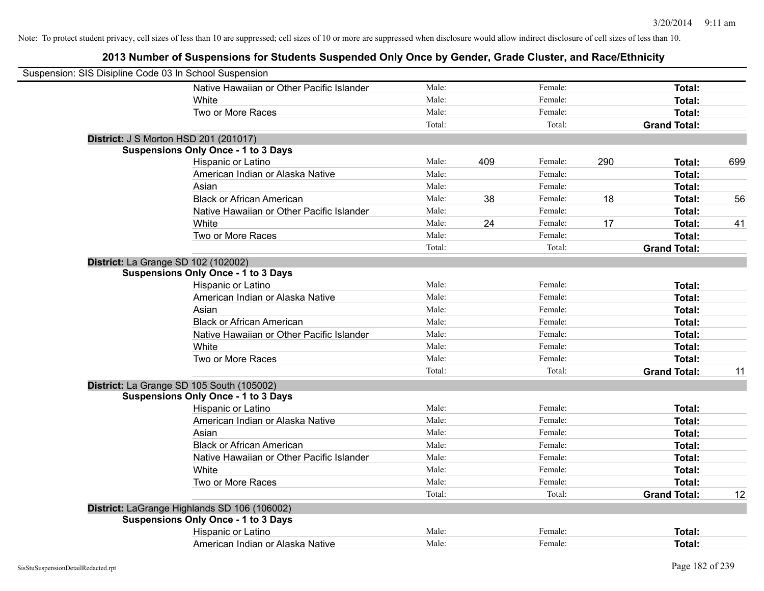Note: To protect student privacy, cell sizes of less than 10 are suppressed; cell sizes of 10 or more are suppressed when disclosure would allow indirect disclosure of cell sizes of less than 10.

## 2013 Number of Suspensions for Students Suspended Only Once by Gender, Grade Cluster, and Race/Ethnicity

Suspension: SIS Disipline Code 03 In School Suspension

| | | | | | | | |
|---|---|---|---|---|---|---|---|
| Native Hawaiian or Other Pacific Islander | Male: | | Female: | | **Total:** | |
| White | Male: | | Female: | | **Total:** | |
| Two or More Races | Male: | | Female: | | **Total:** | |
| | Total: | | Total: | | **Grand Total:** | |

**District:** J S Morton HSD 201 (201017)

**Suspensions Only Once - 1 to 3 Days**

| | | | | | | |
|---|---|---|---|---|---|---|
| Hispanic or Latino | Male: | 409 | Female: | 290 | **Total:** | 699 |
| American Indian or Alaska Native | Male: | | Female: | | **Total:** | |
| Asian | Male: | | Female: | | **Total:** | |
| Black or African American | Male: | 38 | Female: | 18 | **Total:** | 56 |
| Native Hawaiian or Other Pacific Islander | Male: | | Female: | | **Total:** | |
| White | Male: | 24 | Female: | 17 | **Total:** | 41 |
| Two or More Races | Male: | | Female: | | **Total:** | |
| | Total: | | Total: | | **Grand Total:** | |

**District:** La Grange SD 102 (102002)

**Suspensions Only Once - 1 to 3 Days**

| | | | | | | |
|---|---|---|---|---|---|---|
| Hispanic or Latino | Male: | | Female: | | **Total:** | |
| American Indian or Alaska Native | Male: | | Female: | | **Total:** | |
| Asian | Male: | | Female: | | **Total:** | |
| Black or African American | Male: | | Female: | | **Total:** | |
| Native Hawaiian or Other Pacific Islander | Male: | | Female: | | **Total:** | |
| White | Male: | | Female: | | **Total:** | |
| Two or More Races | Male: | | Female: | | **Total:** | |
| | Total: | | Total: | | **Grand Total:** | 11 |

**District:** La Grange SD 105 South (105002)

**Suspensions Only Once - 1 to 3 Days**

| | | | | | | |
|---|---|---|---|---|---|---|
| Hispanic or Latino | Male: | | Female: | | **Total:** | |
| American Indian or Alaska Native | Male: | | Female: | | **Total:** | |
| Asian | Male: | | Female: | | **Total:** | |
| Black or African American | Male: | | Female: | | **Total:** | |
| Native Hawaiian or Other Pacific Islander | Male: | | Female: | | **Total:** | |
| White | Male: | | Female: | | **Total:** | |
| Two or More Races | Male: | | Female: | | **Total:** | |
| | Total: | | Total: | | **Grand Total:** | 12 |

**District:** LaGrange Highlands SD 106 (106002)

**Suspensions Only Once - 1 to 3 Days**

| | | | | | | |
|---|---|---|---|---|---|---|
| Hispanic or Latino | Male: | | Female: | | **Total:** | |
| American Indian or Alaska Native | Male: | | Female: | | **Total:** | |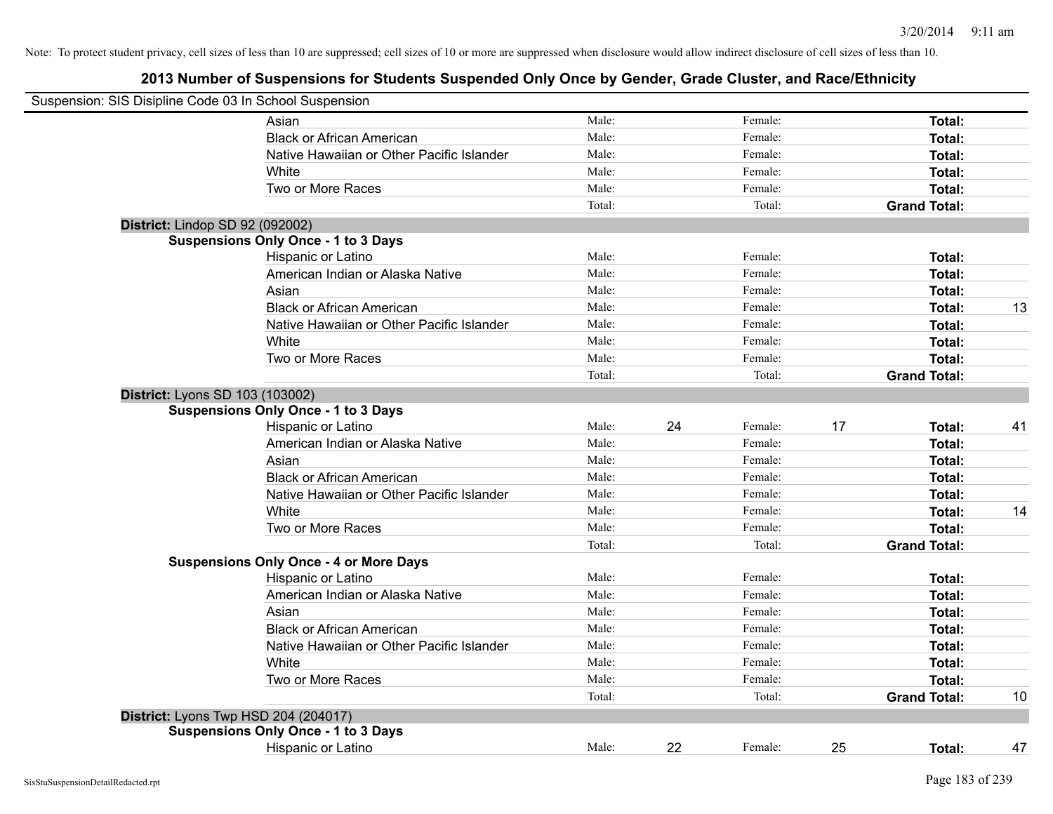Note: To protect student privacy, cell sizes of less than 10 are suppressed; cell sizes of 10 or more are suppressed when disclosure would allow indirect disclosure of cell sizes of less than 10.

# 2013 Number of Suspensions for Students Suspended Only Once by Gender, Grade Cluster, and Race/Ethnicity

Suspension: SIS Disipline Code 03 In School Suspension

| | | | | | | | |
|---|---|---|---|---|---|---|---|
| Asian | Male: | | Female: | | **Total:** | |
| Black or African American | Male: | | Female: | | **Total:** | |
| Native Hawaiian or Other Pacific Islander | Male: | | Female: | | **Total:** | |
| White | Male: | | Female: | | **Total:** | |
| Two or More Races | Male: | | Female: | | **Total:** | |
| | Total: | | Total: | | **Grand Total:** | |

**District:** Lindop SD 92 (092002)

**Suspensions Only Once - 1 to 3 Days**

| | | | | | | |
|---|---|---|---|---|---|---|
| Hispanic or Latino | Male: | | Female: | | **Total:** | |
| American Indian or Alaska Native | Male: | | Female: | | **Total:** | |
| Asian | Male: | | Female: | | **Total:** | |
| Black or African American | Male: | | Female: | | **Total:** | 13 |
| Native Hawaiian or Other Pacific Islander | Male: | | Female: | | **Total:** | |
| White | Male: | | Female: | | **Total:** | |
| Two or More Races | Male: | | Female: | | **Total:** | |
| | Total: | | Total: | | **Grand Total:** | |

**District:** Lyons SD 103 (103002)

**Suspensions Only Once - 1 to 3 Days**

| | | | | | | |
|---|---|---|---|---|---|---|
| Hispanic or Latino | Male: | 24 | Female: | 17 | **Total:** | 41 |
| American Indian or Alaska Native | Male: | | Female: | | **Total:** | |
| Asian | Male: | | Female: | | **Total:** | |
| Black or African American | Male: | | Female: | | **Total:** | |
| Native Hawaiian or Other Pacific Islander | Male: | | Female: | | **Total:** | |
| White | Male: | | Female: | | **Total:** | 14 |
| Two or More Races | Male: | | Female: | | **Total:** | |
| | Total: | | Total: | | **Grand Total:** | |

**Suspensions Only Once - 4 or More Days**

| | | | | | | |
|---|---|---|---|---|---|---|
| Hispanic or Latino | Male: | | Female: | | **Total:** | |
| American Indian or Alaska Native | Male: | | Female: | | **Total:** | |
| Asian | Male: | | Female: | | **Total:** | |
| Black or African American | Male: | | Female: | | **Total:** | |
| Native Hawaiian or Other Pacific Islander | Male: | | Female: | | **Total:** | |
| White | Male: | | Female: | | **Total:** | |
| Two or More Races | Male: | | Female: | | **Total:** | |
| | Total: | | Total: | | **Grand Total:** | 10 |

**District:** Lyons Twp HSD 204 (204017)

**Suspensions Only Once - 1 to 3 Days**

| | | | | | | |
|---|---|---|---|---|---|---|
| Hispanic or Latino | Male: | 22 | Female: | 25 | **Total:** | 47 |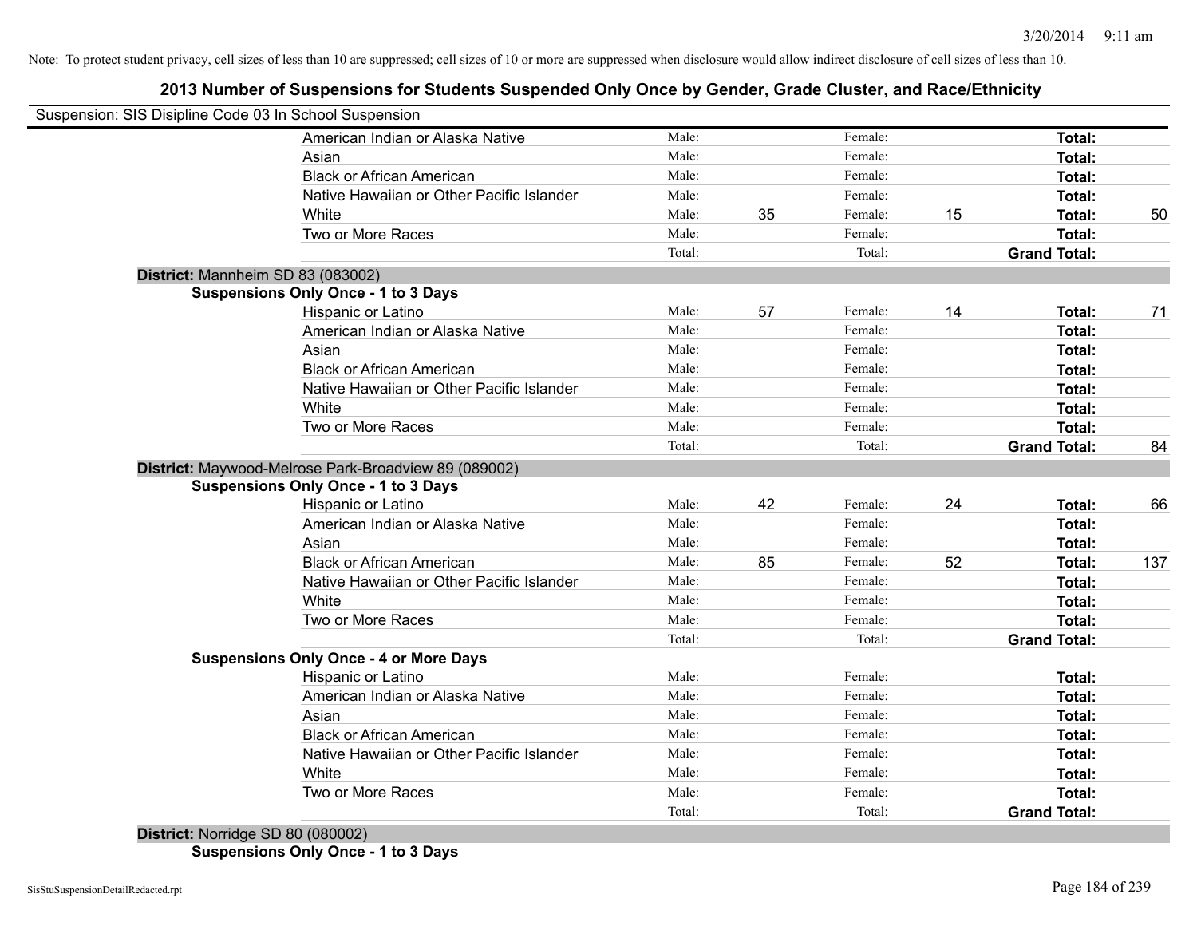Note: To protect student privacy, cell sizes of less than 10 are suppressed; cell sizes of 10 or more are suppressed when disclosure would allow indirect disclosure of cell sizes of less than 10.

# 2013 Number of Suspensions for Students Suspended Only Once by Gender, Grade Cluster, and Race/Ethnicity

Suspension: SIS Disipline Code 03 In School Suspension

| | Male: | | Female: | | | |
|---|---|---|---|---|---|---|
| American Indian or Alaska Native | Male: | | Female: | | **Total:** | |
| Asian | Male: | | Female: | | **Total:** | |
| Black or African American | Male: | | Female: | | **Total:** | |
| Native Hawaiian or Other Pacific Islander | Male: | | Female: | | **Total:** | |
| White | Male: | 35 | Female: | 15 | **Total:** | 50 |
| Two or More Races | Male: | | Female: | | **Total:** | |
| | Total: | | Total: | | **Grand Total:** | |

**District:** Mannheim SD 83 (083002)

**Suspensions Only Once - 1 to 3 Days**

| | | | | | | |
|---|---|---|---|---|---|---|
| Hispanic or Latino | Male: | 57 | Female: | 14 | **Total:** | 71 |
| American Indian or Alaska Native | Male: | | Female: | | **Total:** | |
| Asian | Male: | | Female: | | **Total:** | |
| Black or African American | Male: | | Female: | | **Total:** | |
| Native Hawaiian or Other Pacific Islander | Male: | | Female: | | **Total:** | |
| White | Male: | | Female: | | **Total:** | |
| Two or More Races | Male: | | Female: | | **Total:** | |
| | Total: | | Total: | | **Grand Total:** | 84 |

**District:** Maywood-Melrose Park-Broadview 89 (089002)

**Suspensions Only Once - 1 to 3 Days**

| | | | | | | |
|---|---|---|---|---|---|---|
| Hispanic or Latino | Male: | 42 | Female: | 24 | **Total:** | 66 |
| American Indian or Alaska Native | Male: | | Female: | | **Total:** | |
| Asian | Male: | | Female: | | **Total:** | |
| Black or African American | Male: | 85 | Female: | 52 | **Total:** | 137 |
| Native Hawaiian or Other Pacific Islander | Male: | | Female: | | **Total:** | |
| White | Male: | | Female: | | **Total:** | |
| Two or More Races | Male: | | Female: | | **Total:** | |
| | Total: | | Total: | | **Grand Total:** | |

**Suspensions Only Once - 4 or More Days**

| | | | | | | |
|---|---|---|---|---|---|---|
| Hispanic or Latino | Male: | | Female: | | **Total:** | |
| American Indian or Alaska Native | Male: | | Female: | | **Total:** | |
| Asian | Male: | | Female: | | **Total:** | |
| Black or African American | Male: | | Female: | | **Total:** | |
| Native Hawaiian or Other Pacific Islander | Male: | | Female: | | **Total:** | |
| White | Male: | | Female: | | **Total:** | |
| Two or More Races | Male: | | Female: | | **Total:** | |
| | Total: | | Total: | | **Grand Total:** | |

**District:** Norridge SD 80 (080002)

**Suspensions Only Once - 1 to 3 Days**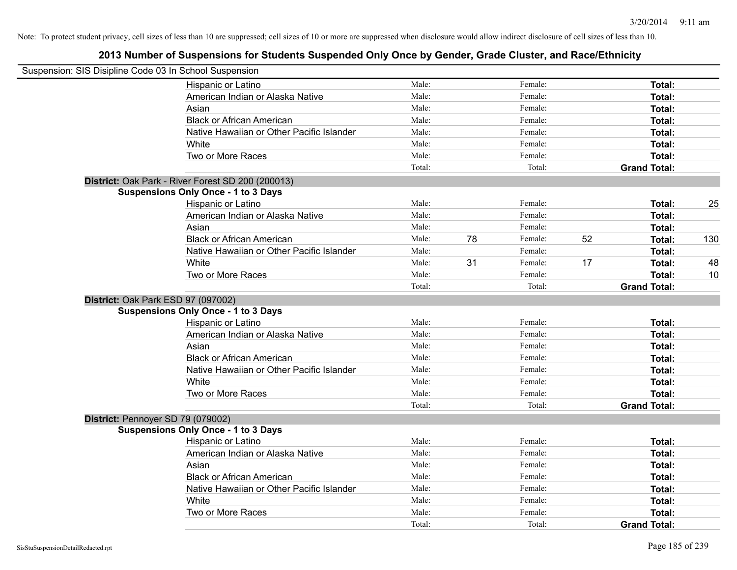Note: To protect student privacy, cell sizes of less than 10 are suppressed; cell sizes of 10 or more are suppressed when disclosure would allow indirect disclosure of cell sizes of less than 10.

## 2013 Number of Suspensions for Students Suspended Only Once by Gender, Grade Cluster, and Race/Ethnicity

Suspension: SIS Disipline Code 03 In School Suspension

| | | | | | | |
|---|---|---|---|---|---|---|
| Hispanic or Latino | Male: | | Female: | | **Total:** | |
| American Indian or Alaska Native | Male: | | Female: | | **Total:** | |
| Asian | Male: | | Female: | | **Total:** | |
| Black or African American | Male: | | Female: | | **Total:** | |
| Native Hawaiian or Other Pacific Islander | Male: | | Female: | | **Total:** | |
| White | Male: | | Female: | | **Total:** | |
| Two or More Races | Male: | | Female: | | **Total:** | |
| | Total: | | Total: | | **Grand Total:** | |

**District:** Oak Park - River Forest SD 200 (200013)

**Suspensions Only Once - 1 to 3 Days**

| | | | | | | |
|---|---|---|---|---|---|---|
| Hispanic or Latino | Male: | | Female: | | **Total:** | 25 |
| American Indian or Alaska Native | Male: | | Female: | | **Total:** | |
| Asian | Male: | | Female: | | **Total:** | |
| Black or African American | Male: | 78 | Female: | 52 | **Total:** | 130 |
| Native Hawaiian or Other Pacific Islander | Male: | | Female: | | **Total:** | |
| White | Male: | 31 | Female: | 17 | **Total:** | 48 |
| Two or More Races | Male: | | Female: | | **Total:** | 10 |
| | Total: | | Total: | | **Grand Total:** | |

**District:** Oak Park ESD 97 (097002)

**Suspensions Only Once - 1 to 3 Days**

| | | | | | | |
|---|---|---|---|---|---|---|
| Hispanic or Latino | Male: | | Female: | | **Total:** | |
| American Indian or Alaska Native | Male: | | Female: | | **Total:** | |
| Asian | Male: | | Female: | | **Total:** | |
| Black or African American | Male: | | Female: | | **Total:** | |
| Native Hawaiian or Other Pacific Islander | Male: | | Female: | | **Total:** | |
| White | Male: | | Female: | | **Total:** | |
| Two or More Races | Male: | | Female: | | **Total:** | |
| | Total: | | Total: | | **Grand Total:** | |

**District:** Pennoyer SD 79 (079002)

**Suspensions Only Once - 1 to 3 Days**

| | | | | | | |
|---|---|---|---|---|---|---|
| Hispanic or Latino | Male: | | Female: | | **Total:** | |
| American Indian or Alaska Native | Male: | | Female: | | **Total:** | |
| Asian | Male: | | Female: | | **Total:** | |
| Black or African American | Male: | | Female: | | **Total:** | |
| Native Hawaiian or Other Pacific Islander | Male: | | Female: | | **Total:** | |
| White | Male: | | Female: | | **Total:** | |
| Two or More Races | Male: | | Female: | | **Total:** | |
| | Total: | | Total: | | **Grand Total:** | |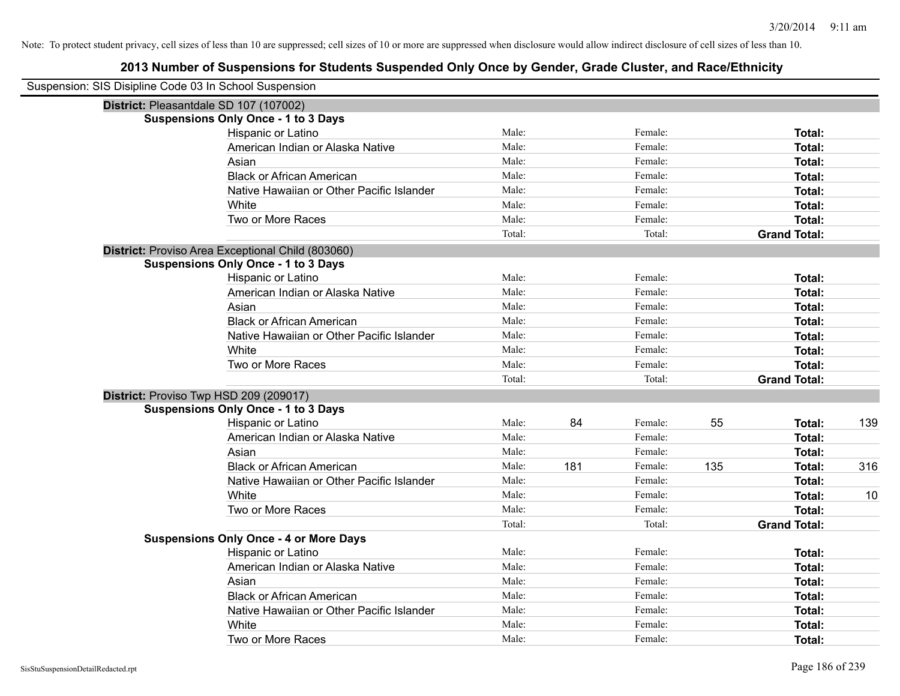3/20/2014 9:11 am

Note: To protect student privacy, cell sizes of less than 10 are suppressed; cell sizes of 10 or more are suppressed when disclosure would allow indirect disclosure of cell sizes of less than 10.

## 2013 Number of Suspensions for Students Suspended Only Once by Gender, Grade Cluster, and Race/Ethnicity

Suspension: SIS Disipline Code 03 In School Suspension

**District:** Pleasantdale SD 107 (107002)

**Suspensions Only Once - 1 to 3 Days**

| Race/Ethnicity | Male: | | Female: | | Total: | |
|---|---|---|---|---|---|---|
| Hispanic or Latino | Male: | | Female: | | **Total:** | |
| American Indian or Alaska Native | Male: | | Female: | | **Total:** | |
| Asian | Male: | | Female: | | **Total:** | |
| Black or African American | Male: | | Female: | | **Total:** | |
| Native Hawaiian or Other Pacific Islander | Male: | | Female: | | **Total:** | |
| White | Male: | | Female: | | **Total:** | |
| Two or More Races | Male: | | Female: | | **Total:** | |
| | Total: | | Total: | | **Grand Total:** | |

**District:** Proviso Area Exceptional Child (803060)

**Suspensions Only Once - 1 to 3 Days**

| Race/Ethnicity | Male: | | Female: | | Total: | |
|---|---|---|---|---|---|---|
| Hispanic or Latino | Male: | | Female: | | **Total:** | |
| American Indian or Alaska Native | Male: | | Female: | | **Total:** | |
| Asian | Male: | | Female: | | **Total:** | |
| Black or African American | Male: | | Female: | | **Total:** | |
| Native Hawaiian or Other Pacific Islander | Male: | | Female: | | **Total:** | |
| White | Male: | | Female: | | **Total:** | |
| Two or More Races | Male: | | Female: | | **Total:** | |
| | Total: | | Total: | | **Grand Total:** | |

**District:** Proviso Twp HSD 209 (209017)

**Suspensions Only Once - 1 to 3 Days**

| Race/Ethnicity | Male: | | Female: | | Total: | |
|---|---|---|---|---|---|---|
| Hispanic or Latino | Male: | 84 | Female: | 55 | **Total:** | 139 |
| American Indian or Alaska Native | Male: | | Female: | | **Total:** | |
| Asian | Male: | | Female: | | **Total:** | |
| Black or African American | Male: | 181 | Female: | 135 | **Total:** | 316 |
| Native Hawaiian or Other Pacific Islander | Male: | | Female: | | **Total:** | |
| White | Male: | | Female: | | **Total:** | 10 |
| Two or More Races | Male: | | Female: | | **Total:** | |
| | Total: | | Total: | | **Grand Total:** | |

**Suspensions Only Once - 4 or More Days**

| Race/Ethnicity | Male: | | Female: | | Total: | |
|---|---|---|---|---|---|---|
| Hispanic or Latino | Male: | | Female: | | **Total:** | |
| American Indian or Alaska Native | Male: | | Female: | | **Total:** | |
| Asian | Male: | | Female: | | **Total:** | |
| Black or African American | Male: | | Female: | | **Total:** | |
| Native Hawaiian or Other Pacific Islander | Male: | | Female: | | **Total:** | |
| White | Male: | | Female: | | **Total:** | |
| Two or More Races | Male: | | Female: | | **Total:** | |

SisStuSuspensionDetailRedacted.rpt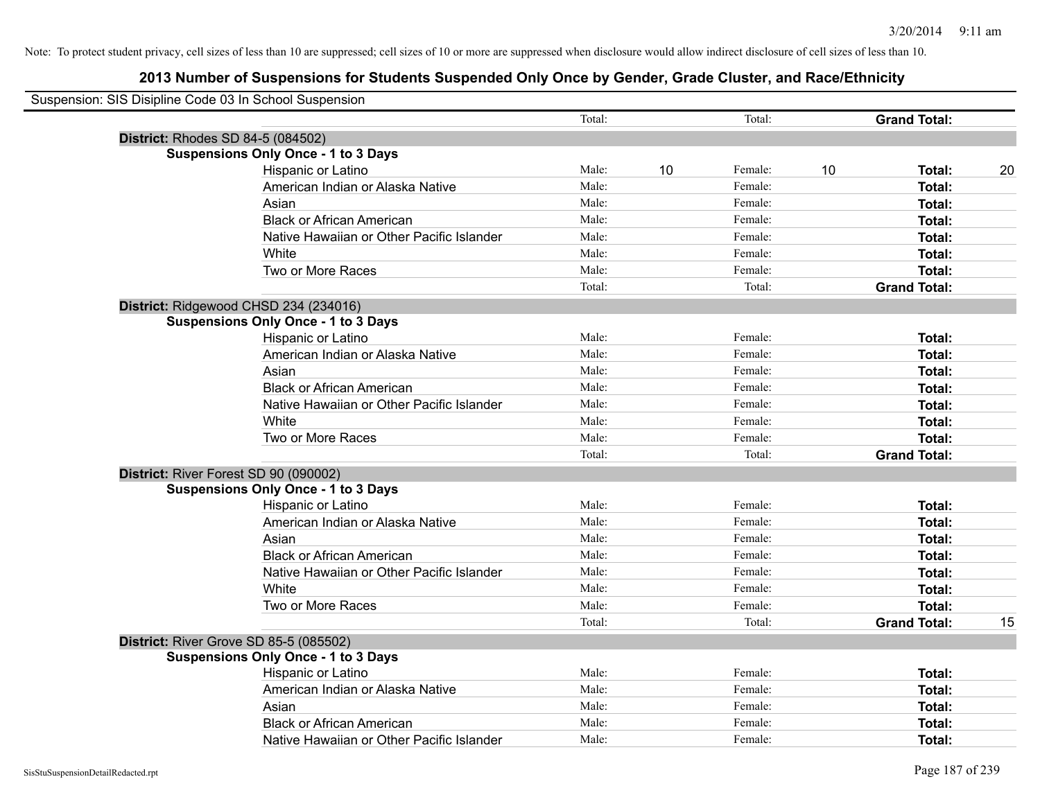Note: To protect student privacy, cell sizes of less than 10 are suppressed; cell sizes of 10 or more are suppressed when disclosure would allow indirect disclosure of cell sizes of less than 10.

## 2013 Number of Suspensions for Students Suspended Only Once by Gender, Grade Cluster, and Race/Ethnicity

Suspension: SIS Disipline Code 03 In School Suspension

| | | | | | | | |
|---|---|---|---|---|---|---|---|
| | Total: | | Total: | | **Grand Total:** | |
| **District:** Rhodes SD 84-5 (084502) | | | | | | |
| **Suspensions Only Once - 1 to 3 Days** | | | | | | |
| Hispanic or Latino | Male: | 10 | Female: | 10 | **Total:** | 20 |
| American Indian or Alaska Native | Male: | | Female: | | **Total:** | |
| Asian | Male: | | Female: | | **Total:** | |
| Black or African American | Male: | | Female: | | **Total:** | |
| Native Hawaiian or Other Pacific Islander | Male: | | Female: | | **Total:** | |
| White | Male: | | Female: | | **Total:** | |
| Two or More Races | Male: | | Female: | | **Total:** | |
| | Total: | | Total: | | **Grand Total:** | |
| **District:** Ridgewood CHSD 234 (234016) | | | | | | |
| **Suspensions Only Once - 1 to 3 Days** | | | | | | |
| Hispanic or Latino | Male: | | Female: | | **Total:** | |
| American Indian or Alaska Native | Male: | | Female: | | **Total:** | |
| Asian | Male: | | Female: | | **Total:** | |
| Black or African American | Male: | | Female: | | **Total:** | |
| Native Hawaiian or Other Pacific Islander | Male: | | Female: | | **Total:** | |
| White | Male: | | Female: | | **Total:** | |
| Two or More Races | Male: | | Female: | | **Total:** | |
| | Total: | | Total: | | **Grand Total:** | |
| **District:** River Forest SD 90 (090002) | | | | | | |
| **Suspensions Only Once - 1 to 3 Days** | | | | | | |
| Hispanic or Latino | Male: | | Female: | | **Total:** | |
| American Indian or Alaska Native | Male: | | Female: | | **Total:** | |
| Asian | Male: | | Female: | | **Total:** | |
| Black or African American | Male: | | Female: | | **Total:** | |
| Native Hawaiian or Other Pacific Islander | Male: | | Female: | | **Total:** | |
| White | Male: | | Female: | | **Total:** | |
| Two or More Races | Male: | | Female: | | **Total:** | |
| | Total: | | Total: | | **Grand Total:** | 15 |
| **District:** River Grove SD 85-5 (085502) | | | | | | |
| **Suspensions Only Once - 1 to 3 Days** | | | | | | |
| Hispanic or Latino | Male: | | Female: | | **Total:** | |
| American Indian or Alaska Native | Male: | | Female: | | **Total:** | |
| Asian | Male: | | Female: | | **Total:** | |
| Black or African American | Male: | | Female: | | **Total:** | |
| Native Hawaiian or Other Pacific Islander | Male: | | Female: | | **Total:** | |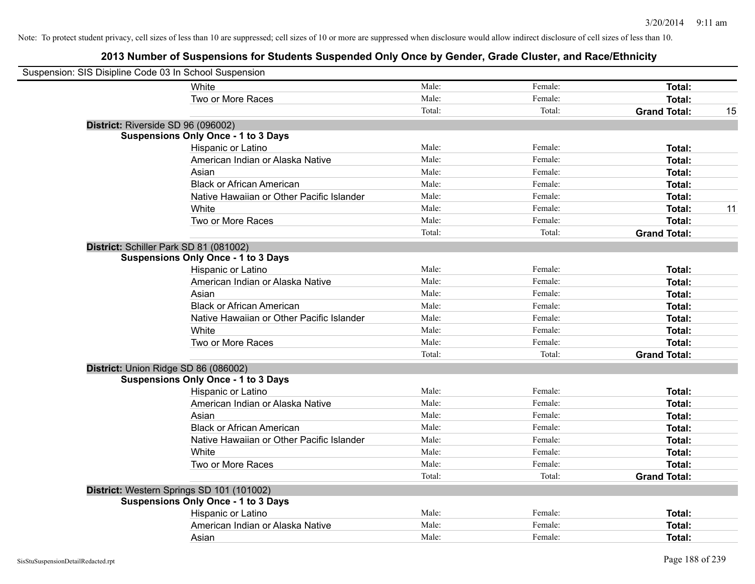Note: To protect student privacy, cell sizes of less than 10 are suppressed; cell sizes of 10 or more are suppressed when disclosure would allow indirect disclosure of cell sizes of less than 10.

## 2013 Number of Suspensions for Students Suspended Only Once by Gender, Grade Cluster, and Race/Ethnicity

Suspension: SIS Disipline Code 03 In School Suspension

| | | | | |
|---|---|---|---|---|
| White | Male: | Female: | **Total:** | |
| Two or More Races | Male: | Female: | **Total:** | |
| | Total: | Total: | **Grand Total:** | 15 |

**District:** Riverside SD 96 (096002)

**Suspensions Only Once - 1 to 3 Days**

| | | | | |
|---|---|---|---|---|
| Hispanic or Latino | Male: | Female: | **Total:** | |
| American Indian or Alaska Native | Male: | Female: | **Total:** | |
| Asian | Male: | Female: | **Total:** | |
| Black or African American | Male: | Female: | **Total:** | |
| Native Hawaiian or Other Pacific Islander | Male: | Female: | **Total:** | |
| White | Male: | Female: | **Total:** | 11 |
| Two or More Races | Male: | Female: | **Total:** | |
| | Total: | Total: | **Grand Total:** | |

**District:** Schiller Park SD 81 (081002)

**Suspensions Only Once - 1 to 3 Days**

| | | | | |
|---|---|---|---|---|
| Hispanic or Latino | Male: | Female: | **Total:** | |
| American Indian or Alaska Native | Male: | Female: | **Total:** | |
| Asian | Male: | Female: | **Total:** | |
| Black or African American | Male: | Female: | **Total:** | |
| Native Hawaiian or Other Pacific Islander | Male: | Female: | **Total:** | |
| White | Male: | Female: | **Total:** | |
| Two or More Races | Male: | Female: | **Total:** | |
| | Total: | Total: | **Grand Total:** | |

**District:** Union Ridge SD 86 (086002)

**Suspensions Only Once - 1 to 3 Days**

| | | | | |
|---|---|---|---|---|
| Hispanic or Latino | Male: | Female: | **Total:** | |
| American Indian or Alaska Native | Male: | Female: | **Total:** | |
| Asian | Male: | Female: | **Total:** | |
| Black or African American | Male: | Female: | **Total:** | |
| Native Hawaiian or Other Pacific Islander | Male: | Female: | **Total:** | |
| White | Male: | Female: | **Total:** | |
| Two or More Races | Male: | Female: | **Total:** | |
| | Total: | Total: | **Grand Total:** | |

**District:** Western Springs SD 101 (101002)

**Suspensions Only Once - 1 to 3 Days**

| | | | | |
|---|---|---|---|---|
| Hispanic or Latino | Male: | Female: | **Total:** | |
| American Indian or Alaska Native | Male: | Female: | **Total:** | |
| Asian | Male: | Female: | **Total:** | |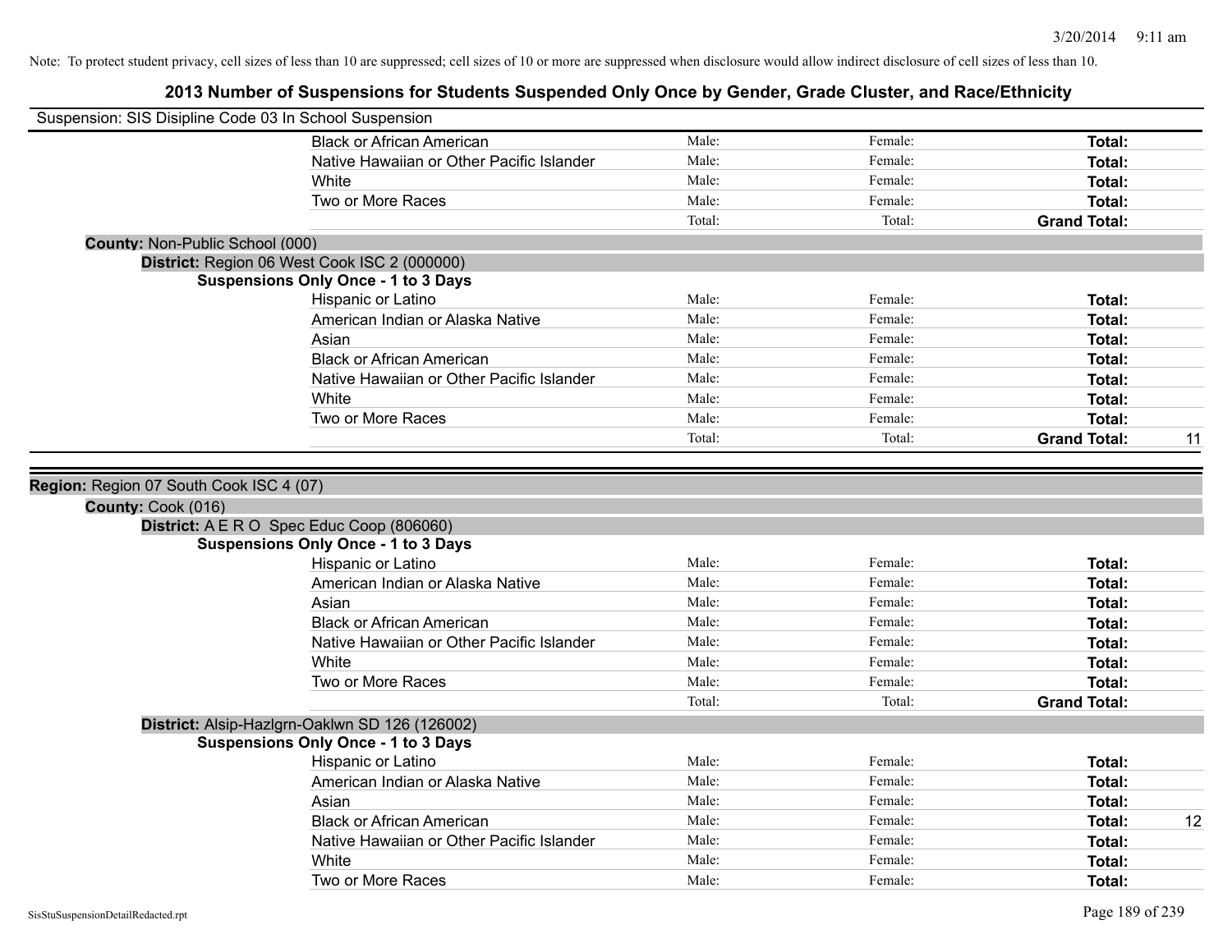Note: To protect student privacy, cell sizes of less than 10 are suppressed; cell sizes of 10 or more are suppressed when disclosure would allow indirect disclosure of cell sizes of less than 10.

# 2013 Number of Suspensions for Students Suspended Only Once by Gender, Grade Cluster, and Race/Ethnicity

Suspension: SIS Disipline Code 03 In School Suspension

| | | | | |
|---|---|---|---|---|
| Black or African American | Male: | Female: | **Total:** | |
| Native Hawaiian or Other Pacific Islander | Male: | Female: | **Total:** | |
| White | Male: | Female: | **Total:** | |
| Two or More Races | Male: | Female: | **Total:** | |
| | Total: | Total: | **Grand Total:** | |

**County:** Non-Public School (000)

**District:** Region 06 West Cook ISC 2 (000000)

**Suspensions Only Once - 1 to 3 Days**

| | | | | |
|---|---|---|---|---|
| Hispanic or Latino | Male: | Female: | **Total:** | |
| American Indian or Alaska Native | Male: | Female: | **Total:** | |
| Asian | Male: | Female: | **Total:** | |
| Black or African American | Male: | Female: | **Total:** | |
| Native Hawaiian or Other Pacific Islander | Male: | Female: | **Total:** | |
| White | Male: | Female: | **Total:** | |
| Two or More Races | Male: | Female: | **Total:** | |
| | Total: | Total: | **Grand Total:** | 11 |

**Region:** Region 07 South Cook ISC 4 (07)

**County:** Cook (016)

**District:** A E R O Spec Educ Coop (806060)

**Suspensions Only Once - 1 to 3 Days**

| | | | | |
|---|---|---|---|---|
| Hispanic or Latino | Male: | Female: | **Total:** | |
| American Indian or Alaska Native | Male: | Female: | **Total:** | |
| Asian | Male: | Female: | **Total:** | |
| Black or African American | Male: | Female: | **Total:** | |
| Native Hawaiian or Other Pacific Islander | Male: | Female: | **Total:** | |
| White | Male: | Female: | **Total:** | |
| Two or More Races | Male: | Female: | **Total:** | |
| | Total: | Total: | **Grand Total:** | |

**District:** Alsip-Hazlgrn-Oaklwn SD 126 (126002)

**Suspensions Only Once - 1 to 3 Days**

| | | | | |
|---|---|---|---|---|
| Hispanic or Latino | Male: | Female: | **Total:** | |
| American Indian or Alaska Native | Male: | Female: | **Total:** | |
| Asian | Male: | Female: | **Total:** | |
| Black or African American | Male: | Female: | **Total:** | 12 |
| Native Hawaiian or Other Pacific Islander | Male: | Female: | **Total:** | |
| White | Male: | Female: | **Total:** | |
| Two or More Races | Male: | Female: | **Total:** | |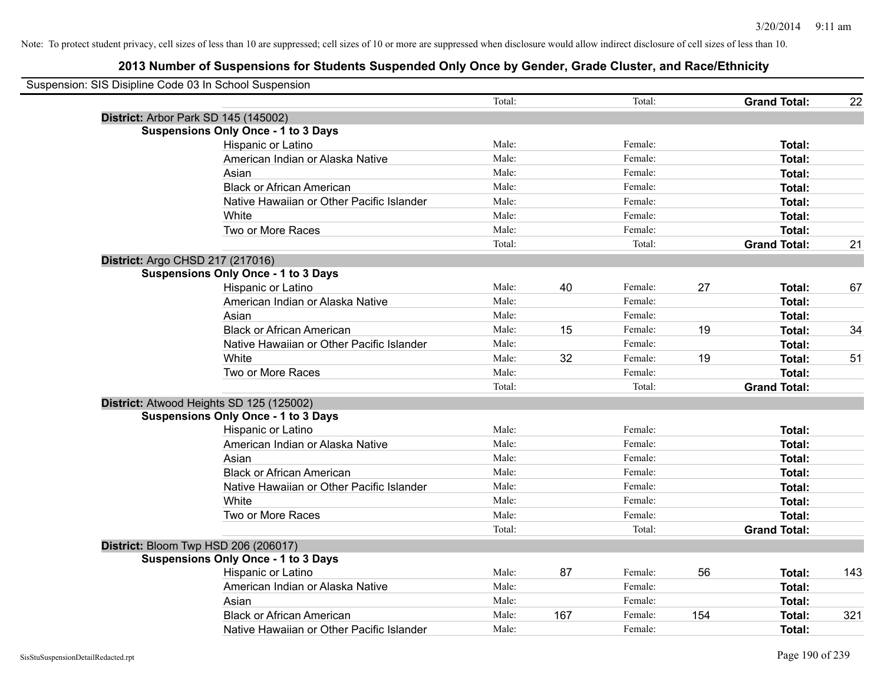Note: To protect student privacy, cell sizes of less than 10 are suppressed; cell sizes of 10 or more are suppressed when disclosure would allow indirect disclosure of cell sizes of less than 10.

## 2013 Number of Suspensions for Students Suspended Only Once by Gender, Grade Cluster, and Race/Ethnicity

Suspension: SIS Disipline Code 03 In School Suspension

| | | | | | | |
|---|---|---|---|---|---|---|
| | Total: | | Total: | | **Grand Total:** | 22 |
| **District:** Arbor Park SD 145 (145002) | | | | | | |
| **Suspensions Only Once - 1 to 3 Days** | | | | | | |
| Hispanic or Latino | Male: | | Female: | | **Total:** | |
| American Indian or Alaska Native | Male: | | Female: | | **Total:** | |
| Asian | Male: | | Female: | | **Total:** | |
| Black or African American | Male: | | Female: | | **Total:** | |
| Native Hawaiian or Other Pacific Islander | Male: | | Female: | | **Total:** | |
| White | Male: | | Female: | | **Total:** | |
| Two or More Races | Male: | | Female: | | **Total:** | |
| | Total: | | Total: | | **Grand Total:** | 21 |
| **District:** Argo CHSD 217 (217016) | | | | | | |
| **Suspensions Only Once - 1 to 3 Days** | | | | | | |
| Hispanic or Latino | Male: | 40 | Female: | 27 | **Total:** | 67 |
| American Indian or Alaska Native | Male: | | Female: | | **Total:** | |
| Asian | Male: | | Female: | | **Total:** | |
| Black or African American | Male: | 15 | Female: | 19 | **Total:** | 34 |
| Native Hawaiian or Other Pacific Islander | Male: | | Female: | | **Total:** | |
| White | Male: | 32 | Female: | 19 | **Total:** | 51 |
| Two or More Races | Male: | | Female: | | **Total:** | |
| | Total: | | Total: | | **Grand Total:** | |
| **District:** Atwood Heights SD 125 (125002) | | | | | | |
| **Suspensions Only Once - 1 to 3 Days** | | | | | | |
| Hispanic or Latino | Male: | | Female: | | **Total:** | |
| American Indian or Alaska Native | Male: | | Female: | | **Total:** | |
| Asian | Male: | | Female: | | **Total:** | |
| Black or African American | Male: | | Female: | | **Total:** | |
| Native Hawaiian or Other Pacific Islander | Male: | | Female: | | **Total:** | |
| White | Male: | | Female: | | **Total:** | |
| Two or More Races | Male: | | Female: | | **Total:** | |
| | Total: | | Total: | | **Grand Total:** | |
| **District:** Bloom Twp HSD 206 (206017) | | | | | | |
| **Suspensions Only Once - 1 to 3 Days** | | | | | | |
| Hispanic or Latino | Male: | 87 | Female: | 56 | **Total:** | 143 |
| American Indian or Alaska Native | Male: | | Female: | | **Total:** | |
| Asian | Male: | | Female: | | **Total:** | |
| Black or African American | Male: | 167 | Female: | 154 | **Total:** | 321 |
| Native Hawaiian or Other Pacific Islander | Male: | | Female: | | **Total:** | |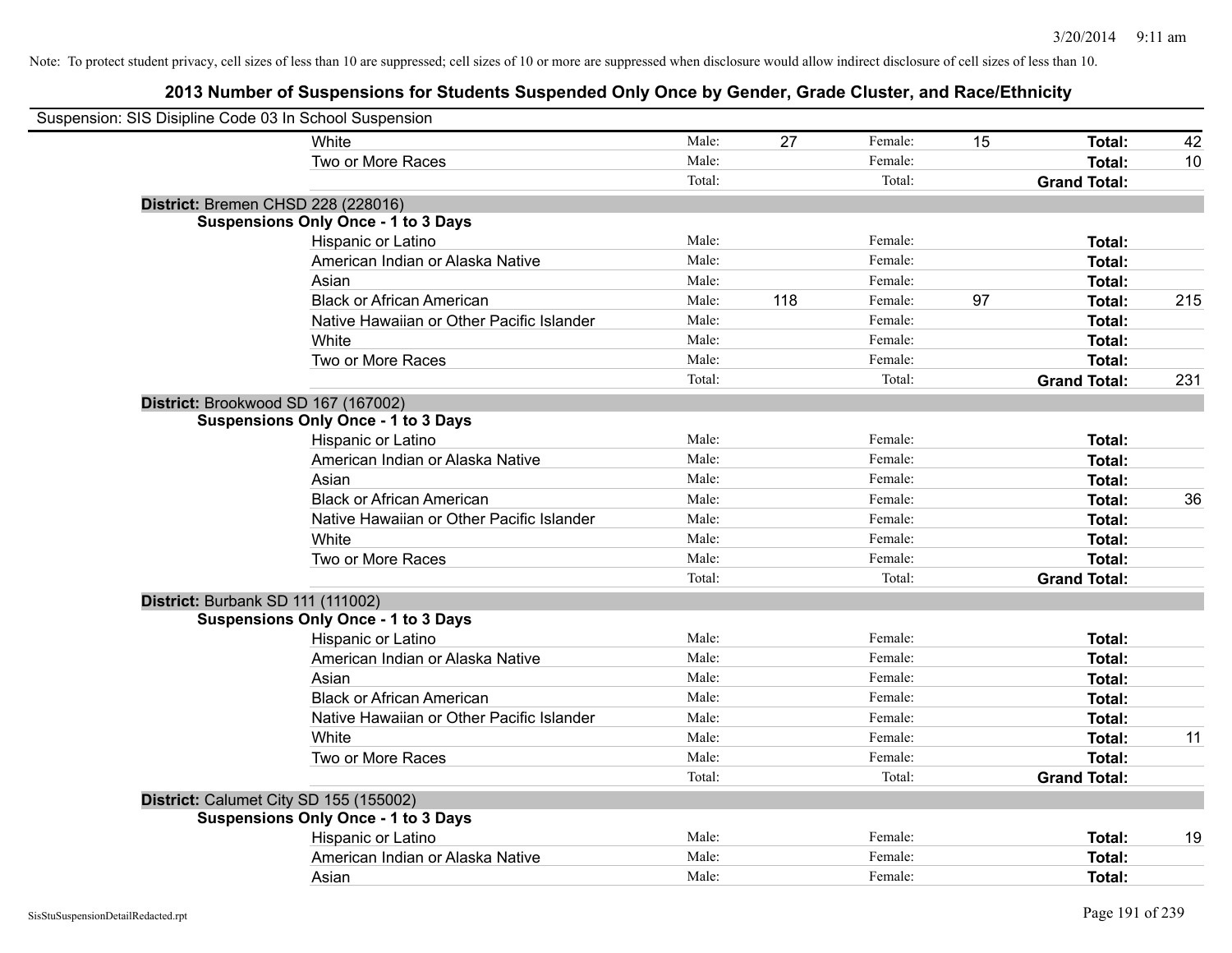Note: To protect student privacy, cell sizes of less than 10 are suppressed; cell sizes of 10 or more are suppressed when disclosure would allow indirect disclosure of cell sizes of less than 10.

## 2013 Number of Suspensions for Students Suspended Only Once by Gender, Grade Cluster, and Race/Ethnicity

Suspension: SIS Disipline Code 03 In School Suspension

| | | | | | | |
|---|---|---|---|---|---|---|
| White | Male: | 27 | Female: | 15 | **Total:** | 42 |
| Two or More Races | Male: | | Female: | | **Total:** | 10 |
| | Total: | | Total: | | **Grand Total:** | |

**District:** Bremen CHSD 228 (228016)

**Suspensions Only Once - 1 to 3 Days**

| | | | | | | |
|---|---|---|---|---|---|---|
| Hispanic or Latino | Male: | | Female: | | **Total:** | |
| American Indian or Alaska Native | Male: | | Female: | | **Total:** | |
| Asian | Male: | | Female: | | **Total:** | |
| Black or African American | Male: | 118 | Female: | 97 | **Total:** | 215 |
| Native Hawaiian or Other Pacific Islander | Male: | | Female: | | **Total:** | |
| White | Male: | | Female: | | **Total:** | |
| Two or More Races | Male: | | Female: | | **Total:** | |
| | Total: | | Total: | | **Grand Total:** | 231 |

**District:** Brookwood SD 167 (167002)

**Suspensions Only Once - 1 to 3 Days**

| | | | | | | |
|---|---|---|---|---|---|---|
| Hispanic or Latino | Male: | | Female: | | **Total:** | |
| American Indian or Alaska Native | Male: | | Female: | | **Total:** | |
| Asian | Male: | | Female: | | **Total:** | |
| Black or African American | Male: | | Female: | | **Total:** | 36 |
| Native Hawaiian or Other Pacific Islander | Male: | | Female: | | **Total:** | |
| White | Male: | | Female: | | **Total:** | |
| Two or More Races | Male: | | Female: | | **Total:** | |
| | Total: | | Total: | | **Grand Total:** | |

**District:** Burbank SD 111 (111002)

**Suspensions Only Once - 1 to 3 Days**

| | | | | | | |
|---|---|---|---|---|---|---|
| Hispanic or Latino | Male: | | Female: | | **Total:** | |
| American Indian or Alaska Native | Male: | | Female: | | **Total:** | |
| Asian | Male: | | Female: | | **Total:** | |
| Black or African American | Male: | | Female: | | **Total:** | |
| Native Hawaiian or Other Pacific Islander | Male: | | Female: | | **Total:** | |
| White | Male: | | Female: | | **Total:** | 11 |
| Two or More Races | Male: | | Female: | | **Total:** | |
| | Total: | | Total: | | **Grand Total:** | |

**District:** Calumet City SD 155 (155002)

**Suspensions Only Once - 1 to 3 Days**

| | | | | | | |
|---|---|---|---|---|---|---|
| Hispanic or Latino | Male: | | Female: | | **Total:** | 19 |
| American Indian or Alaska Native | Male: | | Female: | | **Total:** | |
| Asian | Male: | | Female: | | **Total:** | |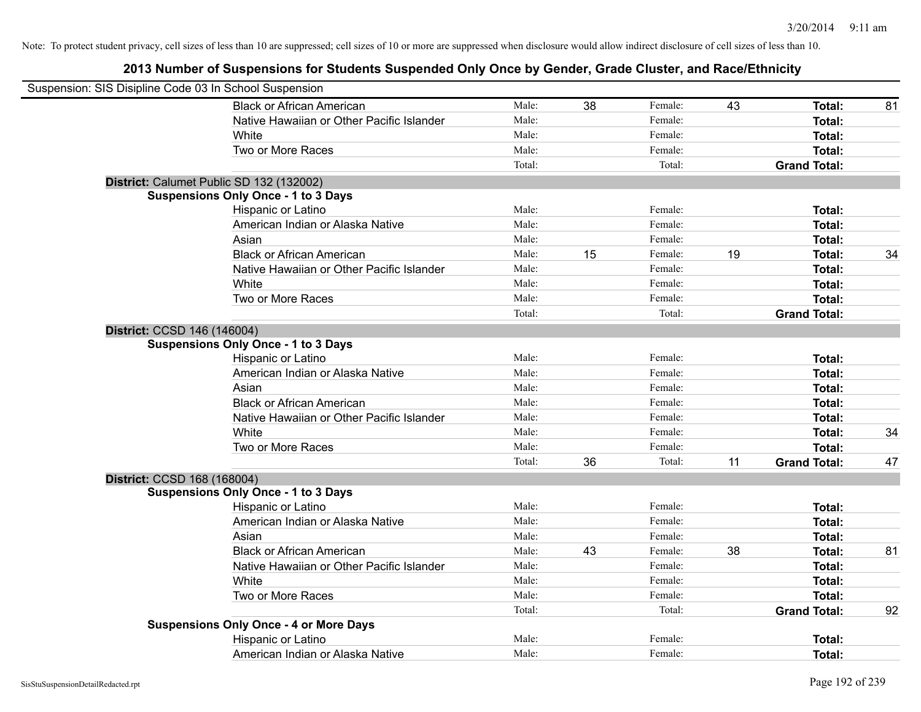Note: To protect student privacy, cell sizes of less than 10 are suppressed; cell sizes of 10 or more are suppressed when disclosure would allow indirect disclosure of cell sizes of less than 10.

## 2013 Number of Suspensions for Students Suspended Only Once by Gender, Grade Cluster, and Race/Ethnicity

Suspension: SIS Disipline Code 03 In School Suspension

| | | | | | | |
|---|---|---|---|---|---|---|
| Black or African American | Male: | 38 | Female: | 43 | **Total:** | 81 |
| Native Hawaiian or Other Pacific Islander | Male: | | Female: | | **Total:** | |
| White | Male: | | Female: | | **Total:** | |
| Two or More Races | Male: | | Female: | | **Total:** | |
| | Total: | | Total: | | **Grand Total:** | |

**District:** Calumet Public SD 132 (132002)

**Suspensions Only Once - 1 to 3 Days**

| | | | | | | |
|---|---|---|---|---|---|---|
| Hispanic or Latino | Male: | | Female: | | **Total:** | |
| American Indian or Alaska Native | Male: | | Female: | | **Total:** | |
| Asian | Male: | | Female: | | **Total:** | |
| Black or African American | Male: | 15 | Female: | 19 | **Total:** | 34 |
| Native Hawaiian or Other Pacific Islander | Male: | | Female: | | **Total:** | |
| White | Male: | | Female: | | **Total:** | |
| Two or More Races | Male: | | Female: | | **Total:** | |
| | Total: | | Total: | | **Grand Total:** | |

**District:** CCSD 146 (146004)

**Suspensions Only Once - 1 to 3 Days**

| | | | | | | |
|---|---|---|---|---|---|---|
| Hispanic or Latino | Male: | | Female: | | **Total:** | |
| American Indian or Alaska Native | Male: | | Female: | | **Total:** | |
| Asian | Male: | | Female: | | **Total:** | |
| Black or African American | Male: | | Female: | | **Total:** | |
| Native Hawaiian or Other Pacific Islander | Male: | | Female: | | **Total:** | |
| White | Male: | | Female: | | **Total:** | 34 |
| Two or More Races | Male: | | Female: | | **Total:** | |
| | Total: | 36 | Total: | 11 | **Grand Total:** | 47 |

**District:** CCSD 168 (168004)

**Suspensions Only Once - 1 to 3 Days**

| | | | | | | |
|---|---|---|---|---|---|---|
| Hispanic or Latino | Male: | | Female: | | **Total:** | |
| American Indian or Alaska Native | Male: | | Female: | | **Total:** | |
| Asian | Male: | | Female: | | **Total:** | |
| Black or African American | Male: | 43 | Female: | 38 | **Total:** | 81 |
| Native Hawaiian or Other Pacific Islander | Male: | | Female: | | **Total:** | |
| White | Male: | | Female: | | **Total:** | |
| Two or More Races | Male: | | Female: | | **Total:** | |
| | Total: | | Total: | | **Grand Total:** | 92 |

**Suspensions Only Once - 4 or More Days**

| | | | | | | |
|---|---|---|---|---|---|---|
| Hispanic or Latino | Male: | | Female: | | **Total:** | |
| American Indian or Alaska Native | Male: | | Female: | | **Total:** | |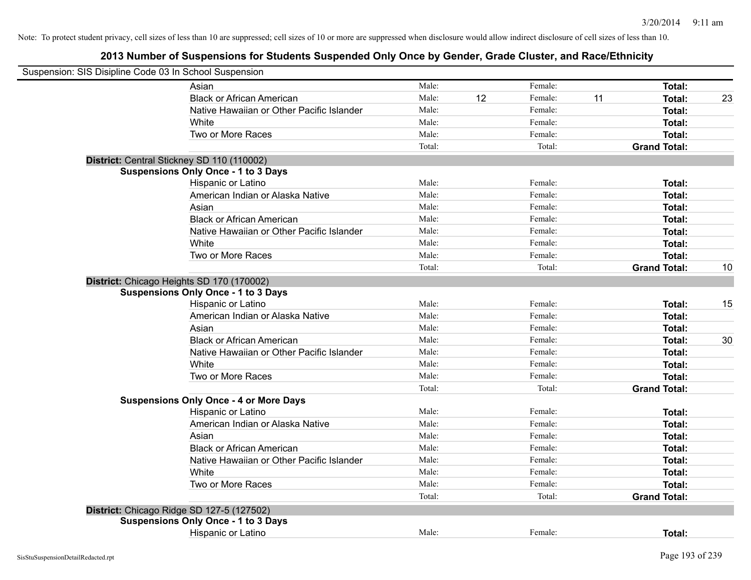Note: To protect student privacy, cell sizes of less than 10 are suppressed; cell sizes of 10 or more are suppressed when disclosure would allow indirect disclosure of cell sizes of less than 10.

# 2013 Number of Suspensions for Students Suspended Only Once by Gender, Grade Cluster, and Race/Ethnicity

Suspension: SIS Disipline Code 03 In School Suspension

| | Male: | | Female: | | Total: | |
|---|---|---|---|---|---|---|
| Asian | Male: | | Female: | | **Total:** | |
| Black or African American | Male: | 12 | Female: | 11 | **Total:** | 23 |
| Native Hawaiian or Other Pacific Islander | Male: | | Female: | | **Total:** | |
| White | Male: | | Female: | | **Total:** | |
| Two or More Races | Male: | | Female: | | **Total:** | |
| | Total: | | Total: | | **Grand Total:** | |

**District:** Central Stickney SD 110 (110002)

**Suspensions Only Once - 1 to 3 Days**

| | | | | | | |
|---|---|---|---|---|---|---|
| Hispanic or Latino | Male: | | Female: | | **Total:** | |
| American Indian or Alaska Native | Male: | | Female: | | **Total:** | |
| Asian | Male: | | Female: | | **Total:** | |
| Black or African American | Male: | | Female: | | **Total:** | |
| Native Hawaiian or Other Pacific Islander | Male: | | Female: | | **Total:** | |
| White | Male: | | Female: | | **Total:** | |
| Two or More Races | Male: | | Female: | | **Total:** | |
| | Total: | | Total: | | **Grand Total:** | 10 |

**District:** Chicago Heights SD 170 (170002)

**Suspensions Only Once - 1 to 3 Days**

| | | | | | | |
|---|---|---|---|---|---|---|
| Hispanic or Latino | Male: | | Female: | | **Total:** | 15 |
| American Indian or Alaska Native | Male: | | Female: | | **Total:** | |
| Asian | Male: | | Female: | | **Total:** | |
| Black or African American | Male: | | Female: | | **Total:** | 30 |
| Native Hawaiian or Other Pacific Islander | Male: | | Female: | | **Total:** | |
| White | Male: | | Female: | | **Total:** | |
| Two or More Races | Male: | | Female: | | **Total:** | |
| | Total: | | Total: | | **Grand Total:** | |

**Suspensions Only Once - 4 or More Days**

| | | | | | | |
|---|---|---|---|---|---|---|
| Hispanic or Latino | Male: | | Female: | | **Total:** | |
| American Indian or Alaska Native | Male: | | Female: | | **Total:** | |
| Asian | Male: | | Female: | | **Total:** | |
| Black or African American | Male: | | Female: | | **Total:** | |
| Native Hawaiian or Other Pacific Islander | Male: | | Female: | | **Total:** | |
| White | Male: | | Female: | | **Total:** | |
| Two or More Races | Male: | | Female: | | **Total:** | |
| | Total: | | Total: | | **Grand Total:** | |

**District:** Chicago Ridge SD 127-5 (127502)

**Suspensions Only Once - 1 to 3 Days**

| | | | | | | |
|---|---|---|---|---|---|---|
| Hispanic or Latino | Male: | | Female: | | **Total:** | |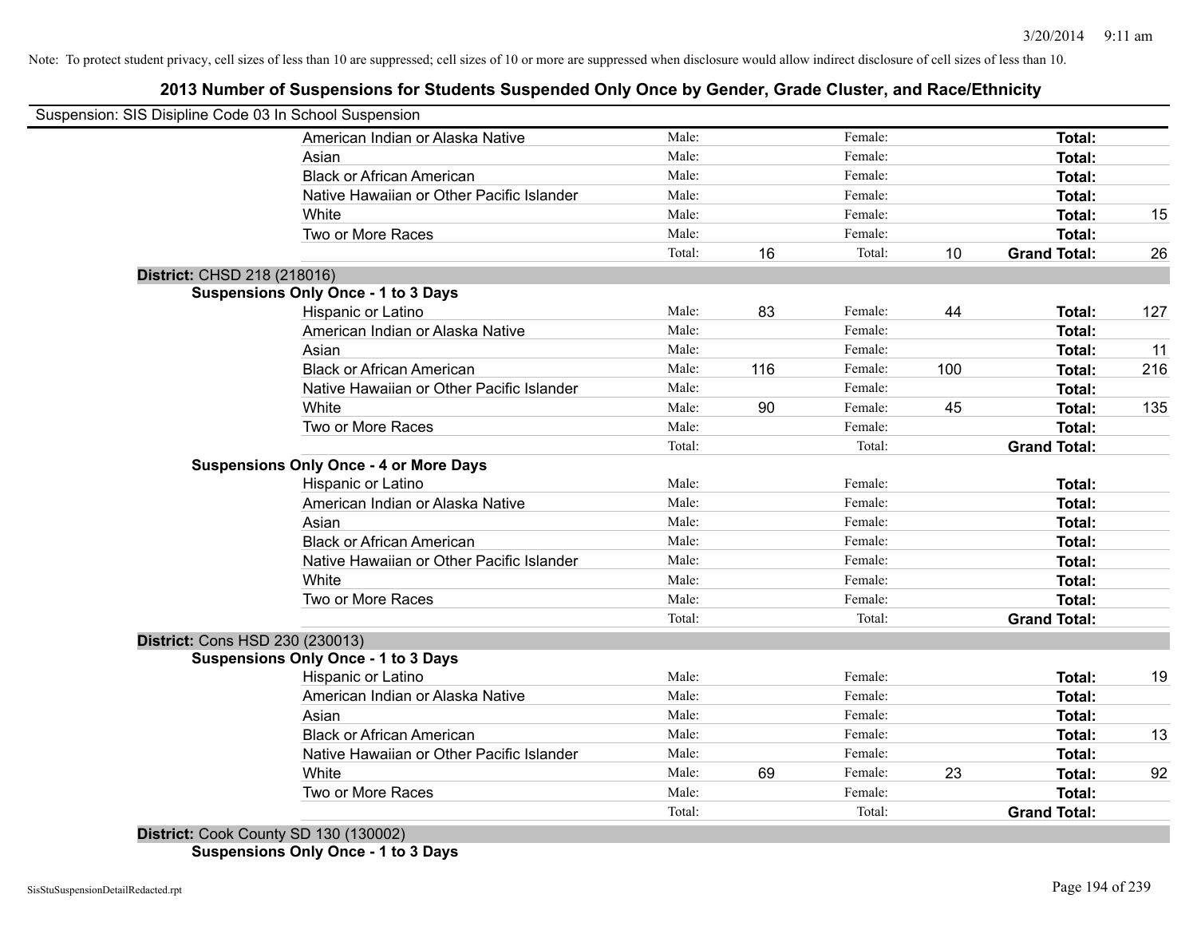Note: To protect student privacy, cell sizes of less than 10 are suppressed; cell sizes of 10 or more are suppressed when disclosure would allow indirect disclosure of cell sizes of less than 10.

## 2013 Number of Suspensions for Students Suspended Only Once by Gender, Grade Cluster, and Race/Ethnicity

Suspension: SIS Disipline Code 03 In School Suspension

| | | | | | | |
|---|---|---|---|---|---|---|
| American Indian or Alaska Native | Male: | | Female: | | **Total:** | |
| Asian | Male: | | Female: | | **Total:** | |
| Black or African American | Male: | | Female: | | **Total:** | |
| Native Hawaiian or Other Pacific Islander | Male: | | Female: | | **Total:** | |
| White | Male: | | Female: | | **Total:** | 15 |
| Two or More Races | Male: | | Female: | | **Total:** | |
| | Total: | 16 | Total: | 10 | **Grand Total:** | 26 |

**District:** CHSD 218 (218016)

**Suspensions Only Once - 1 to 3 Days**

| | | | | | | |
|---|---|---|---|---|---|---|
| Hispanic or Latino | Male: | 83 | Female: | 44 | **Total:** | 127 |
| American Indian or Alaska Native | Male: | | Female: | | **Total:** | |
| Asian | Male: | | Female: | | **Total:** | 11 |
| Black or African American | Male: | 116 | Female: | 100 | **Total:** | 216 |
| Native Hawaiian or Other Pacific Islander | Male: | | Female: | | **Total:** | |
| White | Male: | 90 | Female: | 45 | **Total:** | 135 |
| Two or More Races | Male: | | Female: | | **Total:** | |
| | Total: | | Total: | | **Grand Total:** | |

**Suspensions Only Once - 4 or More Days**

| | | | | | | |
|---|---|---|---|---|---|---|
| Hispanic or Latino | Male: | | Female: | | **Total:** | |
| American Indian or Alaska Native | Male: | | Female: | | **Total:** | |
| Asian | Male: | | Female: | | **Total:** | |
| Black or African American | Male: | | Female: | | **Total:** | |
| Native Hawaiian or Other Pacific Islander | Male: | | Female: | | **Total:** | |
| White | Male: | | Female: | | **Total:** | |
| Two or More Races | Male: | | Female: | | **Total:** | |
| | Total: | | Total: | | **Grand Total:** | |

**District:** Cons HSD 230 (230013)

**Suspensions Only Once - 1 to 3 Days**

| | | | | | | |
|---|---|---|---|---|---|---|
| Hispanic or Latino | Male: | | Female: | | **Total:** | 19 |
| American Indian or Alaska Native | Male: | | Female: | | **Total:** | |
| Asian | Male: | | Female: | | **Total:** | |
| Black or African American | Male: | | Female: | | **Total:** | 13 |
| Native Hawaiian or Other Pacific Islander | Male: | | Female: | | **Total:** | |
| White | Male: | 69 | Female: | 23 | **Total:** | 92 |
| Two or More Races | Male: | | Female: | | **Total:** | |
| | Total: | | Total: | | **Grand Total:** | |

**District:** Cook County SD 130 (130002)

**Suspensions Only Once - 1 to 3 Days**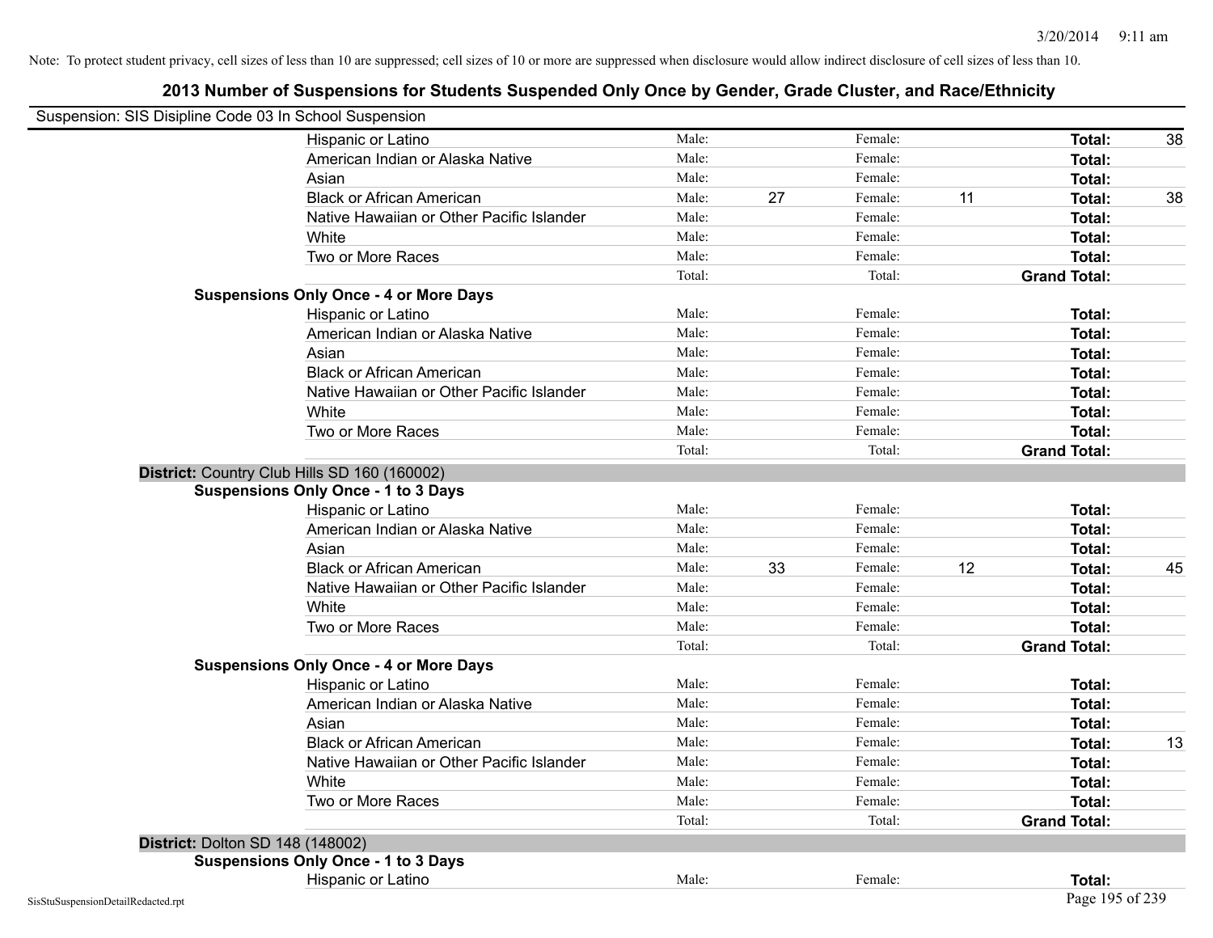Note: To protect student privacy, cell sizes of less than 10 are suppressed; cell sizes of 10 or more are suppressed when disclosure would allow indirect disclosure of cell sizes of less than 10.

# 2013 Number of Suspensions for Students Suspended Only Once by Gender, Grade Cluster, and Race/Ethnicity

Suspension: SIS Disipline Code 03 In School Suspension

| | | | | | | |
|---|---|---|---|---|---|---|
| Hispanic or Latino | Male: | | Female: | | **Total:** | 38 |
| American Indian or Alaska Native | Male: | | Female: | | **Total:** | |
| Asian | Male: | | Female: | | **Total:** | |
| Black or African American | Male: | 27 | Female: | 11 | **Total:** | 38 |
| Native Hawaiian or Other Pacific Islander | Male: | | Female: | | **Total:** | |
| White | Male: | | Female: | | **Total:** | |
| Two or More Races | Male: | | Female: | | **Total:** | |
| | Total: | | Total: | | **Grand Total:** | |

**Suspensions Only Once - 4 or More Days**

| | | | | | | |
|---|---|---|---|---|---|---|
| Hispanic or Latino | Male: | | Female: | | **Total:** | |
| American Indian or Alaska Native | Male: | | Female: | | **Total:** | |
| Asian | Male: | | Female: | | **Total:** | |
| Black or African American | Male: | | Female: | | **Total:** | |
| Native Hawaiian or Other Pacific Islander | Male: | | Female: | | **Total:** | |
| White | Male: | | Female: | | **Total:** | |
| Two or More Races | Male: | | Female: | | **Total:** | |
| | Total: | | Total: | | **Grand Total:** | |

**District:** Country Club Hills SD 160 (160002)

**Suspensions Only Once - 1 to 3 Days**

| | | | | | | |
|---|---|---|---|---|---|---|
| Hispanic or Latino | Male: | | Female: | | **Total:** | |
| American Indian or Alaska Native | Male: | | Female: | | **Total:** | |
| Asian | Male: | | Female: | | **Total:** | |
| Black or African American | Male: | 33 | Female: | 12 | **Total:** | 45 |
| Native Hawaiian or Other Pacific Islander | Male: | | Female: | | **Total:** | |
| White | Male: | | Female: | | **Total:** | |
| Two or More Races | Male: | | Female: | | **Total:** | |
| | Total: | | Total: | | **Grand Total:** | |

**Suspensions Only Once - 4 or More Days**

| | | | | | | |
|---|---|---|---|---|---|---|
| Hispanic or Latino | Male: | | Female: | | **Total:** | |
| American Indian or Alaska Native | Male: | | Female: | | **Total:** | |
| Asian | Male: | | Female: | | **Total:** | |
| Black or African American | Male: | | Female: | | **Total:** | 13 |
| Native Hawaiian or Other Pacific Islander | Male: | | Female: | | **Total:** | |
| White | Male: | | Female: | | **Total:** | |
| Two or More Races | Male: | | Female: | | **Total:** | |
| | Total: | | Total: | | **Grand Total:** | |

**District:** Dolton SD 148 (148002)

**Suspensions Only Once - 1 to 3 Days**

| | | | | | | |
|---|---|---|---|---|---|---|
| Hispanic or Latino | Male: | | Female: | | **Total:** | |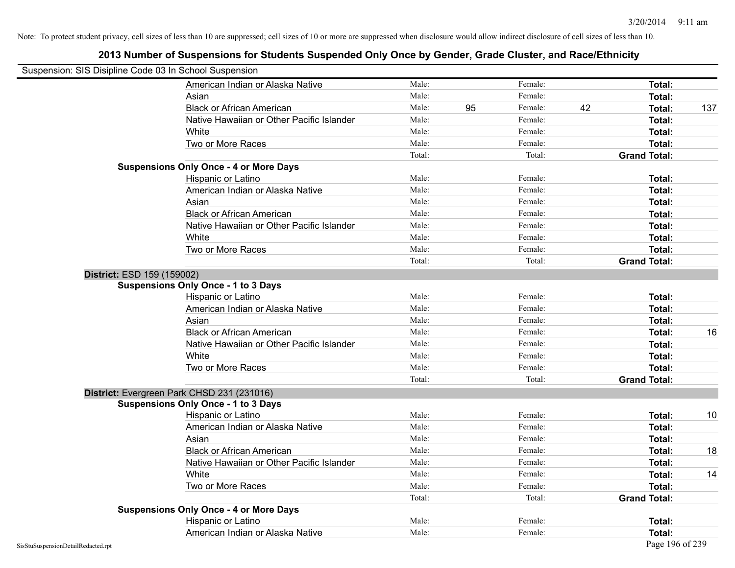Note: To protect student privacy, cell sizes of less than 10 are suppressed; cell sizes of 10 or more are suppressed when disclosure would allow indirect disclosure of cell sizes of less than 10.

# 2013 Number of Suspensions for Students Suspended Only Once by Gender, Grade Cluster, and Race/Ethnicity

Suspension: SIS Disipline Code 03 In School Suspension

| | | | | | | |
|---|---|---|---|---|---|---|
| American Indian or Alaska Native | Male: | | Female: | | **Total:** | |
| Asian | Male: | | Female: | | **Total:** | |
| Black or African American | Male: | 95 | Female: | 42 | **Total:** | 137 |
| Native Hawaiian or Other Pacific Islander | Male: | | Female: | | **Total:** | |
| White | Male: | | Female: | | **Total:** | |
| Two or More Races | Male: | | Female: | | **Total:** | |
| | Total: | | Total: | | **Grand Total:** | |

**Suspensions Only Once - 4 or More Days**

| | | | | | | |
|---|---|---|---|---|---|---|
| Hispanic or Latino | Male: | | Female: | | **Total:** | |
| American Indian or Alaska Native | Male: | | Female: | | **Total:** | |
| Asian | Male: | | Female: | | **Total:** | |
| Black or African American | Male: | | Female: | | **Total:** | |
| Native Hawaiian or Other Pacific Islander | Male: | | Female: | | **Total:** | |
| White | Male: | | Female: | | **Total:** | |
| Two or More Races | Male: | | Female: | | **Total:** | |
| | Total: | | Total: | | **Grand Total:** | |

**District:** ESD 159 (159002)

**Suspensions Only Once - 1 to 3 Days**

| | | | | | | |
|---|---|---|---|---|---|---|
| Hispanic or Latino | Male: | | Female: | | **Total:** | |
| American Indian or Alaska Native | Male: | | Female: | | **Total:** | |
| Asian | Male: | | Female: | | **Total:** | |
| Black or African American | Male: | | Female: | | **Total:** | 16 |
| Native Hawaiian or Other Pacific Islander | Male: | | Female: | | **Total:** | |
| White | Male: | | Female: | | **Total:** | |
| Two or More Races | Male: | | Female: | | **Total:** | |
| | Total: | | Total: | | **Grand Total:** | |

**District:** Evergreen Park CHSD 231 (231016)

**Suspensions Only Once - 1 to 3 Days**

| | | | | | | |
|---|---|---|---|---|---|---|
| Hispanic or Latino | Male: | | Female: | | **Total:** | 10 |
| American Indian or Alaska Native | Male: | | Female: | | **Total:** | |
| Asian | Male: | | Female: | | **Total:** | |
| Black or African American | Male: | | Female: | | **Total:** | 18 |
| Native Hawaiian or Other Pacific Islander | Male: | | Female: | | **Total:** | |
| White | Male: | | Female: | | **Total:** | 14 |
| Two or More Races | Male: | | Female: | | **Total:** | |
| | Total: | | Total: | | **Grand Total:** | |

**Suspensions Only Once - 4 or More Days**

| | | | | | | |
|---|---|---|---|---|---|---|
| Hispanic or Latino | Male: | | Female: | | **Total:** | |
| American Indian or Alaska Native | Male: | | Female: | | **Total:** | |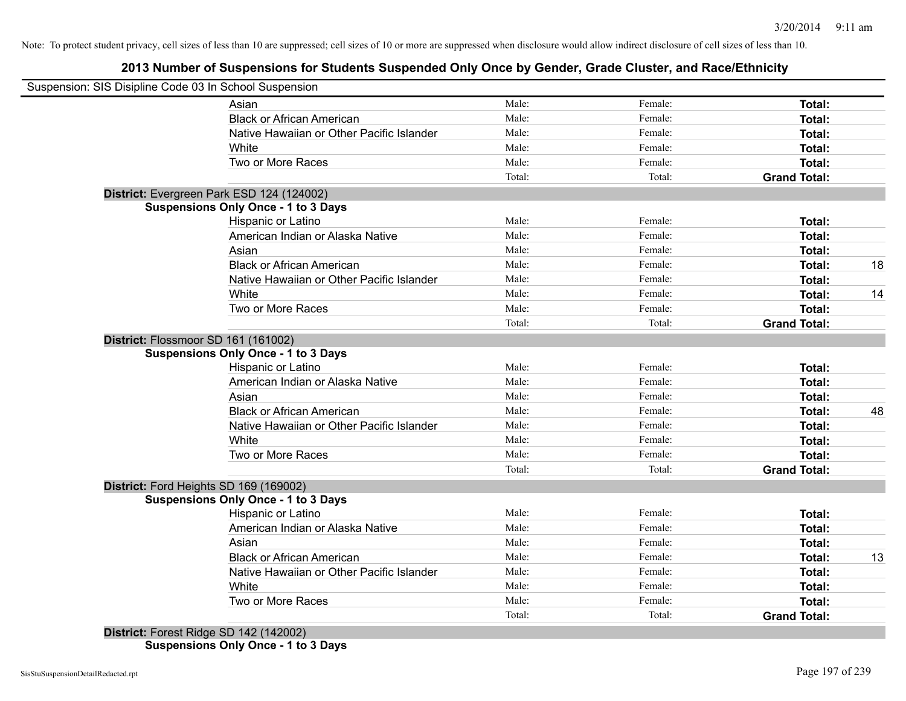Note: To protect student privacy, cell sizes of less than 10 are suppressed; cell sizes of 10 or more are suppressed when disclosure would allow indirect disclosure of cell sizes of less than 10.

## 2013 Number of Suspensions for Students Suspended Only Once by Gender, Grade Cluster, and Race/Ethnicity

Suspension: SIS Disipline Code 03 In School Suspension

| | | | | |
|---|---|---|---|---|
| Asian | Male: | Female: | **Total:** | |
| Black or African American | Male: | Female: | **Total:** | |
| Native Hawaiian or Other Pacific Islander | Male: | Female: | **Total:** | |
| White | Male: | Female: | **Total:** | |
| Two or More Races | Male: | Female: | **Total:** | |
| | Total: | Total: | **Grand Total:** | |

**District:** Evergreen Park ESD 124 (124002)

**Suspensions Only Once - 1 to 3 Days**

| | | | | |
|---|---|---|---|---|
| Hispanic or Latino | Male: | Female: | **Total:** | |
| American Indian or Alaska Native | Male: | Female: | **Total:** | |
| Asian | Male: | Female: | **Total:** | |
| Black or African American | Male: | Female: | **Total:** | 18 |
| Native Hawaiian or Other Pacific Islander | Male: | Female: | **Total:** | |
| White | Male: | Female: | **Total:** | 14 |
| Two or More Races | Male: | Female: | **Total:** | |
| | Total: | Total: | **Grand Total:** | |

**District:** Flossmoor SD 161 (161002)

**Suspensions Only Once - 1 to 3 Days**

| | | | | |
|---|---|---|---|---|
| Hispanic or Latino | Male: | Female: | **Total:** | |
| American Indian or Alaska Native | Male: | Female: | **Total:** | |
| Asian | Male: | Female: | **Total:** | |
| Black or African American | Male: | Female: | **Total:** | 48 |
| Native Hawaiian or Other Pacific Islander | Male: | Female: | **Total:** | |
| White | Male: | Female: | **Total:** | |
| Two or More Races | Male: | Female: | **Total:** | |
| | Total: | Total: | **Grand Total:** | |

**District:** Ford Heights SD 169 (169002)

**Suspensions Only Once - 1 to 3 Days**

| | | | | |
|---|---|---|---|---|
| Hispanic or Latino | Male: | Female: | **Total:** | |
| American Indian or Alaska Native | Male: | Female: | **Total:** | |
| Asian | Male: | Female: | **Total:** | |
| Black or African American | Male: | Female: | **Total:** | 13 |
| Native Hawaiian or Other Pacific Islander | Male: | Female: | **Total:** | |
| White | Male: | Female: | **Total:** | |
| Two or More Races | Male: | Female: | **Total:** | |
| | Total: | Total: | **Grand Total:** | |

**District:** Forest Ridge SD 142 (142002)

**Suspensions Only Once - 1 to 3 Days**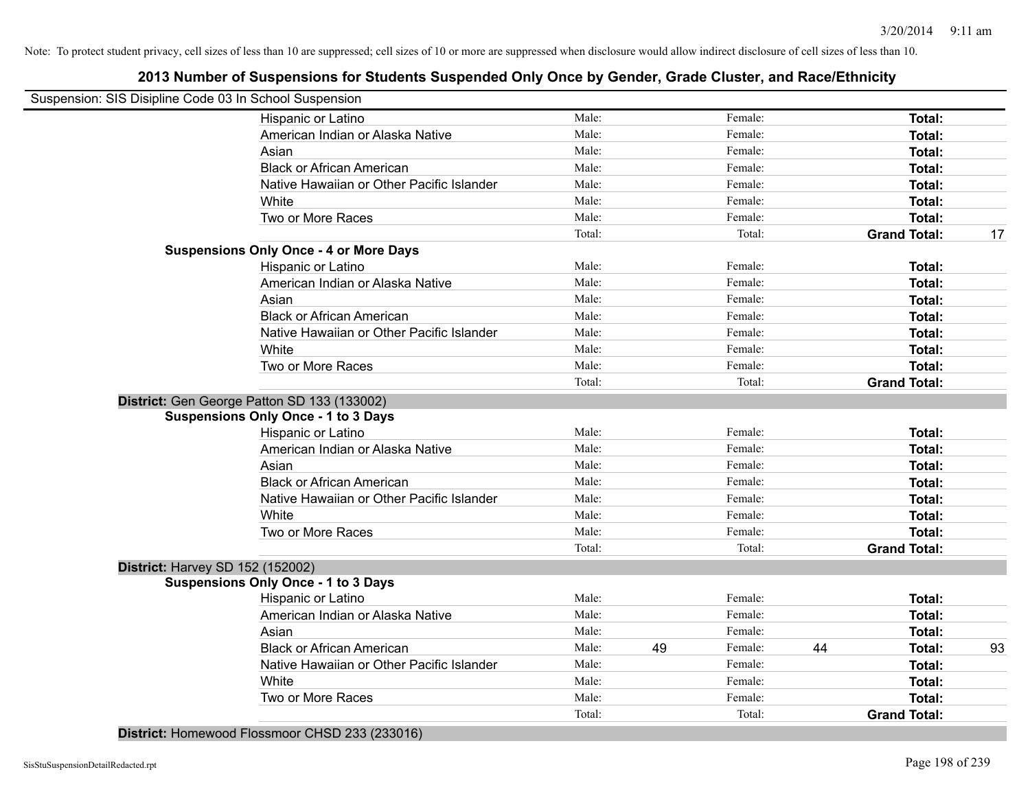Note: To protect student privacy, cell sizes of less than 10 are suppressed; cell sizes of 10 or more are suppressed when disclosure would allow indirect disclosure of cell sizes of less than 10.

## 2013 Number of Suspensions for Students Suspended Only Once by Gender, Grade Cluster, and Race/Ethnicity

Suspension: SIS Disipline Code 03 In School Suspension

| | | | | | | |
|---|---|---|---|---|---|---|
| Hispanic or Latino | Male: | | Female: | | **Total:** | |
| American Indian or Alaska Native | Male: | | Female: | | **Total:** | |
| Asian | Male: | | Female: | | **Total:** | |
| Black or African American | Male: | | Female: | | **Total:** | |
| Native Hawaiian or Other Pacific Islander | Male: | | Female: | | **Total:** | |
| White | Male: | | Female: | | **Total:** | |
| Two or More Races | Male: | | Female: | | **Total:** | |
| | Total: | | Total: | | **Grand Total:** | 17 |

**Suspensions Only Once - 4 or More Days**

| | | | | | | |
|---|---|---|---|---|---|---|
| Hispanic or Latino | Male: | | Female: | | **Total:** | |
| American Indian or Alaska Native | Male: | | Female: | | **Total:** | |
| Asian | Male: | | Female: | | **Total:** | |
| Black or African American | Male: | | Female: | | **Total:** | |
| Native Hawaiian or Other Pacific Islander | Male: | | Female: | | **Total:** | |
| White | Male: | | Female: | | **Total:** | |
| Two or More Races | Male: | | Female: | | **Total:** | |
| | Total: | | Total: | | **Grand Total:** | |

**District:** Gen George Patton SD 133 (133002)

**Suspensions Only Once - 1 to 3 Days**

| | | | | | | |
|---|---|---|---|---|---|---|
| Hispanic or Latino | Male: | | Female: | | **Total:** | |
| American Indian or Alaska Native | Male: | | Female: | | **Total:** | |
| Asian | Male: | | Female: | | **Total:** | |
| Black or African American | Male: | | Female: | | **Total:** | |
| Native Hawaiian or Other Pacific Islander | Male: | | Female: | | **Total:** | |
| White | Male: | | Female: | | **Total:** | |
| Two or More Races | Male: | | Female: | | **Total:** | |
| | Total: | | Total: | | **Grand Total:** | |

**District:** Harvey SD 152 (152002)

**Suspensions Only Once - 1 to 3 Days**

| | | | | | | |
|---|---|---|---|---|---|---|
| Hispanic or Latino | Male: | | Female: | | **Total:** | |
| American Indian or Alaska Native | Male: | | Female: | | **Total:** | |
| Asian | Male: | | Female: | | **Total:** | |
| Black or African American | Male: | 49 | Female: | 44 | **Total:** | 93 |
| Native Hawaiian or Other Pacific Islander | Male: | | Female: | | **Total:** | |
| White | Male: | | Female: | | **Total:** | |
| Two or More Races | Male: | | Female: | | **Total:** | |
| | Total: | | Total: | | **Grand Total:** | |

**District:** Homewood Flossmoor CHSD 233 (233016)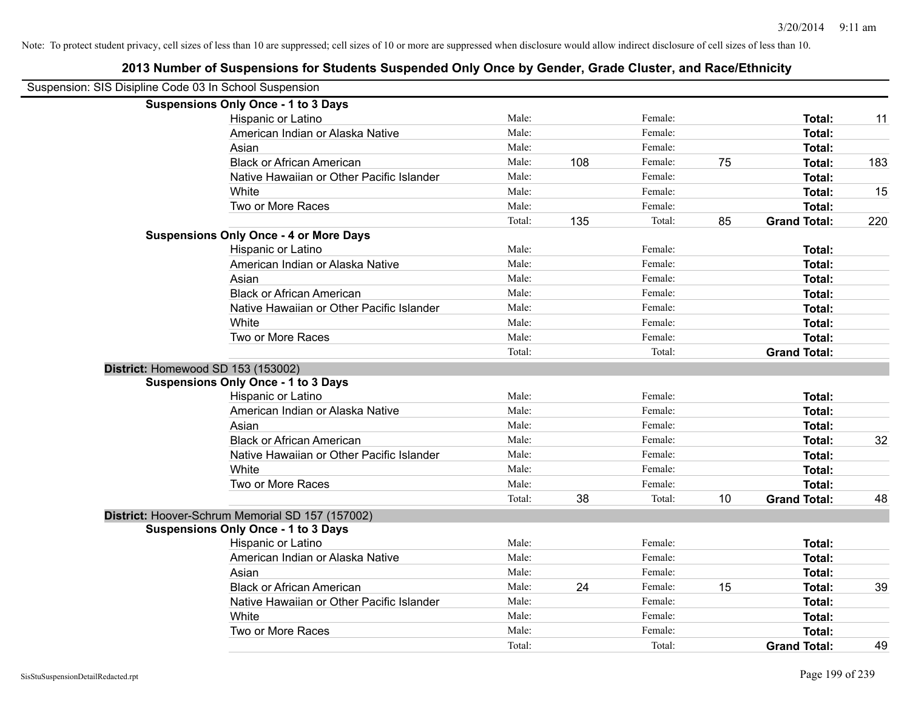Note: To protect student privacy, cell sizes of less than 10 are suppressed; cell sizes of 10 or more are suppressed when disclosure would allow indirect disclosure of cell sizes of less than 10.

## 2013 Number of Suspensions for Students Suspended Only Once by Gender, Grade Cluster, and Race/Ethnicity

Suspension: SIS Disipline Code 03 In School Suspension

**Suspensions Only Once - 1 to 3 Days**

| | | | | | | |
|---|---|---|---|---|---|---|
| Hispanic or Latino | Male: | | Female: | | **Total:** | 11 |
| American Indian or Alaska Native | Male: | | Female: | | **Total:** | |
| Asian | Male: | | Female: | | **Total:** | |
| Black or African American | Male: | 108 | Female: | 75 | **Total:** | 183 |
| Native Hawaiian or Other Pacific Islander | Male: | | Female: | | **Total:** | |
| White | Male: | | Female: | | **Total:** | 15 |
| Two or More Races | Male: | | Female: | | **Total:** | |
| | Total: | 135 | Total: | 85 | **Grand Total:** | 220 |

**Suspensions Only Once - 4 or More Days**

| | | | | | | |
|---|---|---|---|---|---|---|
| Hispanic or Latino | Male: | | Female: | | **Total:** | |
| American Indian or Alaska Native | Male: | | Female: | | **Total:** | |
| Asian | Male: | | Female: | | **Total:** | |
| Black or African American | Male: | | Female: | | **Total:** | |
| Native Hawaiian or Other Pacific Islander | Male: | | Female: | | **Total:** | |
| White | Male: | | Female: | | **Total:** | |
| Two or More Races | Male: | | Female: | | **Total:** | |
| | Total: | | Total: | | **Grand Total:** | |

**District:** Homewood SD 153 (153002)

**Suspensions Only Once - 1 to 3 Days**

| | | | | | | |
|---|---|---|---|---|---|---|
| Hispanic or Latino | Male: | | Female: | | **Total:** | |
| American Indian or Alaska Native | Male: | | Female: | | **Total:** | |
| Asian | Male: | | Female: | | **Total:** | |
| Black or African American | Male: | | Female: | | **Total:** | 32 |
| Native Hawaiian or Other Pacific Islander | Male: | | Female: | | **Total:** | |
| White | Male: | | Female: | | **Total:** | |
| Two or More Races | Male: | | Female: | | **Total:** | |
| | Total: | 38 | Total: | 10 | **Grand Total:** | 48 |

**District:** Hoover-Schrum Memorial SD 157 (157002)

**Suspensions Only Once - 1 to 3 Days**

| | | | | | | |
|---|---|---|---|---|---|---|
| Hispanic or Latino | Male: | | Female: | | **Total:** | |
| American Indian or Alaska Native | Male: | | Female: | | **Total:** | |
| Asian | Male: | | Female: | | **Total:** | |
| Black or African American | Male: | 24 | Female: | 15 | **Total:** | 39 |
| Native Hawaiian or Other Pacific Islander | Male: | | Female: | | **Total:** | |
| White | Male: | | Female: | | **Total:** | |
| Two or More Races | Male: | | Female: | | **Total:** | |
| | Total: | | Total: | | **Grand Total:** | 49 |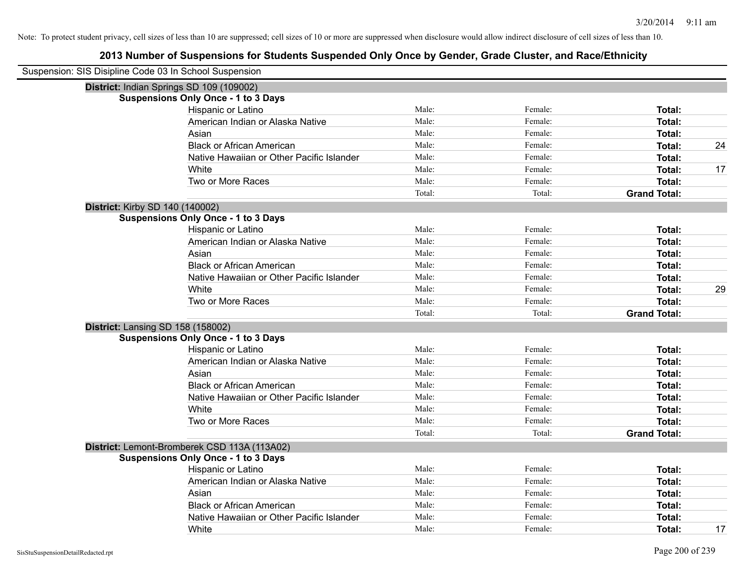Note: To protect student privacy, cell sizes of less than 10 are suppressed; cell sizes of 10 or more are suppressed when disclosure would allow indirect disclosure of cell sizes of less than 10.

## 2013 Number of Suspensions for Students Suspended Only Once by Gender, Grade Cluster, and Race/Ethnicity

Suspension: SIS Disipline Code 03 In School Suspension

### District: Indian Springs SD 109 (109002)

**Suspensions Only Once - 1 to 3 Days**

| Race/Ethnicity | Male: | Female: | Total: |
|---|---|---|---|
| Hispanic or Latino | | | |
| American Indian or Alaska Native | | | |
| Asian | | | |
| Black or African American | | | 24 |
| Native Hawaiian or Other Pacific Islander | | | |
| White | | | 17 |
| Two or More Races | | | |
| | Total: | Total: | **Grand Total:** |

### District: Kirby SD 140 (140002)

**Suspensions Only Once - 1 to 3 Days**

| Race/Ethnicity | Male: | Female: | Total: |
|---|---|---|---|
| Hispanic or Latino | | | |
| American Indian or Alaska Native | | | |
| Asian | | | |
| Black or African American | | | |
| Native Hawaiian or Other Pacific Islander | | | |
| White | | | 29 |
| Two or More Races | | | |
| | Total: | Total: | **Grand Total:** |

### District: Lansing SD 158 (158002)

**Suspensions Only Once - 1 to 3 Days**

| Race/Ethnicity | Male: | Female: | Total: |
|---|---|---|---|
| Hispanic or Latino | | | |
| American Indian or Alaska Native | | | |
| Asian | | | |
| Black or African American | | | |
| Native Hawaiian or Other Pacific Islander | | | |
| White | | | |
| Two or More Races | | | |
| | Total: | Total: | **Grand Total:** |

### District: Lemont-Bromberek CSD 113A (113A02)

**Suspensions Only Once - 1 to 3 Days**

| Race/Ethnicity | Male: | Female: | Total: |
|---|---|---|---|
| Hispanic or Latino | | | |
| American Indian or Alaska Native | | | |
| Asian | | | |
| Black or African American | | | |
| Native Hawaiian or Other Pacific Islander | | | |
| White | | | 17 |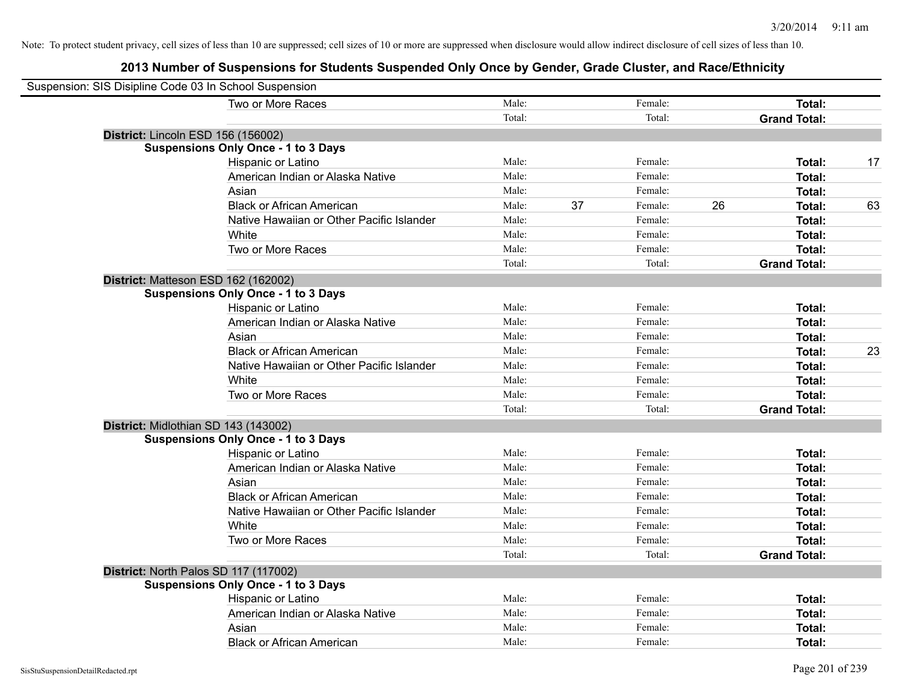Note: To protect student privacy, cell sizes of less than 10 are suppressed; cell sizes of 10 or more are suppressed when disclosure would allow indirect disclosure of cell sizes of less than 10.

## 2013 Number of Suspensions for Students Suspended Only Once by Gender, Grade Cluster, and Race/Ethnicity

Suspension: SIS Disipline Code 03 In School Suspension

| | | | | | | |
|---|---|---|---|---|---|---|
| Two or More Races | Male: | | Female: | | **Total:** | |
| | Total: | | Total: | | **Grand Total:** | |

**District:** Lincoln ESD 156 (156002)

**Suspensions Only Once - 1 to 3 Days**

| | | | | | | |
|---|---|---|---|---|---|---|
| Hispanic or Latino | Male: | | Female: | | **Total:** | 17 |
| American Indian or Alaska Native | Male: | | Female: | | **Total:** | |
| Asian | Male: | | Female: | | **Total:** | |
| Black or African American | Male: | 37 | Female: | 26 | **Total:** | 63 |
| Native Hawaiian or Other Pacific Islander | Male: | | Female: | | **Total:** | |
| White | Male: | | Female: | | **Total:** | |
| Two or More Races | Male: | | Female: | | **Total:** | |
| | Total: | | Total: | | **Grand Total:** | |

**District:** Matteson ESD 162 (162002)

**Suspensions Only Once - 1 to 3 Days**

| | | | | | | |
|---|---|---|---|---|---|---|
| Hispanic or Latino | Male: | | Female: | | **Total:** | |
| American Indian or Alaska Native | Male: | | Female: | | **Total:** | |
| Asian | Male: | | Female: | | **Total:** | |
| Black or African American | Male: | | Female: | | **Total:** | 23 |
| Native Hawaiian or Other Pacific Islander | Male: | | Female: | | **Total:** | |
| White | Male: | | Female: | | **Total:** | |
| Two or More Races | Male: | | Female: | | **Total:** | |
| | Total: | | Total: | | **Grand Total:** | |

**District:** Midlothian SD 143 (143002)

**Suspensions Only Once - 1 to 3 Days**

| | | | | | | |
|---|---|---|---|---|---|---|
| Hispanic or Latino | Male: | | Female: | | **Total:** | |
| American Indian or Alaska Native | Male: | | Female: | | **Total:** | |
| Asian | Male: | | Female: | | **Total:** | |
| Black or African American | Male: | | Female: | | **Total:** | |
| Native Hawaiian or Other Pacific Islander | Male: | | Female: | | **Total:** | |
| White | Male: | | Female: | | **Total:** | |
| Two or More Races | Male: | | Female: | | **Total:** | |
| | Total: | | Total: | | **Grand Total:** | |

**District:** North Palos SD 117 (117002)

**Suspensions Only Once - 1 to 3 Days**

| | | | | | | |
|---|---|---|---|---|---|---|
| Hispanic or Latino | Male: | | Female: | | **Total:** | |
| American Indian or Alaska Native | Male: | | Female: | | **Total:** | |
| Asian | Male: | | Female: | | **Total:** | |
| Black or African American | Male: | | Female: | | **Total:** | |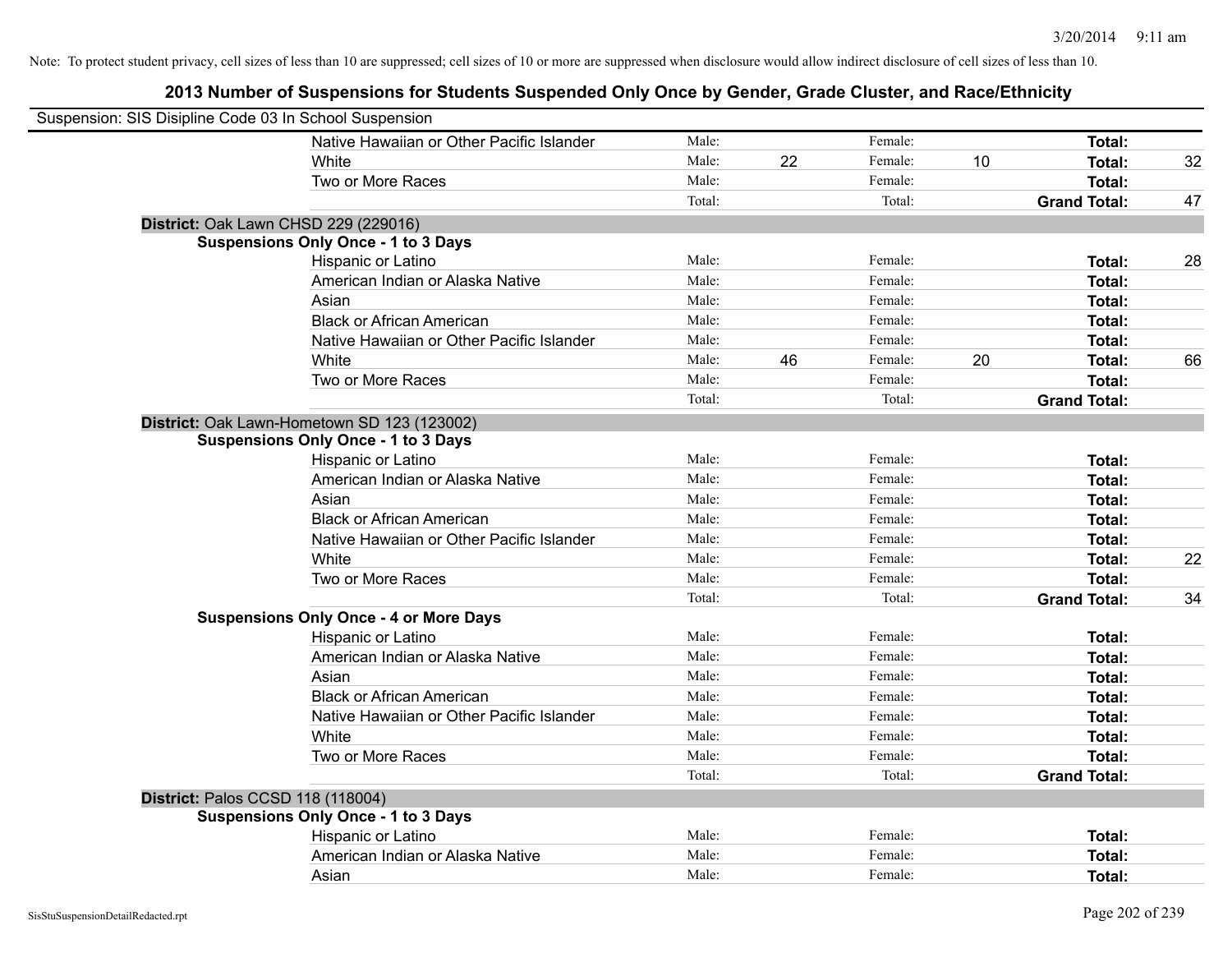Note: To protect student privacy, cell sizes of less than 10 are suppressed; cell sizes of 10 or more are suppressed when disclosure would allow indirect disclosure of cell sizes of less than 10.

## 2013 Number of Suspensions for Students Suspended Only Once by Gender, Grade Cluster, and Race/Ethnicity

Suspension: SIS Disipline Code 03 In School Suspension

| | | | | | | |
|---|---|---|---|---|---|---|
| Native Hawaiian or Other Pacific Islander | Male: | | Female: | | **Total:** | |
| White | Male: | 22 | Female: | 10 | **Total:** | 32 |
| Two or More Races | Male: | | Female: | | **Total:** | |
| | Total: | | Total: | | **Grand Total:** | 47 |

**District:** Oak Lawn CHSD 229 (229016)

**Suspensions Only Once - 1 to 3 Days**

| | | | | | | |
|---|---|---|---|---|---|---|
| Hispanic or Latino | Male: | | Female: | | **Total:** | 28 |
| American Indian or Alaska Native | Male: | | Female: | | **Total:** | |
| Asian | Male: | | Female: | | **Total:** | |
| Black or African American | Male: | | Female: | | **Total:** | |
| Native Hawaiian or Other Pacific Islander | Male: | | Female: | | **Total:** | |
| White | Male: | 46 | Female: | 20 | **Total:** | 66 |
| Two or More Races | Male: | | Female: | | **Total:** | |
| | Total: | | Total: | | **Grand Total:** | |

**District:** Oak Lawn-Hometown SD 123 (123002)

**Suspensions Only Once - 1 to 3 Days**

| | | | | | | |
|---|---|---|---|---|---|---|
| Hispanic or Latino | Male: | | Female: | | **Total:** | |
| American Indian or Alaska Native | Male: | | Female: | | **Total:** | |
| Asian | Male: | | Female: | | **Total:** | |
| Black or African American | Male: | | Female: | | **Total:** | |
| Native Hawaiian or Other Pacific Islander | Male: | | Female: | | **Total:** | |
| White | Male: | | Female: | | **Total:** | 22 |
| Two or More Races | Male: | | Female: | | **Total:** | |
| | Total: | | Total: | | **Grand Total:** | 34 |

**Suspensions Only Once - 4 or More Days**

| | | | | | | |
|---|---|---|---|---|---|---|
| Hispanic or Latino | Male: | | Female: | | **Total:** | |
| American Indian or Alaska Native | Male: | | Female: | | **Total:** | |
| Asian | Male: | | Female: | | **Total:** | |
| Black or African American | Male: | | Female: | | **Total:** | |
| Native Hawaiian or Other Pacific Islander | Male: | | Female: | | **Total:** | |
| White | Male: | | Female: | | **Total:** | |
| Two or More Races | Male: | | Female: | | **Total:** | |
| | Total: | | Total: | | **Grand Total:** | |

**District:** Palos CCSD 118 (118004)

**Suspensions Only Once - 1 to 3 Days**

| | | | | | | |
|---|---|---|---|---|---|---|
| Hispanic or Latino | Male: | | Female: | | **Total:** | |
| American Indian or Alaska Native | Male: | | Female: | | **Total:** | |
| Asian | Male: | | Female: | | **Total:** | |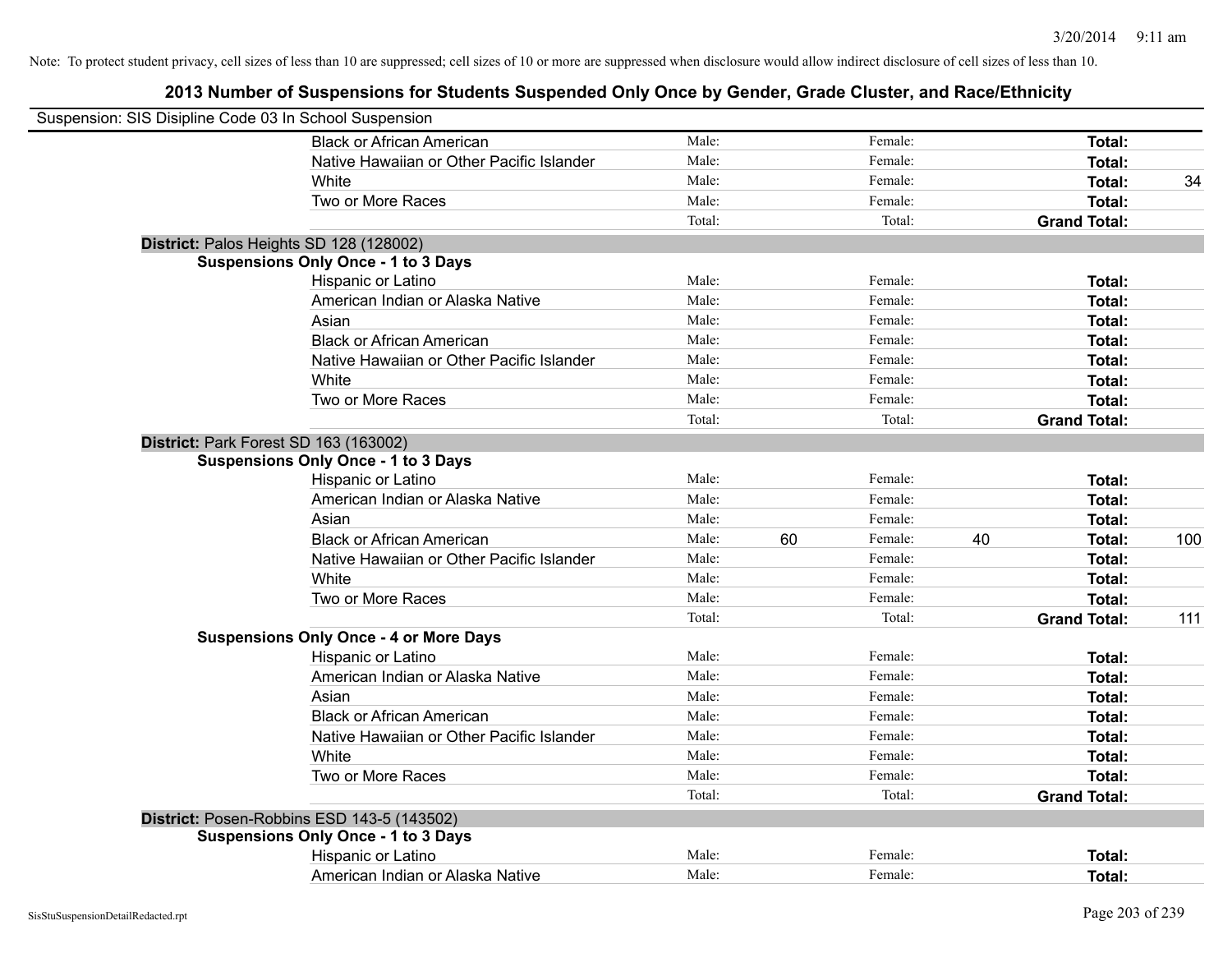Note: To protect student privacy, cell sizes of less than 10 are suppressed; cell sizes of 10 or more are suppressed when disclosure would allow indirect disclosure of cell sizes of less than 10.

## 2013 Number of Suspensions for Students Suspended Only Once by Gender, Grade Cluster, and Race/Ethnicity

Suspension: SIS Disipline Code 03 In School Suspension

| | | | | | | |
|---|---|---|---|---|---|---|
| Black or African American | Male: | | Female: | | **Total:** | |
| Native Hawaiian or Other Pacific Islander | Male: | | Female: | | **Total:** | |
| White | Male: | | Female: | | **Total:** | 34 |
| Two or More Races | Male: | | Female: | | **Total:** | |
| | Total: | | Total: | | **Grand Total:** | |

**District:** Palos Heights SD 128 (128002)

**Suspensions Only Once - 1 to 3 Days**

| | | | | | | |
|---|---|---|---|---|---|---|
| Hispanic or Latino | Male: | | Female: | | **Total:** | |
| American Indian or Alaska Native | Male: | | Female: | | **Total:** | |
| Asian | Male: | | Female: | | **Total:** | |
| Black or African American | Male: | | Female: | | **Total:** | |
| Native Hawaiian or Other Pacific Islander | Male: | | Female: | | **Total:** | |
| White | Male: | | Female: | | **Total:** | |
| Two or More Races | Male: | | Female: | | **Total:** | |
| | Total: | | Total: | | **Grand Total:** | |

**District:** Park Forest SD 163 (163002)

**Suspensions Only Once - 1 to 3 Days**

| | | | | | | |
|---|---|---|---|---|---|---|
| Hispanic or Latino | Male: | | Female: | | **Total:** | |
| American Indian or Alaska Native | Male: | | Female: | | **Total:** | |
| Asian | Male: | | Female: | | **Total:** | |
| Black or African American | Male: | 60 | Female: | 40 | **Total:** | 100 |
| Native Hawaiian or Other Pacific Islander | Male: | | Female: | | **Total:** | |
| White | Male: | | Female: | | **Total:** | |
| Two or More Races | Male: | | Female: | | **Total:** | |
| | Total: | | Total: | | **Grand Total:** | 111 |

**Suspensions Only Once - 4 or More Days**

| | | | | | | |
|---|---|---|---|---|---|---|
| Hispanic or Latino | Male: | | Female: | | **Total:** | |
| American Indian or Alaska Native | Male: | | Female: | | **Total:** | |
| Asian | Male: | | Female: | | **Total:** | |
| Black or African American | Male: | | Female: | | **Total:** | |
| Native Hawaiian or Other Pacific Islander | Male: | | Female: | | **Total:** | |
| White | Male: | | Female: | | **Total:** | |
| Two or More Races | Male: | | Female: | | **Total:** | |
| | Total: | | Total: | | **Grand Total:** | |

**District:** Posen-Robbins ESD 143-5 (143502)

**Suspensions Only Once - 1 to 3 Days**

| | | | | | | |
|---|---|---|---|---|---|---|
| Hispanic or Latino | Male: | | Female: | | **Total:** | |
| American Indian or Alaska Native | Male: | | Female: | | **Total:** | |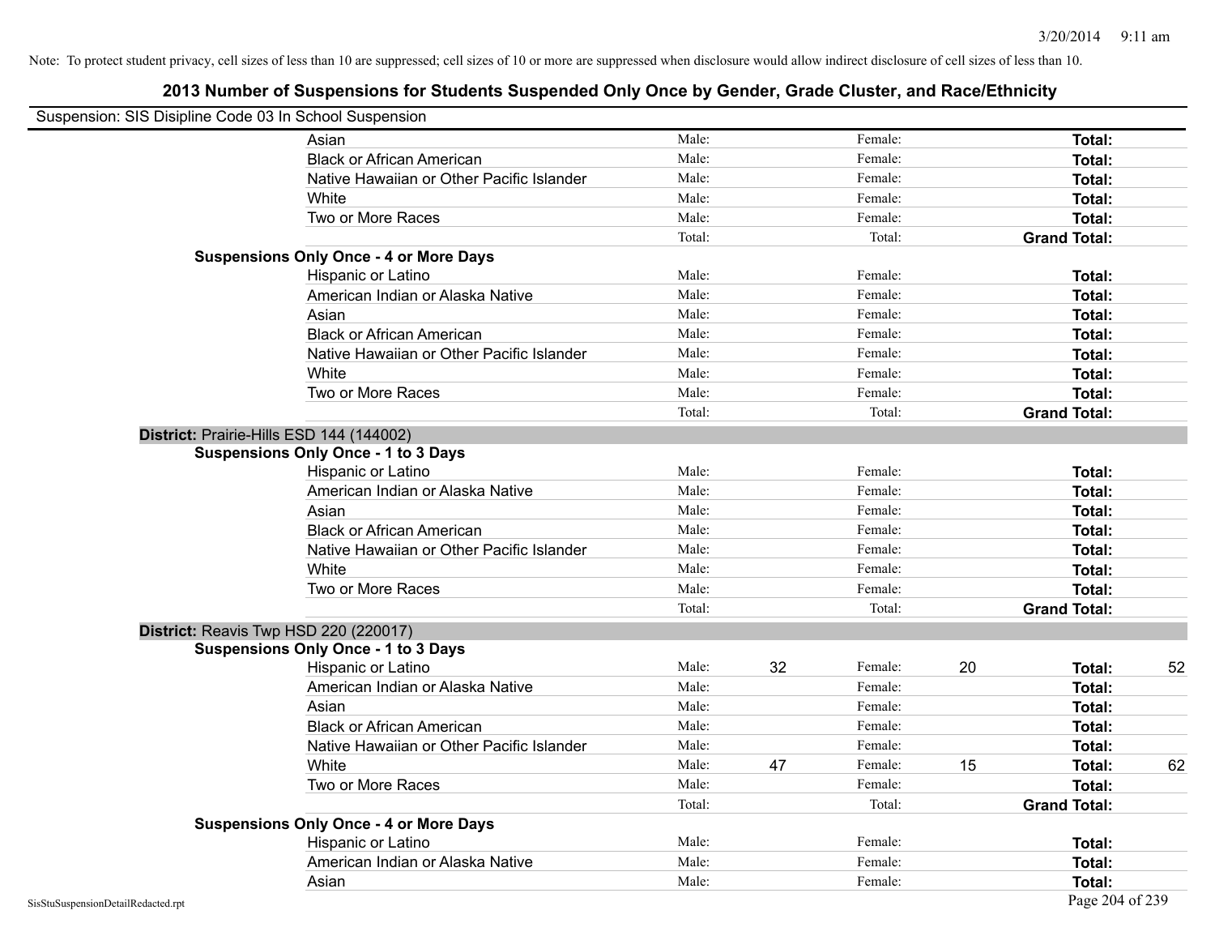Note: To protect student privacy, cell sizes of less than 10 are suppressed; cell sizes of 10 or more are suppressed when disclosure would allow indirect disclosure of cell sizes of less than 10.

## 2013 Number of Suspensions for Students Suspended Only Once by Gender, Grade Cluster, and Race/Ethnicity

Suspension: SIS Disipline Code 03 In School Suspension

| | | | | | | |
|---|---|---|---|---|---|---|
| Asian | Male: | | Female: | | **Total:** | |
| Black or African American | Male: | | Female: | | **Total:** | |
| Native Hawaiian or Other Pacific Islander | Male: | | Female: | | **Total:** | |
| White | Male: | | Female: | | **Total:** | |
| Two or More Races | Male: | | Female: | | **Total:** | |
| | Total: | | Total: | | **Grand Total:** | |
| **Suspensions Only Once - 4 or More Days** | | | | | | |
| Hispanic or Latino | Male: | | Female: | | **Total:** | |
| American Indian or Alaska Native | Male: | | Female: | | **Total:** | |
| Asian | Male: | | Female: | | **Total:** | |
| Black or African American | Male: | | Female: | | **Total:** | |
| Native Hawaiian or Other Pacific Islander | Male: | | Female: | | **Total:** | |
| White | Male: | | Female: | | **Total:** | |
| Two or More Races | Male: | | Female: | | **Total:** | |
| | Total: | | Total: | | **Grand Total:** | |

**District:** Prairie-Hills ESD 144 (144002)

| | | | | | | |
|---|---|---|---|---|---|---|
| **Suspensions Only Once - 1 to 3 Days** | | | | | | |
| Hispanic or Latino | Male: | | Female: | | **Total:** | |
| American Indian or Alaska Native | Male: | | Female: | | **Total:** | |
| Asian | Male: | | Female: | | **Total:** | |
| Black or African American | Male: | | Female: | | **Total:** | |
| Native Hawaiian or Other Pacific Islander | Male: | | Female: | | **Total:** | |
| White | Male: | | Female: | | **Total:** | |
| Two or More Races | Male: | | Female: | | **Total:** | |
| | Total: | | Total: | | **Grand Total:** | |

**District:** Reavis Twp HSD 220 (220017)

| | | | | | | |
|---|---|---|---|---|---|---|
| **Suspensions Only Once - 1 to 3 Days** | | | | | | |
| Hispanic or Latino | Male: | 32 | Female: | 20 | **Total:** | 52 |
| American Indian or Alaska Native | Male: | | Female: | | **Total:** | |
| Asian | Male: | | Female: | | **Total:** | |
| Black or African American | Male: | | Female: | | **Total:** | |
| Native Hawaiian or Other Pacific Islander | Male: | | Female: | | **Total:** | |
| White | Male: | 47 | Female: | 15 | **Total:** | 62 |
| Two or More Races | Male: | | Female: | | **Total:** | |
| | Total: | | Total: | | **Grand Total:** | |
| **Suspensions Only Once - 4 or More Days** | | | | | | |
| Hispanic or Latino | Male: | | Female: | | **Total:** | |
| American Indian or Alaska Native | Male: | | Female: | | **Total:** | |
| Asian | Male: | | Female: | | **Total:** | |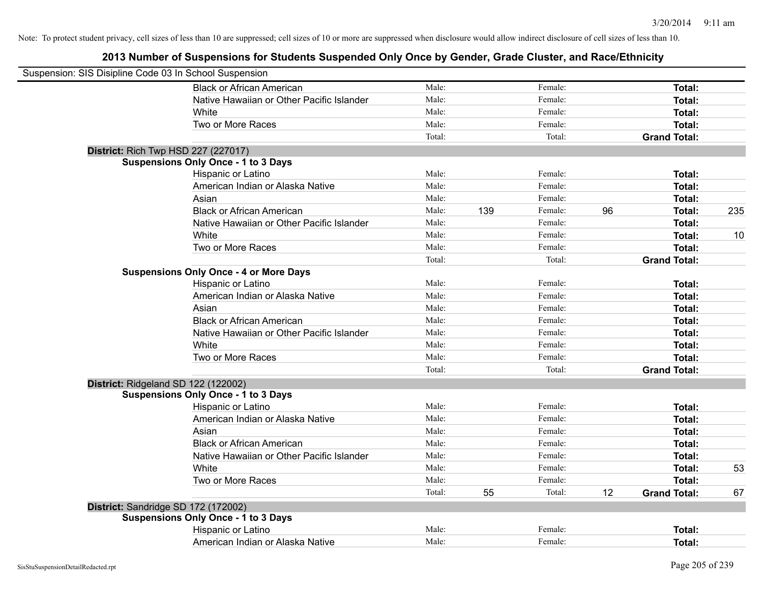Note: To protect student privacy, cell sizes of less than 10 are suppressed; cell sizes of 10 or more are suppressed when disclosure would allow indirect disclosure of cell sizes of less than 10.

## 2013 Number of Suspensions for Students Suspended Only Once by Gender, Grade Cluster, and Race/Ethnicity

Suspension: SIS Disipline Code 03 In School Suspension

| | | | | | | |
|---|---|---|---|---|---|---|
| Black or African American | Male: | | Female: | | **Total:** | |
| Native Hawaiian or Other Pacific Islander | Male: | | Female: | | **Total:** | |
| White | Male: | | Female: | | **Total:** | |
| Two or More Races | Male: | | Female: | | **Total:** | |
| | Total: | | Total: | | **Grand Total:** | |

**District:** Rich Twp HSD 227 (227017)

**Suspensions Only Once - 1 to 3 Days**

| | | | | | | |
|---|---|---|---|---|---|---|
| Hispanic or Latino | Male: | | Female: | | **Total:** | |
| American Indian or Alaska Native | Male: | | Female: | | **Total:** | |
| Asian | Male: | | Female: | | **Total:** | |
| Black or African American | Male: | 139 | Female: | 96 | **Total:** | 235 |
| Native Hawaiian or Other Pacific Islander | Male: | | Female: | | **Total:** | |
| White | Male: | | Female: | | **Total:** | 10 |
| Two or More Races | Male: | | Female: | | **Total:** | |
| | Total: | | Total: | | **Grand Total:** | |

**Suspensions Only Once - 4 or More Days**

| | | | | | | |
|---|---|---|---|---|---|---|
| Hispanic or Latino | Male: | | Female: | | **Total:** | |
| American Indian or Alaska Native | Male: | | Female: | | **Total:** | |
| Asian | Male: | | Female: | | **Total:** | |
| Black or African American | Male: | | Female: | | **Total:** | |
| Native Hawaiian or Other Pacific Islander | Male: | | Female: | | **Total:** | |
| White | Male: | | Female: | | **Total:** | |
| Two or More Races | Male: | | Female: | | **Total:** | |
| | Total: | | Total: | | **Grand Total:** | |

**District:** Ridgeland SD 122 (122002)

**Suspensions Only Once - 1 to 3 Days**

| | | | | | | |
|---|---|---|---|---|---|---|
| Hispanic or Latino | Male: | | Female: | | **Total:** | |
| American Indian or Alaska Native | Male: | | Female: | | **Total:** | |
| Asian | Male: | | Female: | | **Total:** | |
| Black or African American | Male: | | Female: | | **Total:** | |
| Native Hawaiian or Other Pacific Islander | Male: | | Female: | | **Total:** | |
| White | Male: | | Female: | | **Total:** | 53 |
| Two or More Races | Male: | | Female: | | **Total:** | |
| | Total: | 55 | Total: | 12 | **Grand Total:** | 67 |

**District:** Sandridge SD 172 (172002)

**Suspensions Only Once - 1 to 3 Days**

| | | | | | | |
|---|---|---|---|---|---|---|
| Hispanic or Latino | Male: | | Female: | | **Total:** | |
| American Indian or Alaska Native | Male: | | Female: | | **Total:** | |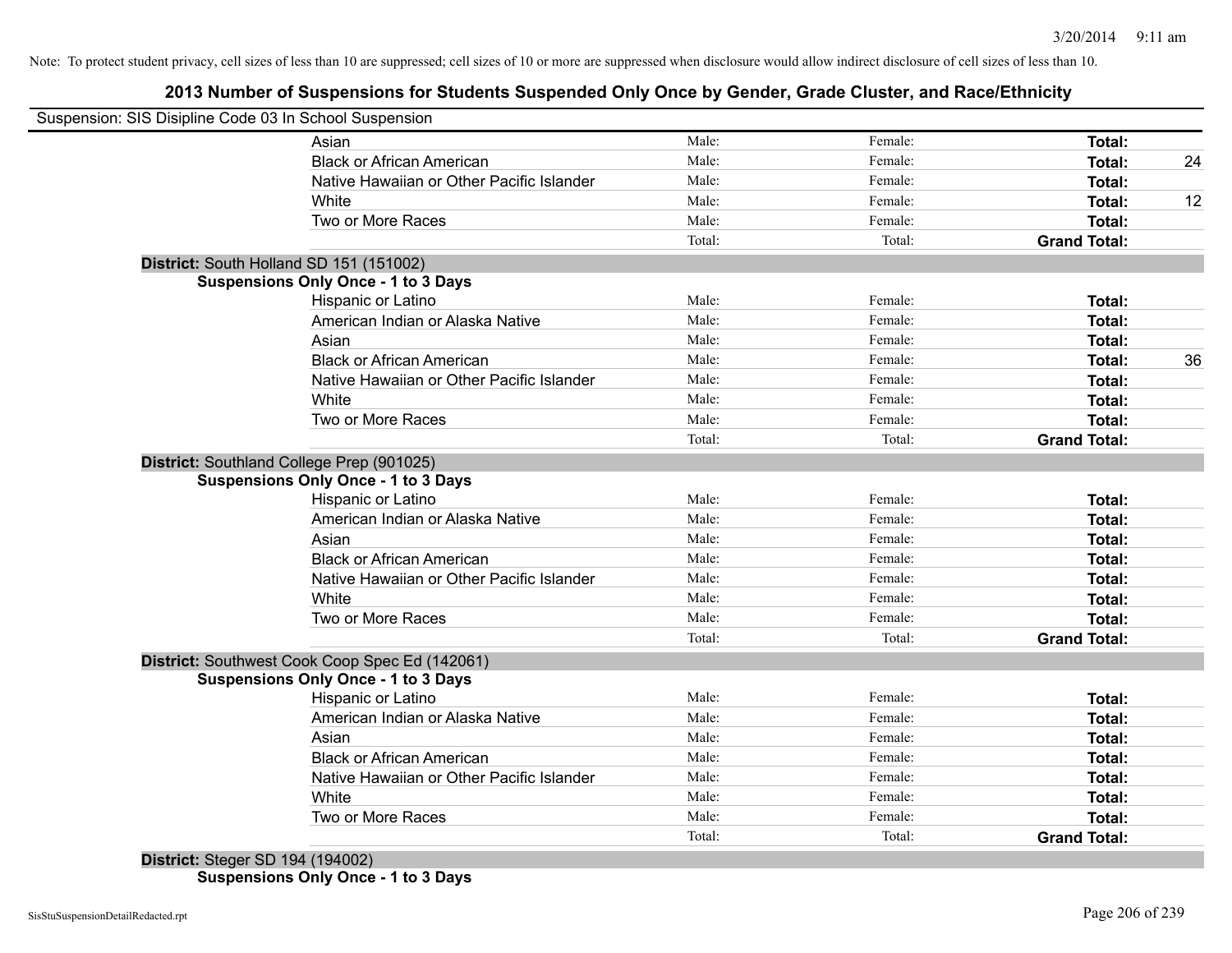Note: To protect student privacy, cell sizes of less than 10 are suppressed; cell sizes of 10 or more are suppressed when disclosure would allow indirect disclosure of cell sizes of less than 10.

## 2013 Number of Suspensions for Students Suspended Only Once by Gender, Grade Cluster, and Race/Ethnicity

Suspension: SIS Disipline Code 03 In School Suspension

| | Male | Female | Total |
|---|---|---|---|
| Asian | Male: | Female: | **Total:** |
| Black or African American | Male: | Female: | **Total:** 24 |
| Native Hawaiian or Other Pacific Islander | Male: | Female: | **Total:** |
| White | Male: | Female: | **Total:** 12 |
| Two or More Races | Male: | Female: | **Total:** |
| | Total: | Total: | **Grand Total:** |

**District:** South Holland SD 151 (151002)

**Suspensions Only Once - 1 to 3 Days**

| | Male | Female | Total |
|---|---|---|---|
| Hispanic or Latino | Male: | Female: | **Total:** |
| American Indian or Alaska Native | Male: | Female: | **Total:** |
| Asian | Male: | Female: | **Total:** |
| Black or African American | Male: | Female: | **Total:** 36 |
| Native Hawaiian or Other Pacific Islander | Male: | Female: | **Total:** |
| White | Male: | Female: | **Total:** |
| Two or More Races | Male: | Female: | **Total:** |
| | Total: | Total: | **Grand Total:** |

**District:** Southland College Prep (901025)

**Suspensions Only Once - 1 to 3 Days**

| | Male | Female | Total |
|---|---|---|---|
| Hispanic or Latino | Male: | Female: | **Total:** |
| American Indian or Alaska Native | Male: | Female: | **Total:** |
| Asian | Male: | Female: | **Total:** |
| Black or African American | Male: | Female: | **Total:** |
| Native Hawaiian or Other Pacific Islander | Male: | Female: | **Total:** |
| White | Male: | Female: | **Total:** |
| Two or More Races | Male: | Female: | **Total:** |
| | Total: | Total: | **Grand Total:** |

**District:** Southwest Cook Coop Spec Ed (142061)

**Suspensions Only Once - 1 to 3 Days**

| | Male | Female | Total |
|---|---|---|---|
| Hispanic or Latino | Male: | Female: | **Total:** |
| American Indian or Alaska Native | Male: | Female: | **Total:** |
| Asian | Male: | Female: | **Total:** |
| Black or African American | Male: | Female: | **Total:** |
| Native Hawaiian or Other Pacific Islander | Male: | Female: | **Total:** |
| White | Male: | Female: | **Total:** |
| Two or More Races | Male: | Female: | **Total:** |
| | Total: | Total: | **Grand Total:** |

**District:** Steger SD 194 (194002)

**Suspensions Only Once - 1 to 3 Days**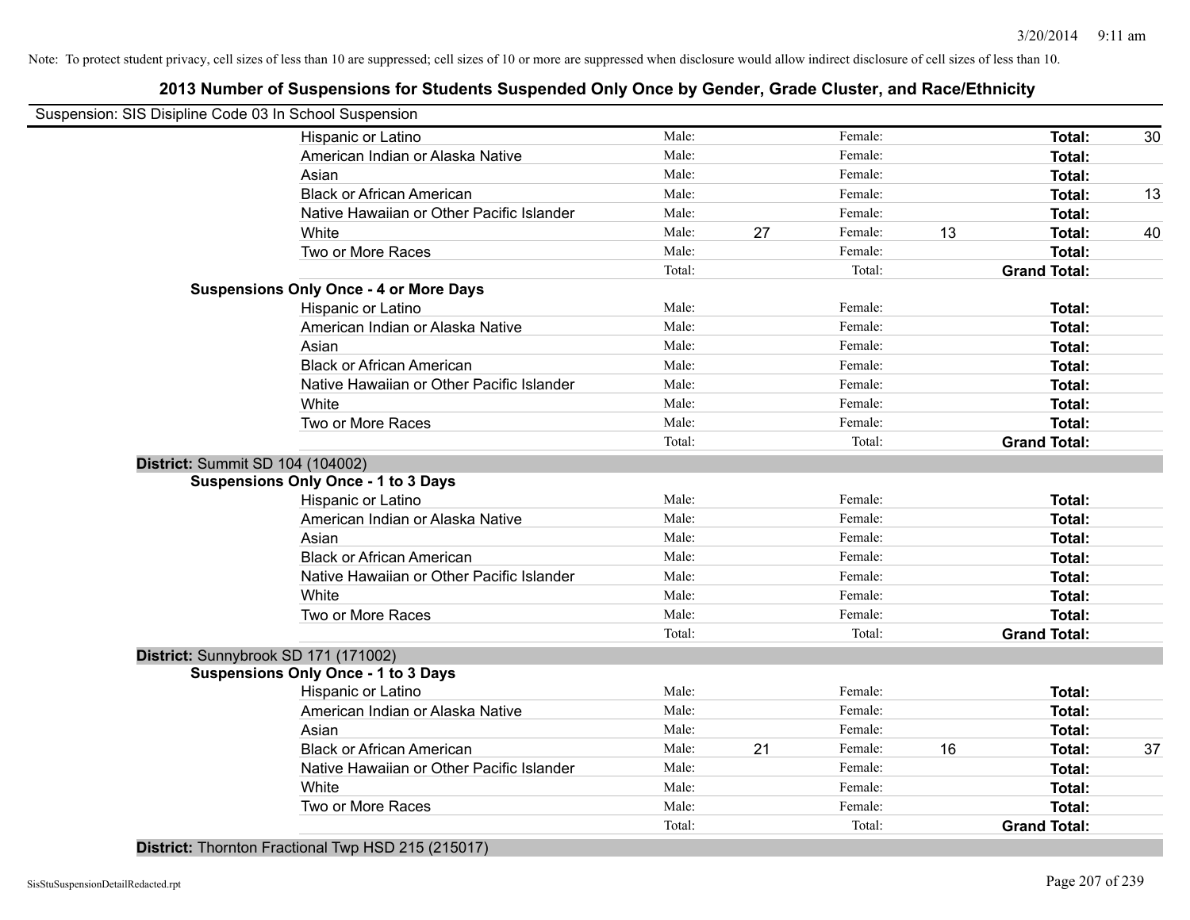Note: To protect student privacy, cell sizes of less than 10 are suppressed; cell sizes of 10 or more are suppressed when disclosure would allow indirect disclosure of cell sizes of less than 10.

# 2013 Number of Suspensions for Students Suspended Only Once by Gender, Grade Cluster, and Race/Ethnicity

Suspension: SIS Disipline Code 03 In School Suspension

| | Race/Ethnicity | | | | | | |
|---|---|---|---|---|---|---|---|
| | Hispanic or Latino | Male: | | Female: | | **Total:** | 30 |
| | American Indian or Alaska Native | Male: | | Female: | | **Total:** | |
| | Asian | Male: | | Female: | | **Total:** | |
| | Black or African American | Male: | | Female: | | **Total:** | 13 |
| | Native Hawaiian or Other Pacific Islander | Male: | | Female: | | **Total:** | |
| | White | Male: | 27 | Female: | 13 | **Total:** | 40 |
| | Two or More Races | Male: | | Female: | | **Total:** | |
| | | Total: | | Total: | | **Grand Total:** | |
| **Suspensions Only Once - 4 or More Days** | | | | | | | |
| | Hispanic or Latino | Male: | | Female: | | **Total:** | |
| | American Indian or Alaska Native | Male: | | Female: | | **Total:** | |
| | Asian | Male: | | Female: | | **Total:** | |
| | Black or African American | Male: | | Female: | | **Total:** | |
| | Native Hawaiian or Other Pacific Islander | Male: | | Female: | | **Total:** | |
| | White | Male: | | Female: | | **Total:** | |
| | Two or More Races | Male: | | Female: | | **Total:** | |
| | | Total: | | Total: | | **Grand Total:** | |

**District:** Summit SD 104 (104002)

| | Race/Ethnicity | | | | | | |
|---|---|---|---|---|---|---|---|
| **Suspensions Only Once - 1 to 3 Days** | | | | | | | |
| | Hispanic or Latino | Male: | | Female: | | **Total:** | |
| | American Indian or Alaska Native | Male: | | Female: | | **Total:** | |
| | Asian | Male: | | Female: | | **Total:** | |
| | Black or African American | Male: | | Female: | | **Total:** | |
| | Native Hawaiian or Other Pacific Islander | Male: | | Female: | | **Total:** | |
| | White | Male: | | Female: | | **Total:** | |
| | Two or More Races | Male: | | Female: | | **Total:** | |
| | | Total: | | Total: | | **Grand Total:** | |

**District:** Sunnybrook SD 171 (171002)

| | Race/Ethnicity | | | | | | |
|---|---|---|---|---|---|---|---|
| **Suspensions Only Once - 1 to 3 Days** | | | | | | | |
| | Hispanic or Latino | Male: | | Female: | | **Total:** | |
| | American Indian or Alaska Native | Male: | | Female: | | **Total:** | |
| | Asian | Male: | | Female: | | **Total:** | |
| | Black or African American | Male: | 21 | Female: | 16 | **Total:** | 37 |
| | Native Hawaiian or Other Pacific Islander | Male: | | Female: | | **Total:** | |
| | White | Male: | | Female: | | **Total:** | |
| | Two or More Races | Male: | | Female: | | **Total:** | |
| | | Total: | | Total: | | **Grand Total:** | |

**District:** Thornton Fractional Twp HSD 215 (215017)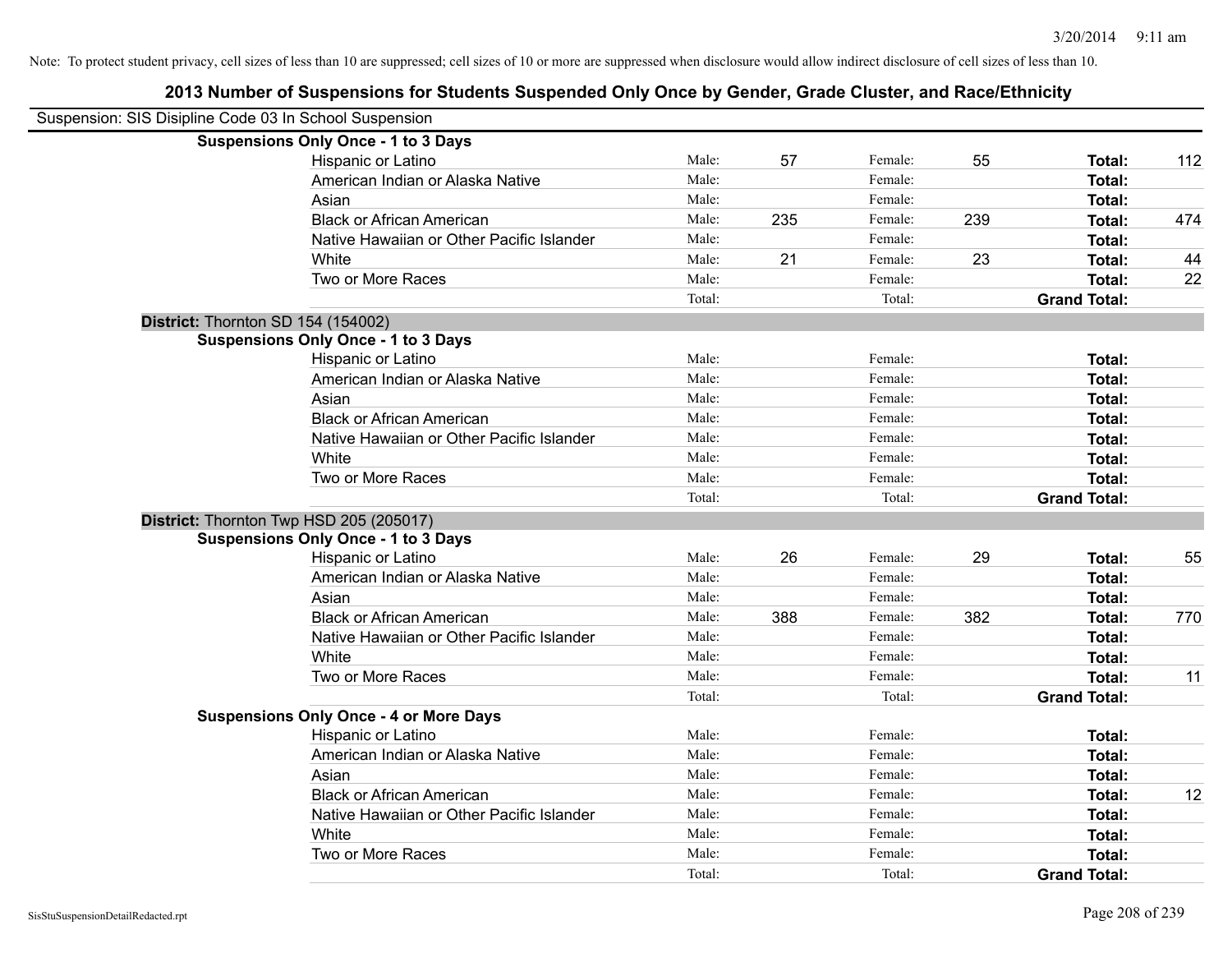Note: To protect student privacy, cell sizes of less than 10 are suppressed; cell sizes of 10 or more are suppressed when disclosure would allow indirect disclosure of cell sizes of less than 10.

## 2013 Number of Suspensions for Students Suspended Only Once by Gender, Grade Cluster, and Race/Ethnicity

Suspension: SIS Disipline Code 03 In School Suspension

**Suspensions Only Once - 1 to 3 Days**

| Race/Ethnicity | | Male | | Female | | Total |
|---|---|---|---|---|---|---|
| Hispanic or Latino | Male: | 57 | Female: | 55 | **Total:** | 112 |
| American Indian or Alaska Native | Male: | | Female: | | **Total:** | |
| Asian | Male: | | Female: | | **Total:** | |
| Black or African American | Male: | 235 | Female: | 239 | **Total:** | 474 |
| Native Hawaiian or Other Pacific Islander | Male: | | Female: | | **Total:** | |
| White | Male: | 21 | Female: | 23 | **Total:** | 44 |
| Two or More Races | Male: | | Female: | | **Total:** | 22 |
| | Total: | | Total: | | **Grand Total:** | |

**District:** Thornton SD 154 (154002)

**Suspensions Only Once - 1 to 3 Days**

| Race/Ethnicity | | Male | | Female | | Total |
|---|---|---|---|---|---|---|
| Hispanic or Latino | Male: | | Female: | | **Total:** | |
| American Indian or Alaska Native | Male: | | Female: | | **Total:** | |
| Asian | Male: | | Female: | | **Total:** | |
| Black or African American | Male: | | Female: | | **Total:** | |
| Native Hawaiian or Other Pacific Islander | Male: | | Female: | | **Total:** | |
| White | Male: | | Female: | | **Total:** | |
| Two or More Races | Male: | | Female: | | **Total:** | |
| | Total: | | Total: | | **Grand Total:** | |

**District:** Thornton Twp HSD 205 (205017)

**Suspensions Only Once - 1 to 3 Days**

| Race/Ethnicity | | Male | | Female | | Total |
|---|---|---|---|---|---|---|
| Hispanic or Latino | Male: | 26 | Female: | 29 | **Total:** | 55 |
| American Indian or Alaska Native | Male: | | Female: | | **Total:** | |
| Asian | Male: | | Female: | | **Total:** | |
| Black or African American | Male: | 388 | Female: | 382 | **Total:** | 770 |
| Native Hawaiian or Other Pacific Islander | Male: | | Female: | | **Total:** | |
| White | Male: | | Female: | | **Total:** | |
| Two or More Races | Male: | | Female: | | **Total:** | 11 |
| | Total: | | Total: | | **Grand Total:** | |

**Suspensions Only Once - 4 or More Days**

| Race/Ethnicity | | Male | | Female | | Total |
|---|---|---|---|---|---|---|
| Hispanic or Latino | Male: | | Female: | | **Total:** | |
| American Indian or Alaska Native | Male: | | Female: | | **Total:** | |
| Asian | Male: | | Female: | | **Total:** | |
| Black or African American | Male: | | Female: | | **Total:** | 12 |
| Native Hawaiian or Other Pacific Islander | Male: | | Female: | | **Total:** | |
| White | Male: | | Female: | | **Total:** | |
| Two or More Races | Male: | | Female: | | **Total:** | |
| | Total: | | Total: | | **Grand Total:** | |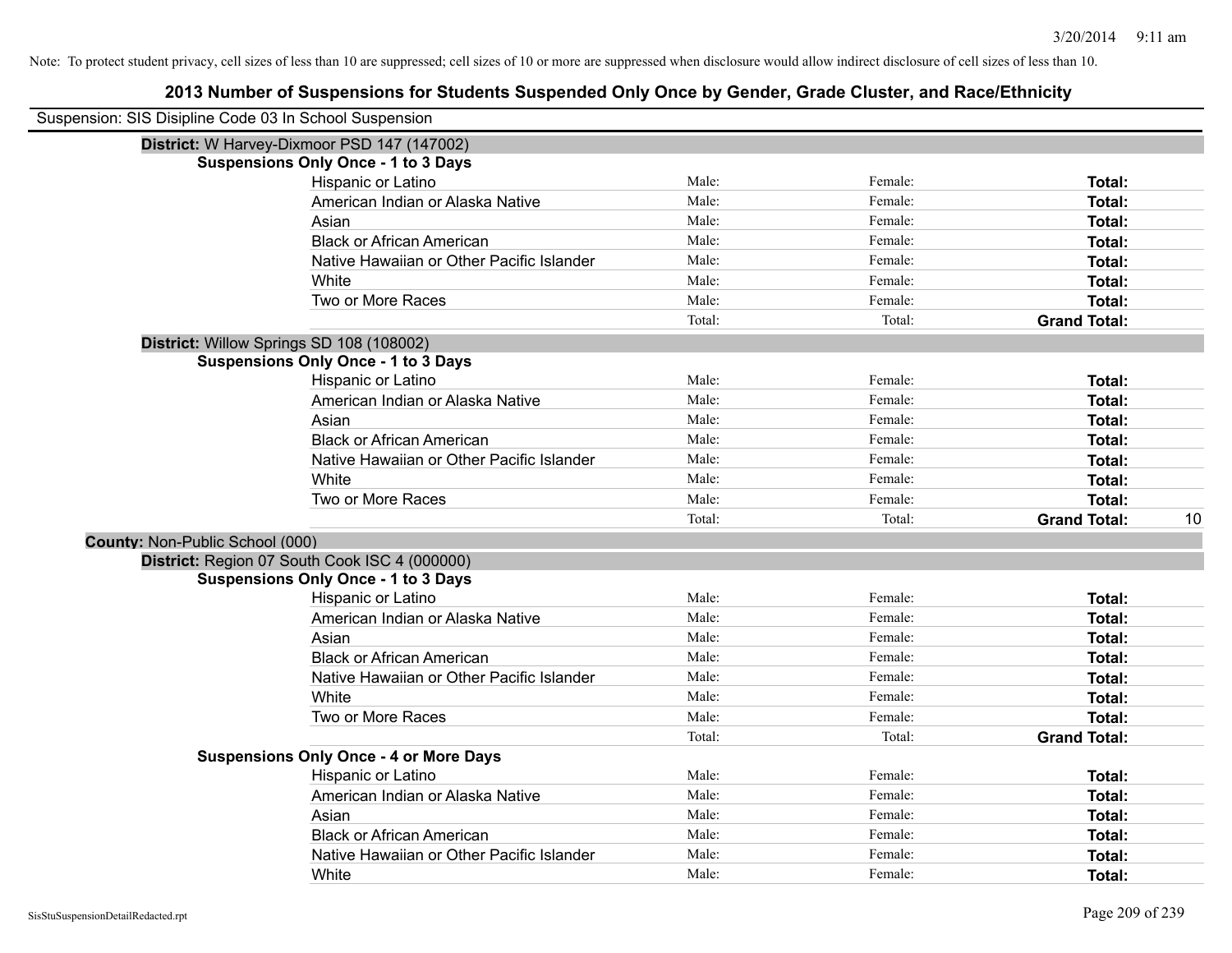Note: To protect student privacy, cell sizes of less than 10 are suppressed; cell sizes of 10 or more are suppressed when disclosure would allow indirect disclosure of cell sizes of less than 10.

# 2013 Number of Suspensions for Students Suspended Only Once by Gender, Grade Cluster, and Race/Ethnicity

Suspension: SIS Disipline Code 03 In School Suspension

**District:** W Harvey-Dixmoor PSD 147 (147002)

**Suspensions Only Once - 1 to 3 Days**

| | | | | |
|---|---|---|---|---|
| Hispanic or Latino | Male: | Female: | **Total:** | |
| American Indian or Alaska Native | Male: | Female: | **Total:** | |
| Asian | Male: | Female: | **Total:** | |
| Black or African American | Male: | Female: | **Total:** | |
| Native Hawaiian or Other Pacific Islander | Male: | Female: | **Total:** | |
| White | Male: | Female: | **Total:** | |
| Two or More Races | Male: | Female: | **Total:** | |
| | Total: | Total: | **Grand Total:** | |

**District:** Willow Springs SD 108 (108002)

**Suspensions Only Once - 1 to 3 Days**

| | | | | |
|---|---|---|---|---|
| Hispanic or Latino | Male: | Female: | **Total:** | |
| American Indian or Alaska Native | Male: | Female: | **Total:** | |
| Asian | Male: | Female: | **Total:** | |
| Black or African American | Male: | Female: | **Total:** | |
| Native Hawaiian or Other Pacific Islander | Male: | Female: | **Total:** | |
| White | Male: | Female: | **Total:** | |
| Two or More Races | Male: | Female: | **Total:** | |
| | Total: | Total: | **Grand Total:** | 10 |

**County:** Non-Public School (000)

**District:** Region 07 South Cook ISC 4 (000000)

**Suspensions Only Once - 1 to 3 Days**

| | | | | |
|---|---|---|---|---|
| Hispanic or Latino | Male: | Female: | **Total:** | |
| American Indian or Alaska Native | Male: | Female: | **Total:** | |
| Asian | Male: | Female: | **Total:** | |
| Black or African American | Male: | Female: | **Total:** | |
| Native Hawaiian or Other Pacific Islander | Male: | Female: | **Total:** | |
| White | Male: | Female: | **Total:** | |
| Two or More Races | Male: | Female: | **Total:** | |
| | Total: | Total: | **Grand Total:** | |

**Suspensions Only Once - 4 or More Days**

| | | | | |
|---|---|---|---|---|
| Hispanic or Latino | Male: | Female: | **Total:** | |
| American Indian or Alaska Native | Male: | Female: | **Total:** | |
| Asian | Male: | Female: | **Total:** | |
| Black or African American | Male: | Female: | **Total:** | |
| Native Hawaiian or Other Pacific Islander | Male: | Female: | **Total:** | |
| White | Male: | Female: | **Total:** | |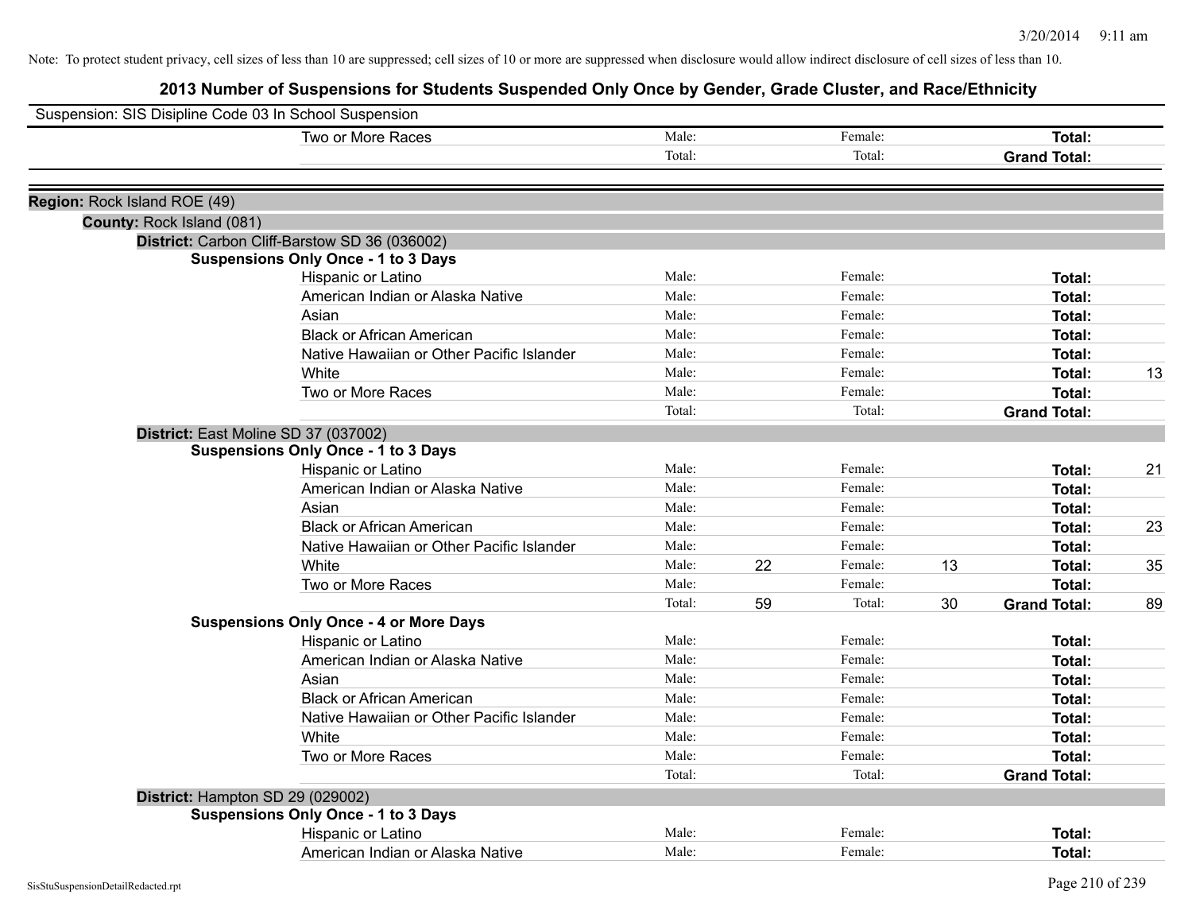Note: To protect student privacy, cell sizes of less than 10 are suppressed; cell sizes of 10 or more are suppressed when disclosure would allow indirect disclosure of cell sizes of less than 10.

# 2013 Number of Suspensions for Students Suspended Only Once by Gender, Grade Cluster, and Race/Ethnicity

Suspension: SIS Disipline Code 03 In School Suspension

| | | | | | | |
|---|---|---|---|---|---|---|
| Two or More Races | Male: | | Female: | | **Total:** | |
| | Total: | | Total: | | **Grand Total:** | |

**Region:** Rock Island ROE (49)

**County:** Rock Island (081)

**District:** Carbon Cliff-Barstow SD 36 (036002)

**Suspensions Only Once - 1 to 3 Days**

| | | | | | | |
|---|---|---|---|---|---|---|
| Hispanic or Latino | Male: | | Female: | | **Total:** | |
| American Indian or Alaska Native | Male: | | Female: | | **Total:** | |
| Asian | Male: | | Female: | | **Total:** | |
| Black or African American | Male: | | Female: | | **Total:** | |
| Native Hawaiian or Other Pacific Islander | Male: | | Female: | | **Total:** | |
| White | Male: | | Female: | | **Total:** | 13 |
| Two or More Races | Male: | | Female: | | **Total:** | |
| | Total: | | Total: | | **Grand Total:** | |

**District:** East Moline SD 37 (037002)

**Suspensions Only Once - 1 to 3 Days**

| | | | | | | |
|---|---|---|---|---|---|---|
| Hispanic or Latino | Male: | | Female: | | **Total:** | 21 |
| American Indian or Alaska Native | Male: | | Female: | | **Total:** | |
| Asian | Male: | | Female: | | **Total:** | |
| Black or African American | Male: | | Female: | | **Total:** | 23 |
| Native Hawaiian or Other Pacific Islander | Male: | | Female: | | **Total:** | |
| White | Male: | 22 | Female: | 13 | **Total:** | 35 |
| Two or More Races | Male: | | Female: | | **Total:** | |
| | Total: | 59 | Total: | 30 | **Grand Total:** | 89 |

**Suspensions Only Once - 4 or More Days**

| | | | | | | |
|---|---|---|---|---|---|---|
| Hispanic or Latino | Male: | | Female: | | **Total:** | |
| American Indian or Alaska Native | Male: | | Female: | | **Total:** | |
| Asian | Male: | | Female: | | **Total:** | |
| Black or African American | Male: | | Female: | | **Total:** | |
| Native Hawaiian or Other Pacific Islander | Male: | | Female: | | **Total:** | |
| White | Male: | | Female: | | **Total:** | |
| Two or More Races | Male: | | Female: | | **Total:** | |
| | Total: | | Total: | | **Grand Total:** | |

**District:** Hampton SD 29 (029002)

**Suspensions Only Once - 1 to 3 Days**

| | | | | | | |
|---|---|---|---|---|---|---|
| Hispanic or Latino | Male: | | Female: | | **Total:** | |
| American Indian or Alaska Native | Male: | | Female: | | **Total:** | |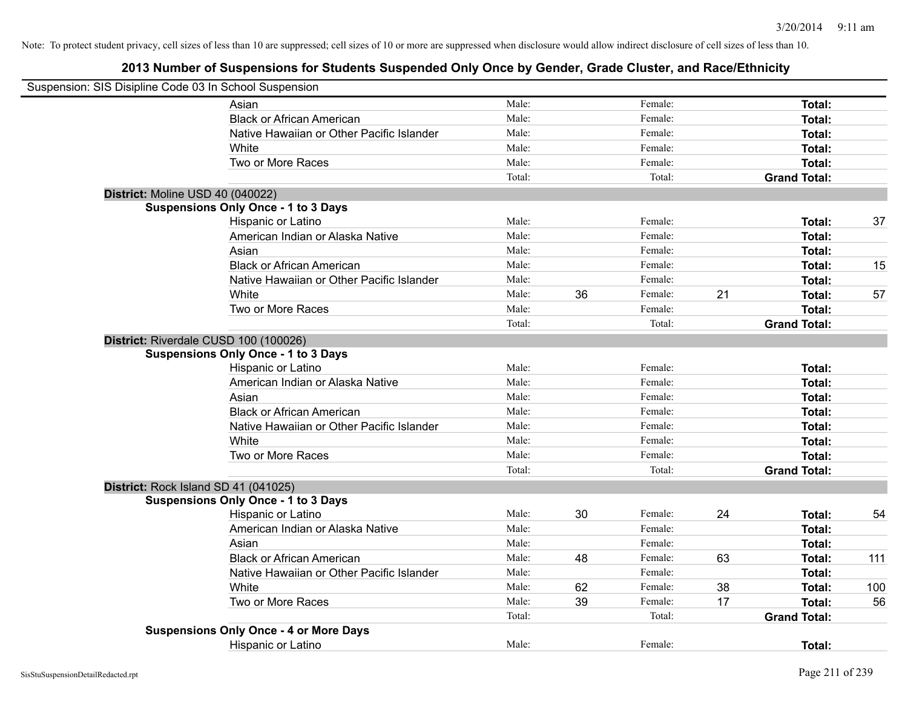Note: To protect student privacy, cell sizes of less than 10 are suppressed; cell sizes of 10 or more are suppressed when disclosure would allow indirect disclosure of cell sizes of less than 10.

# 2013 Number of Suspensions for Students Suspended Only Once by Gender, Grade Cluster, and Race/Ethnicity

Suspension: SIS Disipline Code 03 In School Suspension

| | | | | | | |
|---|---|---|---|---|---|---|
| Asian | Male: | | Female: | | **Total:** | |
| Black or African American | Male: | | Female: | | **Total:** | |
| Native Hawaiian or Other Pacific Islander | Male: | | Female: | | **Total:** | |
| White | Male: | | Female: | | **Total:** | |
| Two or More Races | Male: | | Female: | | **Total:** | |
| | Total: | | Total: | | **Grand Total:** | |

**District:** Moline USD 40 (040022)

**Suspensions Only Once - 1 to 3 Days**

| | | | | | | |
|---|---|---|---|---|---|---|
| Hispanic or Latino | Male: | | Female: | | **Total:** | 37 |
| American Indian or Alaska Native | Male: | | Female: | | **Total:** | |
| Asian | Male: | | Female: | | **Total:** | |
| Black or African American | Male: | | Female: | | **Total:** | 15 |
| Native Hawaiian or Other Pacific Islander | Male: | | Female: | | **Total:** | |
| White | Male: | 36 | Female: | 21 | **Total:** | 57 |
| Two or More Races | Male: | | Female: | | **Total:** | |
| | Total: | | Total: | | **Grand Total:** | |

**District:** Riverdale CUSD 100 (100026)

**Suspensions Only Once - 1 to 3 Days**

| | | | | | | |
|---|---|---|---|---|---|---|
| Hispanic or Latino | Male: | | Female: | | **Total:** | |
| American Indian or Alaska Native | Male: | | Female: | | **Total:** | |
| Asian | Male: | | Female: | | **Total:** | |
| Black or African American | Male: | | Female: | | **Total:** | |
| Native Hawaiian or Other Pacific Islander | Male: | | Female: | | **Total:** | |
| White | Male: | | Female: | | **Total:** | |
| Two or More Races | Male: | | Female: | | **Total:** | |
| | Total: | | Total: | | **Grand Total:** | |

**District:** Rock Island SD 41 (041025)

**Suspensions Only Once - 1 to 3 Days**

| | | | | | | |
|---|---|---|---|---|---|---|
| Hispanic or Latino | Male: | 30 | Female: | 24 | **Total:** | 54 |
| American Indian or Alaska Native | Male: | | Female: | | **Total:** | |
| Asian | Male: | | Female: | | **Total:** | |
| Black or African American | Male: | 48 | Female: | 63 | **Total:** | 111 |
| Native Hawaiian or Other Pacific Islander | Male: | | Female: | | **Total:** | |
| White | Male: | 62 | Female: | 38 | **Total:** | 100 |
| Two or More Races | Male: | 39 | Female: | 17 | **Total:** | 56 |
| | Total: | | Total: | | **Grand Total:** | |

**Suspensions Only Once - 4 or More Days**

| | | | | | | |
|---|---|---|---|---|---|---|
| Hispanic or Latino | Male: | | Female: | | **Total:** | |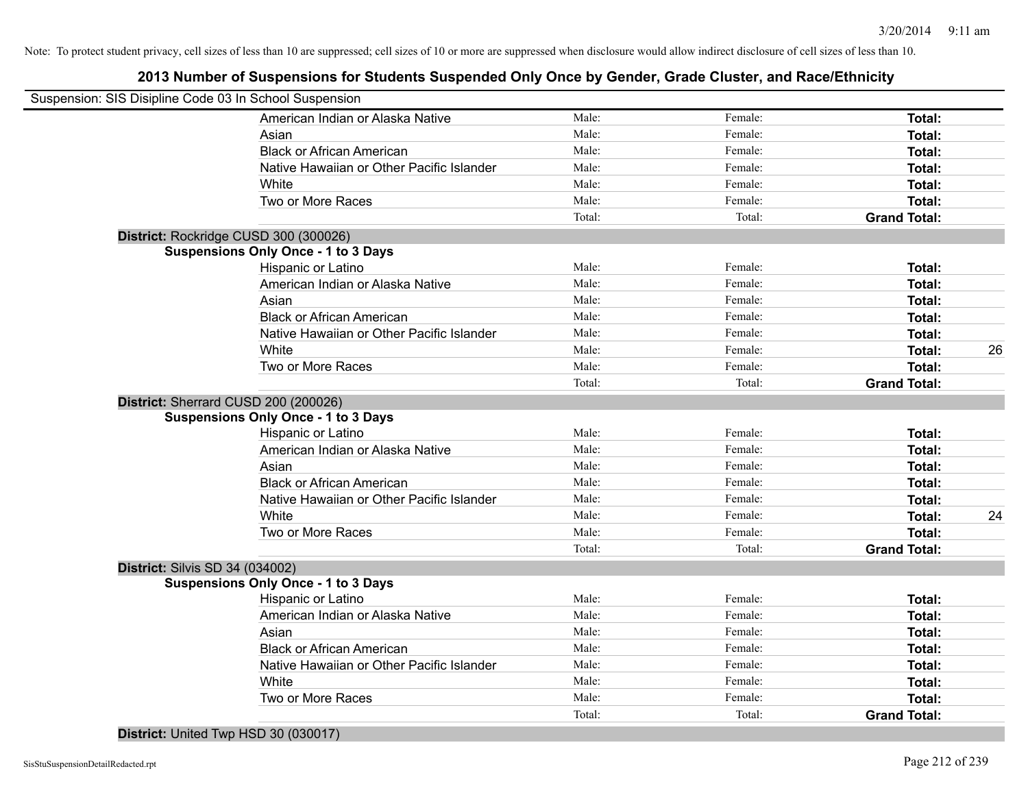Note: To protect student privacy, cell sizes of less than 10 are suppressed; cell sizes of 10 or more are suppressed when disclosure would allow indirect disclosure of cell sizes of less than 10.

## 2013 Number of Suspensions for Students Suspended Only Once by Gender, Grade Cluster, and Race/Ethnicity

Suspension: SIS Disipline Code 03 In School Suspension

| | | | | |
|---|---|---|---|---|
| American Indian or Alaska Native | Male: | Female: | **Total:** | |
| Asian | Male: | Female: | **Total:** | |
| Black or African American | Male: | Female: | **Total:** | |
| Native Hawaiian or Other Pacific Islander | Male: | Female: | **Total:** | |
| White | Male: | Female: | **Total:** | |
| Two or More Races | Male: | Female: | **Total:** | |
| | Total: | Total: | **Grand Total:** | |

**District:** Rockridge CUSD 300 (300026)

**Suspensions Only Once - 1 to 3 Days**

| | | | | |
|---|---|---|---|---|
| Hispanic or Latino | Male: | Female: | **Total:** | |
| American Indian or Alaska Native | Male: | Female: | **Total:** | |
| Asian | Male: | Female: | **Total:** | |
| Black or African American | Male: | Female: | **Total:** | |
| Native Hawaiian or Other Pacific Islander | Male: | Female: | **Total:** | |
| White | Male: | Female: | **Total:** | 26 |
| Two or More Races | Male: | Female: | **Total:** | |
| | Total: | Total: | **Grand Total:** | |

**District:** Sherrard CUSD 200 (200026)

**Suspensions Only Once - 1 to 3 Days**

| | | | | |
|---|---|---|---|---|
| Hispanic or Latino | Male: | Female: | **Total:** | |
| American Indian or Alaska Native | Male: | Female: | **Total:** | |
| Asian | Male: | Female: | **Total:** | |
| Black or African American | Male: | Female: | **Total:** | |
| Native Hawaiian or Other Pacific Islander | Male: | Female: | **Total:** | |
| White | Male: | Female: | **Total:** | 24 |
| Two or More Races | Male: | Female: | **Total:** | |
| | Total: | Total: | **Grand Total:** | |

**District:** Silvis SD 34 (034002)

**Suspensions Only Once - 1 to 3 Days**

| | | | | |
|---|---|---|---|---|
| Hispanic or Latino | Male: | Female: | **Total:** | |
| American Indian or Alaska Native | Male: | Female: | **Total:** | |
| Asian | Male: | Female: | **Total:** | |
| Black or African American | Male: | Female: | **Total:** | |
| Native Hawaiian or Other Pacific Islander | Male: | Female: | **Total:** | |
| White | Male: | Female: | **Total:** | |
| Two or More Races | Male: | Female: | **Total:** | |
| | Total: | Total: | **Grand Total:** | |

**District:** United Twp HSD 30 (030017)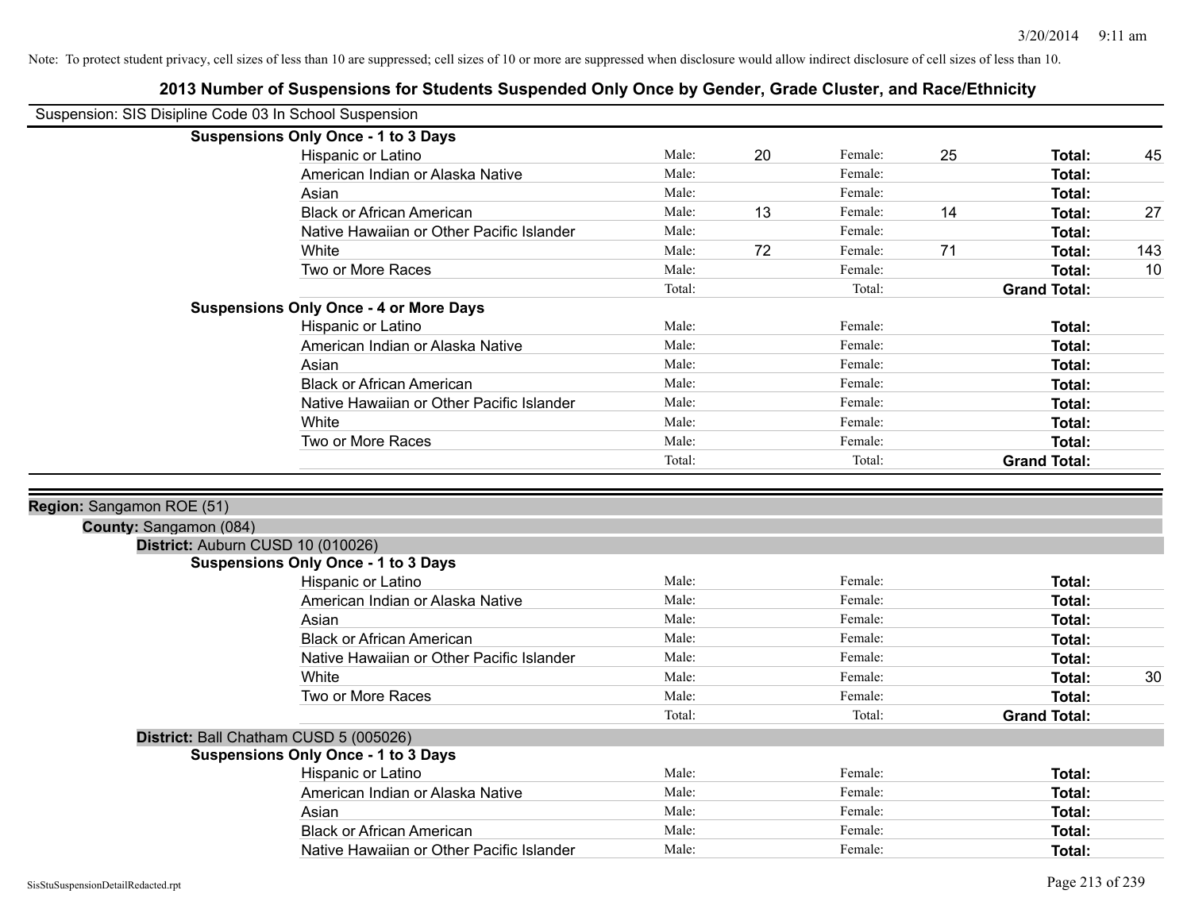Note: To protect student privacy, cell sizes of less than 10 are suppressed; cell sizes of 10 or more are suppressed when disclosure would allow indirect disclosure of cell sizes of less than 10.

## 2013 Number of Suspensions for Students Suspended Only Once by Gender, Grade Cluster, and Race/Ethnicity

Suspension: SIS Disipline Code 03 In School Suspension

**Suspensions Only Once - 1 to 3 Days**

| Race/Ethnicity | | Male | | Female | | Total |
|---|---|---|---|---|---|---|
| Hispanic or Latino | Male: | 20 | Female: | 25 | **Total:** | 45 |
| American Indian or Alaska Native | Male: | | Female: | | **Total:** | |
| Asian | Male: | | Female: | | **Total:** | |
| Black or African American | Male: | 13 | Female: | 14 | **Total:** | 27 |
| Native Hawaiian or Other Pacific Islander | Male: | | Female: | | **Total:** | |
| White | Male: | 72 | Female: | 71 | **Total:** | 143 |
| Two or More Races | Male: | | Female: | | **Total:** | 10 |
| | Total: | | Total: | | **Grand Total:** | |

**Suspensions Only Once - 4 or More Days**

| Race/Ethnicity | | Male | | Female | | Total |
|---|---|---|---|---|---|---|
| Hispanic or Latino | Male: | | Female: | | **Total:** | |
| American Indian or Alaska Native | Male: | | Female: | | **Total:** | |
| Asian | Male: | | Female: | | **Total:** | |
| Black or African American | Male: | | Female: | | **Total:** | |
| Native Hawaiian or Other Pacific Islander | Male: | | Female: | | **Total:** | |
| White | Male: | | Female: | | **Total:** | |
| Two or More Races | Male: | | Female: | | **Total:** | |
| | Total: | | Total: | | **Grand Total:** | |

**Region:** Sangamon ROE (51)

**County:** Sangamon (084)

**District:** Auburn CUSD 10 (010026)

**Suspensions Only Once - 1 to 3 Days**

| Race/Ethnicity | | Male | | Female | | Total |
|---|---|---|---|---|---|---|
| Hispanic or Latino | Male: | | Female: | | **Total:** | |
| American Indian or Alaska Native | Male: | | Female: | | **Total:** | |
| Asian | Male: | | Female: | | **Total:** | |
| Black or African American | Male: | | Female: | | **Total:** | |
| Native Hawaiian or Other Pacific Islander | Male: | | Female: | | **Total:** | |
| White | Male: | | Female: | | **Total:** | 30 |
| Two or More Races | Male: | | Female: | | **Total:** | |
| | Total: | | Total: | | **Grand Total:** | |

**District:** Ball Chatham CUSD 5 (005026)

**Suspensions Only Once - 1 to 3 Days**

| Race/Ethnicity | | Male | | Female | | Total |
|---|---|---|---|---|---|---|
| Hispanic or Latino | Male: | | Female: | | **Total:** | |
| American Indian or Alaska Native | Male: | | Female: | | **Total:** | |
| Asian | Male: | | Female: | | **Total:** | |
| Black or African American | Male: | | Female: | | **Total:** | |
| Native Hawaiian or Other Pacific Islander | Male: | | Female: | | **Total:** | |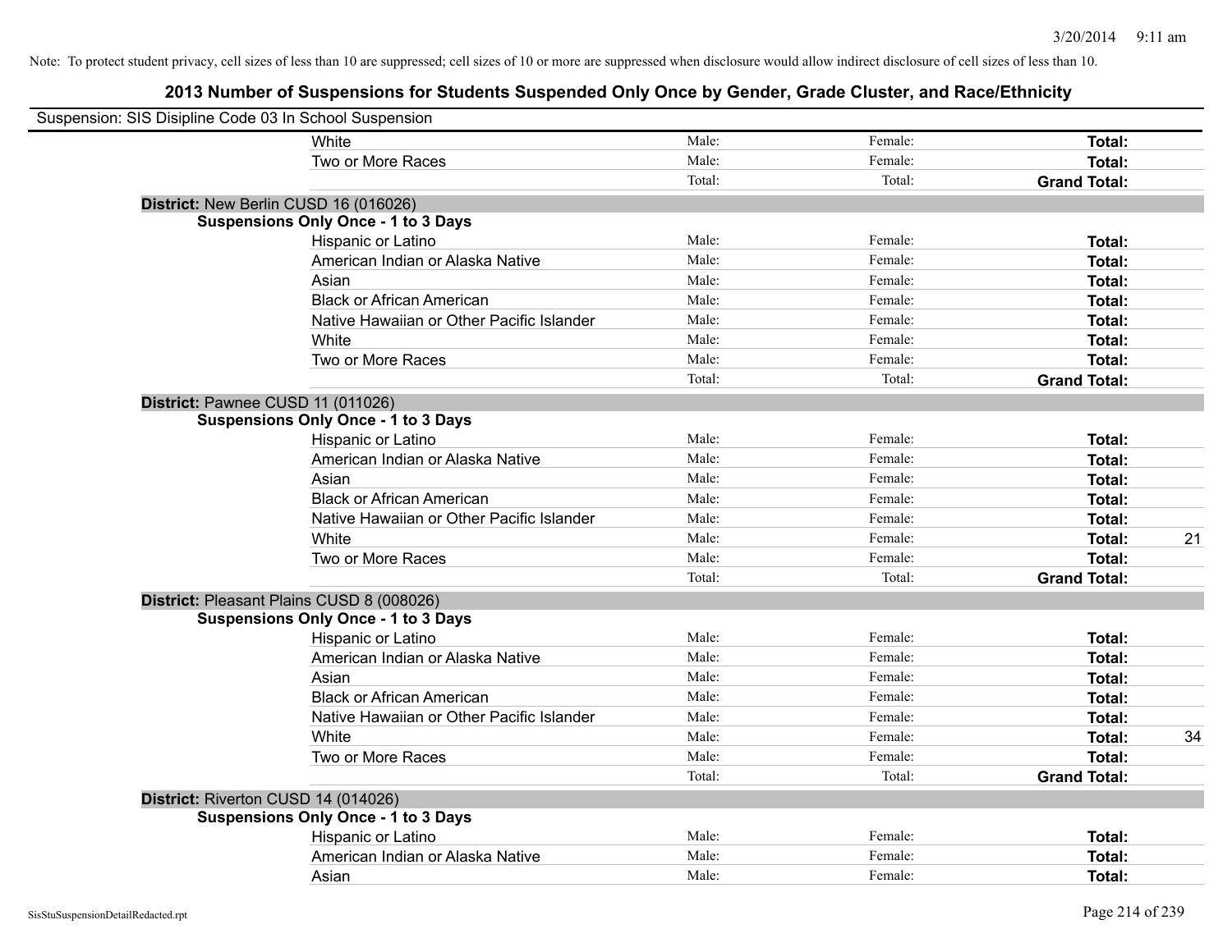Note: To protect student privacy, cell sizes of less than 10 are suppressed; cell sizes of 10 or more are suppressed when disclosure would allow indirect disclosure of cell sizes of less than 10.

# 2013 Number of Suspensions for Students Suspended Only Once by Gender, Grade Cluster, and Race/Ethnicity

Suspension: SIS Disipline Code 03 In School Suspension

| | | | | | |
|---|---|---|---|---|---|
| | White | Male: | Female: | **Total:** | |
| | Two or More Races | Male: | Female: | **Total:** | |
| | | Total: | Total: | **Grand Total:** | |
| **District:** New Berlin CUSD 16 (016026) | | | | | |
| **Suspensions Only Once - 1 to 3 Days** | | | | | |
| | Hispanic or Latino | Male: | Female: | **Total:** | |
| | American Indian or Alaska Native | Male: | Female: | **Total:** | |
| | Asian | Male: | Female: | **Total:** | |
| | Black or African American | Male: | Female: | **Total:** | |
| | Native Hawaiian or Other Pacific Islander | Male: | Female: | **Total:** | |
| | White | Male: | Female: | **Total:** | |
| | Two or More Races | Male: | Female: | **Total:** | |
| | | Total: | Total: | **Grand Total:** | |
| **District:** Pawnee CUSD 11 (011026) | | | | | |
| **Suspensions Only Once - 1 to 3 Days** | | | | | |
| | Hispanic or Latino | Male: | Female: | **Total:** | |
| | American Indian or Alaska Native | Male: | Female: | **Total:** | |
| | Asian | Male: | Female: | **Total:** | |
| | Black or African American | Male: | Female: | **Total:** | |
| | Native Hawaiian or Other Pacific Islander | Male: | Female: | **Total:** | |
| | White | Male: | Female: | **Total:** | 21 |
| | Two or More Races | Male: | Female: | **Total:** | |
| | | Total: | Total: | **Grand Total:** | |
| **District:** Pleasant Plains CUSD 8 (008026) | | | | | |
| **Suspensions Only Once - 1 to 3 Days** | | | | | |
| | Hispanic or Latino | Male: | Female: | **Total:** | |
| | American Indian or Alaska Native | Male: | Female: | **Total:** | |
| | Asian | Male: | Female: | **Total:** | |
| | Black or African American | Male: | Female: | **Total:** | |
| | Native Hawaiian or Other Pacific Islander | Male: | Female: | **Total:** | |
| | White | Male: | Female: | **Total:** | 34 |
| | Two or More Races | Male: | Female: | **Total:** | |
| | | Total: | Total: | **Grand Total:** | |
| **District:** Riverton CUSD 14 (014026) | | | | | |
| **Suspensions Only Once - 1 to 3 Days** | | | | | |
| | Hispanic or Latino | Male: | Female: | **Total:** | |
| | American Indian or Alaska Native | Male: | Female: | **Total:** | |
| | Asian | Male: | Female: | **Total:** | |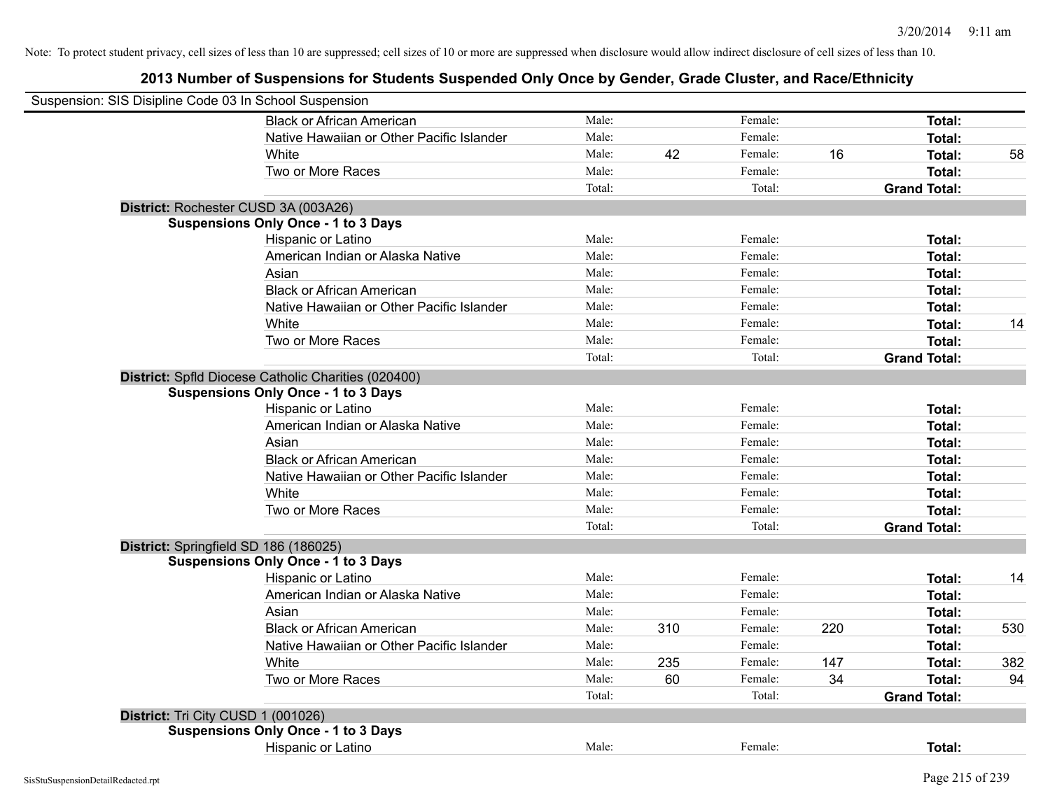Note: To protect student privacy, cell sizes of less than 10 are suppressed; cell sizes of 10 or more are suppressed when disclosure would allow indirect disclosure of cell sizes of less than 10.

## 2013 Number of Suspensions for Students Suspended Only Once by Gender, Grade Cluster, and Race/Ethnicity

Suspension: SIS Disipline Code 03 In School Suspension

| | | | | | | |
|---|---|---|---|---|---|---|
| Black or African American | Male: | | Female: | | **Total:** | |
| Native Hawaiian or Other Pacific Islander | Male: | | Female: | | **Total:** | |
| White | Male: | 42 | Female: | 16 | **Total:** | 58 |
| Two or More Races | Male: | | Female: | | **Total:** | |
| | Total: | | Total: | | **Grand Total:** | |

**District:** Rochester CUSD 3A (003A26)

**Suspensions Only Once - 1 to 3 Days**

| | | | | | | |
|---|---|---|---|---|---|---|
| Hispanic or Latino | Male: | | Female: | | **Total:** | |
| American Indian or Alaska Native | Male: | | Female: | | **Total:** | |
| Asian | Male: | | Female: | | **Total:** | |
| Black or African American | Male: | | Female: | | **Total:** | |
| Native Hawaiian or Other Pacific Islander | Male: | | Female: | | **Total:** | |
| White | Male: | | Female: | | **Total:** | 14 |
| Two or More Races | Male: | | Female: | | **Total:** | |
| | Total: | | Total: | | **Grand Total:** | |

**District:** Spfld Diocese Catholic Charities (020400)

**Suspensions Only Once - 1 to 3 Days**

| | | | | | | |
|---|---|---|---|---|---|---|
| Hispanic or Latino | Male: | | Female: | | **Total:** | |
| American Indian or Alaska Native | Male: | | Female: | | **Total:** | |
| Asian | Male: | | Female: | | **Total:** | |
| Black or African American | Male: | | Female: | | **Total:** | |
| Native Hawaiian or Other Pacific Islander | Male: | | Female: | | **Total:** | |
| White | Male: | | Female: | | **Total:** | |
| Two or More Races | Male: | | Female: | | **Total:** | |
| | Total: | | Total: | | **Grand Total:** | |

**District:** Springfield SD 186 (186025)

**Suspensions Only Once - 1 to 3 Days**

| | | | | | | |
|---|---|---|---|---|---|---|
| Hispanic or Latino | Male: | | Female: | | **Total:** | 14 |
| American Indian or Alaska Native | Male: | | Female: | | **Total:** | |
| Asian | Male: | | Female: | | **Total:** | |
| Black or African American | Male: | 310 | Female: | 220 | **Total:** | 530 |
| Native Hawaiian or Other Pacific Islander | Male: | | Female: | | **Total:** | |
| White | Male: | 235 | Female: | 147 | **Total:** | 382 |
| Two or More Races | Male: | 60 | Female: | 34 | **Total:** | 94 |
| | Total: | | Total: | | **Grand Total:** | |

**District:** Tri City CUSD 1 (001026)

**Suspensions Only Once - 1 to 3 Days**

| | | | | | | |
|---|---|---|---|---|---|---|
| Hispanic or Latino | Male: | | Female: | | **Total:** | |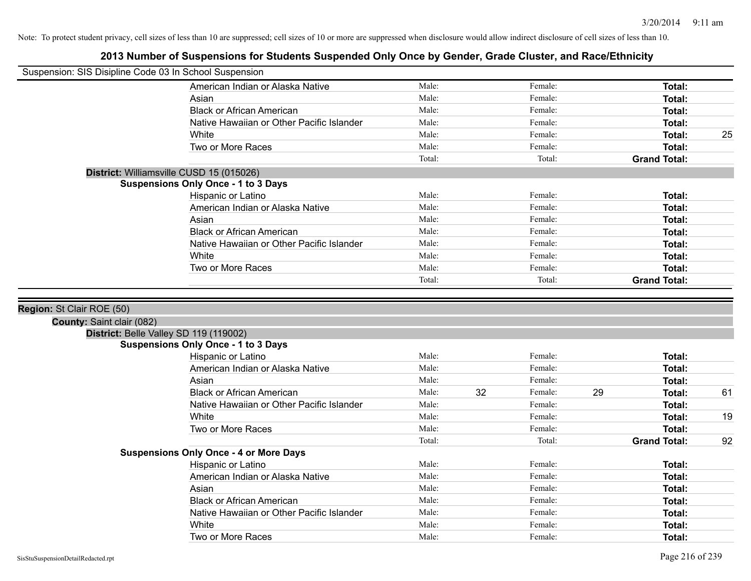Note: To protect student privacy, cell sizes of less than 10 are suppressed; cell sizes of 10 or more are suppressed when disclosure would allow indirect disclosure of cell sizes of less than 10.

# 2013 Number of Suspensions for Students Suspended Only Once by Gender, Grade Cluster, and Race/Ethnicity

Suspension: SIS Disipline Code 03 In School Suspension

| | Male: | | Female: | | | |
|---|---|---|---|---|---|---|
| American Indian or Alaska Native | Male: | | Female: | | **Total:** | |
| Asian | Male: | | Female: | | **Total:** | |
| Black or African American | Male: | | Female: | | **Total:** | |
| Native Hawaiian or Other Pacific Islander | Male: | | Female: | | **Total:** | |
| White | Male: | | Female: | | **Total:** | 25 |
| Two or More Races | Male: | | Female: | | **Total:** | |
| | Total: | | Total: | | **Grand Total:** | |

**District:** Williamsville CUSD 15 (015026)

**Suspensions Only Once - 1 to 3 Days**

| | | | | | | |
|---|---|---|---|---|---|---|
| Hispanic or Latino | Male: | | Female: | | **Total:** | |
| American Indian or Alaska Native | Male: | | Female: | | **Total:** | |
| Asian | Male: | | Female: | | **Total:** | |
| Black or African American | Male: | | Female: | | **Total:** | |
| Native Hawaiian or Other Pacific Islander | Male: | | Female: | | **Total:** | |
| White | Male: | | Female: | | **Total:** | |
| Two or More Races | Male: | | Female: | | **Total:** | |
| | Total: | | Total: | | **Grand Total:** | |

**Region:** St Clair ROE (50)

**County:** Saint clair (082)

**District:** Belle Valley SD 119 (119002)

**Suspensions Only Once - 1 to 3 Days**

| | | | | | | |
|---|---|---|---|---|---|---|
| Hispanic or Latino | Male: | | Female: | | **Total:** | |
| American Indian or Alaska Native | Male: | | Female: | | **Total:** | |
| Asian | Male: | | Female: | | **Total:** | |
| Black or African American | Male: | 32 | Female: | 29 | **Total:** | 61 |
| Native Hawaiian or Other Pacific Islander | Male: | | Female: | | **Total:** | |
| White | Male: | | Female: | | **Total:** | 19 |
| Two or More Races | Male: | | Female: | | **Total:** | |
| | Total: | | Total: | | **Grand Total:** | 92 |

**Suspensions Only Once - 4 or More Days**

| | | | | | | |
|---|---|---|---|---|---|---|
| Hispanic or Latino | Male: | | Female: | | **Total:** | |
| American Indian or Alaska Native | Male: | | Female: | | **Total:** | |
| Asian | Male: | | Female: | | **Total:** | |
| Black or African American | Male: | | Female: | | **Total:** | |
| Native Hawaiian or Other Pacific Islander | Male: | | Female: | | **Total:** | |
| White | Male: | | Female: | | **Total:** | |
| Two or More Races | Male: | | Female: | | **Total:** | |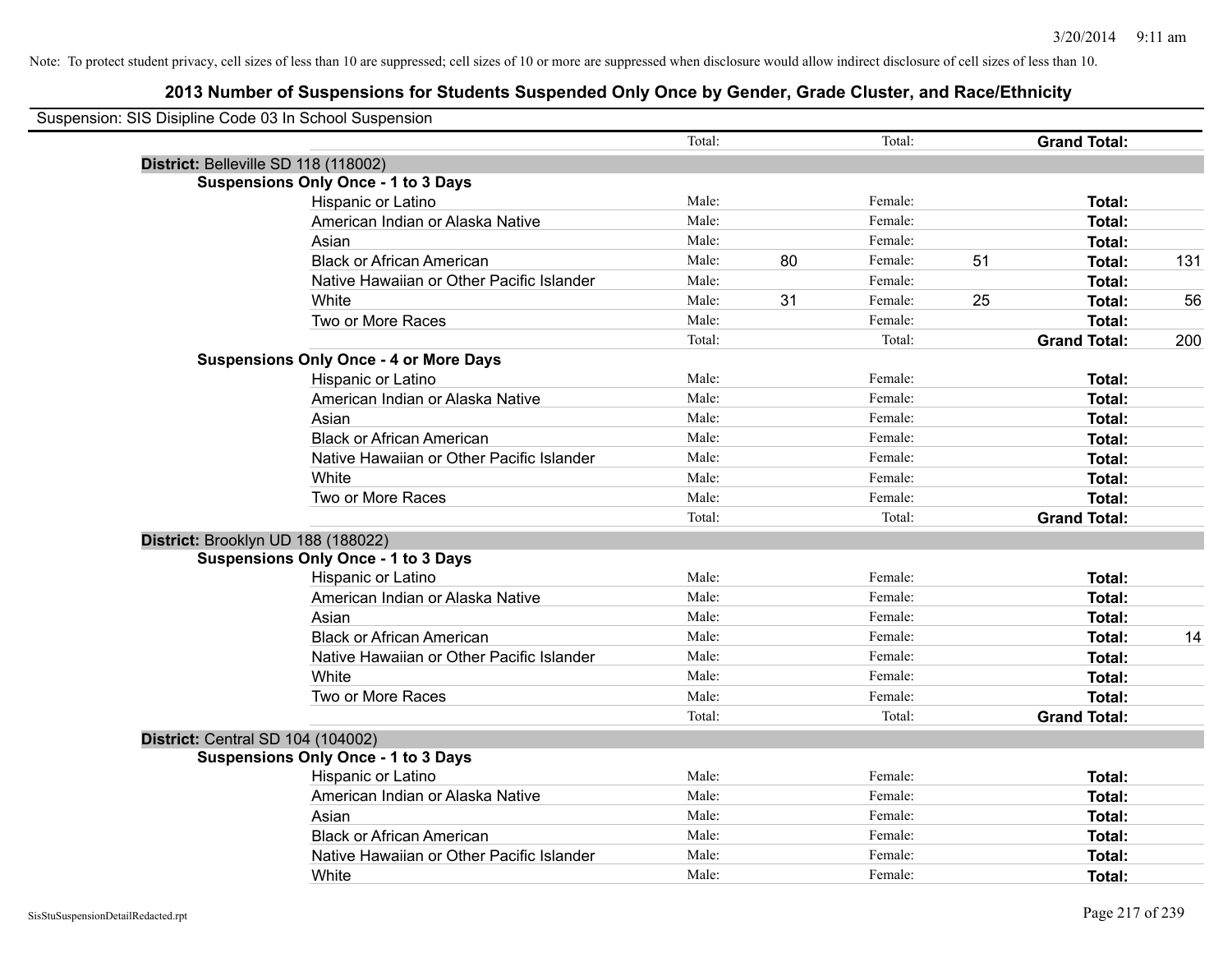Note: To protect student privacy, cell sizes of less than 10 are suppressed; cell sizes of 10 or more are suppressed when disclosure would allow indirect disclosure of cell sizes of less than 10.

## 2013 Number of Suspensions for Students Suspended Only Once by Gender, Grade Cluster, and Race/Ethnicity

Suspension: SIS Disipline Code 03 In School Suspension

| | | Total: | | Total: | | **Grand Total:** | |
|---|---|---|---|---|---|---|---|
| **District:** Belleville SD 118 (118002) | | | | | | | |
| **Suspensions Only Once - 1 to 3 Days** | | | | | | | |
| | Hispanic or Latino | Male: | | Female: | | **Total:** | |
| | American Indian or Alaska Native | Male: | | Female: | | **Total:** | |
| | Asian | Male: | | Female: | | **Total:** | |
| | Black or African American | Male: | 80 | Female: | 51 | **Total:** | 131 |
| | Native Hawaiian or Other Pacific Islander | Male: | | Female: | | **Total:** | |
| | White | Male: | 31 | Female: | 25 | **Total:** | 56 |
| | Two or More Races | Male: | | Female: | | **Total:** | |
| | | Total: | | Total: | | **Grand Total:** | 200 |
| **Suspensions Only Once - 4 or More Days** | | | | | | | |
| | Hispanic or Latino | Male: | | Female: | | **Total:** | |
| | American Indian or Alaska Native | Male: | | Female: | | **Total:** | |
| | Asian | Male: | | Female: | | **Total:** | |
| | Black or African American | Male: | | Female: | | **Total:** | |
| | Native Hawaiian or Other Pacific Islander | Male: | | Female: | | **Total:** | |
| | White | Male: | | Female: | | **Total:** | |
| | Two or More Races | Male: | | Female: | | **Total:** | |
| | | Total: | | Total: | | **Grand Total:** | |
| **District:** Brooklyn UD 188 (188022) | | | | | | | |
| **Suspensions Only Once - 1 to 3 Days** | | | | | | | |
| | Hispanic or Latino | Male: | | Female: | | **Total:** | |
| | American Indian or Alaska Native | Male: | | Female: | | **Total:** | |
| | Asian | Male: | | Female: | | **Total:** | |
| | Black or African American | Male: | | Female: | | **Total:** | 14 |
| | Native Hawaiian or Other Pacific Islander | Male: | | Female: | | **Total:** | |
| | White | Male: | | Female: | | **Total:** | |
| | Two or More Races | Male: | | Female: | | **Total:** | |
| | | Total: | | Total: | | **Grand Total:** | |
| **District:** Central SD 104 (104002) | | | | | | | |
| **Suspensions Only Once - 1 to 3 Days** | | | | | | | |
| | Hispanic or Latino | Male: | | Female: | | **Total:** | |
| | American Indian or Alaska Native | Male: | | Female: | | **Total:** | |
| | Asian | Male: | | Female: | | **Total:** | |
| | Black or African American | Male: | | Female: | | **Total:** | |
| | Native Hawaiian or Other Pacific Islander | Male: | | Female: | | **Total:** | |
| | White | Male: | | Female: | | **Total:** | |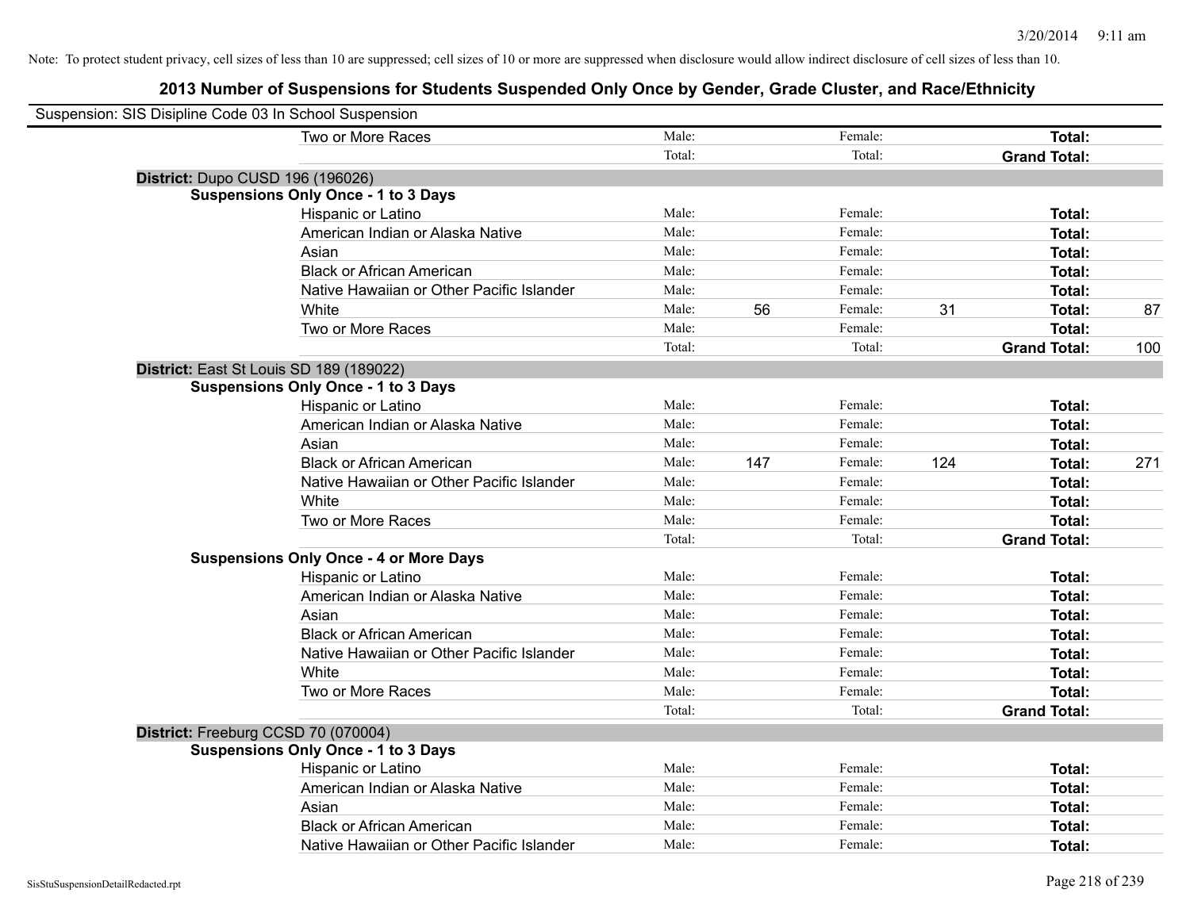Note: To protect student privacy, cell sizes of less than 10 are suppressed; cell sizes of 10 or more are suppressed when disclosure would allow indirect disclosure of cell sizes of less than 10.

## 2013 Number of Suspensions for Students Suspended Only Once by Gender, Grade Cluster, and Race/Ethnicity

Suspension: SIS Disipline Code 03 In School Suspension

| | | | | | | |
|---|---|---|---|---|---|---|
| Two or More Races | Male: | | Female: | | **Total:** | |
| | Total: | | Total: | | **Grand Total:** | |

**District:** Dupo CUSD 196 (196026)

**Suspensions Only Once - 1 to 3 Days**

| | | | | | | |
|---|---|---|---|---|---|---|
| Hispanic or Latino | Male: | | Female: | | **Total:** | |
| American Indian or Alaska Native | Male: | | Female: | | **Total:** | |
| Asian | Male: | | Female: | | **Total:** | |
| Black or African American | Male: | | Female: | | **Total:** | |
| Native Hawaiian or Other Pacific Islander | Male: | | Female: | | **Total:** | |
| White | Male: | 56 | Female: | 31 | **Total:** | 87 |
| Two or More Races | Male: | | Female: | | **Total:** | |
| | Total: | | Total: | | **Grand Total:** | 100 |

**District:** East St Louis SD 189 (189022)

**Suspensions Only Once - 1 to 3 Days**

| | | | | | | |
|---|---|---|---|---|---|---|
| Hispanic or Latino | Male: | | Female: | | **Total:** | |
| American Indian or Alaska Native | Male: | | Female: | | **Total:** | |
| Asian | Male: | | Female: | | **Total:** | |
| Black or African American | Male: | 147 | Female: | 124 | **Total:** | 271 |
| Native Hawaiian or Other Pacific Islander | Male: | | Female: | | **Total:** | |
| White | Male: | | Female: | | **Total:** | |
| Two or More Races | Male: | | Female: | | **Total:** | |
| | Total: | | Total: | | **Grand Total:** | |

**Suspensions Only Once - 4 or More Days**

| | | | | | | |
|---|---|---|---|---|---|---|
| Hispanic or Latino | Male: | | Female: | | **Total:** | |
| American Indian or Alaska Native | Male: | | Female: | | **Total:** | |
| Asian | Male: | | Female: | | **Total:** | |
| Black or African American | Male: | | Female: | | **Total:** | |
| Native Hawaiian or Other Pacific Islander | Male: | | Female: | | **Total:** | |
| White | Male: | | Female: | | **Total:** | |
| Two or More Races | Male: | | Female: | | **Total:** | |
| | Total: | | Total: | | **Grand Total:** | |

**District:** Freeburg CCSD 70 (070004)

**Suspensions Only Once - 1 to 3 Days**

| | | | | | | |
|---|---|---|---|---|---|---|
| Hispanic or Latino | Male: | | Female: | | **Total:** | |
| American Indian or Alaska Native | Male: | | Female: | | **Total:** | |
| Asian | Male: | | Female: | | **Total:** | |
| Black or African American | Male: | | Female: | | **Total:** | |
| Native Hawaiian or Other Pacific Islander | Male: | | Female: | | **Total:** | |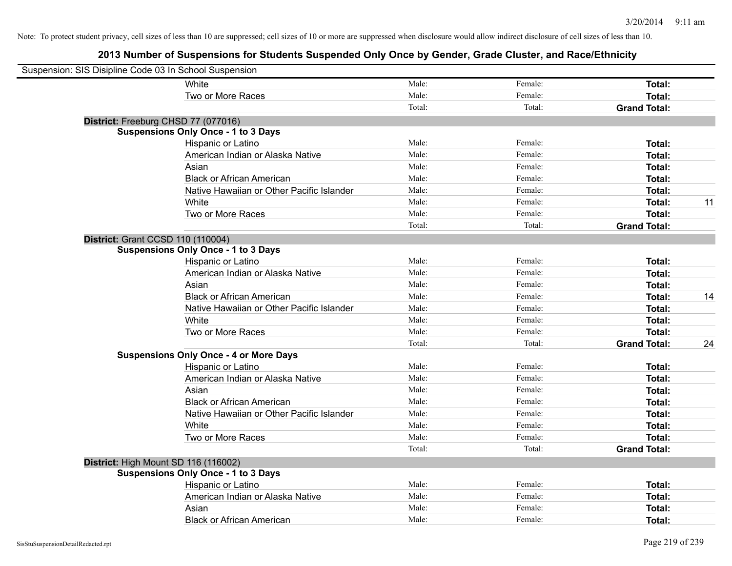Note: To protect student privacy, cell sizes of less than 10 are suppressed; cell sizes of 10 or more are suppressed when disclosure would allow indirect disclosure of cell sizes of less than 10.

# 2013 Number of Suspensions for Students Suspended Only Once by Gender, Grade Cluster, and Race/Ethnicity

Suspension: SIS Disipline Code 03 In School Suspension

| | | | | |
|---|---|---|---|---|
| White | Male: | Female: | **Total:** | |
| Two or More Races | Male: | Female: | **Total:** | |
| | Total: | Total: | **Grand Total:** | |

**District:** Freeburg CHSD 77 (077016)

**Suspensions Only Once - 1 to 3 Days**

| | | | | |
|---|---|---|---|---|
| Hispanic or Latino | Male: | Female: | **Total:** | |
| American Indian or Alaska Native | Male: | Female: | **Total:** | |
| Asian | Male: | Female: | **Total:** | |
| Black or African American | Male: | Female: | **Total:** | |
| Native Hawaiian or Other Pacific Islander | Male: | Female: | **Total:** | |
| White | Male: | Female: | **Total:** | 11 |
| Two or More Races | Male: | Female: | **Total:** | |
| | Total: | Total: | **Grand Total:** | |

**District:** Grant CCSD 110 (110004)

**Suspensions Only Once - 1 to 3 Days**

| | | | | |
|---|---|---|---|---|
| Hispanic or Latino | Male: | Female: | **Total:** | |
| American Indian or Alaska Native | Male: | Female: | **Total:** | |
| Asian | Male: | Female: | **Total:** | |
| Black or African American | Male: | Female: | **Total:** | 14 |
| Native Hawaiian or Other Pacific Islander | Male: | Female: | **Total:** | |
| White | Male: | Female: | **Total:** | |
| Two or More Races | Male: | Female: | **Total:** | |
| | Total: | Total: | **Grand Total:** | 24 |

**Suspensions Only Once - 4 or More Days**

| | | | | |
|---|---|---|---|---|
| Hispanic or Latino | Male: | Female: | **Total:** | |
| American Indian or Alaska Native | Male: | Female: | **Total:** | |
| Asian | Male: | Female: | **Total:** | |
| Black or African American | Male: | Female: | **Total:** | |
| Native Hawaiian or Other Pacific Islander | Male: | Female: | **Total:** | |
| White | Male: | Female: | **Total:** | |
| Two or More Races | Male: | Female: | **Total:** | |
| | Total: | Total: | **Grand Total:** | |

**District:** High Mount SD 116 (116002)

**Suspensions Only Once - 1 to 3 Days**

| | | | | |
|---|---|---|---|---|
| Hispanic or Latino | Male: | Female: | **Total:** | |
| American Indian or Alaska Native | Male: | Female: | **Total:** | |
| Asian | Male: | Female: | **Total:** | |
| Black or African American | Male: | Female: | **Total:** | |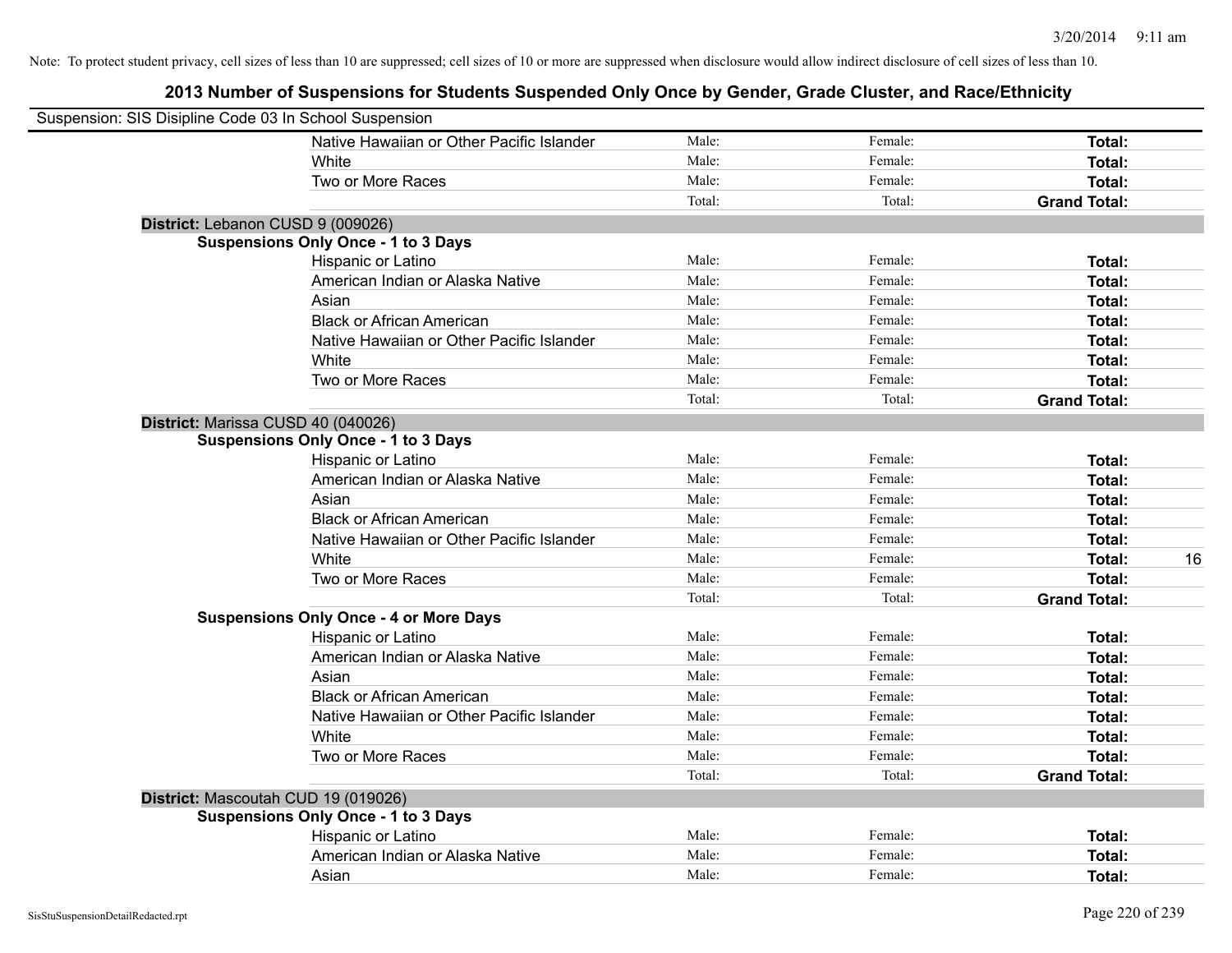Note: To protect student privacy, cell sizes of less than 10 are suppressed; cell sizes of 10 or more are suppressed when disclosure would allow indirect disclosure of cell sizes of less than 10.

## 2013 Number of Suspensions for Students Suspended Only Once by Gender, Grade Cluster, and Race/Ethnicity

Suspension: SIS Disipline Code 03 In School Suspension

| | | | | | |
|---|---|---|---|---|---|
| | Native Hawaiian or Other Pacific Islander | Male: | Female: | **Total:** | |
| | White | Male: | Female: | **Total:** | |
| | Two or More Races | Male: | Female: | **Total:** | |
| | | Total: | Total: | **Grand Total:** | |
| **District:** Lebanon CUSD 9 (009026) | | | | | |
| **Suspensions Only Once - 1 to 3 Days** | | | | | |
| | Hispanic or Latino | Male: | Female: | **Total:** | |
| | American Indian or Alaska Native | Male: | Female: | **Total:** | |
| | Asian | Male: | Female: | **Total:** | |
| | Black or African American | Male: | Female: | **Total:** | |
| | Native Hawaiian or Other Pacific Islander | Male: | Female: | **Total:** | |
| | White | Male: | Female: | **Total:** | |
| | Two or More Races | Male: | Female: | **Total:** | |
| | | Total: | Total: | **Grand Total:** | |
| **District:** Marissa CUSD 40 (040026) | | | | | |
| **Suspensions Only Once - 1 to 3 Days** | | | | | |
| | Hispanic or Latino | Male: | Female: | **Total:** | |
| | American Indian or Alaska Native | Male: | Female: | **Total:** | |
| | Asian | Male: | Female: | **Total:** | |
| | Black or African American | Male: | Female: | **Total:** | |
| | Native Hawaiian or Other Pacific Islander | Male: | Female: | **Total:** | |
| | White | Male: | Female: | **Total:** | 16 |
| | Two or More Races | Male: | Female: | **Total:** | |
| | | Total: | Total: | **Grand Total:** | |
| **Suspensions Only Once - 4 or More Days** | | | | | |
| | Hispanic or Latino | Male: | Female: | **Total:** | |
| | American Indian or Alaska Native | Male: | Female: | **Total:** | |
| | Asian | Male: | Female: | **Total:** | |
| | Black or African American | Male: | Female: | **Total:** | |
| | Native Hawaiian or Other Pacific Islander | Male: | Female: | **Total:** | |
| | White | Male: | Female: | **Total:** | |
| | Two or More Races | Male: | Female: | **Total:** | |
| | | Total: | Total: | **Grand Total:** | |
| **District:** Mascoutah CUD 19 (019026) | | | | | |
| **Suspensions Only Once - 1 to 3 Days** | | | | | |
| | Hispanic or Latino | Male: | Female: | **Total:** | |
| | American Indian or Alaska Native | Male: | Female: | **Total:** | |
| | Asian | Male: | Female: | **Total:** | |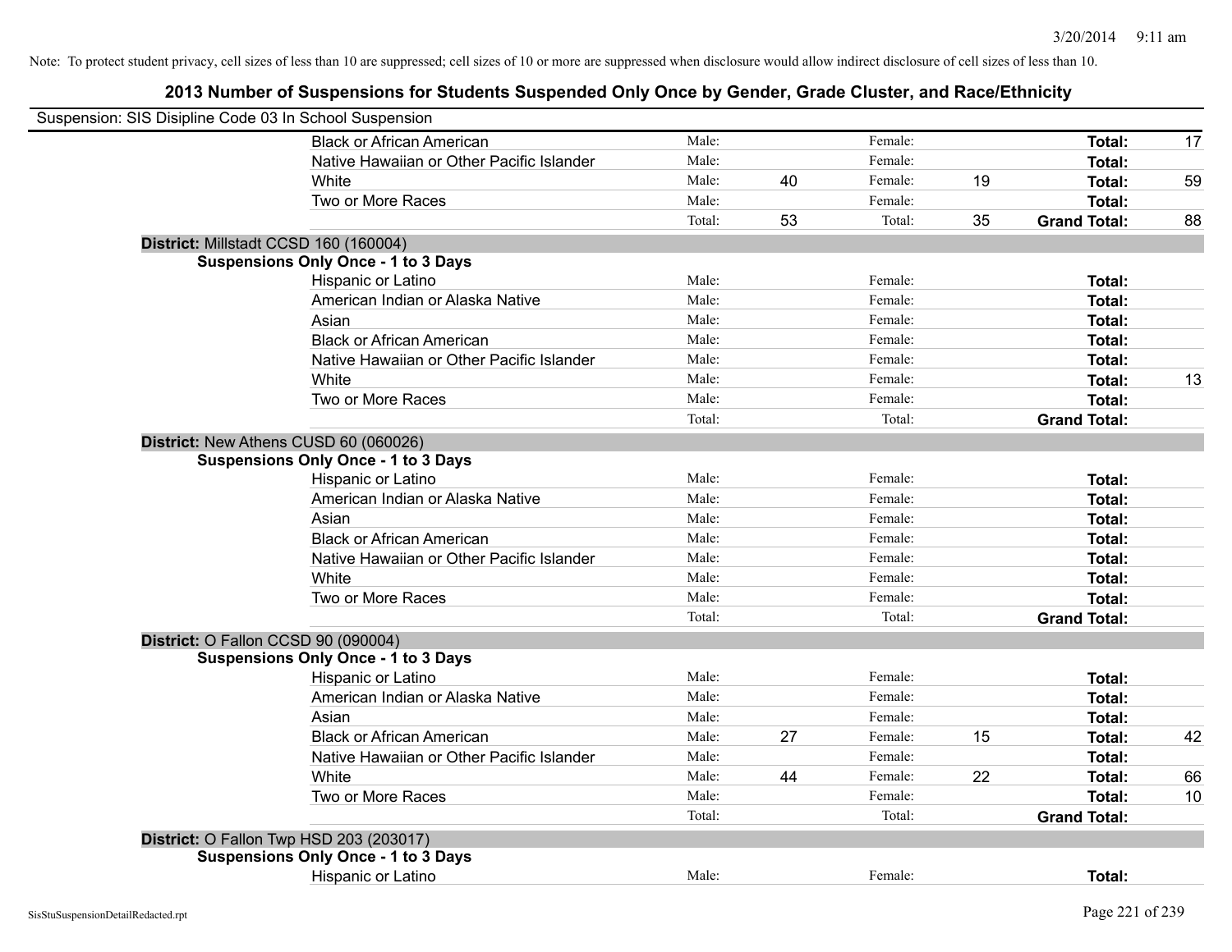Note: To protect student privacy, cell sizes of less than 10 are suppressed; cell sizes of 10 or more are suppressed when disclosure would allow indirect disclosure of cell sizes of less than 10.

# 2013 Number of Suspensions for Students Suspended Only Once by Gender, Grade Cluster, and Race/Ethnicity

Suspension: SIS Disipline Code 03 In School Suspension

| | | | | | | |
|---|---|---|---|---|---|---|
| Black or African American | Male: | | Female: | | **Total:** | 17 |
| Native Hawaiian or Other Pacific Islander | Male: | | Female: | | **Total:** | |
| White | Male: | 40 | Female: | 19 | **Total:** | 59 |
| Two or More Races | Male: | | Female: | | **Total:** | |
| | Total: | 53 | Total: | 35 | **Grand Total:** | 88 |

**District:** Millstadt CCSD 160 (160004)

**Suspensions Only Once - 1 to 3 Days**

| | | | | | | |
|---|---|---|---|---|---|---|
| Hispanic or Latino | Male: | | Female: | | **Total:** | |
| American Indian or Alaska Native | Male: | | Female: | | **Total:** | |
| Asian | Male: | | Female: | | **Total:** | |
| Black or African American | Male: | | Female: | | **Total:** | |
| Native Hawaiian or Other Pacific Islander | Male: | | Female: | | **Total:** | |
| White | Male: | | Female: | | **Total:** | 13 |
| Two or More Races | Male: | | Female: | | **Total:** | |
| | Total: | | Total: | | **Grand Total:** | |

**District:** New Athens CUSD 60 (060026)

**Suspensions Only Once - 1 to 3 Days**

| | | | | | | |
|---|---|---|---|---|---|---|
| Hispanic or Latino | Male: | | Female: | | **Total:** | |
| American Indian or Alaska Native | Male: | | Female: | | **Total:** | |
| Asian | Male: | | Female: | | **Total:** | |
| Black or African American | Male: | | Female: | | **Total:** | |
| Native Hawaiian or Other Pacific Islander | Male: | | Female: | | **Total:** | |
| White | Male: | | Female: | | **Total:** | |
| Two or More Races | Male: | | Female: | | **Total:** | |
| | Total: | | Total: | | **Grand Total:** | |

**District:** O Fallon CCSD 90 (090004)

**Suspensions Only Once - 1 to 3 Days**

| | | | | | | |
|---|---|---|---|---|---|---|
| Hispanic or Latino | Male: | | Female: | | **Total:** | |
| American Indian or Alaska Native | Male: | | Female: | | **Total:** | |
| Asian | Male: | | Female: | | **Total:** | |
| Black or African American | Male: | 27 | Female: | 15 | **Total:** | 42 |
| Native Hawaiian or Other Pacific Islander | Male: | | Female: | | **Total:** | |
| White | Male: | 44 | Female: | 22 | **Total:** | 66 |
| Two or More Races | Male: | | Female: | | **Total:** | 10 |
| | Total: | | Total: | | **Grand Total:** | |

**District:** O Fallon Twp HSD 203 (203017)

**Suspensions Only Once - 1 to 3 Days**

| | | | | | | |
|---|---|---|---|---|---|---|
| Hispanic or Latino | Male: | | Female: | | **Total:** | |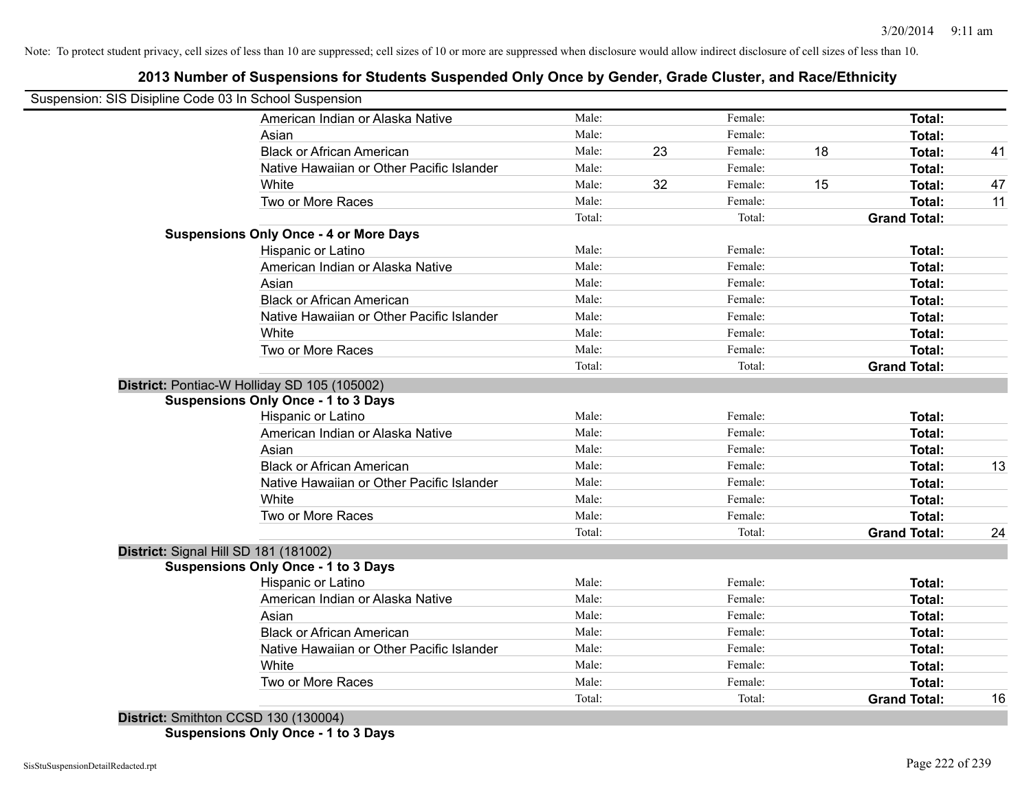Note: To protect student privacy, cell sizes of less than 10 are suppressed; cell sizes of 10 or more are suppressed when disclosure would allow indirect disclosure of cell sizes of less than 10.

# 2013 Number of Suspensions for Students Suspended Only Once by Gender, Grade Cluster, and Race/Ethnicity

Suspension: SIS Disipline Code 03 In School Suspension

| | | | | | | |
|---|---|---|---|---|---|---|
| American Indian or Alaska Native | Male: | | Female: | | **Total:** | |
| Asian | Male: | | Female: | | **Total:** | |
| Black or African American | Male: | 23 | Female: | 18 | **Total:** | 41 |
| Native Hawaiian or Other Pacific Islander | Male: | | Female: | | **Total:** | |
| White | Male: | 32 | Female: | 15 | **Total:** | 47 |
| Two or More Races | Male: | | Female: | | **Total:** | 11 |
| | Total: | | Total: | | **Grand Total:** | |

**Suspensions Only Once - 4 or More Days**

| | | | | | | |
|---|---|---|---|---|---|---|
| Hispanic or Latino | Male: | | Female: | | **Total:** | |
| American Indian or Alaska Native | Male: | | Female: | | **Total:** | |
| Asian | Male: | | Female: | | **Total:** | |
| Black or African American | Male: | | Female: | | **Total:** | |
| Native Hawaiian or Other Pacific Islander | Male: | | Female: | | **Total:** | |
| White | Male: | | Female: | | **Total:** | |
| Two or More Races | Male: | | Female: | | **Total:** | |
| | Total: | | Total: | | **Grand Total:** | |

**District:** Pontiac-W Holliday SD 105 (105002)

**Suspensions Only Once - 1 to 3 Days**

| | | | | | | |
|---|---|---|---|---|---|---|
| Hispanic or Latino | Male: | | Female: | | **Total:** | |
| American Indian or Alaska Native | Male: | | Female: | | **Total:** | |
| Asian | Male: | | Female: | | **Total:** | |
| Black or African American | Male: | | Female: | | **Total:** | 13 |
| Native Hawaiian or Other Pacific Islander | Male: | | Female: | | **Total:** | |
| White | Male: | | Female: | | **Total:** | |
| Two or More Races | Male: | | Female: | | **Total:** | |
| | Total: | | Total: | | **Grand Total:** | 24 |

**District:** Signal Hill SD 181 (181002)

**Suspensions Only Once - 1 to 3 Days**

| | | | | | | |
|---|---|---|---|---|---|---|
| Hispanic or Latino | Male: | | Female: | | **Total:** | |
| American Indian or Alaska Native | Male: | | Female: | | **Total:** | |
| Asian | Male: | | Female: | | **Total:** | |
| Black or African American | Male: | | Female: | | **Total:** | |
| Native Hawaiian or Other Pacific Islander | Male: | | Female: | | **Total:** | |
| White | Male: | | Female: | | **Total:** | |
| Two or More Races | Male: | | Female: | | **Total:** | |
| | Total: | | Total: | | **Grand Total:** | 16 |

**District:** Smithton CCSD 130 (130004)

**Suspensions Only Once - 1 to 3 Days**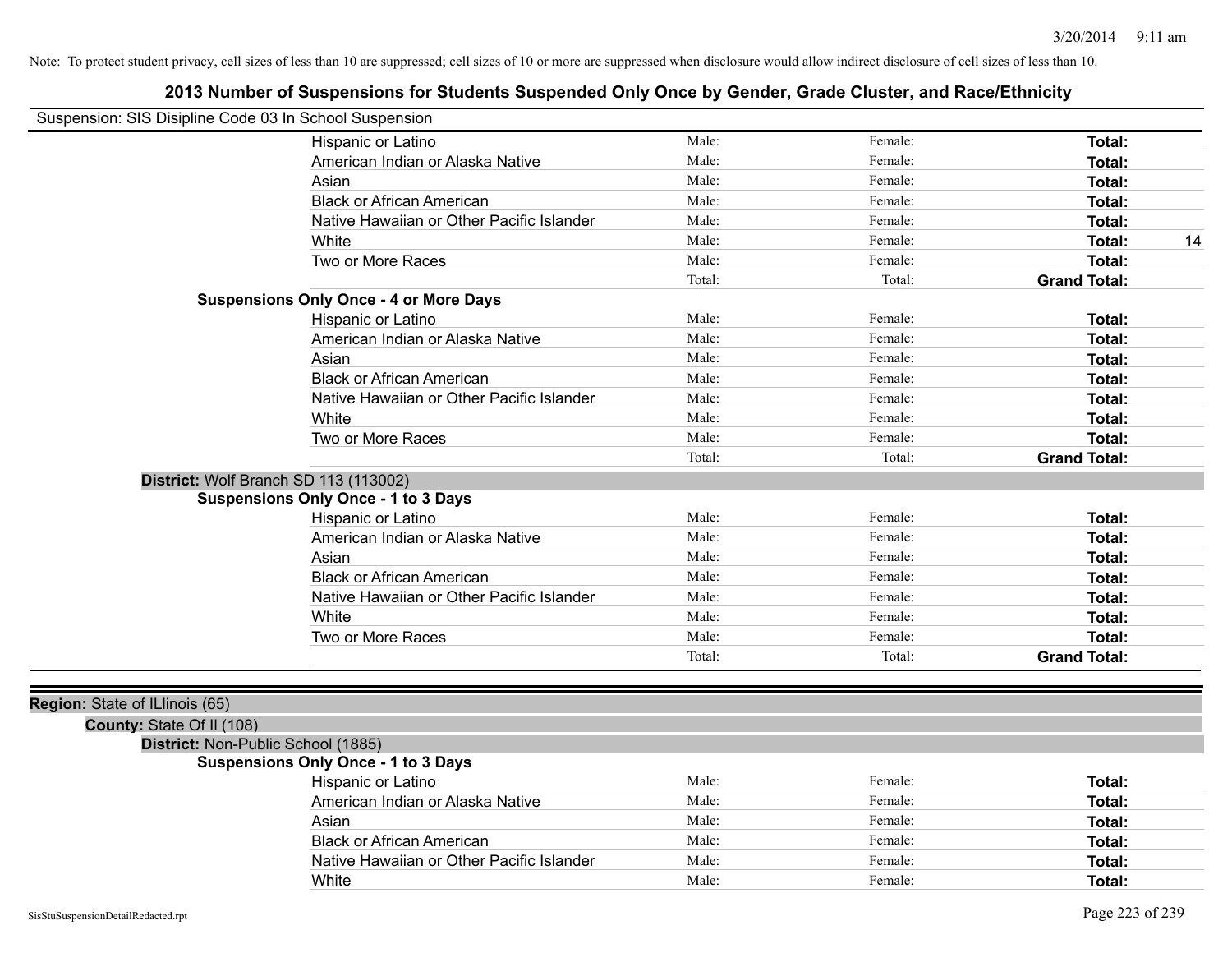Note: To protect student privacy, cell sizes of less than 10 are suppressed; cell sizes of 10 or more are suppressed when disclosure would allow indirect disclosure of cell sizes of less than 10.

# 2013 Number of Suspensions for Students Suspended Only Once by Gender, Grade Cluster, and Race/Ethnicity

Suspension: SIS Disipline Code 03 In School Suspension

| | Male: | Female: | Total: |
|---|---|---|---|
| Hispanic or Latino | Male: | Female: | **Total:** |
| American Indian or Alaska Native | Male: | Female: | **Total:** |
| Asian | Male: | Female: | **Total:** |
| Black or African American | Male: | Female: | **Total:** |
| Native Hawaiian or Other Pacific Islander | Male: | Female: | **Total:** |
| White | Male: | Female: | **Total:** 14 |
| Two or More Races | Male: | Female: | **Total:** |
| | Total: | Total: | **Grand Total:** |

**Suspensions Only Once - 4 or More Days**

| | | | |
|---|---|---|---|
| Hispanic or Latino | Male: | Female: | **Total:** |
| American Indian or Alaska Native | Male: | Female: | **Total:** |
| Asian | Male: | Female: | **Total:** |
| Black or African American | Male: | Female: | **Total:** |
| Native Hawaiian or Other Pacific Islander | Male: | Female: | **Total:** |
| White | Male: | Female: | **Total:** |
| Two or More Races | Male: | Female: | **Total:** |
| | Total: | Total: | **Grand Total:** |

**District:** Wolf Branch SD 113 (113002)

**Suspensions Only Once - 1 to 3 Days**

| | | | |
|---|---|---|---|
| Hispanic or Latino | Male: | Female: | **Total:** |
| American Indian or Alaska Native | Male: | Female: | **Total:** |
| Asian | Male: | Female: | **Total:** |
| Black or African American | Male: | Female: | **Total:** |
| Native Hawaiian or Other Pacific Islander | Male: | Female: | **Total:** |
| White | Male: | Female: | **Total:** |
| Two or More Races | Male: | Female: | **Total:** |
| | Total: | Total: | **Grand Total:** |

**Region:** State of ILlinois (65)

**County:** State Of Il (108)

**District:** Non-Public School (1885)

**Suspensions Only Once - 1 to 3 Days**

| | | | |
|---|---|---|---|
| Hispanic or Latino | Male: | Female: | **Total:** |
| American Indian or Alaska Native | Male: | Female: | **Total:** |
| Asian | Male: | Female: | **Total:** |
| Black or African American | Male: | Female: | **Total:** |
| Native Hawaiian or Other Pacific Islander | Male: | Female: | **Total:** |
| White | Male: | Female: | **Total:** |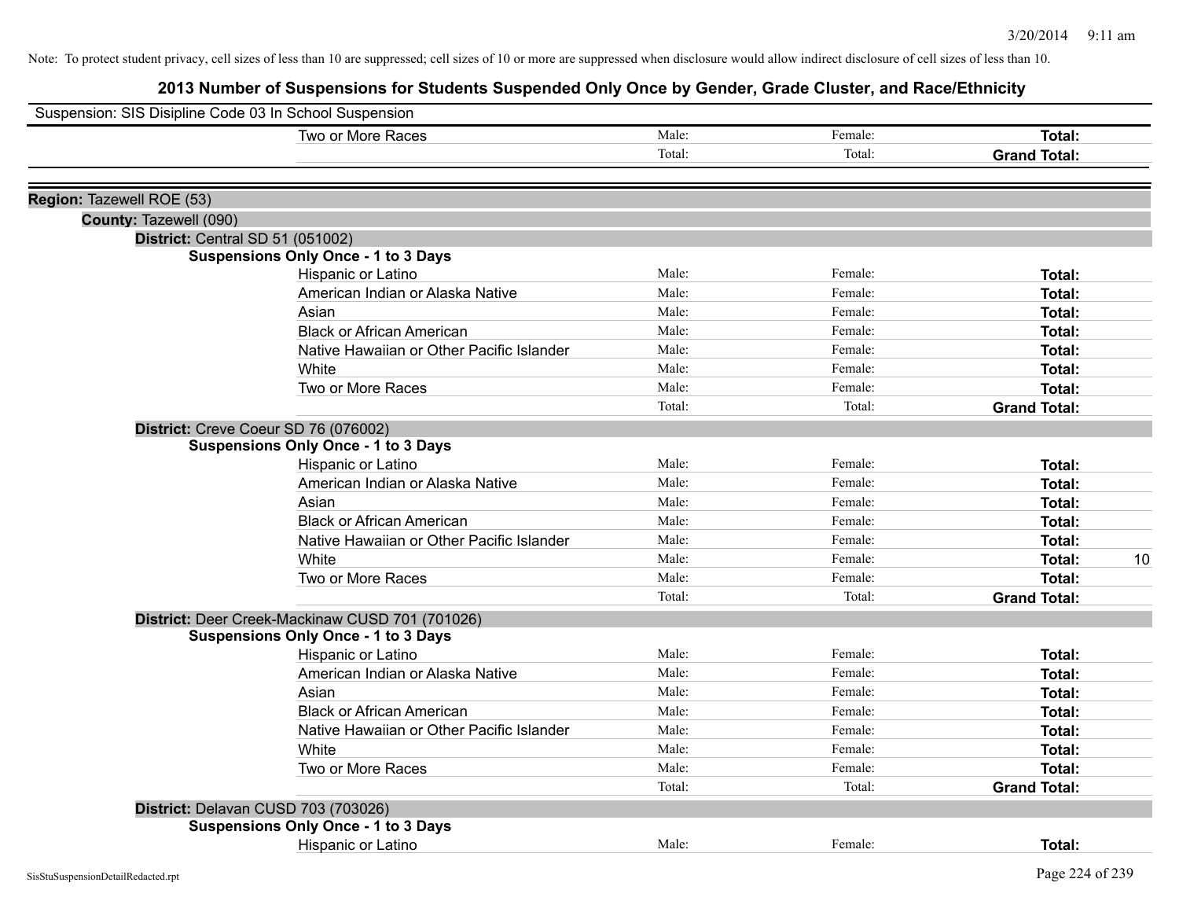Note: To protect student privacy, cell sizes of less than 10 are suppressed; cell sizes of 10 or more are suppressed when disclosure would allow indirect disclosure of cell sizes of less than 10.

# 2013 Number of Suspensions for Students Suspended Only Once by Gender, Grade Cluster, and Race/Ethnicity

Suspension: SIS Disipline Code 03 In School Suspension

| | | | | |
|---|---|---|---|---|
| Two or More Races | Male: | Female: | **Total:** | |
| | Total: | Total: | **Grand Total:** | |

**Region:** Tazewell ROE (53)

**County:** Tazewell (090)

**District:** Central SD 51 (051002)

**Suspensions Only Once - 1 to 3 Days**

| | | | | |
|---|---|---|---|---|
| Hispanic or Latino | Male: | Female: | **Total:** | |
| American Indian or Alaska Native | Male: | Female: | **Total:** | |
| Asian | Male: | Female: | **Total:** | |
| Black or African American | Male: | Female: | **Total:** | |
| Native Hawaiian or Other Pacific Islander | Male: | Female: | **Total:** | |
| White | Male: | Female: | **Total:** | |
| Two or More Races | Male: | Female: | **Total:** | |
| | Total: | Total: | **Grand Total:** | |

**District:** Creve Coeur SD 76 (076002)

**Suspensions Only Once - 1 to 3 Days**

| | | | | |
|---|---|---|---|---|
| Hispanic or Latino | Male: | Female: | **Total:** | |
| American Indian or Alaska Native | Male: | Female: | **Total:** | |
| Asian | Male: | Female: | **Total:** | |
| Black or African American | Male: | Female: | **Total:** | |
| Native Hawaiian or Other Pacific Islander | Male: | Female: | **Total:** | |
| White | Male: | Female: | **Total:** | 10 |
| Two or More Races | Male: | Female: | **Total:** | |
| | Total: | Total: | **Grand Total:** | |

**District:** Deer Creek-Mackinaw CUSD 701 (701026)

**Suspensions Only Once - 1 to 3 Days**

| | | | | |
|---|---|---|---|---|
| Hispanic or Latino | Male: | Female: | **Total:** | |
| American Indian or Alaska Native | Male: | Female: | **Total:** | |
| Asian | Male: | Female: | **Total:** | |
| Black or African American | Male: | Female: | **Total:** | |
| Native Hawaiian or Other Pacific Islander | Male: | Female: | **Total:** | |
| White | Male: | Female: | **Total:** | |
| Two or More Races | Male: | Female: | **Total:** | |
| | Total: | Total: | **Grand Total:** | |

**District:** Delavan CUSD 703 (703026)

**Suspensions Only Once - 1 to 3 Days**

| | | | | |
|---|---|---|---|---|
| Hispanic or Latino | Male: | Female: | **Total:** | |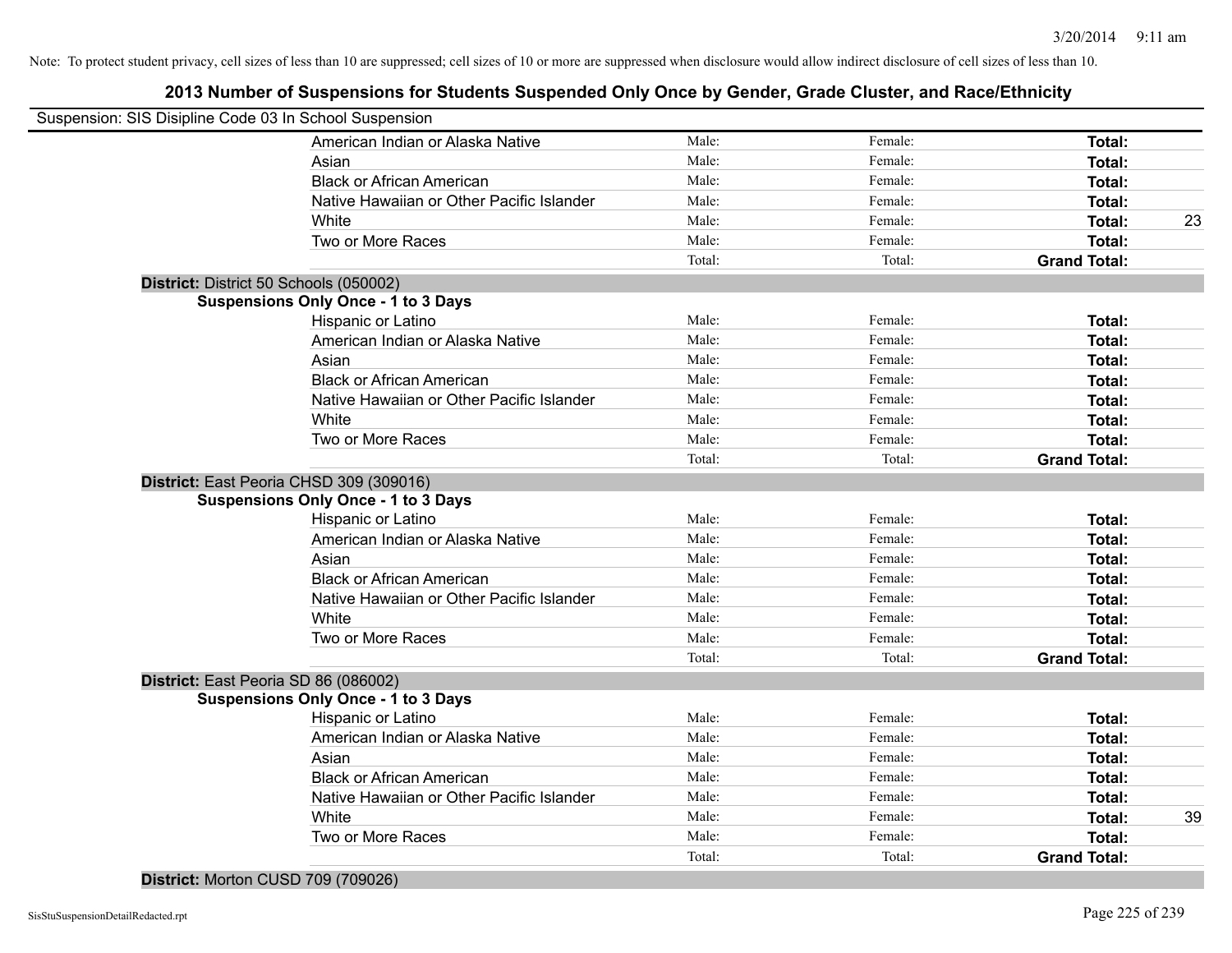Note: To protect student privacy, cell sizes of less than 10 are suppressed; cell sizes of 10 or more are suppressed when disclosure would allow indirect disclosure of cell sizes of less than 10.

## 2013 Number of Suspensions for Students Suspended Only Once by Gender, Grade Cluster, and Race/Ethnicity

Suspension: SIS Disipline Code 03 In School Suspension

| | | | | |
|---|---|---|---|---|
| American Indian or Alaska Native | Male: | Female: | **Total:** | |
| Asian | Male: | Female: | **Total:** | |
| Black or African American | Male: | Female: | **Total:** | |
| Native Hawaiian or Other Pacific Islander | Male: | Female: | **Total:** | |
| White | Male: | Female: | **Total:** | 23 |
| Two or More Races | Male: | Female: | **Total:** | |
| | Total: | Total: | **Grand Total:** | |

**District:** District 50 Schools (050002)

**Suspensions Only Once - 1 to 3 Days**

| | | | | |
|---|---|---|---|---|
| Hispanic or Latino | Male: | Female: | **Total:** | |
| American Indian or Alaska Native | Male: | Female: | **Total:** | |
| Asian | Male: | Female: | **Total:** | |
| Black or African American | Male: | Female: | **Total:** | |
| Native Hawaiian or Other Pacific Islander | Male: | Female: | **Total:** | |
| White | Male: | Female: | **Total:** | |
| Two or More Races | Male: | Female: | **Total:** | |
| | Total: | Total: | **Grand Total:** | |

**District:** East Peoria CHSD 309 (309016)

**Suspensions Only Once - 1 to 3 Days**

| | | | | |
|---|---|---|---|---|
| Hispanic or Latino | Male: | Female: | **Total:** | |
| American Indian or Alaska Native | Male: | Female: | **Total:** | |
| Asian | Male: | Female: | **Total:** | |
| Black or African American | Male: | Female: | **Total:** | |
| Native Hawaiian or Other Pacific Islander | Male: | Female: | **Total:** | |
| White | Male: | Female: | **Total:** | |
| Two or More Races | Male: | Female: | **Total:** | |
| | Total: | Total: | **Grand Total:** | |

**District:** East Peoria SD 86 (086002)

**Suspensions Only Once - 1 to 3 Days**

| | | | | |
|---|---|---|---|---|
| Hispanic or Latino | Male: | Female: | **Total:** | |
| American Indian or Alaska Native | Male: | Female: | **Total:** | |
| Asian | Male: | Female: | **Total:** | |
| Black or African American | Male: | Female: | **Total:** | |
| Native Hawaiian or Other Pacific Islander | Male: | Female: | **Total:** | |
| White | Male: | Female: | **Total:** | 39 |
| Two or More Races | Male: | Female: | **Total:** | |
| | Total: | Total: | **Grand Total:** | |

**District:** Morton CUSD 709 (709026)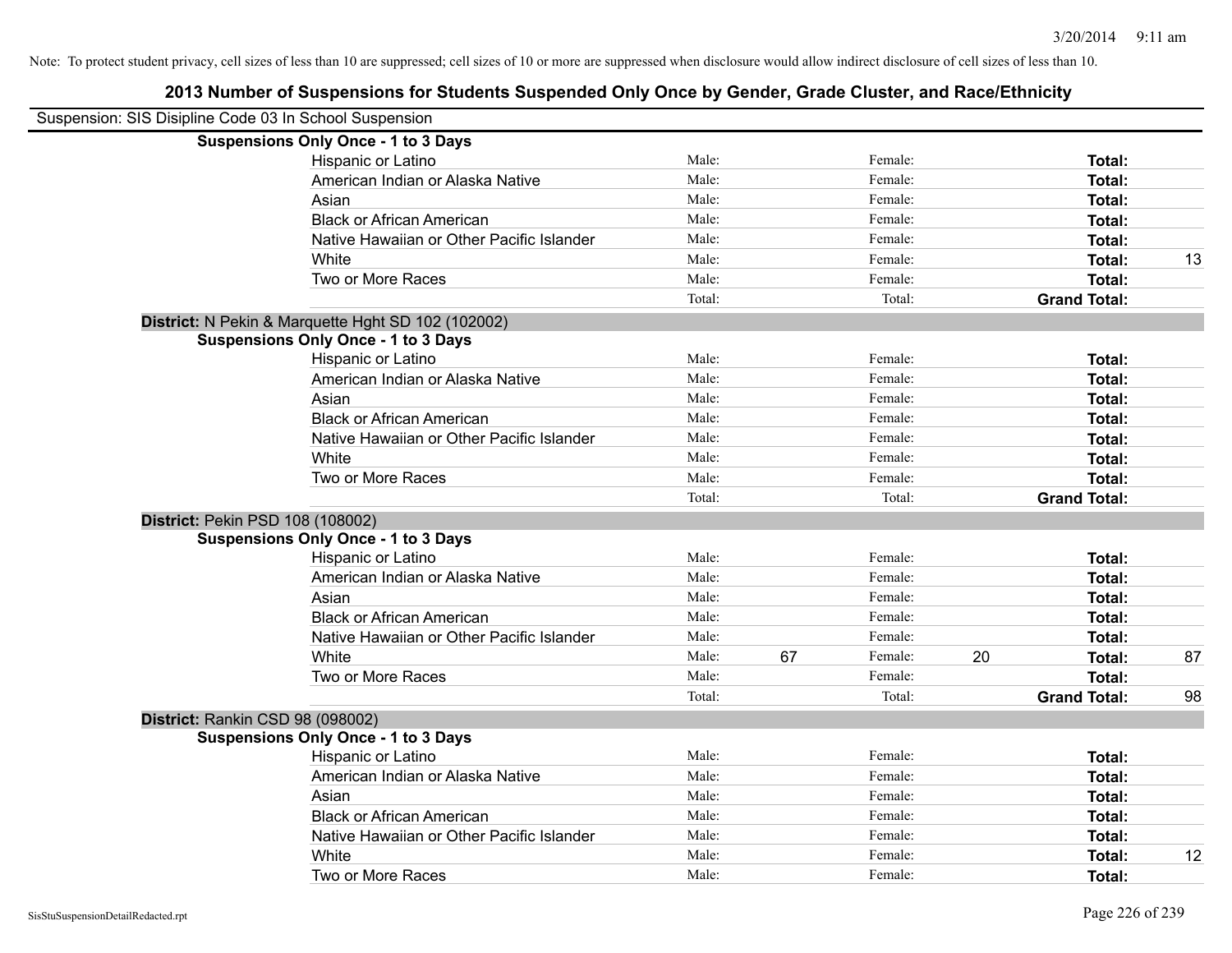Note: To protect student privacy, cell sizes of less than 10 are suppressed; cell sizes of 10 or more are suppressed when disclosure would allow indirect disclosure of cell sizes of less than 10.

## 2013 Number of Suspensions for Students Suspended Only Once by Gender, Grade Cluster, and Race/Ethnicity

Suspension: SIS Disipline Code 03 In School Suspension

**Suspensions Only Once - 1 to 3 Days**

| | | | | | | |
|---|---|---|---|---|---|---|
| Hispanic or Latino | Male: | | Female: | | **Total:** | |
| American Indian or Alaska Native | Male: | | Female: | | **Total:** | |
| Asian | Male: | | Female: | | **Total:** | |
| Black or African American | Male: | | Female: | | **Total:** | |
| Native Hawaiian or Other Pacific Islander | Male: | | Female: | | **Total:** | |
| White | Male: | | Female: | | **Total:** | 13 |
| Two or More Races | Male: | | Female: | | **Total:** | |
| | Total: | | Total: | | **Grand Total:** | |

**District:** N Pekin & Marquette Hght SD 102 (102002)

**Suspensions Only Once - 1 to 3 Days**

| | | | | | | |
|---|---|---|---|---|---|---|
| Hispanic or Latino | Male: | | Female: | | **Total:** | |
| American Indian or Alaska Native | Male: | | Female: | | **Total:** | |
| Asian | Male: | | Female: | | **Total:** | |
| Black or African American | Male: | | Female: | | **Total:** | |
| Native Hawaiian or Other Pacific Islander | Male: | | Female: | | **Total:** | |
| White | Male: | | Female: | | **Total:** | |
| Two or More Races | Male: | | Female: | | **Total:** | |
| | Total: | | Total: | | **Grand Total:** | |

**District:** Pekin PSD 108 (108002)

**Suspensions Only Once - 1 to 3 Days**

| | | | | | | |
|---|---|---|---|---|---|---|
| Hispanic or Latino | Male: | | Female: | | **Total:** | |
| American Indian or Alaska Native | Male: | | Female: | | **Total:** | |
| Asian | Male: | | Female: | | **Total:** | |
| Black or African American | Male: | | Female: | | **Total:** | |
| Native Hawaiian or Other Pacific Islander | Male: | | Female: | | **Total:** | |
| White | Male: | 67 | Female: | 20 | **Total:** | 87 |
| Two or More Races | Male: | | Female: | | **Total:** | |
| | Total: | | Total: | | **Grand Total:** | 98 |

**District:** Rankin CSD 98 (098002)

**Suspensions Only Once - 1 to 3 Days**

| | | | | | | |
|---|---|---|---|---|---|---|
| Hispanic or Latino | Male: | | Female: | | **Total:** | |
| American Indian or Alaska Native | Male: | | Female: | | **Total:** | |
| Asian | Male: | | Female: | | **Total:** | |
| Black or African American | Male: | | Female: | | **Total:** | |
| Native Hawaiian or Other Pacific Islander | Male: | | Female: | | **Total:** | |
| White | Male: | | Female: | | **Total:** | 12 |
| Two or More Races | Male: | | Female: | | **Total:** | |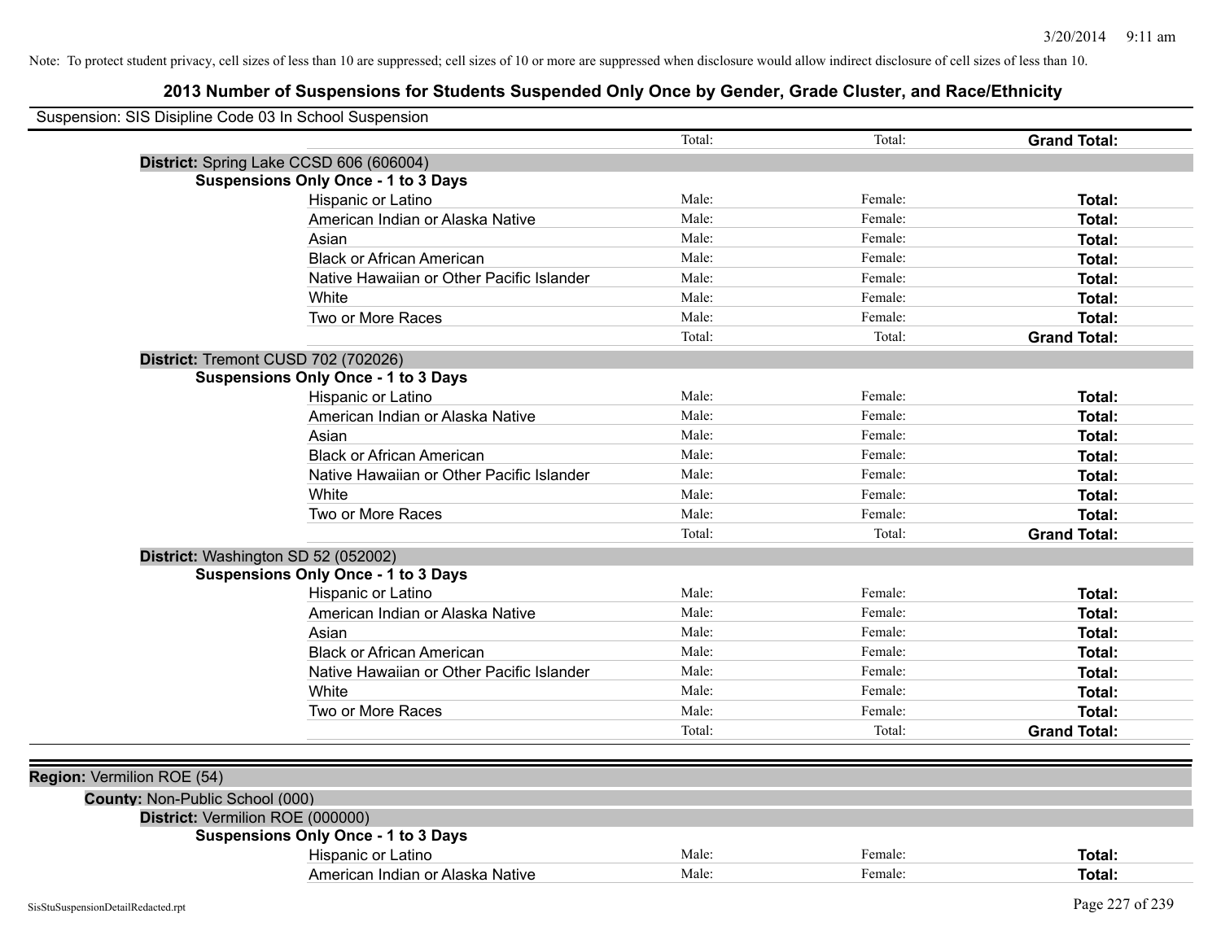Note: To protect student privacy, cell sizes of less than 10 are suppressed; cell sizes of 10 or more are suppressed when disclosure would allow indirect disclosure of cell sizes of less than 10.

# 2013 Number of Suspensions for Students Suspended Only Once by Gender, Grade Cluster, and Race/Ethnicity

Suspension: SIS Disipline Code 03 In School Suspension

| | Total: | Total: | **Grand Total:** |
|---|---|---|---|

**District:** Spring Lake CCSD 606 (606004)

**Suspensions Only Once - 1 to 3 Days**

| | | | |
|---|---|---|---|
| Hispanic or Latino | Male: | Female: | **Total:** |
| American Indian or Alaska Native | Male: | Female: | **Total:** |
| Asian | Male: | Female: | **Total:** |
| Black or African American | Male: | Female: | **Total:** |
| Native Hawaiian or Other Pacific Islander | Male: | Female: | **Total:** |
| White | Male: | Female: | **Total:** |
| Two or More Races | Male: | Female: | **Total:** |
| | Total: | Total: | **Grand Total:** |

**District:** Tremont CUSD 702 (702026)

**Suspensions Only Once - 1 to 3 Days**

| | | | |
|---|---|---|---|
| Hispanic or Latino | Male: | Female: | **Total:** |
| American Indian or Alaska Native | Male: | Female: | **Total:** |
| Asian | Male: | Female: | **Total:** |
| Black or African American | Male: | Female: | **Total:** |
| Native Hawaiian or Other Pacific Islander | Male: | Female: | **Total:** |
| White | Male: | Female: | **Total:** |
| Two or More Races | Male: | Female: | **Total:** |
| | Total: | Total: | **Grand Total:** |

**District:** Washington SD 52 (052002)

**Suspensions Only Once - 1 to 3 Days**

| | | | |
|---|---|---|---|
| Hispanic or Latino | Male: | Female: | **Total:** |
| American Indian or Alaska Native | Male: | Female: | **Total:** |
| Asian | Male: | Female: | **Total:** |
| Black or African American | Male: | Female: | **Total:** |
| Native Hawaiian or Other Pacific Islander | Male: | Female: | **Total:** |
| White | Male: | Female: | **Total:** |
| Two or More Races | Male: | Female: | **Total:** |
| | Total: | Total: | **Grand Total:** |

**Region:** Vermilion ROE (54)

**County:** Non-Public School (000)

**District:** Vermilion ROE (000000)

**Suspensions Only Once - 1 to 3 Days**

| | | | |
|---|---|---|---|
| Hispanic or Latino | Male: | Female: | **Total:** |
| American Indian or Alaska Native | Male: | Female: | **Total:** |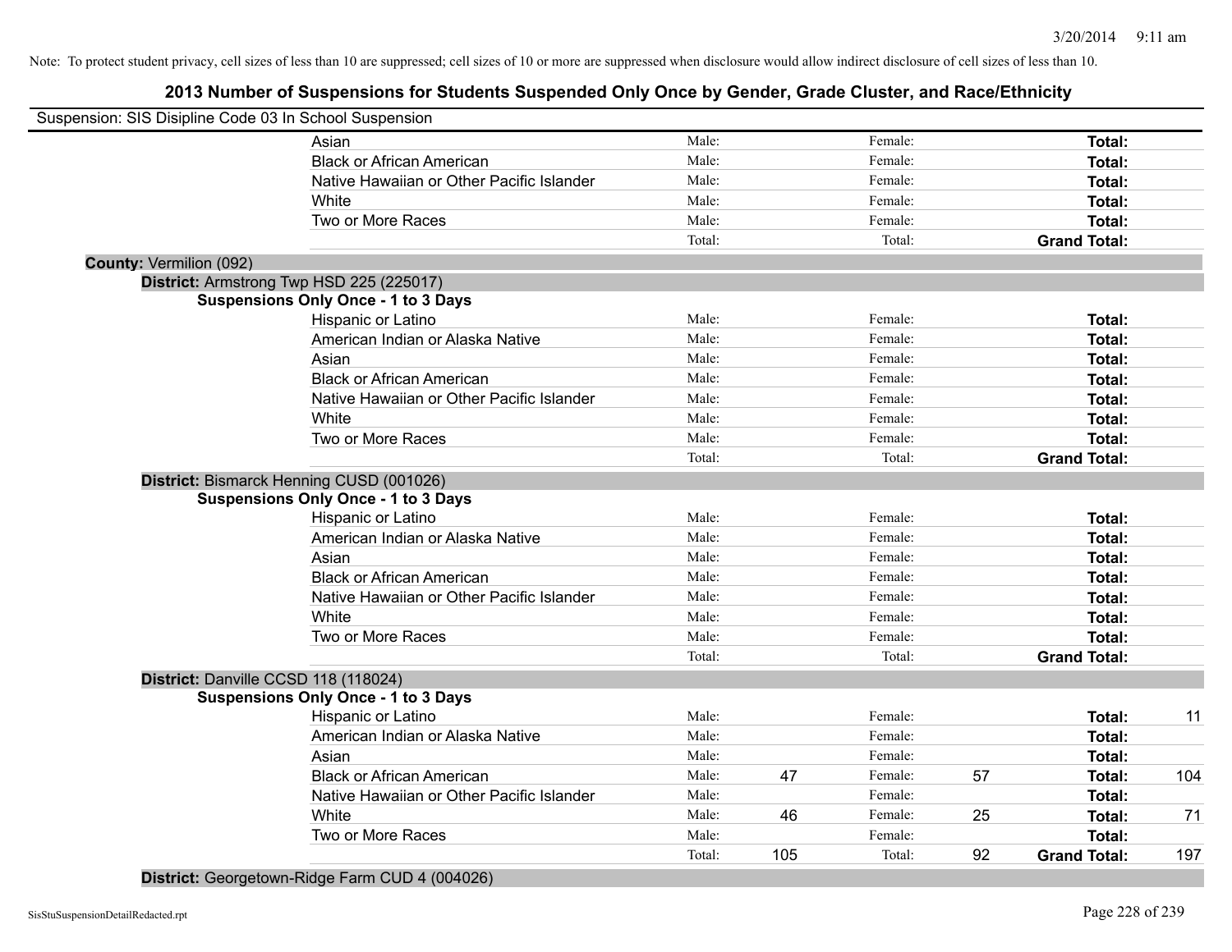Note: To protect student privacy, cell sizes of less than 10 are suppressed; cell sizes of 10 or more are suppressed when disclosure would allow indirect disclosure of cell sizes of less than 10.

## 2013 Number of Suspensions for Students Suspended Only Once by Gender, Grade Cluster, and Race/Ethnicity

Suspension: SIS Disipline Code 03 In School Suspension

| | | | | | |
|---|---|---|---|---|---|
| Asian | Male: | | Female: | | **Total:** |
| Black or African American | Male: | | Female: | | **Total:** |
| Native Hawaiian or Other Pacific Islander | Male: | | Female: | | **Total:** |
| White | Male: | | Female: | | **Total:** |
| Two or More Races | Male: | | Female: | | **Total:** |
| | Total: | | Total: | | **Grand Total:** |

**County:** Vermilion (092)

**District:** Armstrong Twp HSD 225 (225017)

**Suspensions Only Once - 1 to 3 Days**

| | | | | | | |
|---|---|---|---|---|---|---|
| Hispanic or Latino | Male: | | Female: | | **Total:** | |
| American Indian or Alaska Native | Male: | | Female: | | **Total:** | |
| Asian | Male: | | Female: | | **Total:** | |
| Black or African American | Male: | | Female: | | **Total:** | |
| Native Hawaiian or Other Pacific Islander | Male: | | Female: | | **Total:** | |
| White | Male: | | Female: | | **Total:** | |
| Two or More Races | Male: | | Female: | | **Total:** | |
| | Total: | | Total: | | **Grand Total:** | |

**District:** Bismarck Henning CUSD (001026)

**Suspensions Only Once - 1 to 3 Days**

| | | | | | | |
|---|---|---|---|---|---|---|
| Hispanic or Latino | Male: | | Female: | | **Total:** | |
| American Indian or Alaska Native | Male: | | Female: | | **Total:** | |
| Asian | Male: | | Female: | | **Total:** | |
| Black or African American | Male: | | Female: | | **Total:** | |
| Native Hawaiian or Other Pacific Islander | Male: | | Female: | | **Total:** | |
| White | Male: | | Female: | | **Total:** | |
| Two or More Races | Male: | | Female: | | **Total:** | |
| | Total: | | Total: | | **Grand Total:** | |

**District:** Danville CCSD 118 (118024)

**Suspensions Only Once - 1 to 3 Days**

| | | | | | | |
|---|---|---|---|---|---|---|
| Hispanic or Latino | Male: | | Female: | | **Total:** | 11 |
| American Indian or Alaska Native | Male: | | Female: | | **Total:** | |
| Asian | Male: | | Female: | | **Total:** | |
| Black or African American | Male: | 47 | Female: | 57 | **Total:** | 104 |
| Native Hawaiian or Other Pacific Islander | Male: | | Female: | | **Total:** | |
| White | Male: | 46 | Female: | 25 | **Total:** | 71 |
| Two or More Races | Male: | | Female: | | **Total:** | |
| | Total: | 105 | Total: | 92 | **Grand Total:** | 197 |

**District:** Georgetown-Ridge Farm CUD 4 (004026)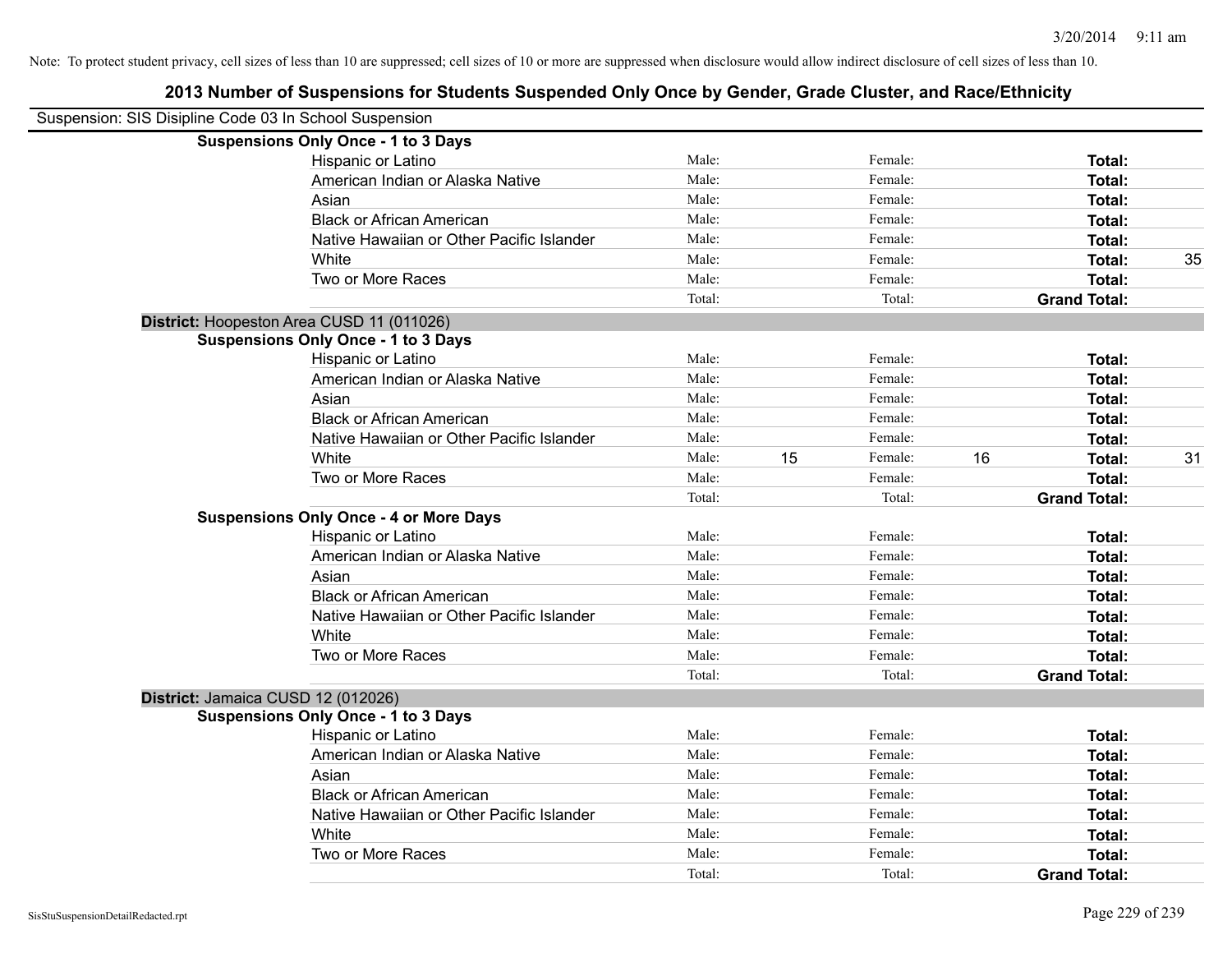Note: To protect student privacy, cell sizes of less than 10 are suppressed; cell sizes of 10 or more are suppressed when disclosure would allow indirect disclosure of cell sizes of less than 10.

## 2013 Number of Suspensions for Students Suspended Only Once by Gender, Grade Cluster, and Race/Ethnicity

Suspension: SIS Disipline Code 03 In School Suspension

**Suspensions Only Once - 1 to 3 Days**

| | | | | | | |
|---|---|---|---|---|---|---|
| Hispanic or Latino | Male: | | Female: | | **Total:** | |
| American Indian or Alaska Native | Male: | | Female: | | **Total:** | |
| Asian | Male: | | Female: | | **Total:** | |
| Black or African American | Male: | | Female: | | **Total:** | |
| Native Hawaiian or Other Pacific Islander | Male: | | Female: | | **Total:** | |
| White | Male: | | Female: | | **Total:** | 35 |
| Two or More Races | Male: | | Female: | | **Total:** | |
| | Total: | | Total: | | **Grand Total:** | |

**District:** Hoopeston Area CUSD 11 (011026)

**Suspensions Only Once - 1 to 3 Days**

| | | | | | | |
|---|---|---|---|---|---|---|
| Hispanic or Latino | Male: | | Female: | | **Total:** | |
| American Indian or Alaska Native | Male: | | Female: | | **Total:** | |
| Asian | Male: | | Female: | | **Total:** | |
| Black or African American | Male: | | Female: | | **Total:** | |
| Native Hawaiian or Other Pacific Islander | Male: | | Female: | | **Total:** | |
| White | Male: | 15 | Female: | 16 | **Total:** | 31 |
| Two or More Races | Male: | | Female: | | **Total:** | |
| | Total: | | Total: | | **Grand Total:** | |

**Suspensions Only Once - 4 or More Days**

| | | | | | | |
|---|---|---|---|---|---|---|
| Hispanic or Latino | Male: | | Female: | | **Total:** | |
| American Indian or Alaska Native | Male: | | Female: | | **Total:** | |
| Asian | Male: | | Female: | | **Total:** | |
| Black or African American | Male: | | Female: | | **Total:** | |
| Native Hawaiian or Other Pacific Islander | Male: | | Female: | | **Total:** | |
| White | Male: | | Female: | | **Total:** | |
| Two or More Races | Male: | | Female: | | **Total:** | |
| | Total: | | Total: | | **Grand Total:** | |

**District:** Jamaica CUSD 12 (012026)

**Suspensions Only Once - 1 to 3 Days**

| | | | | | | |
|---|---|---|---|---|---|---|
| Hispanic or Latino | Male: | | Female: | | **Total:** | |
| American Indian or Alaska Native | Male: | | Female: | | **Total:** | |
| Asian | Male: | | Female: | | **Total:** | |
| Black or African American | Male: | | Female: | | **Total:** | |
| Native Hawaiian or Other Pacific Islander | Male: | | Female: | | **Total:** | |
| White | Male: | | Female: | | **Total:** | |
| Two or More Races | Male: | | Female: | | **Total:** | |
| | Total: | | Total: | | **Grand Total:** | |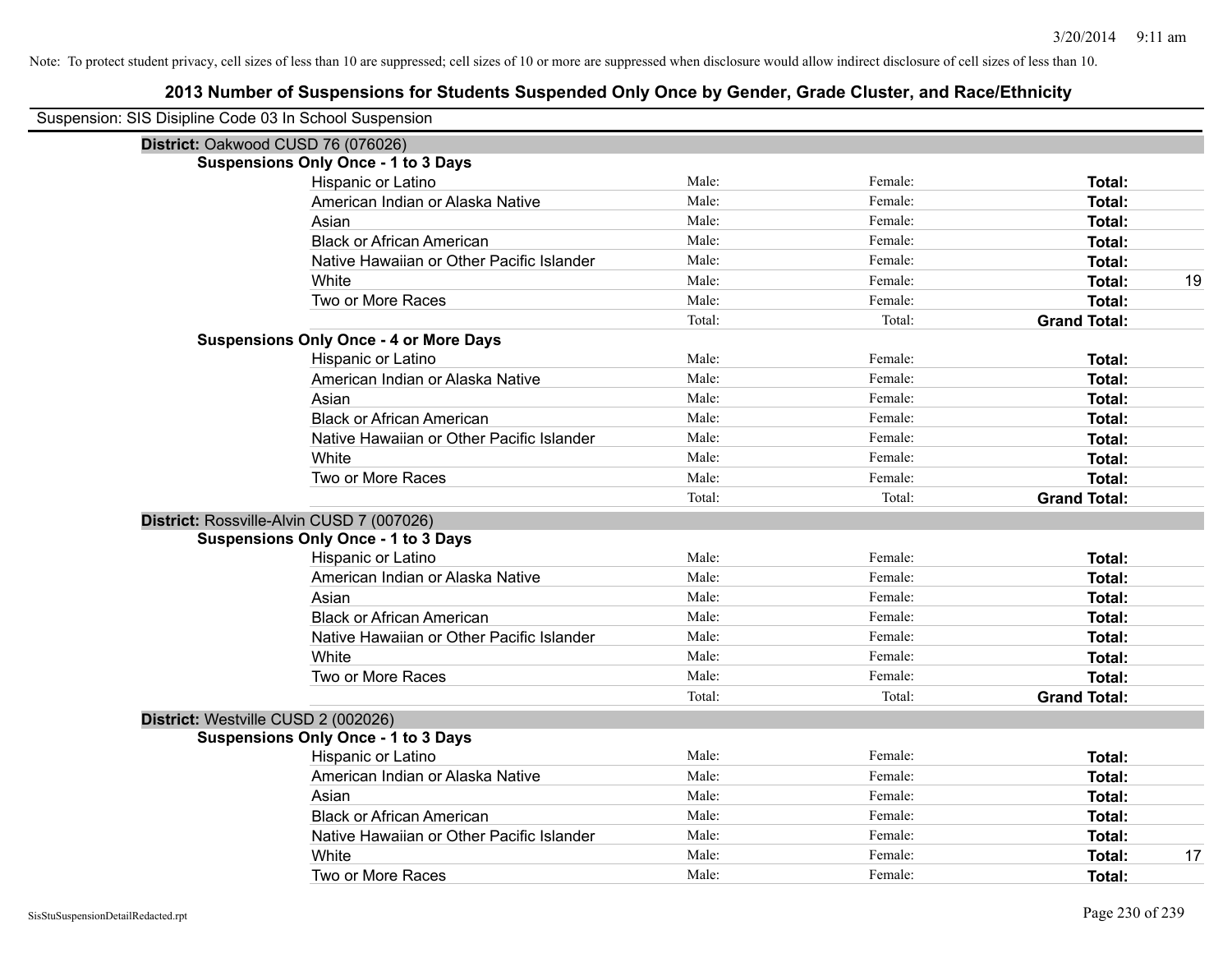Note: To protect student privacy, cell sizes of less than 10 are suppressed; cell sizes of 10 or more are suppressed when disclosure would allow indirect disclosure of cell sizes of less than 10.

# 2013 Number of Suspensions for Students Suspended Only Once by Gender, Grade Cluster, and Race/Ethnicity

Suspension: SIS Disipline Code 03 In School Suspension

## District: Oakwood CUSD 76 (076026)

### Suspensions Only Once - 1 to 3 Days

| Race/Ethnicity | Male | Female | Total |
|---|---|---|---|
| Hispanic or Latino | Male: | Female: | **Total:** |
| American Indian or Alaska Native | Male: | Female: | **Total:** |
| Asian | Male: | Female: | **Total:** |
| Black or African American | Male: | Female: | **Total:** |
| Native Hawaiian or Other Pacific Islander | Male: | Female: | **Total:** |
| White | Male: | Female: | **Total:** 19 |
| Two or More Races | Male: | Female: | **Total:** |
| | Total: | Total: | **Grand Total:** |

### Suspensions Only Once - 4 or More Days

| Race/Ethnicity | Male | Female | Total |
|---|---|---|---|
| Hispanic or Latino | Male: | Female: | **Total:** |
| American Indian or Alaska Native | Male: | Female: | **Total:** |
| Asian | Male: | Female: | **Total:** |
| Black or African American | Male: | Female: | **Total:** |
| Native Hawaiian or Other Pacific Islander | Male: | Female: | **Total:** |
| White | Male: | Female: | **Total:** |
| Two or More Races | Male: | Female: | **Total:** |
| | Total: | Total: | **Grand Total:** |

## District: Rossville-Alvin CUSD 7 (007026)

### Suspensions Only Once - 1 to 3 Days

| Race/Ethnicity | Male | Female | Total |
|---|---|---|---|
| Hispanic or Latino | Male: | Female: | **Total:** |
| American Indian or Alaska Native | Male: | Female: | **Total:** |
| Asian | Male: | Female: | **Total:** |
| Black or African American | Male: | Female: | **Total:** |
| Native Hawaiian or Other Pacific Islander | Male: | Female: | **Total:** |
| White | Male: | Female: | **Total:** |
| Two or More Races | Male: | Female: | **Total:** |
| | Total: | Total: | **Grand Total:** |

## District: Westville CUSD 2 (002026)

### Suspensions Only Once - 1 to 3 Days

| Race/Ethnicity | Male | Female | Total |
|---|---|---|---|
| Hispanic or Latino | Male: | Female: | **Total:** |
| American Indian or Alaska Native | Male: | Female: | **Total:** |
| Asian | Male: | Female: | **Total:** |
| Black or African American | Male: | Female: | **Total:** |
| Native Hawaiian or Other Pacific Islander | Male: | Female: | **Total:** |
| White | Male: | Female: | **Total:** 17 |
| Two or More Races | Male: | Female: | **Total:** |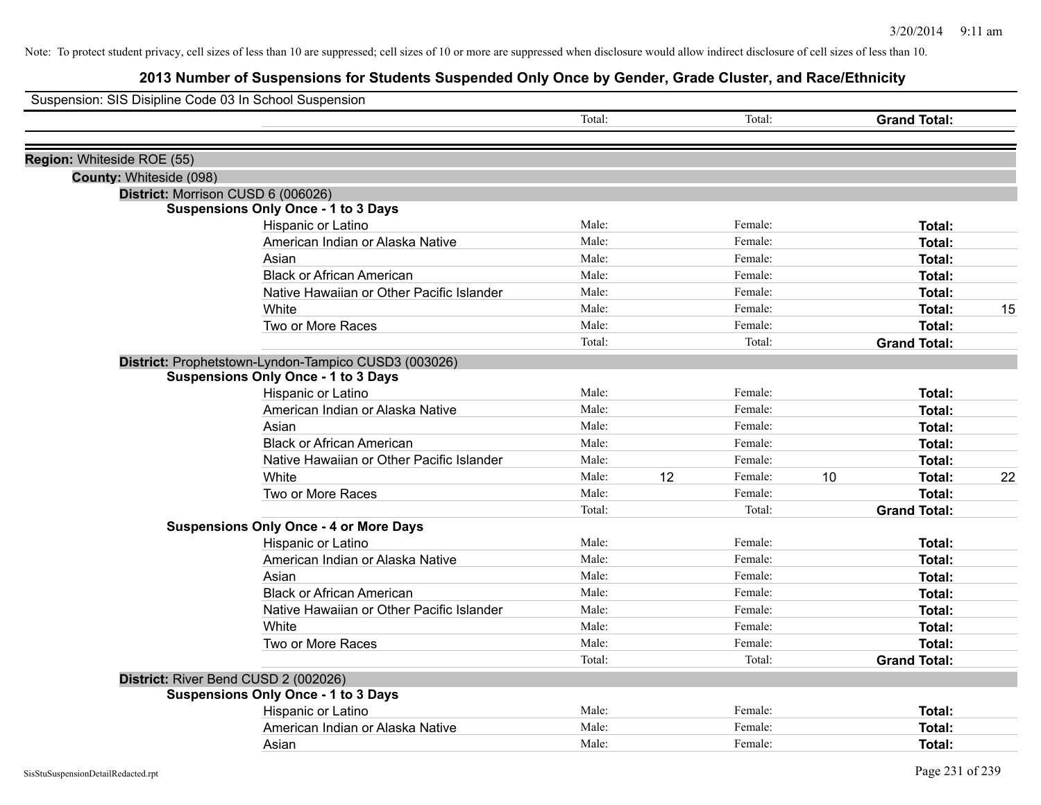Note: To protect student privacy, cell sizes of less than 10 are suppressed; cell sizes of 10 or more are suppressed when disclosure would allow indirect disclosure of cell sizes of less than 10.

## 2013 Number of Suspensions for Students Suspended Only Once by Gender, Grade Cluster, and Race/Ethnicity

Suspension: SIS Disipline Code 03 In School Suspension

| | | | | | | |
|---|---|---|---|---|---|---|
| | Total: | | Total: | | **Grand Total:** | |

**Region:** Whiteside ROE (55)

**County:** Whiteside (098)

**District:** Morrison CUSD 6 (006026)

**Suspensions Only Once - 1 to 3 Days**

| | | | | | | |
|---|---|---|---|---|---|---|
| Hispanic or Latino | Male: | | Female: | | **Total:** | |
| American Indian or Alaska Native | Male: | | Female: | | **Total:** | |
| Asian | Male: | | Female: | | **Total:** | |
| Black or African American | Male: | | Female: | | **Total:** | |
| Native Hawaiian or Other Pacific Islander | Male: | | Female: | | **Total:** | |
| White | Male: | | Female: | | **Total:** | 15 |
| Two or More Races | Male: | | Female: | | **Total:** | |
| | Total: | | Total: | | **Grand Total:** | |

**District:** Prophetstown-Lyndon-Tampico CUSD3 (003026)

**Suspensions Only Once - 1 to 3 Days**

| | | | | | | |
|---|---|---|---|---|---|---|
| Hispanic or Latino | Male: | | Female: | | **Total:** | |
| American Indian or Alaska Native | Male: | | Female: | | **Total:** | |
| Asian | Male: | | Female: | | **Total:** | |
| Black or African American | Male: | | Female: | | **Total:** | |
| Native Hawaiian or Other Pacific Islander | Male: | | Female: | | **Total:** | |
| White | Male: | 12 | Female: | 10 | **Total:** | 22 |
| Two or More Races | Male: | | Female: | | **Total:** | |
| | Total: | | Total: | | **Grand Total:** | |

**Suspensions Only Once - 4 or More Days**

| | | | | | | |
|---|---|---|---|---|---|---|
| Hispanic or Latino | Male: | | Female: | | **Total:** | |
| American Indian or Alaska Native | Male: | | Female: | | **Total:** | |
| Asian | Male: | | Female: | | **Total:** | |
| Black or African American | Male: | | Female: | | **Total:** | |
| Native Hawaiian or Other Pacific Islander | Male: | | Female: | | **Total:** | |
| White | Male: | | Female: | | **Total:** | |
| Two or More Races | Male: | | Female: | | **Total:** | |
| | Total: | | Total: | | **Grand Total:** | |

**District:** River Bend CUSD 2 (002026)

**Suspensions Only Once - 1 to 3 Days**

| | | | | | | |
|---|---|---|---|---|---|---|
| Hispanic or Latino | Male: | | Female: | | **Total:** | |
| American Indian or Alaska Native | Male: | | Female: | | **Total:** | |
| Asian | Male: | | Female: | | **Total:** | |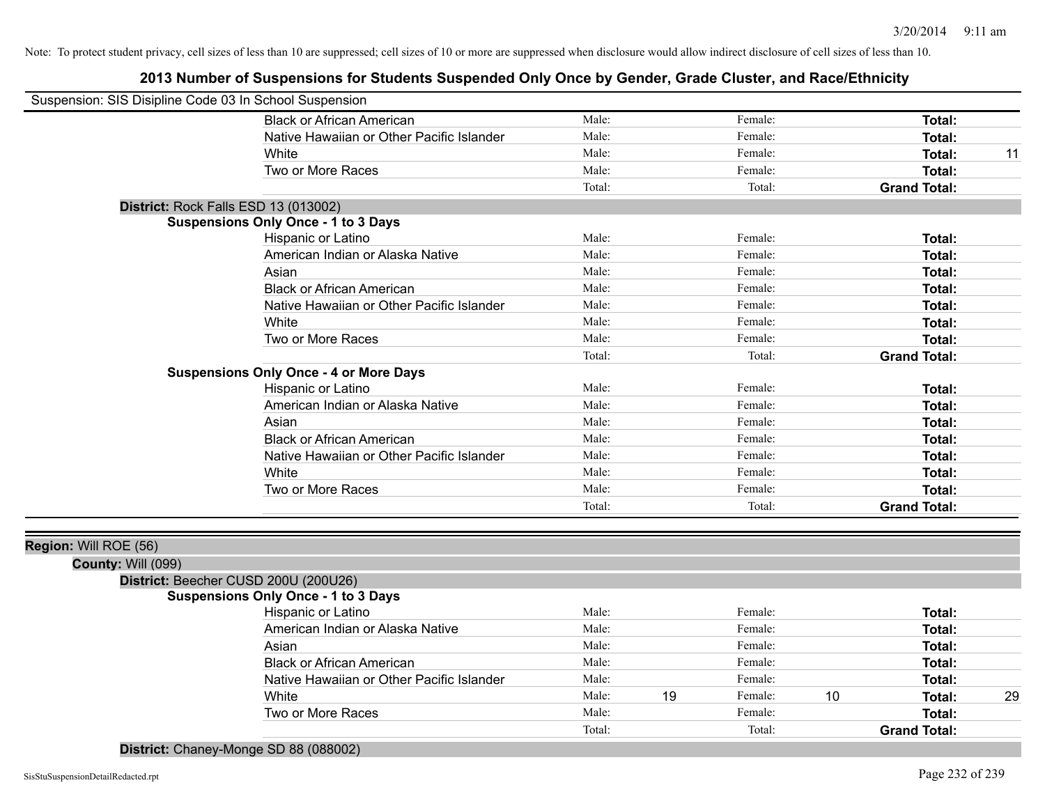Note: To protect student privacy, cell sizes of less than 10 are suppressed; cell sizes of 10 or more are suppressed when disclosure would allow indirect disclosure of cell sizes of less than 10.

## 2013 Number of Suspensions for Students Suspended Only Once by Gender, Grade Cluster, and Race/Ethnicity

Suspension: SIS Disipline Code 03 In School Suspension

| | Male: | | Female: | | Total: | |
|---|---|---|---|---|---|---|
| Black or African American | Male: | | Female: | | **Total:** | |
| Native Hawaiian or Other Pacific Islander | Male: | | Female: | | **Total:** | |
| White | Male: | | Female: | | **Total:** | 11 |
| Two or More Races | Male: | | Female: | | **Total:** | |
| | Total: | | Total: | | **Grand Total:** | |

**District:** Rock Falls ESD 13 (013002)

**Suspensions Only Once - 1 to 3 Days**

| | Male: | | Female: | | Total: | |
|---|---|---|---|---|---|---|
| Hispanic or Latino | Male: | | Female: | | **Total:** | |
| American Indian or Alaska Native | Male: | | Female: | | **Total:** | |
| Asian | Male: | | Female: | | **Total:** | |
| Black or African American | Male: | | Female: | | **Total:** | |
| Native Hawaiian or Other Pacific Islander | Male: | | Female: | | **Total:** | |
| White | Male: | | Female: | | **Total:** | |
| Two or More Races | Male: | | Female: | | **Total:** | |
| | Total: | | Total: | | **Grand Total:** | |

**Suspensions Only Once - 4 or More Days**

| | Male: | | Female: | | Total: | |
|---|---|---|---|---|---|---|
| Hispanic or Latino | Male: | | Female: | | **Total:** | |
| American Indian or Alaska Native | Male: | | Female: | | **Total:** | |
| Asian | Male: | | Female: | | **Total:** | |
| Black or African American | Male: | | Female: | | **Total:** | |
| Native Hawaiian or Other Pacific Islander | Male: | | Female: | | **Total:** | |
| White | Male: | | Female: | | **Total:** | |
| Two or More Races | Male: | | Female: | | **Total:** | |
| | Total: | | Total: | | **Grand Total:** | |

**Region:** Will ROE (56)

**County:** Will (099)

**District:** Beecher CUSD 200U (200U26)

**Suspensions Only Once - 1 to 3 Days**

| | Male: | | Female: | | Total: | |
|---|---|---|---|---|---|---|
| Hispanic or Latino | Male: | | Female: | | **Total:** | |
| American Indian or Alaska Native | Male: | | Female: | | **Total:** | |
| Asian | Male: | | Female: | | **Total:** | |
| Black or African American | Male: | | Female: | | **Total:** | |
| Native Hawaiian or Other Pacific Islander | Male: | | Female: | | **Total:** | |
| White | Male: | 19 | Female: | 10 | **Total:** | 29 |
| Two or More Races | Male: | | Female: | | **Total:** | |
| | Total: | | Total: | | **Grand Total:** | |

**District:** Chaney-Monge SD 88 (088002)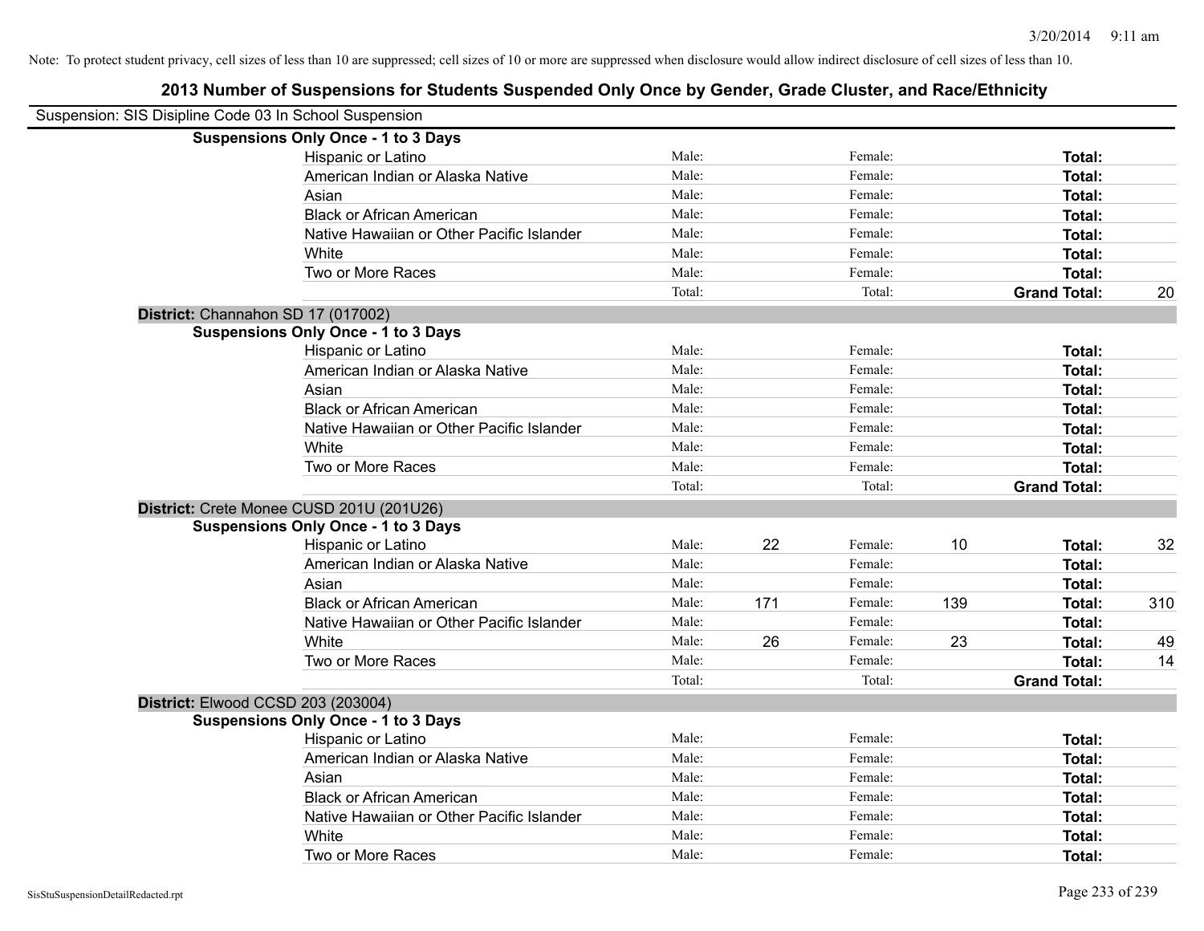Note: To protect student privacy, cell sizes of less than 10 are suppressed; cell sizes of 10 or more are suppressed when disclosure would allow indirect disclosure of cell sizes of less than 10.

# 2013 Number of Suspensions for Students Suspended Only Once by Gender, Grade Cluster, and Race/Ethnicity

Suspension: SIS Disipline Code 03 In School Suspension

**Suspensions Only Once - 1 to 3 Days**

| | | | | | | |
|---|---|---|---|---|---|---|
| Hispanic or Latino | Male: | | Female: | | **Total:** | |
| American Indian or Alaska Native | Male: | | Female: | | **Total:** | |
| Asian | Male: | | Female: | | **Total:** | |
| Black or African American | Male: | | Female: | | **Total:** | |
| Native Hawaiian or Other Pacific Islander | Male: | | Female: | | **Total:** | |
| White | Male: | | Female: | | **Total:** | |
| Two or More Races | Male: | | Female: | | **Total:** | |
| | Total: | | Total: | | **Grand Total:** | 20 |

**District:** Channahon SD 17 (017002)

**Suspensions Only Once - 1 to 3 Days**

| | | | | | | |
|---|---|---|---|---|---|---|
| Hispanic or Latino | Male: | | Female: | | **Total:** | |
| American Indian or Alaska Native | Male: | | Female: | | **Total:** | |
| Asian | Male: | | Female: | | **Total:** | |
| Black or African American | Male: | | Female: | | **Total:** | |
| Native Hawaiian or Other Pacific Islander | Male: | | Female: | | **Total:** | |
| White | Male: | | Female: | | **Total:** | |
| Two or More Races | Male: | | Female: | | **Total:** | |
| | Total: | | Total: | | **Grand Total:** | |

**District:** Crete Monee CUSD 201U (201U26)

**Suspensions Only Once - 1 to 3 Days**

| | | | | | | |
|---|---|---|---|---|---|---|
| Hispanic or Latino | Male: | 22 | Female: | 10 | **Total:** | 32 |
| American Indian or Alaska Native | Male: | | Female: | | **Total:** | |
| Asian | Male: | | Female: | | **Total:** | |
| Black or African American | Male: | 171 | Female: | 139 | **Total:** | 310 |
| Native Hawaiian or Other Pacific Islander | Male: | | Female: | | **Total:** | |
| White | Male: | 26 | Female: | 23 | **Total:** | 49 |
| Two or More Races | Male: | | Female: | | **Total:** | 14 |
| | Total: | | Total: | | **Grand Total:** | |

**District:** Elwood CCSD 203 (203004)

**Suspensions Only Once - 1 to 3 Days**

| | | | | | | |
|---|---|---|---|---|---|---|
| Hispanic or Latino | Male: | | Female: | | **Total:** | |
| American Indian or Alaska Native | Male: | | Female: | | **Total:** | |
| Asian | Male: | | Female: | | **Total:** | |
| Black or African American | Male: | | Female: | | **Total:** | |
| Native Hawaiian or Other Pacific Islander | Male: | | Female: | | **Total:** | |
| White | Male: | | Female: | | **Total:** | |
| Two or More Races | Male: | | Female: | | **Total:** | |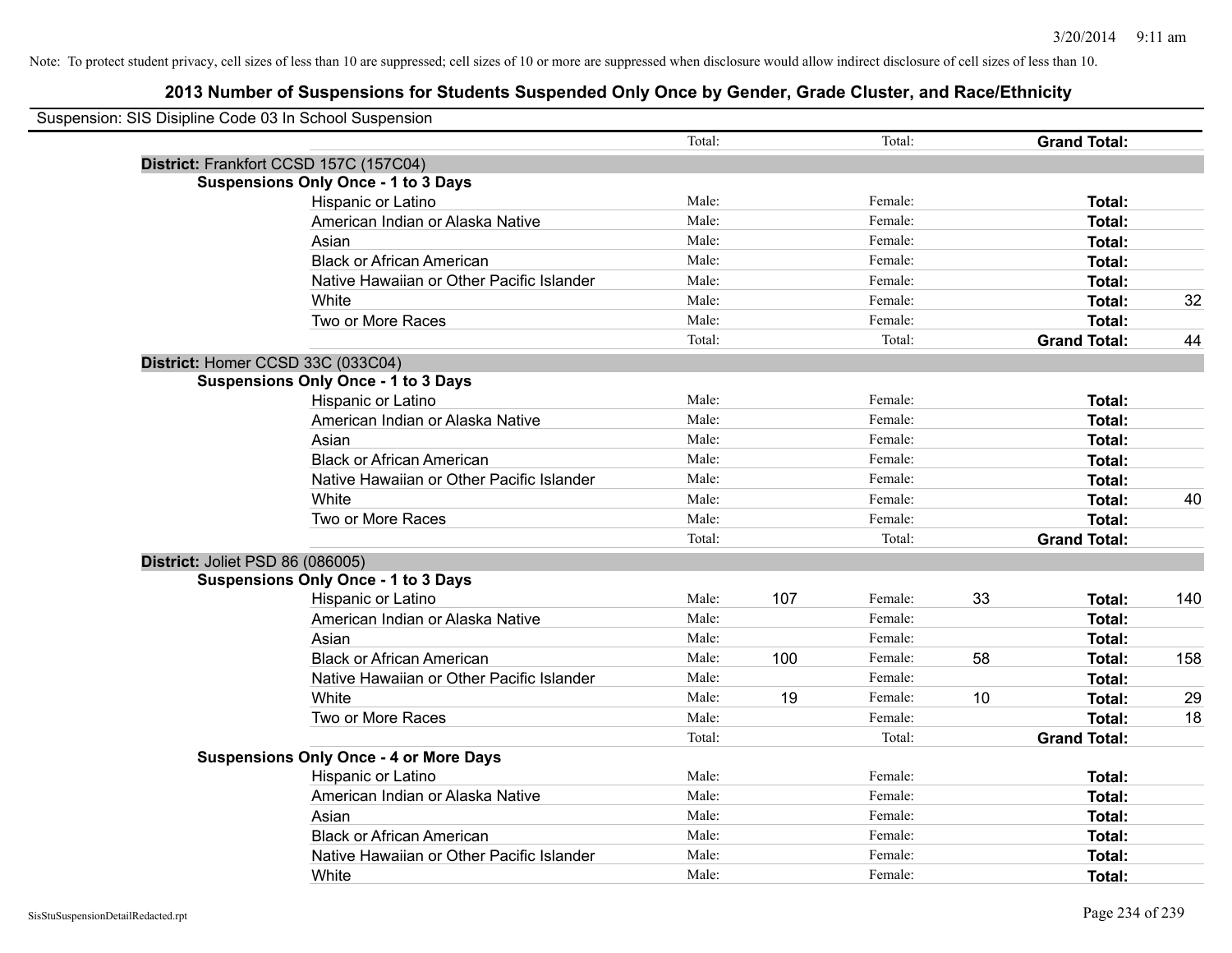Note: To protect student privacy, cell sizes of less than 10 are suppressed; cell sizes of 10 or more are suppressed when disclosure would allow indirect disclosure of cell sizes of less than 10.

# 2013 Number of Suspensions for Students Suspended Only Once by Gender, Grade Cluster, and Race/Ethnicity

Suspension: SIS Disipline Code 03 In School Suspension

| | | | | | | | |
|---|---|---|---|---|---|---|---|
| | Total: | | Total: | | **Grand Total:** | |

**District:** Frankfort CCSD 157C (157C04)

**Suspensions Only Once - 1 to 3 Days**

| Race/Ethnicity | | Male | | Female | | Total |
|---|---|---|---|---|---|---|
| Hispanic or Latino | Male: | | Female: | | **Total:** | |
| American Indian or Alaska Native | Male: | | Female: | | **Total:** | |
| Asian | Male: | | Female: | | **Total:** | |
| Black or African American | Male: | | Female: | | **Total:** | |
| Native Hawaiian or Other Pacific Islander | Male: | | Female: | | **Total:** | |
| White | Male: | | Female: | | **Total:** | 32 |
| Two or More Races | Male: | | Female: | | **Total:** | |
| | Total: | | Total: | | **Grand Total:** | 44 |

**District:** Homer CCSD 33C (033C04)

**Suspensions Only Once - 1 to 3 Days**

| Race/Ethnicity | | Male | | Female | | Total |
|---|---|---|---|---|---|---|
| Hispanic or Latino | Male: | | Female: | | **Total:** | |
| American Indian or Alaska Native | Male: | | Female: | | **Total:** | |
| Asian | Male: | | Female: | | **Total:** | |
| Black or African American | Male: | | Female: | | **Total:** | |
| Native Hawaiian or Other Pacific Islander | Male: | | Female: | | **Total:** | |
| White | Male: | | Female: | | **Total:** | 40 |
| Two or More Races | Male: | | Female: | | **Total:** | |
| | Total: | | Total: | | **Grand Total:** | |

**District:** Joliet PSD 86 (086005)

**Suspensions Only Once - 1 to 3 Days**

| Race/Ethnicity | | Male | | Female | | Total |
|---|---|---|---|---|---|---|
| Hispanic or Latino | Male: | 107 | Female: | 33 | **Total:** | 140 |
| American Indian or Alaska Native | Male: | | Female: | | **Total:** | |
| Asian | Male: | | Female: | | **Total:** | |
| Black or African American | Male: | 100 | Female: | 58 | **Total:** | 158 |
| Native Hawaiian or Other Pacific Islander | Male: | | Female: | | **Total:** | |
| White | Male: | 19 | Female: | 10 | **Total:** | 29 |
| Two or More Races | Male: | | Female: | | **Total:** | 18 |
| | Total: | | Total: | | **Grand Total:** | |

**Suspensions Only Once - 4 or More Days**

| Race/Ethnicity | | Male | | Female | | Total |
|---|---|---|---|---|---|---|
| Hispanic or Latino | Male: | | Female: | | **Total:** | |
| American Indian or Alaska Native | Male: | | Female: | | **Total:** | |
| Asian | Male: | | Female: | | **Total:** | |
| Black or African American | Male: | | Female: | | **Total:** | |
| Native Hawaiian or Other Pacific Islander | Male: | | Female: | | **Total:** | |
| White | Male: | | Female: | | **Total:** | |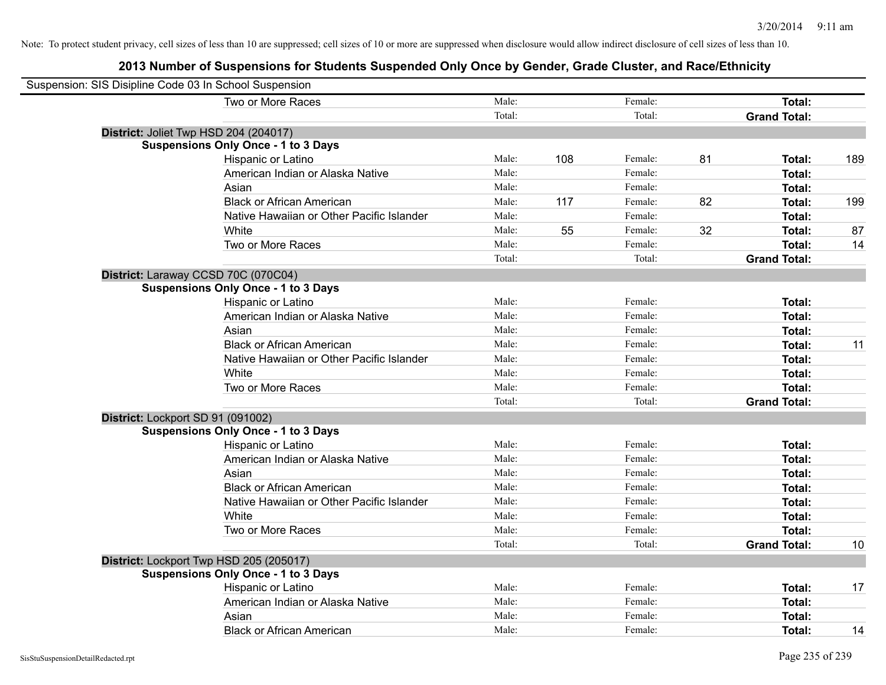Note: To protect student privacy, cell sizes of less than 10 are suppressed; cell sizes of 10 or more are suppressed when disclosure would allow indirect disclosure of cell sizes of less than 10.

## 2013 Number of Suspensions for Students Suspended Only Once by Gender, Grade Cluster, and Race/Ethnicity

Suspension: SIS Disipline Code 03 In School Suspension

| | | | | | | |
|---|---|---|---|---|---|---|
| Two or More Races | Male: | | Female: | | **Total:** | |
| | Total: | | Total: | | **Grand Total:** | |

**District:** Joliet Twp HSD 204 (204017)

**Suspensions Only Once - 1 to 3 Days**

| | | | | | | |
|---|---|---|---|---|---|---|
| Hispanic or Latino | Male: | 108 | Female: | 81 | **Total:** | 189 |
| American Indian or Alaska Native | Male: | | Female: | | **Total:** | |
| Asian | Male: | | Female: | | **Total:** | |
| Black or African American | Male: | 117 | Female: | 82 | **Total:** | 199 |
| Native Hawaiian or Other Pacific Islander | Male: | | Female: | | **Total:** | |
| White | Male: | 55 | Female: | 32 | **Total:** | 87 |
| Two or More Races | Male: | | Female: | | **Total:** | 14 |
| | Total: | | Total: | | **Grand Total:** | |

**District:** Laraway CCSD 70C (070C04)

**Suspensions Only Once - 1 to 3 Days**

| | | | | | | |
|---|---|---|---|---|---|---|
| Hispanic or Latino | Male: | | Female: | | **Total:** | |
| American Indian or Alaska Native | Male: | | Female: | | **Total:** | |
| Asian | Male: | | Female: | | **Total:** | |
| Black or African American | Male: | | Female: | | **Total:** | 11 |
| Native Hawaiian or Other Pacific Islander | Male: | | Female: | | **Total:** | |
| White | Male: | | Female: | | **Total:** | |
| Two or More Races | Male: | | Female: | | **Total:** | |
| | Total: | | Total: | | **Grand Total:** | |

**District:** Lockport SD 91 (091002)

**Suspensions Only Once - 1 to 3 Days**

| | | | | | | |
|---|---|---|---|---|---|---|
| Hispanic or Latino | Male: | | Female: | | **Total:** | |
| American Indian or Alaska Native | Male: | | Female: | | **Total:** | |
| Asian | Male: | | Female: | | **Total:** | |
| Black or African American | Male: | | Female: | | **Total:** | |
| Native Hawaiian or Other Pacific Islander | Male: | | Female: | | **Total:** | |
| White | Male: | | Female: | | **Total:** | |
| Two or More Races | Male: | | Female: | | **Total:** | |
| | Total: | | Total: | | **Grand Total:** | 10 |

**District:** Lockport Twp HSD 205 (205017)

**Suspensions Only Once - 1 to 3 Days**

| | | | | | | |
|---|---|---|---|---|---|---|
| Hispanic or Latino | Male: | | Female: | | **Total:** | 17 |
| American Indian or Alaska Native | Male: | | Female: | | **Total:** | |
| Asian | Male: | | Female: | | **Total:** | |
| Black or African American | Male: | | Female: | | **Total:** | 14 |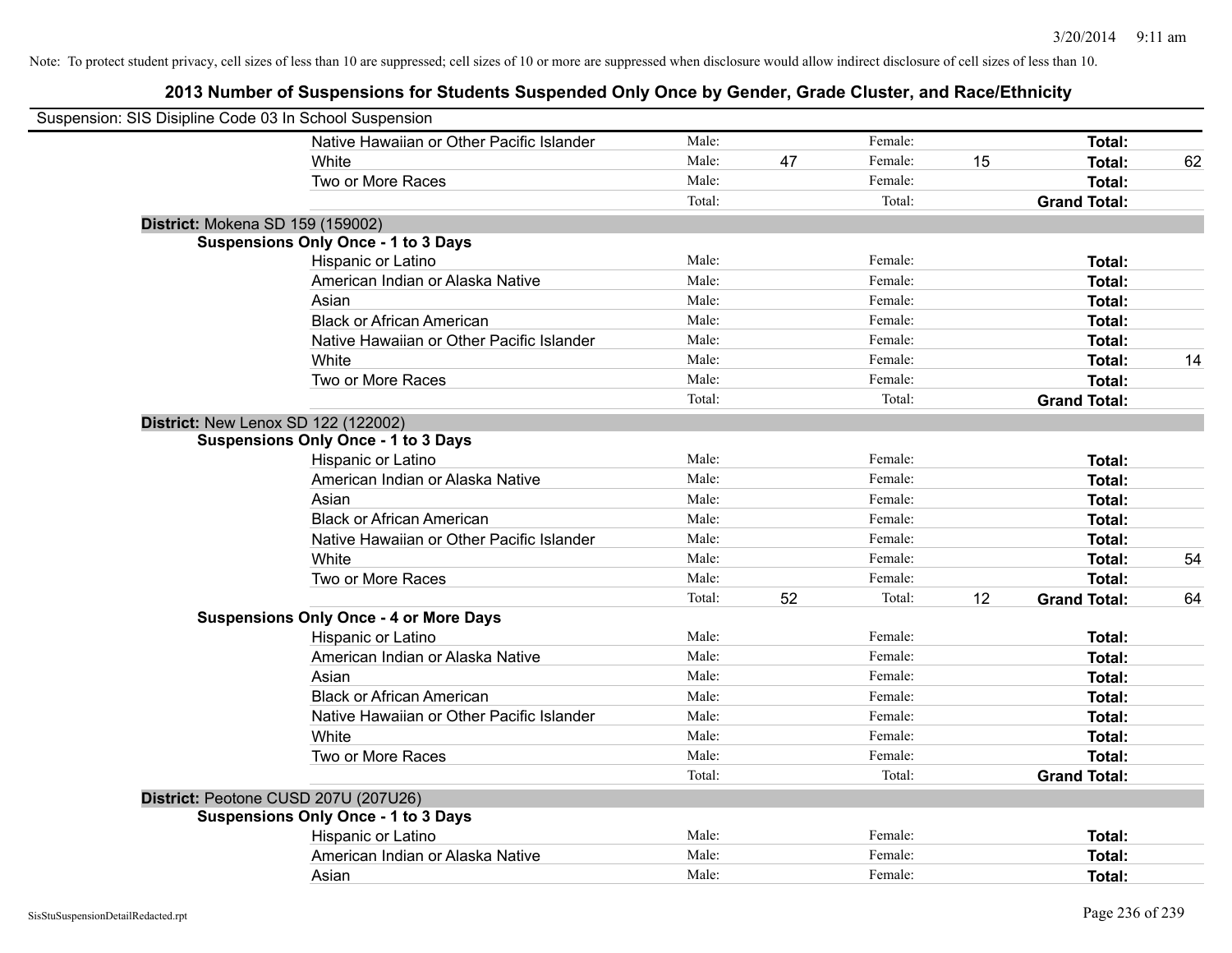Note: To protect student privacy, cell sizes of less than 10 are suppressed; cell sizes of 10 or more are suppressed when disclosure would allow indirect disclosure of cell sizes of less than 10.

## 2013 Number of Suspensions for Students Suspended Only Once by Gender, Grade Cluster, and Race/Ethnicity

Suspension: SIS Disipline Code 03 In School Suspension

| | | | | | | | |
|---|---|---|---|---|---|---|---|
| Native Hawaiian or Other Pacific Islander | Male: | | Female: | | **Total:** | |
| White | Male: | 47 | Female: | 15 | **Total:** | 62 |
| Two or More Races | Male: | | Female: | | **Total:** | |
| | Total: | | Total: | | **Grand Total:** | |

**District:** Mokena SD 159 (159002)

**Suspensions Only Once - 1 to 3 Days**

| | | | | | | |
|---|---|---|---|---|---|---|
| Hispanic or Latino | Male: | | Female: | | **Total:** | |
| American Indian or Alaska Native | Male: | | Female: | | **Total:** | |
| Asian | Male: | | Female: | | **Total:** | |
| Black or African American | Male: | | Female: | | **Total:** | |
| Native Hawaiian or Other Pacific Islander | Male: | | Female: | | **Total:** | |
| White | Male: | | Female: | | **Total:** | 14 |
| Two or More Races | Male: | | Female: | | **Total:** | |
| | Total: | | Total: | | **Grand Total:** | |

**District:** New Lenox SD 122 (122002)

**Suspensions Only Once - 1 to 3 Days**

| | | | | | | |
|---|---|---|---|---|---|---|
| Hispanic or Latino | Male: | | Female: | | **Total:** | |
| American Indian or Alaska Native | Male: | | Female: | | **Total:** | |
| Asian | Male: | | Female: | | **Total:** | |
| Black or African American | Male: | | Female: | | **Total:** | |
| Native Hawaiian or Other Pacific Islander | Male: | | Female: | | **Total:** | |
| White | Male: | | Female: | | **Total:** | 54 |
| Two or More Races | Male: | | Female: | | **Total:** | |
| | Total: | 52 | Total: | 12 | **Grand Total:** | 64 |

**Suspensions Only Once - 4 or More Days**

| | | | | | | |
|---|---|---|---|---|---|---|
| Hispanic or Latino | Male: | | Female: | | **Total:** | |
| American Indian or Alaska Native | Male: | | Female: | | **Total:** | |
| Asian | Male: | | Female: | | **Total:** | |
| Black or African American | Male: | | Female: | | **Total:** | |
| Native Hawaiian or Other Pacific Islander | Male: | | Female: | | **Total:** | |
| White | Male: | | Female: | | **Total:** | |
| Two or More Races | Male: | | Female: | | **Total:** | |
| | Total: | | Total: | | **Grand Total:** | |

**District:** Peotone CUSD 207U (207U26)

**Suspensions Only Once - 1 to 3 Days**

| | | | | | | |
|---|---|---|---|---|---|---|
| Hispanic or Latino | Male: | | Female: | | **Total:** | |
| American Indian or Alaska Native | Male: | | Female: | | **Total:** | |
| Asian | Male: | | Female: | | **Total:** | |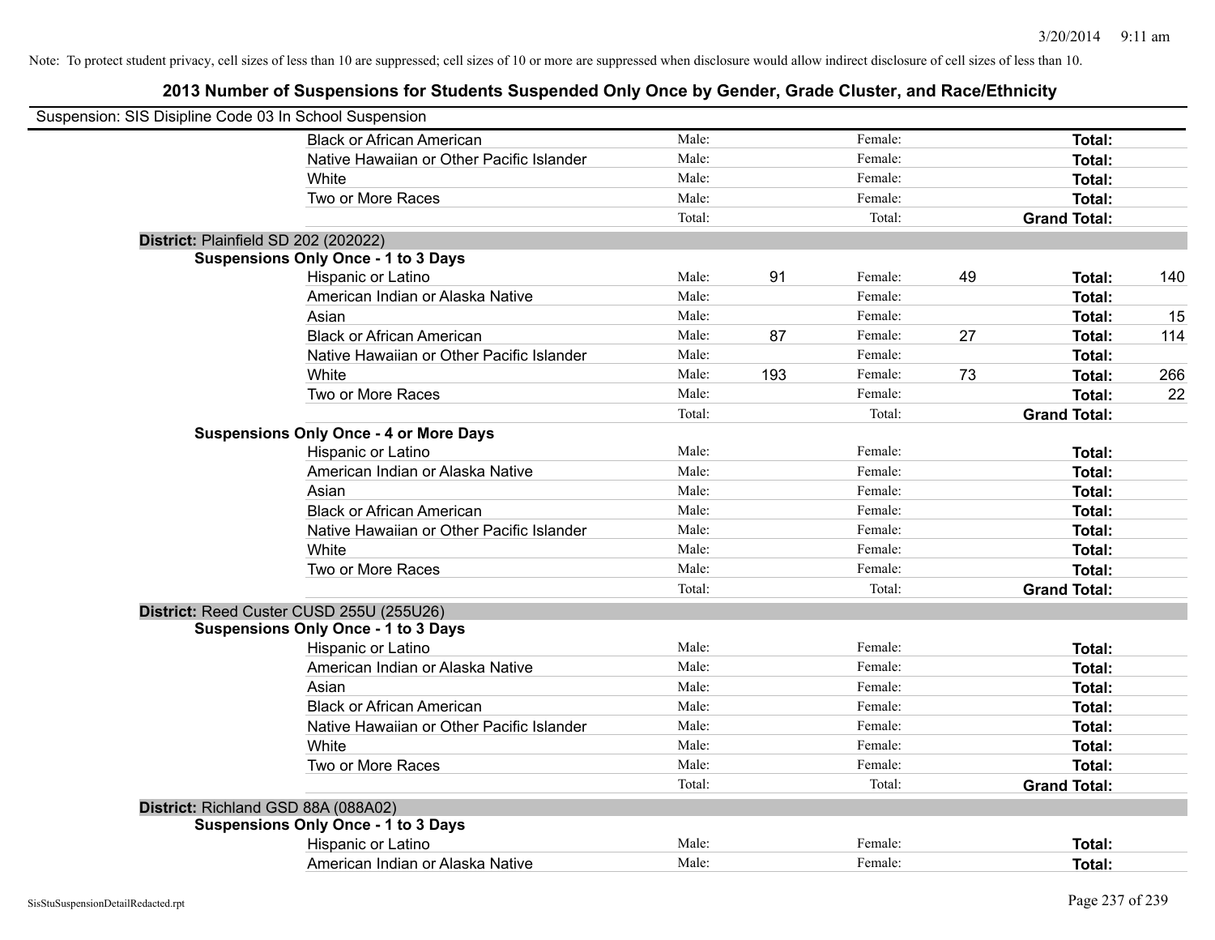Note: To protect student privacy, cell sizes of less than 10 are suppressed; cell sizes of 10 or more are suppressed when disclosure would allow indirect disclosure of cell sizes of less than 10.

## 2013 Number of Suspensions for Students Suspended Only Once by Gender, Grade Cluster, and Race/Ethnicity

Suspension: SIS Disipline Code 03 In School Suspension

| | | | | | | |
|---|---|---|---|---|---|---|
| Black or African American | Male: | | Female: | | **Total:** | |
| Native Hawaiian or Other Pacific Islander | Male: | | Female: | | **Total:** | |
| White | Male: | | Female: | | **Total:** | |
| Two or More Races | Male: | | Female: | | **Total:** | |
| | Total: | | Total: | | **Grand Total:** | |

**District:** Plainfield SD 202 (202022)

**Suspensions Only Once - 1 to 3 Days**

| | | | | | | |
|---|---|---|---|---|---|---|
| Hispanic or Latino | Male: | 91 | Female: | 49 | **Total:** | 140 |
| American Indian or Alaska Native | Male: | | Female: | | **Total:** | |
| Asian | Male: | | Female: | | **Total:** | 15 |
| Black or African American | Male: | 87 | Female: | 27 | **Total:** | 114 |
| Native Hawaiian or Other Pacific Islander | Male: | | Female: | | **Total:** | |
| White | Male: | 193 | Female: | 73 | **Total:** | 266 |
| Two or More Races | Male: | | Female: | | **Total:** | 22 |
| | Total: | | Total: | | **Grand Total:** | |

**Suspensions Only Once - 4 or More Days**

| | | | | | | |
|---|---|---|---|---|---|---|
| Hispanic or Latino | Male: | | Female: | | **Total:** | |
| American Indian or Alaska Native | Male: | | Female: | | **Total:** | |
| Asian | Male: | | Female: | | **Total:** | |
| Black or African American | Male: | | Female: | | **Total:** | |
| Native Hawaiian or Other Pacific Islander | Male: | | Female: | | **Total:** | |
| White | Male: | | Female: | | **Total:** | |
| Two or More Races | Male: | | Female: | | **Total:** | |
| | Total: | | Total: | | **Grand Total:** | |

**District:** Reed Custer CUSD 255U (255U26)

**Suspensions Only Once - 1 to 3 Days**

| | | | | | | |
|---|---|---|---|---|---|---|
| Hispanic or Latino | Male: | | Female: | | **Total:** | |
| American Indian or Alaska Native | Male: | | Female: | | **Total:** | |
| Asian | Male: | | Female: | | **Total:** | |
| Black or African American | Male: | | Female: | | **Total:** | |
| Native Hawaiian or Other Pacific Islander | Male: | | Female: | | **Total:** | |
| White | Male: | | Female: | | **Total:** | |
| Two or More Races | Male: | | Female: | | **Total:** | |
| | Total: | | Total: | | **Grand Total:** | |

**District:** Richland GSD 88A (088A02)

**Suspensions Only Once - 1 to 3 Days**

| | | | | | | |
|---|---|---|---|---|---|---|
| Hispanic or Latino | Male: | | Female: | | **Total:** | |
| American Indian or Alaska Native | Male: | | Female: | | **Total:** | |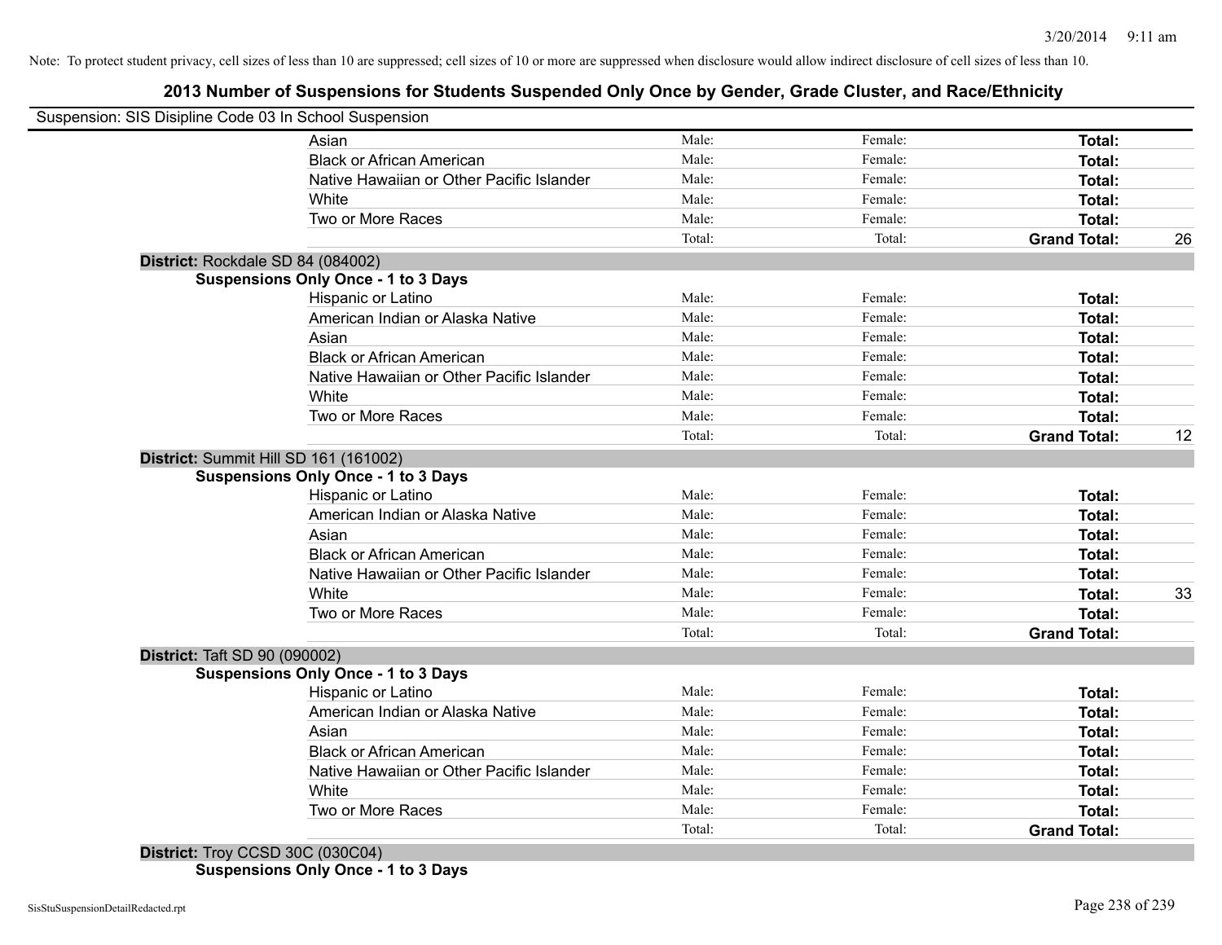Note: To protect student privacy, cell sizes of less than 10 are suppressed; cell sizes of 10 or more are suppressed when disclosure would allow indirect disclosure of cell sizes of less than 10.

# 2013 Number of Suspensions for Students Suspended Only Once by Gender, Grade Cluster, and Race/Ethnicity

Suspension: SIS Disipline Code 03 In School Suspension

| | | | | |
|---|---|---|---|---|
| Asian | Male: | Female: | **Total:** | |
| Black or African American | Male: | Female: | **Total:** | |
| Native Hawaiian or Other Pacific Islander | Male: | Female: | **Total:** | |
| White | Male: | Female: | **Total:** | |
| Two or More Races | Male: | Female: | **Total:** | |
| | Total: | Total: | **Grand Total:** | 26 |

**District:** Rockdale SD 84 (084002)

**Suspensions Only Once - 1 to 3 Days**

| | | | | |
|---|---|---|---|---|
| Hispanic or Latino | Male: | Female: | **Total:** | |
| American Indian or Alaska Native | Male: | Female: | **Total:** | |
| Asian | Male: | Female: | **Total:** | |
| Black or African American | Male: | Female: | **Total:** | |
| Native Hawaiian or Other Pacific Islander | Male: | Female: | **Total:** | |
| White | Male: | Female: | **Total:** | |
| Two or More Races | Male: | Female: | **Total:** | |
| | Total: | Total: | **Grand Total:** | 12 |

**District:** Summit Hill SD 161 (161002)

**Suspensions Only Once - 1 to 3 Days**

| | | | | |
|---|---|---|---|---|
| Hispanic or Latino | Male: | Female: | **Total:** | |
| American Indian or Alaska Native | Male: | Female: | **Total:** | |
| Asian | Male: | Female: | **Total:** | |
| Black or African American | Male: | Female: | **Total:** | |
| Native Hawaiian or Other Pacific Islander | Male: | Female: | **Total:** | |
| White | Male: | Female: | **Total:** | 33 |
| Two or More Races | Male: | Female: | **Total:** | |
| | Total: | Total: | **Grand Total:** | |

**District:** Taft SD 90 (090002)

**Suspensions Only Once - 1 to 3 Days**

| | | | | |
|---|---|---|---|---|
| Hispanic or Latino | Male: | Female: | **Total:** | |
| American Indian or Alaska Native | Male: | Female: | **Total:** | |
| Asian | Male: | Female: | **Total:** | |
| Black or African American | Male: | Female: | **Total:** | |
| Native Hawaiian or Other Pacific Islander | Male: | Female: | **Total:** | |
| White | Male: | Female: | **Total:** | |
| Two or More Races | Male: | Female: | **Total:** | |
| | Total: | Total: | **Grand Total:** | |

**District:** Troy CCSD 30C (030C04)

**Suspensions Only Once - 1 to 3 Days**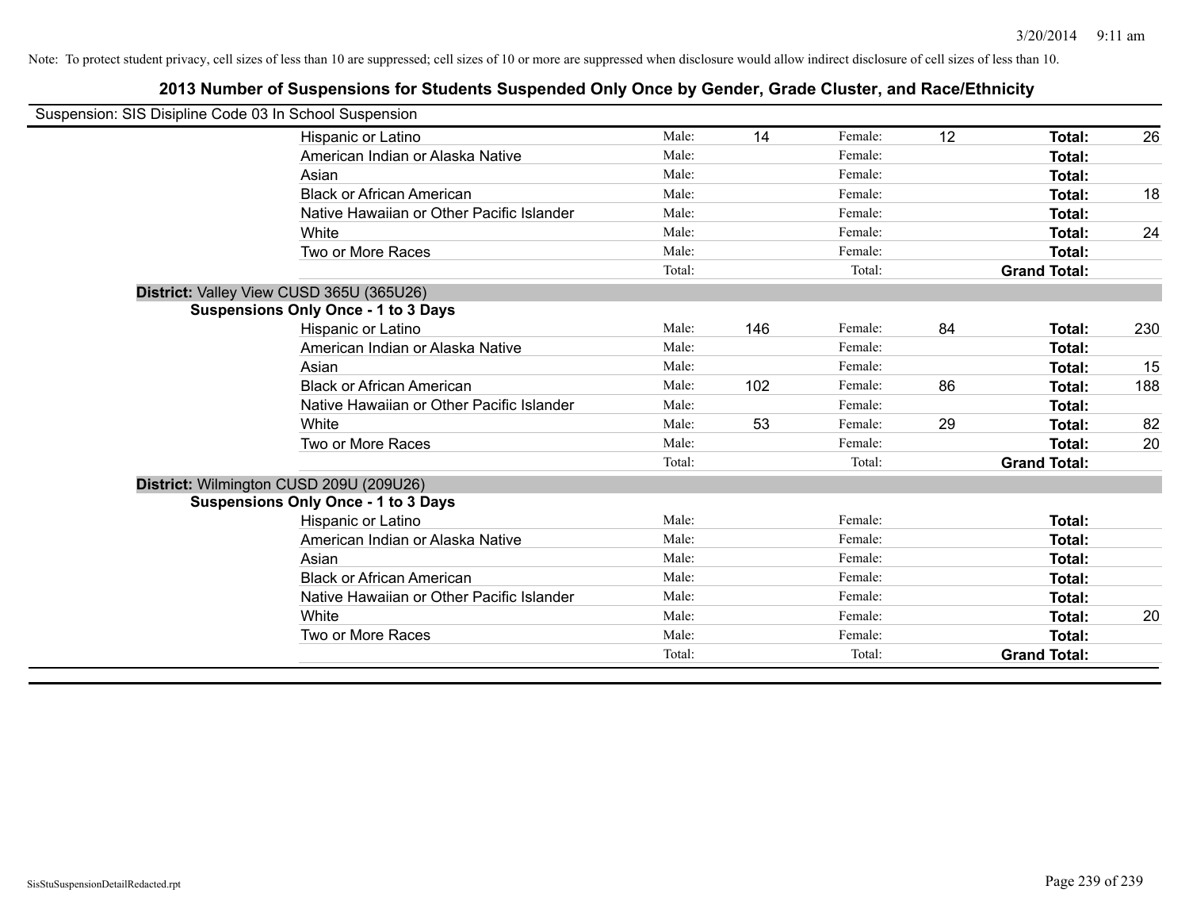Note: To protect student privacy, cell sizes of less than 10 are suppressed; cell sizes of 10 or more are suppressed when disclosure would allow indirect disclosure of cell sizes of less than 10.

# 2013 Number of Suspensions for Students Suspended Only Once by Gender, Grade Cluster, and Race/Ethnicity

Suspension: SIS Disipline Code 03 In School Suspension

| | | | | | | |
|---|---|---|---|---|---|---|
| Hispanic or Latino | Male: | 14 | Female: | 12 | **Total:** | 26 |
| American Indian or Alaska Native | Male: | | Female: | | **Total:** | |
| Asian | Male: | | Female: | | **Total:** | |
| Black or African American | Male: | | Female: | | **Total:** | 18 |
| Native Hawaiian or Other Pacific Islander | Male: | | Female: | | **Total:** | |
| White | Male: | | Female: | | **Total:** | 24 |
| Two or More Races | Male: | | Female: | | **Total:** | |
| | Total: | | Total: | | **Grand Total:** | |

**District:** Valley View CUSD 365U (365U26)

**Suspensions Only Once - 1 to 3 Days**

| | | | | | | |
|---|---|---|---|---|---|---|
| Hispanic or Latino | Male: | 146 | Female: | 84 | **Total:** | 230 |
| American Indian or Alaska Native | Male: | | Female: | | **Total:** | |
| Asian | Male: | | Female: | | **Total:** | 15 |
| Black or African American | Male: | 102 | Female: | 86 | **Total:** | 188 |
| Native Hawaiian or Other Pacific Islander | Male: | | Female: | | **Total:** | |
| White | Male: | 53 | Female: | 29 | **Total:** | 82 |
| Two or More Races | Male: | | Female: | | **Total:** | 20 |
| | Total: | | Total: | | **Grand Total:** | |

**District:** Wilmington CUSD 209U (209U26)

**Suspensions Only Once - 1 to 3 Days**

| | | | | | | |
|---|---|---|---|---|---|---|
| Hispanic or Latino | Male: | | Female: | | **Total:** | |
| American Indian or Alaska Native | Male: | | Female: | | **Total:** | |
| Asian | Male: | | Female: | | **Total:** | |
| Black or African American | Male: | | Female: | | **Total:** | |
| Native Hawaiian or Other Pacific Islander | Male: | | Female: | | **Total:** | |
| White | Male: | | Female: | | **Total:** | 20 |
| Two or More Races | Male: | | Female: | | **Total:** | |
| | Total: | | Total: | | **Grand Total:** | |